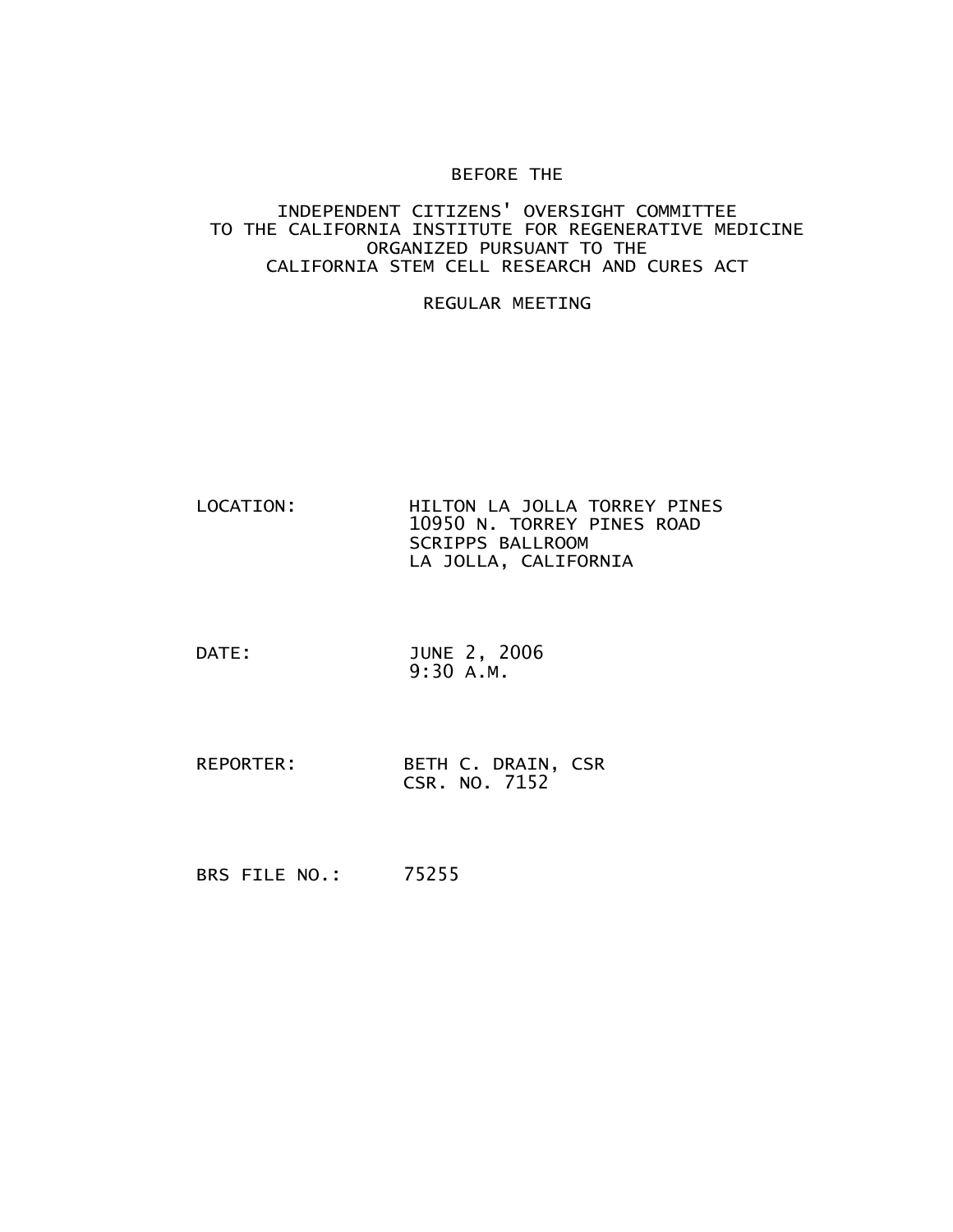BEFORE THE

INDEPENDENT CITIZENS' OVERSIGHT COMMITTEE
TO THE CALIFORNIA INSTITUTE FOR REGENERATIVE MEDICINE
ORGANIZED PURSUANT TO THE
CALIFORNIA STEM CELL RESEARCH AND CURES ACT

REGULAR MEETING

LOCATION: HILTON LA JOLLA TORREY PINES
10950 N. TORREY PINES ROAD
SCRIPPS BALLROOM
LA JOLLA, CALIFORNIA

DATE: JUNE 2, 2006
9:30 A.M.

REPORTER: BETH C. DRAIN, CSR
CSR. NO. 7152

BRS FILE NO.: 75255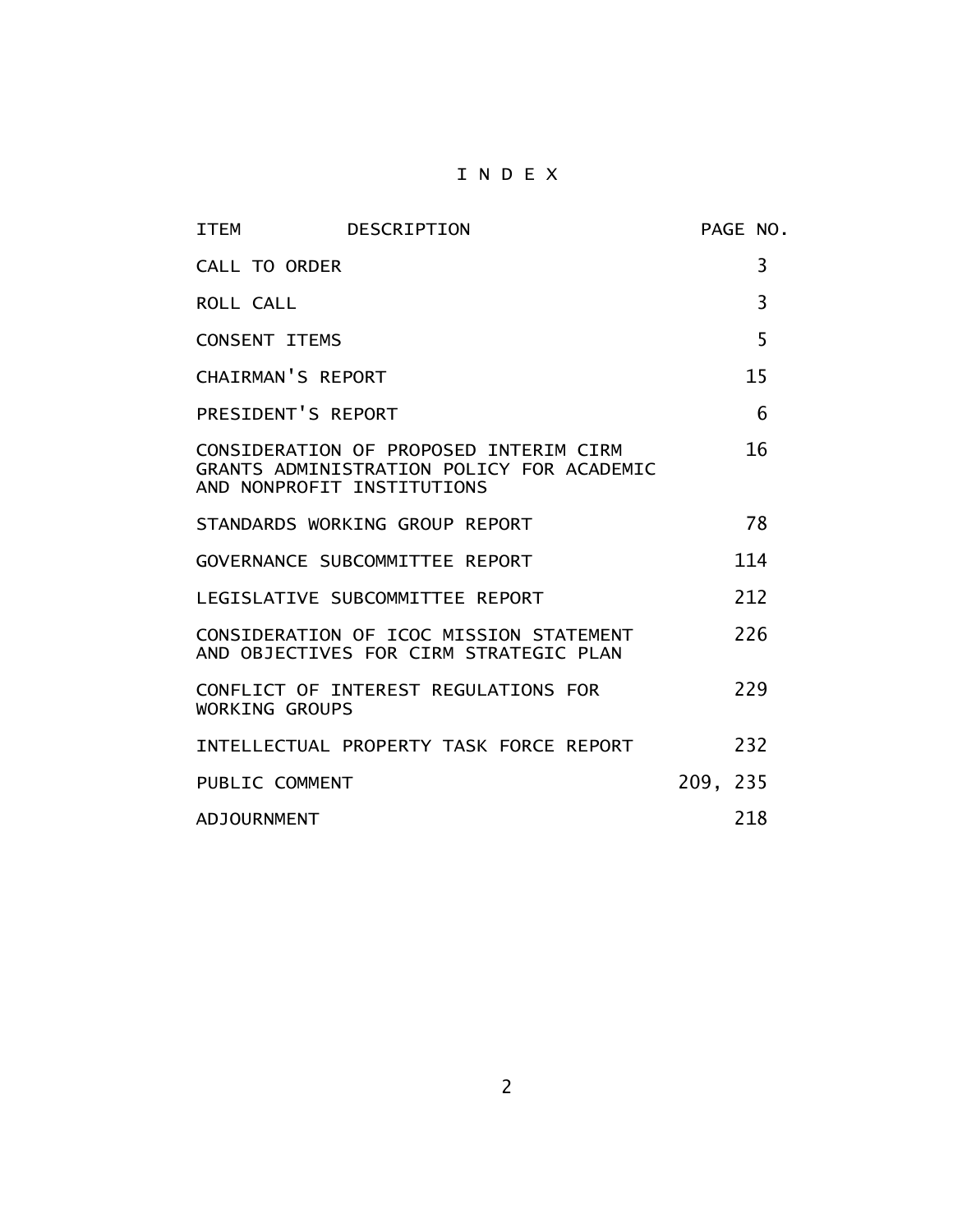# I N D E X

| ITEM DESCRIPTION | PAGE NO. |
|---|---|
| CALL TO ORDER | 3 |
| ROLL CALL | 3 |
| CONSENT ITEMS | 5 |
| CHAIRMAN'S REPORT | 15 |
| PRESIDENT'S REPORT | 6 |
| CONSIDERATION OF PROPOSED INTERIM CIRM GRANTS ADMINISTRATION POLICY FOR ACADEMIC AND NONPROFIT INSTITUTIONS | 16 |
| STANDARDS WORKING GROUP REPORT | 78 |
| GOVERNANCE SUBCOMMITTEE REPORT | 114 |
| LEGISLATIVE SUBCOMMITTEE REPORT | 212 |
| CONSIDERATION OF ICOC MISSION STATEMENT AND OBJECTIVES FOR CIRM STRATEGIC PLAN | 226 |
| CONFLICT OF INTEREST REGULATIONS FOR WORKING GROUPS | 229 |
| INTELLECTUAL PROPERTY TASK FORCE REPORT | 232 |
| PUBLIC COMMENT | 209, 235 |
| ADJOURNMENT | 218 |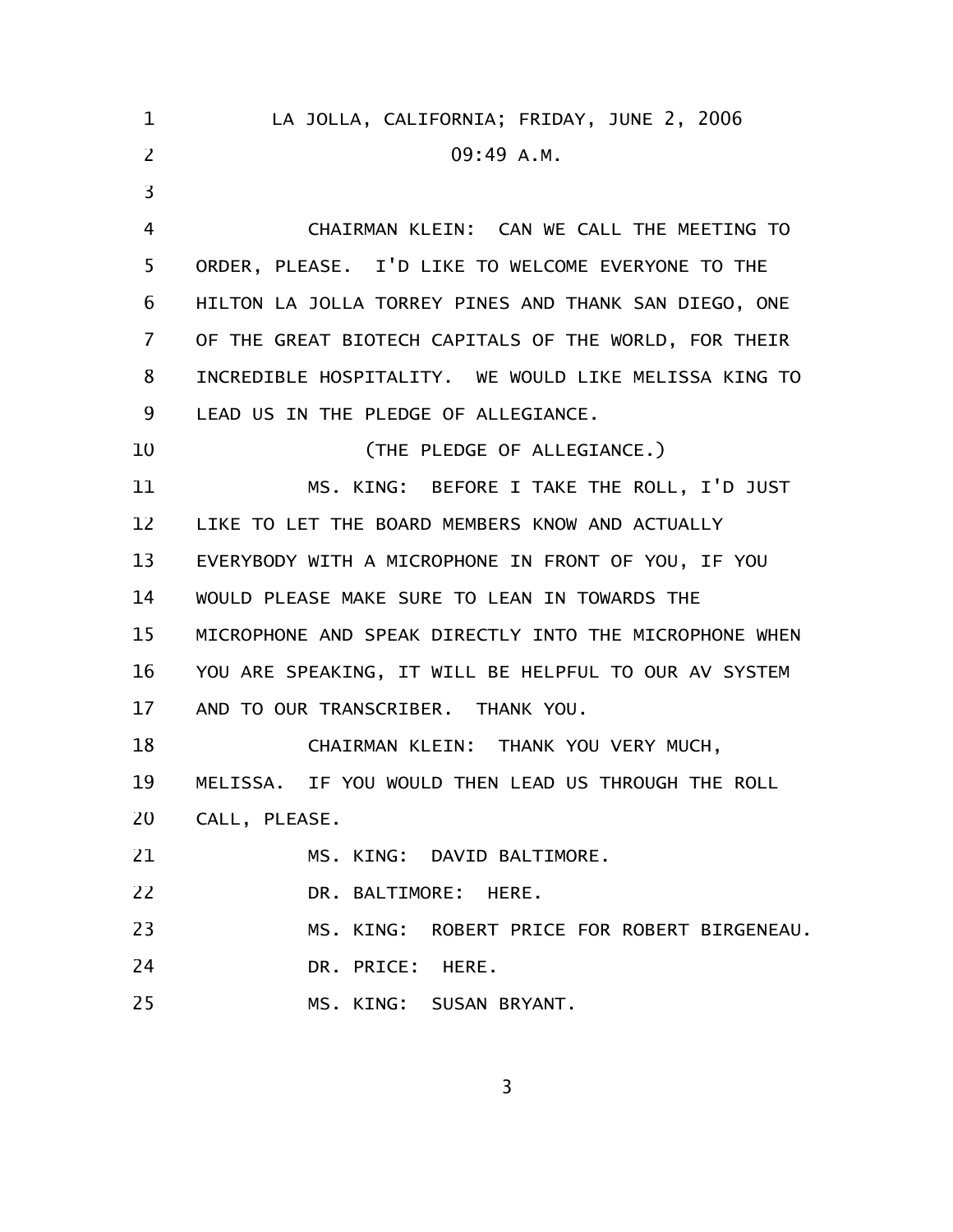LA JOLLA, CALIFORNIA; FRIDAY, JUNE 2, 2006

09:49 A.M.

CHAIRMAN KLEIN: CAN WE CALL THE MEETING TO ORDER, PLEASE. I'D LIKE TO WELCOME EVERYONE TO THE HILTON LA JOLLA TORREY PINES AND THANK SAN DIEGO, ONE OF THE GREAT BIOTECH CAPITALS OF THE WORLD, FOR THEIR INCREDIBLE HOSPITALITY. WE WOULD LIKE MELISSA KING TO LEAD US IN THE PLEDGE OF ALLEGIANCE.

(THE PLEDGE OF ALLEGIANCE.)

MS. KING: BEFORE I TAKE THE ROLL, I'D JUST LIKE TO LET THE BOARD MEMBERS KNOW AND ACTUALLY EVERYBODY WITH A MICROPHONE IN FRONT OF YOU, IF YOU WOULD PLEASE MAKE SURE TO LEAN IN TOWARDS THE MICROPHONE AND SPEAK DIRECTLY INTO THE MICROPHONE WHEN YOU ARE SPEAKING, IT WILL BE HELPFUL TO OUR AV SYSTEM AND TO OUR TRANSCRIBER. THANK YOU.

CHAIRMAN KLEIN: THANK YOU VERY MUCH, MELISSA. IF YOU WOULD THEN LEAD US THROUGH THE ROLL CALL, PLEASE.

MS. KING: DAVID BALTIMORE.

DR. BALTIMORE: HERE.

MS. KING: ROBERT PRICE FOR ROBERT BIRGENEAU.

DR. PRICE: HERE.

MS. KING: SUSAN BRYANT.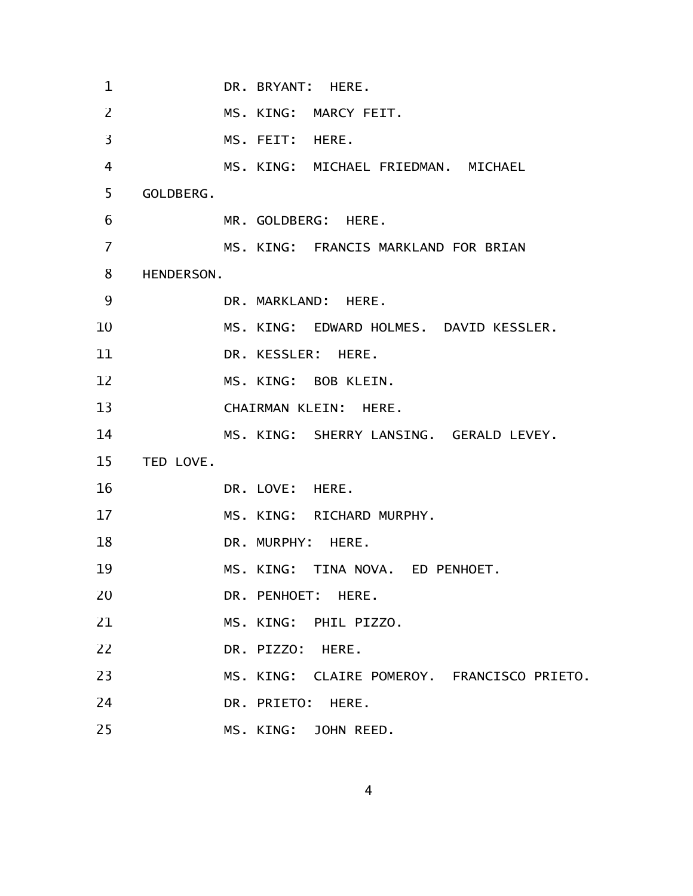DR. BRYANT: HERE.

MS. KING: MARCY FEIT.

MS. FEIT: HERE.

MS. KING: MICHAEL FRIEDMAN. MICHAEL GOLDBERG.

MR. GOLDBERG: HERE.

MS. KING: FRANCIS MARKLAND FOR BRIAN HENDERSON.

DR. MARKLAND: HERE.

MS. KING: EDWARD HOLMES. DAVID KESSLER.

DR. KESSLER: HERE.

MS. KING: BOB KLEIN.

CHAIRMAN KLEIN: HERE.

MS. KING: SHERRY LANSING. GERALD LEVEY. TED LOVE.

DR. LOVE: HERE.

MS. KING: RICHARD MURPHY.

DR. MURPHY: HERE.

MS. KING: TINA NOVA. ED PENHOET.

DR. PENHOET: HERE.

MS. KING: PHIL PIZZO.

DR. PIZZO: HERE.

MS. KING: CLAIRE POMEROY. FRANCISCO PRIETO.

DR. PRIETO: HERE.

MS. KING: JOHN REED.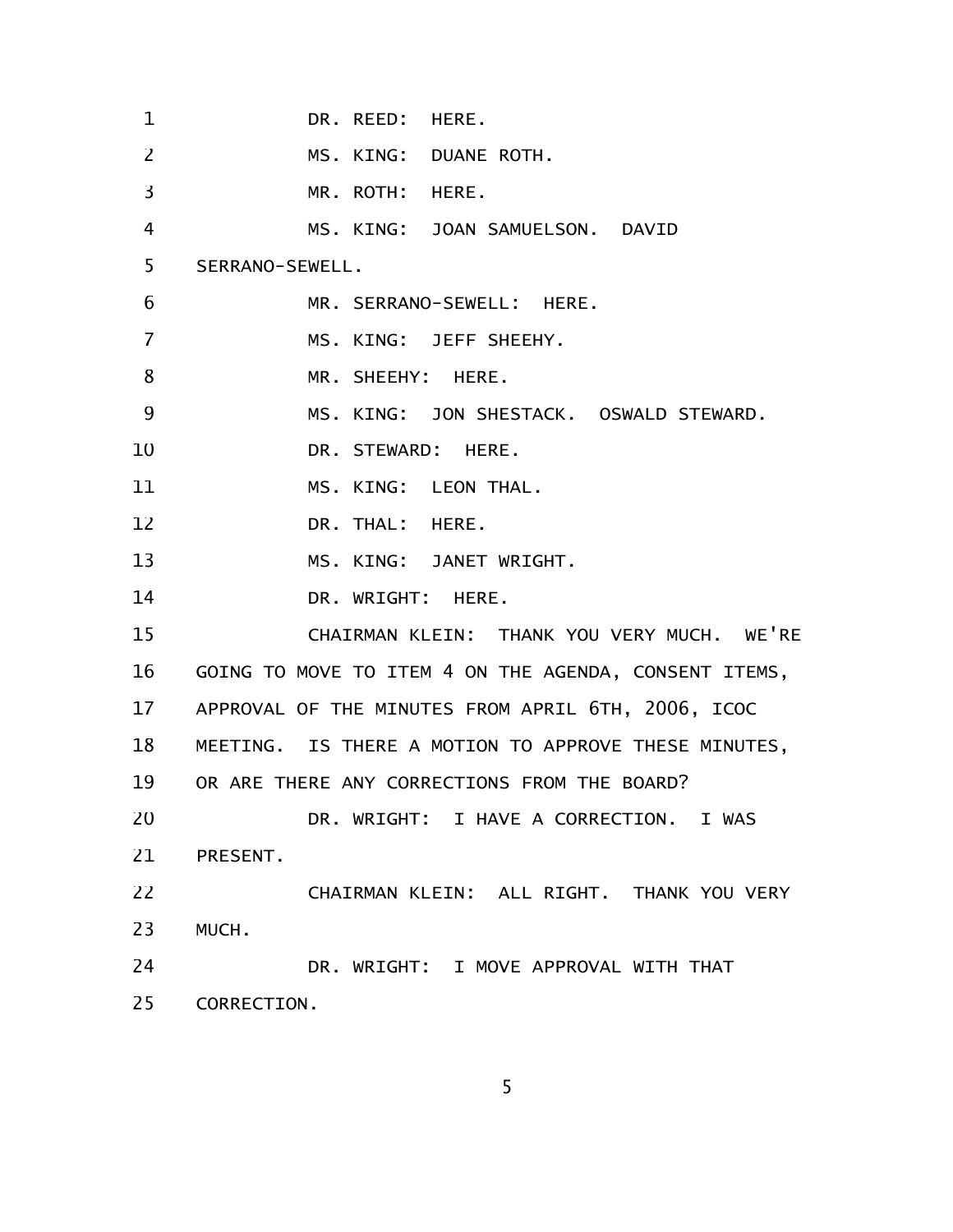DR. REED: HERE.

MS. KING: DUANE ROTH.

MR. ROTH: HERE.

MS. KING: JOAN SAMUELSON. DAVID SERRANO-SEWELL.

MR. SERRANO-SEWELL: HERE.

MS. KING: JEFF SHEEHY.

MR. SHEEHY: HERE.

MS. KING: JON SHESTACK. OSWALD STEWARD.

DR. STEWARD: HERE.

MS. KING: LEON THAL.

DR. THAL: HERE.

MS. KING: JANET WRIGHT.

DR. WRIGHT: HERE.

CHAIRMAN KLEIN: THANK YOU VERY MUCH. WE'RE GOING TO MOVE TO ITEM 4 ON THE AGENDA, CONSENT ITEMS, APPROVAL OF THE MINUTES FROM APRIL 6TH, 2006, ICOC MEETING. IS THERE A MOTION TO APPROVE THESE MINUTES, OR ARE THERE ANY CORRECTIONS FROM THE BOARD?

DR. WRIGHT: I HAVE A CORRECTION. I WAS PRESENT.

CHAIRMAN KLEIN: ALL RIGHT. THANK YOU VERY MUCH.

DR. WRIGHT: I MOVE APPROVAL WITH THAT CORRECTION.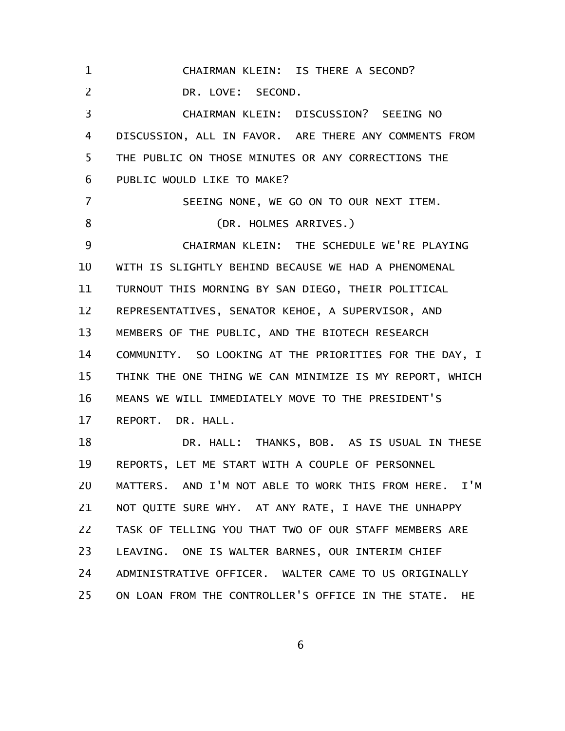CHAIRMAN KLEIN: IS THERE A SECOND?

DR. LOVE: SECOND.

CHAIRMAN KLEIN: DISCUSSION? SEEING NO DISCUSSION, ALL IN FAVOR. ARE THERE ANY COMMENTS FROM THE PUBLIC ON THOSE MINUTES OR ANY CORRECTIONS THE PUBLIC WOULD LIKE TO MAKE?

SEEING NONE, WE GO ON TO OUR NEXT ITEM.

(DR. HOLMES ARRIVES.)

CHAIRMAN KLEIN: THE SCHEDULE WE'RE PLAYING WITH IS SLIGHTLY BEHIND BECAUSE WE HAD A PHENOMENAL TURNOUT THIS MORNING BY SAN DIEGO, THEIR POLITICAL REPRESENTATIVES, SENATOR KEHOE, A SUPERVISOR, AND MEMBERS OF THE PUBLIC, AND THE BIOTECH RESEARCH COMMUNITY. SO LOOKING AT THE PRIORITIES FOR THE DAY, I THINK THE ONE THING WE CAN MINIMIZE IS MY REPORT, WHICH MEANS WE WILL IMMEDIATELY MOVE TO THE PRESIDENT'S REPORT. DR. HALL.

DR. HALL: THANKS, BOB. AS IS USUAL IN THESE REPORTS, LET ME START WITH A COUPLE OF PERSONNEL MATTERS. AND I'M NOT ABLE TO WORK THIS FROM HERE. I'M NOT QUITE SURE WHY. AT ANY RATE, I HAVE THE UNHAPPY TASK OF TELLING YOU THAT TWO OF OUR STAFF MEMBERS ARE LEAVING. ONE IS WALTER BARNES, OUR INTERIM CHIEF ADMINISTRATIVE OFFICER. WALTER CAME TO US ORIGINALLY ON LOAN FROM THE CONTROLLER'S OFFICE IN THE STATE. HE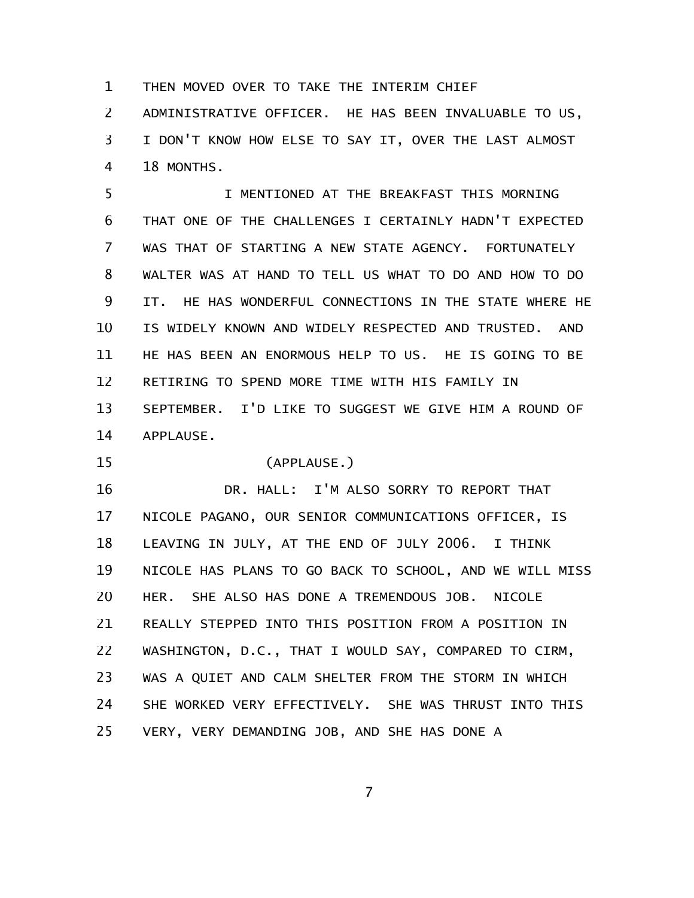THEN MOVED OVER TO TAKE THE INTERIM CHIEF ADMINISTRATIVE OFFICER. HE HAS BEEN INVALUABLE TO US, I DON'T KNOW HOW ELSE TO SAY IT, OVER THE LAST ALMOST 18 MONTHS.

I MENTIONED AT THE BREAKFAST THIS MORNING THAT ONE OF THE CHALLENGES I CERTAINLY HADN'T EXPECTED WAS THAT OF STARTING A NEW STATE AGENCY. FORTUNATELY WALTER WAS AT HAND TO TELL US WHAT TO DO AND HOW TO DO IT. HE HAS WONDERFUL CONNECTIONS IN THE STATE WHERE HE IS WIDELY KNOWN AND WIDELY RESPECTED AND TRUSTED. AND HE HAS BEEN AN ENORMOUS HELP TO US. HE IS GOING TO BE RETIRING TO SPEND MORE TIME WITH HIS FAMILY IN SEPTEMBER. I'D LIKE TO SUGGEST WE GIVE HIM A ROUND OF APPLAUSE.

(APPLAUSE.)

DR. HALL: I'M ALSO SORRY TO REPORT THAT NICOLE PAGANO, OUR SENIOR COMMUNICATIONS OFFICER, IS LEAVING IN JULY, AT THE END OF JULY 2006. I THINK NICOLE HAS PLANS TO GO BACK TO SCHOOL, AND WE WILL MISS HER. SHE ALSO HAS DONE A TREMENDOUS JOB. NICOLE REALLY STEPPED INTO THIS POSITION FROM A POSITION IN WASHINGTON, D.C., THAT I WOULD SAY, COMPARED TO CIRM, WAS A QUIET AND CALM SHELTER FROM THE STORM IN WHICH SHE WORKED VERY EFFECTIVELY. SHE WAS THRUST INTO THIS VERY, VERY DEMANDING JOB, AND SHE HAS DONE A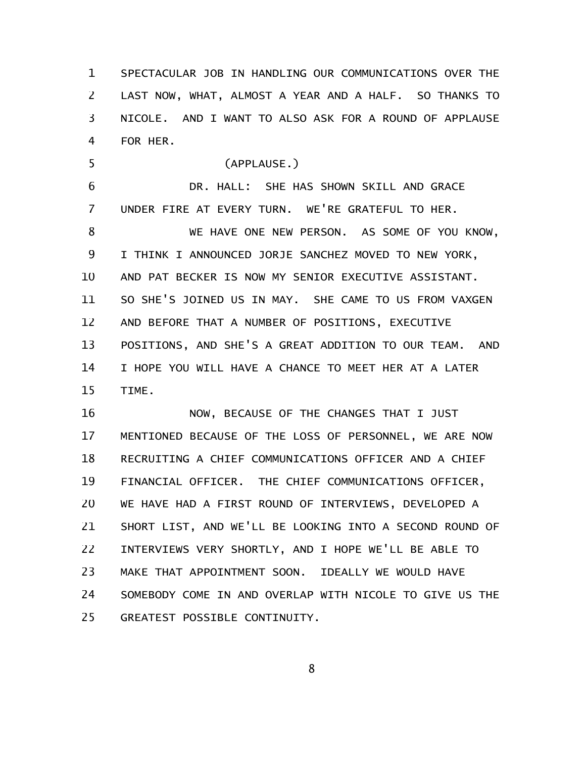SPECTACULAR JOB IN HANDLING OUR COMMUNICATIONS OVER THE LAST NOW, WHAT, ALMOST A YEAR AND A HALF. SO THANKS TO NICOLE. AND I WANT TO ALSO ASK FOR A ROUND OF APPLAUSE FOR HER.

(APPLAUSE.)

DR. HALL: SHE HAS SHOWN SKILL AND GRACE UNDER FIRE AT EVERY TURN. WE'RE GRATEFUL TO HER.

WE HAVE ONE NEW PERSON. AS SOME OF YOU KNOW, I THINK I ANNOUNCED JORJE SANCHEZ MOVED TO NEW YORK, AND PAT BECKER IS NOW MY SENIOR EXECUTIVE ASSISTANT. SO SHE'S JOINED US IN MAY. SHE CAME TO US FROM VAXGEN AND BEFORE THAT A NUMBER OF POSITIONS, EXECUTIVE POSITIONS, AND SHE'S A GREAT ADDITION TO OUR TEAM. AND I HOPE YOU WILL HAVE A CHANCE TO MEET HER AT A LATER TIME.

NOW, BECAUSE OF THE CHANGES THAT I JUST MENTIONED BECAUSE OF THE LOSS OF PERSONNEL, WE ARE NOW RECRUITING A CHIEF COMMUNICATIONS OFFICER AND A CHIEF FINANCIAL OFFICER. THE CHIEF COMMUNICATIONS OFFICER, WE HAVE HAD A FIRST ROUND OF INTERVIEWS, DEVELOPED A SHORT LIST, AND WE'LL BE LOOKING INTO A SECOND ROUND OF INTERVIEWS VERY SHORTLY, AND I HOPE WE'LL BE ABLE TO MAKE THAT APPOINTMENT SOON. IDEALLY WE WOULD HAVE SOMEBODY COME IN AND OVERLAP WITH NICOLE TO GIVE US THE GREATEST POSSIBLE CONTINUITY.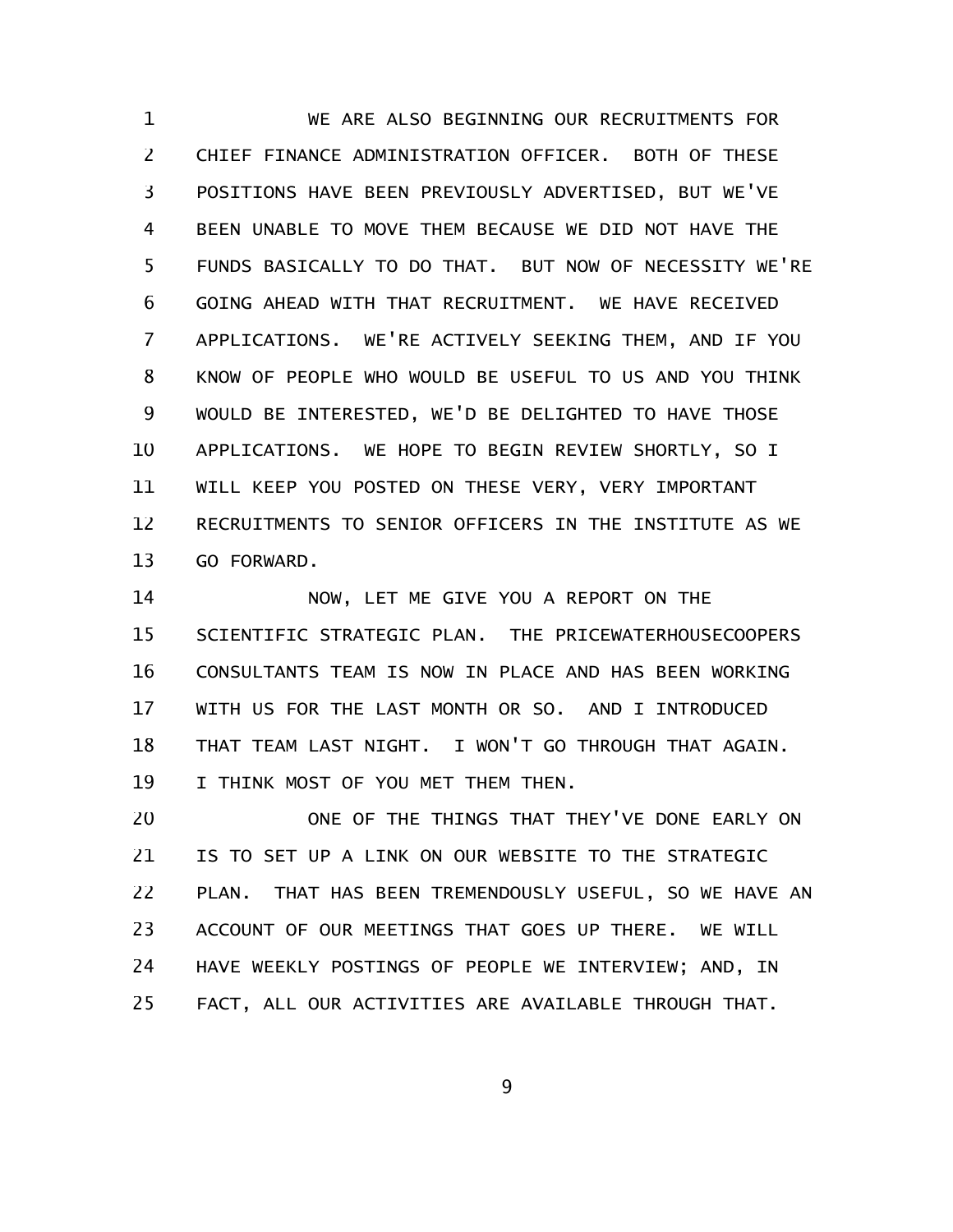WE ARE ALSO BEGINNING OUR RECRUITMENTS FOR CHIEF FINANCE ADMINISTRATION OFFICER. BOTH OF THESE POSITIONS HAVE BEEN PREVIOUSLY ADVERTISED, BUT WE'VE BEEN UNABLE TO MOVE THEM BECAUSE WE DID NOT HAVE THE FUNDS BASICALLY TO DO THAT. BUT NOW OF NECESSITY WE'RE GOING AHEAD WITH THAT RECRUITMENT. WE HAVE RECEIVED APPLICATIONS. WE'RE ACTIVELY SEEKING THEM, AND IF YOU KNOW OF PEOPLE WHO WOULD BE USEFUL TO US AND YOU THINK WOULD BE INTERESTED, WE'D BE DELIGHTED TO HAVE THOSE APPLICATIONS. WE HOPE TO BEGIN REVIEW SHORTLY, SO I WILL KEEP YOU POSTED ON THESE VERY, VERY IMPORTANT RECRUITMENTS TO SENIOR OFFICERS IN THE INSTITUTE AS WE GO FORWARD.

NOW, LET ME GIVE YOU A REPORT ON THE SCIENTIFIC STRATEGIC PLAN. THE PRICEWATERHOUSECOOPERS CONSULTANTS TEAM IS NOW IN PLACE AND HAS BEEN WORKING WITH US FOR THE LAST MONTH OR SO. AND I INTRODUCED THAT TEAM LAST NIGHT. I WON'T GO THROUGH THAT AGAIN. I THINK MOST OF YOU MET THEM THEN.

ONE OF THE THINGS THAT THEY'VE DONE EARLY ON IS TO SET UP A LINK ON OUR WEBSITE TO THE STRATEGIC PLAN. THAT HAS BEEN TREMENDOUSLY USEFUL, SO WE HAVE AN ACCOUNT OF OUR MEETINGS THAT GOES UP THERE. WE WILL HAVE WEEKLY POSTINGS OF PEOPLE WE INTERVIEW; AND, IN FACT, ALL OUR ACTIVITIES ARE AVAILABLE THROUGH THAT.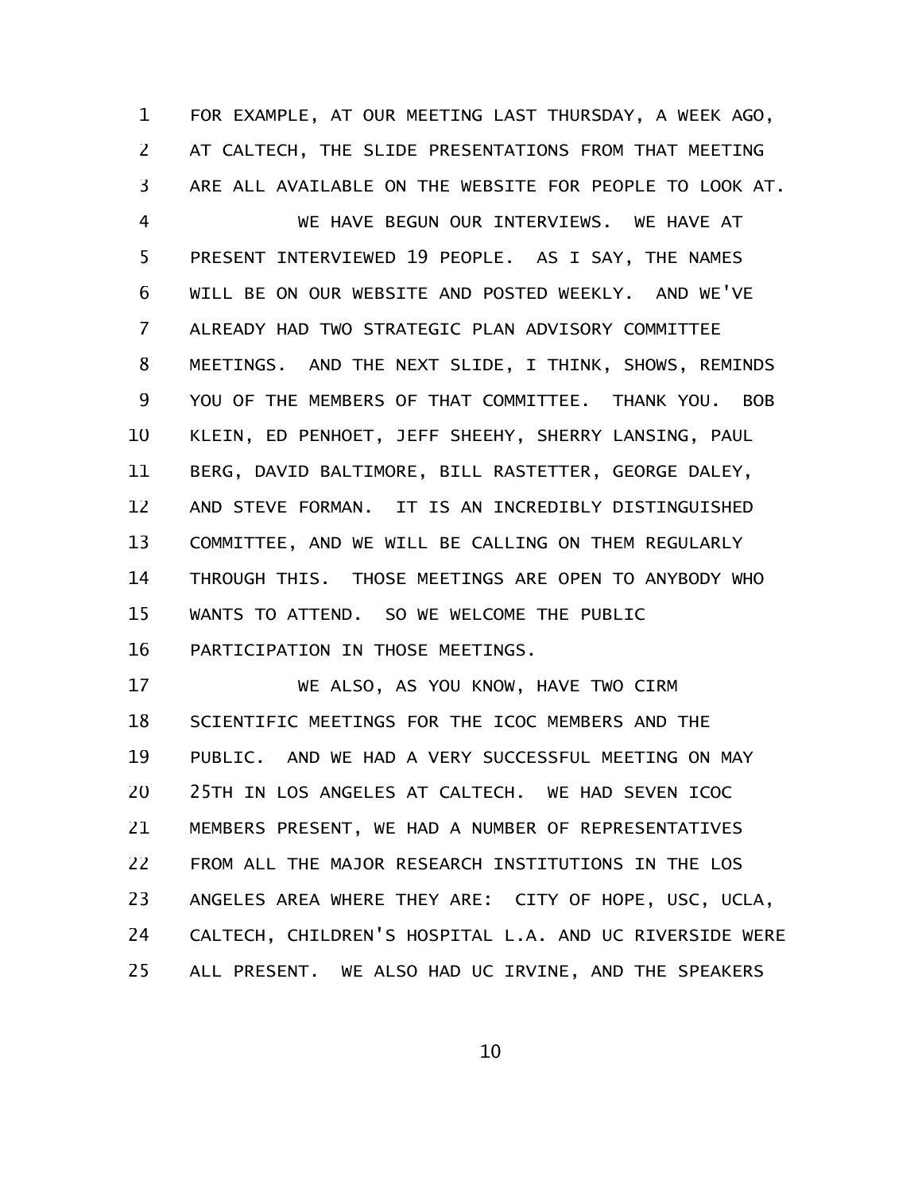FOR EXAMPLE, AT OUR MEETING LAST THURSDAY, A WEEK AGO, AT CALTECH, THE SLIDE PRESENTATIONS FROM THAT MEETING ARE ALL AVAILABLE ON THE WEBSITE FOR PEOPLE TO LOOK AT.

WE HAVE BEGUN OUR INTERVIEWS. WE HAVE AT PRESENT INTERVIEWED 19 PEOPLE. AS I SAY, THE NAMES WILL BE ON OUR WEBSITE AND POSTED WEEKLY. AND WE'VE ALREADY HAD TWO STRATEGIC PLAN ADVISORY COMMITTEE MEETINGS. AND THE NEXT SLIDE, I THINK, SHOWS, REMINDS YOU OF THE MEMBERS OF THAT COMMITTEE. THANK YOU. BOB KLEIN, ED PENHOET, JEFF SHEEHY, SHERRY LANSING, PAUL BERG, DAVID BALTIMORE, BILL RASTETTER, GEORGE DALEY, AND STEVE FORMAN. IT IS AN INCREDIBLY DISTINGUISHED COMMITTEE, AND WE WILL BE CALLING ON THEM REGULARLY THROUGH THIS. THOSE MEETINGS ARE OPEN TO ANYBODY WHO WANTS TO ATTEND. SO WE WELCOME THE PUBLIC PARTICIPATION IN THOSE MEETINGS.

WE ALSO, AS YOU KNOW, HAVE TWO CIRM SCIENTIFIC MEETINGS FOR THE ICOC MEMBERS AND THE PUBLIC. AND WE HAD A VERY SUCCESSFUL MEETING ON MAY 25TH IN LOS ANGELES AT CALTECH. WE HAD SEVEN ICOC MEMBERS PRESENT, WE HAD A NUMBER OF REPRESENTATIVES FROM ALL THE MAJOR RESEARCH INSTITUTIONS IN THE LOS ANGELES AREA WHERE THEY ARE: CITY OF HOPE, USC, UCLA, CALTECH, CHILDREN'S HOSPITAL L.A. AND UC RIVERSIDE WERE ALL PRESENT. WE ALSO HAD UC IRVINE, AND THE SPEAKERS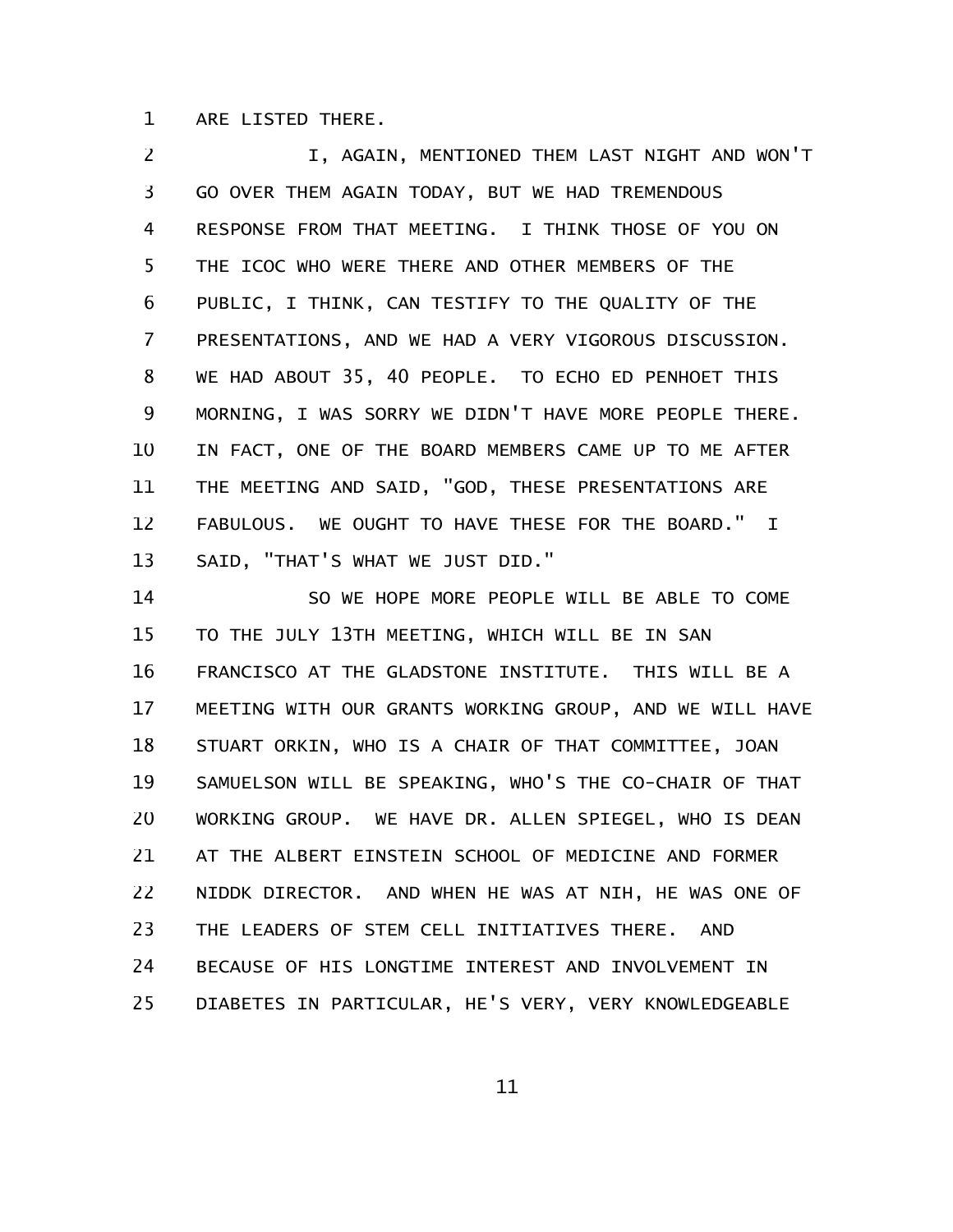ARE LISTED THERE.

I, AGAIN, MENTIONED THEM LAST NIGHT AND WON'T GO OVER THEM AGAIN TODAY, BUT WE HAD TREMENDOUS RESPONSE FROM THAT MEETING. I THINK THOSE OF YOU ON THE ICOC WHO WERE THERE AND OTHER MEMBERS OF THE PUBLIC, I THINK, CAN TESTIFY TO THE QUALITY OF THE PRESENTATIONS, AND WE HAD A VERY VIGOROUS DISCUSSION. WE HAD ABOUT 35, 40 PEOPLE. TO ECHO ED PENHOET THIS MORNING, I WAS SORRY WE DIDN'T HAVE MORE PEOPLE THERE. IN FACT, ONE OF THE BOARD MEMBERS CAME UP TO ME AFTER THE MEETING AND SAID, "GOD, THESE PRESENTATIONS ARE FABULOUS. WE OUGHT TO HAVE THESE FOR THE BOARD." I SAID, "THAT'S WHAT WE JUST DID."

SO WE HOPE MORE PEOPLE WILL BE ABLE TO COME TO THE JULY 13TH MEETING, WHICH WILL BE IN SAN FRANCISCO AT THE GLADSTONE INSTITUTE. THIS WILL BE A MEETING WITH OUR GRANTS WORKING GROUP, AND WE WILL HAVE STUART ORKIN, WHO IS A CHAIR OF THAT COMMITTEE, JOAN SAMUELSON WILL BE SPEAKING, WHO'S THE CO-CHAIR OF THAT WORKING GROUP. WE HAVE DR. ALLEN SPIEGEL, WHO IS DEAN AT THE ALBERT EINSTEIN SCHOOL OF MEDICINE AND FORMER NIDDK DIRECTOR. AND WHEN HE WAS AT NIH, HE WAS ONE OF THE LEADERS OF STEM CELL INITIATIVES THERE. AND BECAUSE OF HIS LONGTIME INTEREST AND INVOLVEMENT IN DIABETES IN PARTICULAR, HE'S VERY, VERY KNOWLEDGEABLE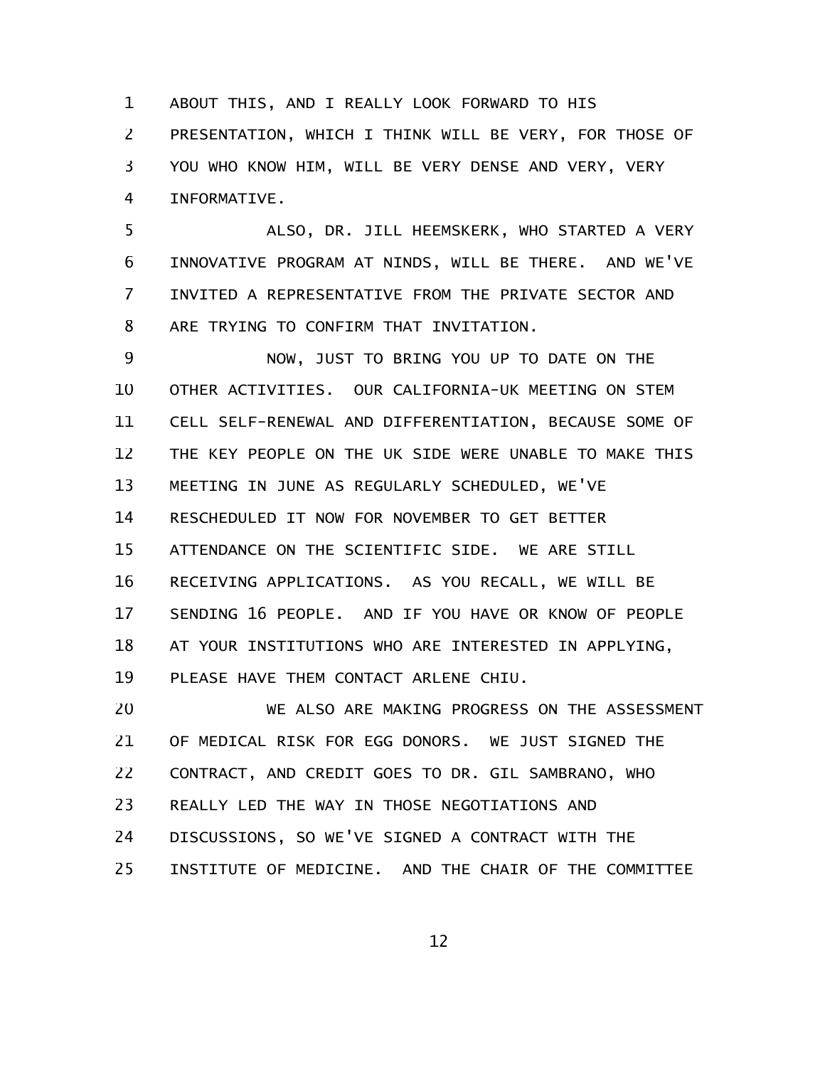ABOUT THIS, AND I REALLY LOOK FORWARD TO HIS PRESENTATION, WHICH I THINK WILL BE VERY, FOR THOSE OF YOU WHO KNOW HIM, WILL BE VERY DENSE AND VERY, VERY INFORMATIVE.

ALSO, DR. JILL HEEMSKERK, WHO STARTED A VERY INNOVATIVE PROGRAM AT NINDS, WILL BE THERE. AND WE'VE INVITED A REPRESENTATIVE FROM THE PRIVATE SECTOR AND ARE TRYING TO CONFIRM THAT INVITATION.

NOW, JUST TO BRING YOU UP TO DATE ON THE OTHER ACTIVITIES. OUR CALIFORNIA-UK MEETING ON STEM CELL SELF-RENEWAL AND DIFFERENTIATION, BECAUSE SOME OF THE KEY PEOPLE ON THE UK SIDE WERE UNABLE TO MAKE THIS MEETING IN JUNE AS REGULARLY SCHEDULED, WE'VE RESCHEDULED IT NOW FOR NOVEMBER TO GET BETTER ATTENDANCE ON THE SCIENTIFIC SIDE. WE ARE STILL RECEIVING APPLICATIONS. AS YOU RECALL, WE WILL BE SENDING 16 PEOPLE. AND IF YOU HAVE OR KNOW OF PEOPLE AT YOUR INSTITUTIONS WHO ARE INTERESTED IN APPLYING, PLEASE HAVE THEM CONTACT ARLENE CHIU.

WE ALSO ARE MAKING PROGRESS ON THE ASSESSMENT OF MEDICAL RISK FOR EGG DONORS. WE JUST SIGNED THE CONTRACT, AND CREDIT GOES TO DR. GIL SAMBRANO, WHO REALLY LED THE WAY IN THOSE NEGOTIATIONS AND DISCUSSIONS, SO WE'VE SIGNED A CONTRACT WITH THE INSTITUTE OF MEDICINE. AND THE CHAIR OF THE COMMITTEE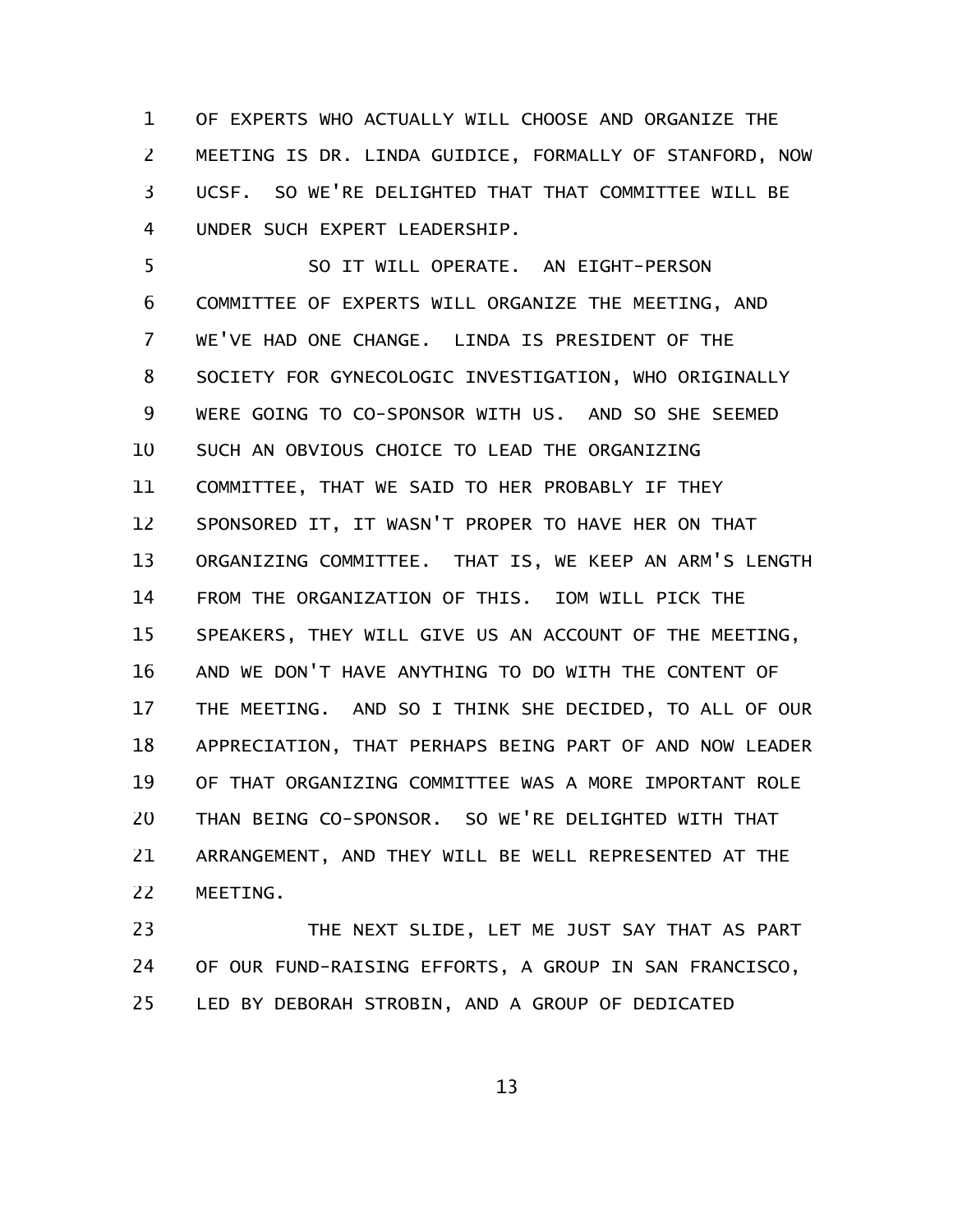OF EXPERTS WHO ACTUALLY WILL CHOOSE AND ORGANIZE THE MEETING IS DR. LINDA GUIDICE, FORMALLY OF STANFORD, NOW UCSF. SO WE'RE DELIGHTED THAT THAT COMMITTEE WILL BE UNDER SUCH EXPERT LEADERSHIP.

SO IT WILL OPERATE. AN EIGHT-PERSON COMMITTEE OF EXPERTS WILL ORGANIZE THE MEETING, AND WE'VE HAD ONE CHANGE. LINDA IS PRESIDENT OF THE SOCIETY FOR GYNECOLOGIC INVESTIGATION, WHO ORIGINALLY WERE GOING TO CO-SPONSOR WITH US. AND SO SHE SEEMED SUCH AN OBVIOUS CHOICE TO LEAD THE ORGANIZING COMMITTEE, THAT WE SAID TO HER PROBABLY IF THEY SPONSORED IT, IT WASN'T PROPER TO HAVE HER ON THAT ORGANIZING COMMITTEE. THAT IS, WE KEEP AN ARM'S LENGTH FROM THE ORGANIZATION OF THIS. IOM WILL PICK THE SPEAKERS, THEY WILL GIVE US AN ACCOUNT OF THE MEETING, AND WE DON'T HAVE ANYTHING TO DO WITH THE CONTENT OF THE MEETING. AND SO I THINK SHE DECIDED, TO ALL OF OUR APPRECIATION, THAT PERHAPS BEING PART OF AND NOW LEADER OF THAT ORGANIZING COMMITTEE WAS A MORE IMPORTANT ROLE THAN BEING CO-SPONSOR. SO WE'RE DELIGHTED WITH THAT ARRANGEMENT, AND THEY WILL BE WELL REPRESENTED AT THE MEETING.

THE NEXT SLIDE, LET ME JUST SAY THAT AS PART OF OUR FUND-RAISING EFFORTS, A GROUP IN SAN FRANCISCO, LED BY DEBORAH STROBIN, AND A GROUP OF DEDICATED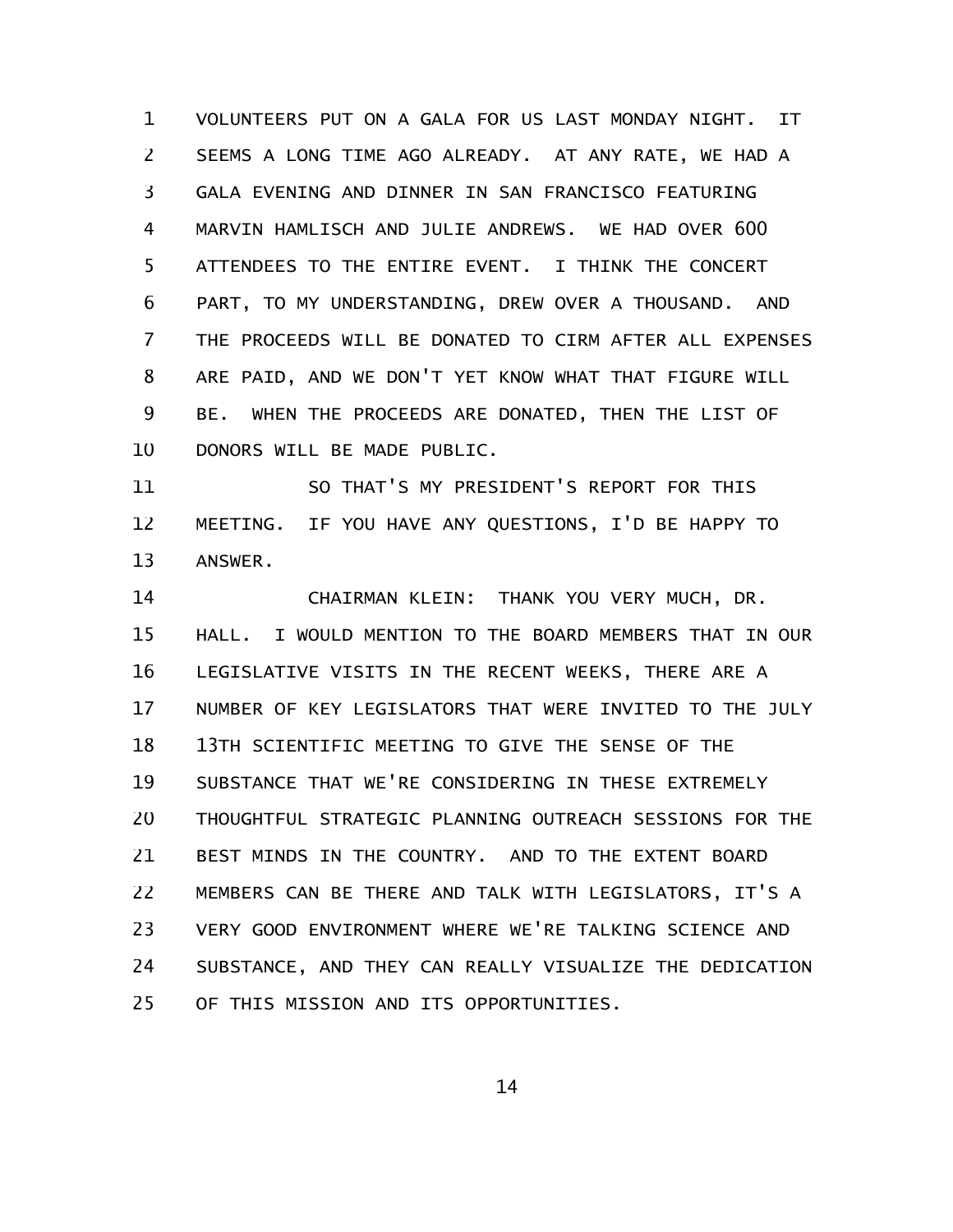VOLUNTEERS PUT ON A GALA FOR US LAST MONDAY NIGHT. IT SEEMS A LONG TIME AGO ALREADY. AT ANY RATE, WE HAD A GALA EVENING AND DINNER IN SAN FRANCISCO FEATURING MARVIN HAMLISCH AND JULIE ANDREWS. WE HAD OVER 600 ATTENDEES TO THE ENTIRE EVENT. I THINK THE CONCERT PART, TO MY UNDERSTANDING, DREW OVER A THOUSAND. AND THE PROCEEDS WILL BE DONATED TO CIRM AFTER ALL EXPENSES ARE PAID, AND WE DON'T YET KNOW WHAT THAT FIGURE WILL BE. WHEN THE PROCEEDS ARE DONATED, THEN THE LIST OF DONORS WILL BE MADE PUBLIC.

SO THAT'S MY PRESIDENT'S REPORT FOR THIS MEETING. IF YOU HAVE ANY QUESTIONS, I'D BE HAPPY TO ANSWER.

CHAIRMAN KLEIN: THANK YOU VERY MUCH, DR. HALL. I WOULD MENTION TO THE BOARD MEMBERS THAT IN OUR LEGISLATIVE VISITS IN THE RECENT WEEKS, THERE ARE A NUMBER OF KEY LEGISLATORS THAT WERE INVITED TO THE JULY 13TH SCIENTIFIC MEETING TO GIVE THE SENSE OF THE SUBSTANCE THAT WE'RE CONSIDERING IN THESE EXTREMELY THOUGHTFUL STRATEGIC PLANNING OUTREACH SESSIONS FOR THE BEST MINDS IN THE COUNTRY. AND TO THE EXTENT BOARD MEMBERS CAN BE THERE AND TALK WITH LEGISLATORS, IT'S A VERY GOOD ENVIRONMENT WHERE WE'RE TALKING SCIENCE AND SUBSTANCE, AND THEY CAN REALLY VISUALIZE THE DEDICATION OF THIS MISSION AND ITS OPPORTUNITIES.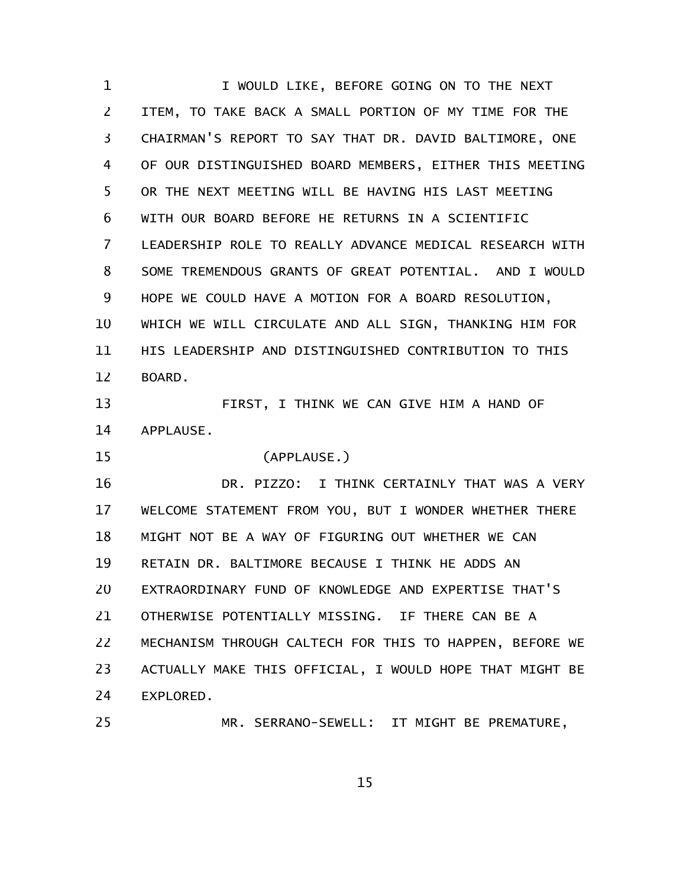I WOULD LIKE, BEFORE GOING ON TO THE NEXT ITEM, TO TAKE BACK A SMALL PORTION OF MY TIME FOR THE CHAIRMAN'S REPORT TO SAY THAT DR. DAVID BALTIMORE, ONE OF OUR DISTINGUISHED BOARD MEMBERS, EITHER THIS MEETING OR THE NEXT MEETING WILL BE HAVING HIS LAST MEETING WITH OUR BOARD BEFORE HE RETURNS IN A SCIENTIFIC LEADERSHIP ROLE TO REALLY ADVANCE MEDICAL RESEARCH WITH SOME TREMENDOUS GRANTS OF GREAT POTENTIAL. AND I WOULD HOPE WE COULD HAVE A MOTION FOR A BOARD RESOLUTION, WHICH WE WILL CIRCULATE AND ALL SIGN, THANKING HIM FOR HIS LEADERSHIP AND DISTINGUISHED CONTRIBUTION TO THIS BOARD.

FIRST, I THINK WE CAN GIVE HIM A HAND OF APPLAUSE.

(APPLAUSE.)

DR. PIZZO: I THINK CERTAINLY THAT WAS A VERY WELCOME STATEMENT FROM YOU, BUT I WONDER WHETHER THERE MIGHT NOT BE A WAY OF FIGURING OUT WHETHER WE CAN RETAIN DR. BALTIMORE BECAUSE I THINK HE ADDS AN EXTRAORDINARY FUND OF KNOWLEDGE AND EXPERTISE THAT'S OTHERWISE POTENTIALLY MISSING. IF THERE CAN BE A MECHANISM THROUGH CALTECH FOR THIS TO HAPPEN, BEFORE WE ACTUALLY MAKE THIS OFFICIAL, I WOULD HOPE THAT MIGHT BE EXPLORED.

MR. SERRANO-SEWELL: IT MIGHT BE PREMATURE,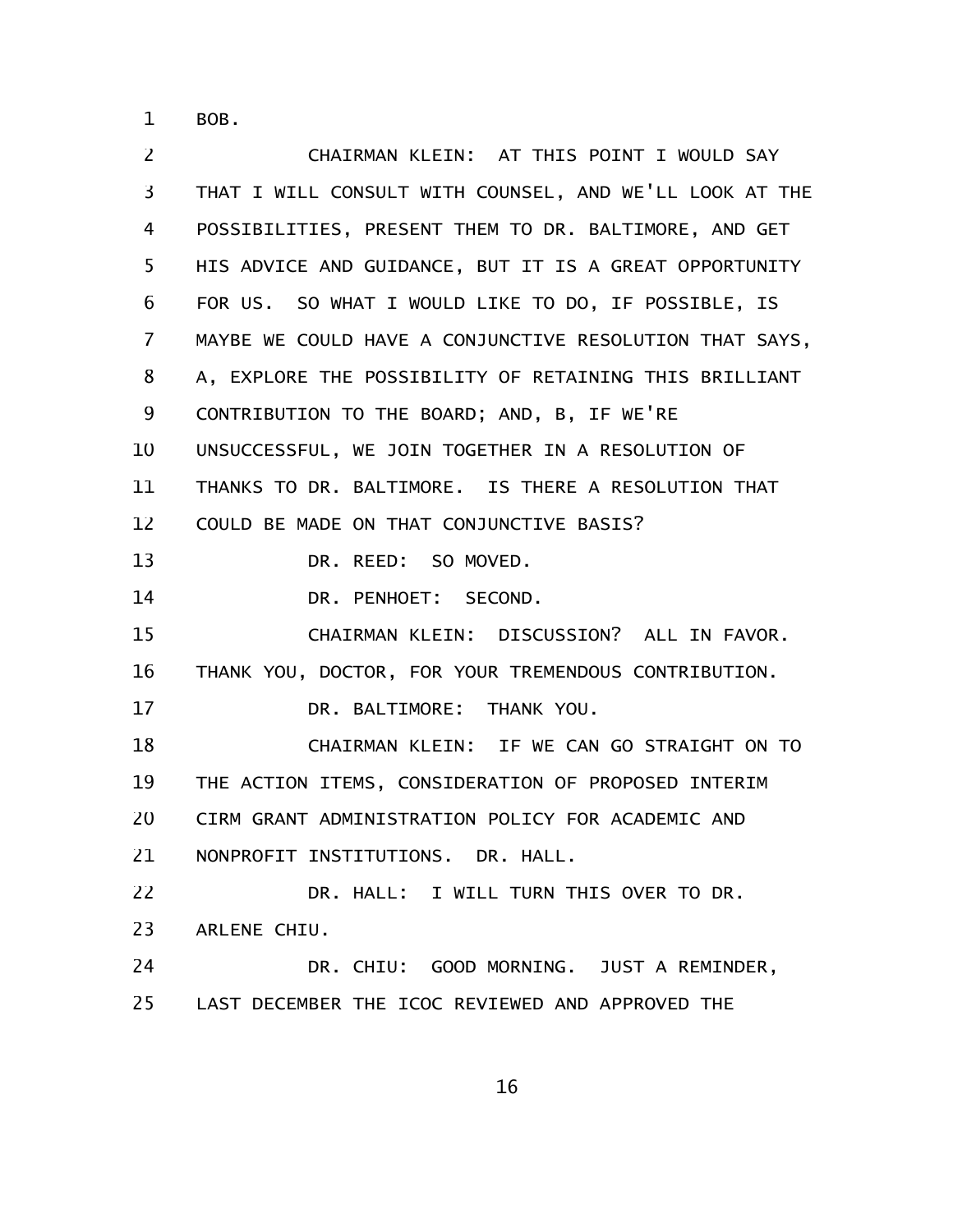BOB.

CHAIRMAN KLEIN: AT THIS POINT I WOULD SAY THAT I WILL CONSULT WITH COUNSEL, AND WE'LL LOOK AT THE POSSIBILITIES, PRESENT THEM TO DR. BALTIMORE, AND GET HIS ADVICE AND GUIDANCE, BUT IT IS A GREAT OPPORTUNITY FOR US. SO WHAT I WOULD LIKE TO DO, IF POSSIBLE, IS MAYBE WE COULD HAVE A CONJUNCTIVE RESOLUTION THAT SAYS, A, EXPLORE THE POSSIBILITY OF RETAINING THIS BRILLIANT CONTRIBUTION TO THE BOARD; AND, B, IF WE'RE UNSUCCESSFUL, WE JOIN TOGETHER IN A RESOLUTION OF THANKS TO DR. BALTIMORE. IS THERE A RESOLUTION THAT COULD BE MADE ON THAT CONJUNCTIVE BASIS?

DR. REED: SO MOVED.

DR. PENHOET: SECOND.

CHAIRMAN KLEIN: DISCUSSION? ALL IN FAVOR. THANK YOU, DOCTOR, FOR YOUR TREMENDOUS CONTRIBUTION.

DR. BALTIMORE: THANK YOU.

CHAIRMAN KLEIN: IF WE CAN GO STRAIGHT ON TO THE ACTION ITEMS, CONSIDERATION OF PROPOSED INTERIM CIRM GRANT ADMINISTRATION POLICY FOR ACADEMIC AND NONPROFIT INSTITUTIONS. DR. HALL.

DR. HALL: I WILL TURN THIS OVER TO DR. ARLENE CHIU.

DR. CHIU: GOOD MORNING. JUST A REMINDER, LAST DECEMBER THE ICOC REVIEWED AND APPROVED THE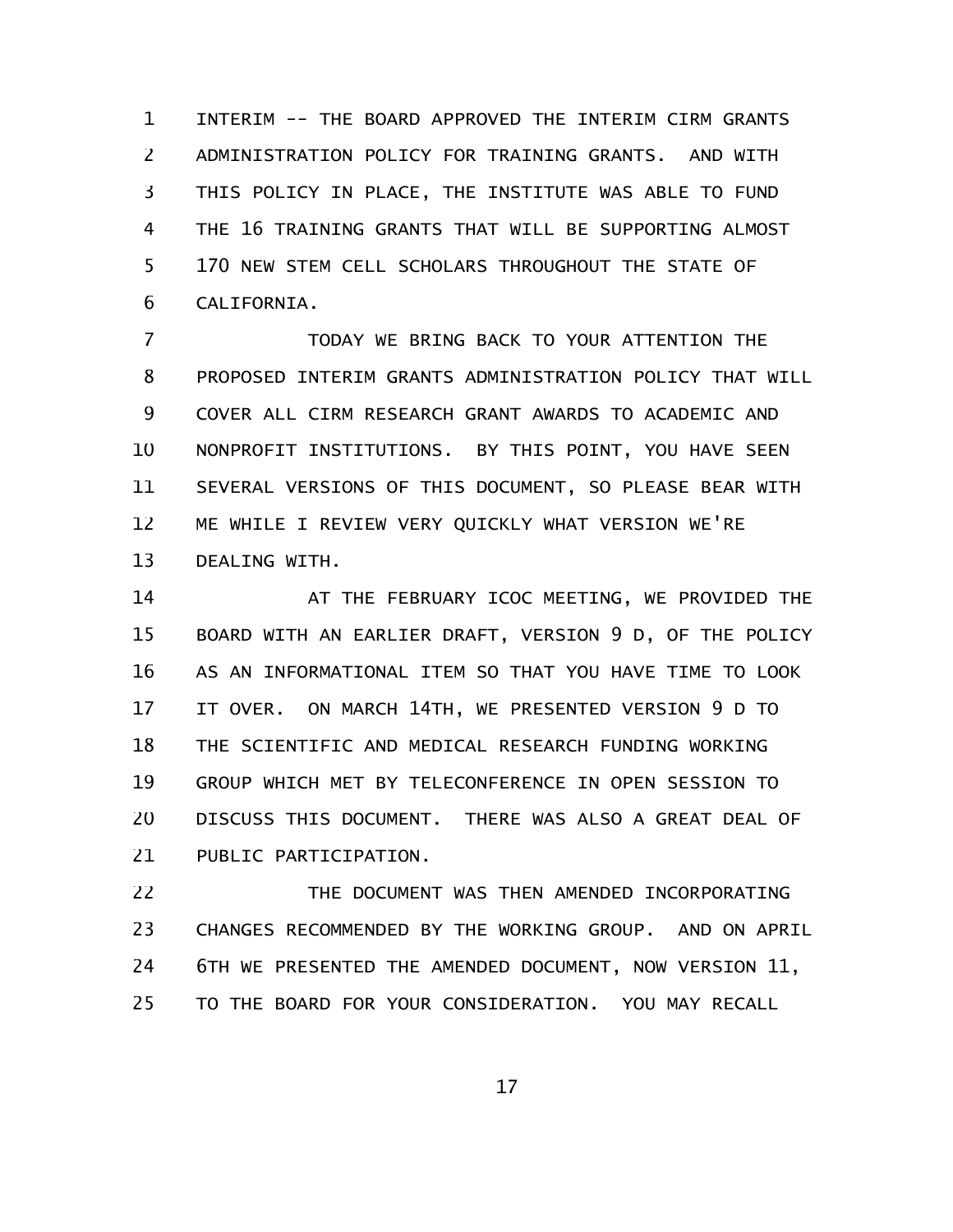INTERIM -- THE BOARD APPROVED THE INTERIM CIRM GRANTS ADMINISTRATION POLICY FOR TRAINING GRANTS. AND WITH THIS POLICY IN PLACE, THE INSTITUTE WAS ABLE TO FUND THE 16 TRAINING GRANTS THAT WILL BE SUPPORTING ALMOST 170 NEW STEM CELL SCHOLARS THROUGHOUT THE STATE OF CALIFORNIA.

TODAY WE BRING BACK TO YOUR ATTENTION THE PROPOSED INTERIM GRANTS ADMINISTRATION POLICY THAT WILL COVER ALL CIRM RESEARCH GRANT AWARDS TO ACADEMIC AND NONPROFIT INSTITUTIONS. BY THIS POINT, YOU HAVE SEEN SEVERAL VERSIONS OF THIS DOCUMENT, SO PLEASE BEAR WITH ME WHILE I REVIEW VERY QUICKLY WHAT VERSION WE'RE DEALING WITH.

AT THE FEBRUARY ICOC MEETING, WE PROVIDED THE BOARD WITH AN EARLIER DRAFT, VERSION 9 D, OF THE POLICY AS AN INFORMATIONAL ITEM SO THAT YOU HAVE TIME TO LOOK IT OVER. ON MARCH 14TH, WE PRESENTED VERSION 9 D TO THE SCIENTIFIC AND MEDICAL RESEARCH FUNDING WORKING GROUP WHICH MET BY TELECONFERENCE IN OPEN SESSION TO DISCUSS THIS DOCUMENT. THERE WAS ALSO A GREAT DEAL OF PUBLIC PARTICIPATION.

THE DOCUMENT WAS THEN AMENDED INCORPORATING CHANGES RECOMMENDED BY THE WORKING GROUP. AND ON APRIL 6TH WE PRESENTED THE AMENDED DOCUMENT, NOW VERSION 11, TO THE BOARD FOR YOUR CONSIDERATION. YOU MAY RECALL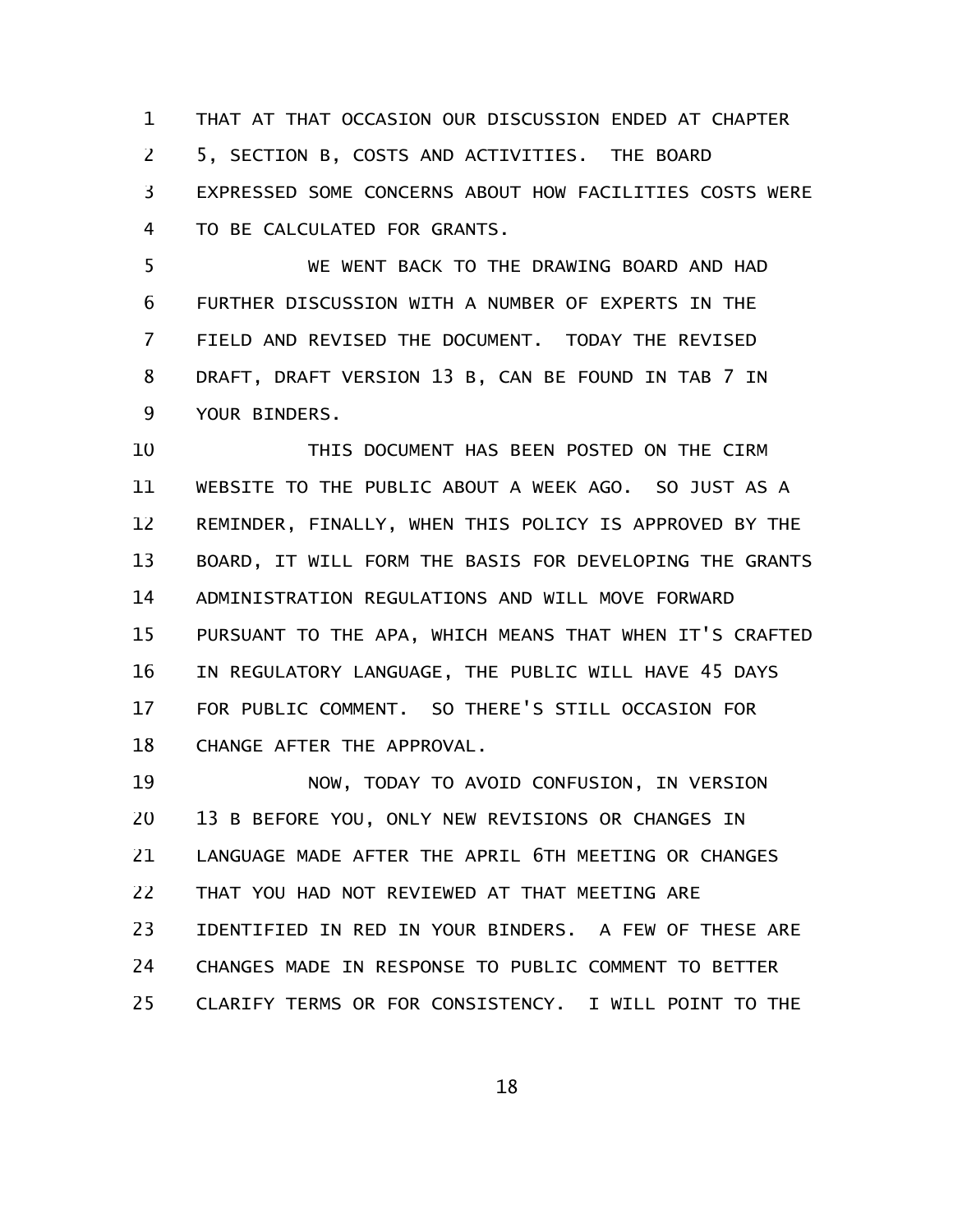THAT AT THAT OCCASION OUR DISCUSSION ENDED AT CHAPTER 5, SECTION B, COSTS AND ACTIVITIES. THE BOARD EXPRESSED SOME CONCERNS ABOUT HOW FACILITIES COSTS WERE TO BE CALCULATED FOR GRANTS.

WE WENT BACK TO THE DRAWING BOARD AND HAD FURTHER DISCUSSION WITH A NUMBER OF EXPERTS IN THE FIELD AND REVISED THE DOCUMENT. TODAY THE REVISED DRAFT, DRAFT VERSION 13 B, CAN BE FOUND IN TAB 7 IN YOUR BINDERS.

THIS DOCUMENT HAS BEEN POSTED ON THE CIRM WEBSITE TO THE PUBLIC ABOUT A WEEK AGO. SO JUST AS A REMINDER, FINALLY, WHEN THIS POLICY IS APPROVED BY THE BOARD, IT WILL FORM THE BASIS FOR DEVELOPING THE GRANTS ADMINISTRATION REGULATIONS AND WILL MOVE FORWARD PURSUANT TO THE APA, WHICH MEANS THAT WHEN IT'S CRAFTED IN REGULATORY LANGUAGE, THE PUBLIC WILL HAVE 45 DAYS FOR PUBLIC COMMENT. SO THERE'S STILL OCCASION FOR CHANGE AFTER THE APPROVAL.

NOW, TODAY TO AVOID CONFUSION, IN VERSION 13 B BEFORE YOU, ONLY NEW REVISIONS OR CHANGES IN LANGUAGE MADE AFTER THE APRIL 6TH MEETING OR CHANGES THAT YOU HAD NOT REVIEWED AT THAT MEETING ARE IDENTIFIED IN RED IN YOUR BINDERS. A FEW OF THESE ARE CHANGES MADE IN RESPONSE TO PUBLIC COMMENT TO BETTER CLARIFY TERMS OR FOR CONSISTENCY. I WILL POINT TO THE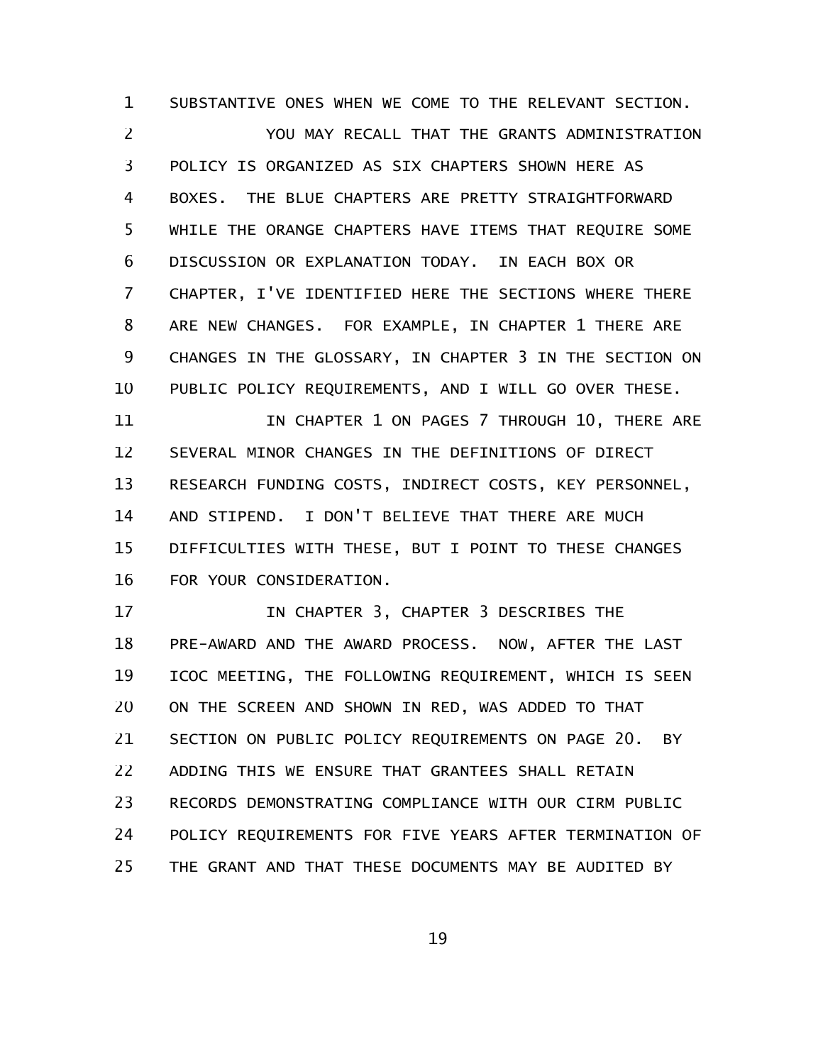SUBSTANTIVE ONES WHEN WE COME TO THE RELEVANT SECTION.

YOU MAY RECALL THAT THE GRANTS ADMINISTRATION POLICY IS ORGANIZED AS SIX CHAPTERS SHOWN HERE AS BOXES. THE BLUE CHAPTERS ARE PRETTY STRAIGHTFORWARD WHILE THE ORANGE CHAPTERS HAVE ITEMS THAT REQUIRE SOME DISCUSSION OR EXPLANATION TODAY. IN EACH BOX OR CHAPTER, I'VE IDENTIFIED HERE THE SECTIONS WHERE THERE ARE NEW CHANGES. FOR EXAMPLE, IN CHAPTER 1 THERE ARE CHANGES IN THE GLOSSARY, IN CHAPTER 3 IN THE SECTION ON PUBLIC POLICY REQUIREMENTS, AND I WILL GO OVER THESE.

IN CHAPTER 1 ON PAGES 7 THROUGH 10, THERE ARE SEVERAL MINOR CHANGES IN THE DEFINITIONS OF DIRECT RESEARCH FUNDING COSTS, INDIRECT COSTS, KEY PERSONNEL, AND STIPEND. I DON'T BELIEVE THAT THERE ARE MUCH DIFFICULTIES WITH THESE, BUT I POINT TO THESE CHANGES FOR YOUR CONSIDERATION.

IN CHAPTER 3, CHAPTER 3 DESCRIBES THE PRE-AWARD AND THE AWARD PROCESS. NOW, AFTER THE LAST ICOC MEETING, THE FOLLOWING REQUIREMENT, WHICH IS SEEN ON THE SCREEN AND SHOWN IN RED, WAS ADDED TO THAT SECTION ON PUBLIC POLICY REQUIREMENTS ON PAGE 20. BY ADDING THIS WE ENSURE THAT GRANTEES SHALL RETAIN RECORDS DEMONSTRATING COMPLIANCE WITH OUR CIRM PUBLIC POLICY REQUIREMENTS FOR FIVE YEARS AFTER TERMINATION OF THE GRANT AND THAT THESE DOCUMENTS MAY BE AUDITED BY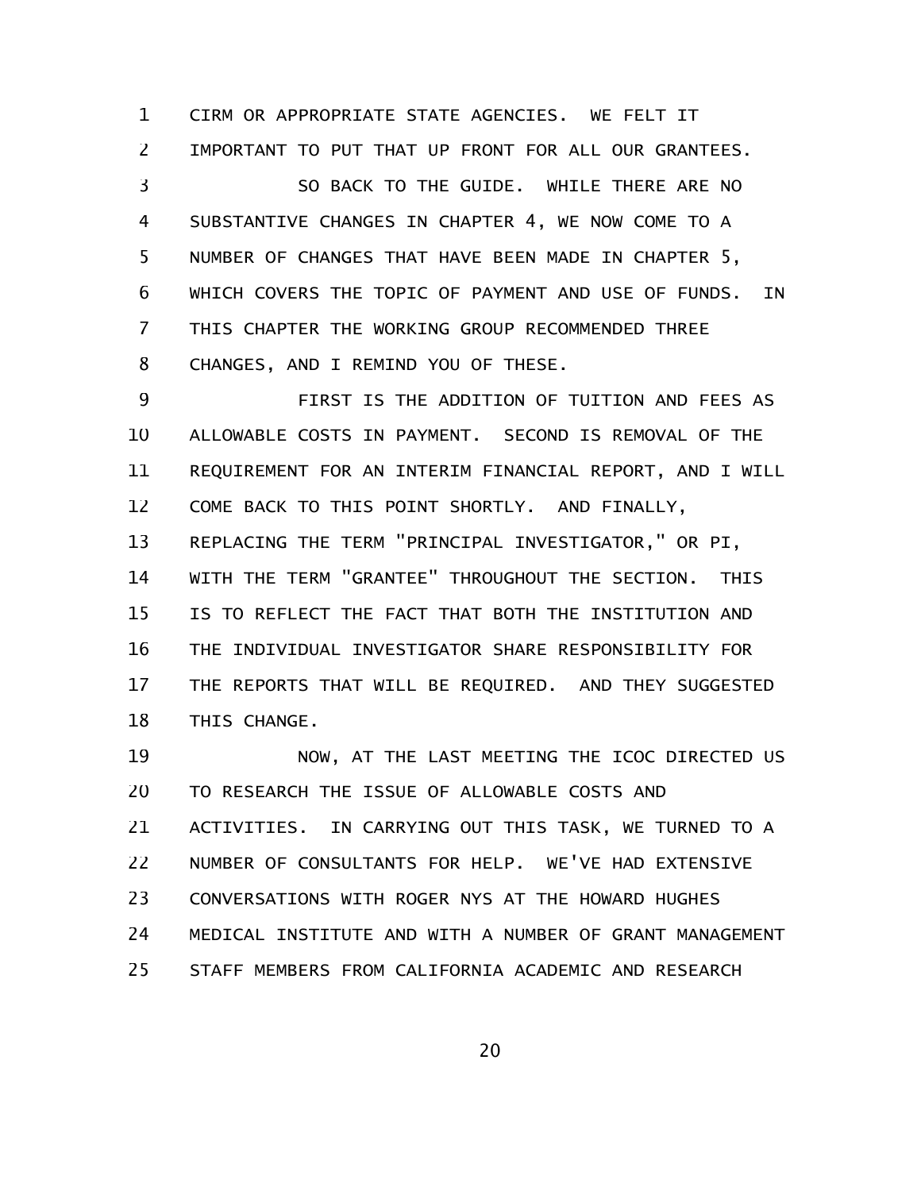CIRM OR APPROPRIATE STATE AGENCIES. WE FELT IT IMPORTANT TO PUT THAT UP FRONT FOR ALL OUR GRANTEES.

SO BACK TO THE GUIDE. WHILE THERE ARE NO SUBSTANTIVE CHANGES IN CHAPTER 4, WE NOW COME TO A NUMBER OF CHANGES THAT HAVE BEEN MADE IN CHAPTER 5, WHICH COVERS THE TOPIC OF PAYMENT AND USE OF FUNDS. IN THIS CHAPTER THE WORKING GROUP RECOMMENDED THREE CHANGES, AND I REMIND YOU OF THESE.

FIRST IS THE ADDITION OF TUITION AND FEES AS ALLOWABLE COSTS IN PAYMENT. SECOND IS REMOVAL OF THE REQUIREMENT FOR AN INTERIM FINANCIAL REPORT, AND I WILL COME BACK TO THIS POINT SHORTLY. AND FINALLY, REPLACING THE TERM "PRINCIPAL INVESTIGATOR," OR PI, WITH THE TERM "GRANTEE" THROUGHOUT THE SECTION. THIS IS TO REFLECT THE FACT THAT BOTH THE INSTITUTION AND THE INDIVIDUAL INVESTIGATOR SHARE RESPONSIBILITY FOR THE REPORTS THAT WILL BE REQUIRED. AND THEY SUGGESTED THIS CHANGE.

NOW, AT THE LAST MEETING THE ICOC DIRECTED US TO RESEARCH THE ISSUE OF ALLOWABLE COSTS AND ACTIVITIES. IN CARRYING OUT THIS TASK, WE TURNED TO A NUMBER OF CONSULTANTS FOR HELP. WE'VE HAD EXTENSIVE CONVERSATIONS WITH ROGER NYS AT THE HOWARD HUGHES MEDICAL INSTITUTE AND WITH A NUMBER OF GRANT MANAGEMENT STAFF MEMBERS FROM CALIFORNIA ACADEMIC AND RESEARCH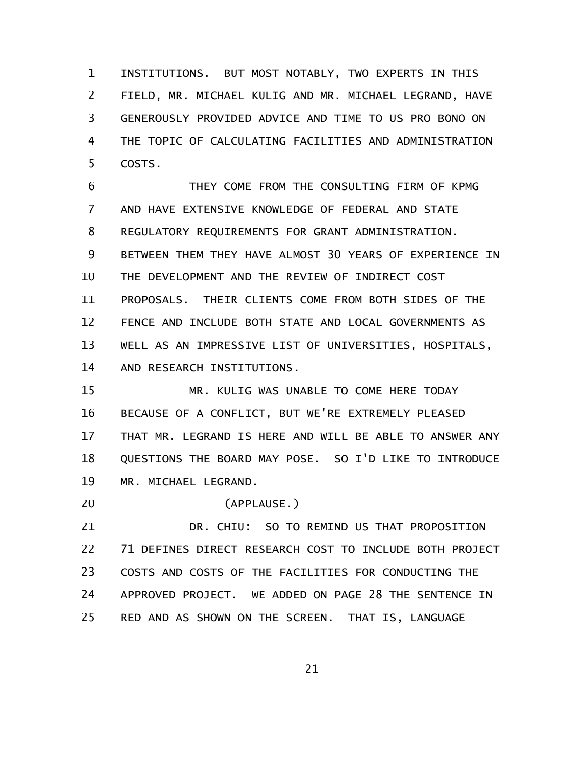INSTITUTIONS. BUT MOST NOTABLY, TWO EXPERTS IN THIS FIELD, MR. MICHAEL KULIG AND MR. MICHAEL LEGRAND, HAVE GENEROUSLY PROVIDED ADVICE AND TIME TO US PRO BONO ON THE TOPIC OF CALCULATING FACILITIES AND ADMINISTRATION COSTS.

THEY COME FROM THE CONSULTING FIRM OF KPMG AND HAVE EXTENSIVE KNOWLEDGE OF FEDERAL AND STATE REGULATORY REQUIREMENTS FOR GRANT ADMINISTRATION. BETWEEN THEM THEY HAVE ALMOST 30 YEARS OF EXPERIENCE IN THE DEVELOPMENT AND THE REVIEW OF INDIRECT COST PROPOSALS. THEIR CLIENTS COME FROM BOTH SIDES OF THE FENCE AND INCLUDE BOTH STATE AND LOCAL GOVERNMENTS AS WELL AS AN IMPRESSIVE LIST OF UNIVERSITIES, HOSPITALS, AND RESEARCH INSTITUTIONS.

MR. KULIG WAS UNABLE TO COME HERE TODAY BECAUSE OF A CONFLICT, BUT WE'RE EXTREMELY PLEASED THAT MR. LEGRAND IS HERE AND WILL BE ABLE TO ANSWER ANY QUESTIONS THE BOARD MAY POSE. SO I'D LIKE TO INTRODUCE MR. MICHAEL LEGRAND.

(APPLAUSE.)

DR. CHIU: SO TO REMIND US THAT PROPOSITION 71 DEFINES DIRECT RESEARCH COST TO INCLUDE BOTH PROJECT COSTS AND COSTS OF THE FACILITIES FOR CONDUCTING THE APPROVED PROJECT. WE ADDED ON PAGE 28 THE SENTENCE IN RED AND AS SHOWN ON THE SCREEN. THAT IS, LANGUAGE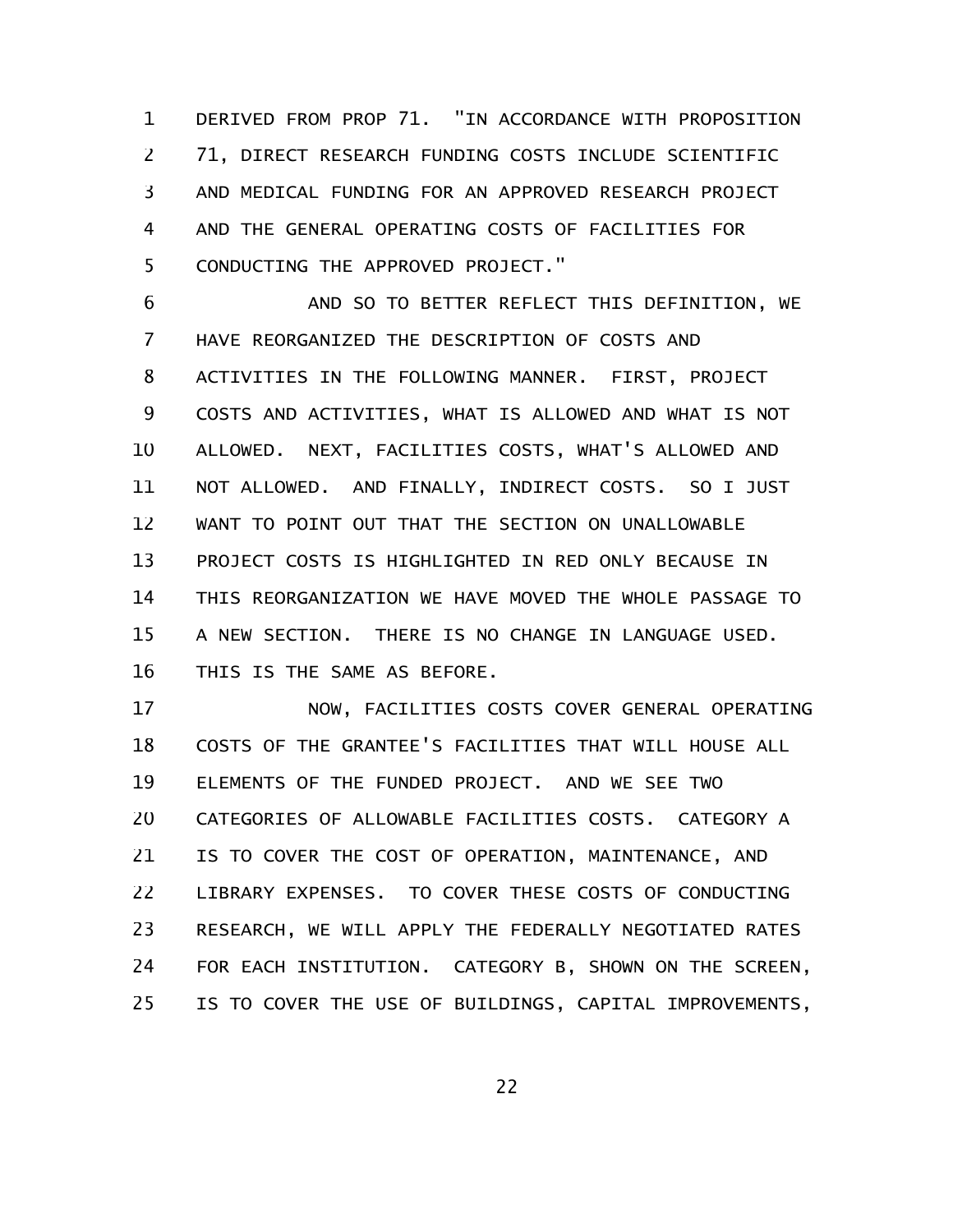DERIVED FROM PROP 71. "IN ACCORDANCE WITH PROPOSITION 71, DIRECT RESEARCH FUNDING COSTS INCLUDE SCIENTIFIC AND MEDICAL FUNDING FOR AN APPROVED RESEARCH PROJECT AND THE GENERAL OPERATING COSTS OF FACILITIES FOR CONDUCTING THE APPROVED PROJECT."

AND SO TO BETTER REFLECT THIS DEFINITION, WE HAVE REORGANIZED THE DESCRIPTION OF COSTS AND ACTIVITIES IN THE FOLLOWING MANNER. FIRST, PROJECT COSTS AND ACTIVITIES, WHAT IS ALLOWED AND WHAT IS NOT ALLOWED. NEXT, FACILITIES COSTS, WHAT'S ALLOWED AND NOT ALLOWED. AND FINALLY, INDIRECT COSTS. SO I JUST WANT TO POINT OUT THAT THE SECTION ON UNALLOWABLE PROJECT COSTS IS HIGHLIGHTED IN RED ONLY BECAUSE IN THIS REORGANIZATION WE HAVE MOVED THE WHOLE PASSAGE TO A NEW SECTION. THERE IS NO CHANGE IN LANGUAGE USED. THIS IS THE SAME AS BEFORE.

NOW, FACILITIES COSTS COVER GENERAL OPERATING COSTS OF THE GRANTEE'S FACILITIES THAT WILL HOUSE ALL ELEMENTS OF THE FUNDED PROJECT. AND WE SEE TWO CATEGORIES OF ALLOWABLE FACILITIES COSTS. CATEGORY A IS TO COVER THE COST OF OPERATION, MAINTENANCE, AND LIBRARY EXPENSES. TO COVER THESE COSTS OF CONDUCTING RESEARCH, WE WILL APPLY THE FEDERALLY NEGOTIATED RATES FOR EACH INSTITUTION. CATEGORY B, SHOWN ON THE SCREEN, IS TO COVER THE USE OF BUILDINGS, CAPITAL IMPROVEMENTS,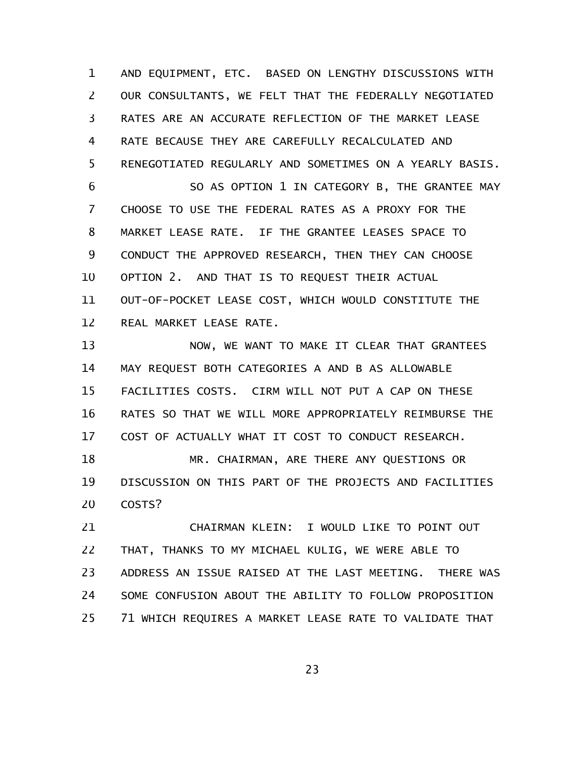AND EQUIPMENT, ETC. BASED ON LENGTHY DISCUSSIONS WITH OUR CONSULTANTS, WE FELT THAT THE FEDERALLY NEGOTIATED RATES ARE AN ACCURATE REFLECTION OF THE MARKET LEASE RATE BECAUSE THEY ARE CAREFULLY RECALCULATED AND RENEGOTIATED REGULARLY AND SOMETIMES ON A YEARLY BASIS.

SO AS OPTION 1 IN CATEGORY B, THE GRANTEE MAY CHOOSE TO USE THE FEDERAL RATES AS A PROXY FOR THE MARKET LEASE RATE. IF THE GRANTEE LEASES SPACE TO CONDUCT THE APPROVED RESEARCH, THEN THEY CAN CHOOSE OPTION 2. AND THAT IS TO REQUEST THEIR ACTUAL OUT-OF-POCKET LEASE COST, WHICH WOULD CONSTITUTE THE REAL MARKET LEASE RATE.

NOW, WE WANT TO MAKE IT CLEAR THAT GRANTEES MAY REQUEST BOTH CATEGORIES A AND B AS ALLOWABLE FACILITIES COSTS. CIRM WILL NOT PUT A CAP ON THESE RATES SO THAT WE WILL MORE APPROPRIATELY REIMBURSE THE COST OF ACTUALLY WHAT IT COST TO CONDUCT RESEARCH.

MR. CHAIRMAN, ARE THERE ANY QUESTIONS OR DISCUSSION ON THIS PART OF THE PROJECTS AND FACILITIES COSTS?

CHAIRMAN KLEIN: I WOULD LIKE TO POINT OUT THAT, THANKS TO MY MICHAEL KULIG, WE WERE ABLE TO ADDRESS AN ISSUE RAISED AT THE LAST MEETING. THERE WAS SOME CONFUSION ABOUT THE ABILITY TO FOLLOW PROPOSITION 71 WHICH REQUIRES A MARKET LEASE RATE TO VALIDATE THAT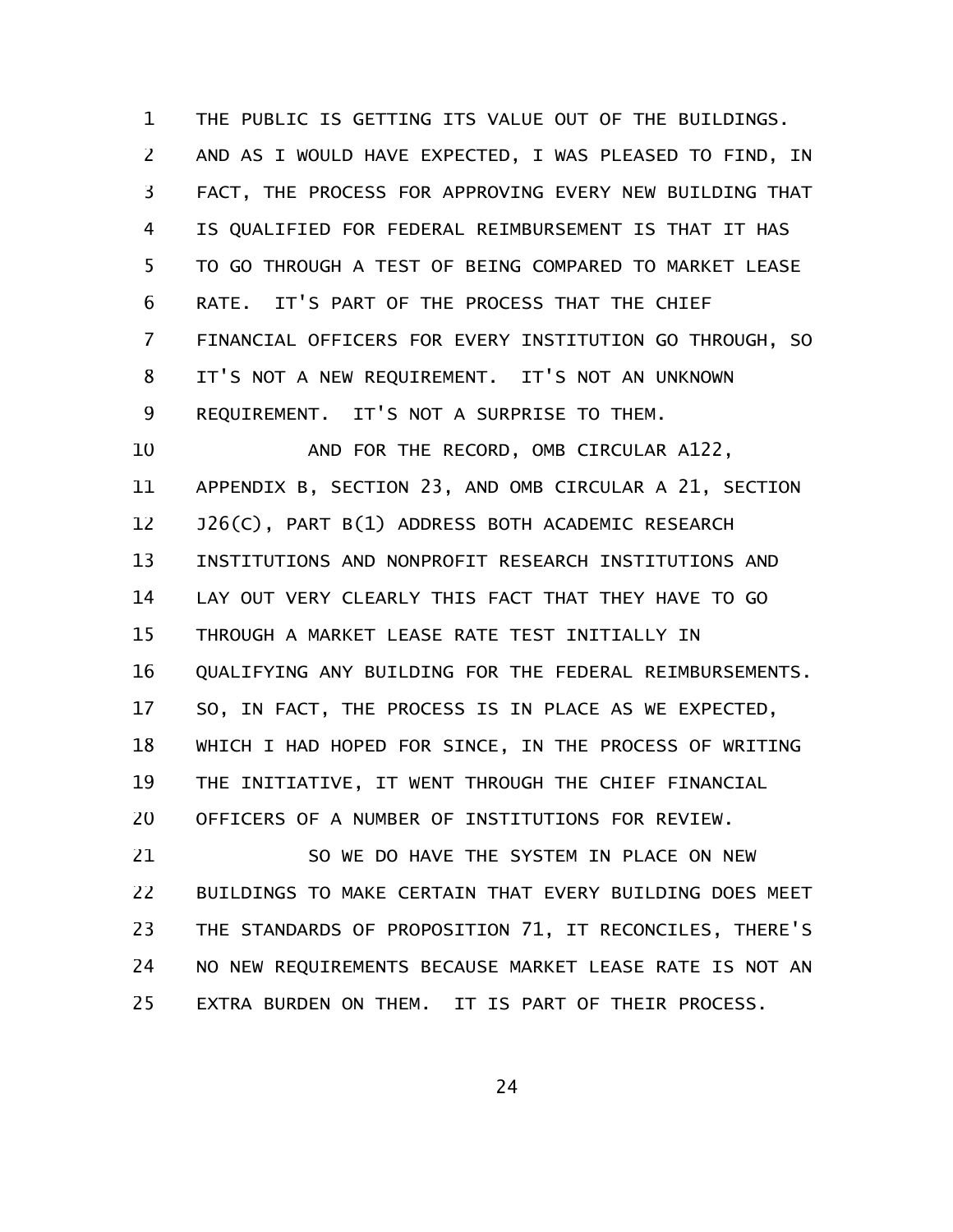THE PUBLIC IS GETTING ITS VALUE OUT OF THE BUILDINGS. AND AS I WOULD HAVE EXPECTED, I WAS PLEASED TO FIND, IN FACT, THE PROCESS FOR APPROVING EVERY NEW BUILDING THAT IS QUALIFIED FOR FEDERAL REIMBURSEMENT IS THAT IT HAS TO GO THROUGH A TEST OF BEING COMPARED TO MARKET LEASE RATE. IT'S PART OF THE PROCESS THAT THE CHIEF FINANCIAL OFFICERS FOR EVERY INSTITUTION GO THROUGH, SO IT'S NOT A NEW REQUIREMENT. IT'S NOT AN UNKNOWN REQUIREMENT. IT'S NOT A SURPRISE TO THEM.

AND FOR THE RECORD, OMB CIRCULAR A122, APPENDIX B, SECTION 23, AND OMB CIRCULAR A 21, SECTION J26(C), PART B(1) ADDRESS BOTH ACADEMIC RESEARCH INSTITUTIONS AND NONPROFIT RESEARCH INSTITUTIONS AND LAY OUT VERY CLEARLY THIS FACT THAT THEY HAVE TO GO THROUGH A MARKET LEASE RATE TEST INITIALLY IN QUALIFYING ANY BUILDING FOR THE FEDERAL REIMBURSEMENTS. SO, IN FACT, THE PROCESS IS IN PLACE AS WE EXPECTED, WHICH I HAD HOPED FOR SINCE, IN THE PROCESS OF WRITING THE INITIATIVE, IT WENT THROUGH THE CHIEF FINANCIAL OFFICERS OF A NUMBER OF INSTITUTIONS FOR REVIEW.

SO WE DO HAVE THE SYSTEM IN PLACE ON NEW BUILDINGS TO MAKE CERTAIN THAT EVERY BUILDING DOES MEET THE STANDARDS OF PROPOSITION 71, IT RECONCILES, THERE'S NO NEW REQUIREMENTS BECAUSE MARKET LEASE RATE IS NOT AN EXTRA BURDEN ON THEM. IT IS PART OF THEIR PROCESS.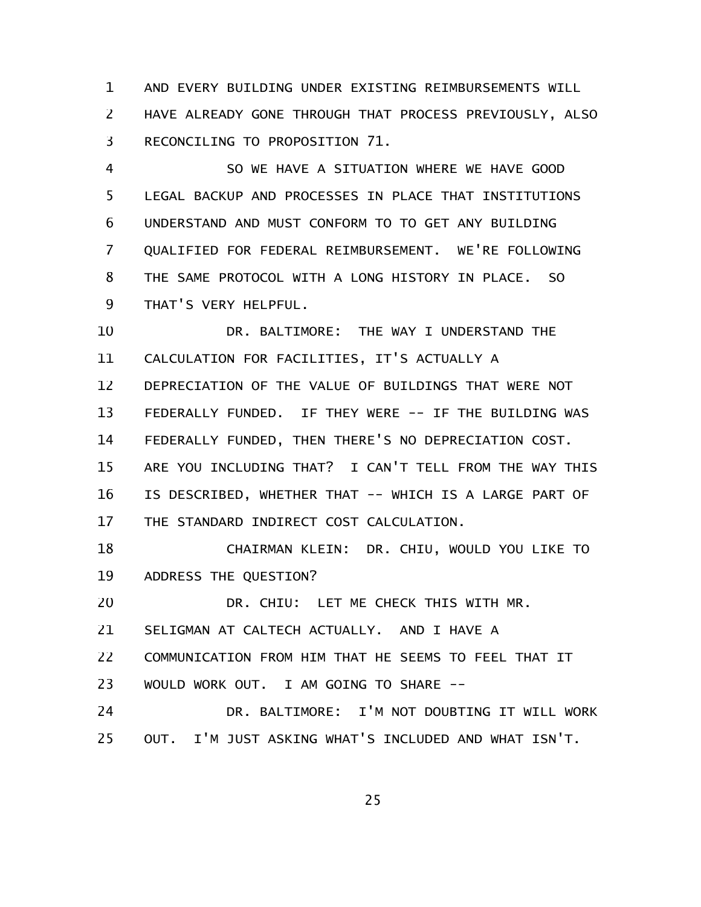AND EVERY BUILDING UNDER EXISTING REIMBURSEMENTS WILL HAVE ALREADY GONE THROUGH THAT PROCESS PREVIOUSLY, ALSO RECONCILING TO PROPOSITION 71.

SO WE HAVE A SITUATION WHERE WE HAVE GOOD LEGAL BACKUP AND PROCESSES IN PLACE THAT INSTITUTIONS UNDERSTAND AND MUST CONFORM TO TO GET ANY BUILDING QUALIFIED FOR FEDERAL REIMBURSEMENT. WE'RE FOLLOWING THE SAME PROTOCOL WITH A LONG HISTORY IN PLACE. SO THAT'S VERY HELPFUL.

DR. BALTIMORE: THE WAY I UNDERSTAND THE CALCULATION FOR FACILITIES, IT'S ACTUALLY A DEPRECIATION OF THE VALUE OF BUILDINGS THAT WERE NOT FEDERALLY FUNDED. IF THEY WERE -- IF THE BUILDING WAS FEDERALLY FUNDED, THEN THERE'S NO DEPRECIATION COST. ARE YOU INCLUDING THAT? I CAN'T TELL FROM THE WAY THIS IS DESCRIBED, WHETHER THAT -- WHICH IS A LARGE PART OF THE STANDARD INDIRECT COST CALCULATION.

CHAIRMAN KLEIN: DR. CHIU, WOULD YOU LIKE TO ADDRESS THE QUESTION?

DR. CHIU: LET ME CHECK THIS WITH MR. SELIGMAN AT CALTECH ACTUALLY. AND I HAVE A COMMUNICATION FROM HIM THAT HE SEEMS TO FEEL THAT IT WOULD WORK OUT. I AM GOING TO SHARE --

DR. BALTIMORE: I'M NOT DOUBTING IT WILL WORK OUT. I'M JUST ASKING WHAT'S INCLUDED AND WHAT ISN'T.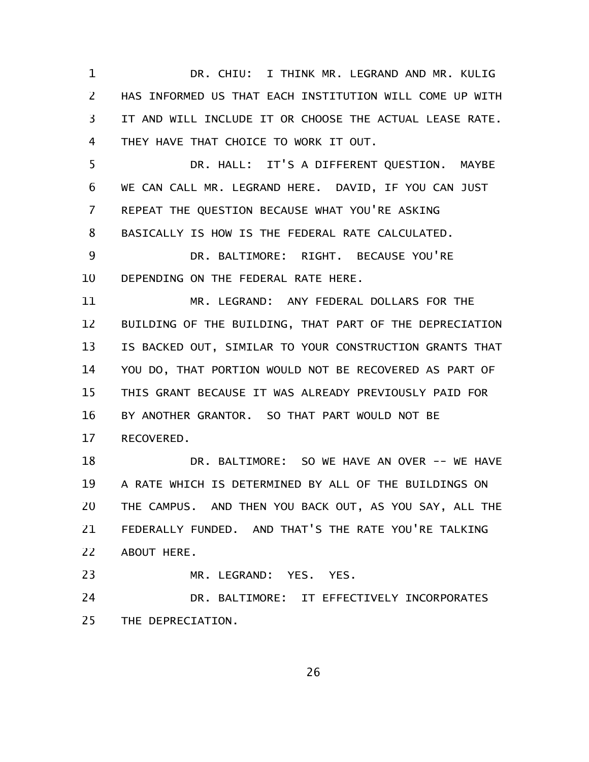DR. CHIU: I THINK MR. LEGRAND AND MR. KULIG HAS INFORMED US THAT EACH INSTITUTION WILL COME UP WITH IT AND WILL INCLUDE IT OR CHOOSE THE ACTUAL LEASE RATE. THEY HAVE THAT CHOICE TO WORK IT OUT.

DR. HALL: IT'S A DIFFERENT QUESTION. MAYBE WE CAN CALL MR. LEGRAND HERE. DAVID, IF YOU CAN JUST REPEAT THE QUESTION BECAUSE WHAT YOU'RE ASKING BASICALLY IS HOW IS THE FEDERAL RATE CALCULATED.

DR. BALTIMORE: RIGHT. BECAUSE YOU'RE DEPENDING ON THE FEDERAL RATE HERE.

MR. LEGRAND: ANY FEDERAL DOLLARS FOR THE BUILDING OF THE BUILDING, THAT PART OF THE DEPRECIATION IS BACKED OUT, SIMILAR TO YOUR CONSTRUCTION GRANTS THAT YOU DO, THAT PORTION WOULD NOT BE RECOVERED AS PART OF THIS GRANT BECAUSE IT WAS ALREADY PREVIOUSLY PAID FOR BY ANOTHER GRANTOR. SO THAT PART WOULD NOT BE RECOVERED.

DR. BALTIMORE: SO WE HAVE AN OVER -- WE HAVE A RATE WHICH IS DETERMINED BY ALL OF THE BUILDINGS ON THE CAMPUS. AND THEN YOU BACK OUT, AS YOU SAY, ALL THE FEDERALLY FUNDED. AND THAT'S THE RATE YOU'RE TALKING ABOUT HERE.

MR. LEGRAND: YES. YES.

DR. BALTIMORE: IT EFFECTIVELY INCORPORATES THE DEPRECIATION.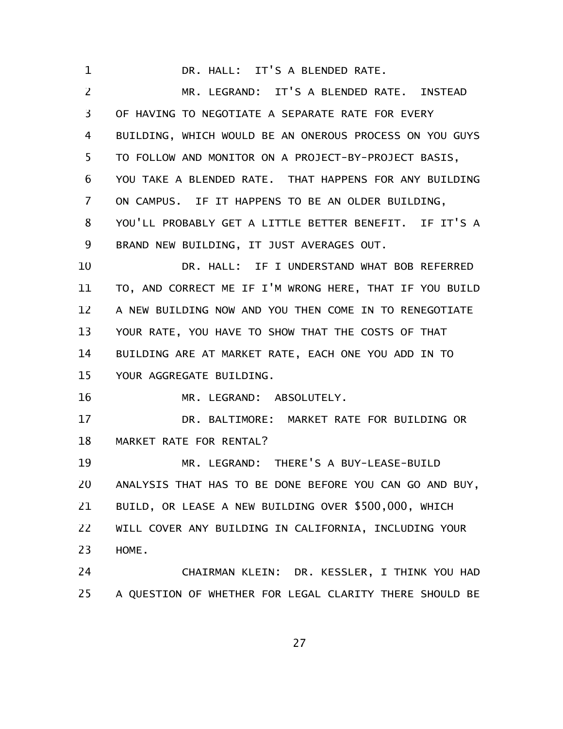DR. HALL: IT'S A BLENDED RATE.

MR. LEGRAND: IT'S A BLENDED RATE. INSTEAD OF HAVING TO NEGOTIATE A SEPARATE RATE FOR EVERY BUILDING, WHICH WOULD BE AN ONEROUS PROCESS ON YOU GUYS TO FOLLOW AND MONITOR ON A PROJECT-BY-PROJECT BASIS, YOU TAKE A BLENDED RATE. THAT HAPPENS FOR ANY BUILDING ON CAMPUS. IF IT HAPPENS TO BE AN OLDER BUILDING, YOU'LL PROBABLY GET A LITTLE BETTER BENEFIT. IF IT'S A BRAND NEW BUILDING, IT JUST AVERAGES OUT.

DR. HALL: IF I UNDERSTAND WHAT BOB REFERRED TO, AND CORRECT ME IF I'M WRONG HERE, THAT IF YOU BUILD A NEW BUILDING NOW AND YOU THEN COME IN TO RENEGOTIATE YOUR RATE, YOU HAVE TO SHOW THAT THE COSTS OF THAT BUILDING ARE AT MARKET RATE, EACH ONE YOU ADD IN TO YOUR AGGREGATE BUILDING.

MR. LEGRAND: ABSOLUTELY.

DR. BALTIMORE: MARKET RATE FOR BUILDING OR MARKET RATE FOR RENTAL?

MR. LEGRAND: THERE'S A BUY-LEASE-BUILD ANALYSIS THAT HAS TO BE DONE BEFORE YOU CAN GO AND BUY, BUILD, OR LEASE A NEW BUILDING OVER $500,000, WHICH WILL COVER ANY BUILDING IN CALIFORNIA, INCLUDING YOUR HOME.

CHAIRMAN KLEIN: DR. KESSLER, I THINK YOU HAD A QUESTION OF WHETHER FOR LEGAL CLARITY THERE SHOULD BE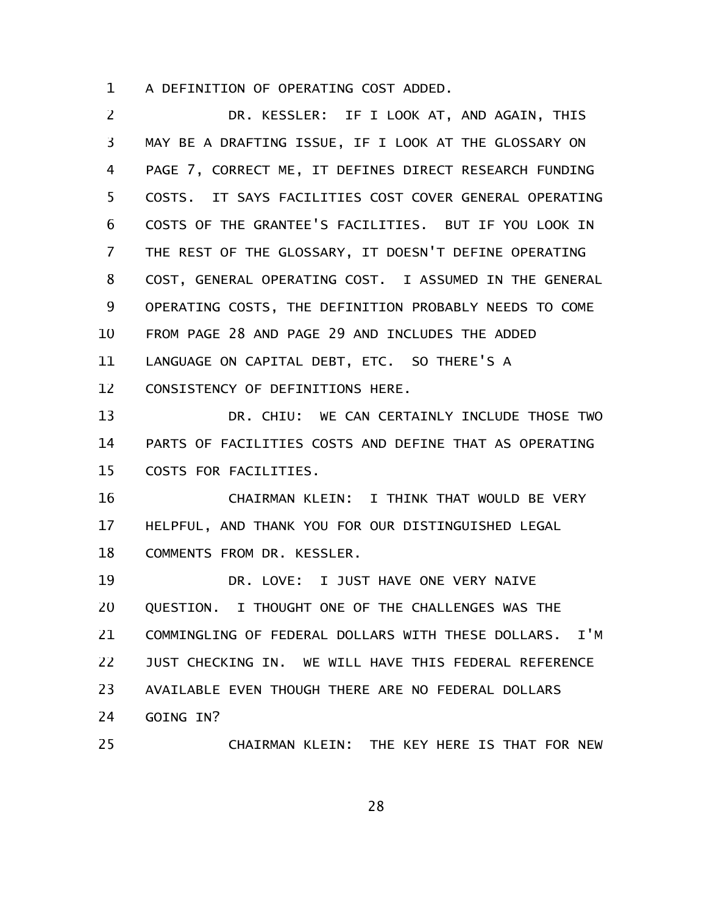A DEFINITION OF OPERATING COST ADDED.

DR. KESSLER: IF I LOOK AT, AND AGAIN, THIS MAY BE A DRAFTING ISSUE, IF I LOOK AT THE GLOSSARY ON PAGE 7, CORRECT ME, IT DEFINES DIRECT RESEARCH FUNDING COSTS. IT SAYS FACILITIES COST COVER GENERAL OPERATING COSTS OF THE GRANTEE'S FACILITIES. BUT IF YOU LOOK IN THE REST OF THE GLOSSARY, IT DOESN'T DEFINE OPERATING COST, GENERAL OPERATING COST. I ASSUMED IN THE GENERAL OPERATING COSTS, THE DEFINITION PROBABLY NEEDS TO COME FROM PAGE 28 AND PAGE 29 AND INCLUDES THE ADDED LANGUAGE ON CAPITAL DEBT, ETC. SO THERE'S A CONSISTENCY OF DEFINITIONS HERE.

DR. CHIU: WE CAN CERTAINLY INCLUDE THOSE TWO PARTS OF FACILITIES COSTS AND DEFINE THAT AS OPERATING COSTS FOR FACILITIES.

CHAIRMAN KLEIN: I THINK THAT WOULD BE VERY HELPFUL, AND THANK YOU FOR OUR DISTINGUISHED LEGAL COMMENTS FROM DR. KESSLER.

DR. LOVE: I JUST HAVE ONE VERY NAIVE QUESTION. I THOUGHT ONE OF THE CHALLENGES WAS THE COMMINGLING OF FEDERAL DOLLARS WITH THESE DOLLARS. I'M JUST CHECKING IN. WE WILL HAVE THIS FEDERAL REFERENCE AVAILABLE EVEN THOUGH THERE ARE NO FEDERAL DOLLARS GOING IN?

CHAIRMAN KLEIN: THE KEY HERE IS THAT FOR NEW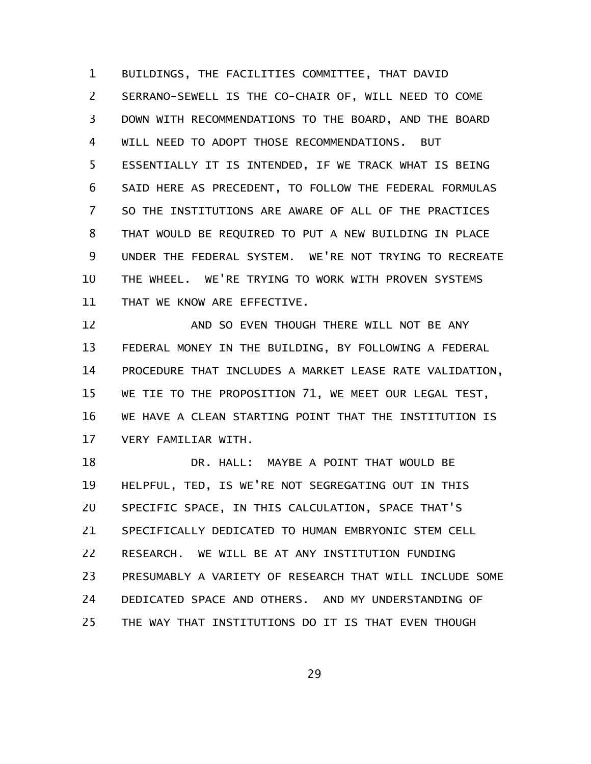BUILDINGS, THE FACILITIES COMMITTEE, THAT DAVID SERRANO-SEWELL IS THE CO-CHAIR OF, WILL NEED TO COME DOWN WITH RECOMMENDATIONS TO THE BOARD, AND THE BOARD WILL NEED TO ADOPT THOSE RECOMMENDATIONS. BUT ESSENTIALLY IT IS INTENDED, IF WE TRACK WHAT IS BEING SAID HERE AS PRECEDENT, TO FOLLOW THE FEDERAL FORMULAS SO THE INSTITUTIONS ARE AWARE OF ALL OF THE PRACTICES THAT WOULD BE REQUIRED TO PUT A NEW BUILDING IN PLACE UNDER THE FEDERAL SYSTEM. WE'RE NOT TRYING TO RECREATE THE WHEEL. WE'RE TRYING TO WORK WITH PROVEN SYSTEMS THAT WE KNOW ARE EFFECTIVE.

AND SO EVEN THOUGH THERE WILL NOT BE ANY FEDERAL MONEY IN THE BUILDING, BY FOLLOWING A FEDERAL PROCEDURE THAT INCLUDES A MARKET LEASE RATE VALIDATION, WE TIE TO THE PROPOSITION 71, WE MEET OUR LEGAL TEST, WE HAVE A CLEAN STARTING POINT THAT THE INSTITUTION IS VERY FAMILIAR WITH.

DR. HALL: MAYBE A POINT THAT WOULD BE HELPFUL, TED, IS WE'RE NOT SEGREGATING OUT IN THIS SPECIFIC SPACE, IN THIS CALCULATION, SPACE THAT'S SPECIFICALLY DEDICATED TO HUMAN EMBRYONIC STEM CELL RESEARCH. WE WILL BE AT ANY INSTITUTION FUNDING PRESUMABLY A VARIETY OF RESEARCH THAT WILL INCLUDE SOME DEDICATED SPACE AND OTHERS. AND MY UNDERSTANDING OF THE WAY THAT INSTITUTIONS DO IT IS THAT EVEN THOUGH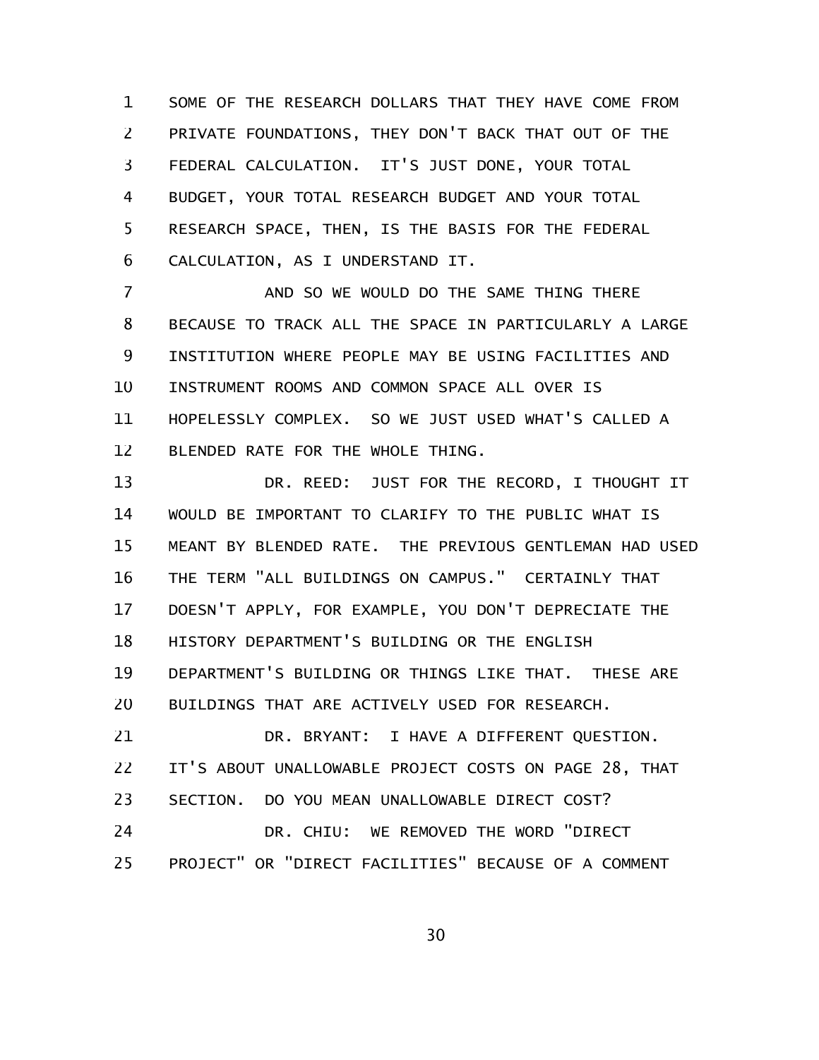SOME OF THE RESEARCH DOLLARS THAT THEY HAVE COME FROM PRIVATE FOUNDATIONS, THEY DON'T BACK THAT OUT OF THE FEDERAL CALCULATION. IT'S JUST DONE, YOUR TOTAL BUDGET, YOUR TOTAL RESEARCH BUDGET AND YOUR TOTAL RESEARCH SPACE, THEN, IS THE BASIS FOR THE FEDERAL CALCULATION, AS I UNDERSTAND IT.

AND SO WE WOULD DO THE SAME THING THERE BECAUSE TO TRACK ALL THE SPACE IN PARTICULARLY A LARGE INSTITUTION WHERE PEOPLE MAY BE USING FACILITIES AND INSTRUMENT ROOMS AND COMMON SPACE ALL OVER IS HOPELESSLY COMPLEX. SO WE JUST USED WHAT'S CALLED A BLENDED RATE FOR THE WHOLE THING.

DR. REED: JUST FOR THE RECORD, I THOUGHT IT WOULD BE IMPORTANT TO CLARIFY TO THE PUBLIC WHAT IS MEANT BY BLENDED RATE. THE PREVIOUS GENTLEMAN HAD USED THE TERM "ALL BUILDINGS ON CAMPUS." CERTAINLY THAT DOESN'T APPLY, FOR EXAMPLE, YOU DON'T DEPRECIATE THE HISTORY DEPARTMENT'S BUILDING OR THE ENGLISH DEPARTMENT'S BUILDING OR THINGS LIKE THAT. THESE ARE BUILDINGS THAT ARE ACTIVELY USED FOR RESEARCH.

DR. BRYANT: I HAVE A DIFFERENT QUESTION. IT'S ABOUT UNALLOWABLE PROJECT COSTS ON PAGE 28, THAT SECTION. DO YOU MEAN UNALLOWABLE DIRECT COST?

DR. CHIU: WE REMOVED THE WORD "DIRECT PROJECT" OR "DIRECT FACILITIES" BECAUSE OF A COMMENT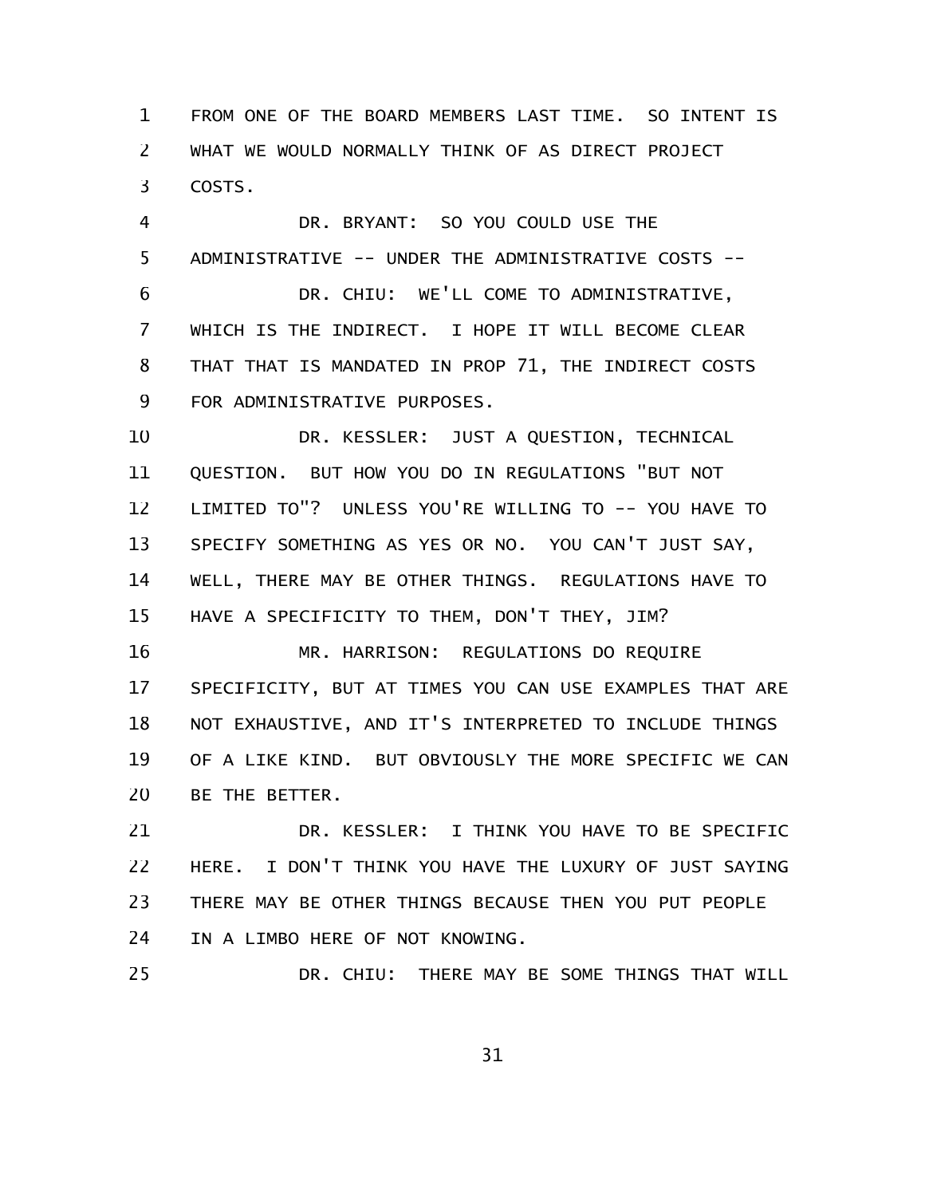FROM ONE OF THE BOARD MEMBERS LAST TIME. SO INTENT IS WHAT WE WOULD NORMALLY THINK OF AS DIRECT PROJECT COSTS.

DR. BRYANT: SO YOU COULD USE THE ADMINISTRATIVE -- UNDER THE ADMINISTRATIVE COSTS --

DR. CHIU: WE'LL COME TO ADMINISTRATIVE, WHICH IS THE INDIRECT. I HOPE IT WILL BECOME CLEAR THAT THAT IS MANDATED IN PROP 71, THE INDIRECT COSTS FOR ADMINISTRATIVE PURPOSES.

DR. KESSLER: JUST A QUESTION, TECHNICAL QUESTION. BUT HOW YOU DO IN REGULATIONS "BUT NOT LIMITED TO"? UNLESS YOU'RE WILLING TO -- YOU HAVE TO SPECIFY SOMETHING AS YES OR NO. YOU CAN'T JUST SAY, WELL, THERE MAY BE OTHER THINGS. REGULATIONS HAVE TO HAVE A SPECIFICITY TO THEM, DON'T THEY, JIM?

MR. HARRISON: REGULATIONS DO REQUIRE SPECIFICITY, BUT AT TIMES YOU CAN USE EXAMPLES THAT ARE NOT EXHAUSTIVE, AND IT'S INTERPRETED TO INCLUDE THINGS OF A LIKE KIND. BUT OBVIOUSLY THE MORE SPECIFIC WE CAN BE THE BETTER.

DR. KESSLER: I THINK YOU HAVE TO BE SPECIFIC HERE. I DON'T THINK YOU HAVE THE LUXURY OF JUST SAYING THERE MAY BE OTHER THINGS BECAUSE THEN YOU PUT PEOPLE IN A LIMBO HERE OF NOT KNOWING.

DR. CHIU: THERE MAY BE SOME THINGS THAT WILL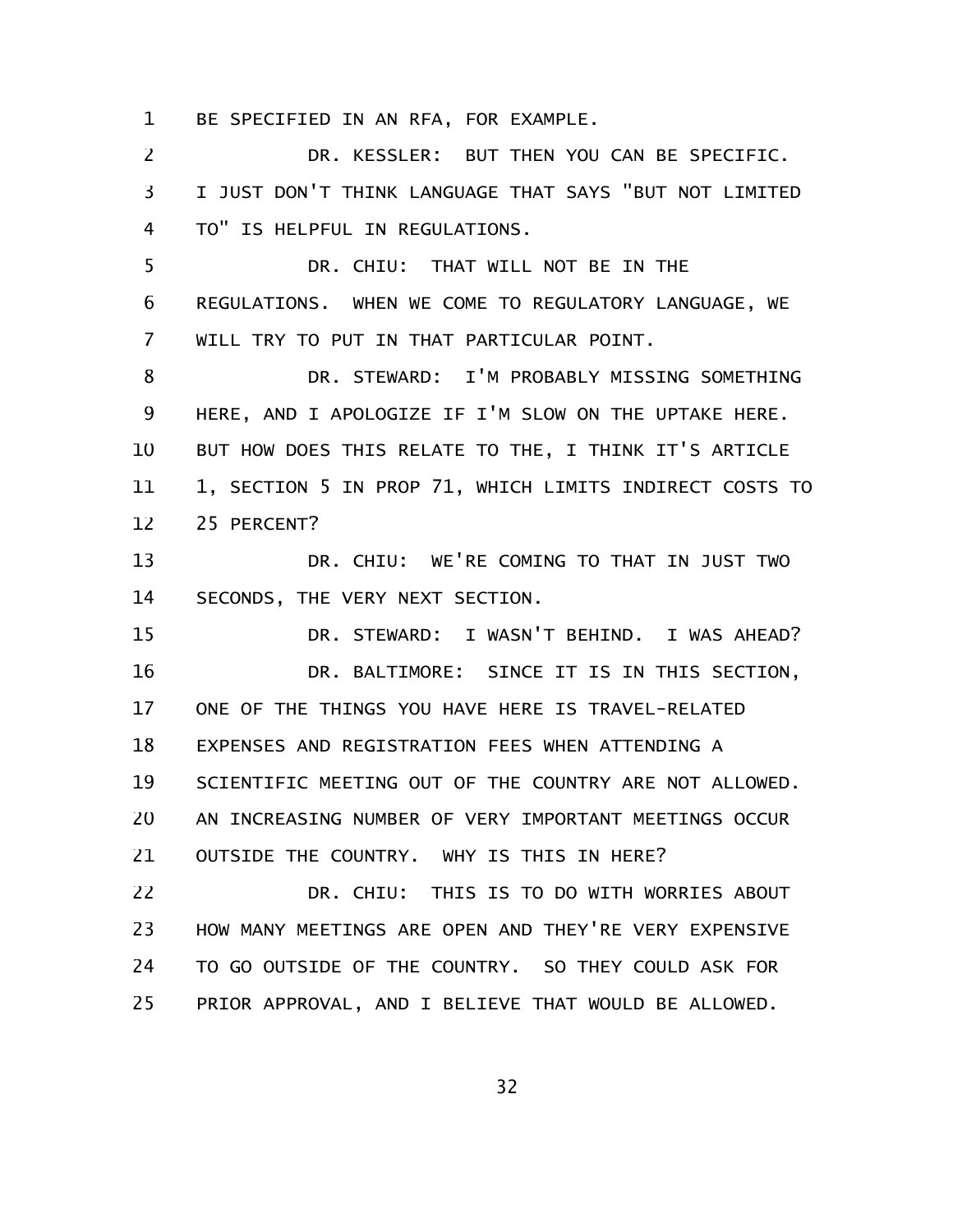BE SPECIFIED IN AN RFA, FOR EXAMPLE.

DR. KESSLER: BUT THEN YOU CAN BE SPECIFIC. I JUST DON'T THINK LANGUAGE THAT SAYS "BUT NOT LIMITED TO" IS HELPFUL IN REGULATIONS.

DR. CHIU: THAT WILL NOT BE IN THE REGULATIONS. WHEN WE COME TO REGULATORY LANGUAGE, WE WILL TRY TO PUT IN THAT PARTICULAR POINT.

DR. STEWARD: I'M PROBABLY MISSING SOMETHING HERE, AND I APOLOGIZE IF I'M SLOW ON THE UPTAKE HERE. BUT HOW DOES THIS RELATE TO THE, I THINK IT'S ARTICLE 1, SECTION 5 IN PROP 71, WHICH LIMITS INDIRECT COSTS TO 25 PERCENT?

DR. CHIU: WE'RE COMING TO THAT IN JUST TWO SECONDS, THE VERY NEXT SECTION.

DR. STEWARD: I WASN'T BEHIND. I WAS AHEAD?

DR. BALTIMORE: SINCE IT IS IN THIS SECTION, ONE OF THE THINGS YOU HAVE HERE IS TRAVEL-RELATED EXPENSES AND REGISTRATION FEES WHEN ATTENDING A SCIENTIFIC MEETING OUT OF THE COUNTRY ARE NOT ALLOWED. AN INCREASING NUMBER OF VERY IMPORTANT MEETINGS OCCUR OUTSIDE THE COUNTRY. WHY IS THIS IN HERE?

DR. CHIU: THIS IS TO DO WITH WORRIES ABOUT HOW MANY MEETINGS ARE OPEN AND THEY'RE VERY EXPENSIVE TO GO OUTSIDE OF THE COUNTRY. SO THEY COULD ASK FOR PRIOR APPROVAL, AND I BELIEVE THAT WOULD BE ALLOWED.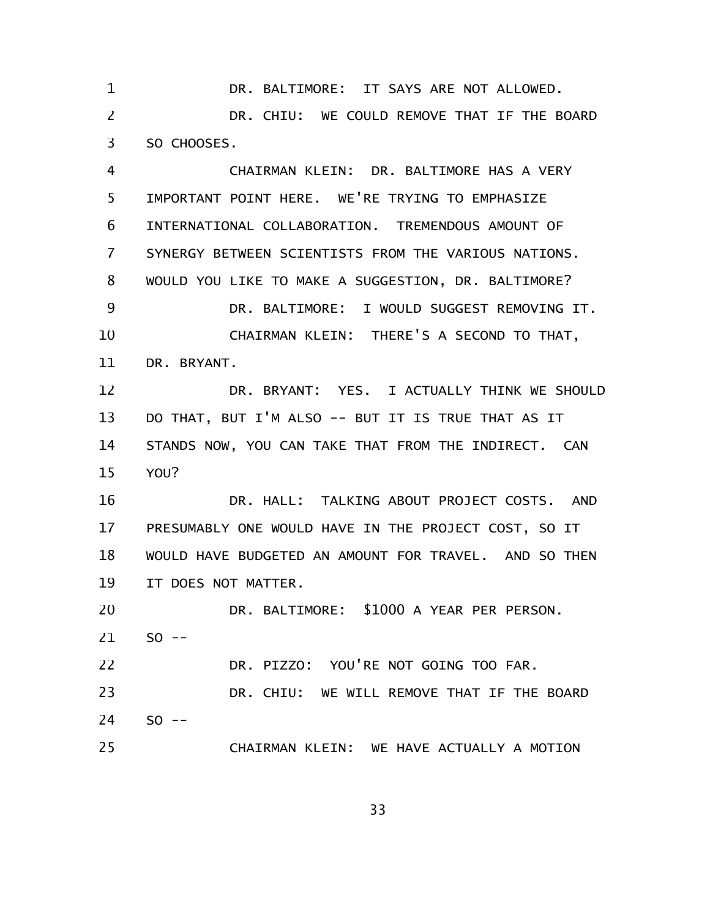DR. BALTIMORE: IT SAYS ARE NOT ALLOWED.

DR. CHIU: WE COULD REMOVE THAT IF THE BOARD SO CHOOSES.

CHAIRMAN KLEIN: DR. BALTIMORE HAS A VERY IMPORTANT POINT HERE. WE'RE TRYING TO EMPHASIZE INTERNATIONAL COLLABORATION. TREMENDOUS AMOUNT OF SYNERGY BETWEEN SCIENTISTS FROM THE VARIOUS NATIONS. WOULD YOU LIKE TO MAKE A SUGGESTION, DR. BALTIMORE?

DR. BALTIMORE: I WOULD SUGGEST REMOVING IT.

CHAIRMAN KLEIN: THERE'S A SECOND TO THAT, DR. BRYANT.

DR. BRYANT: YES. I ACTUALLY THINK WE SHOULD DO THAT, BUT I'M ALSO -- BUT IT IS TRUE THAT AS IT STANDS NOW, YOU CAN TAKE THAT FROM THE INDIRECT. CAN YOU?

DR. HALL: TALKING ABOUT PROJECT COSTS. AND PRESUMABLY ONE WOULD HAVE IN THE PROJECT COST, SO IT WOULD HAVE BUDGETED AN AMOUNT FOR TRAVEL. AND SO THEN IT DOES NOT MATTER.

DR. BALTIMORE: $1000 A YEAR PER PERSON. SO --

DR. PIZZO: YOU'RE NOT GOING TOO FAR.

DR. CHIU: WE WILL REMOVE THAT IF THE BOARD SO --

CHAIRMAN KLEIN: WE HAVE ACTUALLY A MOTION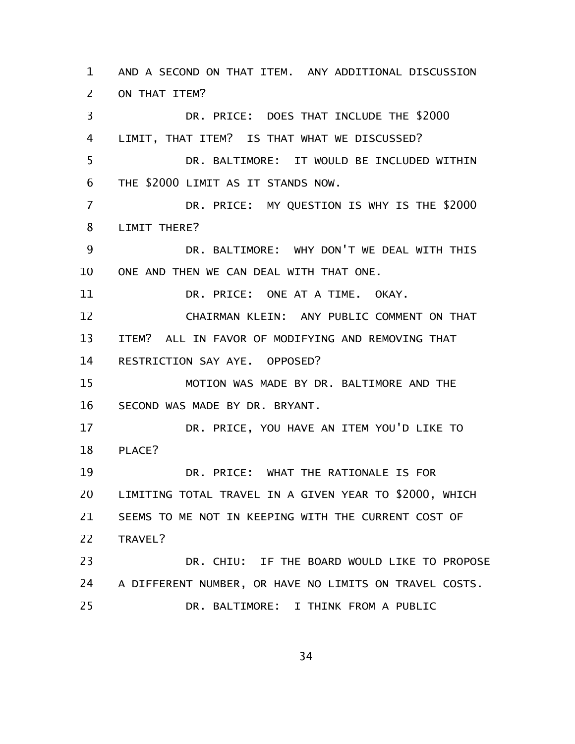AND A SECOND ON THAT ITEM. ANY ADDITIONAL DISCUSSION ON THAT ITEM?

DR. PRICE: DOES THAT INCLUDE THE $2000 LIMIT, THAT ITEM? IS THAT WHAT WE DISCUSSED?

DR. BALTIMORE: IT WOULD BE INCLUDED WITHIN THE $2000 LIMIT AS IT STANDS NOW.

DR. PRICE: MY QUESTION IS WHY IS THE $2000 LIMIT THERE?

DR. BALTIMORE: WHY DON'T WE DEAL WITH THIS ONE AND THEN WE CAN DEAL WITH THAT ONE.

DR. PRICE: ONE AT A TIME. OKAY.

CHAIRMAN KLEIN: ANY PUBLIC COMMENT ON THAT ITEM? ALL IN FAVOR OF MODIFYING AND REMOVING THAT RESTRICTION SAY AYE. OPPOSED?

MOTION WAS MADE BY DR. BALTIMORE AND THE SECOND WAS MADE BY DR. BRYANT.

DR. PRICE, YOU HAVE AN ITEM YOU'D LIKE TO PLACE?

DR. PRICE: WHAT THE RATIONALE IS FOR LIMITING TOTAL TRAVEL IN A GIVEN YEAR TO $2000, WHICH SEEMS TO ME NOT IN KEEPING WITH THE CURRENT COST OF TRAVEL?

DR. CHIU: IF THE BOARD WOULD LIKE TO PROPOSE A DIFFERENT NUMBER, OR HAVE NO LIMITS ON TRAVEL COSTS.

DR. BALTIMORE: I THINK FROM A PUBLIC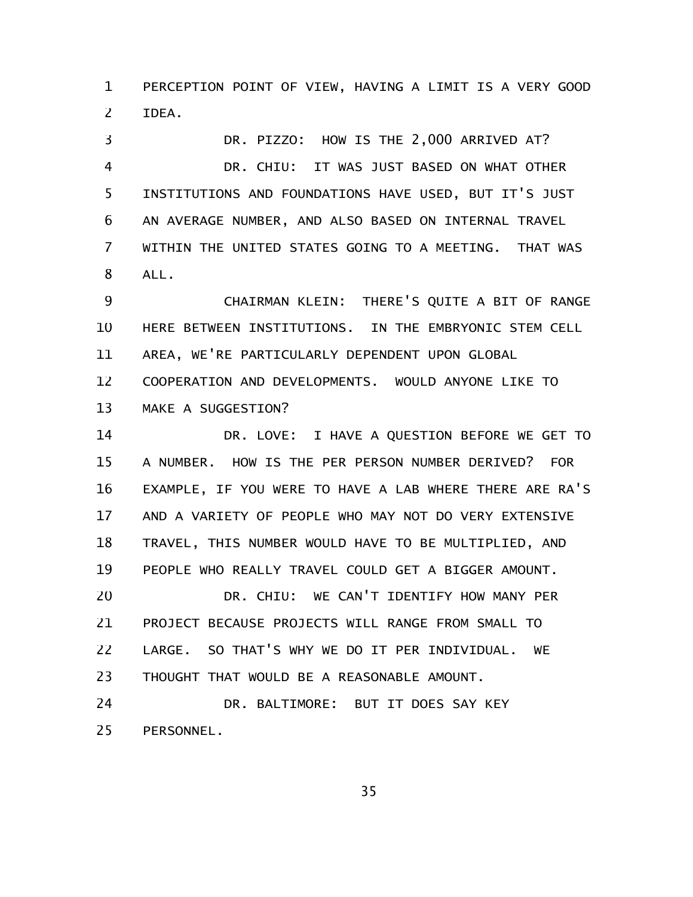PERCEPTION POINT OF VIEW, HAVING A LIMIT IS A VERY GOOD IDEA.

DR. PIZZO: HOW IS THE 2,000 ARRIVED AT?

DR. CHIU: IT WAS JUST BASED ON WHAT OTHER INSTITUTIONS AND FOUNDATIONS HAVE USED, BUT IT'S JUST AN AVERAGE NUMBER, AND ALSO BASED ON INTERNAL TRAVEL WITHIN THE UNITED STATES GOING TO A MEETING. THAT WAS ALL.

CHAIRMAN KLEIN: THERE'S QUITE A BIT OF RANGE HERE BETWEEN INSTITUTIONS. IN THE EMBRYONIC STEM CELL AREA, WE'RE PARTICULARLY DEPENDENT UPON GLOBAL COOPERATION AND DEVELOPMENTS. WOULD ANYONE LIKE TO MAKE A SUGGESTION?

DR. LOVE: I HAVE A QUESTION BEFORE WE GET TO A NUMBER. HOW IS THE PER PERSON NUMBER DERIVED? FOR EXAMPLE, IF YOU WERE TO HAVE A LAB WHERE THERE ARE RA'S AND A VARIETY OF PEOPLE WHO MAY NOT DO VERY EXTENSIVE TRAVEL, THIS NUMBER WOULD HAVE TO BE MULTIPLIED, AND PEOPLE WHO REALLY TRAVEL COULD GET A BIGGER AMOUNT.

DR. CHIU: WE CAN'T IDENTIFY HOW MANY PER PROJECT BECAUSE PROJECTS WILL RANGE FROM SMALL TO LARGE. SO THAT'S WHY WE DO IT PER INDIVIDUAL. WE THOUGHT THAT WOULD BE A REASONABLE AMOUNT.

DR. BALTIMORE: BUT IT DOES SAY KEY PERSONNEL.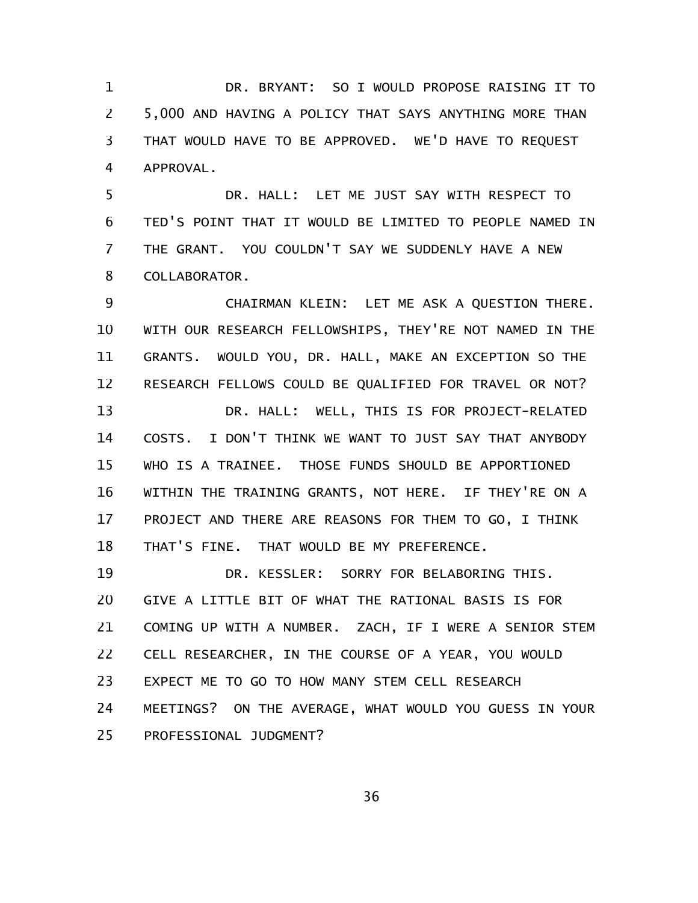DR. BRYANT: SO I WOULD PROPOSE RAISING IT TO 5,000 AND HAVING A POLICY THAT SAYS ANYTHING MORE THAN THAT WOULD HAVE TO BE APPROVED. WE'D HAVE TO REQUEST APPROVAL.

DR. HALL: LET ME JUST SAY WITH RESPECT TO TED'S POINT THAT IT WOULD BE LIMITED TO PEOPLE NAMED IN THE GRANT. YOU COULDN'T SAY WE SUDDENLY HAVE A NEW COLLABORATOR.

CHAIRMAN KLEIN: LET ME ASK A QUESTION THERE. WITH OUR RESEARCH FELLOWSHIPS, THEY'RE NOT NAMED IN THE GRANTS. WOULD YOU, DR. HALL, MAKE AN EXCEPTION SO THE RESEARCH FELLOWS COULD BE QUALIFIED FOR TRAVEL OR NOT?

DR. HALL: WELL, THIS IS FOR PROJECT-RELATED COSTS. I DON'T THINK WE WANT TO JUST SAY THAT ANYBODY WHO IS A TRAINEE. THOSE FUNDS SHOULD BE APPORTIONED WITHIN THE TRAINING GRANTS, NOT HERE. IF THEY'RE ON A PROJECT AND THERE ARE REASONS FOR THEM TO GO, I THINK THAT'S FINE. THAT WOULD BE MY PREFERENCE.

DR. KESSLER: SORRY FOR BELABORING THIS. GIVE A LITTLE BIT OF WHAT THE RATIONAL BASIS IS FOR COMING UP WITH A NUMBER. ZACH, IF I WERE A SENIOR STEM CELL RESEARCHER, IN THE COURSE OF A YEAR, YOU WOULD EXPECT ME TO GO TO HOW MANY STEM CELL RESEARCH MEETINGS? ON THE AVERAGE, WHAT WOULD YOU GUESS IN YOUR PROFESSIONAL JUDGMENT?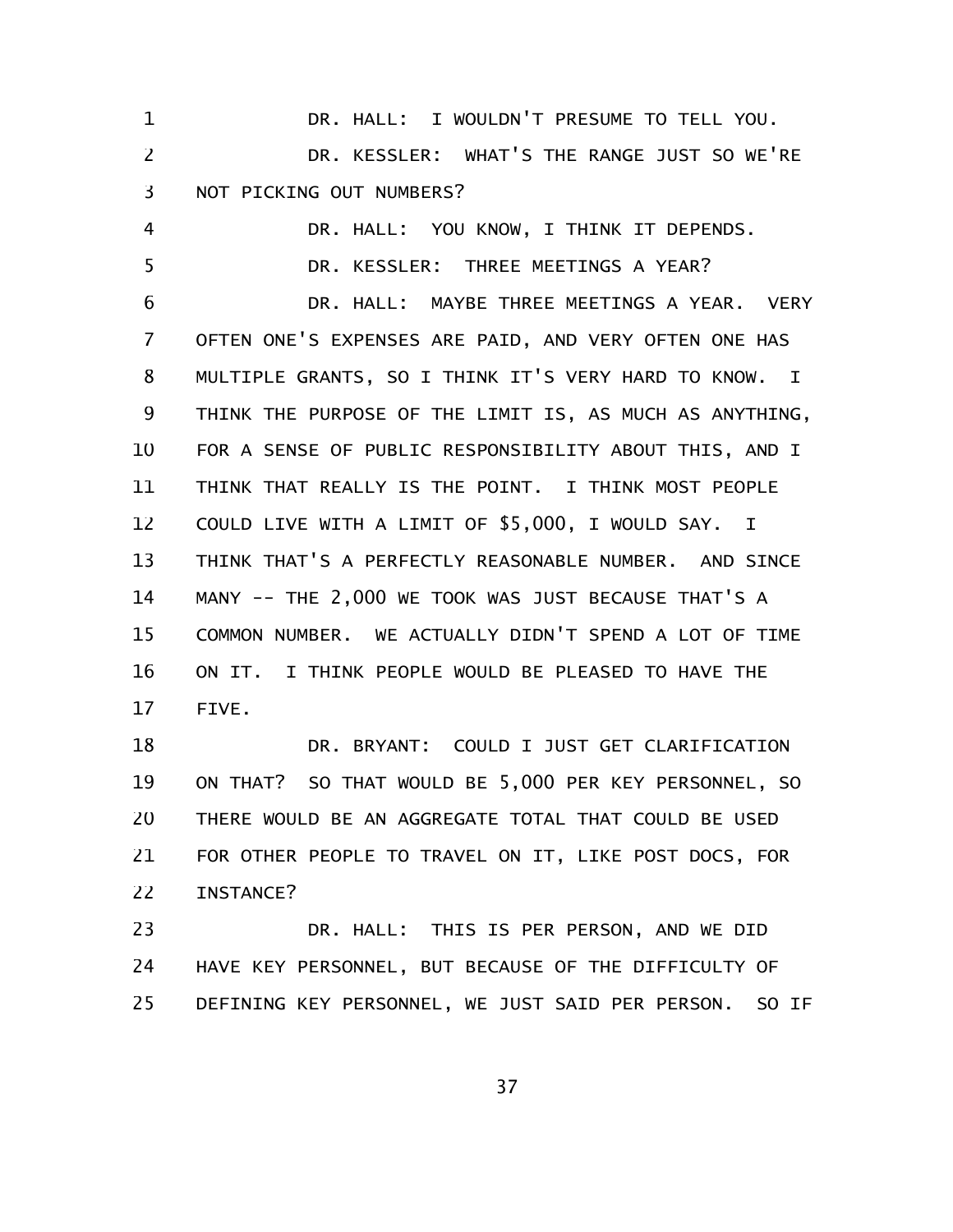DR. HALL: I WOULDN'T PRESUME TO TELL YOU.

DR. KESSLER: WHAT'S THE RANGE JUST SO WE'RE NOT PICKING OUT NUMBERS?

DR. HALL: YOU KNOW, I THINK IT DEPENDS.

DR. KESSLER: THREE MEETINGS A YEAR?

DR. HALL: MAYBE THREE MEETINGS A YEAR. VERY OFTEN ONE'S EXPENSES ARE PAID, AND VERY OFTEN ONE HAS MULTIPLE GRANTS, SO I THINK IT'S VERY HARD TO KNOW. I THINK THE PURPOSE OF THE LIMIT IS, AS MUCH AS ANYTHING, FOR A SENSE OF PUBLIC RESPONSIBILITY ABOUT THIS, AND I THINK THAT REALLY IS THE POINT. I THINK MOST PEOPLE COULD LIVE WITH A LIMIT OF $5,000, I WOULD SAY. I THINK THAT'S A PERFECTLY REASONABLE NUMBER. AND SINCE MANY -- THE 2,000 WE TOOK WAS JUST BECAUSE THAT'S A COMMON NUMBER. WE ACTUALLY DIDN'T SPEND A LOT OF TIME ON IT. I THINK PEOPLE WOULD BE PLEASED TO HAVE THE FIVE.

DR. BRYANT: COULD I JUST GET CLARIFICATION ON THAT? SO THAT WOULD BE 5,000 PER KEY PERSONNEL, SO THERE WOULD BE AN AGGREGATE TOTAL THAT COULD BE USED FOR OTHER PEOPLE TO TRAVEL ON IT, LIKE POST DOCS, FOR INSTANCE?

DR. HALL: THIS IS PER PERSON, AND WE DID HAVE KEY PERSONNEL, BUT BECAUSE OF THE DIFFICULTY OF DEFINING KEY PERSONNEL, WE JUST SAID PER PERSON. SO IF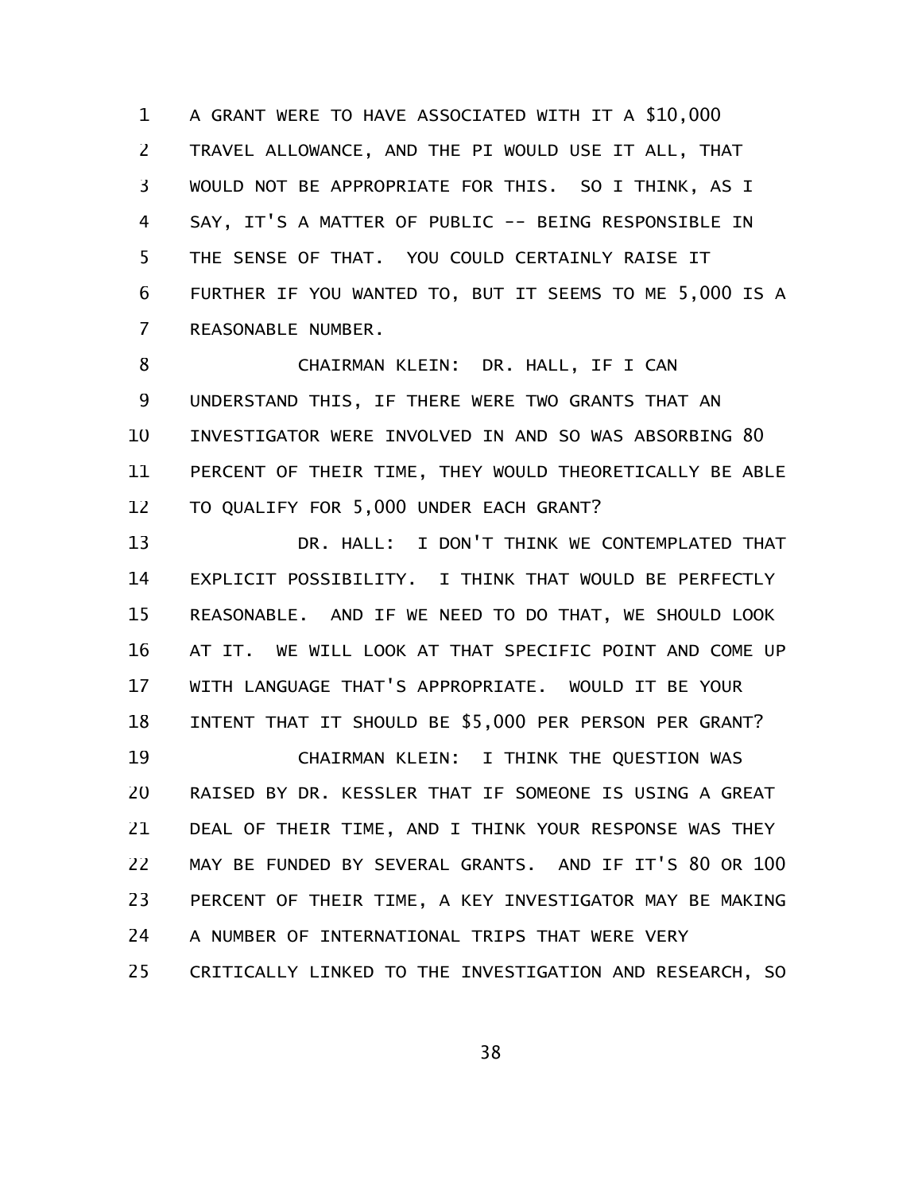A GRANT WERE TO HAVE ASSOCIATED WITH IT A $10,000 TRAVEL ALLOWANCE, AND THE PI WOULD USE IT ALL, THAT WOULD NOT BE APPROPRIATE FOR THIS. SO I THINK, AS I SAY, IT'S A MATTER OF PUBLIC -- BEING RESPONSIBLE IN THE SENSE OF THAT. YOU COULD CERTAINLY RAISE IT FURTHER IF YOU WANTED TO, BUT IT SEEMS TO ME 5,000 IS A REASONABLE NUMBER.

CHAIRMAN KLEIN: DR. HALL, IF I CAN UNDERSTAND THIS, IF THERE WERE TWO GRANTS THAT AN INVESTIGATOR WERE INVOLVED IN AND SO WAS ABSORBING 80 PERCENT OF THEIR TIME, THEY WOULD THEORETICALLY BE ABLE TO QUALIFY FOR 5,000 UNDER EACH GRANT?

DR. HALL: I DON'T THINK WE CONTEMPLATED THAT EXPLICIT POSSIBILITY. I THINK THAT WOULD BE PERFECTLY REASONABLE. AND IF WE NEED TO DO THAT, WE SHOULD LOOK AT IT. WE WILL LOOK AT THAT SPECIFIC POINT AND COME UP WITH LANGUAGE THAT'S APPROPRIATE. WOULD IT BE YOUR INTENT THAT IT SHOULD BE $5,000 PER PERSON PER GRANT?

CHAIRMAN KLEIN: I THINK THE QUESTION WAS RAISED BY DR. KESSLER THAT IF SOMEONE IS USING A GREAT DEAL OF THEIR TIME, AND I THINK YOUR RESPONSE WAS THEY MAY BE FUNDED BY SEVERAL GRANTS. AND IF IT'S 80 OR 100 PERCENT OF THEIR TIME, A KEY INVESTIGATOR MAY BE MAKING A NUMBER OF INTERNATIONAL TRIPS THAT WERE VERY CRITICALLY LINKED TO THE INVESTIGATION AND RESEARCH, SO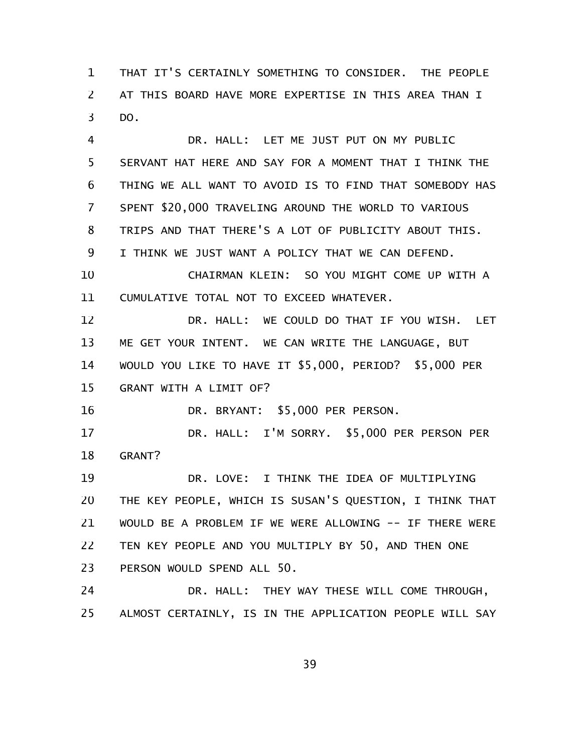THAT IT'S CERTAINLY SOMETHING TO CONSIDER. THE PEOPLE AT THIS BOARD HAVE MORE EXPERTISE IN THIS AREA THAN I DO.

DR. HALL: LET ME JUST PUT ON MY PUBLIC SERVANT HAT HERE AND SAY FOR A MOMENT THAT I THINK THE THING WE ALL WANT TO AVOID IS TO FIND THAT SOMEBODY HAS SPENT $20,000 TRAVELING AROUND THE WORLD TO VARIOUS TRIPS AND THAT THERE'S A LOT OF PUBLICITY ABOUT THIS. I THINK WE JUST WANT A POLICY THAT WE CAN DEFEND.

CHAIRMAN KLEIN: SO YOU MIGHT COME UP WITH A CUMULATIVE TOTAL NOT TO EXCEED WHATEVER.

DR. HALL: WE COULD DO THAT IF YOU WISH. LET ME GET YOUR INTENT. WE CAN WRITE THE LANGUAGE, BUT WOULD YOU LIKE TO HAVE IT $5,000, PERIOD? $5,000 PER GRANT WITH A LIMIT OF?

DR. BRYANT: $5,000 PER PERSON.

DR. HALL: I'M SORRY. $5,000 PER PERSON PER GRANT?

DR. LOVE: I THINK THE IDEA OF MULTIPLYING THE KEY PEOPLE, WHICH IS SUSAN'S QUESTION, I THINK THAT WOULD BE A PROBLEM IF WE WERE ALLOWING -- IF THERE WERE TEN KEY PEOPLE AND YOU MULTIPLY BY 50, AND THEN ONE PERSON WOULD SPEND ALL 50.

DR. HALL: THEY WAY THESE WILL COME THROUGH, ALMOST CERTAINLY, IS IN THE APPLICATION PEOPLE WILL SAY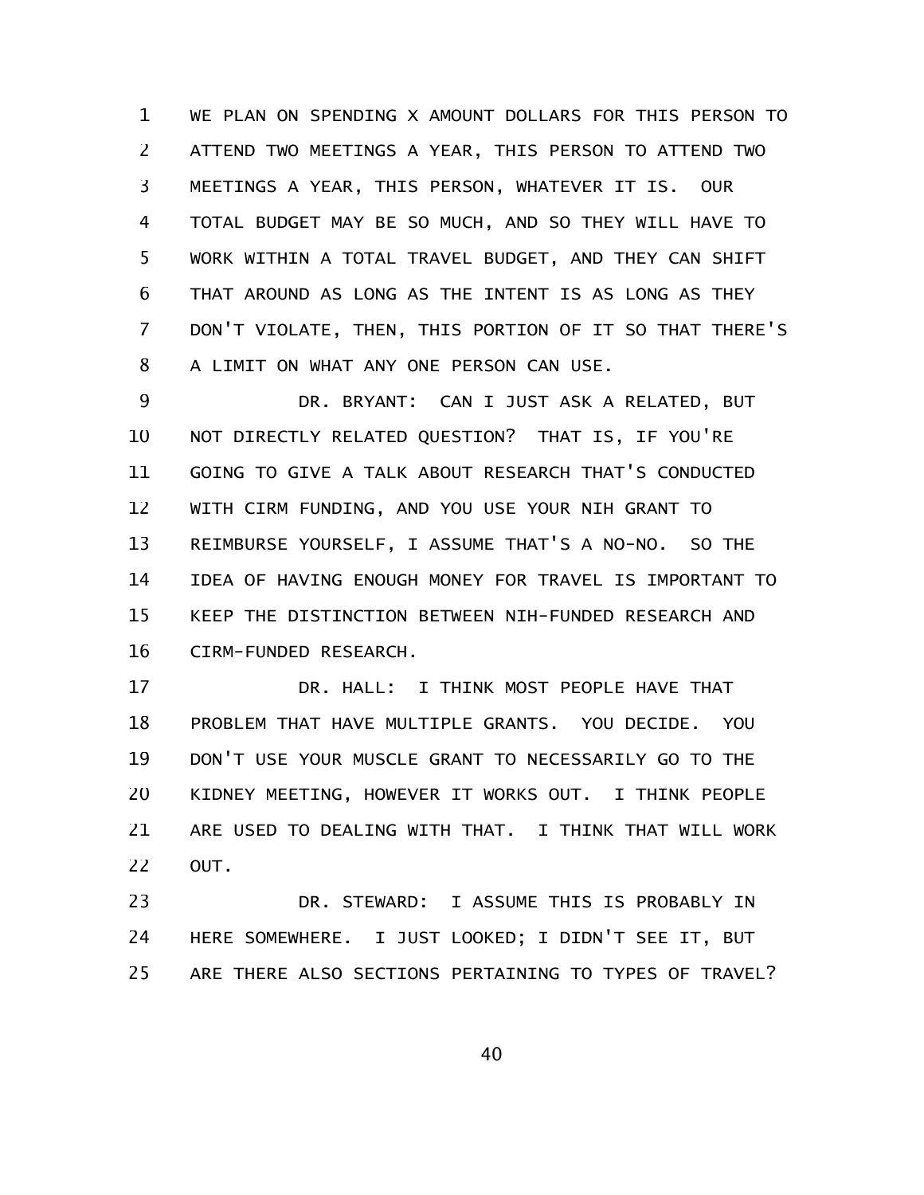WE PLAN ON SPENDING X AMOUNT DOLLARS FOR THIS PERSON TO ATTEND TWO MEETINGS A YEAR, THIS PERSON TO ATTEND TWO MEETINGS A YEAR, THIS PERSON, WHATEVER IT IS. OUR TOTAL BUDGET MAY BE SO MUCH, AND SO THEY WILL HAVE TO WORK WITHIN A TOTAL TRAVEL BUDGET, AND THEY CAN SHIFT THAT AROUND AS LONG AS THE INTENT IS AS LONG AS THEY DON'T VIOLATE, THEN, THIS PORTION OF IT SO THAT THERE'S A LIMIT ON WHAT ANY ONE PERSON CAN USE.

DR. BRYANT: CAN I JUST ASK A RELATED, BUT NOT DIRECTLY RELATED QUESTION? THAT IS, IF YOU'RE GOING TO GIVE A TALK ABOUT RESEARCH THAT'S CONDUCTED WITH CIRM FUNDING, AND YOU USE YOUR NIH GRANT TO REIMBURSE YOURSELF, I ASSUME THAT'S A NO-NO. SO THE IDEA OF HAVING ENOUGH MONEY FOR TRAVEL IS IMPORTANT TO KEEP THE DISTINCTION BETWEEN NIH-FUNDED RESEARCH AND CIRM-FUNDED RESEARCH.

DR. HALL: I THINK MOST PEOPLE HAVE THAT PROBLEM THAT HAVE MULTIPLE GRANTS. YOU DECIDE. YOU DON'T USE YOUR MUSCLE GRANT TO NECESSARILY GO TO THE KIDNEY MEETING, HOWEVER IT WORKS OUT. I THINK PEOPLE ARE USED TO DEALING WITH THAT. I THINK THAT WILL WORK OUT.

DR. STEWARD: I ASSUME THIS IS PROBABLY IN HERE SOMEWHERE. I JUST LOOKED; I DIDN'T SEE IT, BUT ARE THERE ALSO SECTIONS PERTAINING TO TYPES OF TRAVEL?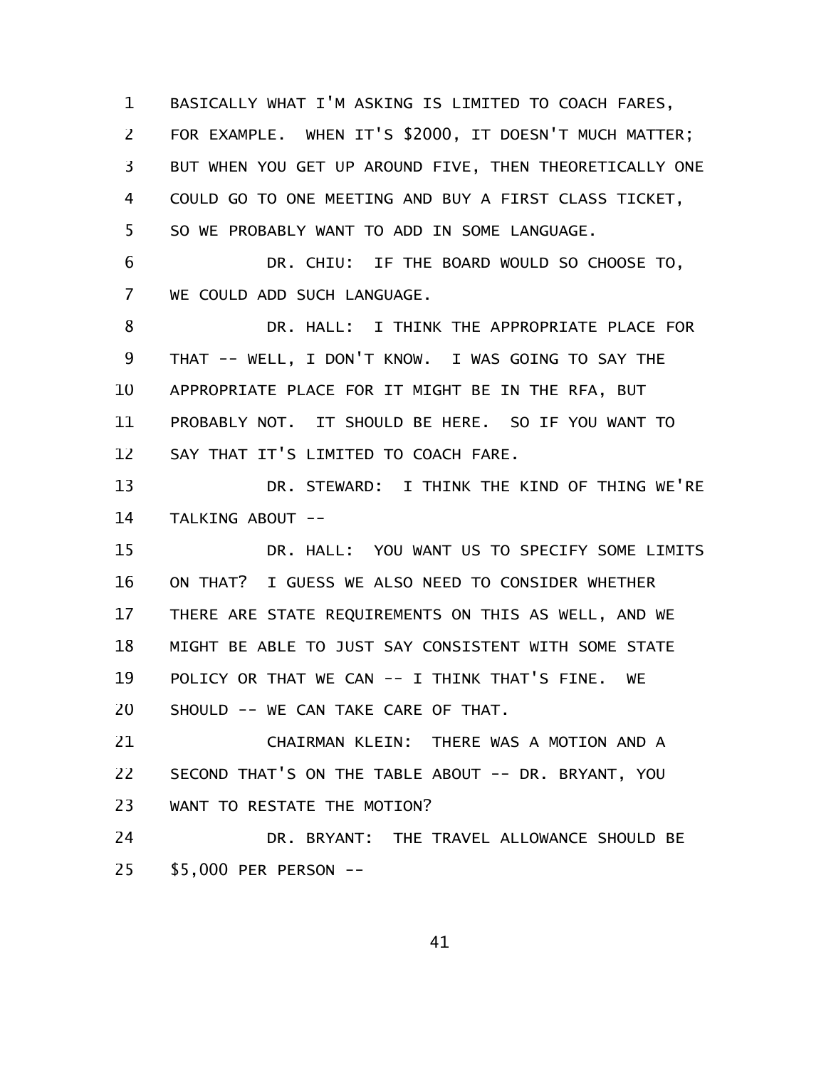BASICALLY WHAT I'M ASKING IS LIMITED TO COACH FARES, FOR EXAMPLE. WHEN IT'S $2000, IT DOESN'T MUCH MATTER; BUT WHEN YOU GET UP AROUND FIVE, THEN THEORETICALLY ONE COULD GO TO ONE MEETING AND BUY A FIRST CLASS TICKET, SO WE PROBABLY WANT TO ADD IN SOME LANGUAGE.

DR. CHIU: IF THE BOARD WOULD SO CHOOSE TO, WE COULD ADD SUCH LANGUAGE.

DR. HALL: I THINK THE APPROPRIATE PLACE FOR THAT -- WELL, I DON'T KNOW. I WAS GOING TO SAY THE APPROPRIATE PLACE FOR IT MIGHT BE IN THE RFA, BUT PROBABLY NOT. IT SHOULD BE HERE. SO IF YOU WANT TO SAY THAT IT'S LIMITED TO COACH FARE.

DR. STEWARD: I THINK THE KIND OF THING WE'RE TALKING ABOUT --

DR. HALL: YOU WANT US TO SPECIFY SOME LIMITS ON THAT? I GUESS WE ALSO NEED TO CONSIDER WHETHER THERE ARE STATE REQUIREMENTS ON THIS AS WELL, AND WE MIGHT BE ABLE TO JUST SAY CONSISTENT WITH SOME STATE POLICY OR THAT WE CAN -- I THINK THAT'S FINE. WE SHOULD -- WE CAN TAKE CARE OF THAT.

CHAIRMAN KLEIN: THERE WAS A MOTION AND A SECOND THAT'S ON THE TABLE ABOUT -- DR. BRYANT, YOU WANT TO RESTATE THE MOTION?

DR. BRYANT: THE TRAVEL ALLOWANCE SHOULD BE $5,000 PER PERSON --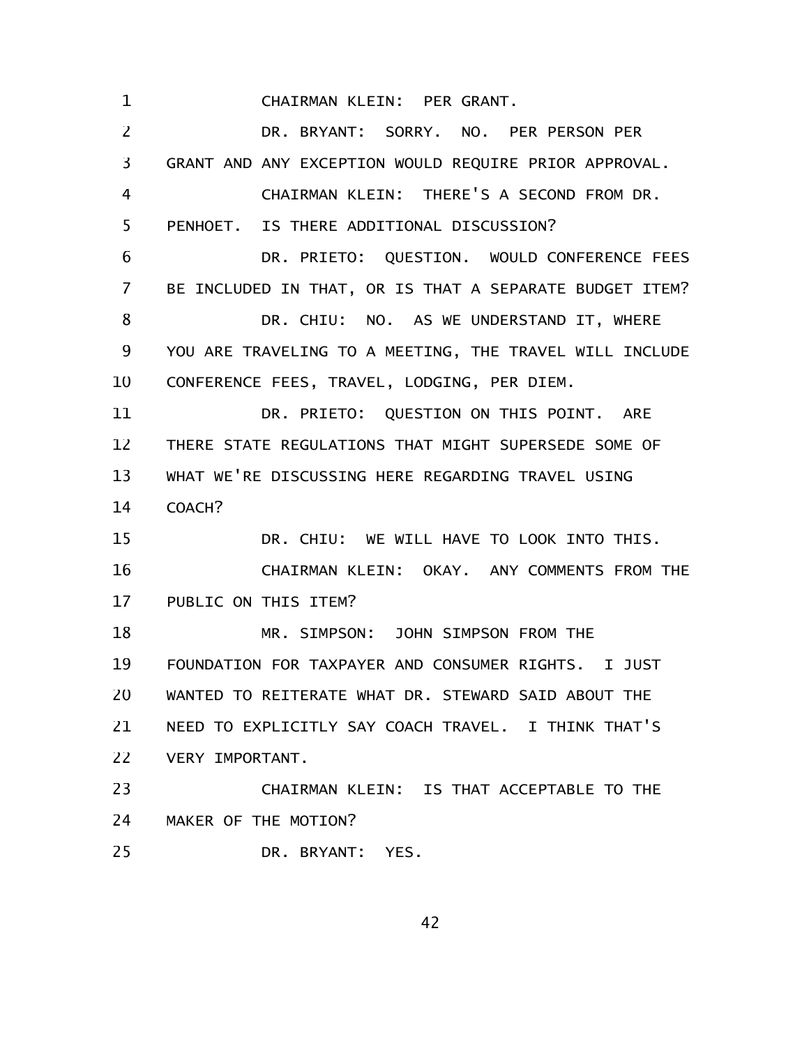CHAIRMAN KLEIN: PER GRANT.

DR. BRYANT: SORRY. NO. PER PERSON PER GRANT AND ANY EXCEPTION WOULD REQUIRE PRIOR APPROVAL.

CHAIRMAN KLEIN: THERE'S A SECOND FROM DR. PENHOET. IS THERE ADDITIONAL DISCUSSION?

DR. PRIETO: QUESTION. WOULD CONFERENCE FEES BE INCLUDED IN THAT, OR IS THAT A SEPARATE BUDGET ITEM?

DR. CHIU: NO. AS WE UNDERSTAND IT, WHERE YOU ARE TRAVELING TO A MEETING, THE TRAVEL WILL INCLUDE CONFERENCE FEES, TRAVEL, LODGING, PER DIEM.

DR. PRIETO: QUESTION ON THIS POINT. ARE THERE STATE REGULATIONS THAT MIGHT SUPERSEDE SOME OF WHAT WE'RE DISCUSSING HERE REGARDING TRAVEL USING COACH?

DR. CHIU: WE WILL HAVE TO LOOK INTO THIS.

CHAIRMAN KLEIN: OKAY. ANY COMMENTS FROM THE PUBLIC ON THIS ITEM?

MR. SIMPSON: JOHN SIMPSON FROM THE FOUNDATION FOR TAXPAYER AND CONSUMER RIGHTS. I JUST WANTED TO REITERATE WHAT DR. STEWARD SAID ABOUT THE NEED TO EXPLICITLY SAY COACH TRAVEL. I THINK THAT'S VERY IMPORTANT.

CHAIRMAN KLEIN: IS THAT ACCEPTABLE TO THE MAKER OF THE MOTION?

DR. BRYANT: YES.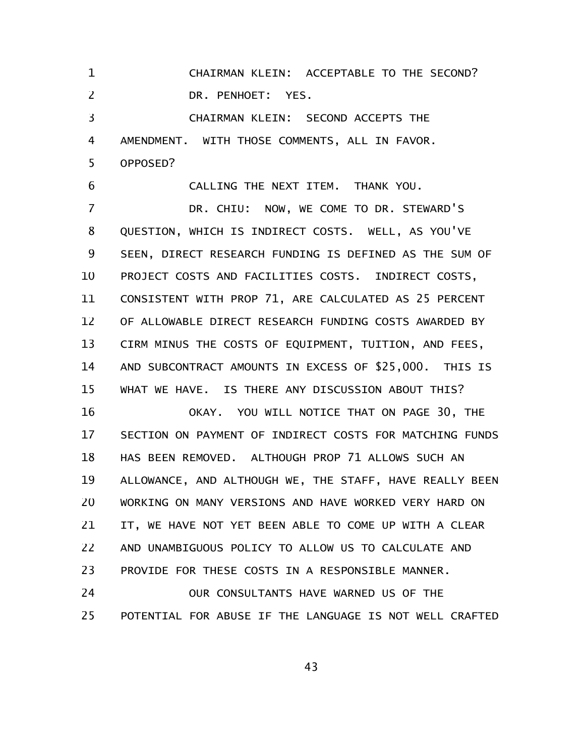CHAIRMAN KLEIN: ACCEPTABLE TO THE SECOND?

DR. PENHOET: YES.

CHAIRMAN KLEIN: SECOND ACCEPTS THE AMENDMENT. WITH THOSE COMMENTS, ALL IN FAVOR. OPPOSED?

CALLING THE NEXT ITEM. THANK YOU.

DR. CHIU: NOW, WE COME TO DR. STEWARD'S QUESTION, WHICH IS INDIRECT COSTS. WELL, AS YOU'VE SEEN, DIRECT RESEARCH FUNDING IS DEFINED AS THE SUM OF PROJECT COSTS AND FACILITIES COSTS. INDIRECT COSTS, CONSISTENT WITH PROP 71, ARE CALCULATED AS 25 PERCENT OF ALLOWABLE DIRECT RESEARCH FUNDING COSTS AWARDED BY CIRM MINUS THE COSTS OF EQUIPMENT, TUITION, AND FEES, AND SUBCONTRACT AMOUNTS IN EXCESS OF $25,000. THIS IS WHAT WE HAVE. IS THERE ANY DISCUSSION ABOUT THIS?

OKAY. YOU WILL NOTICE THAT ON PAGE 30, THE SECTION ON PAYMENT OF INDIRECT COSTS FOR MATCHING FUNDS HAS BEEN REMOVED. ALTHOUGH PROP 71 ALLOWS SUCH AN ALLOWANCE, AND ALTHOUGH WE, THE STAFF, HAVE REALLY BEEN WORKING ON MANY VERSIONS AND HAVE WORKED VERY HARD ON IT, WE HAVE NOT YET BEEN ABLE TO COME UP WITH A CLEAR AND UNAMBIGUOUS POLICY TO ALLOW US TO CALCULATE AND PROVIDE FOR THESE COSTS IN A RESPONSIBLE MANNER.

OUR CONSULTANTS HAVE WARNED US OF THE POTENTIAL FOR ABUSE IF THE LANGUAGE IS NOT WELL CRAFTED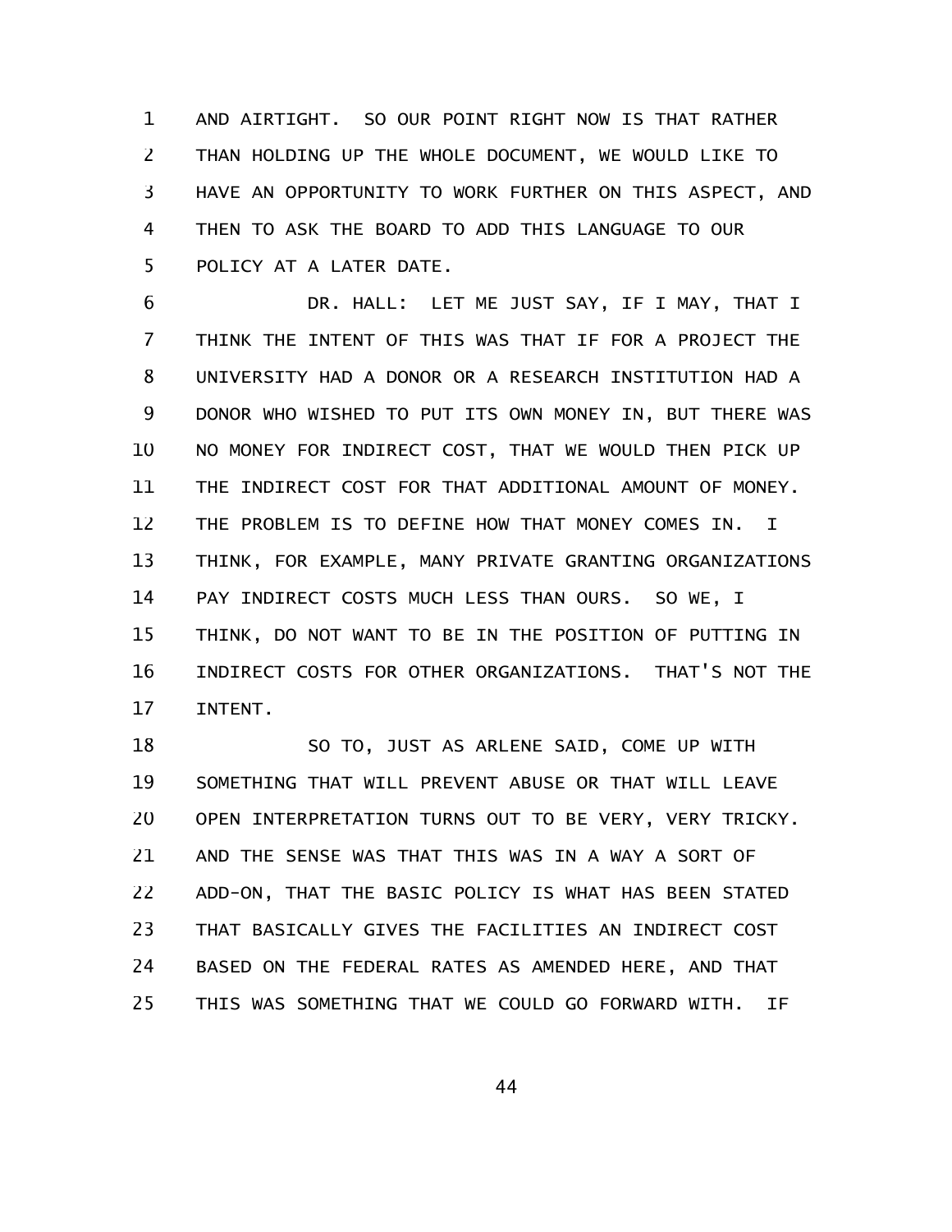AND AIRTIGHT. SO OUR POINT RIGHT NOW IS THAT RATHER THAN HOLDING UP THE WHOLE DOCUMENT, WE WOULD LIKE TO HAVE AN OPPORTUNITY TO WORK FURTHER ON THIS ASPECT, AND THEN TO ASK THE BOARD TO ADD THIS LANGUAGE TO OUR POLICY AT A LATER DATE.

DR. HALL: LET ME JUST SAY, IF I MAY, THAT I THINK THE INTENT OF THIS WAS THAT IF FOR A PROJECT THE UNIVERSITY HAD A DONOR OR A RESEARCH INSTITUTION HAD A DONOR WHO WISHED TO PUT ITS OWN MONEY IN, BUT THERE WAS NO MONEY FOR INDIRECT COST, THAT WE WOULD THEN PICK UP THE INDIRECT COST FOR THAT ADDITIONAL AMOUNT OF MONEY. THE PROBLEM IS TO DEFINE HOW THAT MONEY COMES IN. I THINK, FOR EXAMPLE, MANY PRIVATE GRANTING ORGANIZATIONS PAY INDIRECT COSTS MUCH LESS THAN OURS. SO WE, I THINK, DO NOT WANT TO BE IN THE POSITION OF PUTTING IN INDIRECT COSTS FOR OTHER ORGANIZATIONS. THAT'S NOT THE INTENT.

SO TO, JUST AS ARLENE SAID, COME UP WITH SOMETHING THAT WILL PREVENT ABUSE OR THAT WILL LEAVE OPEN INTERPRETATION TURNS OUT TO BE VERY, VERY TRICKY. AND THE SENSE WAS THAT THIS WAS IN A WAY A SORT OF ADD-ON, THAT THE BASIC POLICY IS WHAT HAS BEEN STATED THAT BASICALLY GIVES THE FACILITIES AN INDIRECT COST BASED ON THE FEDERAL RATES AS AMENDED HERE, AND THAT THIS WAS SOMETHING THAT WE COULD GO FORWARD WITH. IF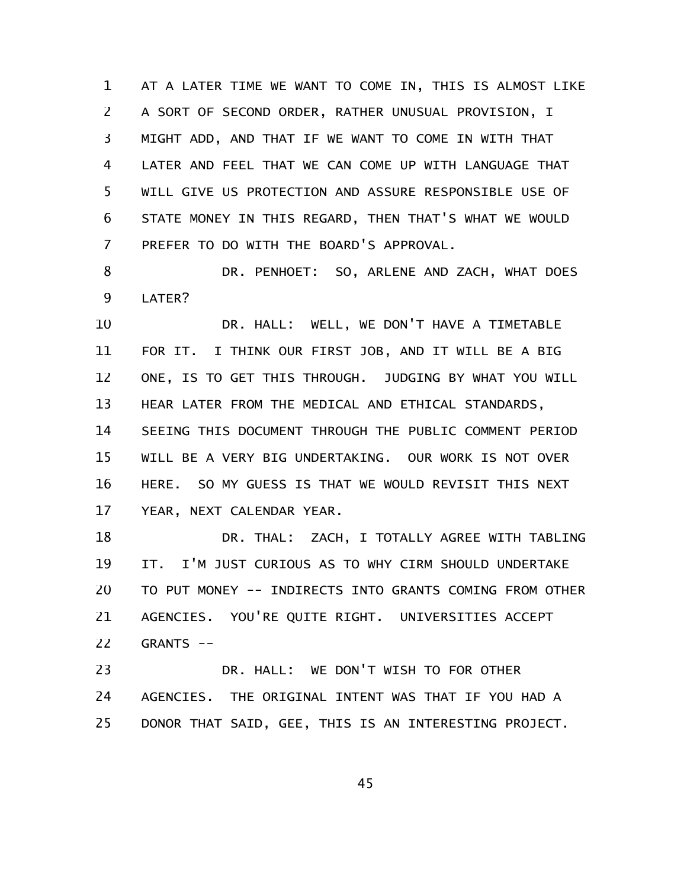AT A LATER TIME WE WANT TO COME IN, THIS IS ALMOST LIKE A SORT OF SECOND ORDER, RATHER UNUSUAL PROVISION, I MIGHT ADD, AND THAT IF WE WANT TO COME IN WITH THAT LATER AND FEEL THAT WE CAN COME UP WITH LANGUAGE THAT WILL GIVE US PROTECTION AND ASSURE RESPONSIBLE USE OF STATE MONEY IN THIS REGARD, THEN THAT'S WHAT WE WOULD PREFER TO DO WITH THE BOARD'S APPROVAL.

DR. PENHOET: SO, ARLENE AND ZACH, WHAT DOES LATER?

DR. HALL: WELL, WE DON'T HAVE A TIMETABLE FOR IT. I THINK OUR FIRST JOB, AND IT WILL BE A BIG ONE, IS TO GET THIS THROUGH. JUDGING BY WHAT YOU WILL HEAR LATER FROM THE MEDICAL AND ETHICAL STANDARDS, SEEING THIS DOCUMENT THROUGH THE PUBLIC COMMENT PERIOD WILL BE A VERY BIG UNDERTAKING. OUR WORK IS NOT OVER HERE. SO MY GUESS IS THAT WE WOULD REVISIT THIS NEXT YEAR, NEXT CALENDAR YEAR.

DR. THAL: ZACH, I TOTALLY AGREE WITH TABLING IT. I'M JUST CURIOUS AS TO WHY CIRM SHOULD UNDERTAKE TO PUT MONEY -- INDIRECTS INTO GRANTS COMING FROM OTHER AGENCIES. YOU'RE QUITE RIGHT. UNIVERSITIES ACCEPT GRANTS --

DR. HALL: WE DON'T WISH TO FOR OTHER AGENCIES. THE ORIGINAL INTENT WAS THAT IF YOU HAD A DONOR THAT SAID, GEE, THIS IS AN INTERESTING PROJECT.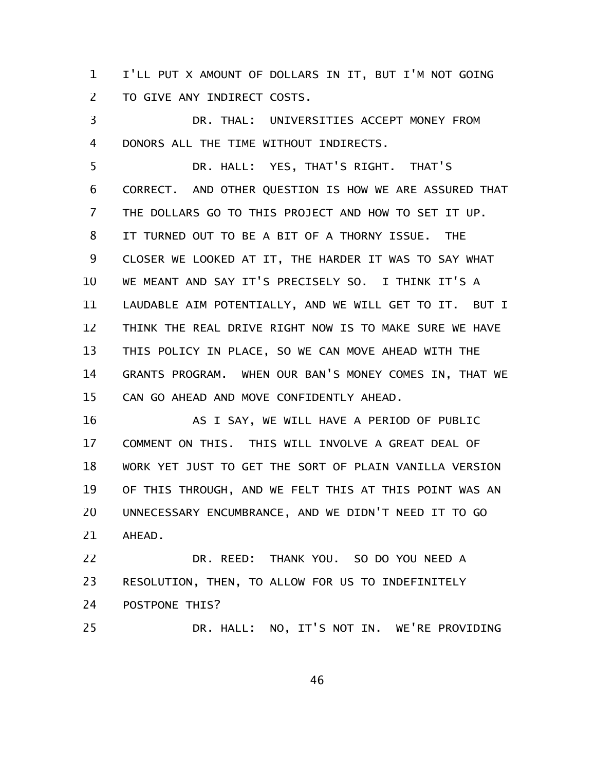I'LL PUT X AMOUNT OF DOLLARS IN IT, BUT I'M NOT GOING TO GIVE ANY INDIRECT COSTS.

DR. THAL: UNIVERSITIES ACCEPT MONEY FROM DONORS ALL THE TIME WITHOUT INDIRECTS.

DR. HALL: YES, THAT'S RIGHT. THAT'S CORRECT. AND OTHER QUESTION IS HOW WE ARE ASSURED THAT THE DOLLARS GO TO THIS PROJECT AND HOW TO SET IT UP. IT TURNED OUT TO BE A BIT OF A THORNY ISSUE. THE CLOSER WE LOOKED AT IT, THE HARDER IT WAS TO SAY WHAT WE MEANT AND SAY IT'S PRECISELY SO. I THINK IT'S A LAUDABLE AIM POTENTIALLY, AND WE WILL GET TO IT. BUT I THINK THE REAL DRIVE RIGHT NOW IS TO MAKE SURE WE HAVE THIS POLICY IN PLACE, SO WE CAN MOVE AHEAD WITH THE GRANTS PROGRAM. WHEN OUR BAN'S MONEY COMES IN, THAT WE CAN GO AHEAD AND MOVE CONFIDENTLY AHEAD.

AS I SAY, WE WILL HAVE A PERIOD OF PUBLIC COMMENT ON THIS. THIS WILL INVOLVE A GREAT DEAL OF WORK YET JUST TO GET THE SORT OF PLAIN VANILLA VERSION OF THIS THROUGH, AND WE FELT THIS AT THIS POINT WAS AN UNNECESSARY ENCUMBRANCE, AND WE DIDN'T NEED IT TO GO AHEAD.

DR. REED: THANK YOU. SO DO YOU NEED A RESOLUTION, THEN, TO ALLOW FOR US TO INDEFINITELY POSTPONE THIS?

DR. HALL: NO, IT'S NOT IN. WE'RE PROVIDING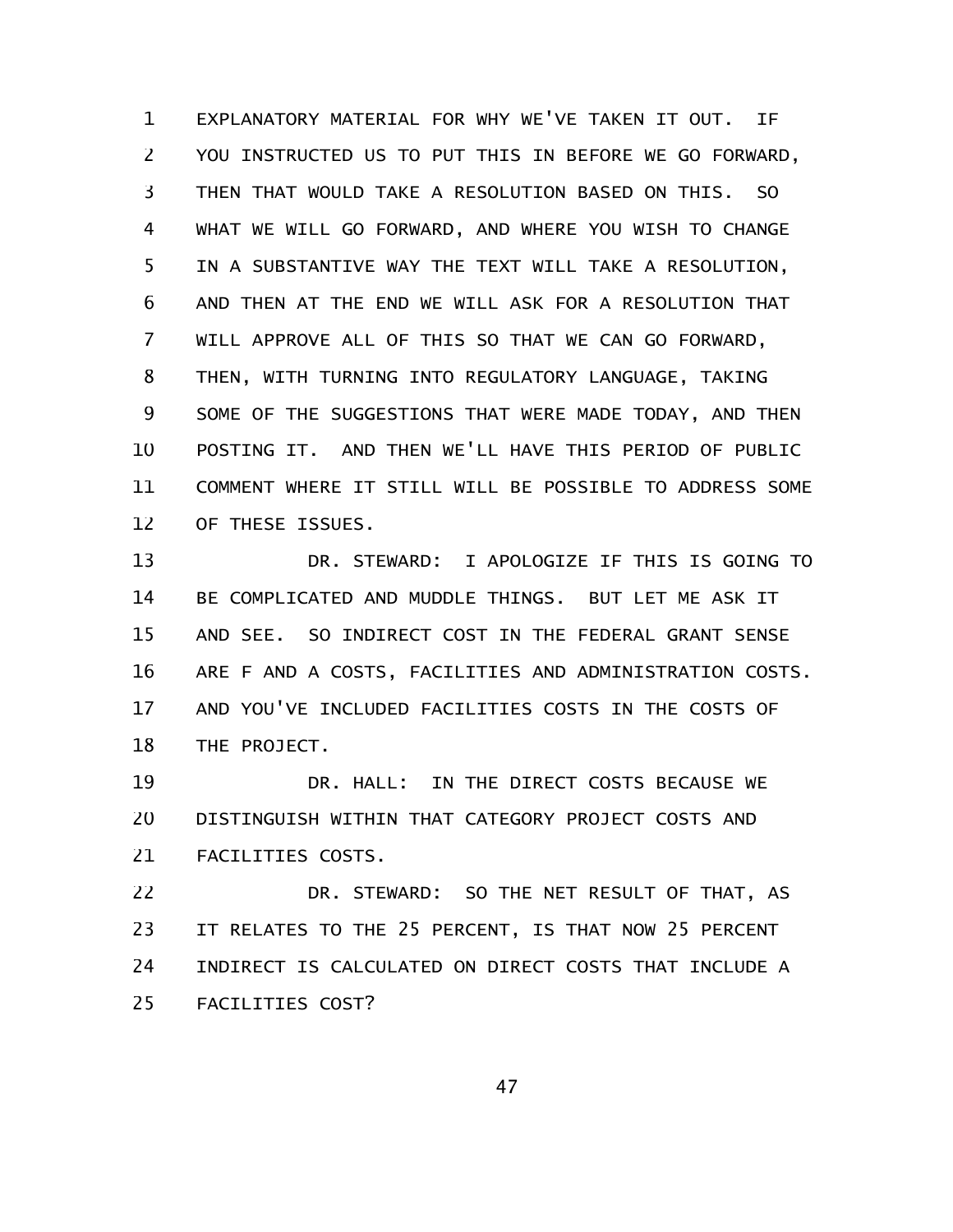EXPLANATORY MATERIAL FOR WHY WE'VE TAKEN IT OUT. IF YOU INSTRUCTED US TO PUT THIS IN BEFORE WE GO FORWARD, THEN THAT WOULD TAKE A RESOLUTION BASED ON THIS. SO WHAT WE WILL GO FORWARD, AND WHERE YOU WISH TO CHANGE IN A SUBSTANTIVE WAY THE TEXT WILL TAKE A RESOLUTION, AND THEN AT THE END WE WILL ASK FOR A RESOLUTION THAT WILL APPROVE ALL OF THIS SO THAT WE CAN GO FORWARD, THEN, WITH TURNING INTO REGULATORY LANGUAGE, TAKING SOME OF THE SUGGESTIONS THAT WERE MADE TODAY, AND THEN POSTING IT. AND THEN WE'LL HAVE THIS PERIOD OF PUBLIC COMMENT WHERE IT STILL WILL BE POSSIBLE TO ADDRESS SOME OF THESE ISSUES.

DR. STEWARD: I APOLOGIZE IF THIS IS GOING TO BE COMPLICATED AND MUDDLE THINGS. BUT LET ME ASK IT AND SEE. SO INDIRECT COST IN THE FEDERAL GRANT SENSE ARE F AND A COSTS, FACILITIES AND ADMINISTRATION COSTS. AND YOU'VE INCLUDED FACILITIES COSTS IN THE COSTS OF THE PROJECT.

DR. HALL: IN THE DIRECT COSTS BECAUSE WE DISTINGUISH WITHIN THAT CATEGORY PROJECT COSTS AND FACILITIES COSTS.

DR. STEWARD: SO THE NET RESULT OF THAT, AS IT RELATES TO THE 25 PERCENT, IS THAT NOW 25 PERCENT INDIRECT IS CALCULATED ON DIRECT COSTS THAT INCLUDE A FACILITIES COST?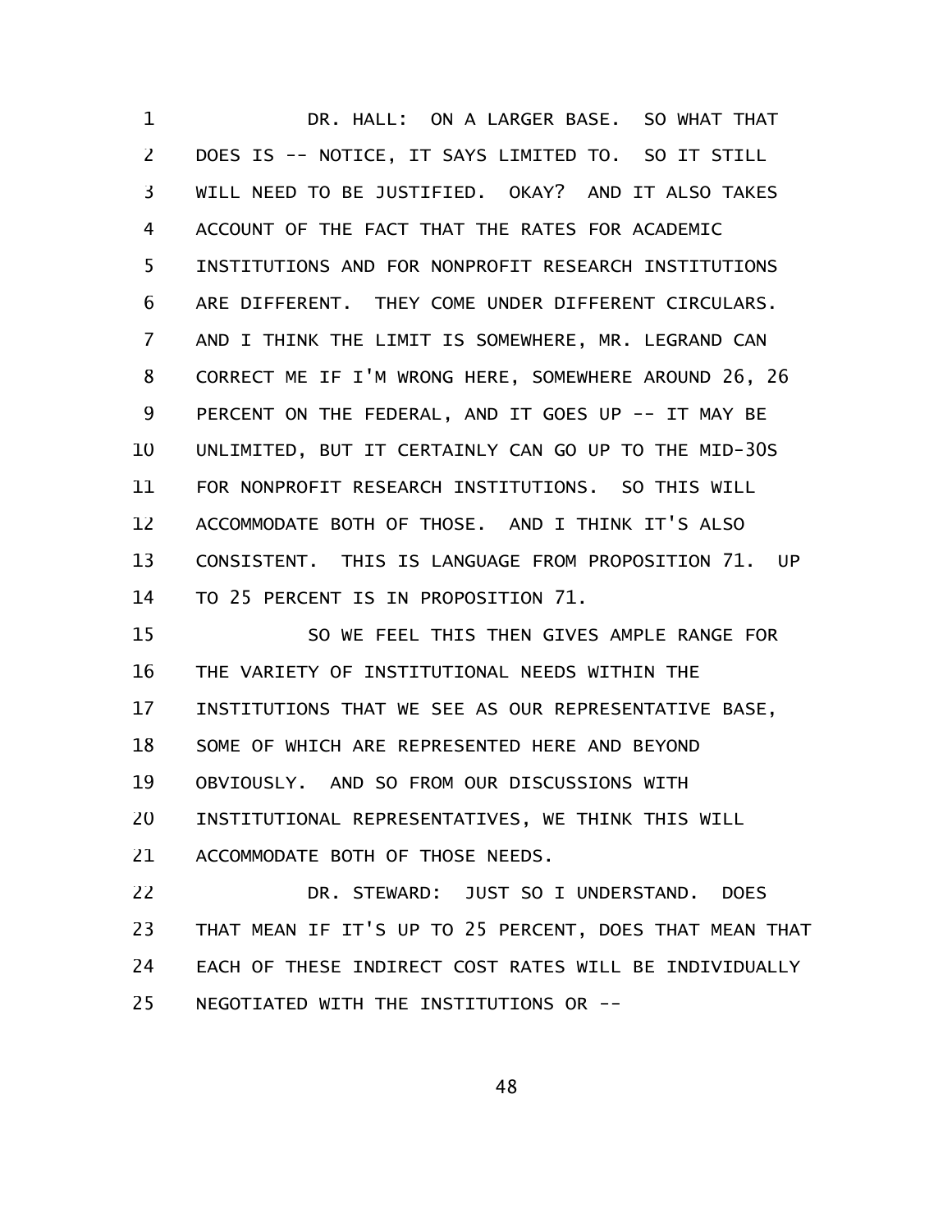DR. HALL: ON A LARGER BASE. SO WHAT THAT DOES IS -- NOTICE, IT SAYS LIMITED TO. SO IT STILL WILL NEED TO BE JUSTIFIED. OKAY? AND IT ALSO TAKES ACCOUNT OF THE FACT THAT THE RATES FOR ACADEMIC INSTITUTIONS AND FOR NONPROFIT RESEARCH INSTITUTIONS ARE DIFFERENT. THEY COME UNDER DIFFERENT CIRCULARS. AND I THINK THE LIMIT IS SOMEWHERE, MR. LEGRAND CAN CORRECT ME IF I'M WRONG HERE, SOMEWHERE AROUND 26, 26 PERCENT ON THE FEDERAL, AND IT GOES UP -- IT MAY BE UNLIMITED, BUT IT CERTAINLY CAN GO UP TO THE MID-30S FOR NONPROFIT RESEARCH INSTITUTIONS. SO THIS WILL ACCOMMODATE BOTH OF THOSE. AND I THINK IT'S ALSO CONSISTENT. THIS IS LANGUAGE FROM PROPOSITION 71. UP TO 25 PERCENT IS IN PROPOSITION 71.

SO WE FEEL THIS THEN GIVES AMPLE RANGE FOR THE VARIETY OF INSTITUTIONAL NEEDS WITHIN THE INSTITUTIONS THAT WE SEE AS OUR REPRESENTATIVE BASE, SOME OF WHICH ARE REPRESENTED HERE AND BEYOND OBVIOUSLY. AND SO FROM OUR DISCUSSIONS WITH INSTITUTIONAL REPRESENTATIVES, WE THINK THIS WILL ACCOMMODATE BOTH OF THOSE NEEDS.

DR. STEWARD: JUST SO I UNDERSTAND. DOES THAT MEAN IF IT'S UP TO 25 PERCENT, DOES THAT MEAN THAT EACH OF THESE INDIRECT COST RATES WILL BE INDIVIDUALLY NEGOTIATED WITH THE INSTITUTIONS OR --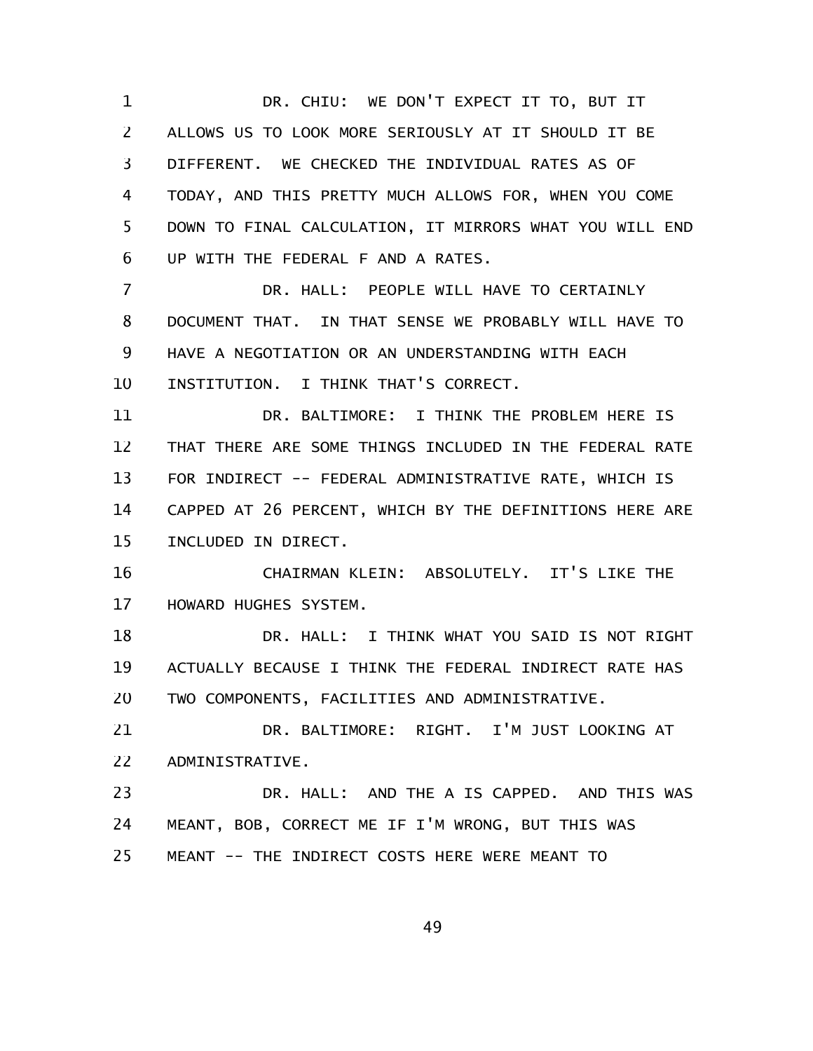DR. CHIU: WE DON'T EXPECT IT TO, BUT IT ALLOWS US TO LOOK MORE SERIOUSLY AT IT SHOULD IT BE DIFFERENT. WE CHECKED THE INDIVIDUAL RATES AS OF TODAY, AND THIS PRETTY MUCH ALLOWS FOR, WHEN YOU COME DOWN TO FINAL CALCULATION, IT MIRRORS WHAT YOU WILL END UP WITH THE FEDERAL F AND A RATES.

DR. HALL: PEOPLE WILL HAVE TO CERTAINLY DOCUMENT THAT. IN THAT SENSE WE PROBABLY WILL HAVE TO HAVE A NEGOTIATION OR AN UNDERSTANDING WITH EACH INSTITUTION. I THINK THAT'S CORRECT.

DR. BALTIMORE: I THINK THE PROBLEM HERE IS THAT THERE ARE SOME THINGS INCLUDED IN THE FEDERAL RATE FOR INDIRECT -- FEDERAL ADMINISTRATIVE RATE, WHICH IS CAPPED AT 26 PERCENT, WHICH BY THE DEFINITIONS HERE ARE INCLUDED IN DIRECT.

CHAIRMAN KLEIN: ABSOLUTELY. IT'S LIKE THE HOWARD HUGHES SYSTEM.

DR. HALL: I THINK WHAT YOU SAID IS NOT RIGHT ACTUALLY BECAUSE I THINK THE FEDERAL INDIRECT RATE HAS TWO COMPONENTS, FACILITIES AND ADMINISTRATIVE.

DR. BALTIMORE: RIGHT. I'M JUST LOOKING AT ADMINISTRATIVE.

DR. HALL: AND THE A IS CAPPED. AND THIS WAS MEANT, BOB, CORRECT ME IF I'M WRONG, BUT THIS WAS MEANT -- THE INDIRECT COSTS HERE WERE MEANT TO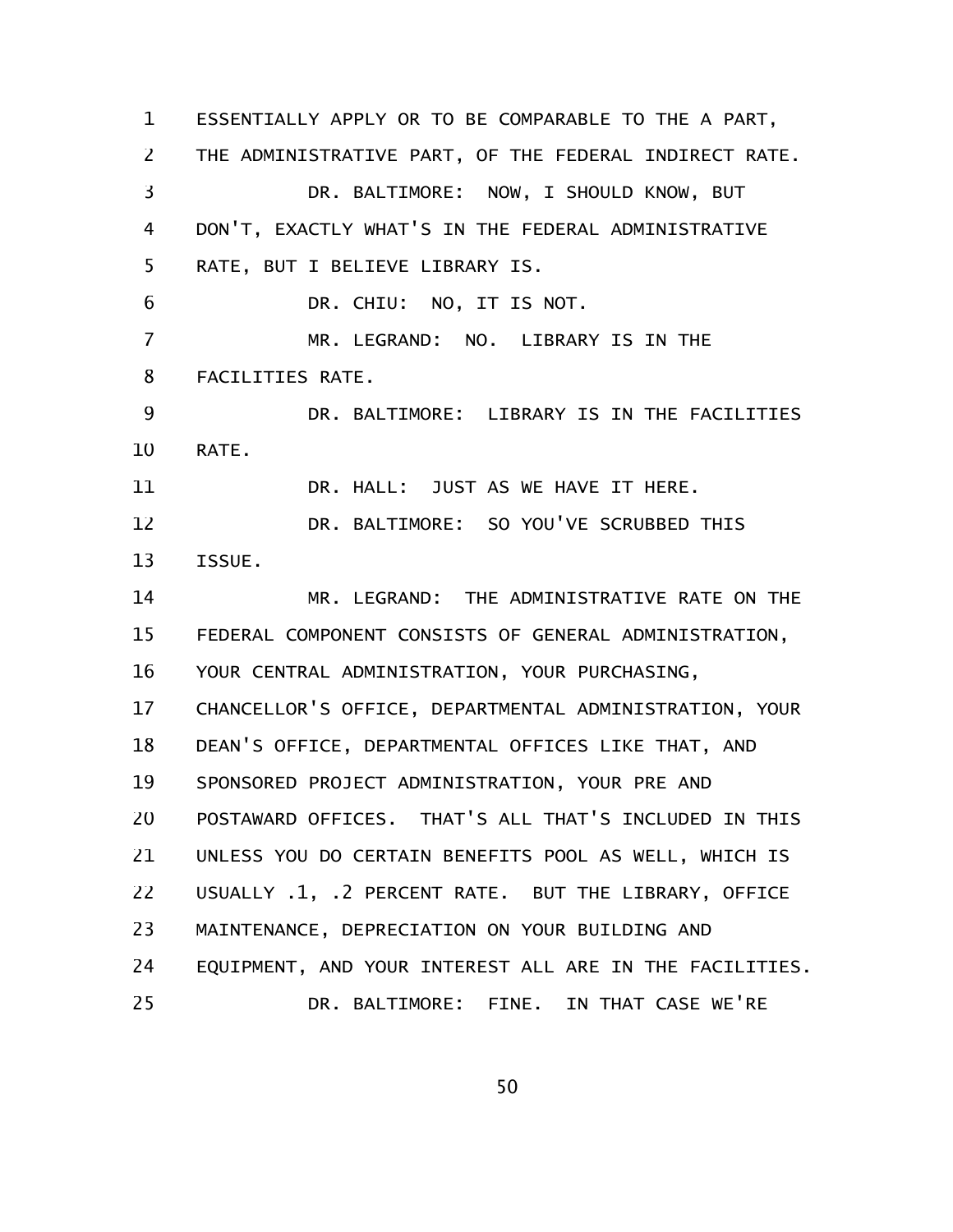ESSENTIALLY APPLY OR TO BE COMPARABLE TO THE A PART, THE ADMINISTRATIVE PART, OF THE FEDERAL INDIRECT RATE.

DR. BALTIMORE: NOW, I SHOULD KNOW, BUT DON'T, EXACTLY WHAT'S IN THE FEDERAL ADMINISTRATIVE RATE, BUT I BELIEVE LIBRARY IS.

DR. CHIU: NO, IT IS NOT.

MR. LEGRAND: NO. LIBRARY IS IN THE FACILITIES RATE.

DR. BALTIMORE: LIBRARY IS IN THE FACILITIES RATE.

DR. HALL: JUST AS WE HAVE IT HERE.

DR. BALTIMORE: SO YOU'VE SCRUBBED THIS ISSUE.

MR. LEGRAND: THE ADMINISTRATIVE RATE ON THE FEDERAL COMPONENT CONSISTS OF GENERAL ADMINISTRATION, YOUR CENTRAL ADMINISTRATION, YOUR PURCHASING, CHANCELLOR'S OFFICE, DEPARTMENTAL ADMINISTRATION, YOUR DEAN'S OFFICE, DEPARTMENTAL OFFICES LIKE THAT, AND SPONSORED PROJECT ADMINISTRATION, YOUR PRE AND POSTAWARD OFFICES. THAT'S ALL THAT'S INCLUDED IN THIS UNLESS YOU DO CERTAIN BENEFITS POOL AS WELL, WHICH IS USUALLY .1, .2 PERCENT RATE. BUT THE LIBRARY, OFFICE MAINTENANCE, DEPRECIATION ON YOUR BUILDING AND EQUIPMENT, AND YOUR INTEREST ALL ARE IN THE FACILITIES.

DR. BALTIMORE: FINE. IN THAT CASE WE'RE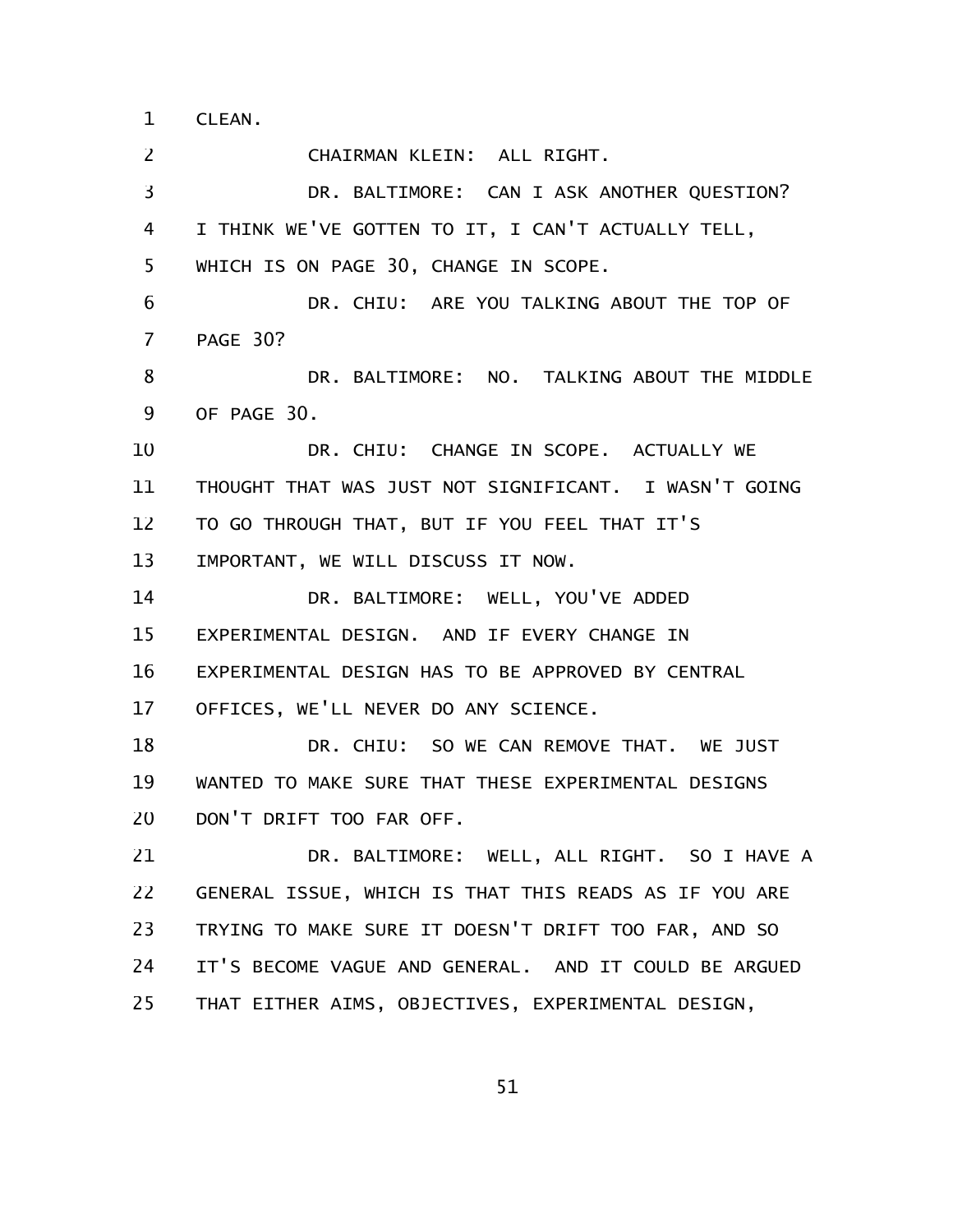CLEAN.

CHAIRMAN KLEIN: ALL RIGHT.

DR. BALTIMORE: CAN I ASK ANOTHER QUESTION? I THINK WE'VE GOTTEN TO IT, I CAN'T ACTUALLY TELL, WHICH IS ON PAGE 30, CHANGE IN SCOPE.

DR. CHIU: ARE YOU TALKING ABOUT THE TOP OF PAGE 30?

DR. BALTIMORE: NO. TALKING ABOUT THE MIDDLE OF PAGE 30.

DR. CHIU: CHANGE IN SCOPE. ACTUALLY WE THOUGHT THAT WAS JUST NOT SIGNIFICANT. I WASN'T GOING TO GO THROUGH THAT, BUT IF YOU FEEL THAT IT'S IMPORTANT, WE WILL DISCUSS IT NOW.

DR. BALTIMORE: WELL, YOU'VE ADDED EXPERIMENTAL DESIGN. AND IF EVERY CHANGE IN EXPERIMENTAL DESIGN HAS TO BE APPROVED BY CENTRAL OFFICES, WE'LL NEVER DO ANY SCIENCE.

DR. CHIU: SO WE CAN REMOVE THAT. WE JUST WANTED TO MAKE SURE THAT THESE EXPERIMENTAL DESIGNS DON'T DRIFT TOO FAR OFF.

DR. BALTIMORE: WELL, ALL RIGHT. SO I HAVE A GENERAL ISSUE, WHICH IS THAT THIS READS AS IF YOU ARE TRYING TO MAKE SURE IT DOESN'T DRIFT TOO FAR, AND SO IT'S BECOME VAGUE AND GENERAL. AND IT COULD BE ARGUED THAT EITHER AIMS, OBJECTIVES, EXPERIMENTAL DESIGN,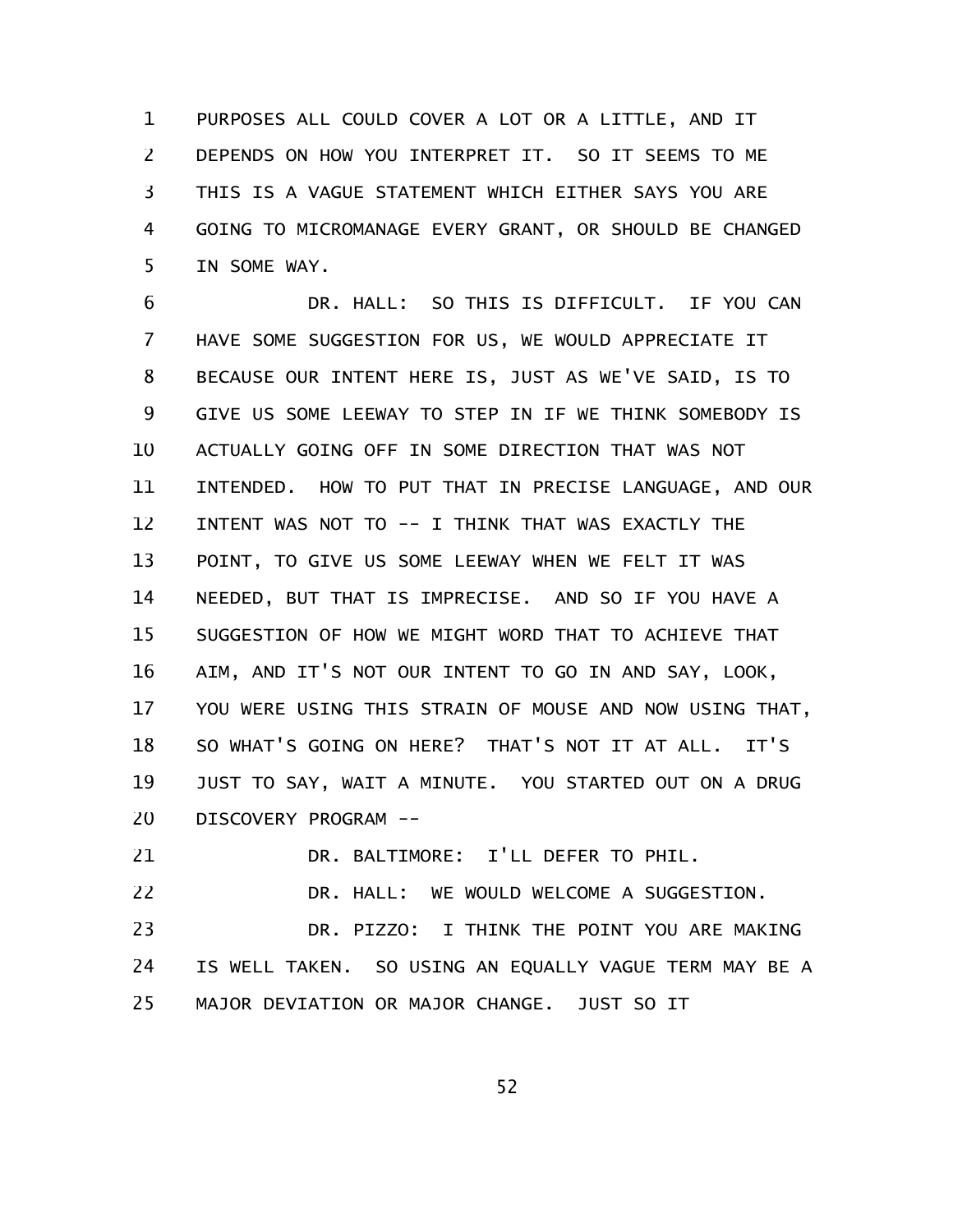PURPOSES ALL COULD COVER A LOT OR A LITTLE, AND IT DEPENDS ON HOW YOU INTERPRET IT. SO IT SEEMS TO ME THIS IS A VAGUE STATEMENT WHICH EITHER SAYS YOU ARE GOING TO MICROMANAGE EVERY GRANT, OR SHOULD BE CHANGED IN SOME WAY.

DR. HALL: SO THIS IS DIFFICULT. IF YOU CAN HAVE SOME SUGGESTION FOR US, WE WOULD APPRECIATE IT BECAUSE OUR INTENT HERE IS, JUST AS WE'VE SAID, IS TO GIVE US SOME LEEWAY TO STEP IN IF WE THINK SOMEBODY IS ACTUALLY GOING OFF IN SOME DIRECTION THAT WAS NOT INTENDED. HOW TO PUT THAT IN PRECISE LANGUAGE, AND OUR INTENT WAS NOT TO -- I THINK THAT WAS EXACTLY THE POINT, TO GIVE US SOME LEEWAY WHEN WE FELT IT WAS NEEDED, BUT THAT IS IMPRECISE. AND SO IF YOU HAVE A SUGGESTION OF HOW WE MIGHT WORD THAT TO ACHIEVE THAT AIM, AND IT'S NOT OUR INTENT TO GO IN AND SAY, LOOK, YOU WERE USING THIS STRAIN OF MOUSE AND NOW USING THAT, SO WHAT'S GOING ON HERE? THAT'S NOT IT AT ALL. IT'S JUST TO SAY, WAIT A MINUTE. YOU STARTED OUT ON A DRUG DISCOVERY PROGRAM --

DR. BALTIMORE: I'LL DEFER TO PHIL.

DR. HALL: WE WOULD WELCOME A SUGGESTION.

DR. PIZZO: I THINK THE POINT YOU ARE MAKING IS WELL TAKEN. SO USING AN EQUALLY VAGUE TERM MAY BE A MAJOR DEVIATION OR MAJOR CHANGE. JUST SO IT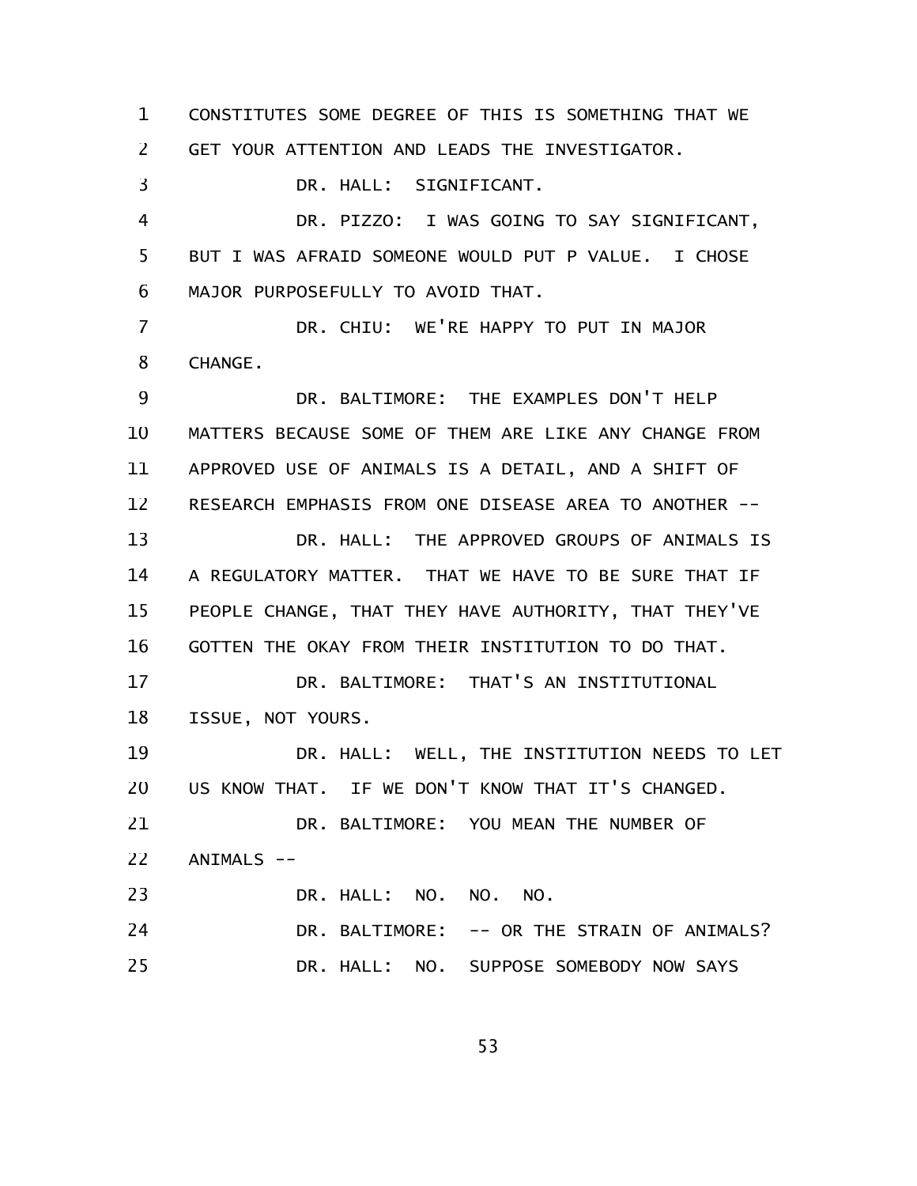CONSTITUTES SOME DEGREE OF THIS IS SOMETHING THAT WE GET YOUR ATTENTION AND LEADS THE INVESTIGATOR.

DR. HALL: SIGNIFICANT.

DR. PIZZO: I WAS GOING TO SAY SIGNIFICANT, BUT I WAS AFRAID SOMEONE WOULD PUT P VALUE. I CHOSE MAJOR PURPOSEFULLY TO AVOID THAT.

DR. CHIU: WE'RE HAPPY TO PUT IN MAJOR CHANGE.

DR. BALTIMORE: THE EXAMPLES DON'T HELP MATTERS BECAUSE SOME OF THEM ARE LIKE ANY CHANGE FROM APPROVED USE OF ANIMALS IS A DETAIL, AND A SHIFT OF RESEARCH EMPHASIS FROM ONE DISEASE AREA TO ANOTHER --

DR. HALL: THE APPROVED GROUPS OF ANIMALS IS A REGULATORY MATTER. THAT WE HAVE TO BE SURE THAT IF PEOPLE CHANGE, THAT THEY HAVE AUTHORITY, THAT THEY'VE GOTTEN THE OKAY FROM THEIR INSTITUTION TO DO THAT.

DR. BALTIMORE: THAT'S AN INSTITUTIONAL ISSUE, NOT YOURS.

DR. HALL: WELL, THE INSTITUTION NEEDS TO LET US KNOW THAT. IF WE DON'T KNOW THAT IT'S CHANGED.

DR. BALTIMORE: YOU MEAN THE NUMBER OF ANIMALS --

DR. HALL: NO. NO. NO.

DR. BALTIMORE: -- OR THE STRAIN OF ANIMALS?

DR. HALL: NO. SUPPOSE SOMEBODY NOW SAYS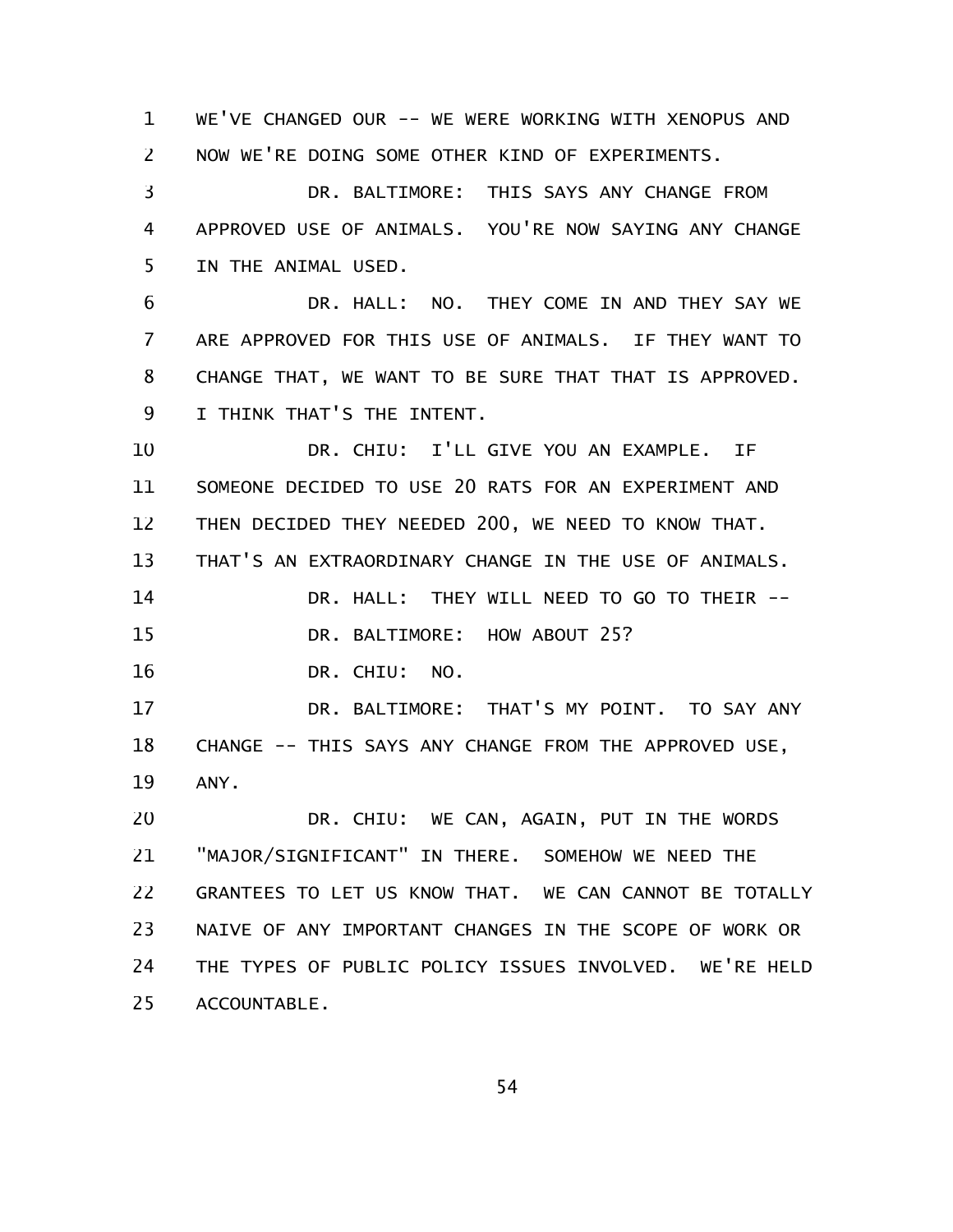WE'VE CHANGED OUR -- WE WERE WORKING WITH XENOPUS AND NOW WE'RE DOING SOME OTHER KIND OF EXPERIMENTS.

DR. BALTIMORE: THIS SAYS ANY CHANGE FROM APPROVED USE OF ANIMALS. YOU'RE NOW SAYING ANY CHANGE IN THE ANIMAL USED.

DR. HALL: NO. THEY COME IN AND THEY SAY WE ARE APPROVED FOR THIS USE OF ANIMALS. IF THEY WANT TO CHANGE THAT, WE WANT TO BE SURE THAT THAT IS APPROVED. I THINK THAT'S THE INTENT.

DR. CHIU: I'LL GIVE YOU AN EXAMPLE. IF SOMEONE DECIDED TO USE 20 RATS FOR AN EXPERIMENT AND THEN DECIDED THEY NEEDED 200, WE NEED TO KNOW THAT. THAT'S AN EXTRAORDINARY CHANGE IN THE USE OF ANIMALS.

DR. HALL: THEY WILL NEED TO GO TO THEIR --

DR. BALTIMORE: HOW ABOUT 25?

DR. CHIU: NO.

DR. BALTIMORE: THAT'S MY POINT. TO SAY ANY CHANGE -- THIS SAYS ANY CHANGE FROM THE APPROVED USE, ANY.

DR. CHIU: WE CAN, AGAIN, PUT IN THE WORDS "MAJOR/SIGNIFICANT" IN THERE. SOMEHOW WE NEED THE GRANTEES TO LET US KNOW THAT. WE CAN CANNOT BE TOTALLY NAIVE OF ANY IMPORTANT CHANGES IN THE SCOPE OF WORK OR THE TYPES OF PUBLIC POLICY ISSUES INVOLVED. WE'RE HELD ACCOUNTABLE.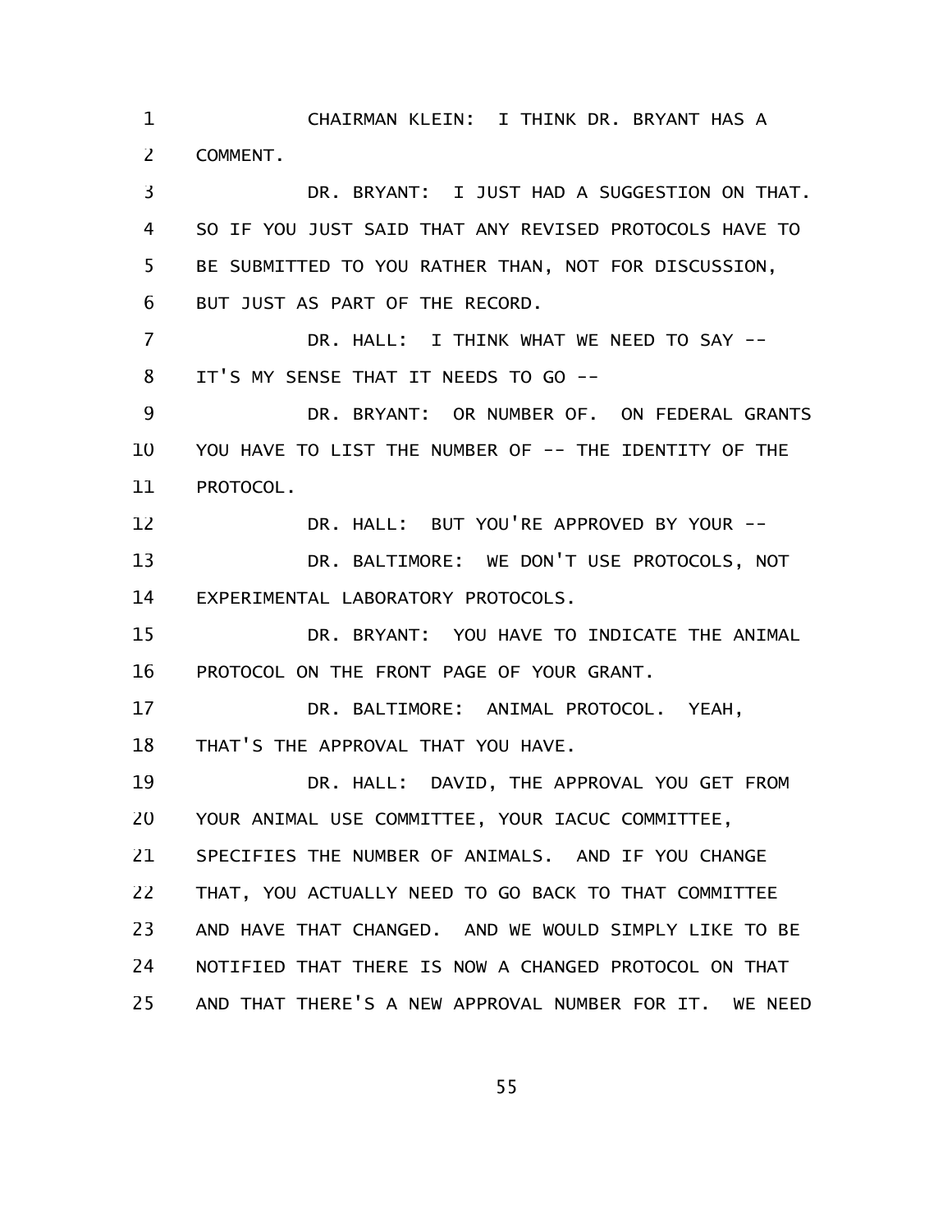CHAIRMAN KLEIN: I THINK DR. BRYANT HAS A COMMENT.

DR. BRYANT: I JUST HAD A SUGGESTION ON THAT. SO IF YOU JUST SAID THAT ANY REVISED PROTOCOLS HAVE TO BE SUBMITTED TO YOU RATHER THAN, NOT FOR DISCUSSION, BUT JUST AS PART OF THE RECORD.

DR. HALL: I THINK WHAT WE NEED TO SAY -- IT'S MY SENSE THAT IT NEEDS TO GO --

DR. BRYANT: OR NUMBER OF. ON FEDERAL GRANTS YOU HAVE TO LIST THE NUMBER OF -- THE IDENTITY OF THE PROTOCOL.

DR. HALL: BUT YOU'RE APPROVED BY YOUR --

DR. BALTIMORE: WE DON'T USE PROTOCOLS, NOT EXPERIMENTAL LABORATORY PROTOCOLS.

DR. BRYANT: YOU HAVE TO INDICATE THE ANIMAL PROTOCOL ON THE FRONT PAGE OF YOUR GRANT.

DR. BALTIMORE: ANIMAL PROTOCOL. YEAH, THAT'S THE APPROVAL THAT YOU HAVE.

DR. HALL: DAVID, THE APPROVAL YOU GET FROM YOUR ANIMAL USE COMMITTEE, YOUR IACUC COMMITTEE, SPECIFIES THE NUMBER OF ANIMALS. AND IF YOU CHANGE THAT, YOU ACTUALLY NEED TO GO BACK TO THAT COMMITTEE AND HAVE THAT CHANGED. AND WE WOULD SIMPLY LIKE TO BE NOTIFIED THAT THERE IS NOW A CHANGED PROTOCOL ON THAT AND THAT THERE'S A NEW APPROVAL NUMBER FOR IT. WE NEED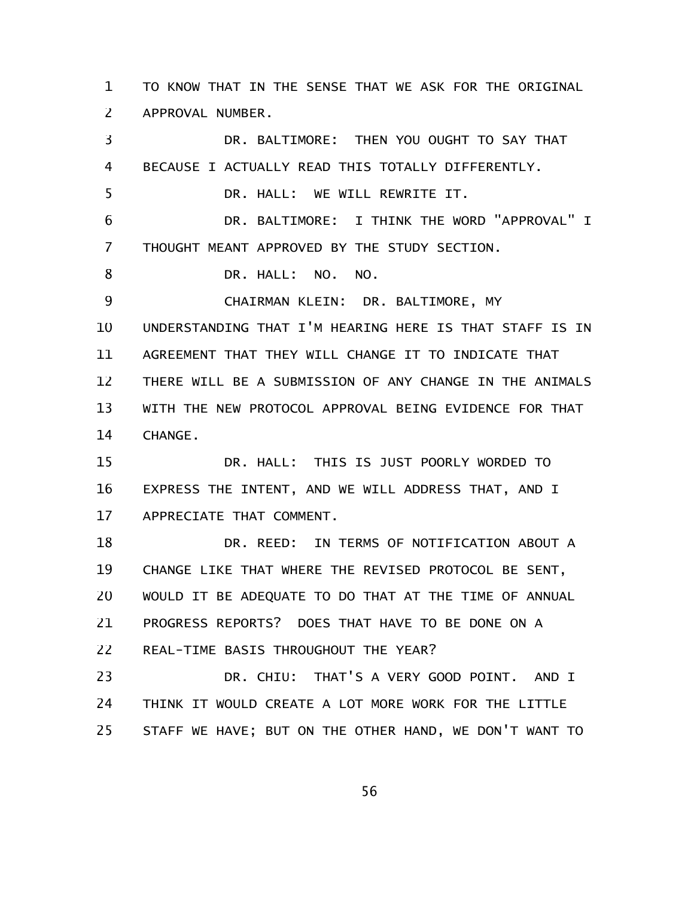TO KNOW THAT IN THE SENSE THAT WE ASK FOR THE ORIGINAL APPROVAL NUMBER.

DR. BALTIMORE: THEN YOU OUGHT TO SAY THAT BECAUSE I ACTUALLY READ THIS TOTALLY DIFFERENTLY.

DR. HALL: WE WILL REWRITE IT.

DR. BALTIMORE: I THINK THE WORD "APPROVAL" I THOUGHT MEANT APPROVED BY THE STUDY SECTION.

DR. HALL: NO. NO.

CHAIRMAN KLEIN: DR. BALTIMORE, MY UNDERSTANDING THAT I'M HEARING HERE IS THAT STAFF IS IN AGREEMENT THAT THEY WILL CHANGE IT TO INDICATE THAT THERE WILL BE A SUBMISSION OF ANY CHANGE IN THE ANIMALS WITH THE NEW PROTOCOL APPROVAL BEING EVIDENCE FOR THAT CHANGE.

DR. HALL: THIS IS JUST POORLY WORDED TO EXPRESS THE INTENT, AND WE WILL ADDRESS THAT, AND I APPRECIATE THAT COMMENT.

DR. REED: IN TERMS OF NOTIFICATION ABOUT A CHANGE LIKE THAT WHERE THE REVISED PROTOCOL BE SENT, WOULD IT BE ADEQUATE TO DO THAT AT THE TIME OF ANNUAL PROGRESS REPORTS? DOES THAT HAVE TO BE DONE ON A REAL-TIME BASIS THROUGHOUT THE YEAR?

DR. CHIU: THAT'S A VERY GOOD POINT. AND I THINK IT WOULD CREATE A LOT MORE WORK FOR THE LITTLE STAFF WE HAVE; BUT ON THE OTHER HAND, WE DON'T WANT TO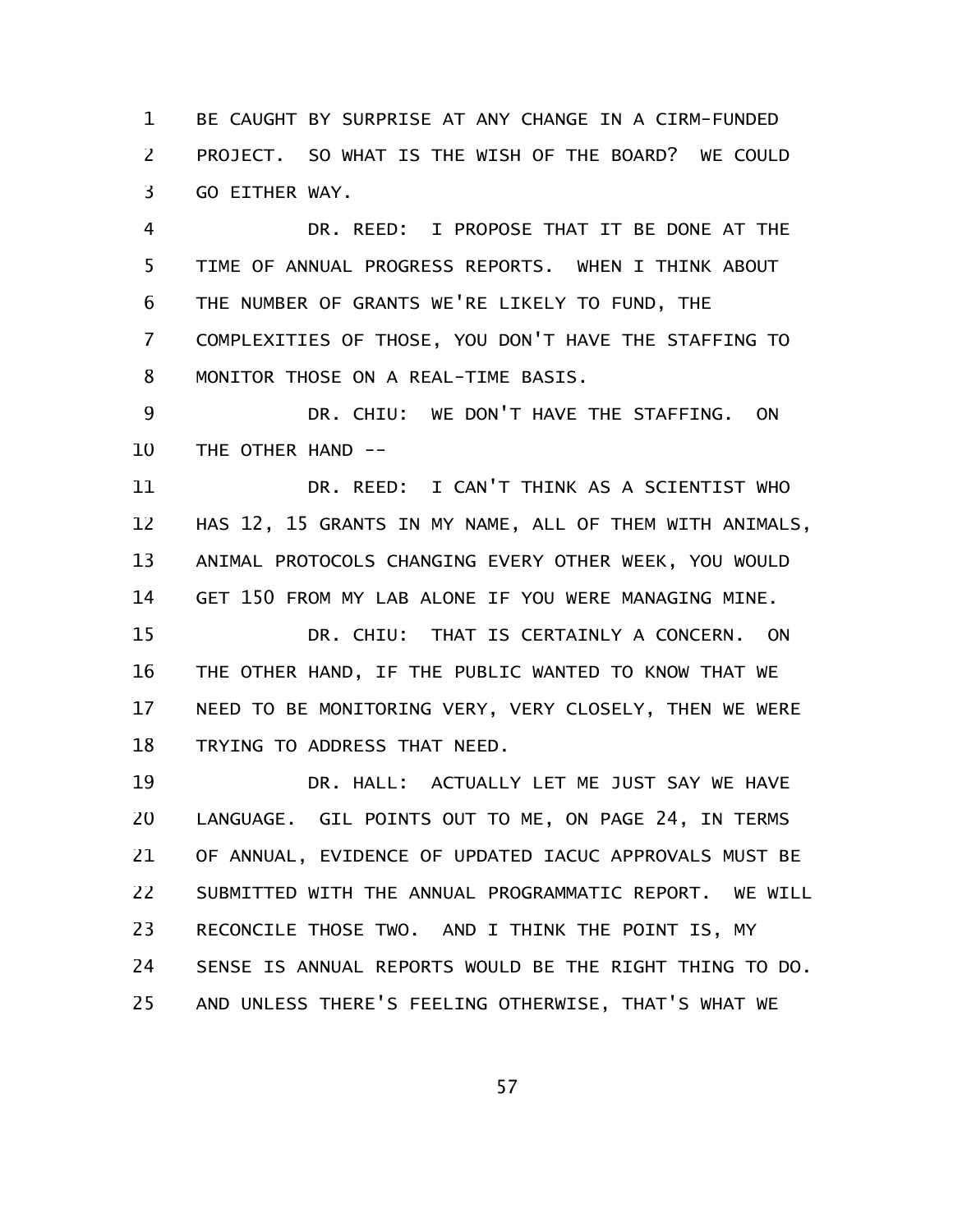BE CAUGHT BY SURPRISE AT ANY CHANGE IN A CIRM-FUNDED PROJECT. SO WHAT IS THE WISH OF THE BOARD? WE COULD GO EITHER WAY.

DR. REED: I PROPOSE THAT IT BE DONE AT THE TIME OF ANNUAL PROGRESS REPORTS. WHEN I THINK ABOUT THE NUMBER OF GRANTS WE'RE LIKELY TO FUND, THE COMPLEXITIES OF THOSE, YOU DON'T HAVE THE STAFFING TO MONITOR THOSE ON A REAL-TIME BASIS.

DR. CHIU: WE DON'T HAVE THE STAFFING. ON THE OTHER HAND --

DR. REED: I CAN'T THINK AS A SCIENTIST WHO HAS 12, 15 GRANTS IN MY NAME, ALL OF THEM WITH ANIMALS, ANIMAL PROTOCOLS CHANGING EVERY OTHER WEEK, YOU WOULD GET 150 FROM MY LAB ALONE IF YOU WERE MANAGING MINE.

DR. CHIU: THAT IS CERTAINLY A CONCERN. ON THE OTHER HAND, IF THE PUBLIC WANTED TO KNOW THAT WE NEED TO BE MONITORING VERY, VERY CLOSELY, THEN WE WERE TRYING TO ADDRESS THAT NEED.

DR. HALL: ACTUALLY LET ME JUST SAY WE HAVE LANGUAGE. GIL POINTS OUT TO ME, ON PAGE 24, IN TERMS OF ANNUAL, EVIDENCE OF UPDATED IACUC APPROVALS MUST BE SUBMITTED WITH THE ANNUAL PROGRAMMATIC REPORT. WE WILL RECONCILE THOSE TWO. AND I THINK THE POINT IS, MY SENSE IS ANNUAL REPORTS WOULD BE THE RIGHT THING TO DO. AND UNLESS THERE'S FEELING OTHERWISE, THAT'S WHAT WE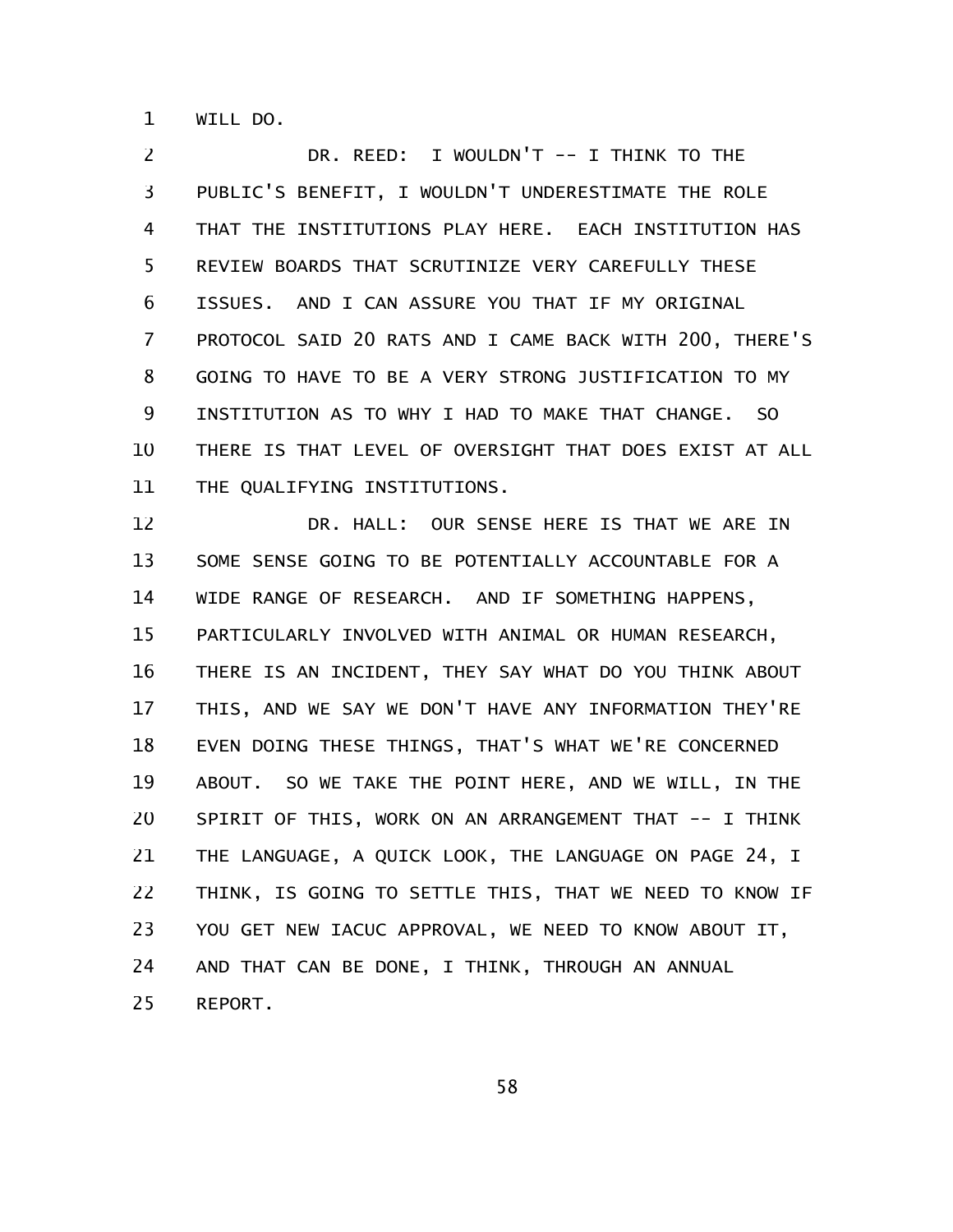WILL DO.

DR. REED: I WOULDN'T -- I THINK TO THE PUBLIC'S BENEFIT, I WOULDN'T UNDERESTIMATE THE ROLE THAT THE INSTITUTIONS PLAY HERE. EACH INSTITUTION HAS REVIEW BOARDS THAT SCRUTINIZE VERY CAREFULLY THESE ISSUES. AND I CAN ASSURE YOU THAT IF MY ORIGINAL PROTOCOL SAID 20 RATS AND I CAME BACK WITH 200, THERE'S GOING TO HAVE TO BE A VERY STRONG JUSTIFICATION TO MY INSTITUTION AS TO WHY I HAD TO MAKE THAT CHANGE. SO THERE IS THAT LEVEL OF OVERSIGHT THAT DOES EXIST AT ALL THE QUALIFYING INSTITUTIONS.

DR. HALL: OUR SENSE HERE IS THAT WE ARE IN SOME SENSE GOING TO BE POTENTIALLY ACCOUNTABLE FOR A WIDE RANGE OF RESEARCH. AND IF SOMETHING HAPPENS, PARTICULARLY INVOLVED WITH ANIMAL OR HUMAN RESEARCH, THERE IS AN INCIDENT, THEY SAY WHAT DO YOU THINK ABOUT THIS, AND WE SAY WE DON'T HAVE ANY INFORMATION THEY'RE EVEN DOING THESE THINGS, THAT'S WHAT WE'RE CONCERNED ABOUT. SO WE TAKE THE POINT HERE, AND WE WILL, IN THE SPIRIT OF THIS, WORK ON AN ARRANGEMENT THAT -- I THINK THE LANGUAGE, A QUICK LOOK, THE LANGUAGE ON PAGE 24, I THINK, IS GOING TO SETTLE THIS, THAT WE NEED TO KNOW IF YOU GET NEW IACUC APPROVAL, WE NEED TO KNOW ABOUT IT, AND THAT CAN BE DONE, I THINK, THROUGH AN ANNUAL REPORT.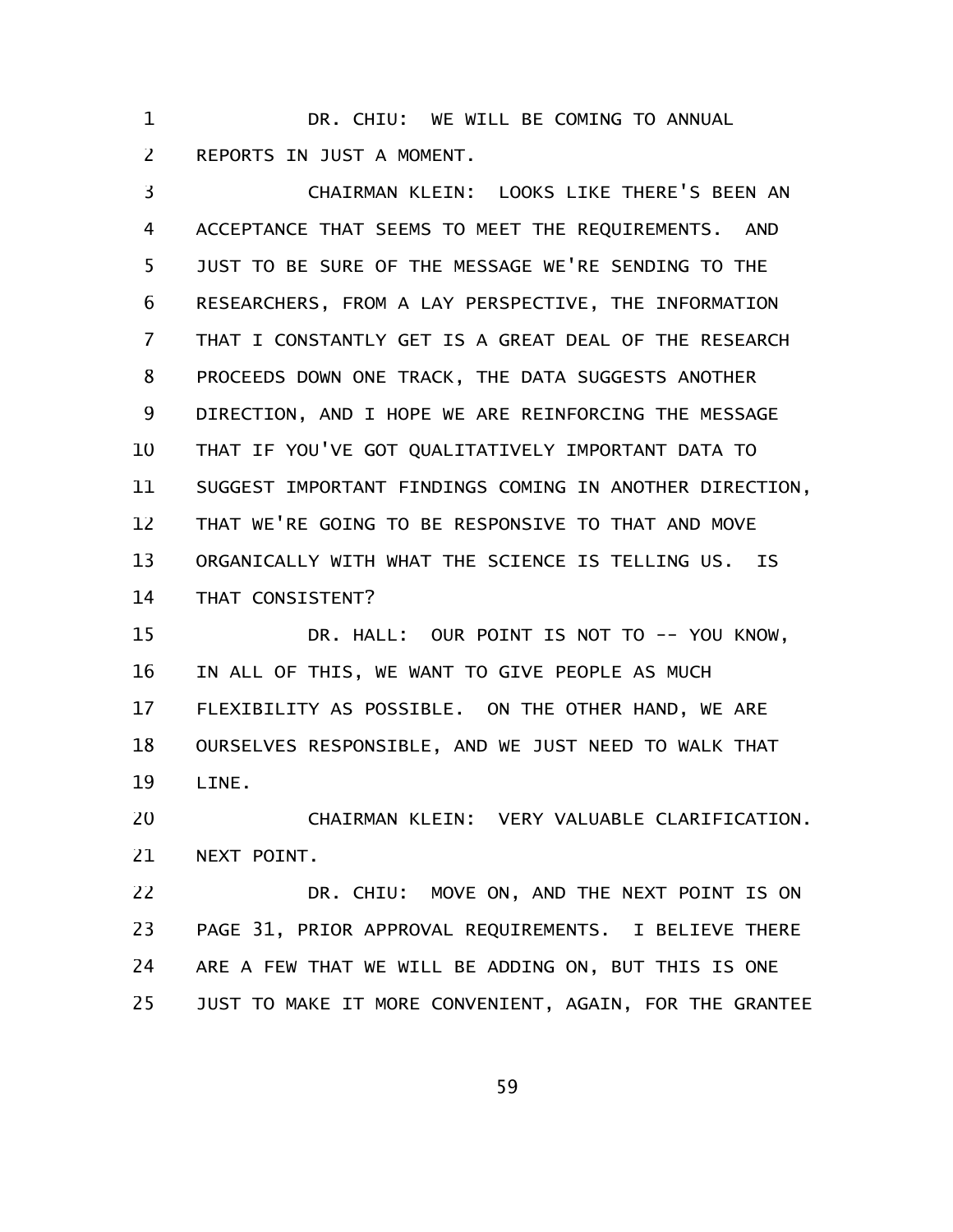DR. CHIU: WE WILL BE COMING TO ANNUAL REPORTS IN JUST A MOMENT.

CHAIRMAN KLEIN: LOOKS LIKE THERE'S BEEN AN ACCEPTANCE THAT SEEMS TO MEET THE REQUIREMENTS. AND JUST TO BE SURE OF THE MESSAGE WE'RE SENDING TO THE RESEARCHERS, FROM A LAY PERSPECTIVE, THE INFORMATION THAT I CONSTANTLY GET IS A GREAT DEAL OF THE RESEARCH PROCEEDS DOWN ONE TRACK, THE DATA SUGGESTS ANOTHER DIRECTION, AND I HOPE WE ARE REINFORCING THE MESSAGE THAT IF YOU'VE GOT QUALITATIVELY IMPORTANT DATA TO SUGGEST IMPORTANT FINDINGS COMING IN ANOTHER DIRECTION, THAT WE'RE GOING TO BE RESPONSIVE TO THAT AND MOVE ORGANICALLY WITH WHAT THE SCIENCE IS TELLING US. IS THAT CONSISTENT?

DR. HALL: OUR POINT IS NOT TO -- YOU KNOW, IN ALL OF THIS, WE WANT TO GIVE PEOPLE AS MUCH FLEXIBILITY AS POSSIBLE. ON THE OTHER HAND, WE ARE OURSELVES RESPONSIBLE, AND WE JUST NEED TO WALK THAT LINE.

CHAIRMAN KLEIN: VERY VALUABLE CLARIFICATION. NEXT POINT.

DR. CHIU: MOVE ON, AND THE NEXT POINT IS ON PAGE 31, PRIOR APPROVAL REQUIREMENTS. I BELIEVE THERE ARE A FEW THAT WE WILL BE ADDING ON, BUT THIS IS ONE JUST TO MAKE IT MORE CONVENIENT, AGAIN, FOR THE GRANTEE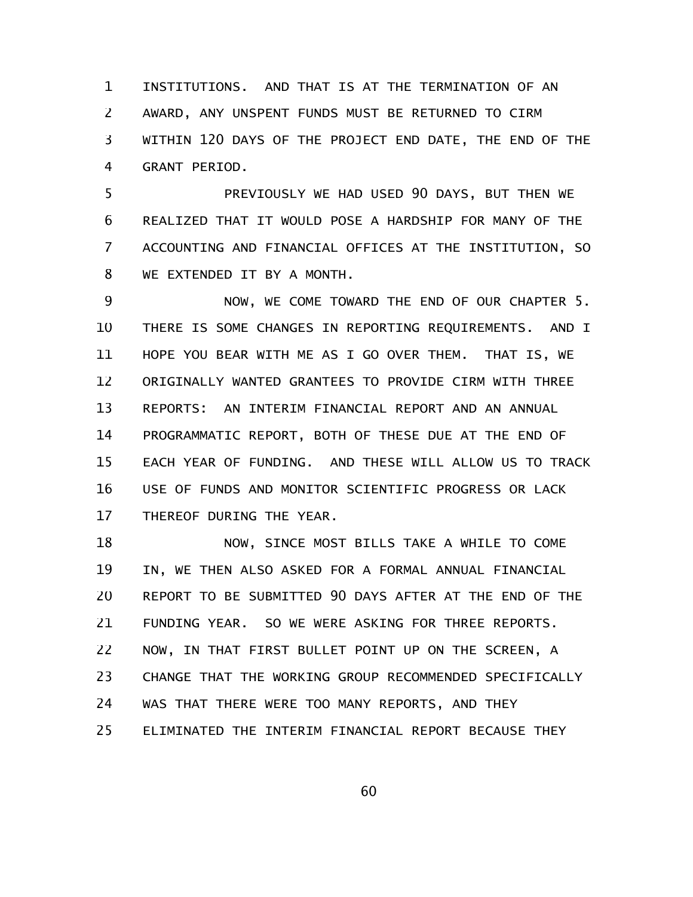INSTITUTIONS. AND THAT IS AT THE TERMINATION OF AN AWARD, ANY UNSPENT FUNDS MUST BE RETURNED TO CIRM WITHIN 120 DAYS OF THE PROJECT END DATE, THE END OF THE GRANT PERIOD.

PREVIOUSLY WE HAD USED 90 DAYS, BUT THEN WE REALIZED THAT IT WOULD POSE A HARDSHIP FOR MANY OF THE ACCOUNTING AND FINANCIAL OFFICES AT THE INSTITUTION, SO WE EXTENDED IT BY A MONTH.

NOW, WE COME TOWARD THE END OF OUR CHAPTER 5. THERE IS SOME CHANGES IN REPORTING REQUIREMENTS. AND I HOPE YOU BEAR WITH ME AS I GO OVER THEM. THAT IS, WE ORIGINALLY WANTED GRANTEES TO PROVIDE CIRM WITH THREE REPORTS: AN INTERIM FINANCIAL REPORT AND AN ANNUAL PROGRAMMATIC REPORT, BOTH OF THESE DUE AT THE END OF EACH YEAR OF FUNDING. AND THESE WILL ALLOW US TO TRACK USE OF FUNDS AND MONITOR SCIENTIFIC PROGRESS OR LACK THEREOF DURING THE YEAR.

NOW, SINCE MOST BILLS TAKE A WHILE TO COME IN, WE THEN ALSO ASKED FOR A FORMAL ANNUAL FINANCIAL REPORT TO BE SUBMITTED 90 DAYS AFTER AT THE END OF THE FUNDING YEAR. SO WE WERE ASKING FOR THREE REPORTS. NOW, IN THAT FIRST BULLET POINT UP ON THE SCREEN, A CHANGE THAT THE WORKING GROUP RECOMMENDED SPECIFICALLY WAS THAT THERE WERE TOO MANY REPORTS, AND THEY ELIMINATED THE INTERIM FINANCIAL REPORT BECAUSE THEY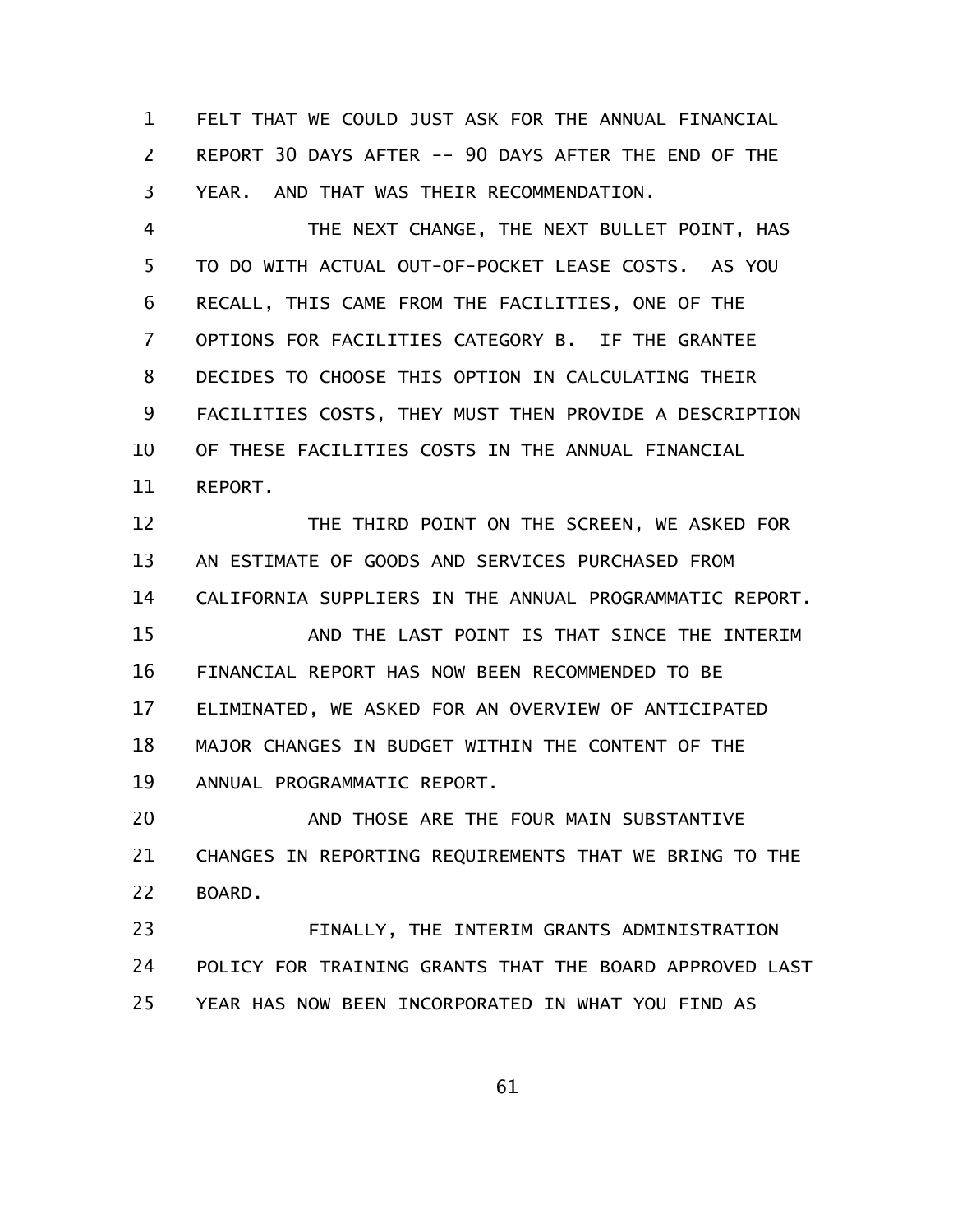FELT THAT WE COULD JUST ASK FOR THE ANNUAL FINANCIAL REPORT 30 DAYS AFTER -- 90 DAYS AFTER THE END OF THE YEAR. AND THAT WAS THEIR RECOMMENDATION.

THE NEXT CHANGE, THE NEXT BULLET POINT, HAS TO DO WITH ACTUAL OUT-OF-POCKET LEASE COSTS. AS YOU RECALL, THIS CAME FROM THE FACILITIES, ONE OF THE OPTIONS FOR FACILITIES CATEGORY B. IF THE GRANTEE DECIDES TO CHOOSE THIS OPTION IN CALCULATING THEIR FACILITIES COSTS, THEY MUST THEN PROVIDE A DESCRIPTION OF THESE FACILITIES COSTS IN THE ANNUAL FINANCIAL REPORT.

THE THIRD POINT ON THE SCREEN, WE ASKED FOR AN ESTIMATE OF GOODS AND SERVICES PURCHASED FROM CALIFORNIA SUPPLIERS IN THE ANNUAL PROGRAMMATIC REPORT.

AND THE LAST POINT IS THAT SINCE THE INTERIM FINANCIAL REPORT HAS NOW BEEN RECOMMENDED TO BE ELIMINATED, WE ASKED FOR AN OVERVIEW OF ANTICIPATED MAJOR CHANGES IN BUDGET WITHIN THE CONTENT OF THE ANNUAL PROGRAMMATIC REPORT.

AND THOSE ARE THE FOUR MAIN SUBSTANTIVE CHANGES IN REPORTING REQUIREMENTS THAT WE BRING TO THE BOARD.

FINALLY, THE INTERIM GRANTS ADMINISTRATION POLICY FOR TRAINING GRANTS THAT THE BOARD APPROVED LAST YEAR HAS NOW BEEN INCORPORATED IN WHAT YOU FIND AS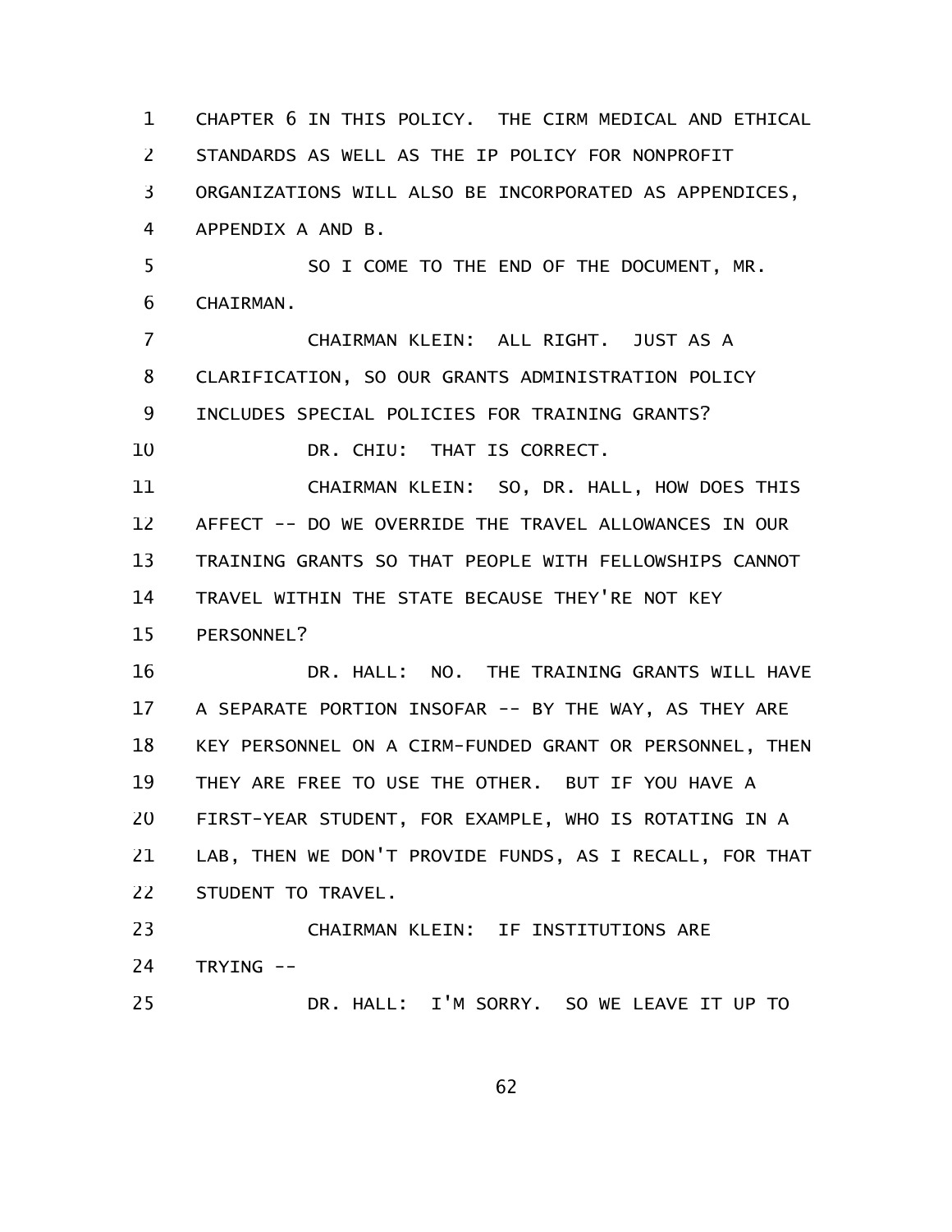CHAPTER 6 IN THIS POLICY. THE CIRM MEDICAL AND ETHICAL STANDARDS AS WELL AS THE IP POLICY FOR NONPROFIT ORGANIZATIONS WILL ALSO BE INCORPORATED AS APPENDICES, APPENDIX A AND B.

SO I COME TO THE END OF THE DOCUMENT, MR. CHAIRMAN.

CHAIRMAN KLEIN: ALL RIGHT. JUST AS A CLARIFICATION, SO OUR GRANTS ADMINISTRATION POLICY INCLUDES SPECIAL POLICIES FOR TRAINING GRANTS?

DR. CHIU: THAT IS CORRECT.

CHAIRMAN KLEIN: SO, DR. HALL, HOW DOES THIS AFFECT -- DO WE OVERRIDE THE TRAVEL ALLOWANCES IN OUR TRAINING GRANTS SO THAT PEOPLE WITH FELLOWSHIPS CANNOT TRAVEL WITHIN THE STATE BECAUSE THEY'RE NOT KEY PERSONNEL?

DR. HALL: NO. THE TRAINING GRANTS WILL HAVE A SEPARATE PORTION INSOFAR -- BY THE WAY, AS THEY ARE KEY PERSONNEL ON A CIRM-FUNDED GRANT OR PERSONNEL, THEN THEY ARE FREE TO USE THE OTHER. BUT IF YOU HAVE A FIRST-YEAR STUDENT, FOR EXAMPLE, WHO IS ROTATING IN A LAB, THEN WE DON'T PROVIDE FUNDS, AS I RECALL, FOR THAT STUDENT TO TRAVEL.

CHAIRMAN KLEIN: IF INSTITUTIONS ARE TRYING --

DR. HALL: I'M SORRY. SO WE LEAVE IT UP TO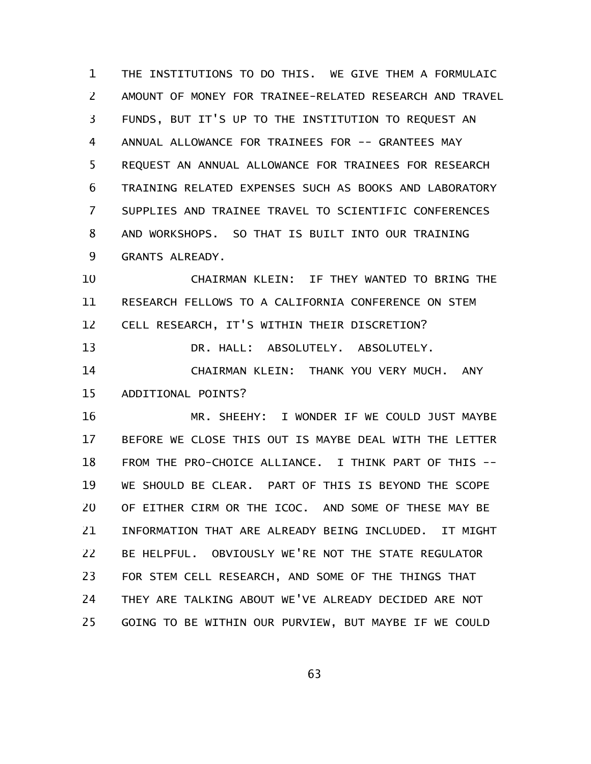THE INSTITUTIONS TO DO THIS. WE GIVE THEM A FORMULAIC AMOUNT OF MONEY FOR TRAINEE-RELATED RESEARCH AND TRAVEL FUNDS, BUT IT'S UP TO THE INSTITUTION TO REQUEST AN ANNUAL ALLOWANCE FOR TRAINEES FOR -- GRANTEES MAY REQUEST AN ANNUAL ALLOWANCE FOR TRAINEES FOR RESEARCH TRAINING RELATED EXPENSES SUCH AS BOOKS AND LABORATORY SUPPLIES AND TRAINEE TRAVEL TO SCIENTIFIC CONFERENCES AND WORKSHOPS. SO THAT IS BUILT INTO OUR TRAINING GRANTS ALREADY.

CHAIRMAN KLEIN: IF THEY WANTED TO BRING THE RESEARCH FELLOWS TO A CALIFORNIA CONFERENCE ON STEM CELL RESEARCH, IT'S WITHIN THEIR DISCRETION?

DR. HALL: ABSOLUTELY. ABSOLUTELY.

CHAIRMAN KLEIN: THANK YOU VERY MUCH. ANY ADDITIONAL POINTS?

MR. SHEEHY: I WONDER IF WE COULD JUST MAYBE BEFORE WE CLOSE THIS OUT IS MAYBE DEAL WITH THE LETTER FROM THE PRO-CHOICE ALLIANCE. I THINK PART OF THIS -- WE SHOULD BE CLEAR. PART OF THIS IS BEYOND THE SCOPE OF EITHER CIRM OR THE ICOC. AND SOME OF THESE MAY BE INFORMATION THAT ARE ALREADY BEING INCLUDED. IT MIGHT BE HELPFUL. OBVIOUSLY WE'RE NOT THE STATE REGULATOR FOR STEM CELL RESEARCH, AND SOME OF THE THINGS THAT THEY ARE TALKING ABOUT WE'VE ALREADY DECIDED ARE NOT GOING TO BE WITHIN OUR PURVIEW, BUT MAYBE IF WE COULD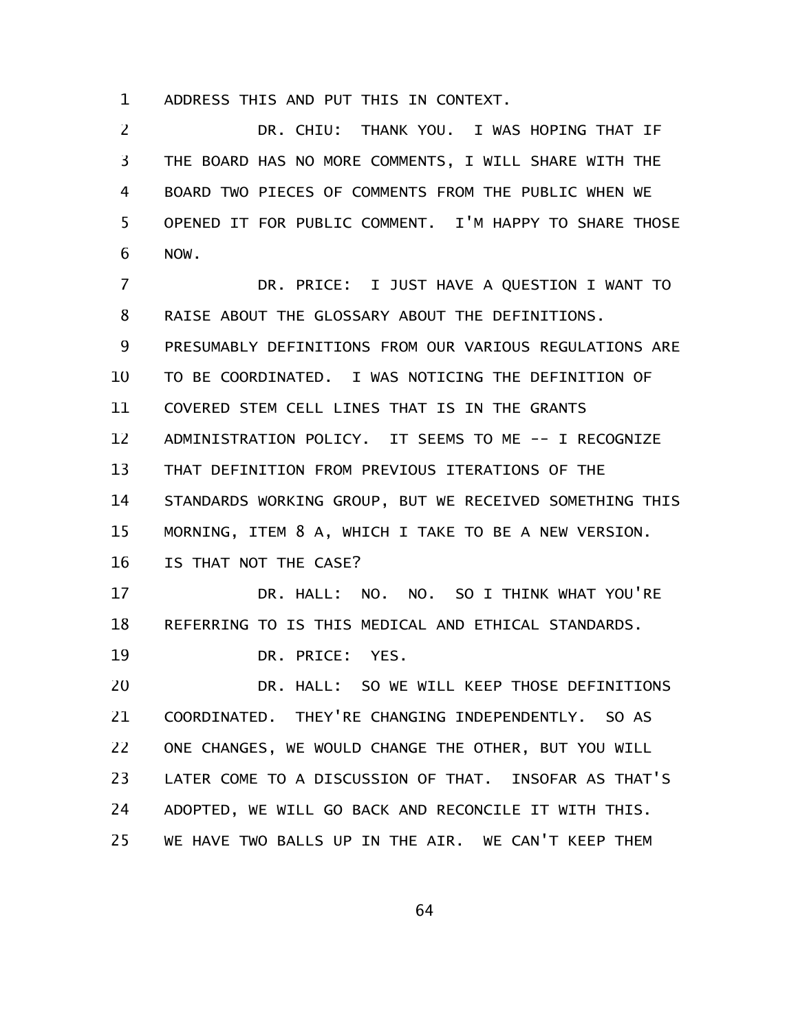ADDRESS THIS AND PUT THIS IN CONTEXT.

DR. CHIU: THANK YOU. I WAS HOPING THAT IF THE BOARD HAS NO MORE COMMENTS, I WILL SHARE WITH THE BOARD TWO PIECES OF COMMENTS FROM THE PUBLIC WHEN WE OPENED IT FOR PUBLIC COMMENT. I'M HAPPY TO SHARE THOSE NOW.

DR. PRICE: I JUST HAVE A QUESTION I WANT TO RAISE ABOUT THE GLOSSARY ABOUT THE DEFINITIONS. PRESUMABLY DEFINITIONS FROM OUR VARIOUS REGULATIONS ARE TO BE COORDINATED. I WAS NOTICING THE DEFINITION OF COVERED STEM CELL LINES THAT IS IN THE GRANTS ADMINISTRATION POLICY. IT SEEMS TO ME -- I RECOGNIZE THAT DEFINITION FROM PREVIOUS ITERATIONS OF THE STANDARDS WORKING GROUP, BUT WE RECEIVED SOMETHING THIS MORNING, ITEM 8 A, WHICH I TAKE TO BE A NEW VERSION. IS THAT NOT THE CASE?

DR. HALL: NO. NO. SO I THINK WHAT YOU'RE REFERRING TO IS THIS MEDICAL AND ETHICAL STANDARDS.

DR. PRICE: YES.

DR. HALL: SO WE WILL KEEP THOSE DEFINITIONS COORDINATED. THEY'RE CHANGING INDEPENDENTLY. SO AS ONE CHANGES, WE WOULD CHANGE THE OTHER, BUT YOU WILL LATER COME TO A DISCUSSION OF THAT. INSOFAR AS THAT'S ADOPTED, WE WILL GO BACK AND RECONCILE IT WITH THIS. WE HAVE TWO BALLS UP IN THE AIR. WE CAN'T KEEP THEM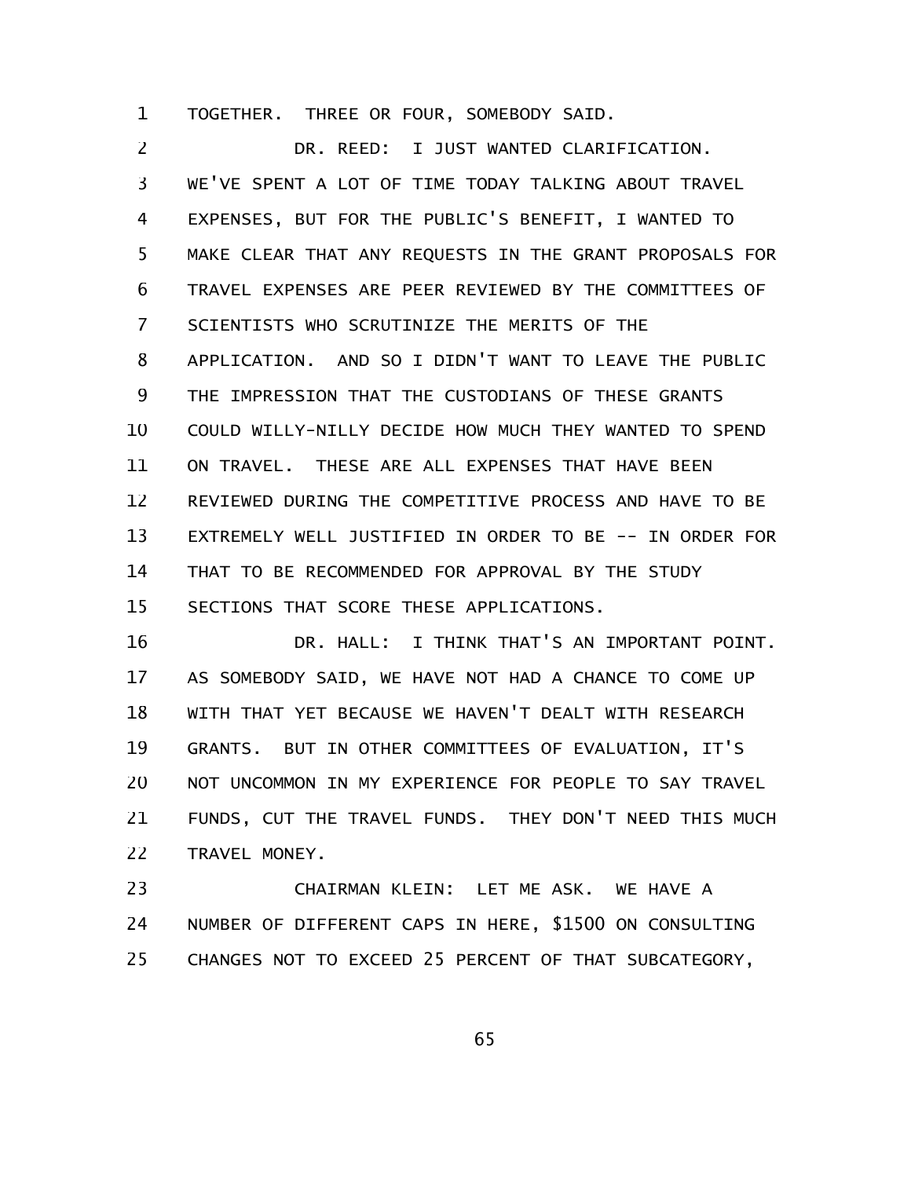TOGETHER. THREE OR FOUR, SOMEBODY SAID.

DR. REED: I JUST WANTED CLARIFICATION. WE'VE SPENT A LOT OF TIME TODAY TALKING ABOUT TRAVEL EXPENSES, BUT FOR THE PUBLIC'S BENEFIT, I WANTED TO MAKE CLEAR THAT ANY REQUESTS IN THE GRANT PROPOSALS FOR TRAVEL EXPENSES ARE PEER REVIEWED BY THE COMMITTEES OF SCIENTISTS WHO SCRUTINIZE THE MERITS OF THE APPLICATION. AND SO I DIDN'T WANT TO LEAVE THE PUBLIC THE IMPRESSION THAT THE CUSTODIANS OF THESE GRANTS COULD WILLY-NILLY DECIDE HOW MUCH THEY WANTED TO SPEND ON TRAVEL. THESE ARE ALL EXPENSES THAT HAVE BEEN REVIEWED DURING THE COMPETITIVE PROCESS AND HAVE TO BE EXTREMELY WELL JUSTIFIED IN ORDER TO BE -- IN ORDER FOR THAT TO BE RECOMMENDED FOR APPROVAL BY THE STUDY SECTIONS THAT SCORE THESE APPLICATIONS.

DR. HALL: I THINK THAT'S AN IMPORTANT POINT. AS SOMEBODY SAID, WE HAVE NOT HAD A CHANCE TO COME UP WITH THAT YET BECAUSE WE HAVEN'T DEALT WITH RESEARCH GRANTS. BUT IN OTHER COMMITTEES OF EVALUATION, IT'S NOT UNCOMMON IN MY EXPERIENCE FOR PEOPLE TO SAY TRAVEL FUNDS, CUT THE TRAVEL FUNDS. THEY DON'T NEED THIS MUCH TRAVEL MONEY.

CHAIRMAN KLEIN: LET ME ASK. WE HAVE A NUMBER OF DIFFERENT CAPS IN HERE, $1500 ON CONSULTING CHANGES NOT TO EXCEED 25 PERCENT OF THAT SUBCATEGORY,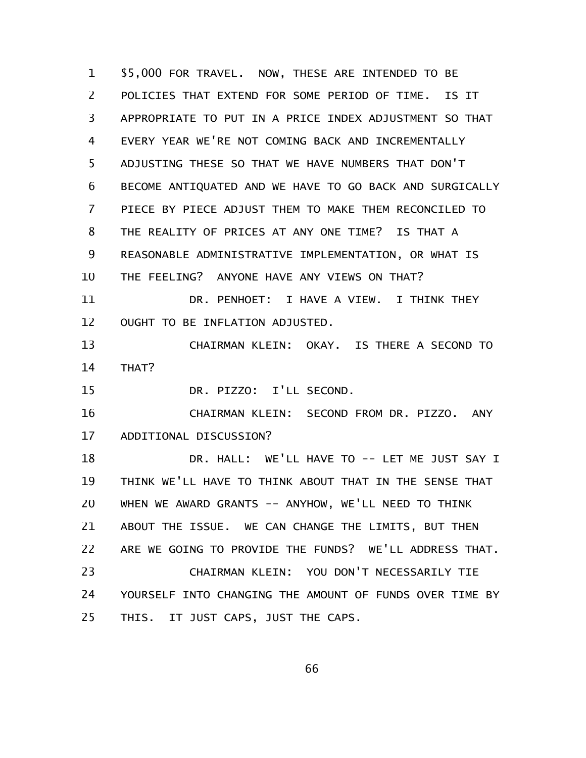$5,000 FOR TRAVEL. NOW, THESE ARE INTENDED TO BE POLICIES THAT EXTEND FOR SOME PERIOD OF TIME. IS IT APPROPRIATE TO PUT IN A PRICE INDEX ADJUSTMENT SO THAT EVERY YEAR WE'RE NOT COMING BACK AND INCREMENTALLY ADJUSTING THESE SO THAT WE HAVE NUMBERS THAT DON'T BECOME ANTIQUATED AND WE HAVE TO GO BACK AND SURGICALLY PIECE BY PIECE ADJUST THEM TO MAKE THEM RECONCILED TO THE REALITY OF PRICES AT ANY ONE TIME? IS THAT A REASONABLE ADMINISTRATIVE IMPLEMENTATION, OR WHAT IS THE FEELING? ANYONE HAVE ANY VIEWS ON THAT?

DR. PENHOET: I HAVE A VIEW. I THINK THEY OUGHT TO BE INFLATION ADJUSTED.

CHAIRMAN KLEIN: OKAY. IS THERE A SECOND TO THAT?

DR. PIZZO: I'LL SECOND.

CHAIRMAN KLEIN: SECOND FROM DR. PIZZO. ANY ADDITIONAL DISCUSSION?

DR. HALL: WE'LL HAVE TO -- LET ME JUST SAY I THINK WE'LL HAVE TO THINK ABOUT THAT IN THE SENSE THAT WHEN WE AWARD GRANTS -- ANYHOW, WE'LL NEED TO THINK ABOUT THE ISSUE. WE CAN CHANGE THE LIMITS, BUT THEN ARE WE GOING TO PROVIDE THE FUNDS? WE'LL ADDRESS THAT.

CHAIRMAN KLEIN: YOU DON'T NECESSARILY TIE YOURSELF INTO CHANGING THE AMOUNT OF FUNDS OVER TIME BY THIS. IT JUST CAPS, JUST THE CAPS.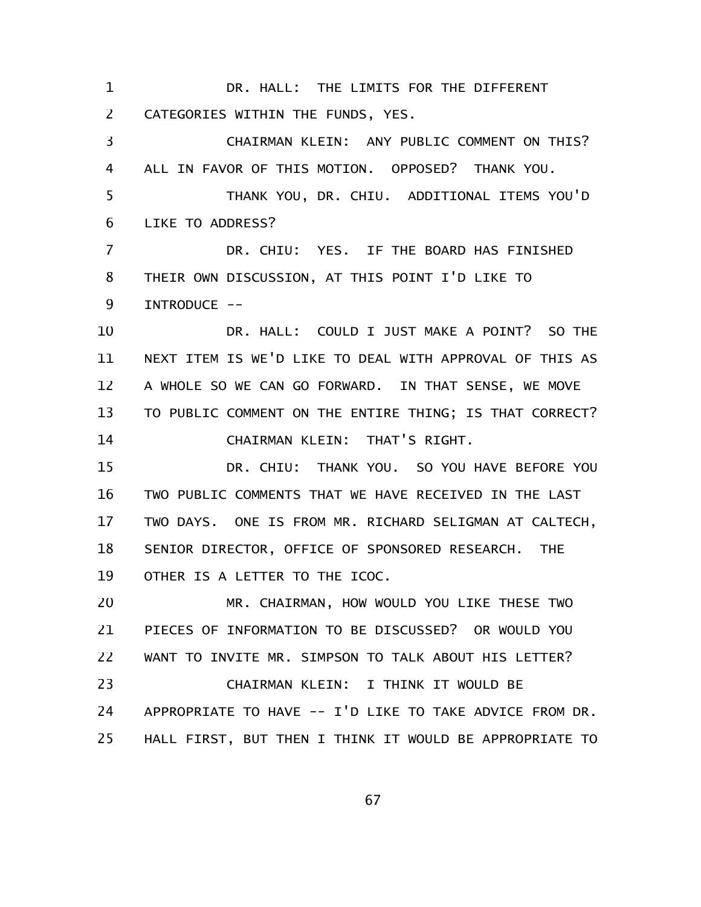DR. HALL: THE LIMITS FOR THE DIFFERENT CATEGORIES WITHIN THE FUNDS, YES.

CHAIRMAN KLEIN: ANY PUBLIC COMMENT ON THIS? ALL IN FAVOR OF THIS MOTION. OPPOSED? THANK YOU.

THANK YOU, DR. CHIU. ADDITIONAL ITEMS YOU'D LIKE TO ADDRESS?

DR. CHIU: YES. IF THE BOARD HAS FINISHED THEIR OWN DISCUSSION, AT THIS POINT I'D LIKE TO INTRODUCE --

DR. HALL: COULD I JUST MAKE A POINT? SO THE NEXT ITEM IS WE'D LIKE TO DEAL WITH APPROVAL OF THIS AS A WHOLE SO WE CAN GO FORWARD. IN THAT SENSE, WE MOVE TO PUBLIC COMMENT ON THE ENTIRE THING; IS THAT CORRECT?

CHAIRMAN KLEIN: THAT'S RIGHT.

DR. CHIU: THANK YOU. SO YOU HAVE BEFORE YOU TWO PUBLIC COMMENTS THAT WE HAVE RECEIVED IN THE LAST TWO DAYS. ONE IS FROM MR. RICHARD SELIGMAN AT CALTECH, SENIOR DIRECTOR, OFFICE OF SPONSORED RESEARCH. THE OTHER IS A LETTER TO THE ICOC.

MR. CHAIRMAN, HOW WOULD YOU LIKE THESE TWO PIECES OF INFORMATION TO BE DISCUSSED? OR WOULD YOU WANT TO INVITE MR. SIMPSON TO TALK ABOUT HIS LETTER?

CHAIRMAN KLEIN: I THINK IT WOULD BE APPROPRIATE TO HAVE -- I'D LIKE TO TAKE ADVICE FROM DR. HALL FIRST, BUT THEN I THINK IT WOULD BE APPROPRIATE TO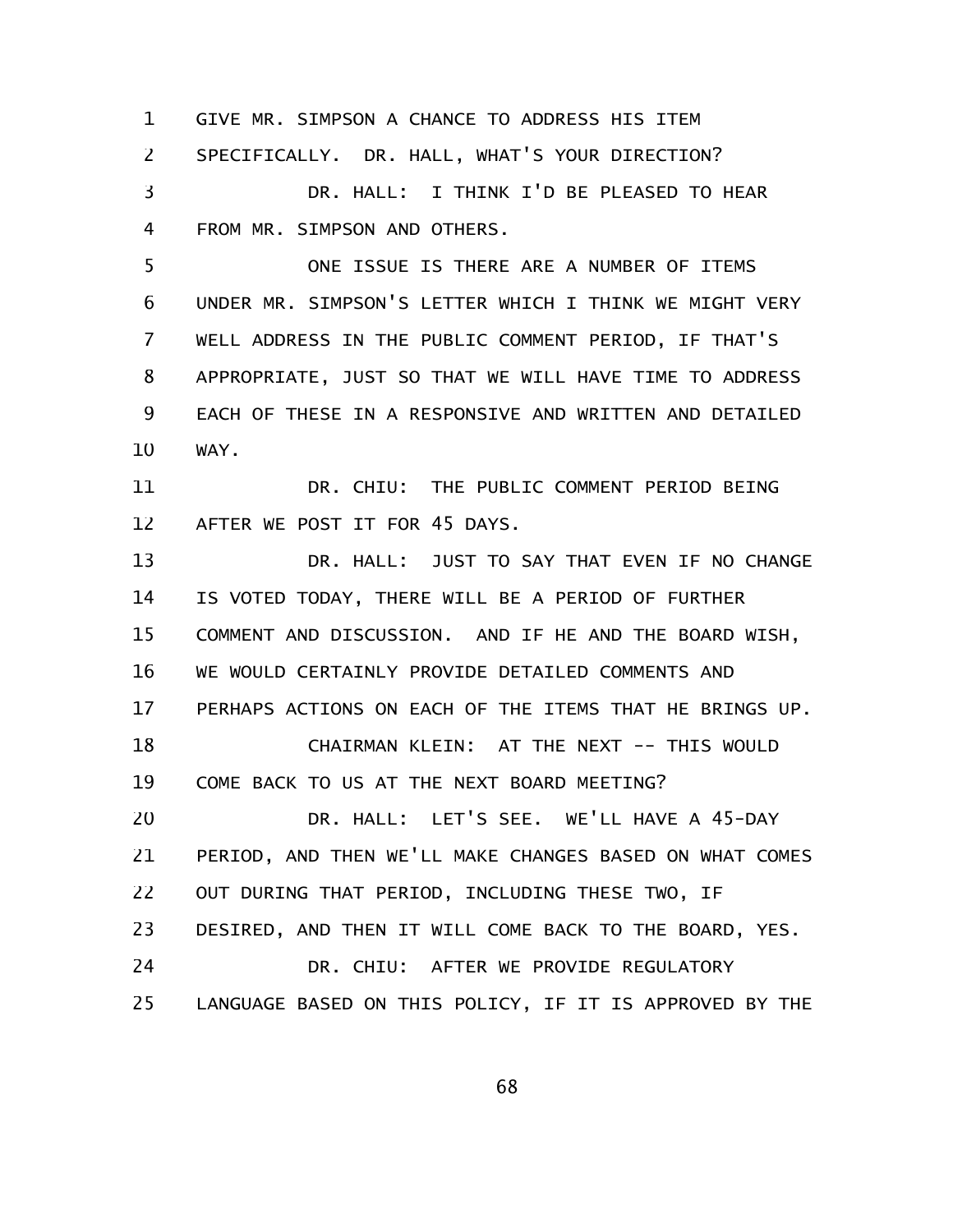GIVE MR. SIMPSON A CHANCE TO ADDRESS HIS ITEM SPECIFICALLY. DR. HALL, WHAT'S YOUR DIRECTION?

DR. HALL: I THINK I'D BE PLEASED TO HEAR FROM MR. SIMPSON AND OTHERS.

ONE ISSUE IS THERE ARE A NUMBER OF ITEMS UNDER MR. SIMPSON'S LETTER WHICH I THINK WE MIGHT VERY WELL ADDRESS IN THE PUBLIC COMMENT PERIOD, IF THAT'S APPROPRIATE, JUST SO THAT WE WILL HAVE TIME TO ADDRESS EACH OF THESE IN A RESPONSIVE AND WRITTEN AND DETAILED WAY.

DR. CHIU: THE PUBLIC COMMENT PERIOD BEING AFTER WE POST IT FOR 45 DAYS.

DR. HALL: JUST TO SAY THAT EVEN IF NO CHANGE IS VOTED TODAY, THERE WILL BE A PERIOD OF FURTHER COMMENT AND DISCUSSION. AND IF HE AND THE BOARD WISH, WE WOULD CERTAINLY PROVIDE DETAILED COMMENTS AND PERHAPS ACTIONS ON EACH OF THE ITEMS THAT HE BRINGS UP.

CHAIRMAN KLEIN: AT THE NEXT -- THIS WOULD COME BACK TO US AT THE NEXT BOARD MEETING?

DR. HALL: LET'S SEE. WE'LL HAVE A 45-DAY PERIOD, AND THEN WE'LL MAKE CHANGES BASED ON WHAT COMES OUT DURING THAT PERIOD, INCLUDING THESE TWO, IF DESIRED, AND THEN IT WILL COME BACK TO THE BOARD, YES.

DR. CHIU: AFTER WE PROVIDE REGULATORY LANGUAGE BASED ON THIS POLICY, IF IT IS APPROVED BY THE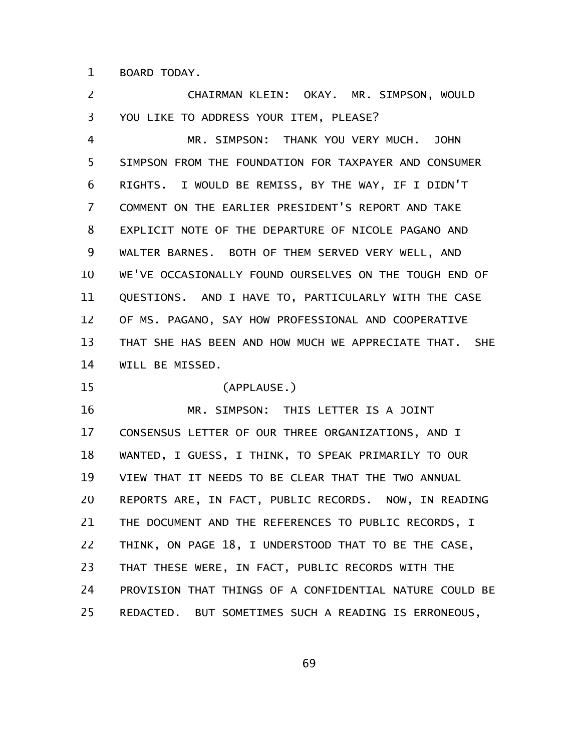BOARD TODAY.

CHAIRMAN KLEIN: OKAY. MR. SIMPSON, WOULD YOU LIKE TO ADDRESS YOUR ITEM, PLEASE?

MR. SIMPSON: THANK YOU VERY MUCH. JOHN SIMPSON FROM THE FOUNDATION FOR TAXPAYER AND CONSUMER RIGHTS. I WOULD BE REMISS, BY THE WAY, IF I DIDN'T COMMENT ON THE EARLIER PRESIDENT'S REPORT AND TAKE EXPLICIT NOTE OF THE DEPARTURE OF NICOLE PAGANO AND WALTER BARNES. BOTH OF THEM SERVED VERY WELL, AND WE'VE OCCASIONALLY FOUND OURSELVES ON THE TOUGH END OF QUESTIONS. AND I HAVE TO, PARTICULARLY WITH THE CASE OF MS. PAGANO, SAY HOW PROFESSIONAL AND COOPERATIVE THAT SHE HAS BEEN AND HOW MUCH WE APPRECIATE THAT. SHE WILL BE MISSED.

(APPLAUSE.)

MR. SIMPSON: THIS LETTER IS A JOINT CONSENSUS LETTER OF OUR THREE ORGANIZATIONS, AND I WANTED, I GUESS, I THINK, TO SPEAK PRIMARILY TO OUR VIEW THAT IT NEEDS TO BE CLEAR THAT THE TWO ANNUAL REPORTS ARE, IN FACT, PUBLIC RECORDS. NOW, IN READING THE DOCUMENT AND THE REFERENCES TO PUBLIC RECORDS, I THINK, ON PAGE 18, I UNDERSTOOD THAT TO BE THE CASE, THAT THESE WERE, IN FACT, PUBLIC RECORDS WITH THE PROVISION THAT THINGS OF A CONFIDENTIAL NATURE COULD BE REDACTED. BUT SOMETIMES SUCH A READING IS ERRONEOUS,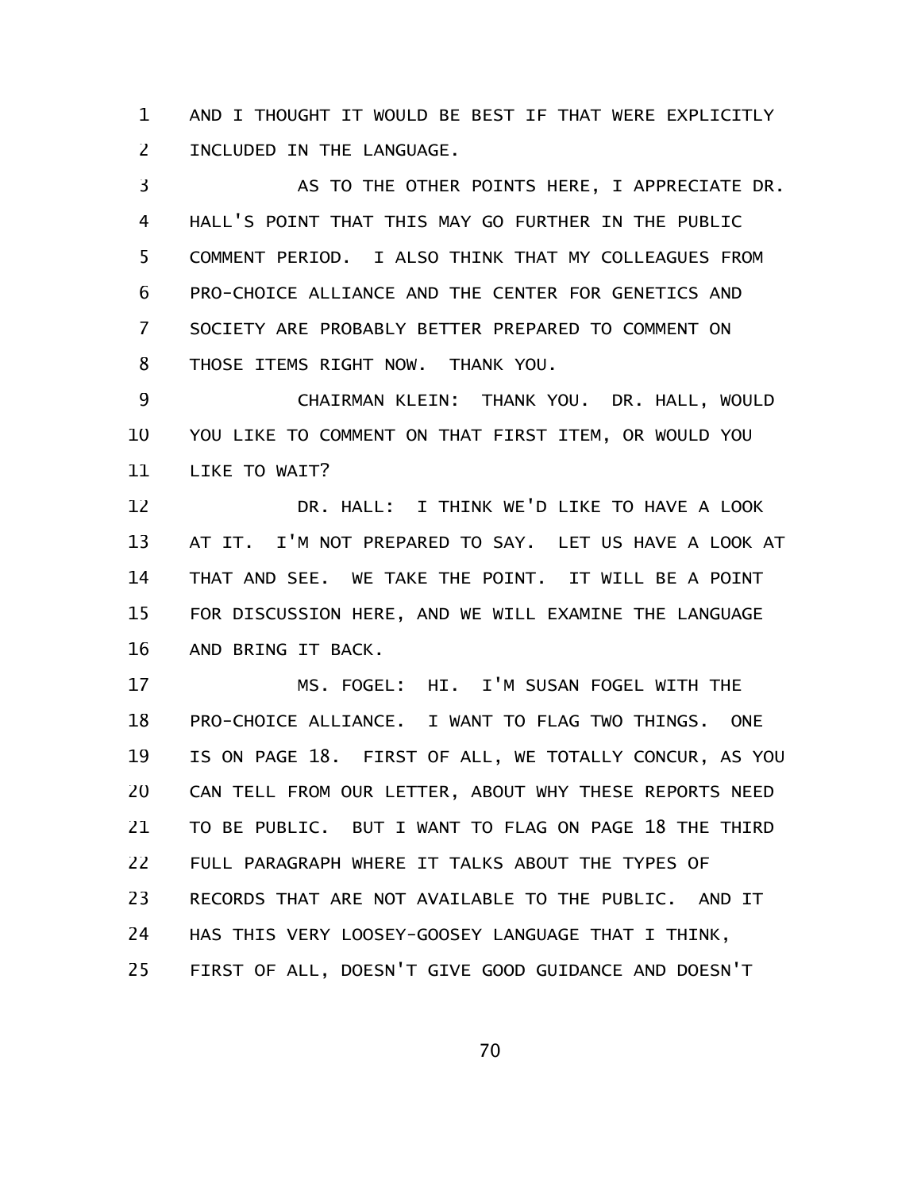AND I THOUGHT IT WOULD BE BEST IF THAT WERE EXPLICITLY INCLUDED IN THE LANGUAGE.

AS TO THE OTHER POINTS HERE, I APPRECIATE DR. HALL'S POINT THAT THIS MAY GO FURTHER IN THE PUBLIC COMMENT PERIOD. I ALSO THINK THAT MY COLLEAGUES FROM PRO-CHOICE ALLIANCE AND THE CENTER FOR GENETICS AND SOCIETY ARE PROBABLY BETTER PREPARED TO COMMENT ON THOSE ITEMS RIGHT NOW. THANK YOU.

CHAIRMAN KLEIN: THANK YOU. DR. HALL, WOULD YOU LIKE TO COMMENT ON THAT FIRST ITEM, OR WOULD YOU LIKE TO WAIT?

DR. HALL: I THINK WE'D LIKE TO HAVE A LOOK AT IT. I'M NOT PREPARED TO SAY. LET US HAVE A LOOK AT THAT AND SEE. WE TAKE THE POINT. IT WILL BE A POINT FOR DISCUSSION HERE, AND WE WILL EXAMINE THE LANGUAGE AND BRING IT BACK.

MS. FOGEL: HI. I'M SUSAN FOGEL WITH THE PRO-CHOICE ALLIANCE. I WANT TO FLAG TWO THINGS. ONE IS ON PAGE 18. FIRST OF ALL, WE TOTALLY CONCUR, AS YOU CAN TELL FROM OUR LETTER, ABOUT WHY THESE REPORTS NEED TO BE PUBLIC. BUT I WANT TO FLAG ON PAGE 18 THE THIRD FULL PARAGRAPH WHERE IT TALKS ABOUT THE TYPES OF RECORDS THAT ARE NOT AVAILABLE TO THE PUBLIC. AND IT HAS THIS VERY LOOSEY-GOOSEY LANGUAGE THAT I THINK, FIRST OF ALL, DOESN'T GIVE GOOD GUIDANCE AND DOESN'T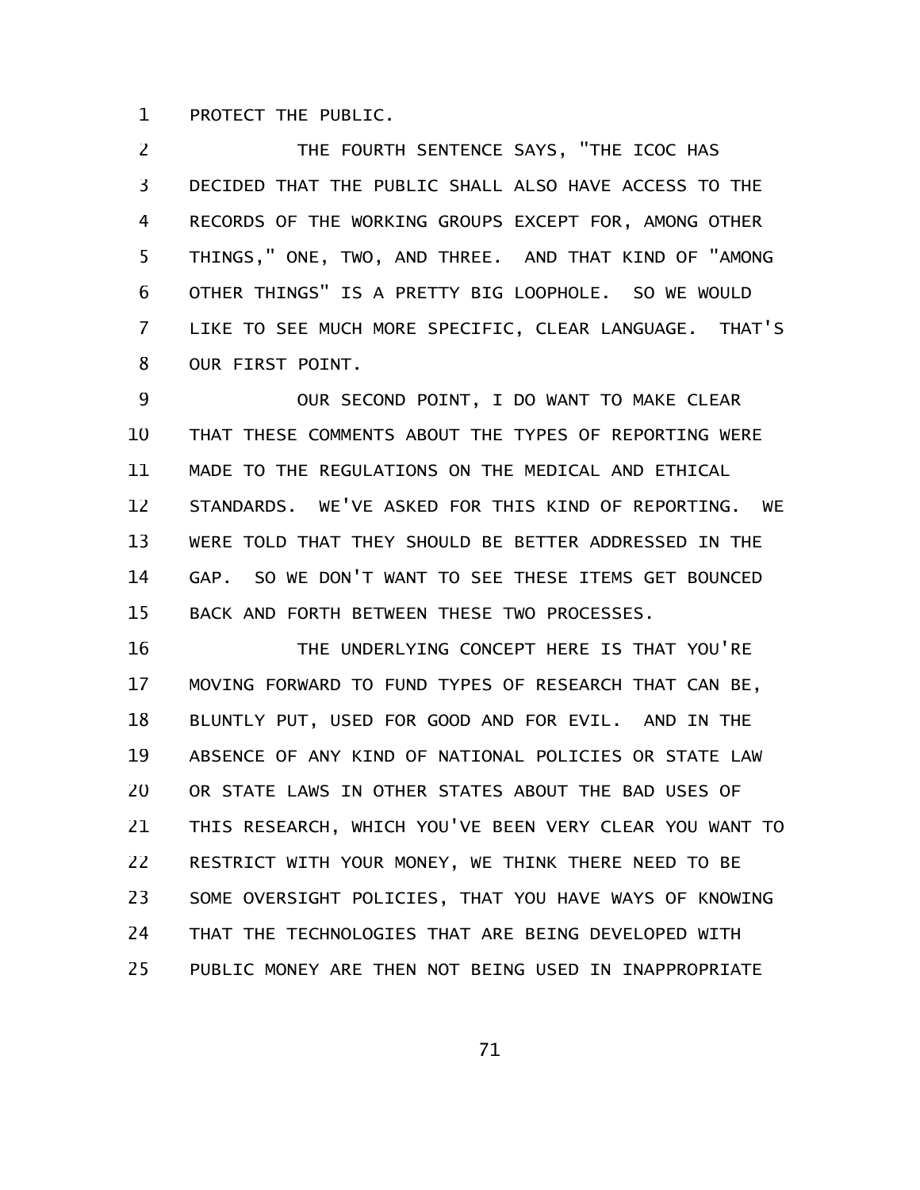PROTECT THE PUBLIC.

THE FOURTH SENTENCE SAYS, "THE ICOC HAS DECIDED THAT THE PUBLIC SHALL ALSO HAVE ACCESS TO THE RECORDS OF THE WORKING GROUPS EXCEPT FOR, AMONG OTHER THINGS," ONE, TWO, AND THREE. AND THAT KIND OF "AMONG OTHER THINGS" IS A PRETTY BIG LOOPHOLE. SO WE WOULD LIKE TO SEE MUCH MORE SPECIFIC, CLEAR LANGUAGE. THAT'S OUR FIRST POINT.

OUR SECOND POINT, I DO WANT TO MAKE CLEAR THAT THESE COMMENTS ABOUT THE TYPES OF REPORTING WERE MADE TO THE REGULATIONS ON THE MEDICAL AND ETHICAL STANDARDS. WE'VE ASKED FOR THIS KIND OF REPORTING. WE WERE TOLD THAT THEY SHOULD BE BETTER ADDRESSED IN THE GAP. SO WE DON'T WANT TO SEE THESE ITEMS GET BOUNCED BACK AND FORTH BETWEEN THESE TWO PROCESSES.

THE UNDERLYING CONCEPT HERE IS THAT YOU'RE MOVING FORWARD TO FUND TYPES OF RESEARCH THAT CAN BE, BLUNTLY PUT, USED FOR GOOD AND FOR EVIL. AND IN THE ABSENCE OF ANY KIND OF NATIONAL POLICIES OR STATE LAW OR STATE LAWS IN OTHER STATES ABOUT THE BAD USES OF THIS RESEARCH, WHICH YOU'VE BEEN VERY CLEAR YOU WANT TO RESTRICT WITH YOUR MONEY, WE THINK THERE NEED TO BE SOME OVERSIGHT POLICIES, THAT YOU HAVE WAYS OF KNOWING THAT THE TECHNOLOGIES THAT ARE BEING DEVELOPED WITH PUBLIC MONEY ARE THEN NOT BEING USED IN INAPPROPRIATE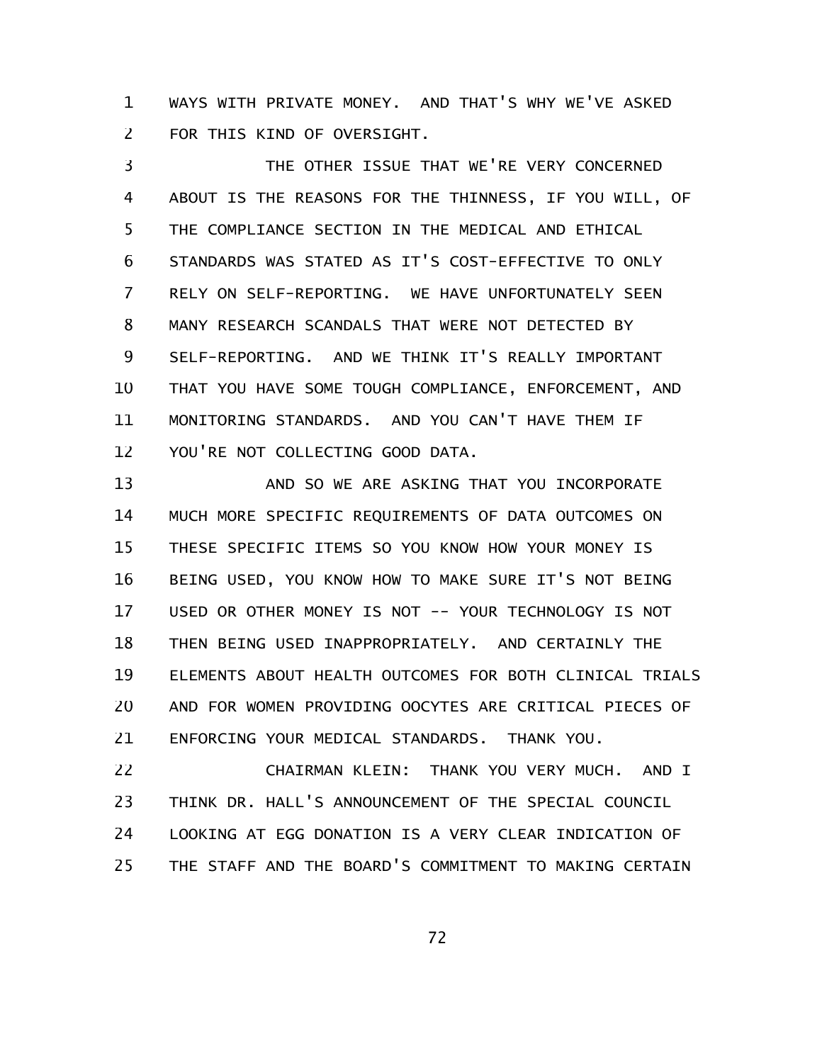WAYS WITH PRIVATE MONEY. AND THAT'S WHY WE'VE ASKED FOR THIS KIND OF OVERSIGHT.

THE OTHER ISSUE THAT WE'RE VERY CONCERNED ABOUT IS THE REASONS FOR THE THINNESS, IF YOU WILL, OF THE COMPLIANCE SECTION IN THE MEDICAL AND ETHICAL STANDARDS WAS STATED AS IT'S COST-EFFECTIVE TO ONLY RELY ON SELF-REPORTING. WE HAVE UNFORTUNATELY SEEN MANY RESEARCH SCANDALS THAT WERE NOT DETECTED BY SELF-REPORTING. AND WE THINK IT'S REALLY IMPORTANT THAT YOU HAVE SOME TOUGH COMPLIANCE, ENFORCEMENT, AND MONITORING STANDARDS. AND YOU CAN'T HAVE THEM IF YOU'RE NOT COLLECTING GOOD DATA.

AND SO WE ARE ASKING THAT YOU INCORPORATE MUCH MORE SPECIFIC REQUIREMENTS OF DATA OUTCOMES ON THESE SPECIFIC ITEMS SO YOU KNOW HOW YOUR MONEY IS BEING USED, YOU KNOW HOW TO MAKE SURE IT'S NOT BEING USED OR OTHER MONEY IS NOT -- YOUR TECHNOLOGY IS NOT THEN BEING USED INAPPROPRIATELY. AND CERTAINLY THE ELEMENTS ABOUT HEALTH OUTCOMES FOR BOTH CLINICAL TRIALS AND FOR WOMEN PROVIDING OOCYTES ARE CRITICAL PIECES OF ENFORCING YOUR MEDICAL STANDARDS. THANK YOU.

CHAIRMAN KLEIN: THANK YOU VERY MUCH. AND I THINK DR. HALL'S ANNOUNCEMENT OF THE SPECIAL COUNCIL LOOKING AT EGG DONATION IS A VERY CLEAR INDICATION OF THE STAFF AND THE BOARD'S COMMITMENT TO MAKING CERTAIN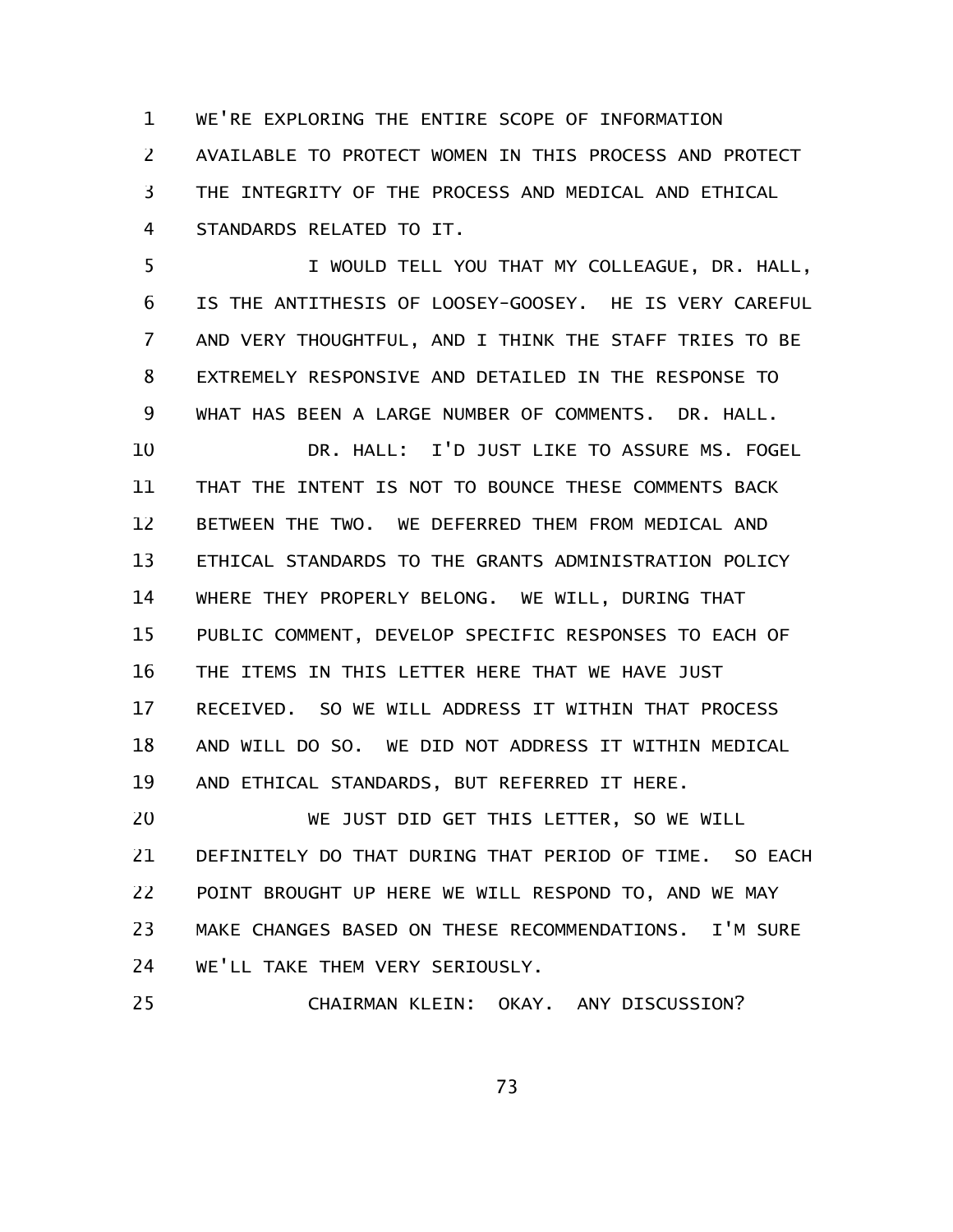WE'RE EXPLORING THE ENTIRE SCOPE OF INFORMATION AVAILABLE TO PROTECT WOMEN IN THIS PROCESS AND PROTECT THE INTEGRITY OF THE PROCESS AND MEDICAL AND ETHICAL STANDARDS RELATED TO IT.

I WOULD TELL YOU THAT MY COLLEAGUE, DR. HALL, IS THE ANTITHESIS OF LOOSEY-GOOSEY. HE IS VERY CAREFUL AND VERY THOUGHTFUL, AND I THINK THE STAFF TRIES TO BE EXTREMELY RESPONSIVE AND DETAILED IN THE RESPONSE TO WHAT HAS BEEN A LARGE NUMBER OF COMMENTS. DR. HALL.

DR. HALL: I'D JUST LIKE TO ASSURE MS. FOGEL THAT THE INTENT IS NOT TO BOUNCE THESE COMMENTS BACK BETWEEN THE TWO. WE DEFERRED THEM FROM MEDICAL AND ETHICAL STANDARDS TO THE GRANTS ADMINISTRATION POLICY WHERE THEY PROPERLY BELONG. WE WILL, DURING THAT PUBLIC COMMENT, DEVELOP SPECIFIC RESPONSES TO EACH OF THE ITEMS IN THIS LETTER HERE THAT WE HAVE JUST RECEIVED. SO WE WILL ADDRESS IT WITHIN THAT PROCESS AND WILL DO SO. WE DID NOT ADDRESS IT WITHIN MEDICAL AND ETHICAL STANDARDS, BUT REFERRED IT HERE.

WE JUST DID GET THIS LETTER, SO WE WILL DEFINITELY DO THAT DURING THAT PERIOD OF TIME. SO EACH POINT BROUGHT UP HERE WE WILL RESPOND TO, AND WE MAY MAKE CHANGES BASED ON THESE RECOMMENDATIONS. I'M SURE WE'LL TAKE THEM VERY SERIOUSLY.

CHAIRMAN KLEIN: OKAY. ANY DISCUSSION?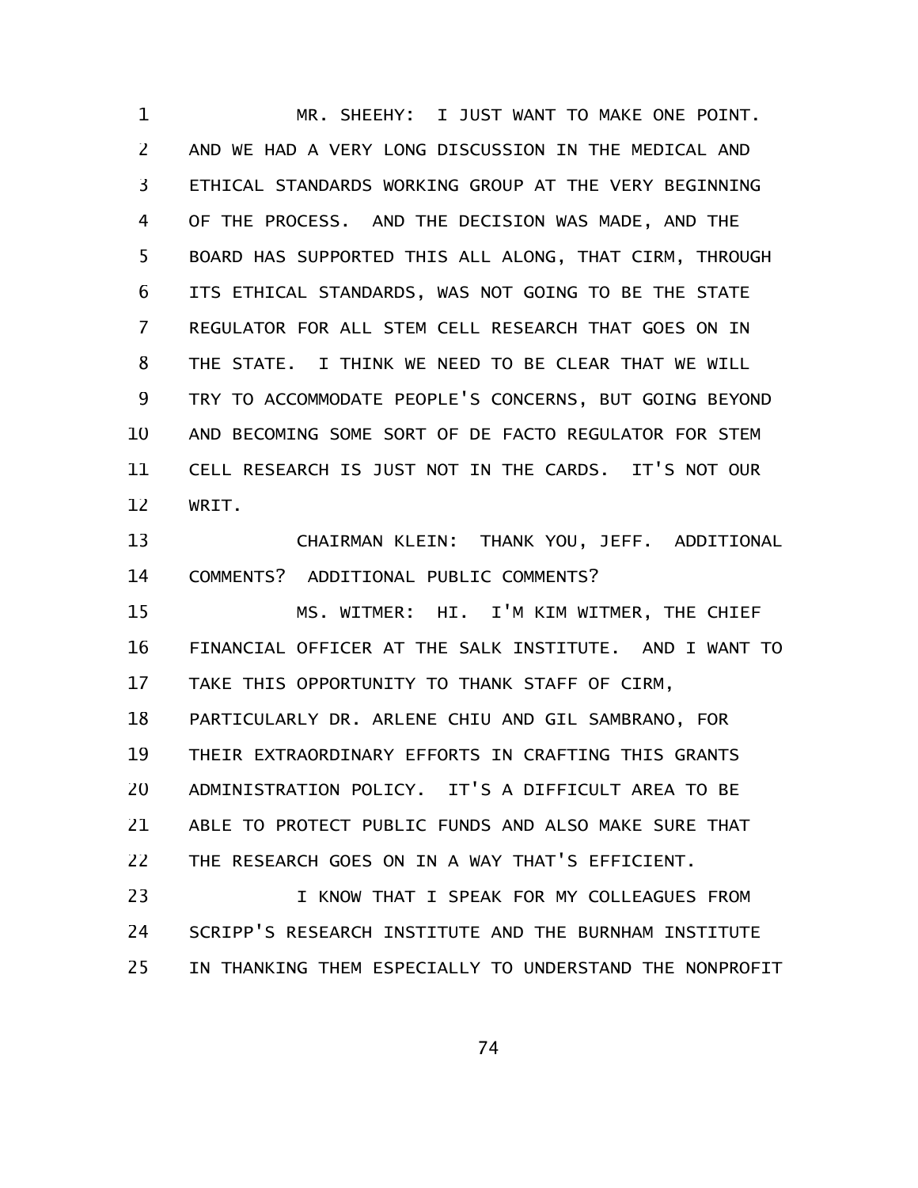MR. SHEEHY: I JUST WANT TO MAKE ONE POINT. AND WE HAD A VERY LONG DISCUSSION IN THE MEDICAL AND ETHICAL STANDARDS WORKING GROUP AT THE VERY BEGINNING OF THE PROCESS. AND THE DECISION WAS MADE, AND THE BOARD HAS SUPPORTED THIS ALL ALONG, THAT CIRM, THROUGH ITS ETHICAL STANDARDS, WAS NOT GOING TO BE THE STATE REGULATOR FOR ALL STEM CELL RESEARCH THAT GOES ON IN THE STATE. I THINK WE NEED TO BE CLEAR THAT WE WILL TRY TO ACCOMMODATE PEOPLE'S CONCERNS, BUT GOING BEYOND AND BECOMING SOME SORT OF DE FACTO REGULATOR FOR STEM CELL RESEARCH IS JUST NOT IN THE CARDS. IT'S NOT OUR WRIT.

CHAIRMAN KLEIN: THANK YOU, JEFF. ADDITIONAL COMMENTS? ADDITIONAL PUBLIC COMMENTS?

MS. WITMER: HI. I'M KIM WITMER, THE CHIEF FINANCIAL OFFICER AT THE SALK INSTITUTE. AND I WANT TO TAKE THIS OPPORTUNITY TO THANK STAFF OF CIRM, PARTICULARLY DR. ARLENE CHIU AND GIL SAMBRANO, FOR THEIR EXTRAORDINARY EFFORTS IN CRAFTING THIS GRANTS ADMINISTRATION POLICY. IT'S A DIFFICULT AREA TO BE ABLE TO PROTECT PUBLIC FUNDS AND ALSO MAKE SURE THAT THE RESEARCH GOES ON IN A WAY THAT'S EFFICIENT.

I KNOW THAT I SPEAK FOR MY COLLEAGUES FROM SCRIPP'S RESEARCH INSTITUTE AND THE BURNHAM INSTITUTE IN THANKING THEM ESPECIALLY TO UNDERSTAND THE NONPROFIT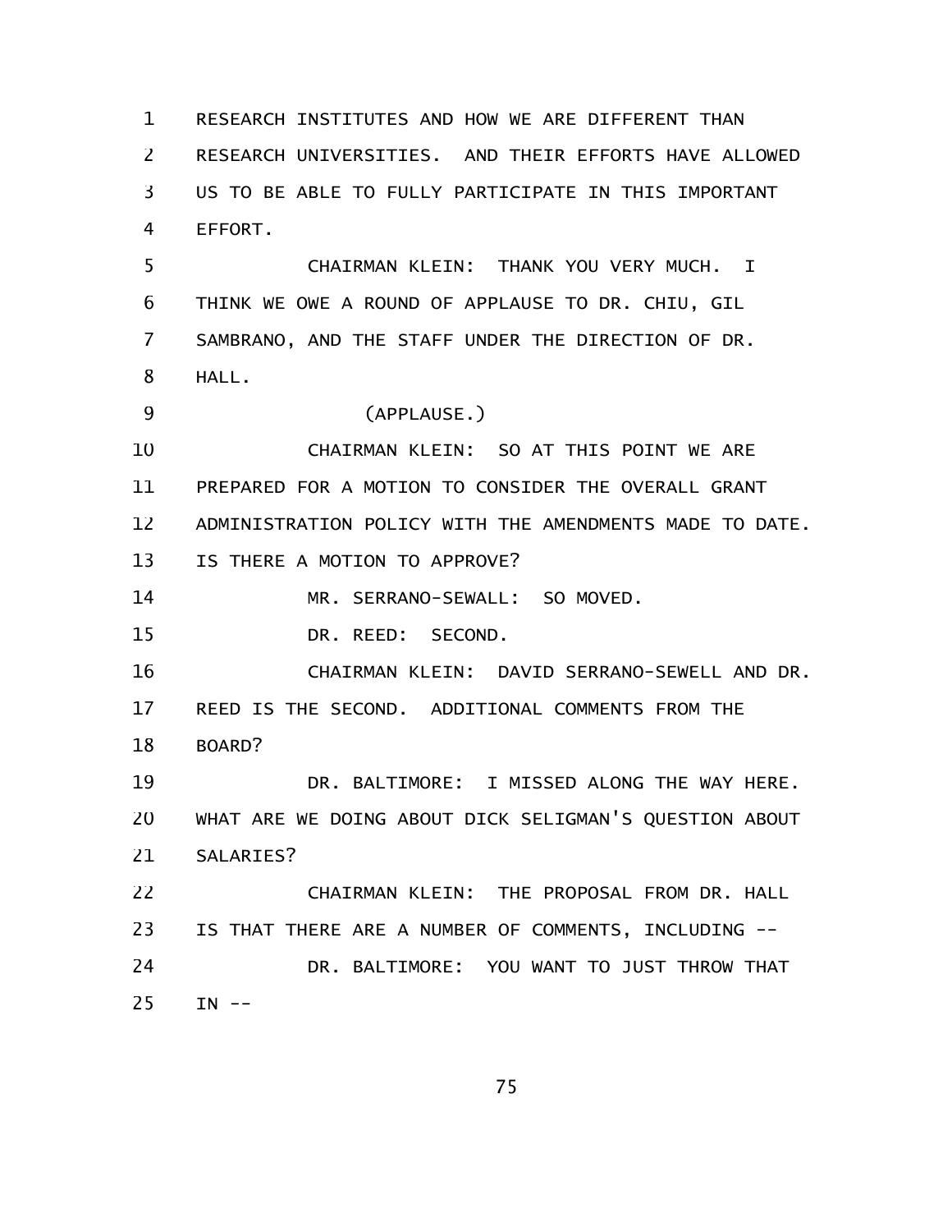RESEARCH INSTITUTES AND HOW WE ARE DIFFERENT THAN RESEARCH UNIVERSITIES. AND THEIR EFFORTS HAVE ALLOWED US TO BE ABLE TO FULLY PARTICIPATE IN THIS IMPORTANT EFFORT.

CHAIRMAN KLEIN: THANK YOU VERY MUCH. I THINK WE OWE A ROUND OF APPLAUSE TO DR. CHIU, GIL SAMBRANO, AND THE STAFF UNDER THE DIRECTION OF DR. HALL.

(APPLAUSE.)

CHAIRMAN KLEIN: SO AT THIS POINT WE ARE PREPARED FOR A MOTION TO CONSIDER THE OVERALL GRANT ADMINISTRATION POLICY WITH THE AMENDMENTS MADE TO DATE. IS THERE A MOTION TO APPROVE?

MR. SERRANO-SEWALL: SO MOVED.

DR. REED: SECOND.

CHAIRMAN KLEIN: DAVID SERRANO-SEWELL AND DR. REED IS THE SECOND. ADDITIONAL COMMENTS FROM THE BOARD?

DR. BALTIMORE: I MISSED ALONG THE WAY HERE. WHAT ARE WE DOING ABOUT DICK SELIGMAN'S QUESTION ABOUT SALARIES?

CHAIRMAN KLEIN: THE PROPOSAL FROM DR. HALL IS THAT THERE ARE A NUMBER OF COMMENTS, INCLUDING --

DR. BALTIMORE: YOU WANT TO JUST THROW THAT IN --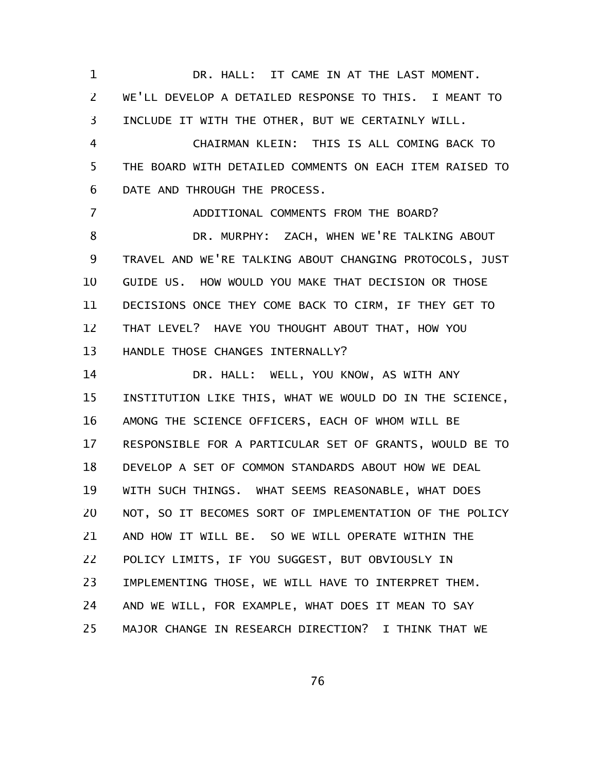DR. HALL: IT CAME IN AT THE LAST MOMENT. WE'LL DEVELOP A DETAILED RESPONSE TO THIS. I MEANT TO INCLUDE IT WITH THE OTHER, BUT WE CERTAINLY WILL.

CHAIRMAN KLEIN: THIS IS ALL COMING BACK TO THE BOARD WITH DETAILED COMMENTS ON EACH ITEM RAISED TO DATE AND THROUGH THE PROCESS.

ADDITIONAL COMMENTS FROM THE BOARD?

DR. MURPHY: ZACH, WHEN WE'RE TALKING ABOUT TRAVEL AND WE'RE TALKING ABOUT CHANGING PROTOCOLS, JUST GUIDE US. HOW WOULD YOU MAKE THAT DECISION OR THOSE DECISIONS ONCE THEY COME BACK TO CIRM, IF THEY GET TO THAT LEVEL? HAVE YOU THOUGHT ABOUT THAT, HOW YOU HANDLE THOSE CHANGES INTERNALLY?

DR. HALL: WELL, YOU KNOW, AS WITH ANY INSTITUTION LIKE THIS, WHAT WE WOULD DO IN THE SCIENCE, AMONG THE SCIENCE OFFICERS, EACH OF WHOM WILL BE RESPONSIBLE FOR A PARTICULAR SET OF GRANTS, WOULD BE TO DEVELOP A SET OF COMMON STANDARDS ABOUT HOW WE DEAL WITH SUCH THINGS. WHAT SEEMS REASONABLE, WHAT DOES NOT, SO IT BECOMES SORT OF IMPLEMENTATION OF THE POLICY AND HOW IT WILL BE. SO WE WILL OPERATE WITHIN THE POLICY LIMITS, IF YOU SUGGEST, BUT OBVIOUSLY IN IMPLEMENTING THOSE, WE WILL HAVE TO INTERPRET THEM. AND WE WILL, FOR EXAMPLE, WHAT DOES IT MEAN TO SAY MAJOR CHANGE IN RESEARCH DIRECTION? I THINK THAT WE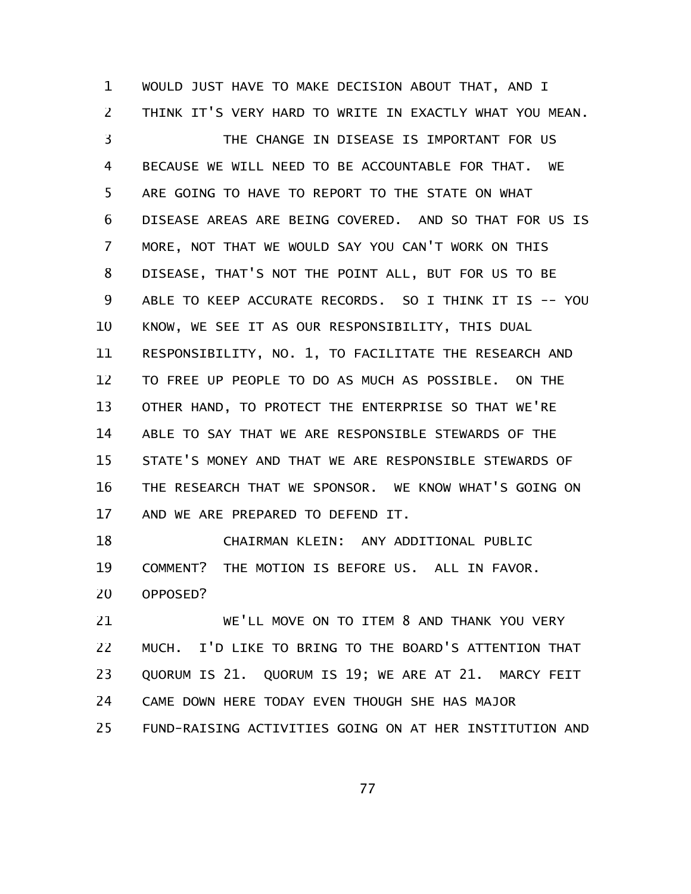WOULD JUST HAVE TO MAKE DECISION ABOUT THAT, AND I THINK IT'S VERY HARD TO WRITE IN EXACTLY WHAT YOU MEAN.

THE CHANGE IN DISEASE IS IMPORTANT FOR US BECAUSE WE WILL NEED TO BE ACCOUNTABLE FOR THAT. WE ARE GOING TO HAVE TO REPORT TO THE STATE ON WHAT DISEASE AREAS ARE BEING COVERED. AND SO THAT FOR US IS MORE, NOT THAT WE WOULD SAY YOU CAN'T WORK ON THIS DISEASE, THAT'S NOT THE POINT ALL, BUT FOR US TO BE ABLE TO KEEP ACCURATE RECORDS. SO I THINK IT IS -- YOU KNOW, WE SEE IT AS OUR RESPONSIBILITY, THIS DUAL RESPONSIBILITY, NO. 1, TO FACILITATE THE RESEARCH AND TO FREE UP PEOPLE TO DO AS MUCH AS POSSIBLE. ON THE OTHER HAND, TO PROTECT THE ENTERPRISE SO THAT WE'RE ABLE TO SAY THAT WE ARE RESPONSIBLE STEWARDS OF THE STATE'S MONEY AND THAT WE ARE RESPONSIBLE STEWARDS OF THE RESEARCH THAT WE SPONSOR. WE KNOW WHAT'S GOING ON AND WE ARE PREPARED TO DEFEND IT.

CHAIRMAN KLEIN: ANY ADDITIONAL PUBLIC COMMENT? THE MOTION IS BEFORE US. ALL IN FAVOR. OPPOSED?

WE'LL MOVE ON TO ITEM 8 AND THANK YOU VERY MUCH. I'D LIKE TO BRING TO THE BOARD'S ATTENTION THAT QUORUM IS 21. QUORUM IS 19; WE ARE AT 21. MARCY FEIT CAME DOWN HERE TODAY EVEN THOUGH SHE HAS MAJOR FUND-RAISING ACTIVITIES GOING ON AT HER INSTITUTION AND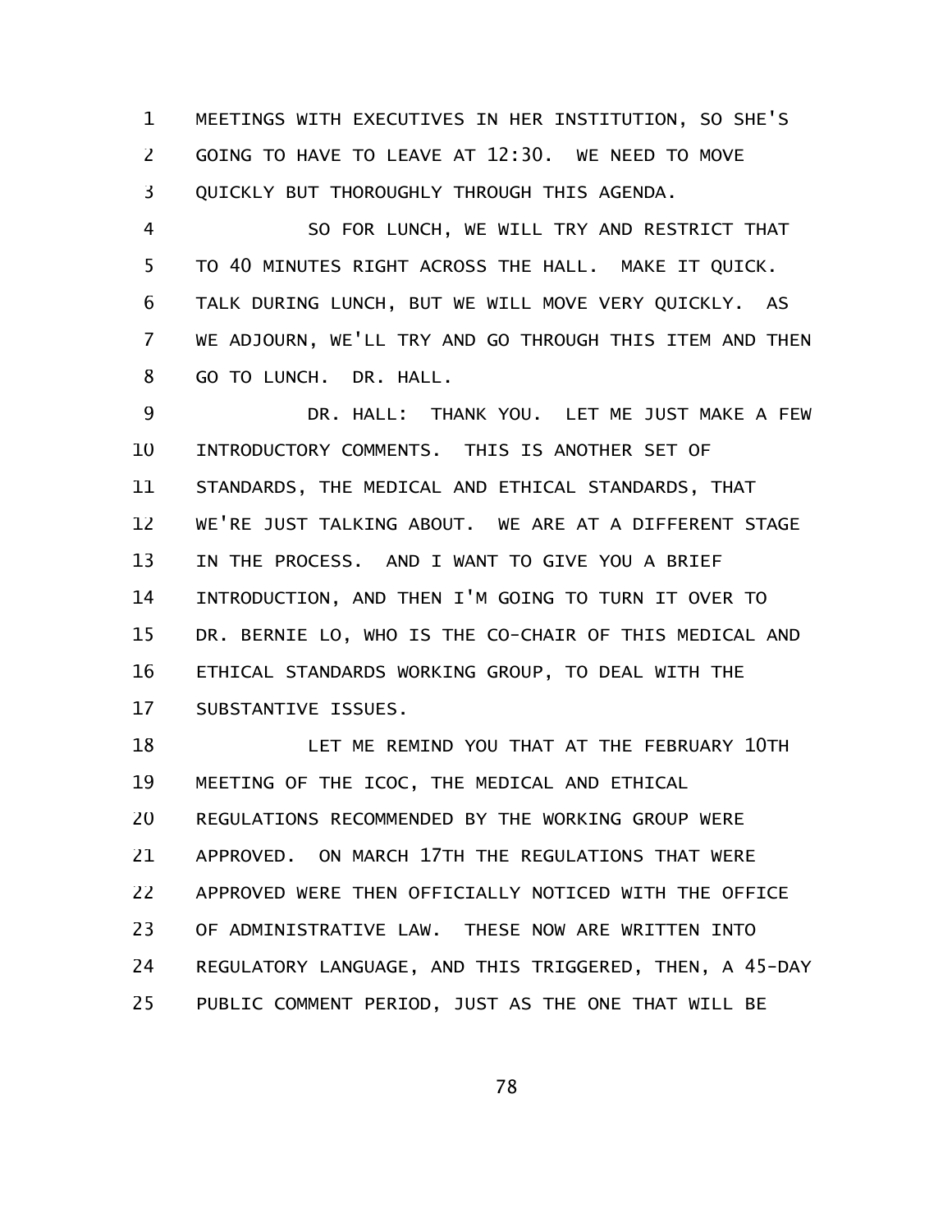MEETINGS WITH EXECUTIVES IN HER INSTITUTION, SO SHE'S GOING TO HAVE TO LEAVE AT 12:30. WE NEED TO MOVE QUICKLY BUT THOROUGHLY THROUGH THIS AGENDA.

SO FOR LUNCH, WE WILL TRY AND RESTRICT THAT TO 40 MINUTES RIGHT ACROSS THE HALL. MAKE IT QUICK. TALK DURING LUNCH, BUT WE WILL MOVE VERY QUICKLY. AS WE ADJOURN, WE'LL TRY AND GO THROUGH THIS ITEM AND THEN GO TO LUNCH. DR. HALL.

DR. HALL: THANK YOU. LET ME JUST MAKE A FEW INTRODUCTORY COMMENTS. THIS IS ANOTHER SET OF STANDARDS, THE MEDICAL AND ETHICAL STANDARDS, THAT WE'RE JUST TALKING ABOUT. WE ARE AT A DIFFERENT STAGE IN THE PROCESS. AND I WANT TO GIVE YOU A BRIEF INTRODUCTION, AND THEN I'M GOING TO TURN IT OVER TO DR. BERNIE LO, WHO IS THE CO-CHAIR OF THIS MEDICAL AND ETHICAL STANDARDS WORKING GROUP, TO DEAL WITH THE SUBSTANTIVE ISSUES.

LET ME REMIND YOU THAT AT THE FEBRUARY 10TH MEETING OF THE ICOC, THE MEDICAL AND ETHICAL REGULATIONS RECOMMENDED BY THE WORKING GROUP WERE APPROVED. ON MARCH 17TH THE REGULATIONS THAT WERE APPROVED WERE THEN OFFICIALLY NOTICED WITH THE OFFICE OF ADMINISTRATIVE LAW. THESE NOW ARE WRITTEN INTO REGULATORY LANGUAGE, AND THIS TRIGGERED, THEN, A 45-DAY PUBLIC COMMENT PERIOD, JUST AS THE ONE THAT WILL BE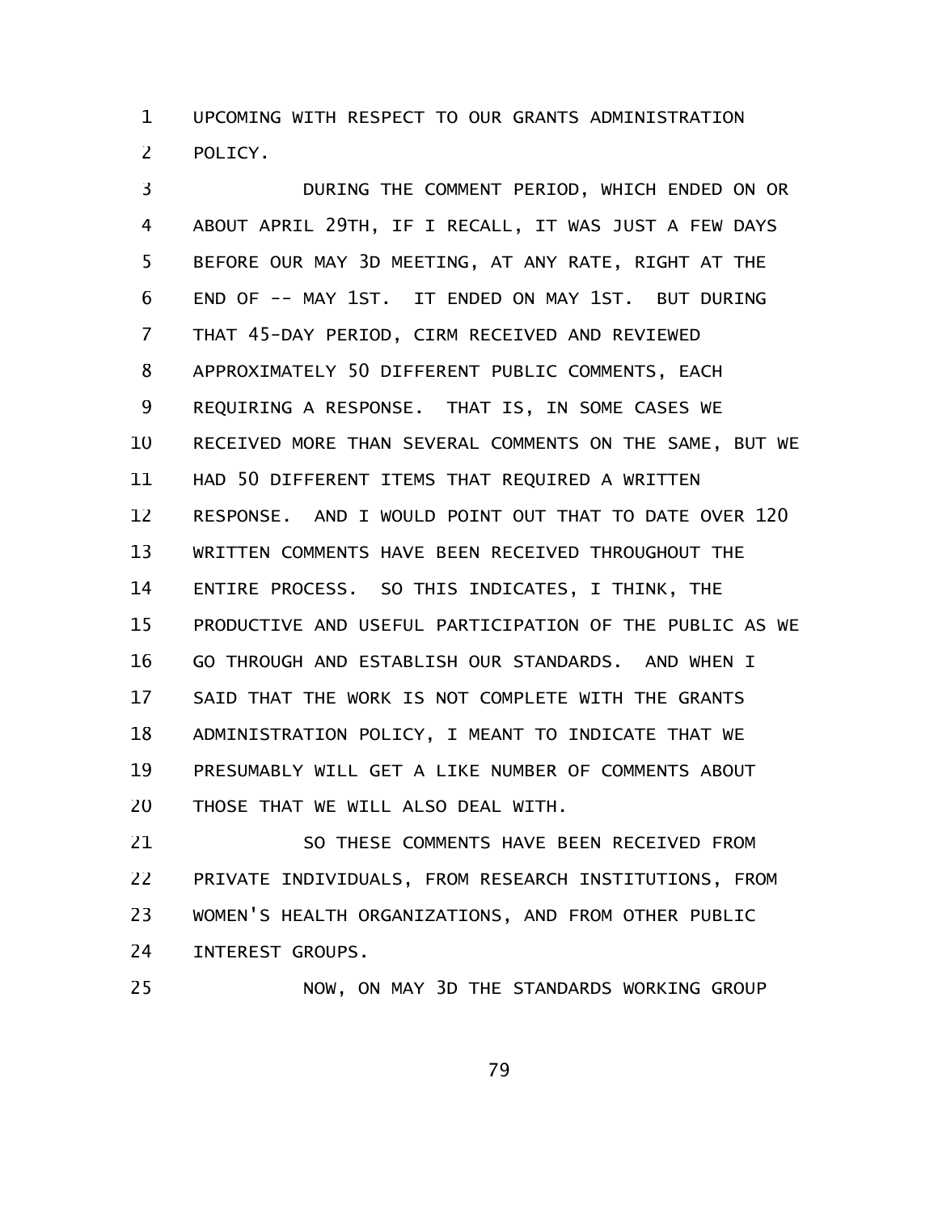UPCOMING WITH RESPECT TO OUR GRANTS ADMINISTRATION POLICY.

DURING THE COMMENT PERIOD, WHICH ENDED ON OR ABOUT APRIL 29TH, IF I RECALL, IT WAS JUST A FEW DAYS BEFORE OUR MAY 3D MEETING, AT ANY RATE, RIGHT AT THE END OF -- MAY 1ST. IT ENDED ON MAY 1ST. BUT DURING THAT 45-DAY PERIOD, CIRM RECEIVED AND REVIEWED APPROXIMATELY 50 DIFFERENT PUBLIC COMMENTS, EACH REQUIRING A RESPONSE. THAT IS, IN SOME CASES WE RECEIVED MORE THAN SEVERAL COMMENTS ON THE SAME, BUT WE HAD 50 DIFFERENT ITEMS THAT REQUIRED A WRITTEN RESPONSE. AND I WOULD POINT OUT THAT TO DATE OVER 120 WRITTEN COMMENTS HAVE BEEN RECEIVED THROUGHOUT THE ENTIRE PROCESS. SO THIS INDICATES, I THINK, THE PRODUCTIVE AND USEFUL PARTICIPATION OF THE PUBLIC AS WE GO THROUGH AND ESTABLISH OUR STANDARDS. AND WHEN I SAID THAT THE WORK IS NOT COMPLETE WITH THE GRANTS ADMINISTRATION POLICY, I MEANT TO INDICATE THAT WE PRESUMABLY WILL GET A LIKE NUMBER OF COMMENTS ABOUT THOSE THAT WE WILL ALSO DEAL WITH.

SO THESE COMMENTS HAVE BEEN RECEIVED FROM PRIVATE INDIVIDUALS, FROM RESEARCH INSTITUTIONS, FROM WOMEN'S HEALTH ORGANIZATIONS, AND FROM OTHER PUBLIC INTEREST GROUPS.

NOW, ON MAY 3D THE STANDARDS WORKING GROUP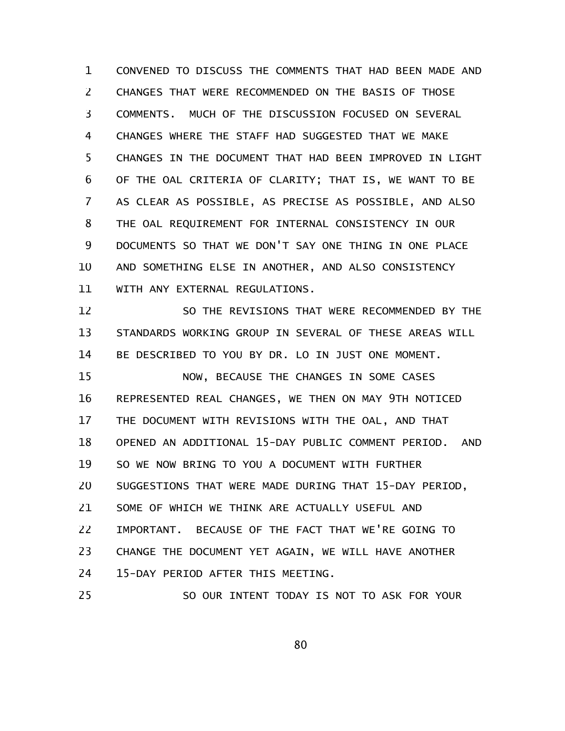CONVENED TO DISCUSS THE COMMENTS THAT HAD BEEN MADE AND CHANGES THAT WERE RECOMMENDED ON THE BASIS OF THOSE COMMENTS. MUCH OF THE DISCUSSION FOCUSED ON SEVERAL CHANGES WHERE THE STAFF HAD SUGGESTED THAT WE MAKE CHANGES IN THE DOCUMENT THAT HAD BEEN IMPROVED IN LIGHT OF THE OAL CRITERIA OF CLARITY; THAT IS, WE WANT TO BE AS CLEAR AS POSSIBLE, AS PRECISE AS POSSIBLE, AND ALSO THE OAL REQUIREMENT FOR INTERNAL CONSISTENCY IN OUR DOCUMENTS SO THAT WE DON'T SAY ONE THING IN ONE PLACE AND SOMETHING ELSE IN ANOTHER, AND ALSO CONSISTENCY WITH ANY EXTERNAL REGULATIONS.

SO THE REVISIONS THAT WERE RECOMMENDED BY THE STANDARDS WORKING GROUP IN SEVERAL OF THESE AREAS WILL BE DESCRIBED TO YOU BY DR. LO IN JUST ONE MOMENT.

NOW, BECAUSE THE CHANGES IN SOME CASES REPRESENTED REAL CHANGES, WE THEN ON MAY 9TH NOTICED THE DOCUMENT WITH REVISIONS WITH THE OAL, AND THAT OPENED AN ADDITIONAL 15-DAY PUBLIC COMMENT PERIOD. AND SO WE NOW BRING TO YOU A DOCUMENT WITH FURTHER SUGGESTIONS THAT WERE MADE DURING THAT 15-DAY PERIOD, SOME OF WHICH WE THINK ARE ACTUALLY USEFUL AND IMPORTANT. BECAUSE OF THE FACT THAT WE'RE GOING TO CHANGE THE DOCUMENT YET AGAIN, WE WILL HAVE ANOTHER 15-DAY PERIOD AFTER THIS MEETING.

SO OUR INTENT TODAY IS NOT TO ASK FOR YOUR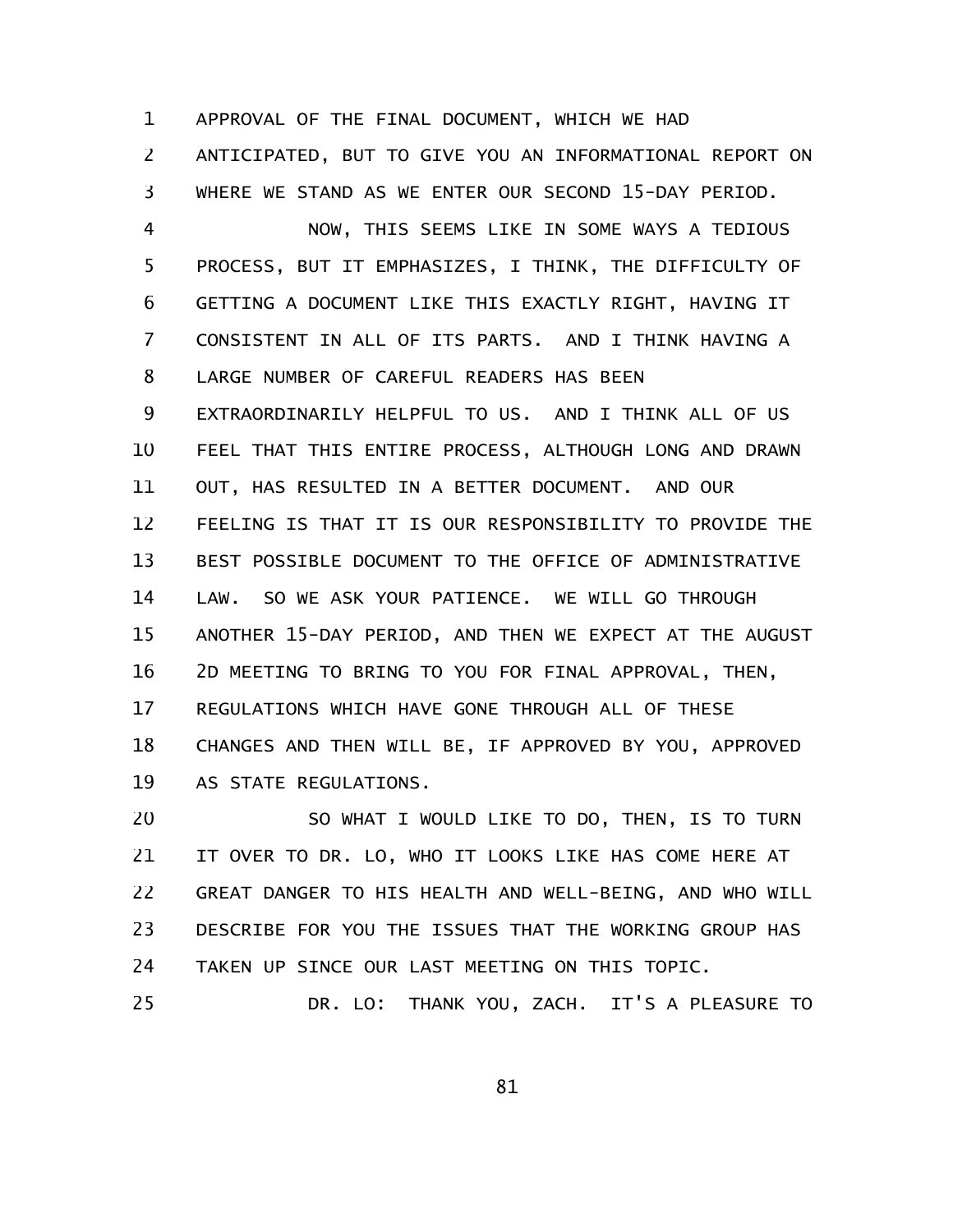APPROVAL OF THE FINAL DOCUMENT, WHICH WE HAD ANTICIPATED, BUT TO GIVE YOU AN INFORMATIONAL REPORT ON WHERE WE STAND AS WE ENTER OUR SECOND 15-DAY PERIOD.

NOW, THIS SEEMS LIKE IN SOME WAYS A TEDIOUS PROCESS, BUT IT EMPHASIZES, I THINK, THE DIFFICULTY OF GETTING A DOCUMENT LIKE THIS EXACTLY RIGHT, HAVING IT CONSISTENT IN ALL OF ITS PARTS. AND I THINK HAVING A LARGE NUMBER OF CAREFUL READERS HAS BEEN EXTRAORDINARILY HELPFUL TO US. AND I THINK ALL OF US FEEL THAT THIS ENTIRE PROCESS, ALTHOUGH LONG AND DRAWN OUT, HAS RESULTED IN A BETTER DOCUMENT. AND OUR FEELING IS THAT IT IS OUR RESPONSIBILITY TO PROVIDE THE BEST POSSIBLE DOCUMENT TO THE OFFICE OF ADMINISTRATIVE LAW. SO WE ASK YOUR PATIENCE. WE WILL GO THROUGH ANOTHER 15-DAY PERIOD, AND THEN WE EXPECT AT THE AUGUST 2D MEETING TO BRING TO YOU FOR FINAL APPROVAL, THEN, REGULATIONS WHICH HAVE GONE THROUGH ALL OF THESE CHANGES AND THEN WILL BE, IF APPROVED BY YOU, APPROVED AS STATE REGULATIONS.

SO WHAT I WOULD LIKE TO DO, THEN, IS TO TURN IT OVER TO DR. LO, WHO IT LOOKS LIKE HAS COME HERE AT GREAT DANGER TO HIS HEALTH AND WELL-BEING, AND WHO WILL DESCRIBE FOR YOU THE ISSUES THAT THE WORKING GROUP HAS TAKEN UP SINCE OUR LAST MEETING ON THIS TOPIC.

DR. LO: THANK YOU, ZACH. IT'S A PLEASURE TO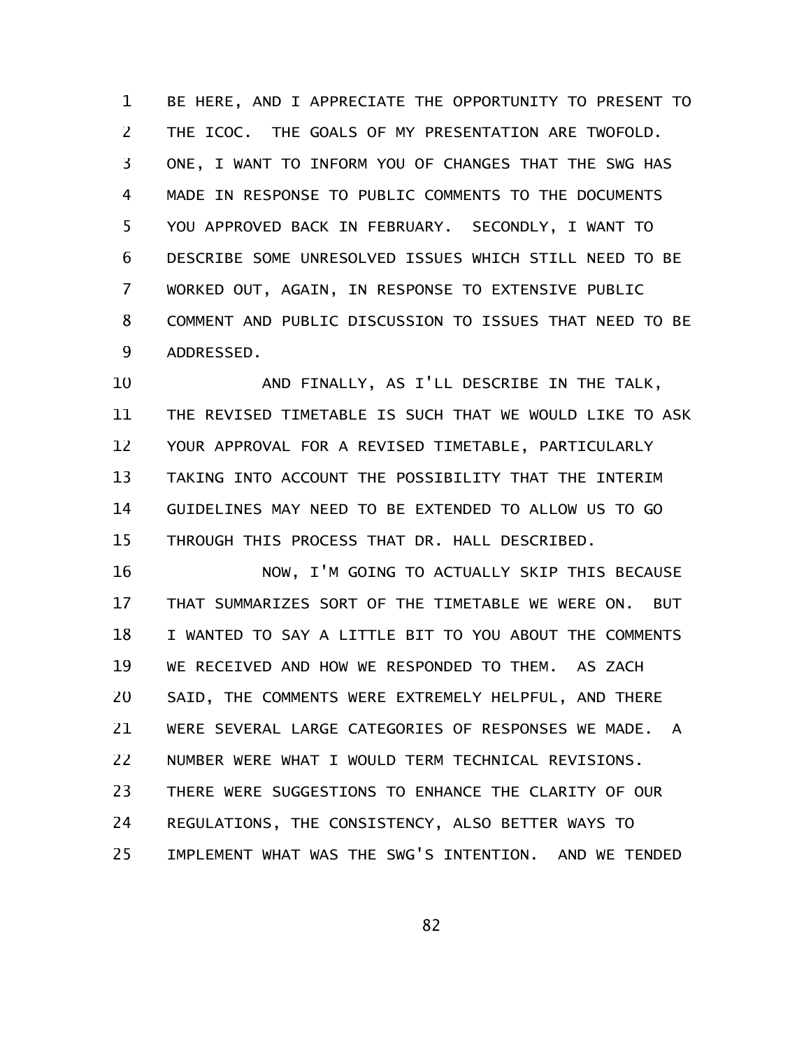BE HERE, AND I APPRECIATE THE OPPORTUNITY TO PRESENT TO THE ICOC. THE GOALS OF MY PRESENTATION ARE TWOFOLD. ONE, I WANT TO INFORM YOU OF CHANGES THAT THE SWG HAS MADE IN RESPONSE TO PUBLIC COMMENTS TO THE DOCUMENTS YOU APPROVED BACK IN FEBRUARY. SECONDLY, I WANT TO DESCRIBE SOME UNRESOLVED ISSUES WHICH STILL NEED TO BE WORKED OUT, AGAIN, IN RESPONSE TO EXTENSIVE PUBLIC COMMENT AND PUBLIC DISCUSSION TO ISSUES THAT NEED TO BE ADDRESSED.

AND FINALLY, AS I'LL DESCRIBE IN THE TALK, THE REVISED TIMETABLE IS SUCH THAT WE WOULD LIKE TO ASK YOUR APPROVAL FOR A REVISED TIMETABLE, PARTICULARLY TAKING INTO ACCOUNT THE POSSIBILITY THAT THE INTERIM GUIDELINES MAY NEED TO BE EXTENDED TO ALLOW US TO GO THROUGH THIS PROCESS THAT DR. HALL DESCRIBED.

NOW, I'M GOING TO ACTUALLY SKIP THIS BECAUSE THAT SUMMARIZES SORT OF THE TIMETABLE WE WERE ON. BUT I WANTED TO SAY A LITTLE BIT TO YOU ABOUT THE COMMENTS WE RECEIVED AND HOW WE RESPONDED TO THEM. AS ZACH SAID, THE COMMENTS WERE EXTREMELY HELPFUL, AND THERE WERE SEVERAL LARGE CATEGORIES OF RESPONSES WE MADE. A NUMBER WERE WHAT I WOULD TERM TECHNICAL REVISIONS. THERE WERE SUGGESTIONS TO ENHANCE THE CLARITY OF OUR REGULATIONS, THE CONSISTENCY, ALSO BETTER WAYS TO IMPLEMENT WHAT WAS THE SWG'S INTENTION. AND WE TENDED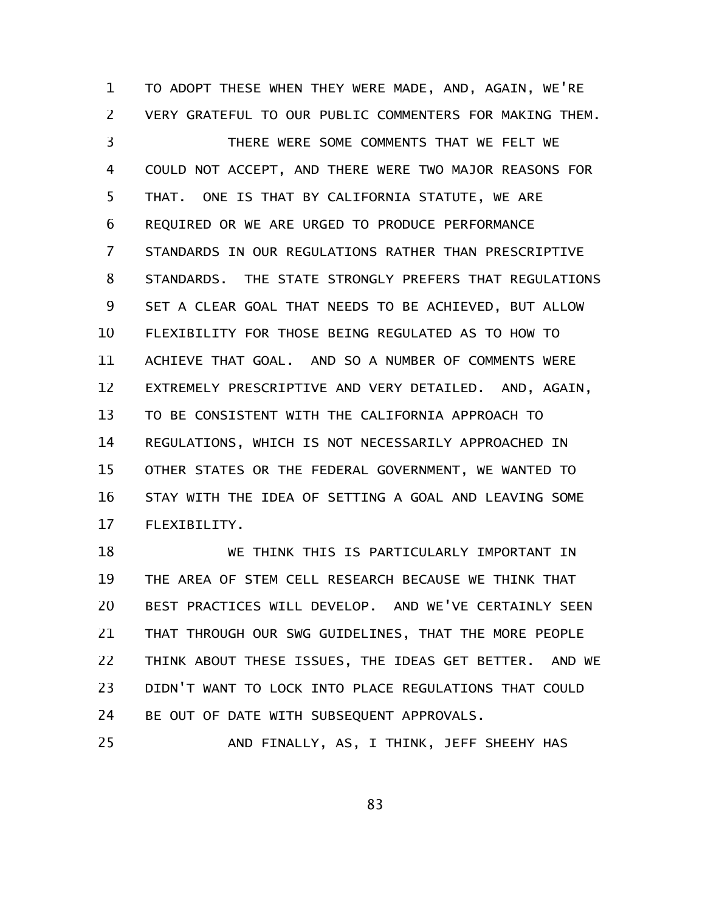TO ADOPT THESE WHEN THEY WERE MADE, AND, AGAIN, WE'RE VERY GRATEFUL TO OUR PUBLIC COMMENTERS FOR MAKING THEM.

THERE WERE SOME COMMENTS THAT WE FELT WE COULD NOT ACCEPT, AND THERE WERE TWO MAJOR REASONS FOR THAT. ONE IS THAT BY CALIFORNIA STATUTE, WE ARE REQUIRED OR WE ARE URGED TO PRODUCE PERFORMANCE STANDARDS IN OUR REGULATIONS RATHER THAN PRESCRIPTIVE STANDARDS. THE STATE STRONGLY PREFERS THAT REGULATIONS SET A CLEAR GOAL THAT NEEDS TO BE ACHIEVED, BUT ALLOW FLEXIBILITY FOR THOSE BEING REGULATED AS TO HOW TO ACHIEVE THAT GOAL. AND SO A NUMBER OF COMMENTS WERE EXTREMELY PRESCRIPTIVE AND VERY DETAILED. AND, AGAIN, TO BE CONSISTENT WITH THE CALIFORNIA APPROACH TO REGULATIONS, WHICH IS NOT NECESSARILY APPROACHED IN OTHER STATES OR THE FEDERAL GOVERNMENT, WE WANTED TO STAY WITH THE IDEA OF SETTING A GOAL AND LEAVING SOME FLEXIBILITY.

WE THINK THIS IS PARTICULARLY IMPORTANT IN THE AREA OF STEM CELL RESEARCH BECAUSE WE THINK THAT BEST PRACTICES WILL DEVELOP. AND WE'VE CERTAINLY SEEN THAT THROUGH OUR SWG GUIDELINES, THAT THE MORE PEOPLE THINK ABOUT THESE ISSUES, THE IDEAS GET BETTER. AND WE DIDN'T WANT TO LOCK INTO PLACE REGULATIONS THAT COULD BE OUT OF DATE WITH SUBSEQUENT APPROVALS.

AND FINALLY, AS, I THINK, JEFF SHEEHY HAS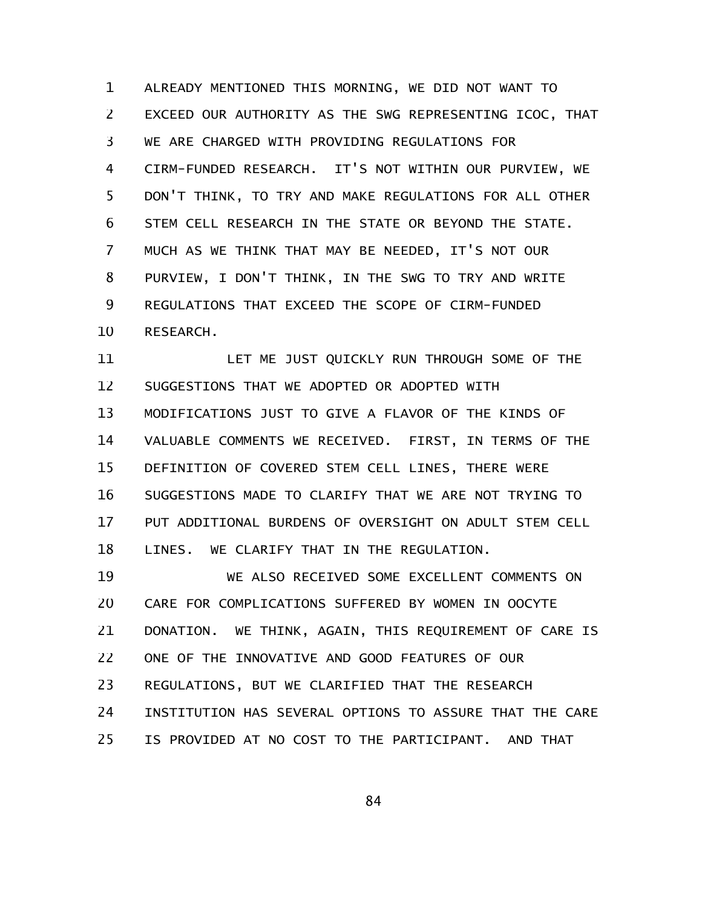ALREADY MENTIONED THIS MORNING, WE DID NOT WANT TO EXCEED OUR AUTHORITY AS THE SWG REPRESENTING ICOC, THAT WE ARE CHARGED WITH PROVIDING REGULATIONS FOR CIRM-FUNDED RESEARCH. IT'S NOT WITHIN OUR PURVIEW, WE DON'T THINK, TO TRY AND MAKE REGULATIONS FOR ALL OTHER STEM CELL RESEARCH IN THE STATE OR BEYOND THE STATE. MUCH AS WE THINK THAT MAY BE NEEDED, IT'S NOT OUR PURVIEW, I DON'T THINK, IN THE SWG TO TRY AND WRITE REGULATIONS THAT EXCEED THE SCOPE OF CIRM-FUNDED RESEARCH.

LET ME JUST QUICKLY RUN THROUGH SOME OF THE SUGGESTIONS THAT WE ADOPTED OR ADOPTED WITH MODIFICATIONS JUST TO GIVE A FLAVOR OF THE KINDS OF VALUABLE COMMENTS WE RECEIVED. FIRST, IN TERMS OF THE DEFINITION OF COVERED STEM CELL LINES, THERE WERE SUGGESTIONS MADE TO CLARIFY THAT WE ARE NOT TRYING TO PUT ADDITIONAL BURDENS OF OVERSIGHT ON ADULT STEM CELL LINES. WE CLARIFY THAT IN THE REGULATION.

WE ALSO RECEIVED SOME EXCELLENT COMMENTS ON CARE FOR COMPLICATIONS SUFFERED BY WOMEN IN OOCYTE DONATION. WE THINK, AGAIN, THIS REQUIREMENT OF CARE IS ONE OF THE INNOVATIVE AND GOOD FEATURES OF OUR REGULATIONS, BUT WE CLARIFIED THAT THE RESEARCH INSTITUTION HAS SEVERAL OPTIONS TO ASSURE THAT THE CARE IS PROVIDED AT NO COST TO THE PARTICIPANT. AND THAT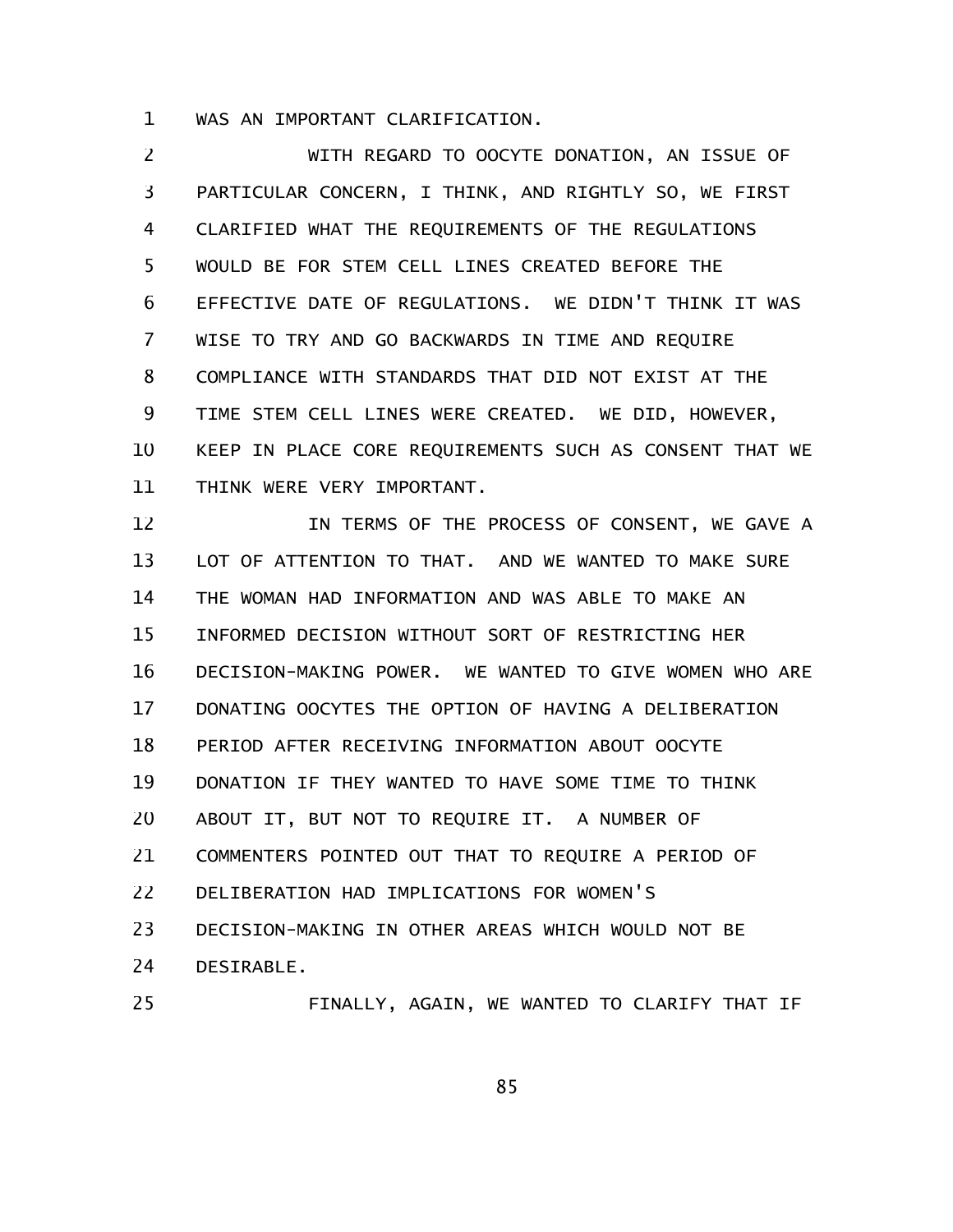WAS AN IMPORTANT CLARIFICATION.

WITH REGARD TO OOCYTE DONATION, AN ISSUE OF PARTICULAR CONCERN, I THINK, AND RIGHTLY SO, WE FIRST CLARIFIED WHAT THE REQUIREMENTS OF THE REGULATIONS WOULD BE FOR STEM CELL LINES CREATED BEFORE THE EFFECTIVE DATE OF REGULATIONS. WE DIDN'T THINK IT WAS WISE TO TRY AND GO BACKWARDS IN TIME AND REQUIRE COMPLIANCE WITH STANDARDS THAT DID NOT EXIST AT THE TIME STEM CELL LINES WERE CREATED. WE DID, HOWEVER, KEEP IN PLACE CORE REQUIREMENTS SUCH AS CONSENT THAT WE THINK WERE VERY IMPORTANT.

IN TERMS OF THE PROCESS OF CONSENT, WE GAVE A LOT OF ATTENTION TO THAT. AND WE WANTED TO MAKE SURE THE WOMAN HAD INFORMATION AND WAS ABLE TO MAKE AN INFORMED DECISION WITHOUT SORT OF RESTRICTING HER DECISION-MAKING POWER. WE WANTED TO GIVE WOMEN WHO ARE DONATING OOCYTES THE OPTION OF HAVING A DELIBERATION PERIOD AFTER RECEIVING INFORMATION ABOUT OOCYTE DONATION IF THEY WANTED TO HAVE SOME TIME TO THINK ABOUT IT, BUT NOT TO REQUIRE IT. A NUMBER OF COMMENTERS POINTED OUT THAT TO REQUIRE A PERIOD OF DELIBERATION HAD IMPLICATIONS FOR WOMEN'S DECISION-MAKING IN OTHER AREAS WHICH WOULD NOT BE DESIRABLE.

FINALLY, AGAIN, WE WANTED TO CLARIFY THAT IF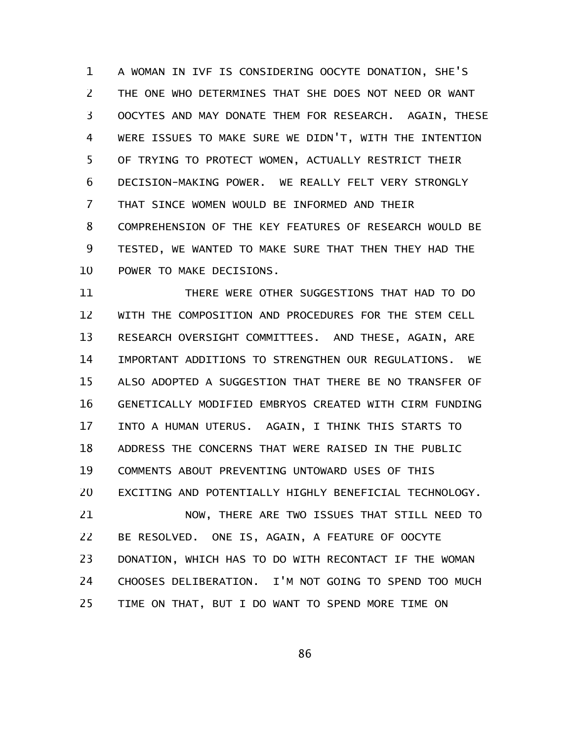A WOMAN IN IVF IS CONSIDERING OOCYTE DONATION, SHE'S THE ONE WHO DETERMINES THAT SHE DOES NOT NEED OR WANT OOCYTES AND MAY DONATE THEM FOR RESEARCH. AGAIN, THESE WERE ISSUES TO MAKE SURE WE DIDN'T, WITH THE INTENTION OF TRYING TO PROTECT WOMEN, ACTUALLY RESTRICT THEIR DECISION-MAKING POWER. WE REALLY FELT VERY STRONGLY THAT SINCE WOMEN WOULD BE INFORMED AND THEIR COMPREHENSION OF THE KEY FEATURES OF RESEARCH WOULD BE TESTED, WE WANTED TO MAKE SURE THAT THEN THEY HAD THE POWER TO MAKE DECISIONS.

THERE WERE OTHER SUGGESTIONS THAT HAD TO DO WITH THE COMPOSITION AND PROCEDURES FOR THE STEM CELL RESEARCH OVERSIGHT COMMITTEES. AND THESE, AGAIN, ARE IMPORTANT ADDITIONS TO STRENGTHEN OUR REGULATIONS. WE ALSO ADOPTED A SUGGESTION THAT THERE BE NO TRANSFER OF GENETICALLY MODIFIED EMBRYOS CREATED WITH CIRM FUNDING INTO A HUMAN UTERUS. AGAIN, I THINK THIS STARTS TO ADDRESS THE CONCERNS THAT WERE RAISED IN THE PUBLIC COMMENTS ABOUT PREVENTING UNTOWARD USES OF THIS EXCITING AND POTENTIALLY HIGHLY BENEFICIAL TECHNOLOGY.

NOW, THERE ARE TWO ISSUES THAT STILL NEED TO BE RESOLVED. ONE IS, AGAIN, A FEATURE OF OOCYTE DONATION, WHICH HAS TO DO WITH RECONTACT IF THE WOMAN CHOOSES DELIBERATION. I'M NOT GOING TO SPEND TOO MUCH TIME ON THAT, BUT I DO WANT TO SPEND MORE TIME ON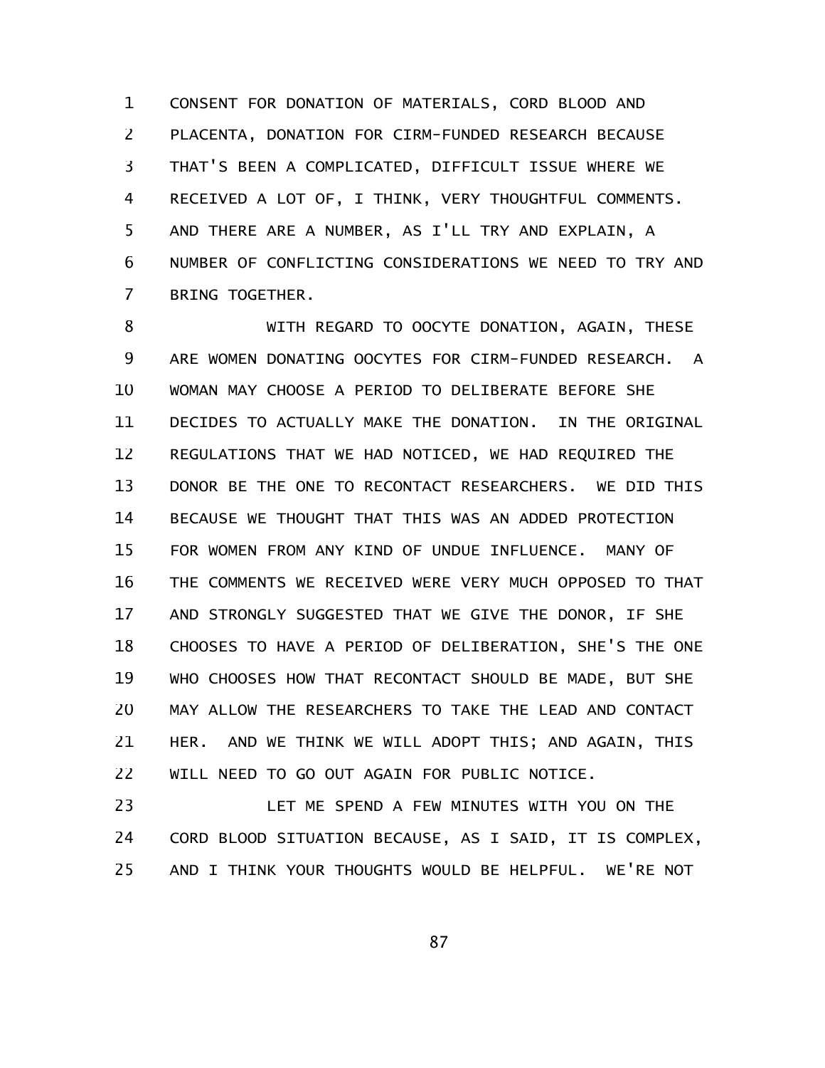CONSENT FOR DONATION OF MATERIALS, CORD BLOOD AND PLACENTA, DONATION FOR CIRM-FUNDED RESEARCH BECAUSE THAT'S BEEN A COMPLICATED, DIFFICULT ISSUE WHERE WE RECEIVED A LOT OF, I THINK, VERY THOUGHTFUL COMMENTS. AND THERE ARE A NUMBER, AS I'LL TRY AND EXPLAIN, A NUMBER OF CONFLICTING CONSIDERATIONS WE NEED TO TRY AND BRING TOGETHER.

WITH REGARD TO OOCYTE DONATION, AGAIN, THESE ARE WOMEN DONATING OOCYTES FOR CIRM-FUNDED RESEARCH. A WOMAN MAY CHOOSE A PERIOD TO DELIBERATE BEFORE SHE DECIDES TO ACTUALLY MAKE THE DONATION. IN THE ORIGINAL REGULATIONS THAT WE HAD NOTICED, WE HAD REQUIRED THE DONOR BE THE ONE TO RECONTACT RESEARCHERS. WE DID THIS BECAUSE WE THOUGHT THAT THIS WAS AN ADDED PROTECTION FOR WOMEN FROM ANY KIND OF UNDUE INFLUENCE. MANY OF THE COMMENTS WE RECEIVED WERE VERY MUCH OPPOSED TO THAT AND STRONGLY SUGGESTED THAT WE GIVE THE DONOR, IF SHE CHOOSES TO HAVE A PERIOD OF DELIBERATION, SHE'S THE ONE WHO CHOOSES HOW THAT RECONTACT SHOULD BE MADE, BUT SHE MAY ALLOW THE RESEARCHERS TO TAKE THE LEAD AND CONTACT HER. AND WE THINK WE WILL ADOPT THIS; AND AGAIN, THIS WILL NEED TO GO OUT AGAIN FOR PUBLIC NOTICE.

LET ME SPEND A FEW MINUTES WITH YOU ON THE CORD BLOOD SITUATION BECAUSE, AS I SAID, IT IS COMPLEX, AND I THINK YOUR THOUGHTS WOULD BE HELPFUL. WE'RE NOT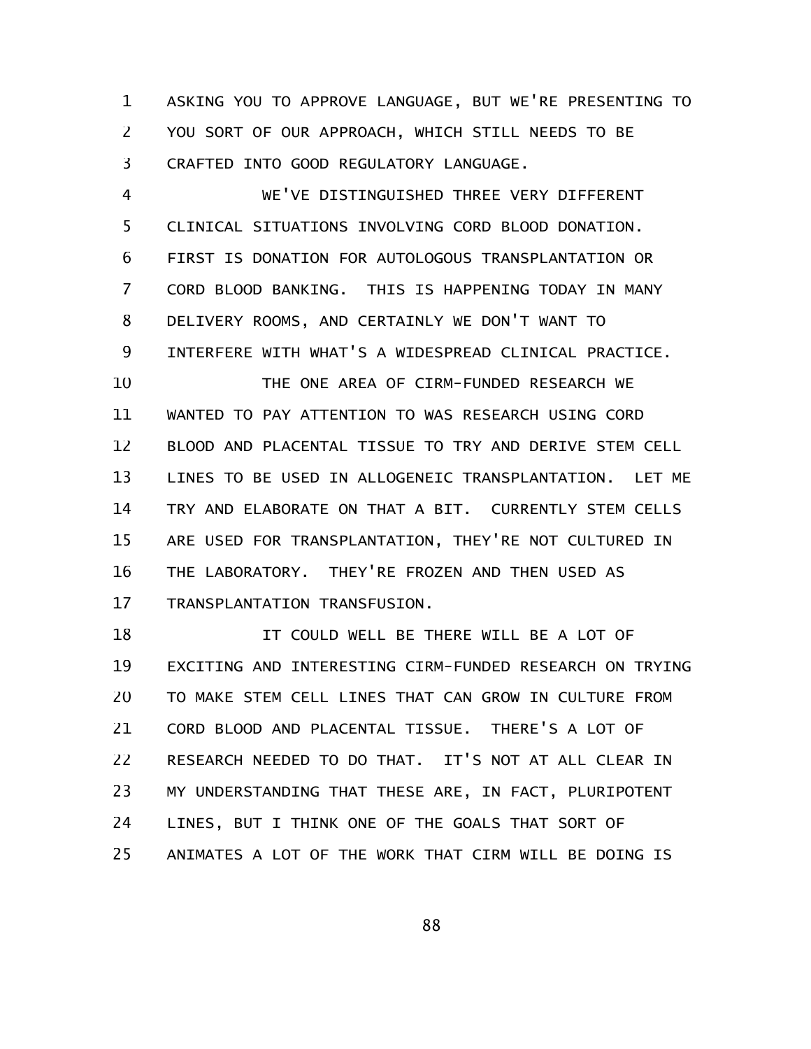ASKING YOU TO APPROVE LANGUAGE, BUT WE'RE PRESENTING TO YOU SORT OF OUR APPROACH, WHICH STILL NEEDS TO BE CRAFTED INTO GOOD REGULATORY LANGUAGE.

WE'VE DISTINGUISHED THREE VERY DIFFERENT CLINICAL SITUATIONS INVOLVING CORD BLOOD DONATION. FIRST IS DONATION FOR AUTOLOGOUS TRANSPLANTATION OR CORD BLOOD BANKING. THIS IS HAPPENING TODAY IN MANY DELIVERY ROOMS, AND CERTAINLY WE DON'T WANT TO INTERFERE WITH WHAT'S A WIDESPREAD CLINICAL PRACTICE.

THE ONE AREA OF CIRM-FUNDED RESEARCH WE WANTED TO PAY ATTENTION TO WAS RESEARCH USING CORD BLOOD AND PLACENTAL TISSUE TO TRY AND DERIVE STEM CELL LINES TO BE USED IN ALLOGENEIC TRANSPLANTATION. LET ME TRY AND ELABORATE ON THAT A BIT. CURRENTLY STEM CELLS ARE USED FOR TRANSPLANTATION, THEY'RE NOT CULTURED IN THE LABORATORY. THEY'RE FROZEN AND THEN USED AS TRANSPLANTATION TRANSFUSION.

IT COULD WELL BE THERE WILL BE A LOT OF EXCITING AND INTERESTING CIRM-FUNDED RESEARCH ON TRYING TO MAKE STEM CELL LINES THAT CAN GROW IN CULTURE FROM CORD BLOOD AND PLACENTAL TISSUE. THERE'S A LOT OF RESEARCH NEEDED TO DO THAT. IT'S NOT AT ALL CLEAR IN MY UNDERSTANDING THAT THESE ARE, IN FACT, PLURIPOTENT LINES, BUT I THINK ONE OF THE GOALS THAT SORT OF ANIMATES A LOT OF THE WORK THAT CIRM WILL BE DOING IS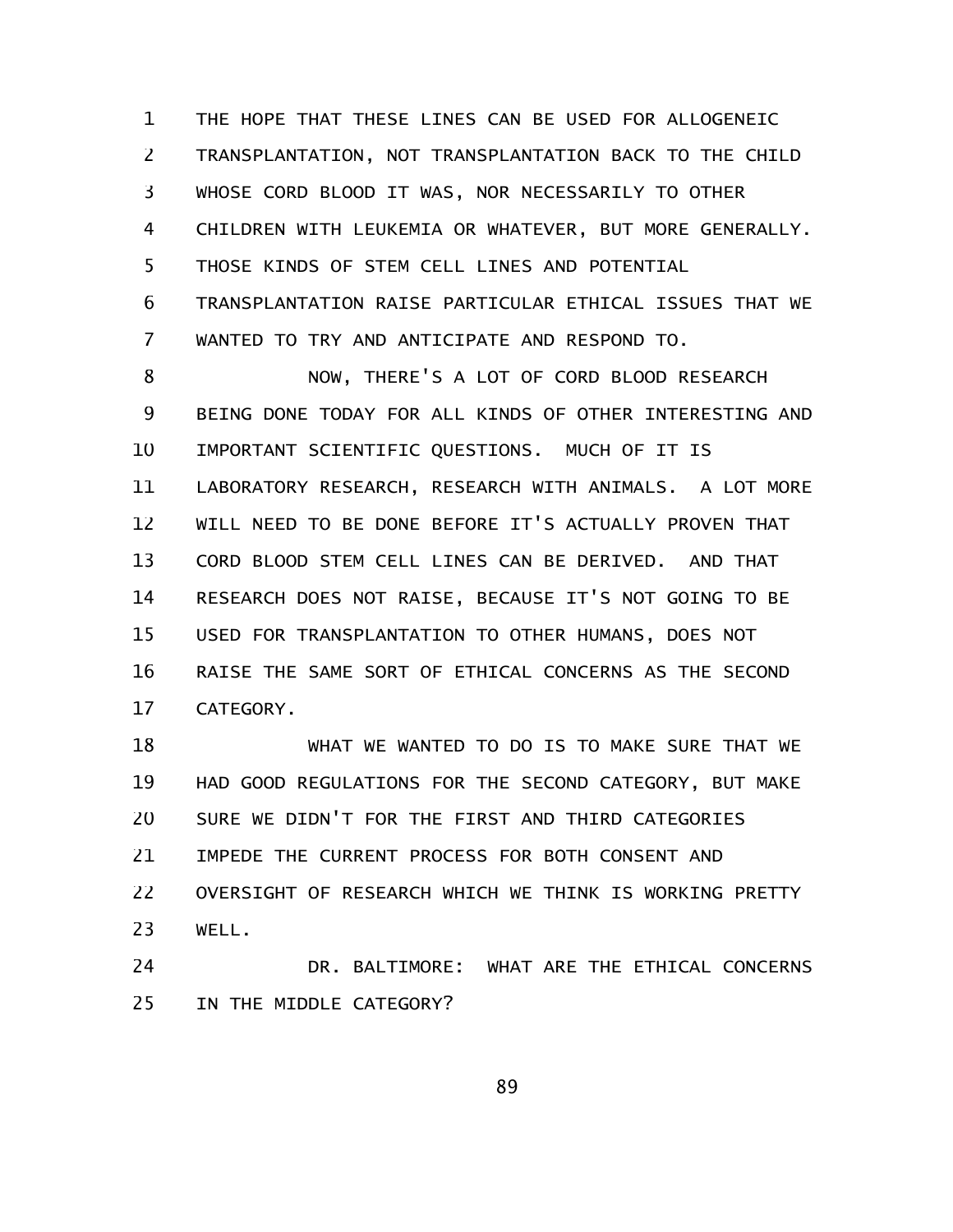THE HOPE THAT THESE LINES CAN BE USED FOR ALLOGENEIC TRANSPLANTATION, NOT TRANSPLANTATION BACK TO THE CHILD WHOSE CORD BLOOD IT WAS, NOR NECESSARILY TO OTHER CHILDREN WITH LEUKEMIA OR WHATEVER, BUT MORE GENERALLY. THOSE KINDS OF STEM CELL LINES AND POTENTIAL TRANSPLANTATION RAISE PARTICULAR ETHICAL ISSUES THAT WE WANTED TO TRY AND ANTICIPATE AND RESPOND TO.

NOW, THERE'S A LOT OF CORD BLOOD RESEARCH BEING DONE TODAY FOR ALL KINDS OF OTHER INTERESTING AND IMPORTANT SCIENTIFIC QUESTIONS. MUCH OF IT IS LABORATORY RESEARCH, RESEARCH WITH ANIMALS. A LOT MORE WILL NEED TO BE DONE BEFORE IT'S ACTUALLY PROVEN THAT CORD BLOOD STEM CELL LINES CAN BE DERIVED. AND THAT RESEARCH DOES NOT RAISE, BECAUSE IT'S NOT GOING TO BE USED FOR TRANSPLANTATION TO OTHER HUMANS, DOES NOT RAISE THE SAME SORT OF ETHICAL CONCERNS AS THE SECOND CATEGORY.

WHAT WE WANTED TO DO IS TO MAKE SURE THAT WE HAD GOOD REGULATIONS FOR THE SECOND CATEGORY, BUT MAKE SURE WE DIDN'T FOR THE FIRST AND THIRD CATEGORIES IMPEDE THE CURRENT PROCESS FOR BOTH CONSENT AND OVERSIGHT OF RESEARCH WHICH WE THINK IS WORKING PRETTY WELL.

DR. BALTIMORE: WHAT ARE THE ETHICAL CONCERNS IN THE MIDDLE CATEGORY?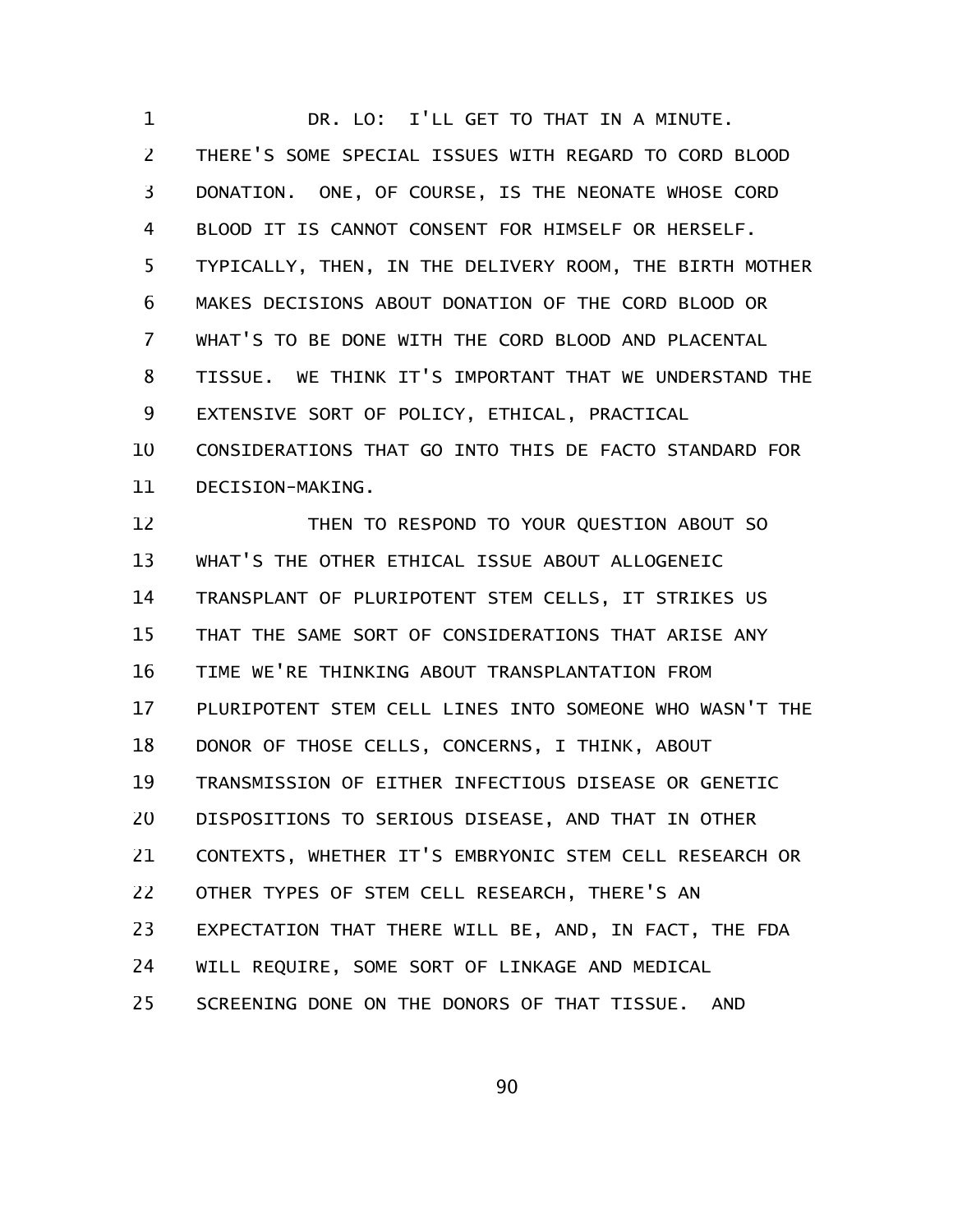DR. LO: I'LL GET TO THAT IN A MINUTE. THERE'S SOME SPECIAL ISSUES WITH REGARD TO CORD BLOOD DONATION. ONE, OF COURSE, IS THE NEONATE WHOSE CORD BLOOD IT IS CANNOT CONSENT FOR HIMSELF OR HERSELF. TYPICALLY, THEN, IN THE DELIVERY ROOM, THE BIRTH MOTHER MAKES DECISIONS ABOUT DONATION OF THE CORD BLOOD OR WHAT'S TO BE DONE WITH THE CORD BLOOD AND PLACENTAL TISSUE. WE THINK IT'S IMPORTANT THAT WE UNDERSTAND THE EXTENSIVE SORT OF POLICY, ETHICAL, PRACTICAL CONSIDERATIONS THAT GO INTO THIS DE FACTO STANDARD FOR DECISION-MAKING.

THEN TO RESPOND TO YOUR QUESTION ABOUT SO WHAT'S THE OTHER ETHICAL ISSUE ABOUT ALLOGENEIC TRANSPLANT OF PLURIPOTENT STEM CELLS, IT STRIKES US THAT THE SAME SORT OF CONSIDERATIONS THAT ARISE ANY TIME WE'RE THINKING ABOUT TRANSPLANTATION FROM PLURIPOTENT STEM CELL LINES INTO SOMEONE WHO WASN'T THE DONOR OF THOSE CELLS, CONCERNS, I THINK, ABOUT TRANSMISSION OF EITHER INFECTIOUS DISEASE OR GENETIC DISPOSITIONS TO SERIOUS DISEASE, AND THAT IN OTHER CONTEXTS, WHETHER IT'S EMBRYONIC STEM CELL RESEARCH OR OTHER TYPES OF STEM CELL RESEARCH, THERE'S AN EXPECTATION THAT THERE WILL BE, AND, IN FACT, THE FDA WILL REQUIRE, SOME SORT OF LINKAGE AND MEDICAL SCREENING DONE ON THE DONORS OF THAT TISSUE. AND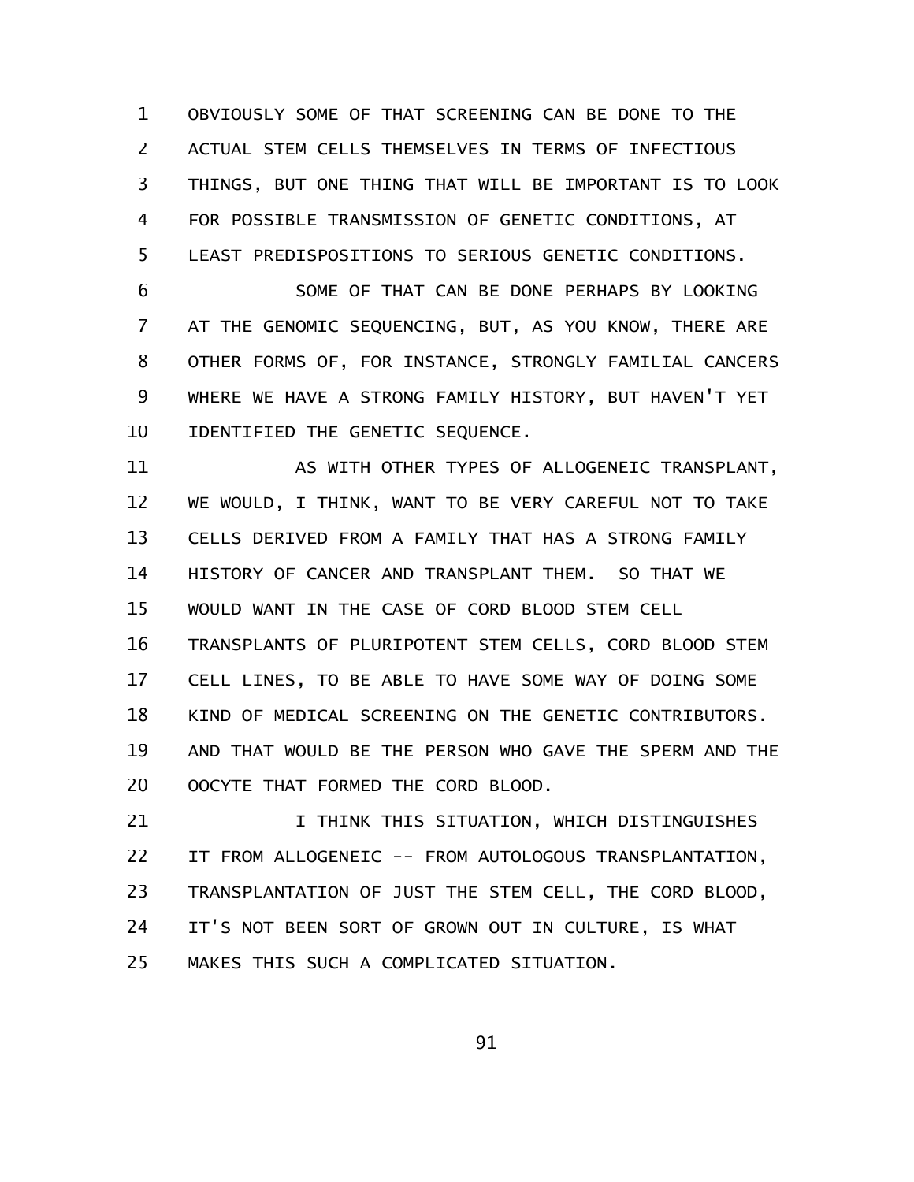OBVIOUSLY SOME OF THAT SCREENING CAN BE DONE TO THE ACTUAL STEM CELLS THEMSELVES IN TERMS OF INFECTIOUS THINGS, BUT ONE THING THAT WILL BE IMPORTANT IS TO LOOK FOR POSSIBLE TRANSMISSION OF GENETIC CONDITIONS, AT LEAST PREDISPOSITIONS TO SERIOUS GENETIC CONDITIONS.

SOME OF THAT CAN BE DONE PERHAPS BY LOOKING AT THE GENOMIC SEQUENCING, BUT, AS YOU KNOW, THERE ARE OTHER FORMS OF, FOR INSTANCE, STRONGLY FAMILIAL CANCERS WHERE WE HAVE A STRONG FAMILY HISTORY, BUT HAVEN'T YET IDENTIFIED THE GENETIC SEQUENCE.

AS WITH OTHER TYPES OF ALLOGENEIC TRANSPLANT, WE WOULD, I THINK, WANT TO BE VERY CAREFUL NOT TO TAKE CELLS DERIVED FROM A FAMILY THAT HAS A STRONG FAMILY HISTORY OF CANCER AND TRANSPLANT THEM. SO THAT WE WOULD WANT IN THE CASE OF CORD BLOOD STEM CELL TRANSPLANTS OF PLURIPOTENT STEM CELLS, CORD BLOOD STEM CELL LINES, TO BE ABLE TO HAVE SOME WAY OF DOING SOME KIND OF MEDICAL SCREENING ON THE GENETIC CONTRIBUTORS. AND THAT WOULD BE THE PERSON WHO GAVE THE SPERM AND THE OOCYTE THAT FORMED THE CORD BLOOD.

I THINK THIS SITUATION, WHICH DISTINGUISHES IT FROM ALLOGENEIC -- FROM AUTOLOGOUS TRANSPLANTATION, TRANSPLANTATION OF JUST THE STEM CELL, THE CORD BLOOD, IT'S NOT BEEN SORT OF GROWN OUT IN CULTURE, IS WHAT MAKES THIS SUCH A COMPLICATED SITUATION.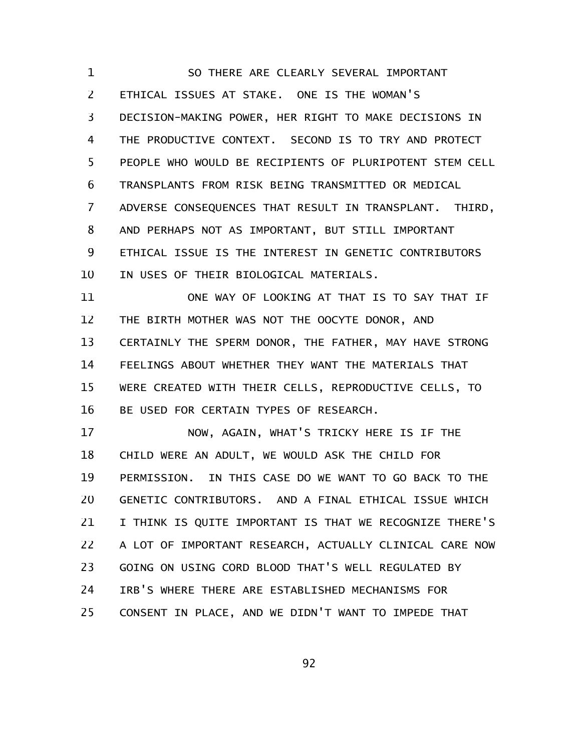SO THERE ARE CLEARLY SEVERAL IMPORTANT ETHICAL ISSUES AT STAKE. ONE IS THE WOMAN'S DECISION-MAKING POWER, HER RIGHT TO MAKE DECISIONS IN THE PRODUCTIVE CONTEXT. SECOND IS TO TRY AND PROTECT PEOPLE WHO WOULD BE RECIPIENTS OF PLURIPOTENT STEM CELL TRANSPLANTS FROM RISK BEING TRANSMITTED OR MEDICAL ADVERSE CONSEQUENCES THAT RESULT IN TRANSPLANT. THIRD, AND PERHAPS NOT AS IMPORTANT, BUT STILL IMPORTANT ETHICAL ISSUE IS THE INTEREST IN GENETIC CONTRIBUTORS IN USES OF THEIR BIOLOGICAL MATERIALS.

ONE WAY OF LOOKING AT THAT IS TO SAY THAT IF THE BIRTH MOTHER WAS NOT THE OOCYTE DONOR, AND CERTAINLY THE SPERM DONOR, THE FATHER, MAY HAVE STRONG FEELINGS ABOUT WHETHER THEY WANT THE MATERIALS THAT WERE CREATED WITH THEIR CELLS, REPRODUCTIVE CELLS, TO BE USED FOR CERTAIN TYPES OF RESEARCH.

NOW, AGAIN, WHAT'S TRICKY HERE IS IF THE CHILD WERE AN ADULT, WE WOULD ASK THE CHILD FOR PERMISSION. IN THIS CASE DO WE WANT TO GO BACK TO THE GENETIC CONTRIBUTORS. AND A FINAL ETHICAL ISSUE WHICH I THINK IS QUITE IMPORTANT IS THAT WE RECOGNIZE THERE'S A LOT OF IMPORTANT RESEARCH, ACTUALLY CLINICAL CARE NOW GOING ON USING CORD BLOOD THAT'S WELL REGULATED BY IRB'S WHERE THERE ARE ESTABLISHED MECHANISMS FOR CONSENT IN PLACE, AND WE DIDN'T WANT TO IMPEDE THAT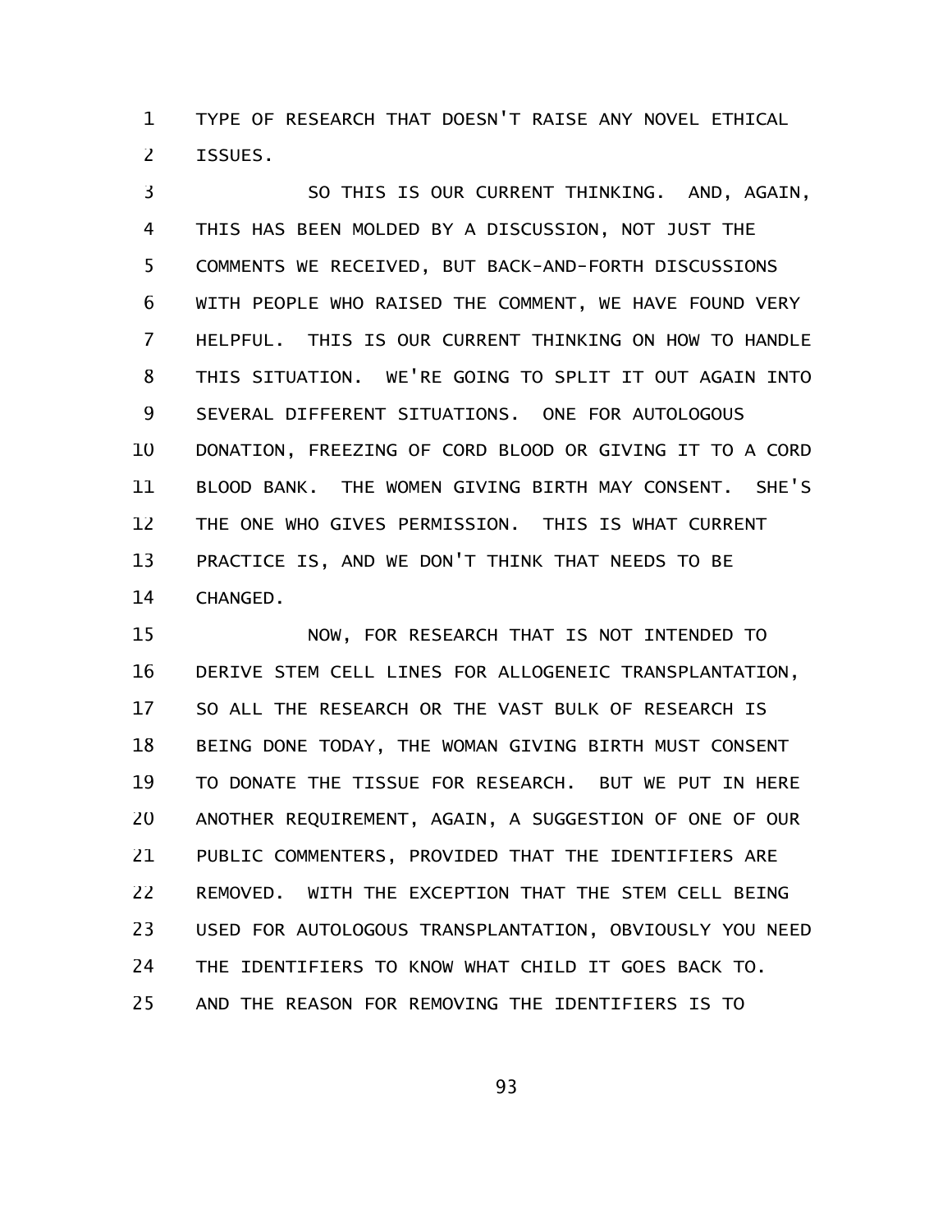TYPE OF RESEARCH THAT DOESN'T RAISE ANY NOVEL ETHICAL ISSUES.

SO THIS IS OUR CURRENT THINKING. AND, AGAIN, THIS HAS BEEN MOLDED BY A DISCUSSION, NOT JUST THE COMMENTS WE RECEIVED, BUT BACK-AND-FORTH DISCUSSIONS WITH PEOPLE WHO RAISED THE COMMENT, WE HAVE FOUND VERY HELPFUL. THIS IS OUR CURRENT THINKING ON HOW TO HANDLE THIS SITUATION. WE'RE GOING TO SPLIT IT OUT AGAIN INTO SEVERAL DIFFERENT SITUATIONS. ONE FOR AUTOLOGOUS DONATION, FREEZING OF CORD BLOOD OR GIVING IT TO A CORD BLOOD BANK. THE WOMEN GIVING BIRTH MAY CONSENT. SHE'S THE ONE WHO GIVES PERMISSION. THIS IS WHAT CURRENT PRACTICE IS, AND WE DON'T THINK THAT NEEDS TO BE CHANGED.

NOW, FOR RESEARCH THAT IS NOT INTENDED TO DERIVE STEM CELL LINES FOR ALLOGENEIC TRANSPLANTATION, SO ALL THE RESEARCH OR THE VAST BULK OF RESEARCH IS BEING DONE TODAY, THE WOMAN GIVING BIRTH MUST CONSENT TO DONATE THE TISSUE FOR RESEARCH. BUT WE PUT IN HERE ANOTHER REQUIREMENT, AGAIN, A SUGGESTION OF ONE OF OUR PUBLIC COMMENTERS, PROVIDED THAT THE IDENTIFIERS ARE REMOVED. WITH THE EXCEPTION THAT THE STEM CELL BEING USED FOR AUTOLOGOUS TRANSPLANTATION, OBVIOUSLY YOU NEED THE IDENTIFIERS TO KNOW WHAT CHILD IT GOES BACK TO. AND THE REASON FOR REMOVING THE IDENTIFIERS IS TO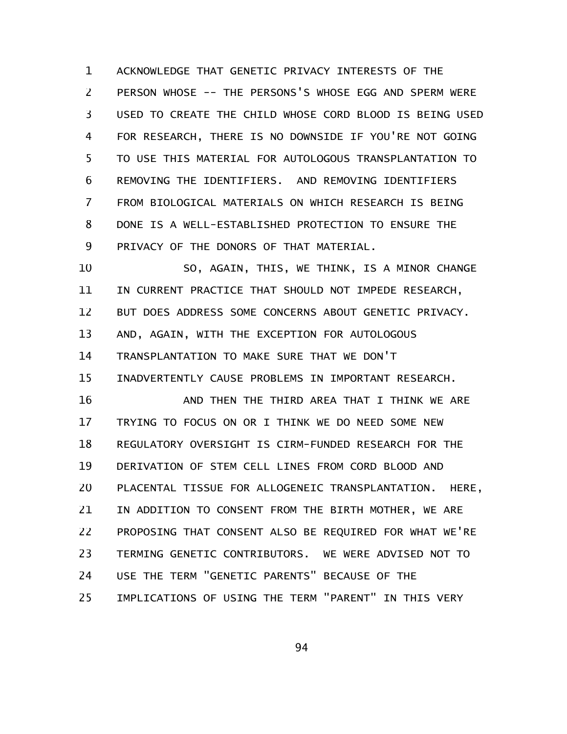ACKNOWLEDGE THAT GENETIC PRIVACY INTERESTS OF THE PERSON WHOSE -- THE PERSONS'S WHOSE EGG AND SPERM WERE USED TO CREATE THE CHILD WHOSE CORD BLOOD IS BEING USED FOR RESEARCH, THERE IS NO DOWNSIDE IF YOU'RE NOT GOING TO USE THIS MATERIAL FOR AUTOLOGOUS TRANSPLANTATION TO REMOVING THE IDENTIFIERS. AND REMOVING IDENTIFIERS FROM BIOLOGICAL MATERIALS ON WHICH RESEARCH IS BEING DONE IS A WELL-ESTABLISHED PROTECTION TO ENSURE THE PRIVACY OF THE DONORS OF THAT MATERIAL.

SO, AGAIN, THIS, WE THINK, IS A MINOR CHANGE IN CURRENT PRACTICE THAT SHOULD NOT IMPEDE RESEARCH, BUT DOES ADDRESS SOME CONCERNS ABOUT GENETIC PRIVACY. AND, AGAIN, WITH THE EXCEPTION FOR AUTOLOGOUS TRANSPLANTATION TO MAKE SURE THAT WE DON'T INADVERTENTLY CAUSE PROBLEMS IN IMPORTANT RESEARCH.

AND THEN THE THIRD AREA THAT I THINK WE ARE TRYING TO FOCUS ON OR I THINK WE DO NEED SOME NEW REGULATORY OVERSIGHT IS CIRM-FUNDED RESEARCH FOR THE DERIVATION OF STEM CELL LINES FROM CORD BLOOD AND PLACENTAL TISSUE FOR ALLOGENEIC TRANSPLANTATION. HERE, IN ADDITION TO CONSENT FROM THE BIRTH MOTHER, WE ARE PROPOSING THAT CONSENT ALSO BE REQUIRED FOR WHAT WE'RE TERMING GENETIC CONTRIBUTORS. WE WERE ADVISED NOT TO USE THE TERM "GENETIC PARENTS" BECAUSE OF THE IMPLICATIONS OF USING THE TERM "PARENT" IN THIS VERY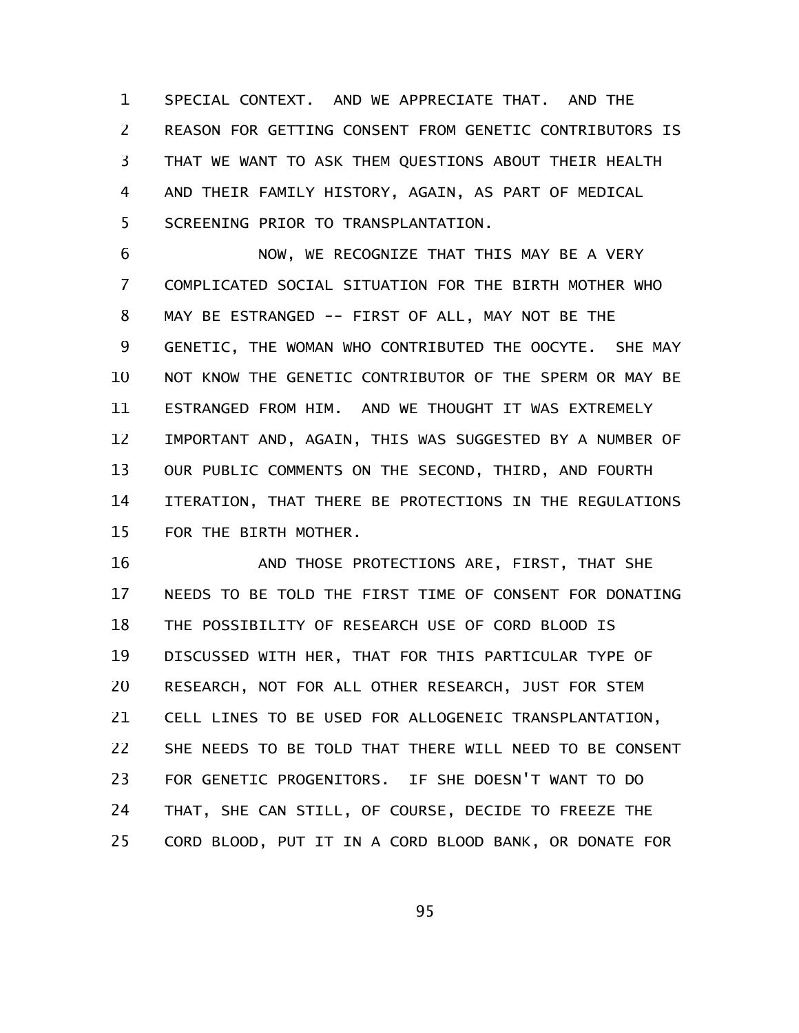SPECIAL CONTEXT. AND WE APPRECIATE THAT. AND THE REASON FOR GETTING CONSENT FROM GENETIC CONTRIBUTORS IS THAT WE WANT TO ASK THEM QUESTIONS ABOUT THEIR HEALTH AND THEIR FAMILY HISTORY, AGAIN, AS PART OF MEDICAL SCREENING PRIOR TO TRANSPLANTATION.

NOW, WE RECOGNIZE THAT THIS MAY BE A VERY COMPLICATED SOCIAL SITUATION FOR THE BIRTH MOTHER WHO MAY BE ESTRANGED -- FIRST OF ALL, MAY NOT BE THE GENETIC, THE WOMAN WHO CONTRIBUTED THE OOCYTE. SHE MAY NOT KNOW THE GENETIC CONTRIBUTOR OF THE SPERM OR MAY BE ESTRANGED FROM HIM. AND WE THOUGHT IT WAS EXTREMELY IMPORTANT AND, AGAIN, THIS WAS SUGGESTED BY A NUMBER OF OUR PUBLIC COMMENTS ON THE SECOND, THIRD, AND FOURTH ITERATION, THAT THERE BE PROTECTIONS IN THE REGULATIONS FOR THE BIRTH MOTHER.

AND THOSE PROTECTIONS ARE, FIRST, THAT SHE NEEDS TO BE TOLD THE FIRST TIME OF CONSENT FOR DONATING THE POSSIBILITY OF RESEARCH USE OF CORD BLOOD IS DISCUSSED WITH HER, THAT FOR THIS PARTICULAR TYPE OF RESEARCH, NOT FOR ALL OTHER RESEARCH, JUST FOR STEM CELL LINES TO BE USED FOR ALLOGENEIC TRANSPLANTATION, SHE NEEDS TO BE TOLD THAT THERE WILL NEED TO BE CONSENT FOR GENETIC PROGENITORS. IF SHE DOESN'T WANT TO DO THAT, SHE CAN STILL, OF COURSE, DECIDE TO FREEZE THE CORD BLOOD, PUT IT IN A CORD BLOOD BANK, OR DONATE FOR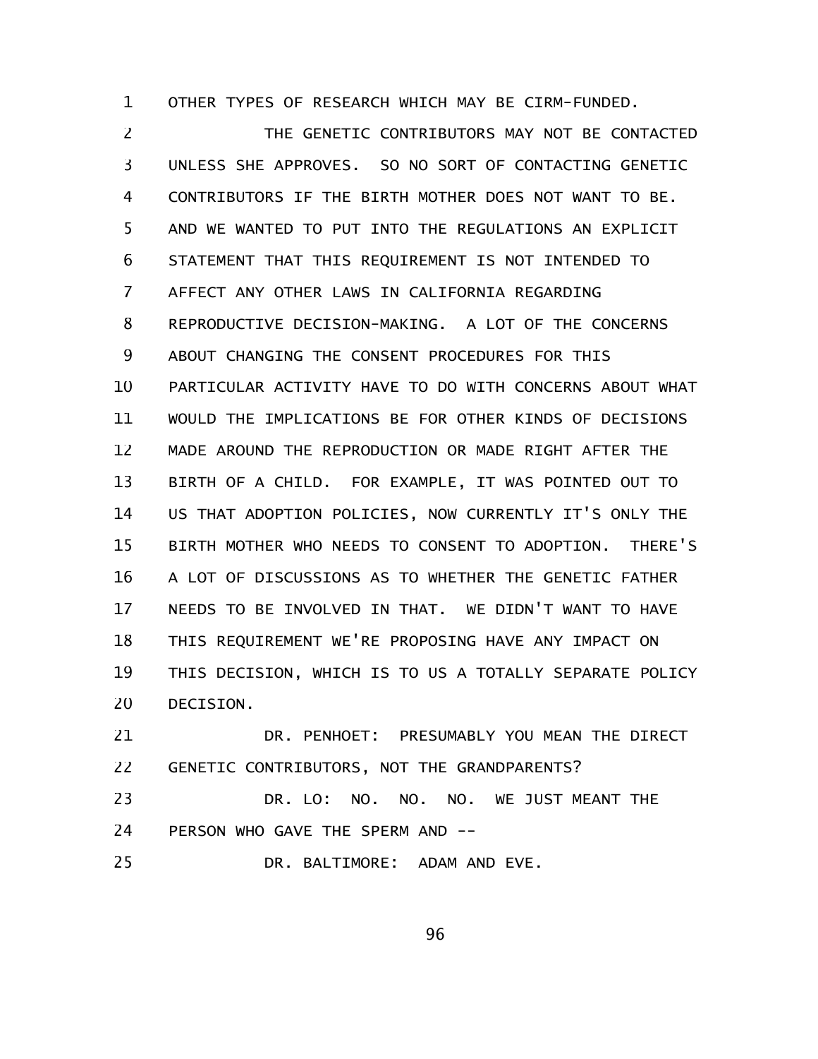OTHER TYPES OF RESEARCH WHICH MAY BE CIRM-FUNDED.

THE GENETIC CONTRIBUTORS MAY NOT BE CONTACTED UNLESS SHE APPROVES. SO NO SORT OF CONTACTING GENETIC CONTRIBUTORS IF THE BIRTH MOTHER DOES NOT WANT TO BE. AND WE WANTED TO PUT INTO THE REGULATIONS AN EXPLICIT STATEMENT THAT THIS REQUIREMENT IS NOT INTENDED TO AFFECT ANY OTHER LAWS IN CALIFORNIA REGARDING REPRODUCTIVE DECISION-MAKING. A LOT OF THE CONCERNS ABOUT CHANGING THE CONSENT PROCEDURES FOR THIS PARTICULAR ACTIVITY HAVE TO DO WITH CONCERNS ABOUT WHAT WOULD THE IMPLICATIONS BE FOR OTHER KINDS OF DECISIONS MADE AROUND THE REPRODUCTION OR MADE RIGHT AFTER THE BIRTH OF A CHILD. FOR EXAMPLE, IT WAS POINTED OUT TO US THAT ADOPTION POLICIES, NOW CURRENTLY IT'S ONLY THE BIRTH MOTHER WHO NEEDS TO CONSENT TO ADOPTION. THERE'S A LOT OF DISCUSSIONS AS TO WHETHER THE GENETIC FATHER NEEDS TO BE INVOLVED IN THAT. WE DIDN'T WANT TO HAVE THIS REQUIREMENT WE'RE PROPOSING HAVE ANY IMPACT ON THIS DECISION, WHICH IS TO US A TOTALLY SEPARATE POLICY DECISION.

DR. PENHOET: PRESUMABLY YOU MEAN THE DIRECT GENETIC CONTRIBUTORS, NOT THE GRANDPARENTS?

DR. LO: NO. NO. NO. WE JUST MEANT THE PERSON WHO GAVE THE SPERM AND --

DR. BALTIMORE: ADAM AND EVE.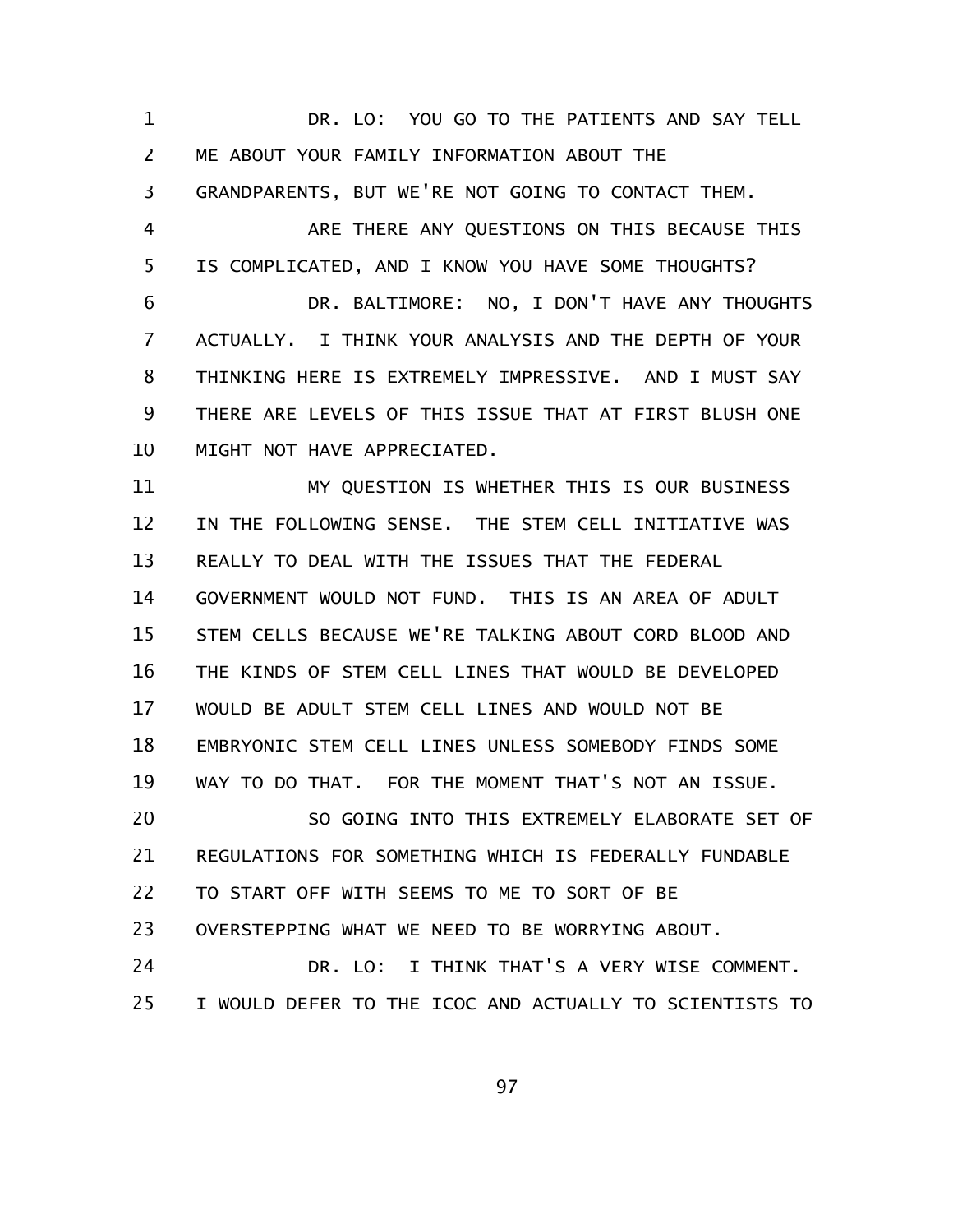DR. LO: YOU GO TO THE PATIENTS AND SAY TELL ME ABOUT YOUR FAMILY INFORMATION ABOUT THE GRANDPARENTS, BUT WE'RE NOT GOING TO CONTACT THEM.

ARE THERE ANY QUESTIONS ON THIS BECAUSE THIS IS COMPLICATED, AND I KNOW YOU HAVE SOME THOUGHTS?

DR. BALTIMORE: NO, I DON'T HAVE ANY THOUGHTS ACTUALLY. I THINK YOUR ANALYSIS AND THE DEPTH OF YOUR THINKING HERE IS EXTREMELY IMPRESSIVE. AND I MUST SAY THERE ARE LEVELS OF THIS ISSUE THAT AT FIRST BLUSH ONE MIGHT NOT HAVE APPRECIATED.

MY QUESTION IS WHETHER THIS IS OUR BUSINESS IN THE FOLLOWING SENSE. THE STEM CELL INITIATIVE WAS REALLY TO DEAL WITH THE ISSUES THAT THE FEDERAL GOVERNMENT WOULD NOT FUND. THIS IS AN AREA OF ADULT STEM CELLS BECAUSE WE'RE TALKING ABOUT CORD BLOOD AND THE KINDS OF STEM CELL LINES THAT WOULD BE DEVELOPED WOULD BE ADULT STEM CELL LINES AND WOULD NOT BE EMBRYONIC STEM CELL LINES UNLESS SOMEBODY FINDS SOME WAY TO DO THAT. FOR THE MOMENT THAT'S NOT AN ISSUE.

SO GOING INTO THIS EXTREMELY ELABORATE SET OF REGULATIONS FOR SOMETHING WHICH IS FEDERALLY FUNDABLE TO START OFF WITH SEEMS TO ME TO SORT OF BE OVERSTEPPING WHAT WE NEED TO BE WORRYING ABOUT.

DR. LO: I THINK THAT'S A VERY WISE COMMENT. I WOULD DEFER TO THE ICOC AND ACTUALLY TO SCIENTISTS TO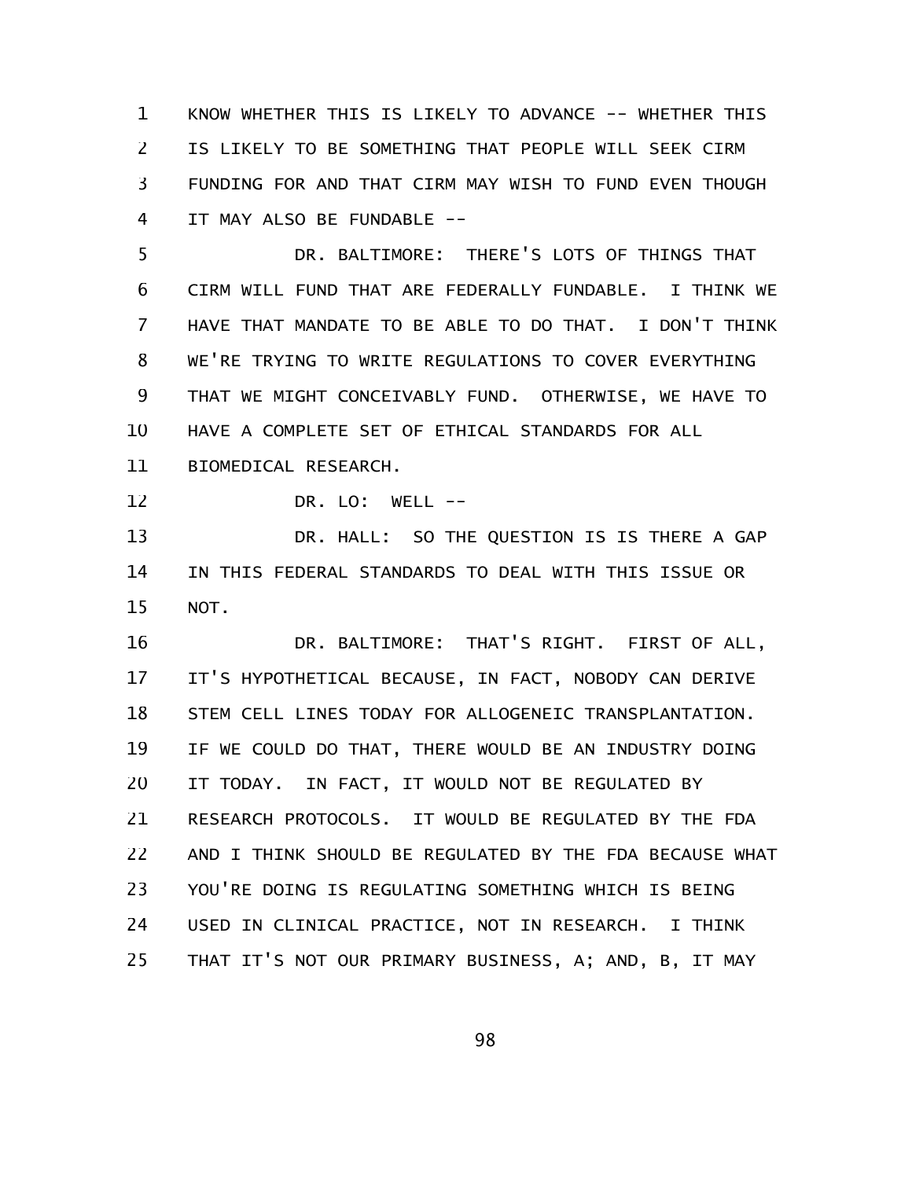KNOW WHETHER THIS IS LIKELY TO ADVANCE -- WHETHER THIS IS LIKELY TO BE SOMETHING THAT PEOPLE WILL SEEK CIRM FUNDING FOR AND THAT CIRM MAY WISH TO FUND EVEN THOUGH IT MAY ALSO BE FUNDABLE --

DR. BALTIMORE: THERE'S LOTS OF THINGS THAT CIRM WILL FUND THAT ARE FEDERALLY FUNDABLE. I THINK WE HAVE THAT MANDATE TO BE ABLE TO DO THAT. I DON'T THINK WE'RE TRYING TO WRITE REGULATIONS TO COVER EVERYTHING THAT WE MIGHT CONCEIVABLY FUND. OTHERWISE, WE HAVE TO HAVE A COMPLETE SET OF ETHICAL STANDARDS FOR ALL BIOMEDICAL RESEARCH.

DR. LO: WELL --

DR. HALL: SO THE QUESTION IS IS THERE A GAP IN THIS FEDERAL STANDARDS TO DEAL WITH THIS ISSUE OR NOT.

DR. BALTIMORE: THAT'S RIGHT. FIRST OF ALL, IT'S HYPOTHETICAL BECAUSE, IN FACT, NOBODY CAN DERIVE STEM CELL LINES TODAY FOR ALLOGENEIC TRANSPLANTATION. IF WE COULD DO THAT, THERE WOULD BE AN INDUSTRY DOING IT TODAY. IN FACT, IT WOULD NOT BE REGULATED BY RESEARCH PROTOCOLS. IT WOULD BE REGULATED BY THE FDA AND I THINK SHOULD BE REGULATED BY THE FDA BECAUSE WHAT YOU'RE DOING IS REGULATING SOMETHING WHICH IS BEING USED IN CLINICAL PRACTICE, NOT IN RESEARCH. I THINK THAT IT'S NOT OUR PRIMARY BUSINESS, A; AND, B, IT MAY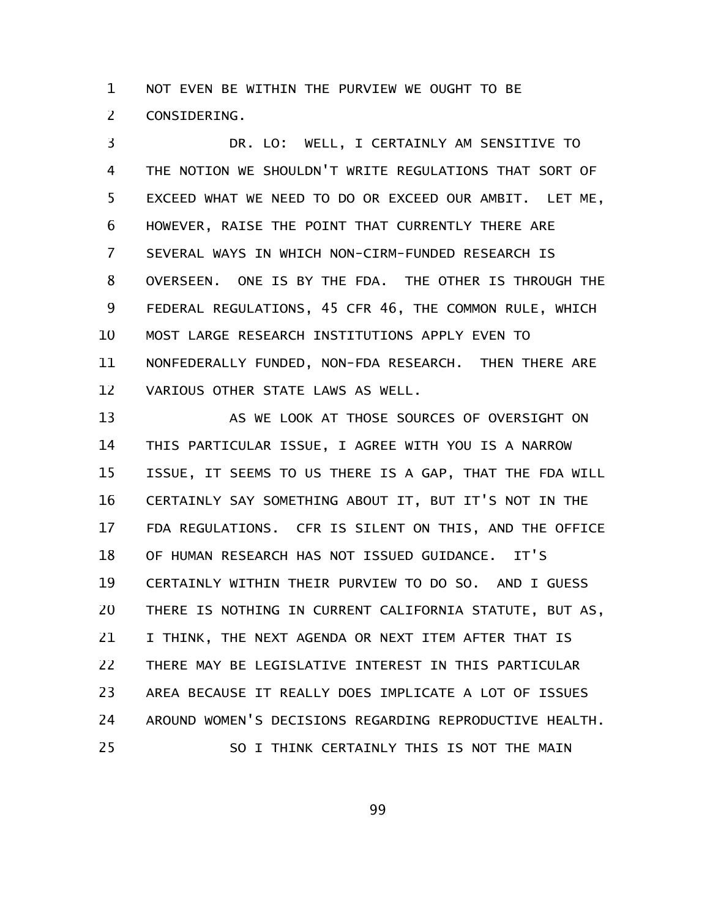NOT EVEN BE WITHIN THE PURVIEW WE OUGHT TO BE CONSIDERING.

DR. LO: WELL, I CERTAINLY AM SENSITIVE TO THE NOTION WE SHOULDN'T WRITE REGULATIONS THAT SORT OF EXCEED WHAT WE NEED TO DO OR EXCEED OUR AMBIT. LET ME, HOWEVER, RAISE THE POINT THAT CURRENTLY THERE ARE SEVERAL WAYS IN WHICH NON-CIRM-FUNDED RESEARCH IS OVERSEEN. ONE IS BY THE FDA. THE OTHER IS THROUGH THE FEDERAL REGULATIONS, 45 CFR 46, THE COMMON RULE, WHICH MOST LARGE RESEARCH INSTITUTIONS APPLY EVEN TO NONFEDERALLY FUNDED, NON-FDA RESEARCH. THEN THERE ARE VARIOUS OTHER STATE LAWS AS WELL.

AS WE LOOK AT THOSE SOURCES OF OVERSIGHT ON THIS PARTICULAR ISSUE, I AGREE WITH YOU IS A NARROW ISSUE, IT SEEMS TO US THERE IS A GAP, THAT THE FDA WILL CERTAINLY SAY SOMETHING ABOUT IT, BUT IT'S NOT IN THE FDA REGULATIONS. CFR IS SILENT ON THIS, AND THE OFFICE OF HUMAN RESEARCH HAS NOT ISSUED GUIDANCE. IT'S CERTAINLY WITHIN THEIR PURVIEW TO DO SO. AND I GUESS THERE IS NOTHING IN CURRENT CALIFORNIA STATUTE, BUT AS, I THINK, THE NEXT AGENDA OR NEXT ITEM AFTER THAT IS THERE MAY BE LEGISLATIVE INTEREST IN THIS PARTICULAR AREA BECAUSE IT REALLY DOES IMPLICATE A LOT OF ISSUES AROUND WOMEN'S DECISIONS REGARDING REPRODUCTIVE HEALTH.

SO I THINK CERTAINLY THIS IS NOT THE MAIN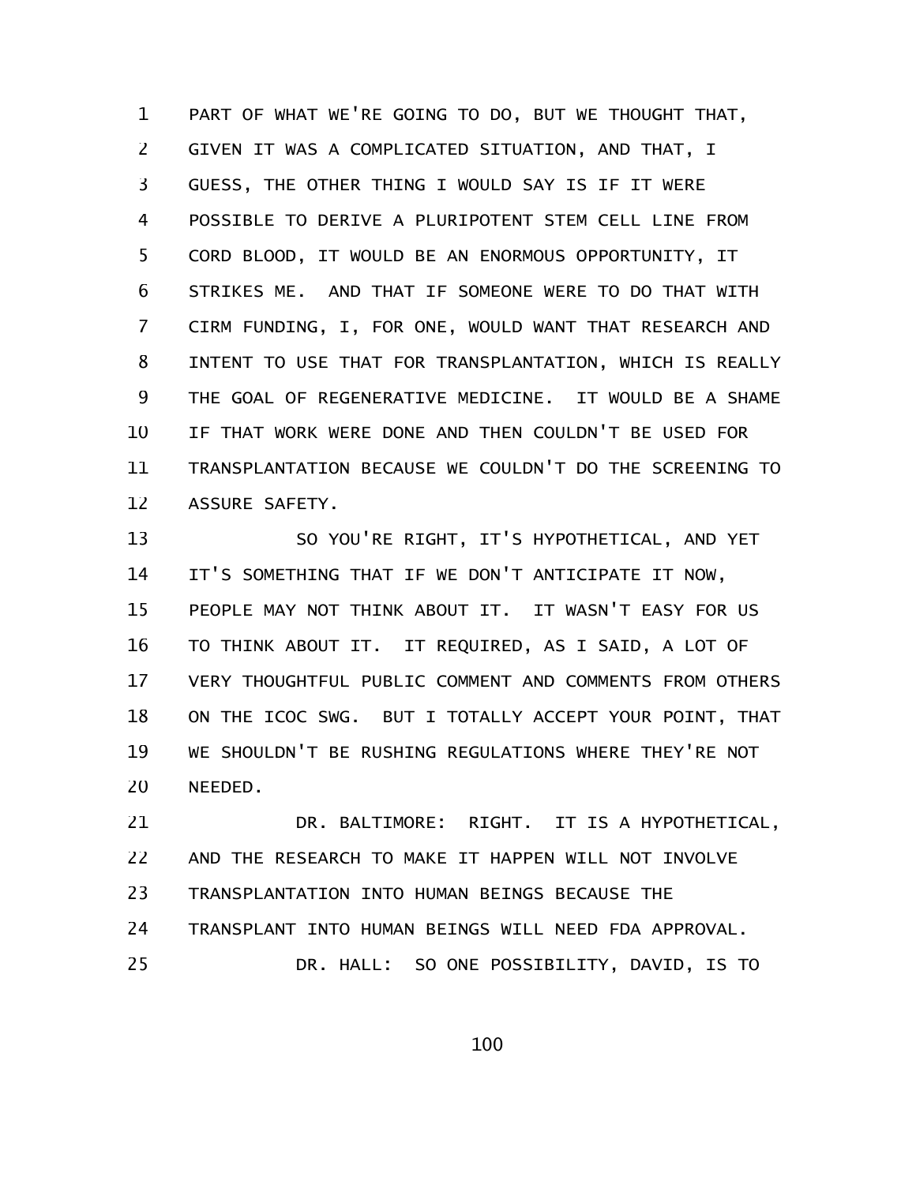PART OF WHAT WE'RE GOING TO DO, BUT WE THOUGHT THAT, GIVEN IT WAS A COMPLICATED SITUATION, AND THAT, I GUESS, THE OTHER THING I WOULD SAY IS IF IT WERE POSSIBLE TO DERIVE A PLURIPOTENT STEM CELL LINE FROM CORD BLOOD, IT WOULD BE AN ENORMOUS OPPORTUNITY, IT STRIKES ME. AND THAT IF SOMEONE WERE TO DO THAT WITH CIRM FUNDING, I, FOR ONE, WOULD WANT THAT RESEARCH AND INTENT TO USE THAT FOR TRANSPLANTATION, WHICH IS REALLY THE GOAL OF REGENERATIVE MEDICINE. IT WOULD BE A SHAME IF THAT WORK WERE DONE AND THEN COULDN'T BE USED FOR TRANSPLANTATION BECAUSE WE COULDN'T DO THE SCREENING TO ASSURE SAFETY.

SO YOU'RE RIGHT, IT'S HYPOTHETICAL, AND YET IT'S SOMETHING THAT IF WE DON'T ANTICIPATE IT NOW, PEOPLE MAY NOT THINK ABOUT IT. IT WASN'T EASY FOR US TO THINK ABOUT IT. IT REQUIRED, AS I SAID, A LOT OF VERY THOUGHTFUL PUBLIC COMMENT AND COMMENTS FROM OTHERS ON THE ICOC SWG. BUT I TOTALLY ACCEPT YOUR POINT, THAT WE SHOULDN'T BE RUSHING REGULATIONS WHERE THEY'RE NOT NEEDED.

DR. BALTIMORE: RIGHT. IT IS A HYPOTHETICAL, AND THE RESEARCH TO MAKE IT HAPPEN WILL NOT INVOLVE TRANSPLANTATION INTO HUMAN BEINGS BECAUSE THE TRANSPLANT INTO HUMAN BEINGS WILL NEED FDA APPROVAL.

DR. HALL: SO ONE POSSIBILITY, DAVID, IS TO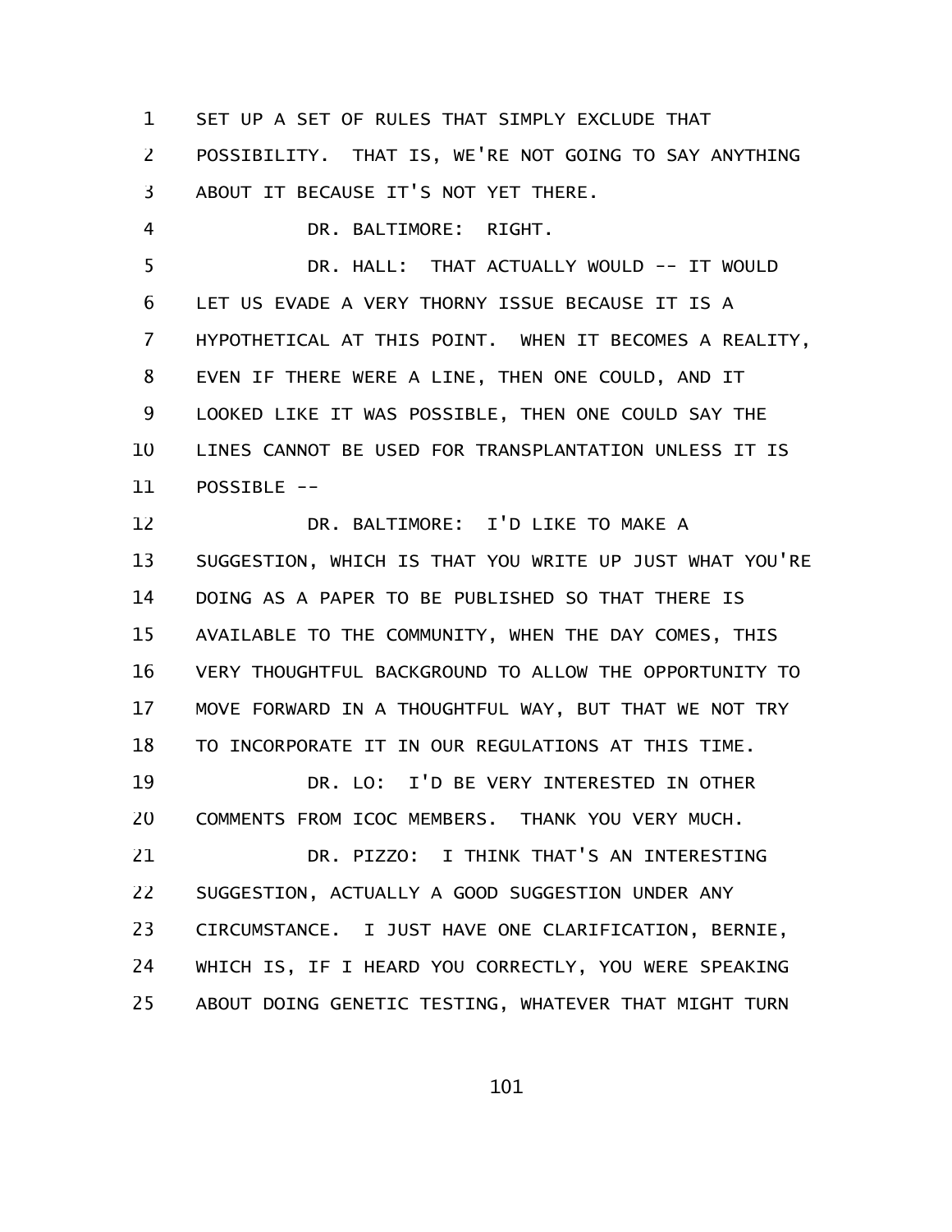SET UP A SET OF RULES THAT SIMPLY EXCLUDE THAT POSSIBILITY. THAT IS, WE'RE NOT GOING TO SAY ANYTHING ABOUT IT BECAUSE IT'S NOT YET THERE.

DR. BALTIMORE: RIGHT.

DR. HALL: THAT ACTUALLY WOULD -- IT WOULD LET US EVADE A VERY THORNY ISSUE BECAUSE IT IS A HYPOTHETICAL AT THIS POINT. WHEN IT BECOMES A REALITY, EVEN IF THERE WERE A LINE, THEN ONE COULD, AND IT LOOKED LIKE IT WAS POSSIBLE, THEN ONE COULD SAY THE LINES CANNOT BE USED FOR TRANSPLANTATION UNLESS IT IS POSSIBLE --

DR. BALTIMORE: I'D LIKE TO MAKE A SUGGESTION, WHICH IS THAT YOU WRITE UP JUST WHAT YOU'RE DOING AS A PAPER TO BE PUBLISHED SO THAT THERE IS AVAILABLE TO THE COMMUNITY, WHEN THE DAY COMES, THIS VERY THOUGHTFUL BACKGROUND TO ALLOW THE OPPORTUNITY TO MOVE FORWARD IN A THOUGHTFUL WAY, BUT THAT WE NOT TRY TO INCORPORATE IT IN OUR REGULATIONS AT THIS TIME.

DR. LO: I'D BE VERY INTERESTED IN OTHER COMMENTS FROM ICOC MEMBERS. THANK YOU VERY MUCH.

DR. PIZZO: I THINK THAT'S AN INTERESTING SUGGESTION, ACTUALLY A GOOD SUGGESTION UNDER ANY CIRCUMSTANCE. I JUST HAVE ONE CLARIFICATION, BERNIE, WHICH IS, IF I HEARD YOU CORRECTLY, YOU WERE SPEAKING ABOUT DOING GENETIC TESTING, WHATEVER THAT MIGHT TURN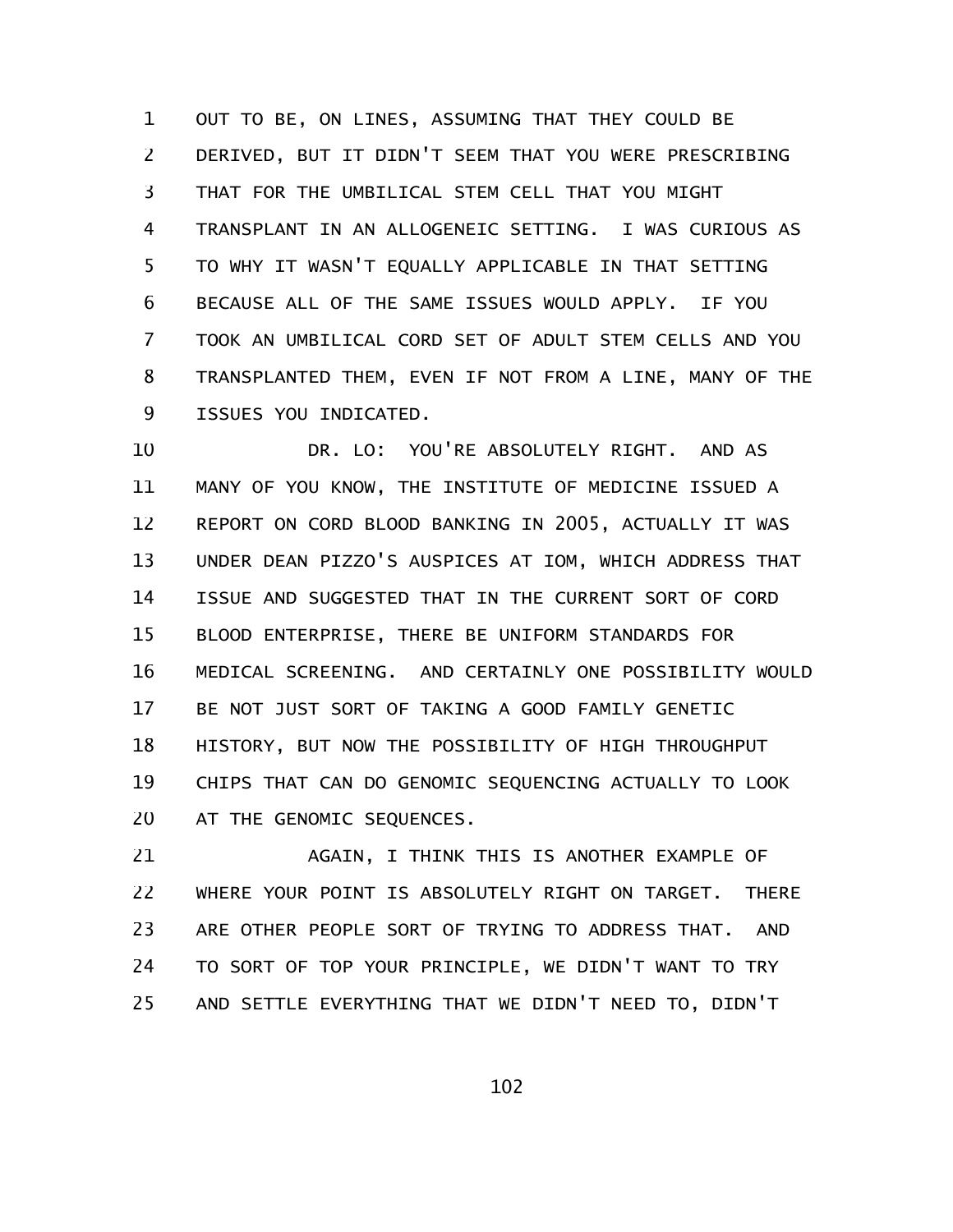OUT TO BE, ON LINES, ASSUMING THAT THEY COULD BE DERIVED, BUT IT DIDN'T SEEM THAT YOU WERE PRESCRIBING THAT FOR THE UMBILICAL STEM CELL THAT YOU MIGHT TRANSPLANT IN AN ALLOGENEIC SETTING. I WAS CURIOUS AS TO WHY IT WASN'T EQUALLY APPLICABLE IN THAT SETTING BECAUSE ALL OF THE SAME ISSUES WOULD APPLY. IF YOU TOOK AN UMBILICAL CORD SET OF ADULT STEM CELLS AND YOU TRANSPLANTED THEM, EVEN IF NOT FROM A LINE, MANY OF THE ISSUES YOU INDICATED.

DR. LO: YOU'RE ABSOLUTELY RIGHT. AND AS MANY OF YOU KNOW, THE INSTITUTE OF MEDICINE ISSUED A REPORT ON CORD BLOOD BANKING IN 2005, ACTUALLY IT WAS UNDER DEAN PIZZO'S AUSPICES AT IOM, WHICH ADDRESS THAT ISSUE AND SUGGESTED THAT IN THE CURRENT SORT OF CORD BLOOD ENTERPRISE, THERE BE UNIFORM STANDARDS FOR MEDICAL SCREENING. AND CERTAINLY ONE POSSIBILITY WOULD BE NOT JUST SORT OF TAKING A GOOD FAMILY GENETIC HISTORY, BUT NOW THE POSSIBILITY OF HIGH THROUGHPUT CHIPS THAT CAN DO GENOMIC SEQUENCING ACTUALLY TO LOOK AT THE GENOMIC SEQUENCES.

AGAIN, I THINK THIS IS ANOTHER EXAMPLE OF WHERE YOUR POINT IS ABSOLUTELY RIGHT ON TARGET. THERE ARE OTHER PEOPLE SORT OF TRYING TO ADDRESS THAT. AND TO SORT OF TOP YOUR PRINCIPLE, WE DIDN'T WANT TO TRY AND SETTLE EVERYTHING THAT WE DIDN'T NEED TO, DIDN'T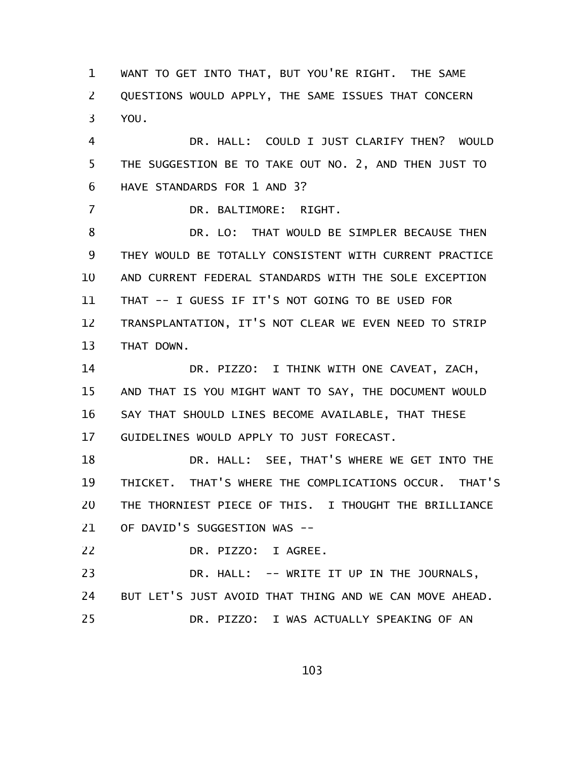WANT TO GET INTO THAT, BUT YOU'RE RIGHT. THE SAME QUESTIONS WOULD APPLY, THE SAME ISSUES THAT CONCERN YOU.

DR. HALL: COULD I JUST CLARIFY THEN? WOULD THE SUGGESTION BE TO TAKE OUT NO. 2, AND THEN JUST TO HAVE STANDARDS FOR 1 AND 3?

DR. BALTIMORE: RIGHT.

DR. LO: THAT WOULD BE SIMPLER BECAUSE THEN THEY WOULD BE TOTALLY CONSISTENT WITH CURRENT PRACTICE AND CURRENT FEDERAL STANDARDS WITH THE SOLE EXCEPTION THAT -- I GUESS IF IT'S NOT GOING TO BE USED FOR TRANSPLANTATION, IT'S NOT CLEAR WE EVEN NEED TO STRIP THAT DOWN.

DR. PIZZO: I THINK WITH ONE CAVEAT, ZACH, AND THAT IS YOU MIGHT WANT TO SAY, THE DOCUMENT WOULD SAY THAT SHOULD LINES BECOME AVAILABLE, THAT THESE GUIDELINES WOULD APPLY TO JUST FORECAST.

DR. HALL: SEE, THAT'S WHERE WE GET INTO THE THICKET. THAT'S WHERE THE COMPLICATIONS OCCUR. THAT'S THE THORNIEST PIECE OF THIS. I THOUGHT THE BRILLIANCE OF DAVID'S SUGGESTION WAS --

DR. PIZZO: I AGREE.

DR. HALL: -- WRITE IT UP IN THE JOURNALS, BUT LET'S JUST AVOID THAT THING AND WE CAN MOVE AHEAD.

DR. PIZZO: I WAS ACTUALLY SPEAKING OF AN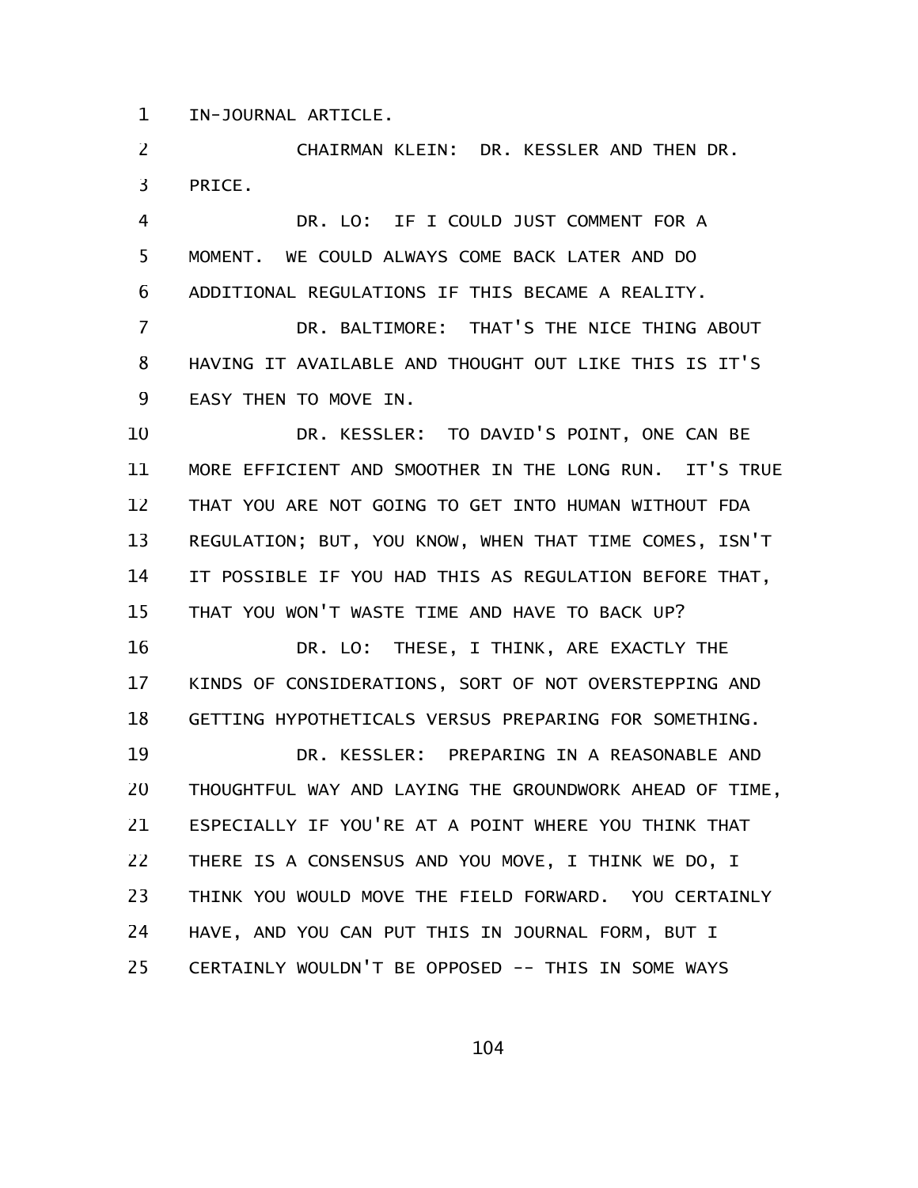IN-JOURNAL ARTICLE.

CHAIRMAN KLEIN: DR. KESSLER AND THEN DR. PRICE.

DR. LO: IF I COULD JUST COMMENT FOR A MOMENT. WE COULD ALWAYS COME BACK LATER AND DO ADDITIONAL REGULATIONS IF THIS BECAME A REALITY.

DR. BALTIMORE: THAT'S THE NICE THING ABOUT HAVING IT AVAILABLE AND THOUGHT OUT LIKE THIS IS IT'S EASY THEN TO MOVE IN.

DR. KESSLER: TO DAVID'S POINT, ONE CAN BE MORE EFFICIENT AND SMOOTHER IN THE LONG RUN. IT'S TRUE THAT YOU ARE NOT GOING TO GET INTO HUMAN WITHOUT FDA REGULATION; BUT, YOU KNOW, WHEN THAT TIME COMES, ISN'T IT POSSIBLE IF YOU HAD THIS AS REGULATION BEFORE THAT, THAT YOU WON'T WASTE TIME AND HAVE TO BACK UP?

DR. LO: THESE, I THINK, ARE EXACTLY THE KINDS OF CONSIDERATIONS, SORT OF NOT OVERSTEPPING AND GETTING HYPOTHETICALS VERSUS PREPARING FOR SOMETHING.

DR. KESSLER: PREPARING IN A REASONABLE AND THOUGHTFUL WAY AND LAYING THE GROUNDWORK AHEAD OF TIME, ESPECIALLY IF YOU'RE AT A POINT WHERE YOU THINK THAT THERE IS A CONSENSUS AND YOU MOVE, I THINK WE DO, I THINK YOU WOULD MOVE THE FIELD FORWARD. YOU CERTAINLY HAVE, AND YOU CAN PUT THIS IN JOURNAL FORM, BUT I CERTAINLY WOULDN'T BE OPPOSED -- THIS IN SOME WAYS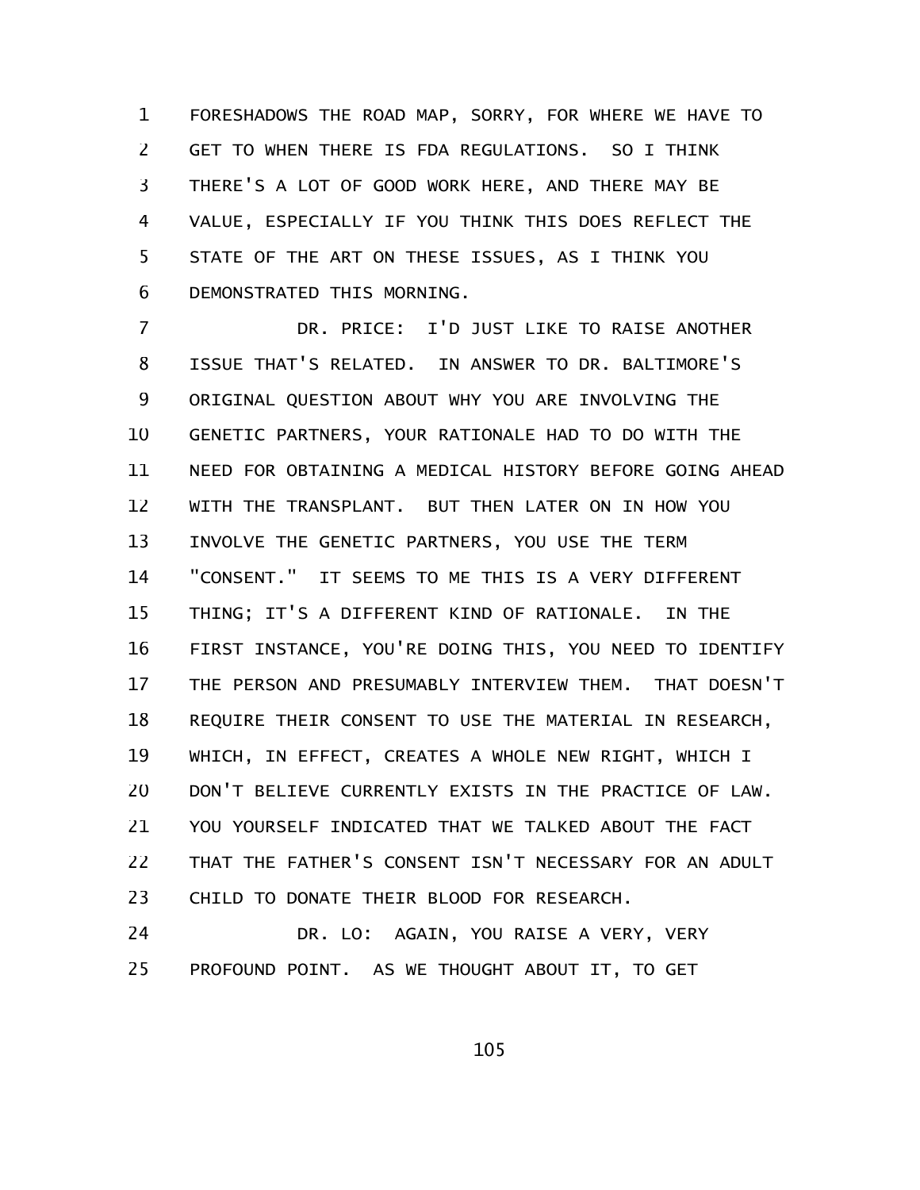FORESHADOWS THE ROAD MAP, SORRY, FOR WHERE WE HAVE TO GET TO WHEN THERE IS FDA REGULATIONS. SO I THINK THERE'S A LOT OF GOOD WORK HERE, AND THERE MAY BE VALUE, ESPECIALLY IF YOU THINK THIS DOES REFLECT THE STATE OF THE ART ON THESE ISSUES, AS I THINK YOU DEMONSTRATED THIS MORNING.

DR. PRICE: I'D JUST LIKE TO RAISE ANOTHER ISSUE THAT'S RELATED. IN ANSWER TO DR. BALTIMORE'S ORIGINAL QUESTION ABOUT WHY YOU ARE INVOLVING THE GENETIC PARTNERS, YOUR RATIONALE HAD TO DO WITH THE NEED FOR OBTAINING A MEDICAL HISTORY BEFORE GOING AHEAD WITH THE TRANSPLANT. BUT THEN LATER ON IN HOW YOU INVOLVE THE GENETIC PARTNERS, YOU USE THE TERM "CONSENT." IT SEEMS TO ME THIS IS A VERY DIFFERENT THING; IT'S A DIFFERENT KIND OF RATIONALE. IN THE FIRST INSTANCE, YOU'RE DOING THIS, YOU NEED TO IDENTIFY THE PERSON AND PRESUMABLY INTERVIEW THEM. THAT DOESN'T REQUIRE THEIR CONSENT TO USE THE MATERIAL IN RESEARCH, WHICH, IN EFFECT, CREATES A WHOLE NEW RIGHT, WHICH I DON'T BELIEVE CURRENTLY EXISTS IN THE PRACTICE OF LAW. YOU YOURSELF INDICATED THAT WE TALKED ABOUT THE FACT THAT THE FATHER'S CONSENT ISN'T NECESSARY FOR AN ADULT CHILD TO DONATE THEIR BLOOD FOR RESEARCH.

DR. LO: AGAIN, YOU RAISE A VERY, VERY PROFOUND POINT. AS WE THOUGHT ABOUT IT, TO GET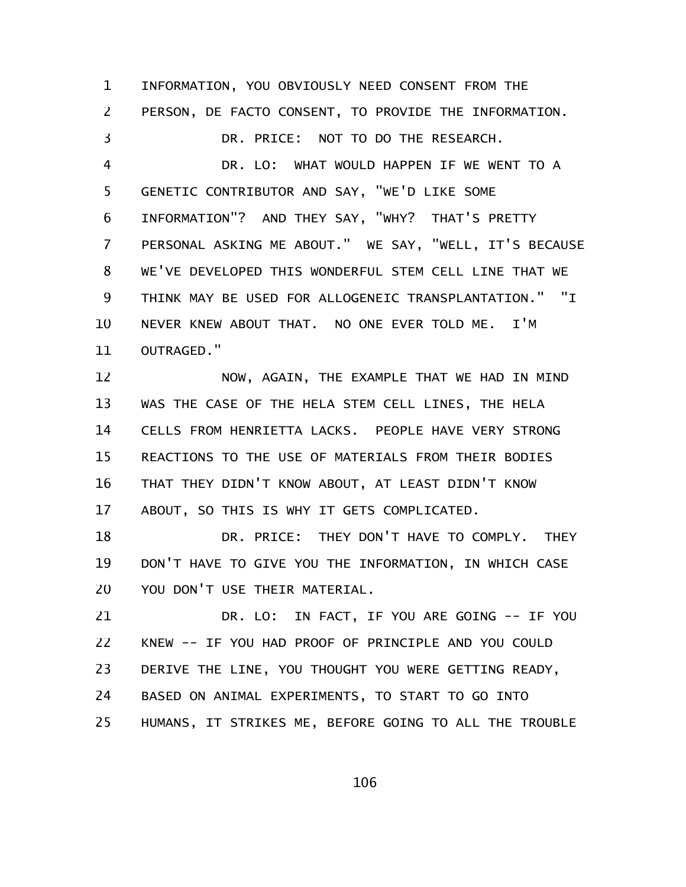INFORMATION, YOU OBVIOUSLY NEED CONSENT FROM THE PERSON, DE FACTO CONSENT, TO PROVIDE THE INFORMATION.

DR. PRICE: NOT TO DO THE RESEARCH.

DR. LO: WHAT WOULD HAPPEN IF WE WENT TO A GENETIC CONTRIBUTOR AND SAY, "WE'D LIKE SOME INFORMATION"? AND THEY SAY, "WHY? THAT'S PRETTY PERSONAL ASKING ME ABOUT." WE SAY, "WELL, IT'S BECAUSE WE'VE DEVELOPED THIS WONDERFUL STEM CELL LINE THAT WE THINK MAY BE USED FOR ALLOGENEIC TRANSPLANTATION." "I NEVER KNEW ABOUT THAT. NO ONE EVER TOLD ME. I'M OUTRAGED."

NOW, AGAIN, THE EXAMPLE THAT WE HAD IN MIND WAS THE CASE OF THE HELA STEM CELL LINES, THE HELA CELLS FROM HENRIETTA LACKS. PEOPLE HAVE VERY STRONG REACTIONS TO THE USE OF MATERIALS FROM THEIR BODIES THAT THEY DIDN'T KNOW ABOUT, AT LEAST DIDN'T KNOW ABOUT, SO THIS IS WHY IT GETS COMPLICATED.

DR. PRICE: THEY DON'T HAVE TO COMPLY. THEY DON'T HAVE TO GIVE YOU THE INFORMATION, IN WHICH CASE YOU DON'T USE THEIR MATERIAL.

DR. LO: IN FACT, IF YOU ARE GOING -- IF YOU KNEW -- IF YOU HAD PROOF OF PRINCIPLE AND YOU COULD DERIVE THE LINE, YOU THOUGHT YOU WERE GETTING READY, BASED ON ANIMAL EXPERIMENTS, TO START TO GO INTO HUMANS, IT STRIKES ME, BEFORE GOING TO ALL THE TROUBLE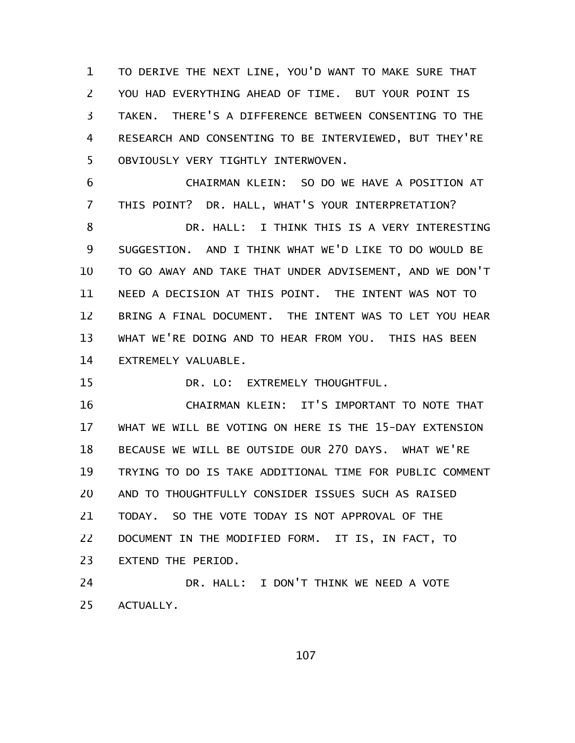TO DERIVE THE NEXT LINE, YOU'D WANT TO MAKE SURE THAT YOU HAD EVERYTHING AHEAD OF TIME. BUT YOUR POINT IS TAKEN. THERE'S A DIFFERENCE BETWEEN CONSENTING TO THE RESEARCH AND CONSENTING TO BE INTERVIEWED, BUT THEY'RE OBVIOUSLY VERY TIGHTLY INTERWOVEN.

CHAIRMAN KLEIN: SO DO WE HAVE A POSITION AT THIS POINT? DR. HALL, WHAT'S YOUR INTERPRETATION?

DR. HALL: I THINK THIS IS A VERY INTERESTING SUGGESTION. AND I THINK WHAT WE'D LIKE TO DO WOULD BE TO GO AWAY AND TAKE THAT UNDER ADVISEMENT, AND WE DON'T NEED A DECISION AT THIS POINT. THE INTENT WAS NOT TO BRING A FINAL DOCUMENT. THE INTENT WAS TO LET YOU HEAR WHAT WE'RE DOING AND TO HEAR FROM YOU. THIS HAS BEEN EXTREMELY VALUABLE.

DR. LO: EXTREMELY THOUGHTFUL.

CHAIRMAN KLEIN: IT'S IMPORTANT TO NOTE THAT WHAT WE WILL BE VOTING ON HERE IS THE 15-DAY EXTENSION BECAUSE WE WILL BE OUTSIDE OUR 270 DAYS. WHAT WE'RE TRYING TO DO IS TAKE ADDITIONAL TIME FOR PUBLIC COMMENT AND TO THOUGHTFULLY CONSIDER ISSUES SUCH AS RAISED TODAY. SO THE VOTE TODAY IS NOT APPROVAL OF THE DOCUMENT IN THE MODIFIED FORM. IT IS, IN FACT, TO EXTEND THE PERIOD.

DR. HALL: I DON'T THINK WE NEED A VOTE ACTUALLY.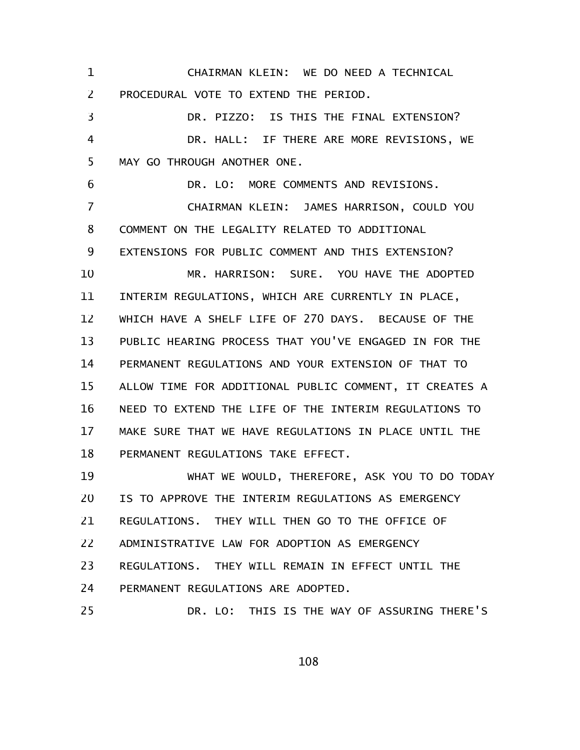CHAIRMAN KLEIN: WE DO NEED A TECHNICAL PROCEDURAL VOTE TO EXTEND THE PERIOD.

DR. PIZZO: IS THIS THE FINAL EXTENSION?

DR. HALL: IF THERE ARE MORE REVISIONS, WE MAY GO THROUGH ANOTHER ONE.

DR. LO: MORE COMMENTS AND REVISIONS.

CHAIRMAN KLEIN: JAMES HARRISON, COULD YOU COMMENT ON THE LEGALITY RELATED TO ADDITIONAL EXTENSIONS FOR PUBLIC COMMENT AND THIS EXTENSION?

MR. HARRISON: SURE. YOU HAVE THE ADOPTED INTERIM REGULATIONS, WHICH ARE CURRENTLY IN PLACE, WHICH HAVE A SHELF LIFE OF 270 DAYS. BECAUSE OF THE PUBLIC HEARING PROCESS THAT YOU'VE ENGAGED IN FOR THE PERMANENT REGULATIONS AND YOUR EXTENSION OF THAT TO ALLOW TIME FOR ADDITIONAL PUBLIC COMMENT, IT CREATES A NEED TO EXTEND THE LIFE OF THE INTERIM REGULATIONS TO MAKE SURE THAT WE HAVE REGULATIONS IN PLACE UNTIL THE PERMANENT REGULATIONS TAKE EFFECT.

WHAT WE WOULD, THEREFORE, ASK YOU TO DO TODAY IS TO APPROVE THE INTERIM REGULATIONS AS EMERGENCY REGULATIONS. THEY WILL THEN GO TO THE OFFICE OF ADMINISTRATIVE LAW FOR ADOPTION AS EMERGENCY REGULATIONS. THEY WILL REMAIN IN EFFECT UNTIL THE PERMANENT REGULATIONS ARE ADOPTED.

DR. LO: THIS IS THE WAY OF ASSURING THERE'S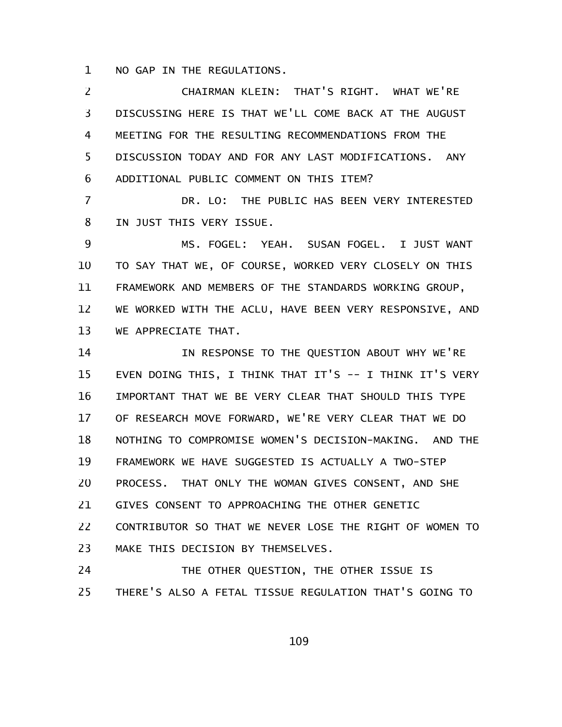NO GAP IN THE REGULATIONS.

CHAIRMAN KLEIN: THAT'S RIGHT. WHAT WE'RE DISCUSSING HERE IS THAT WE'LL COME BACK AT THE AUGUST MEETING FOR THE RESULTING RECOMMENDATIONS FROM THE DISCUSSION TODAY AND FOR ANY LAST MODIFICATIONS. ANY ADDITIONAL PUBLIC COMMENT ON THIS ITEM?

DR. LO: THE PUBLIC HAS BEEN VERY INTERESTED IN JUST THIS VERY ISSUE.

MS. FOGEL: YEAH. SUSAN FOGEL. I JUST WANT TO SAY THAT WE, OF COURSE, WORKED VERY CLOSELY ON THIS FRAMEWORK AND MEMBERS OF THE STANDARDS WORKING GROUP, WE WORKED WITH THE ACLU, HAVE BEEN VERY RESPONSIVE, AND WE APPRECIATE THAT.

IN RESPONSE TO THE QUESTION ABOUT WHY WE'RE EVEN DOING THIS, I THINK THAT IT'S -- I THINK IT'S VERY IMPORTANT THAT WE BE VERY CLEAR THAT SHOULD THIS TYPE OF RESEARCH MOVE FORWARD, WE'RE VERY CLEAR THAT WE DO NOTHING TO COMPROMISE WOMEN'S DECISION-MAKING. AND THE FRAMEWORK WE HAVE SUGGESTED IS ACTUALLY A TWO-STEP PROCESS. THAT ONLY THE WOMAN GIVES CONSENT, AND SHE GIVES CONSENT TO APPROACHING THE OTHER GENETIC CONTRIBUTOR SO THAT WE NEVER LOSE THE RIGHT OF WOMEN TO MAKE THIS DECISION BY THEMSELVES.

THE OTHER QUESTION, THE OTHER ISSUE IS THERE'S ALSO A FETAL TISSUE REGULATION THAT'S GOING TO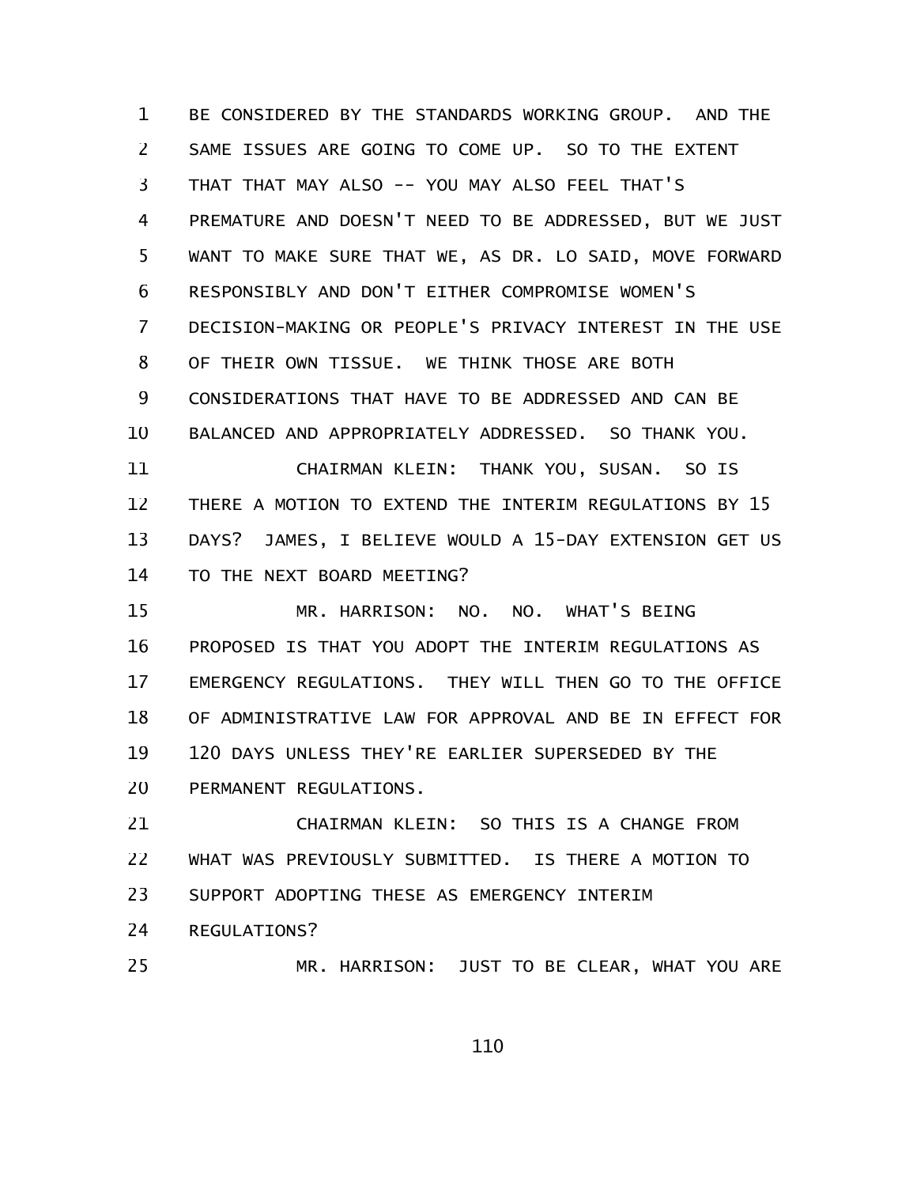BE CONSIDERED BY THE STANDARDS WORKING GROUP. AND THE SAME ISSUES ARE GOING TO COME UP. SO TO THE EXTENT THAT THAT MAY ALSO -- YOU MAY ALSO FEEL THAT'S PREMATURE AND DOESN'T NEED TO BE ADDRESSED, BUT WE JUST WANT TO MAKE SURE THAT WE, AS DR. LO SAID, MOVE FORWARD RESPONSIBLY AND DON'T EITHER COMPROMISE WOMEN'S DECISION-MAKING OR PEOPLE'S PRIVACY INTEREST IN THE USE OF THEIR OWN TISSUE. WE THINK THOSE ARE BOTH CONSIDERATIONS THAT HAVE TO BE ADDRESSED AND CAN BE BALANCED AND APPROPRIATELY ADDRESSED. SO THANK YOU.

CHAIRMAN KLEIN: THANK YOU, SUSAN. SO IS THERE A MOTION TO EXTEND THE INTERIM REGULATIONS BY 15 DAYS? JAMES, I BELIEVE WOULD A 15-DAY EXTENSION GET US TO THE NEXT BOARD MEETING?

MR. HARRISON: NO. NO. WHAT'S BEING PROPOSED IS THAT YOU ADOPT THE INTERIM REGULATIONS AS EMERGENCY REGULATIONS. THEY WILL THEN GO TO THE OFFICE OF ADMINISTRATIVE LAW FOR APPROVAL AND BE IN EFFECT FOR 120 DAYS UNLESS THEY'RE EARLIER SUPERSEDED BY THE PERMANENT REGULATIONS.

CHAIRMAN KLEIN: SO THIS IS A CHANGE FROM WHAT WAS PREVIOUSLY SUBMITTED. IS THERE A MOTION TO SUPPORT ADOPTING THESE AS EMERGENCY INTERIM REGULATIONS?

MR. HARRISON: JUST TO BE CLEAR, WHAT YOU ARE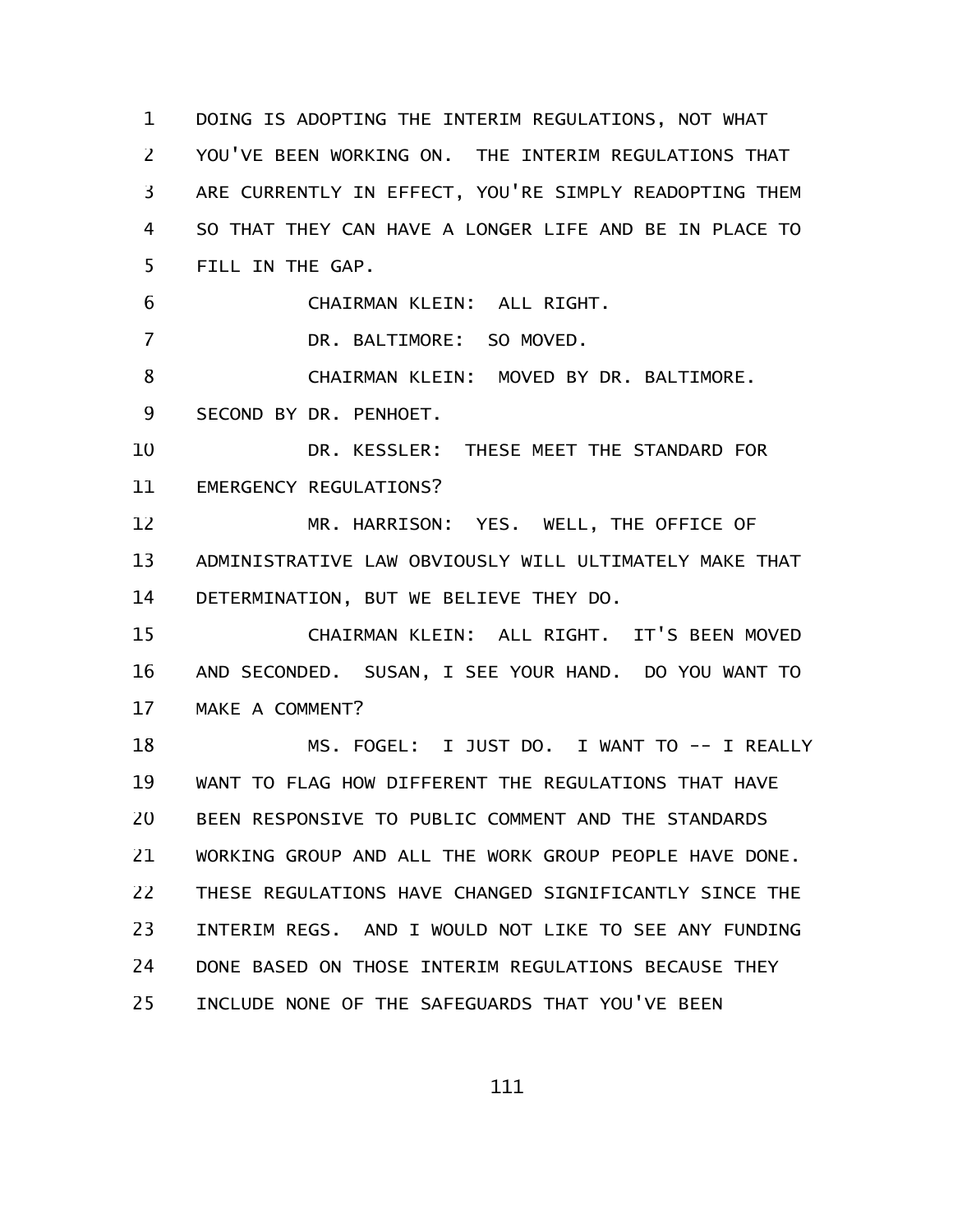DOING IS ADOPTING THE INTERIM REGULATIONS, NOT WHAT YOU'VE BEEN WORKING ON. THE INTERIM REGULATIONS THAT ARE CURRENTLY IN EFFECT, YOU'RE SIMPLY READOPTING THEM SO THAT THEY CAN HAVE A LONGER LIFE AND BE IN PLACE TO FILL IN THE GAP.

CHAIRMAN KLEIN: ALL RIGHT.

DR. BALTIMORE: SO MOVED.

CHAIRMAN KLEIN: MOVED BY DR. BALTIMORE. SECOND BY DR. PENHOET.

DR. KESSLER: THESE MEET THE STANDARD FOR EMERGENCY REGULATIONS?

MR. HARRISON: YES. WELL, THE OFFICE OF ADMINISTRATIVE LAW OBVIOUSLY WILL ULTIMATELY MAKE THAT DETERMINATION, BUT WE BELIEVE THEY DO.

CHAIRMAN KLEIN: ALL RIGHT. IT'S BEEN MOVED AND SECONDED. SUSAN, I SEE YOUR HAND. DO YOU WANT TO MAKE A COMMENT?

MS. FOGEL: I JUST DO. I WANT TO -- I REALLY WANT TO FLAG HOW DIFFERENT THE REGULATIONS THAT HAVE BEEN RESPONSIVE TO PUBLIC COMMENT AND THE STANDARDS WORKING GROUP AND ALL THE WORK GROUP PEOPLE HAVE DONE. THESE REGULATIONS HAVE CHANGED SIGNIFICANTLY SINCE THE INTERIM REGS. AND I WOULD NOT LIKE TO SEE ANY FUNDING DONE BASED ON THOSE INTERIM REGULATIONS BECAUSE THEY INCLUDE NONE OF THE SAFEGUARDS THAT YOU'VE BEEN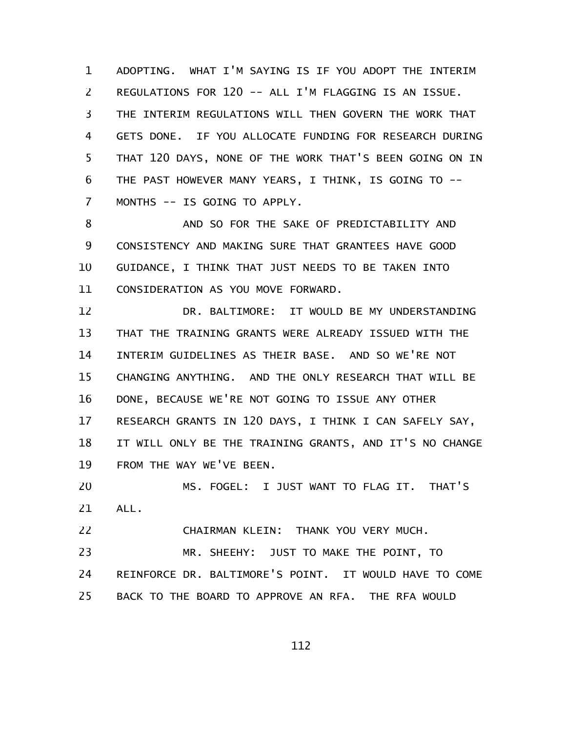ADOPTING. WHAT I'M SAYING IS IF YOU ADOPT THE INTERIM REGULATIONS FOR 120 -- ALL I'M FLAGGING IS AN ISSUE. THE INTERIM REGULATIONS WILL THEN GOVERN THE WORK THAT GETS DONE. IF YOU ALLOCATE FUNDING FOR RESEARCH DURING THAT 120 DAYS, NONE OF THE WORK THAT'S BEEN GOING ON IN THE PAST HOWEVER MANY YEARS, I THINK, IS GOING TO -- MONTHS -- IS GOING TO APPLY.

AND SO FOR THE SAKE OF PREDICTABILITY AND CONSISTENCY AND MAKING SURE THAT GRANTEES HAVE GOOD GUIDANCE, I THINK THAT JUST NEEDS TO BE TAKEN INTO CONSIDERATION AS YOU MOVE FORWARD.

DR. BALTIMORE: IT WOULD BE MY UNDERSTANDING THAT THE TRAINING GRANTS WERE ALREADY ISSUED WITH THE INTERIM GUIDELINES AS THEIR BASE. AND SO WE'RE NOT CHANGING ANYTHING. AND THE ONLY RESEARCH THAT WILL BE DONE, BECAUSE WE'RE NOT GOING TO ISSUE ANY OTHER RESEARCH GRANTS IN 120 DAYS, I THINK I CAN SAFELY SAY, IT WILL ONLY BE THE TRAINING GRANTS, AND IT'S NO CHANGE FROM THE WAY WE'VE BEEN.

MS. FOGEL: I JUST WANT TO FLAG IT. THAT'S ALL.

CHAIRMAN KLEIN: THANK YOU VERY MUCH.

MR. SHEEHY: JUST TO MAKE THE POINT, TO REINFORCE DR. BALTIMORE'S POINT. IT WOULD HAVE TO COME BACK TO THE BOARD TO APPROVE AN RFA. THE RFA WOULD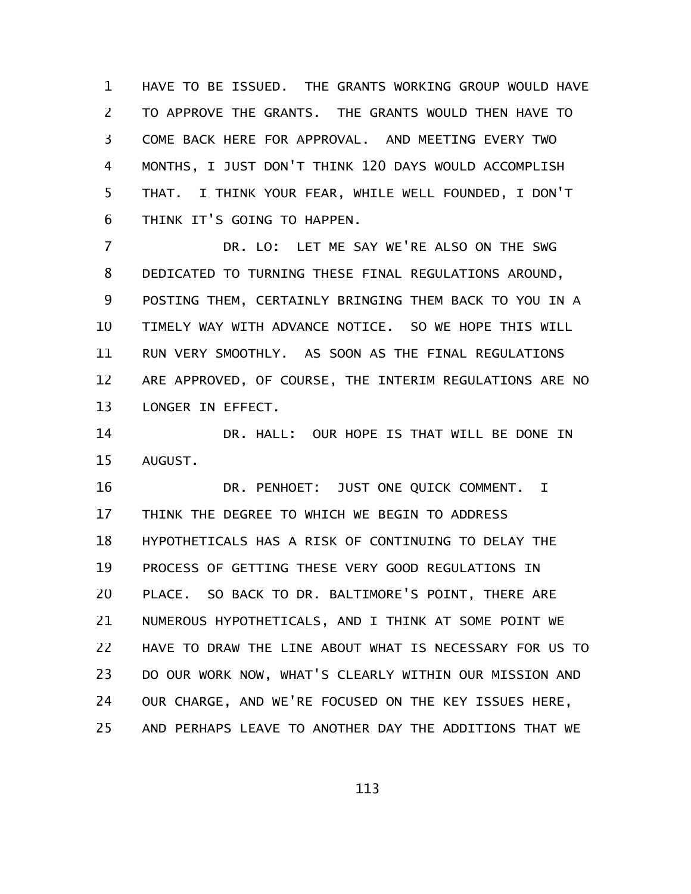HAVE TO BE ISSUED. THE GRANTS WORKING GROUP WOULD HAVE TO APPROVE THE GRANTS. THE GRANTS WOULD THEN HAVE TO COME BACK HERE FOR APPROVAL. AND MEETING EVERY TWO MONTHS, I JUST DON'T THINK 120 DAYS WOULD ACCOMPLISH THAT. I THINK YOUR FEAR, WHILE WELL FOUNDED, I DON'T THINK IT'S GOING TO HAPPEN.

DR. LO: LET ME SAY WE'RE ALSO ON THE SWG DEDICATED TO TURNING THESE FINAL REGULATIONS AROUND, POSTING THEM, CERTAINLY BRINGING THEM BACK TO YOU IN A TIMELY WAY WITH ADVANCE NOTICE. SO WE HOPE THIS WILL RUN VERY SMOOTHLY. AS SOON AS THE FINAL REGULATIONS ARE APPROVED, OF COURSE, THE INTERIM REGULATIONS ARE NO LONGER IN EFFECT.

DR. HALL: OUR HOPE IS THAT WILL BE DONE IN AUGUST.

DR. PENHOET: JUST ONE QUICK COMMENT. I THINK THE DEGREE TO WHICH WE BEGIN TO ADDRESS HYPOTHETICALS HAS A RISK OF CONTINUING TO DELAY THE PROCESS OF GETTING THESE VERY GOOD REGULATIONS IN PLACE. SO BACK TO DR. BALTIMORE'S POINT, THERE ARE NUMEROUS HYPOTHETICALS, AND I THINK AT SOME POINT WE HAVE TO DRAW THE LINE ABOUT WHAT IS NECESSARY FOR US TO DO OUR WORK NOW, WHAT'S CLEARLY WITHIN OUR MISSION AND OUR CHARGE, AND WE'RE FOCUSED ON THE KEY ISSUES HERE, AND PERHAPS LEAVE TO ANOTHER DAY THE ADDITIONS THAT WE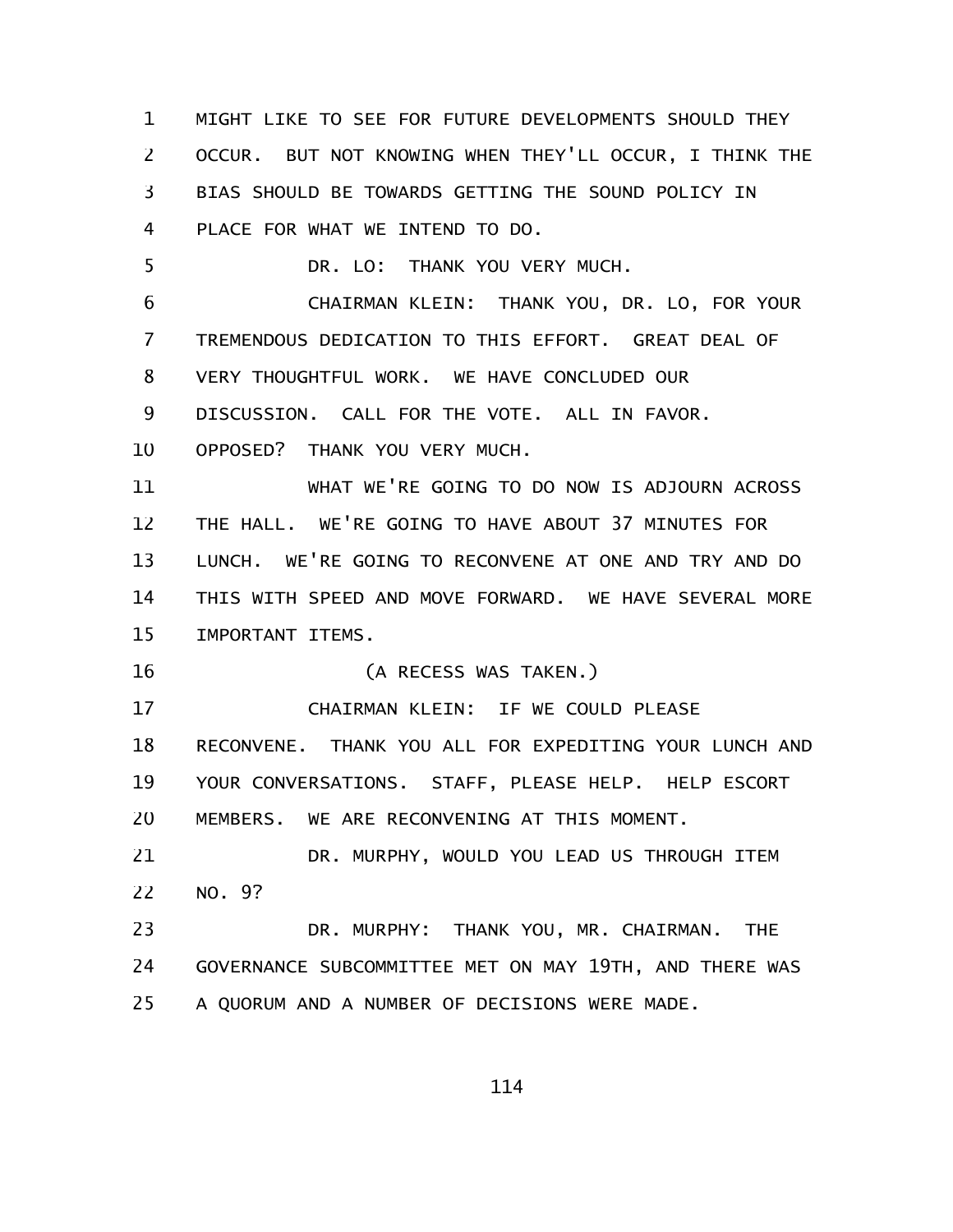MIGHT LIKE TO SEE FOR FUTURE DEVELOPMENTS SHOULD THEY OCCUR. BUT NOT KNOWING WHEN THEY'LL OCCUR, I THINK THE BIAS SHOULD BE TOWARDS GETTING THE SOUND POLICY IN PLACE FOR WHAT WE INTEND TO DO.

DR. LO: THANK YOU VERY MUCH.

CHAIRMAN KLEIN: THANK YOU, DR. LO, FOR YOUR TREMENDOUS DEDICATION TO THIS EFFORT. GREAT DEAL OF VERY THOUGHTFUL WORK. WE HAVE CONCLUDED OUR DISCUSSION. CALL FOR THE VOTE. ALL IN FAVOR. OPPOSED? THANK YOU VERY MUCH.

WHAT WE'RE GOING TO DO NOW IS ADJOURN ACROSS THE HALL. WE'RE GOING TO HAVE ABOUT 37 MINUTES FOR LUNCH. WE'RE GOING TO RECONVENE AT ONE AND TRY AND DO THIS WITH SPEED AND MOVE FORWARD. WE HAVE SEVERAL MORE IMPORTANT ITEMS.

(A RECESS WAS TAKEN.)

CHAIRMAN KLEIN: IF WE COULD PLEASE RECONVENE. THANK YOU ALL FOR EXPEDITING YOUR LUNCH AND YOUR CONVERSATIONS. STAFF, PLEASE HELP. HELP ESCORT MEMBERS. WE ARE RECONVENING AT THIS MOMENT.

DR. MURPHY, WOULD YOU LEAD US THROUGH ITEM NO. 9?

DR. MURPHY: THANK YOU, MR. CHAIRMAN. THE GOVERNANCE SUBCOMMITTEE MET ON MAY 19TH, AND THERE WAS A QUORUM AND A NUMBER OF DECISIONS WERE MADE.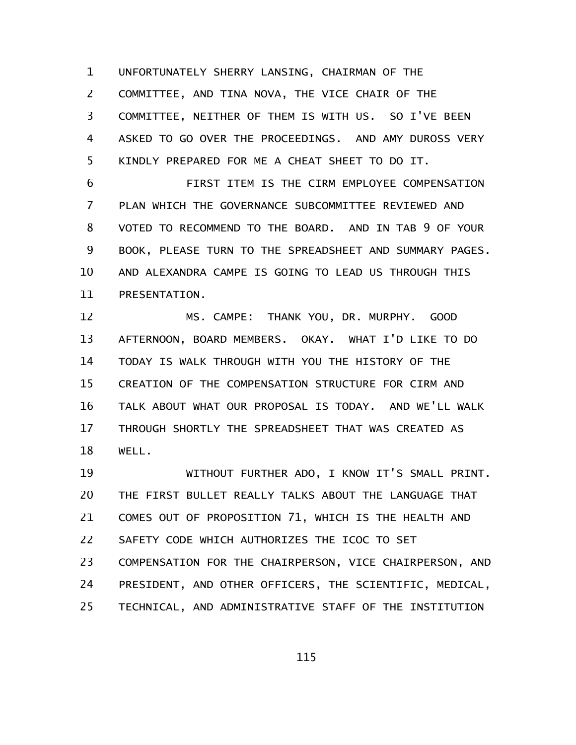UNFORTUNATELY SHERRY LANSING, CHAIRMAN OF THE COMMITTEE, AND TINA NOVA, THE VICE CHAIR OF THE COMMITTEE, NEITHER OF THEM IS WITH US. SO I'VE BEEN ASKED TO GO OVER THE PROCEEDINGS. AND AMY DUROSS VERY KINDLY PREPARED FOR ME A CHEAT SHEET TO DO IT.

FIRST ITEM IS THE CIRM EMPLOYEE COMPENSATION PLAN WHICH THE GOVERNANCE SUBCOMMITTEE REVIEWED AND VOTED TO RECOMMEND TO THE BOARD. AND IN TAB 9 OF YOUR BOOK, PLEASE TURN TO THE SPREADSHEET AND SUMMARY PAGES. AND ALEXANDRA CAMPE IS GOING TO LEAD US THROUGH THIS PRESENTATION.

MS. CAMPE: THANK YOU, DR. MURPHY. GOOD AFTERNOON, BOARD MEMBERS. OKAY. WHAT I'D LIKE TO DO TODAY IS WALK THROUGH WITH YOU THE HISTORY OF THE CREATION OF THE COMPENSATION STRUCTURE FOR CIRM AND TALK ABOUT WHAT OUR PROPOSAL IS TODAY. AND WE'LL WALK THROUGH SHORTLY THE SPREADSHEET THAT WAS CREATED AS WELL.

WITHOUT FURTHER ADO, I KNOW IT'S SMALL PRINT. THE FIRST BULLET REALLY TALKS ABOUT THE LANGUAGE THAT COMES OUT OF PROPOSITION 71, WHICH IS THE HEALTH AND SAFETY CODE WHICH AUTHORIZES THE ICOC TO SET COMPENSATION FOR THE CHAIRPERSON, VICE CHAIRPERSON, AND PRESIDENT, AND OTHER OFFICERS, THE SCIENTIFIC, MEDICAL, TECHNICAL, AND ADMINISTRATIVE STAFF OF THE INSTITUTION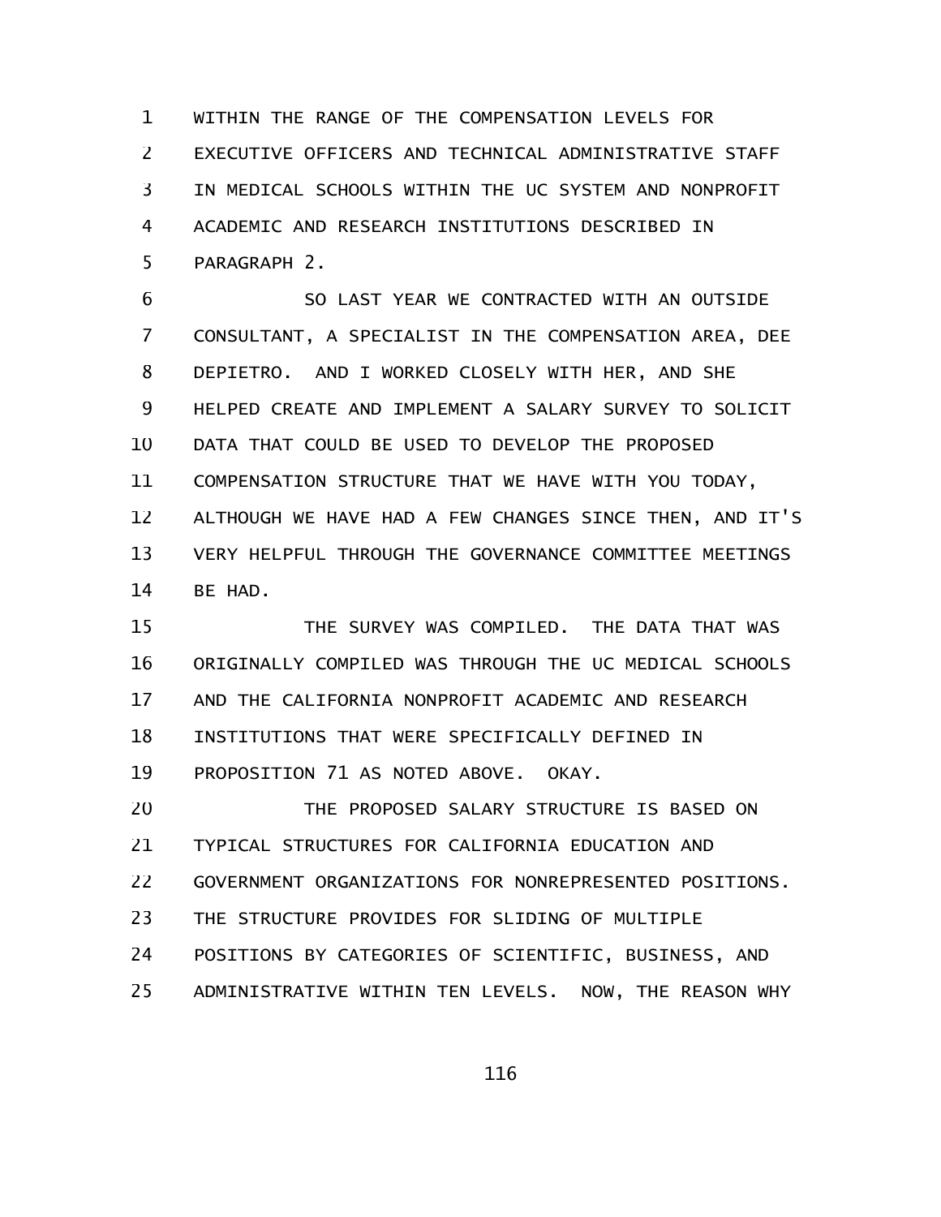WITHIN THE RANGE OF THE COMPENSATION LEVELS FOR EXECUTIVE OFFICERS AND TECHNICAL ADMINISTRATIVE STAFF IN MEDICAL SCHOOLS WITHIN THE UC SYSTEM AND NONPROFIT ACADEMIC AND RESEARCH INSTITUTIONS DESCRIBED IN PARAGRAPH 2.

SO LAST YEAR WE CONTRACTED WITH AN OUTSIDE CONSULTANT, A SPECIALIST IN THE COMPENSATION AREA, DEE DEPIETRO. AND I WORKED CLOSELY WITH HER, AND SHE HELPED CREATE AND IMPLEMENT A SALARY SURVEY TO SOLICIT DATA THAT COULD BE USED TO DEVELOP THE PROPOSED COMPENSATION STRUCTURE THAT WE HAVE WITH YOU TODAY, ALTHOUGH WE HAVE HAD A FEW CHANGES SINCE THEN, AND IT'S VERY HELPFUL THROUGH THE GOVERNANCE COMMITTEE MEETINGS BE HAD.

THE SURVEY WAS COMPILED. THE DATA THAT WAS ORIGINALLY COMPILED WAS THROUGH THE UC MEDICAL SCHOOLS AND THE CALIFORNIA NONPROFIT ACADEMIC AND RESEARCH INSTITUTIONS THAT WERE SPECIFICALLY DEFINED IN PROPOSITION 71 AS NOTED ABOVE. OKAY.

THE PROPOSED SALARY STRUCTURE IS BASED ON TYPICAL STRUCTURES FOR CALIFORNIA EDUCATION AND GOVERNMENT ORGANIZATIONS FOR NONREPRESENTED POSITIONS. THE STRUCTURE PROVIDES FOR SLIDING OF MULTIPLE POSITIONS BY CATEGORIES OF SCIENTIFIC, BUSINESS, AND ADMINISTRATIVE WITHIN TEN LEVELS. NOW, THE REASON WHY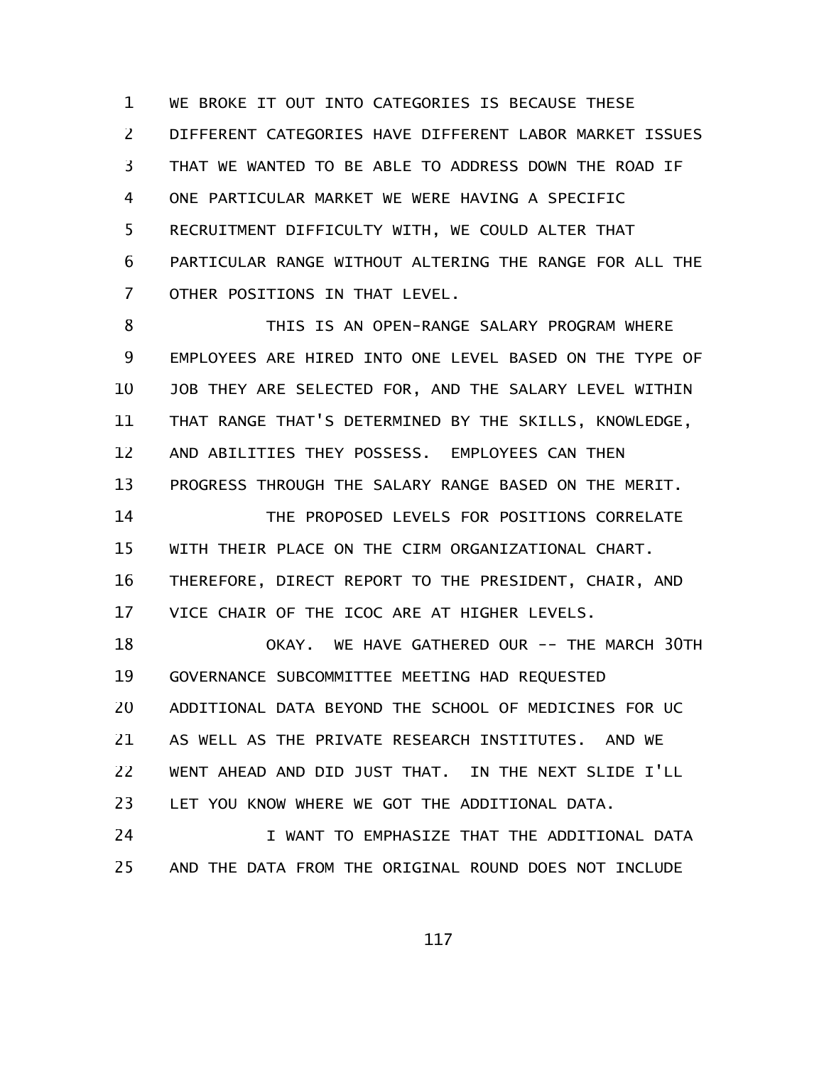WE BROKE IT OUT INTO CATEGORIES IS BECAUSE THESE DIFFERENT CATEGORIES HAVE DIFFERENT LABOR MARKET ISSUES THAT WE WANTED TO BE ABLE TO ADDRESS DOWN THE ROAD IF ONE PARTICULAR MARKET WE WERE HAVING A SPECIFIC RECRUITMENT DIFFICULTY WITH, WE COULD ALTER THAT PARTICULAR RANGE WITHOUT ALTERING THE RANGE FOR ALL THE OTHER POSITIONS IN THAT LEVEL.

THIS IS AN OPEN-RANGE SALARY PROGRAM WHERE EMPLOYEES ARE HIRED INTO ONE LEVEL BASED ON THE TYPE OF JOB THEY ARE SELECTED FOR, AND THE SALARY LEVEL WITHIN THAT RANGE THAT'S DETERMINED BY THE SKILLS, KNOWLEDGE, AND ABILITIES THEY POSSESS. EMPLOYEES CAN THEN PROGRESS THROUGH THE SALARY RANGE BASED ON THE MERIT.

THE PROPOSED LEVELS FOR POSITIONS CORRELATE WITH THEIR PLACE ON THE CIRM ORGANIZATIONAL CHART. THEREFORE, DIRECT REPORT TO THE PRESIDENT, CHAIR, AND VICE CHAIR OF THE ICOC ARE AT HIGHER LEVELS.

OKAY. WE HAVE GATHERED OUR -- THE MARCH 30TH GOVERNANCE SUBCOMMITTEE MEETING HAD REQUESTED ADDITIONAL DATA BEYOND THE SCHOOL OF MEDICINES FOR UC AS WELL AS THE PRIVATE RESEARCH INSTITUTES. AND WE WENT AHEAD AND DID JUST THAT. IN THE NEXT SLIDE I'LL LET YOU KNOW WHERE WE GOT THE ADDITIONAL DATA.

I WANT TO EMPHASIZE THAT THE ADDITIONAL DATA AND THE DATA FROM THE ORIGINAL ROUND DOES NOT INCLUDE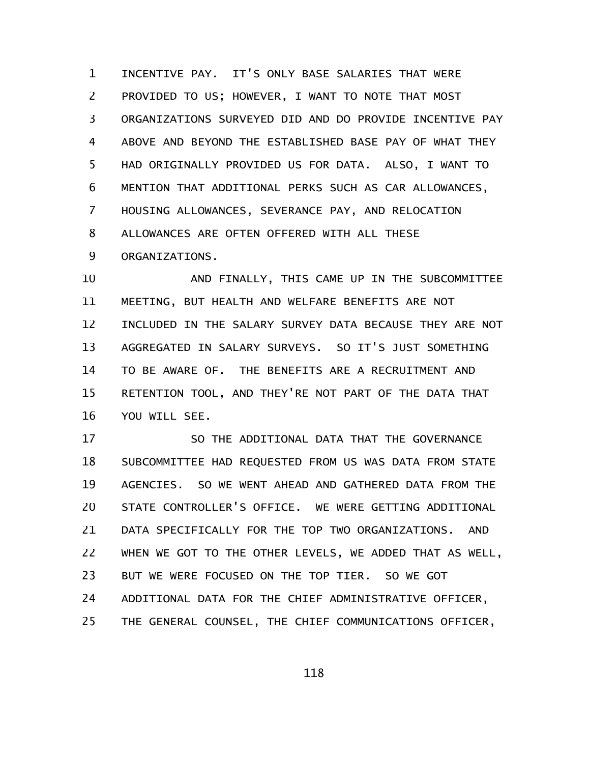INCENTIVE PAY. IT'S ONLY BASE SALARIES THAT WERE PROVIDED TO US; HOWEVER, I WANT TO NOTE THAT MOST ORGANIZATIONS SURVEYED DID AND DO PROVIDE INCENTIVE PAY ABOVE AND BEYOND THE ESTABLISHED BASE PAY OF WHAT THEY HAD ORIGINALLY PROVIDED US FOR DATA. ALSO, I WANT TO MENTION THAT ADDITIONAL PERKS SUCH AS CAR ALLOWANCES, HOUSING ALLOWANCES, SEVERANCE PAY, AND RELOCATION ALLOWANCES ARE OFTEN OFFERED WITH ALL THESE ORGANIZATIONS.

AND FINALLY, THIS CAME UP IN THE SUBCOMMITTEE MEETING, BUT HEALTH AND WELFARE BENEFITS ARE NOT INCLUDED IN THE SALARY SURVEY DATA BECAUSE THEY ARE NOT AGGREGATED IN SALARY SURVEYS. SO IT'S JUST SOMETHING TO BE AWARE OF. THE BENEFITS ARE A RECRUITMENT AND RETENTION TOOL, AND THEY'RE NOT PART OF THE DATA THAT YOU WILL SEE.

SO THE ADDITIONAL DATA THAT THE GOVERNANCE SUBCOMMITTEE HAD REQUESTED FROM US WAS DATA FROM STATE AGENCIES. SO WE WENT AHEAD AND GATHERED DATA FROM THE STATE CONTROLLER'S OFFICE. WE WERE GETTING ADDITIONAL DATA SPECIFICALLY FOR THE TOP TWO ORGANIZATIONS. AND WHEN WE GOT TO THE OTHER LEVELS, WE ADDED THAT AS WELL, BUT WE WERE FOCUSED ON THE TOP TIER. SO WE GOT ADDITIONAL DATA FOR THE CHIEF ADMINISTRATIVE OFFICER, THE GENERAL COUNSEL, THE CHIEF COMMUNICATIONS OFFICER,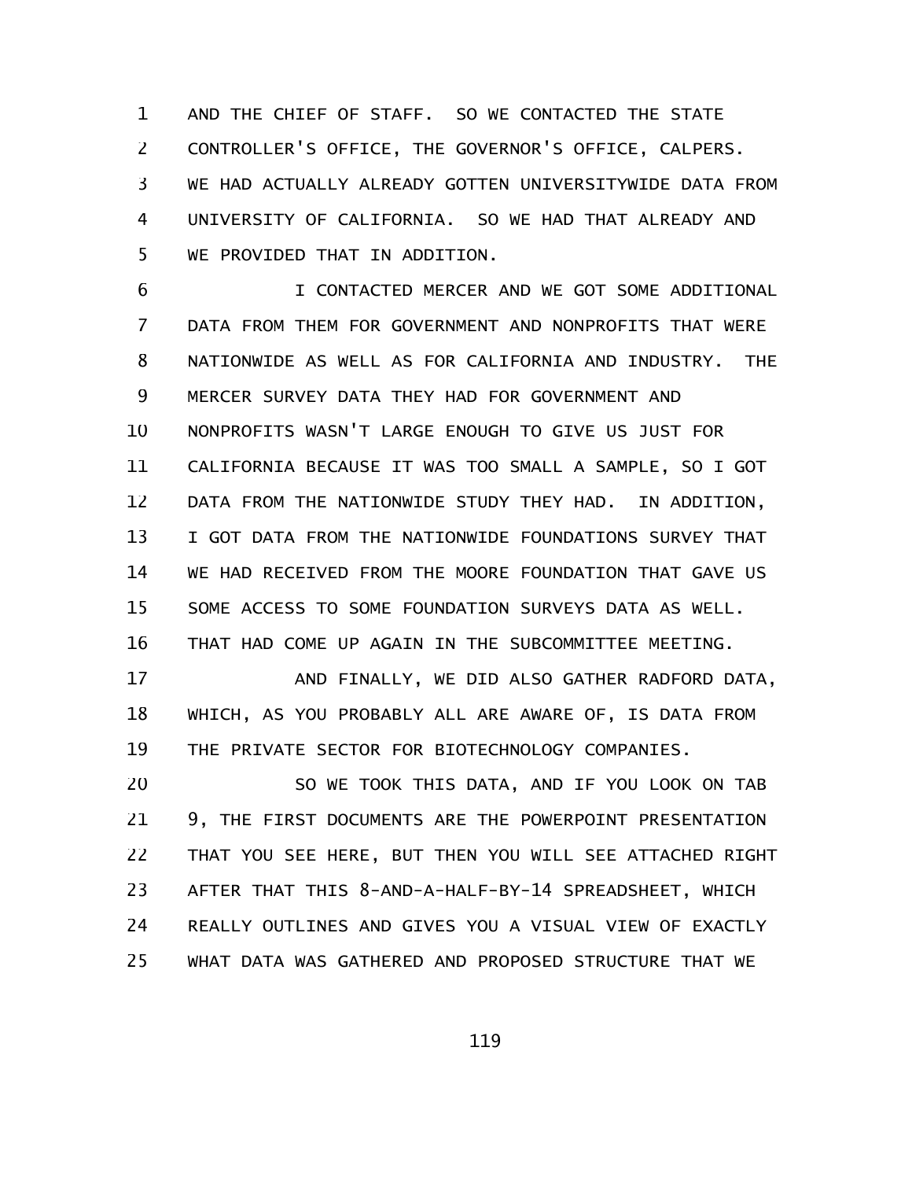AND THE CHIEF OF STAFF. SO WE CONTACTED THE STATE CONTROLLER'S OFFICE, THE GOVERNOR'S OFFICE, CALPERS. WE HAD ACTUALLY ALREADY GOTTEN UNIVERSITYWIDE DATA FROM UNIVERSITY OF CALIFORNIA. SO WE HAD THAT ALREADY AND WE PROVIDED THAT IN ADDITION.

I CONTACTED MERCER AND WE GOT SOME ADDITIONAL DATA FROM THEM FOR GOVERNMENT AND NONPROFITS THAT WERE NATIONWIDE AS WELL AS FOR CALIFORNIA AND INDUSTRY. THE MERCER SURVEY DATA THEY HAD FOR GOVERNMENT AND NONPROFITS WASN'T LARGE ENOUGH TO GIVE US JUST FOR CALIFORNIA BECAUSE IT WAS TOO SMALL A SAMPLE, SO I GOT DATA FROM THE NATIONWIDE STUDY THEY HAD. IN ADDITION, I GOT DATA FROM THE NATIONWIDE FOUNDATIONS SURVEY THAT WE HAD RECEIVED FROM THE MOORE FOUNDATION THAT GAVE US SOME ACCESS TO SOME FOUNDATION SURVEYS DATA AS WELL. THAT HAD COME UP AGAIN IN THE SUBCOMMITTEE MEETING.

AND FINALLY, WE DID ALSO GATHER RADFORD DATA, WHICH, AS YOU PROBABLY ALL ARE AWARE OF, IS DATA FROM THE PRIVATE SECTOR FOR BIOTECHNOLOGY COMPANIES.

SO WE TOOK THIS DATA, AND IF YOU LOOK ON TAB 9, THE FIRST DOCUMENTS ARE THE POWERPOINT PRESENTATION THAT YOU SEE HERE, BUT THEN YOU WILL SEE ATTACHED RIGHT AFTER THAT THIS 8-AND-A-HALF-BY-14 SPREADSHEET, WHICH REALLY OUTLINES AND GIVES YOU A VISUAL VIEW OF EXACTLY WHAT DATA WAS GATHERED AND PROPOSED STRUCTURE THAT WE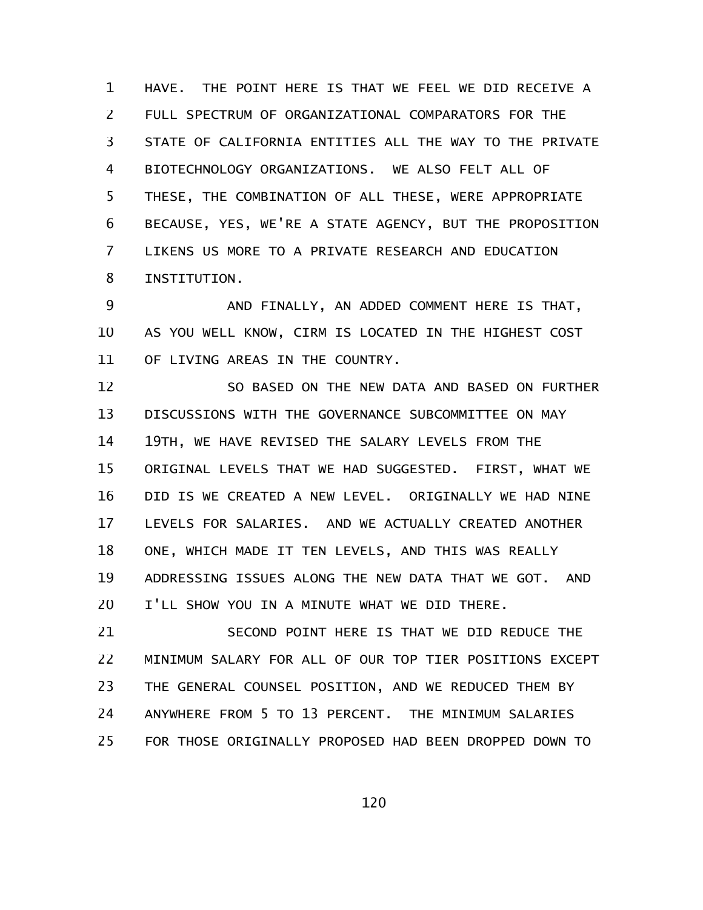HAVE. THE POINT HERE IS THAT WE FEEL WE DID RECEIVE A FULL SPECTRUM OF ORGANIZATIONAL COMPARATORS FOR THE STATE OF CALIFORNIA ENTITIES ALL THE WAY TO THE PRIVATE BIOTECHNOLOGY ORGANIZATIONS. WE ALSO FELT ALL OF THESE, THE COMBINATION OF ALL THESE, WERE APPROPRIATE BECAUSE, YES, WE'RE A STATE AGENCY, BUT THE PROPOSITION LIKENS US MORE TO A PRIVATE RESEARCH AND EDUCATION INSTITUTION.

AND FINALLY, AN ADDED COMMENT HERE IS THAT, AS YOU WELL KNOW, CIRM IS LOCATED IN THE HIGHEST COST OF LIVING AREAS IN THE COUNTRY.

SO BASED ON THE NEW DATA AND BASED ON FURTHER DISCUSSIONS WITH THE GOVERNANCE SUBCOMMITTEE ON MAY 19TH, WE HAVE REVISED THE SALARY LEVELS FROM THE ORIGINAL LEVELS THAT WE HAD SUGGESTED. FIRST, WHAT WE DID IS WE CREATED A NEW LEVEL. ORIGINALLY WE HAD NINE LEVELS FOR SALARIES. AND WE ACTUALLY CREATED ANOTHER ONE, WHICH MADE IT TEN LEVELS, AND THIS WAS REALLY ADDRESSING ISSUES ALONG THE NEW DATA THAT WE GOT. AND I'LL SHOW YOU IN A MINUTE WHAT WE DID THERE.

SECOND POINT HERE IS THAT WE DID REDUCE THE MINIMUM SALARY FOR ALL OF OUR TOP TIER POSITIONS EXCEPT THE GENERAL COUNSEL POSITION, AND WE REDUCED THEM BY ANYWHERE FROM 5 TO 13 PERCENT. THE MINIMUM SALARIES FOR THOSE ORIGINALLY PROPOSED HAD BEEN DROPPED DOWN TO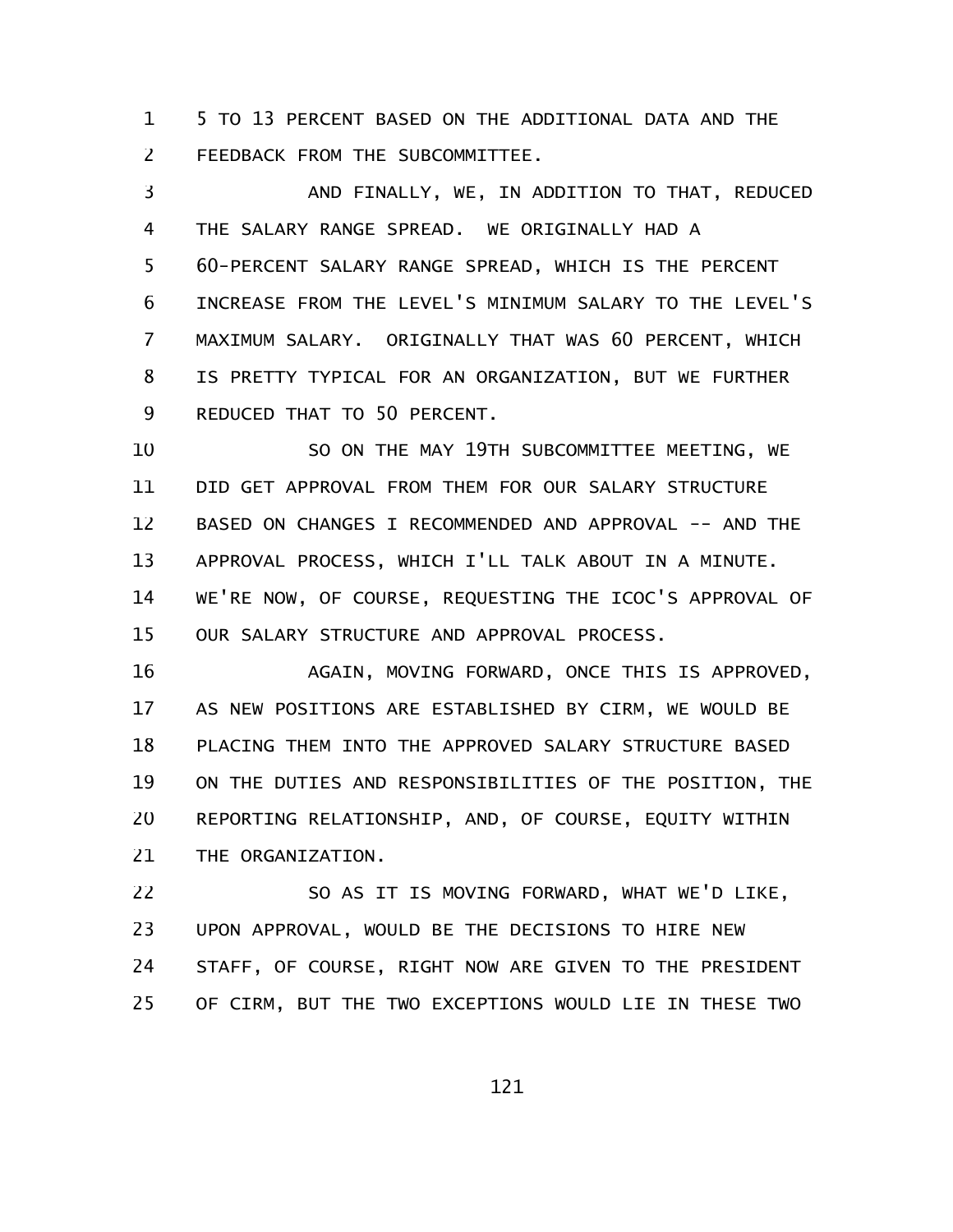5 TO 13 PERCENT BASED ON THE ADDITIONAL DATA AND THE FEEDBACK FROM THE SUBCOMMITTEE.

AND FINALLY, WE, IN ADDITION TO THAT, REDUCED THE SALARY RANGE SPREAD. WE ORIGINALLY HAD A 60-PERCENT SALARY RANGE SPREAD, WHICH IS THE PERCENT INCREASE FROM THE LEVEL'S MINIMUM SALARY TO THE LEVEL'S MAXIMUM SALARY. ORIGINALLY THAT WAS 60 PERCENT, WHICH IS PRETTY TYPICAL FOR AN ORGANIZATION, BUT WE FURTHER REDUCED THAT TO 50 PERCENT.

SO ON THE MAY 19TH SUBCOMMITTEE MEETING, WE DID GET APPROVAL FROM THEM FOR OUR SALARY STRUCTURE BASED ON CHANGES I RECOMMENDED AND APPROVAL -- AND THE APPROVAL PROCESS, WHICH I'LL TALK ABOUT IN A MINUTE. WE'RE NOW, OF COURSE, REQUESTING THE ICOC'S APPROVAL OF OUR SALARY STRUCTURE AND APPROVAL PROCESS.

AGAIN, MOVING FORWARD, ONCE THIS IS APPROVED, AS NEW POSITIONS ARE ESTABLISHED BY CIRM, WE WOULD BE PLACING THEM INTO THE APPROVED SALARY STRUCTURE BASED ON THE DUTIES AND RESPONSIBILITIES OF THE POSITION, THE REPORTING RELATIONSHIP, AND, OF COURSE, EQUITY WITHIN THE ORGANIZATION.

SO AS IT IS MOVING FORWARD, WHAT WE'D LIKE, UPON APPROVAL, WOULD BE THE DECISIONS TO HIRE NEW STAFF, OF COURSE, RIGHT NOW ARE GIVEN TO THE PRESIDENT OF CIRM, BUT THE TWO EXCEPTIONS WOULD LIE IN THESE TWO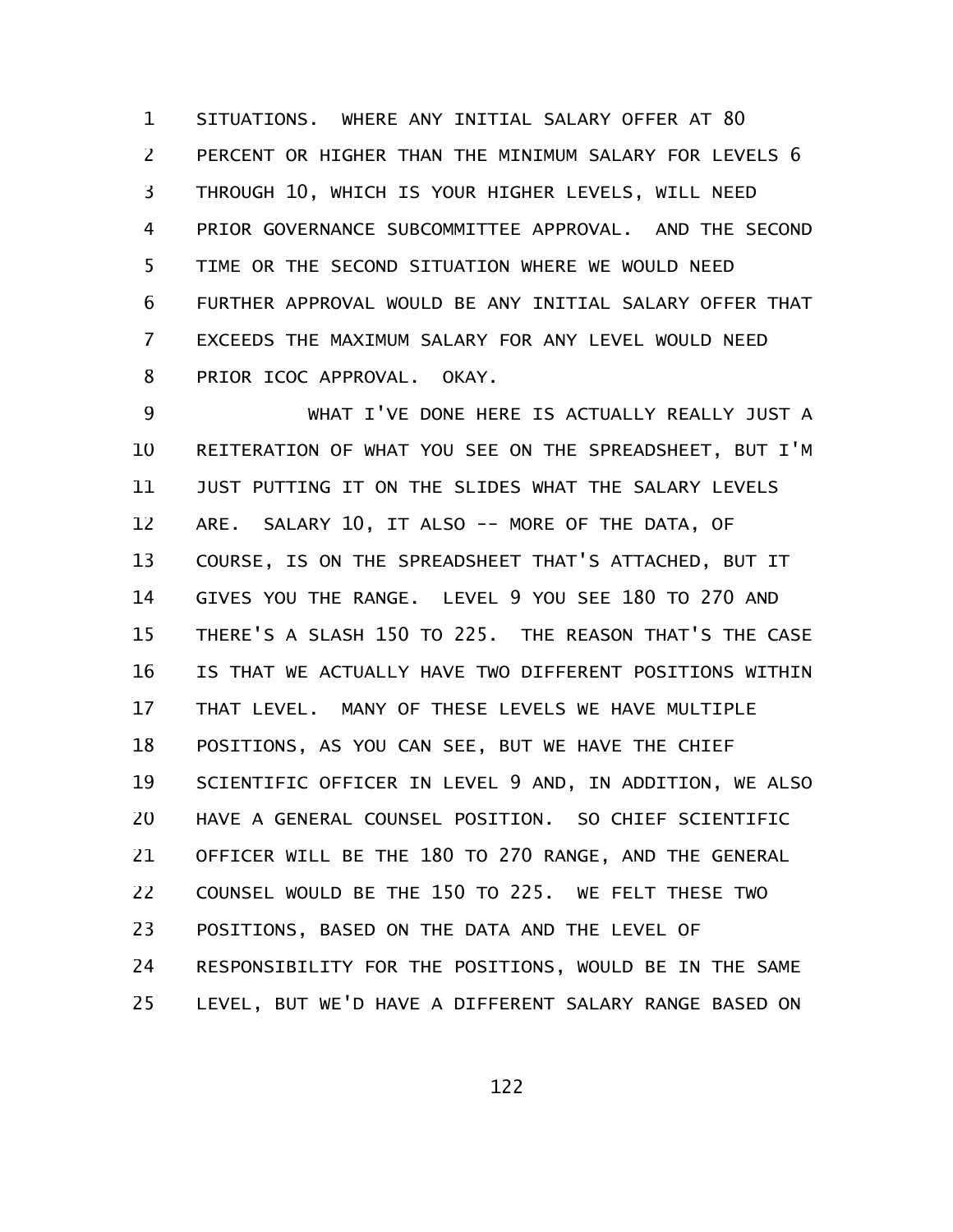SITUATIONS. WHERE ANY INITIAL SALARY OFFER AT 80 PERCENT OR HIGHER THAN THE MINIMUM SALARY FOR LEVELS 6 THROUGH 10, WHICH IS YOUR HIGHER LEVELS, WILL NEED PRIOR GOVERNANCE SUBCOMMITTEE APPROVAL. AND THE SECOND TIME OR THE SECOND SITUATION WHERE WE WOULD NEED FURTHER APPROVAL WOULD BE ANY INITIAL SALARY OFFER THAT EXCEEDS THE MAXIMUM SALARY FOR ANY LEVEL WOULD NEED PRIOR ICOC APPROVAL. OKAY.

WHAT I'VE DONE HERE IS ACTUALLY REALLY JUST A REITERATION OF WHAT YOU SEE ON THE SPREADSHEET, BUT I'M JUST PUTTING IT ON THE SLIDES WHAT THE SALARY LEVELS ARE. SALARY 10, IT ALSO -- MORE OF THE DATA, OF COURSE, IS ON THE SPREADSHEET THAT'S ATTACHED, BUT IT GIVES YOU THE RANGE. LEVEL 9 YOU SEE 180 TO 270 AND THERE'S A SLASH 150 TO 225. THE REASON THAT'S THE CASE IS THAT WE ACTUALLY HAVE TWO DIFFERENT POSITIONS WITHIN THAT LEVEL. MANY OF THESE LEVELS WE HAVE MULTIPLE POSITIONS, AS YOU CAN SEE, BUT WE HAVE THE CHIEF SCIENTIFIC OFFICER IN LEVEL 9 AND, IN ADDITION, WE ALSO HAVE A GENERAL COUNSEL POSITION. SO CHIEF SCIENTIFIC OFFICER WILL BE THE 180 TO 270 RANGE, AND THE GENERAL COUNSEL WOULD BE THE 150 TO 225. WE FELT THESE TWO POSITIONS, BASED ON THE DATA AND THE LEVEL OF RESPONSIBILITY FOR THE POSITIONS, WOULD BE IN THE SAME LEVEL, BUT WE'D HAVE A DIFFERENT SALARY RANGE BASED ON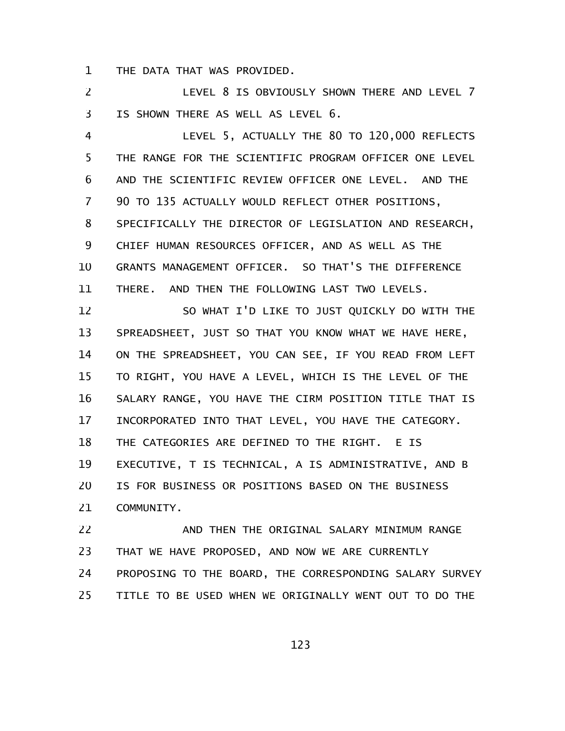THE DATA THAT WAS PROVIDED.

LEVEL 8 IS OBVIOUSLY SHOWN THERE AND LEVEL 7 IS SHOWN THERE AS WELL AS LEVEL 6.

LEVEL 5, ACTUALLY THE 80 TO 120,000 REFLECTS THE RANGE FOR THE SCIENTIFIC PROGRAM OFFICER ONE LEVEL AND THE SCIENTIFIC REVIEW OFFICER ONE LEVEL. AND THE 90 TO 135 ACTUALLY WOULD REFLECT OTHER POSITIONS, SPECIFICALLY THE DIRECTOR OF LEGISLATION AND RESEARCH, CHIEF HUMAN RESOURCES OFFICER, AND AS WELL AS THE GRANTS MANAGEMENT OFFICER. SO THAT'S THE DIFFERENCE THERE. AND THEN THE FOLLOWING LAST TWO LEVELS.

SO WHAT I'D LIKE TO JUST QUICKLY DO WITH THE SPREADSHEET, JUST SO THAT YOU KNOW WHAT WE HAVE HERE, ON THE SPREADSHEET, YOU CAN SEE, IF YOU READ FROM LEFT TO RIGHT, YOU HAVE A LEVEL, WHICH IS THE LEVEL OF THE SALARY RANGE, YOU HAVE THE CIRM POSITION TITLE THAT IS INCORPORATED INTO THAT LEVEL, YOU HAVE THE CATEGORY. THE CATEGORIES ARE DEFINED TO THE RIGHT. E IS EXECUTIVE, T IS TECHNICAL, A IS ADMINISTRATIVE, AND B IS FOR BUSINESS OR POSITIONS BASED ON THE BUSINESS COMMUNITY.

AND THEN THE ORIGINAL SALARY MINIMUM RANGE THAT WE HAVE PROPOSED, AND NOW WE ARE CURRENTLY PROPOSING TO THE BOARD, THE CORRESPONDING SALARY SURVEY TITLE TO BE USED WHEN WE ORIGINALLY WENT OUT TO DO THE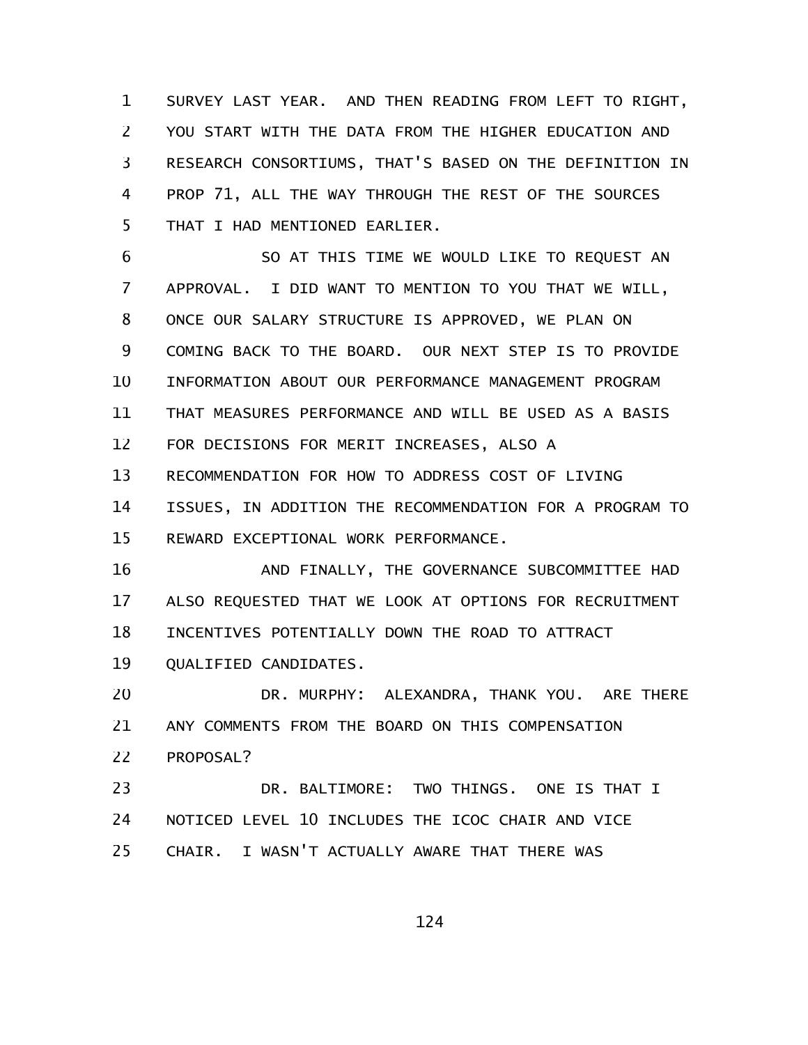SURVEY LAST YEAR. AND THEN READING FROM LEFT TO RIGHT, YOU START WITH THE DATA FROM THE HIGHER EDUCATION AND RESEARCH CONSORTIUMS, THAT'S BASED ON THE DEFINITION IN PROP 71, ALL THE WAY THROUGH THE REST OF THE SOURCES THAT I HAD MENTIONED EARLIER.

SO AT THIS TIME WE WOULD LIKE TO REQUEST AN APPROVAL. I DID WANT TO MENTION TO YOU THAT WE WILL, ONCE OUR SALARY STRUCTURE IS APPROVED, WE PLAN ON COMING BACK TO THE BOARD. OUR NEXT STEP IS TO PROVIDE INFORMATION ABOUT OUR PERFORMANCE MANAGEMENT PROGRAM THAT MEASURES PERFORMANCE AND WILL BE USED AS A BASIS FOR DECISIONS FOR MERIT INCREASES, ALSO A RECOMMENDATION FOR HOW TO ADDRESS COST OF LIVING ISSUES, IN ADDITION THE RECOMMENDATION FOR A PROGRAM TO REWARD EXCEPTIONAL WORK PERFORMANCE.

AND FINALLY, THE GOVERNANCE SUBCOMMITTEE HAD ALSO REQUESTED THAT WE LOOK AT OPTIONS FOR RECRUITMENT INCENTIVES POTENTIALLY DOWN THE ROAD TO ATTRACT QUALIFIED CANDIDATES.

DR. MURPHY: ALEXANDRA, THANK YOU. ARE THERE ANY COMMENTS FROM THE BOARD ON THIS COMPENSATION PROPOSAL?

DR. BALTIMORE: TWO THINGS. ONE IS THAT I NOTICED LEVEL 10 INCLUDES THE ICOC CHAIR AND VICE CHAIR. I WASN'T ACTUALLY AWARE THAT THERE WAS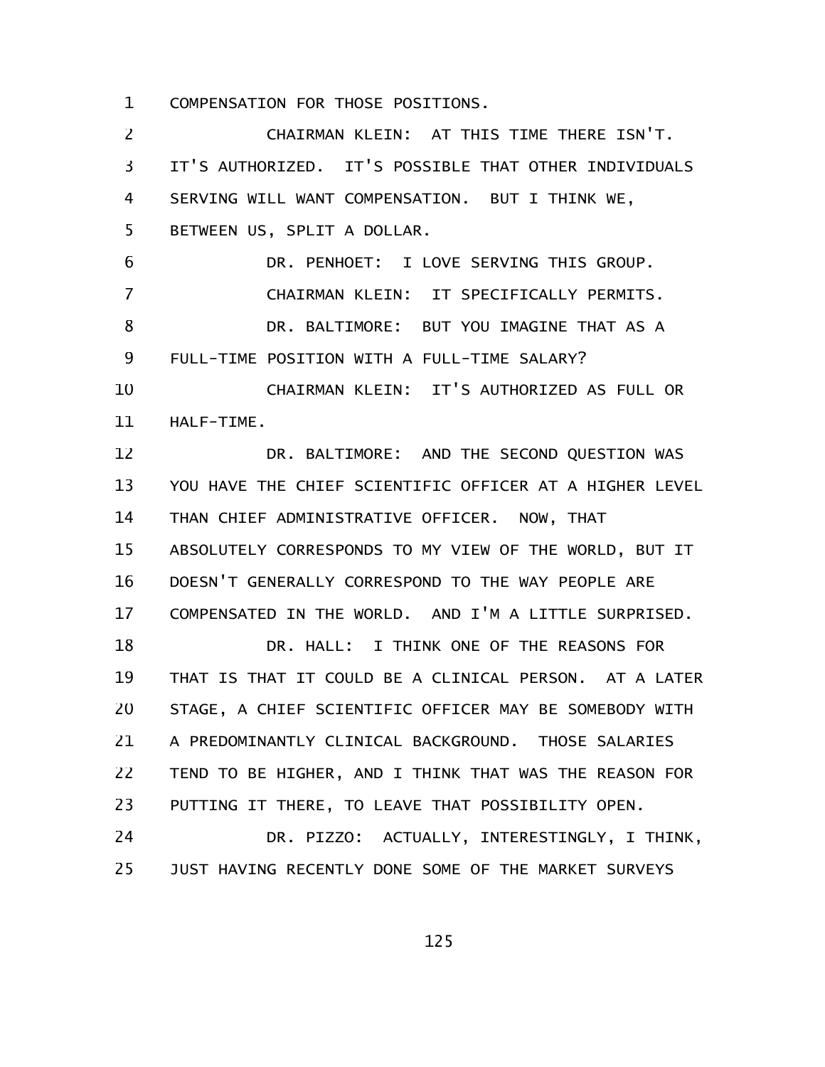COMPENSATION FOR THOSE POSITIONS.

CHAIRMAN KLEIN: AT THIS TIME THERE ISN'T. IT'S AUTHORIZED. IT'S POSSIBLE THAT OTHER INDIVIDUALS SERVING WILL WANT COMPENSATION. BUT I THINK WE, BETWEEN US, SPLIT A DOLLAR.

DR. PENHOET: I LOVE SERVING THIS GROUP.

CHAIRMAN KLEIN: IT SPECIFICALLY PERMITS.

DR. BALTIMORE: BUT YOU IMAGINE THAT AS A FULL-TIME POSITION WITH A FULL-TIME SALARY?

CHAIRMAN KLEIN: IT'S AUTHORIZED AS FULL OR HALF-TIME.

DR. BALTIMORE: AND THE SECOND QUESTION WAS YOU HAVE THE CHIEF SCIENTIFIC OFFICER AT A HIGHER LEVEL THAN CHIEF ADMINISTRATIVE OFFICER. NOW, THAT ABSOLUTELY CORRESPONDS TO MY VIEW OF THE WORLD, BUT IT DOESN'T GENERALLY CORRESPOND TO THE WAY PEOPLE ARE COMPENSATED IN THE WORLD. AND I'M A LITTLE SURPRISED.

DR. HALL: I THINK ONE OF THE REASONS FOR THAT IS THAT IT COULD BE A CLINICAL PERSON. AT A LATER STAGE, A CHIEF SCIENTIFIC OFFICER MAY BE SOMEBODY WITH A PREDOMINANTLY CLINICAL BACKGROUND. THOSE SALARIES TEND TO BE HIGHER, AND I THINK THAT WAS THE REASON FOR PUTTING IT THERE, TO LEAVE THAT POSSIBILITY OPEN.

DR. PIZZO: ACTUALLY, INTERESTINGLY, I THINK, JUST HAVING RECENTLY DONE SOME OF THE MARKET SURVEYS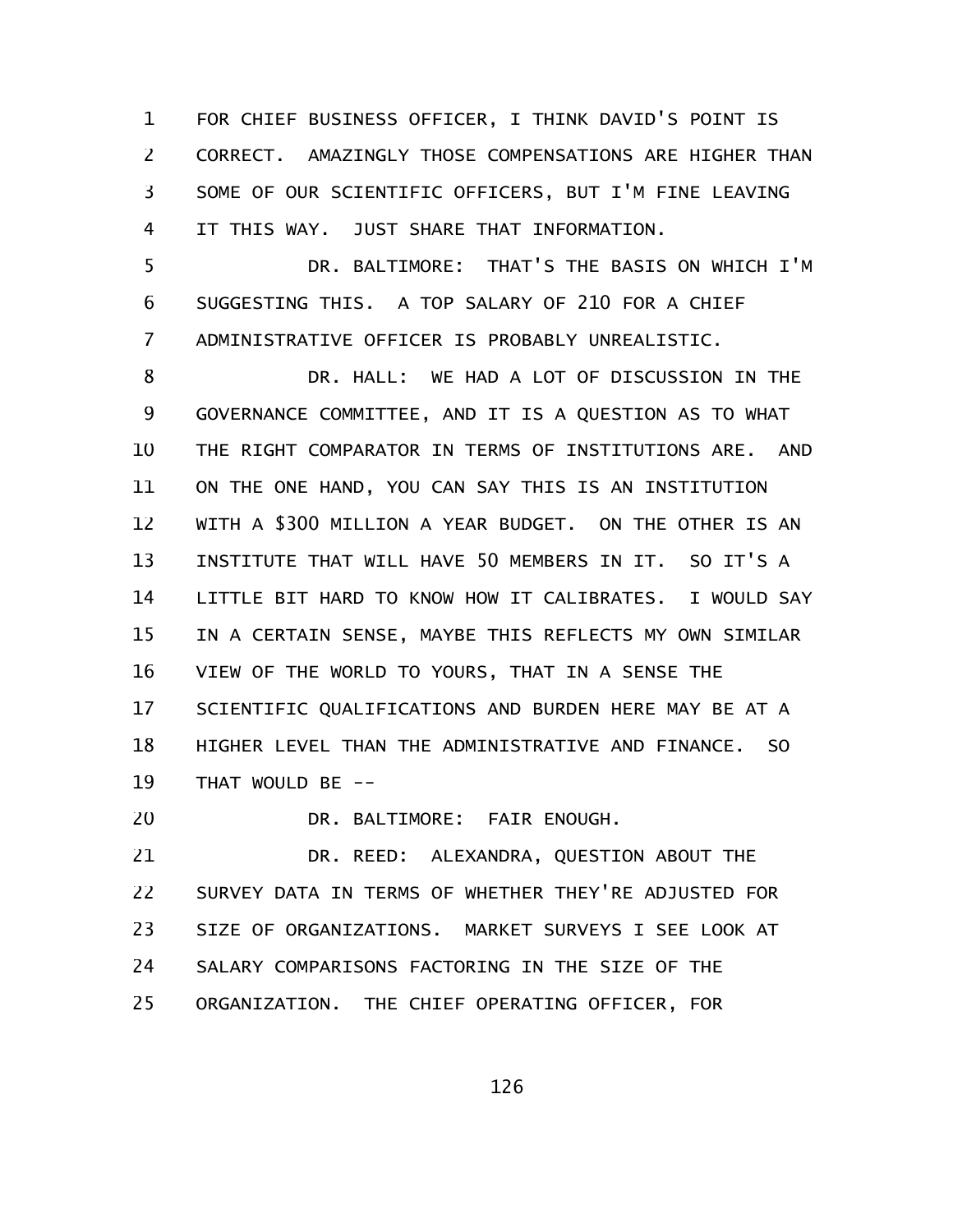FOR CHIEF BUSINESS OFFICER, I THINK DAVID'S POINT IS CORRECT. AMAZINGLY THOSE COMPENSATIONS ARE HIGHER THAN SOME OF OUR SCIENTIFIC OFFICERS, BUT I'M FINE LEAVING IT THIS WAY. JUST SHARE THAT INFORMATION.

DR. BALTIMORE: THAT'S THE BASIS ON WHICH I'M SUGGESTING THIS. A TOP SALARY OF 210 FOR A CHIEF ADMINISTRATIVE OFFICER IS PROBABLY UNREALISTIC.

DR. HALL: WE HAD A LOT OF DISCUSSION IN THE GOVERNANCE COMMITTEE, AND IT IS A QUESTION AS TO WHAT THE RIGHT COMPARATOR IN TERMS OF INSTITUTIONS ARE. AND ON THE ONE HAND, YOU CAN SAY THIS IS AN INSTITUTION WITH A $300 MILLION A YEAR BUDGET. ON THE OTHER IS AN INSTITUTE THAT WILL HAVE 50 MEMBERS IN IT. SO IT'S A LITTLE BIT HARD TO KNOW HOW IT CALIBRATES. I WOULD SAY IN A CERTAIN SENSE, MAYBE THIS REFLECTS MY OWN SIMILAR VIEW OF THE WORLD TO YOURS, THAT IN A SENSE THE SCIENTIFIC QUALIFICATIONS AND BURDEN HERE MAY BE AT A HIGHER LEVEL THAN THE ADMINISTRATIVE AND FINANCE. SO THAT WOULD BE --

DR. BALTIMORE: FAIR ENOUGH.

DR. REED: ALEXANDRA, QUESTION ABOUT THE SURVEY DATA IN TERMS OF WHETHER THEY'RE ADJUSTED FOR SIZE OF ORGANIZATIONS. MARKET SURVEYS I SEE LOOK AT SALARY COMPARISONS FACTORING IN THE SIZE OF THE ORGANIZATION. THE CHIEF OPERATING OFFICER, FOR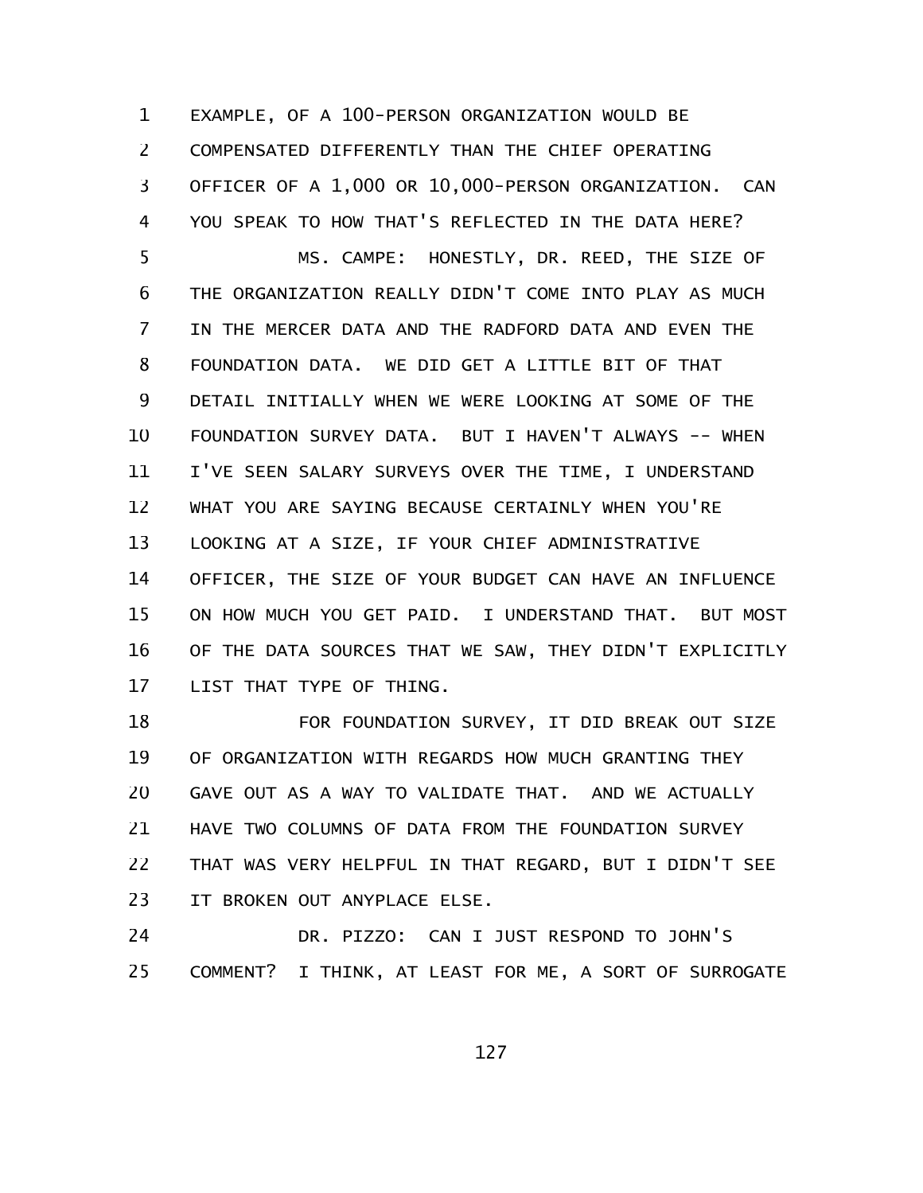EXAMPLE, OF A 100-PERSON ORGANIZATION WOULD BE COMPENSATED DIFFERENTLY THAN THE CHIEF OPERATING OFFICER OF A 1,000 OR 10,000-PERSON ORGANIZATION. CAN YOU SPEAK TO HOW THAT'S REFLECTED IN THE DATA HERE?

MS. CAMPE: HONESTLY, DR. REED, THE SIZE OF THE ORGANIZATION REALLY DIDN'T COME INTO PLAY AS MUCH IN THE MERCER DATA AND THE RADFORD DATA AND EVEN THE FOUNDATION DATA. WE DID GET A LITTLE BIT OF THAT DETAIL INITIALLY WHEN WE WERE LOOKING AT SOME OF THE FOUNDATION SURVEY DATA. BUT I HAVEN'T ALWAYS -- WHEN I'VE SEEN SALARY SURVEYS OVER THE TIME, I UNDERSTAND WHAT YOU ARE SAYING BECAUSE CERTAINLY WHEN YOU'RE LOOKING AT A SIZE, IF YOUR CHIEF ADMINISTRATIVE OFFICER, THE SIZE OF YOUR BUDGET CAN HAVE AN INFLUENCE ON HOW MUCH YOU GET PAID. I UNDERSTAND THAT. BUT MOST OF THE DATA SOURCES THAT WE SAW, THEY DIDN'T EXPLICITLY LIST THAT TYPE OF THING.

FOR FOUNDATION SURVEY, IT DID BREAK OUT SIZE OF ORGANIZATION WITH REGARDS HOW MUCH GRANTING THEY GAVE OUT AS A WAY TO VALIDATE THAT. AND WE ACTUALLY HAVE TWO COLUMNS OF DATA FROM THE FOUNDATION SURVEY THAT WAS VERY HELPFUL IN THAT REGARD, BUT I DIDN'T SEE IT BROKEN OUT ANYPLACE ELSE.

DR. PIZZO: CAN I JUST RESPOND TO JOHN'S COMMENT? I THINK, AT LEAST FOR ME, A SORT OF SURROGATE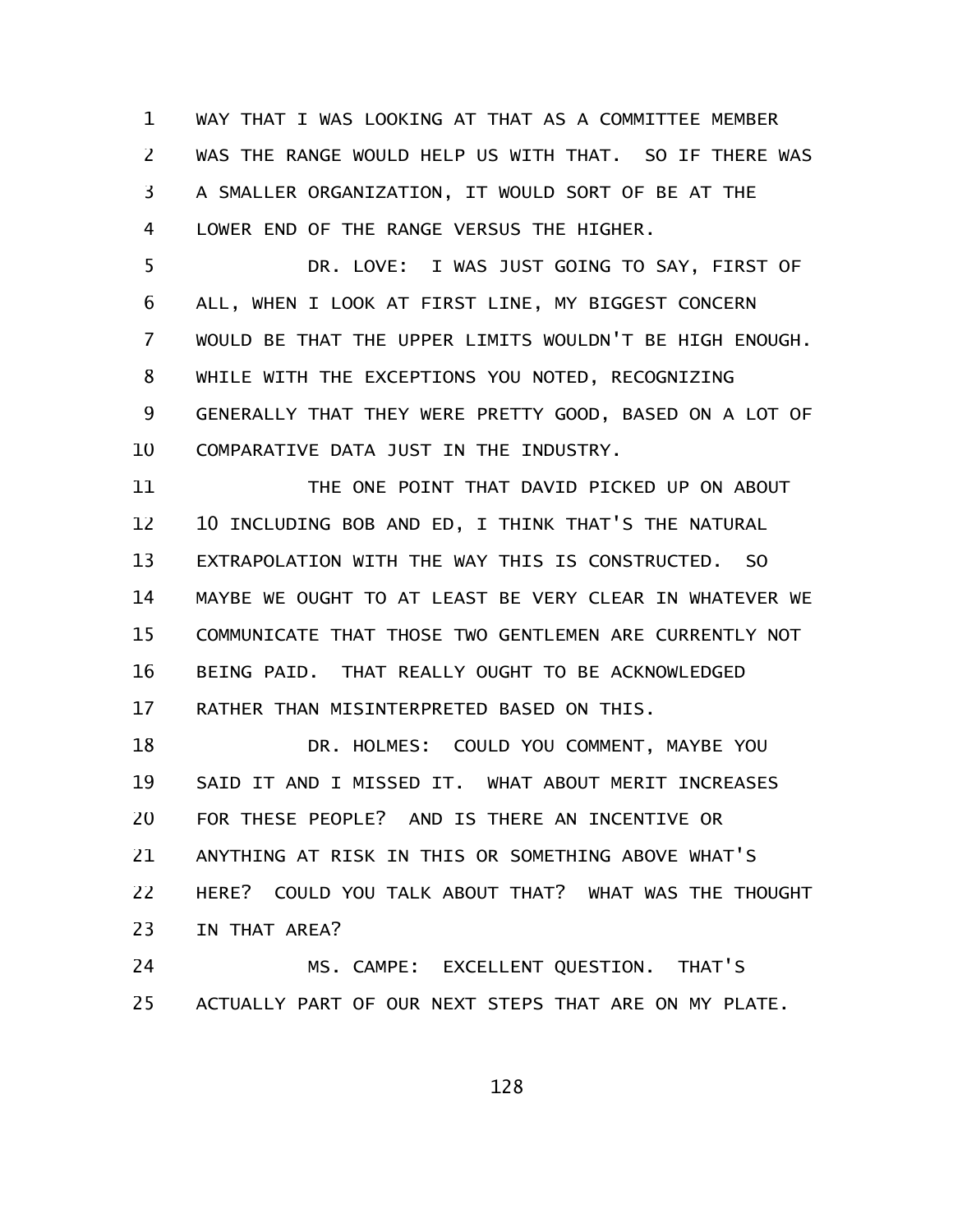WAY THAT I WAS LOOKING AT THAT AS A COMMITTEE MEMBER WAS THE RANGE WOULD HELP US WITH THAT. SO IF THERE WAS A SMALLER ORGANIZATION, IT WOULD SORT OF BE AT THE LOWER END OF THE RANGE VERSUS THE HIGHER.

DR. LOVE: I WAS JUST GOING TO SAY, FIRST OF ALL, WHEN I LOOK AT FIRST LINE, MY BIGGEST CONCERN WOULD BE THAT THE UPPER LIMITS WOULDN'T BE HIGH ENOUGH. WHILE WITH THE EXCEPTIONS YOU NOTED, RECOGNIZING GENERALLY THAT THEY WERE PRETTY GOOD, BASED ON A LOT OF COMPARATIVE DATA JUST IN THE INDUSTRY.

THE ONE POINT THAT DAVID PICKED UP ON ABOUT 10 INCLUDING BOB AND ED, I THINK THAT'S THE NATURAL EXTRAPOLATION WITH THE WAY THIS IS CONSTRUCTED. SO MAYBE WE OUGHT TO AT LEAST BE VERY CLEAR IN WHATEVER WE COMMUNICATE THAT THOSE TWO GENTLEMEN ARE CURRENTLY NOT BEING PAID. THAT REALLY OUGHT TO BE ACKNOWLEDGED RATHER THAN MISINTERPRETED BASED ON THIS.

DR. HOLMES: COULD YOU COMMENT, MAYBE YOU SAID IT AND I MISSED IT. WHAT ABOUT MERIT INCREASES FOR THESE PEOPLE? AND IS THERE AN INCENTIVE OR ANYTHING AT RISK IN THIS OR SOMETHING ABOVE WHAT'S HERE? COULD YOU TALK ABOUT THAT? WHAT WAS THE THOUGHT IN THAT AREA?

MS. CAMPE: EXCELLENT QUESTION. THAT'S ACTUALLY PART OF OUR NEXT STEPS THAT ARE ON MY PLATE.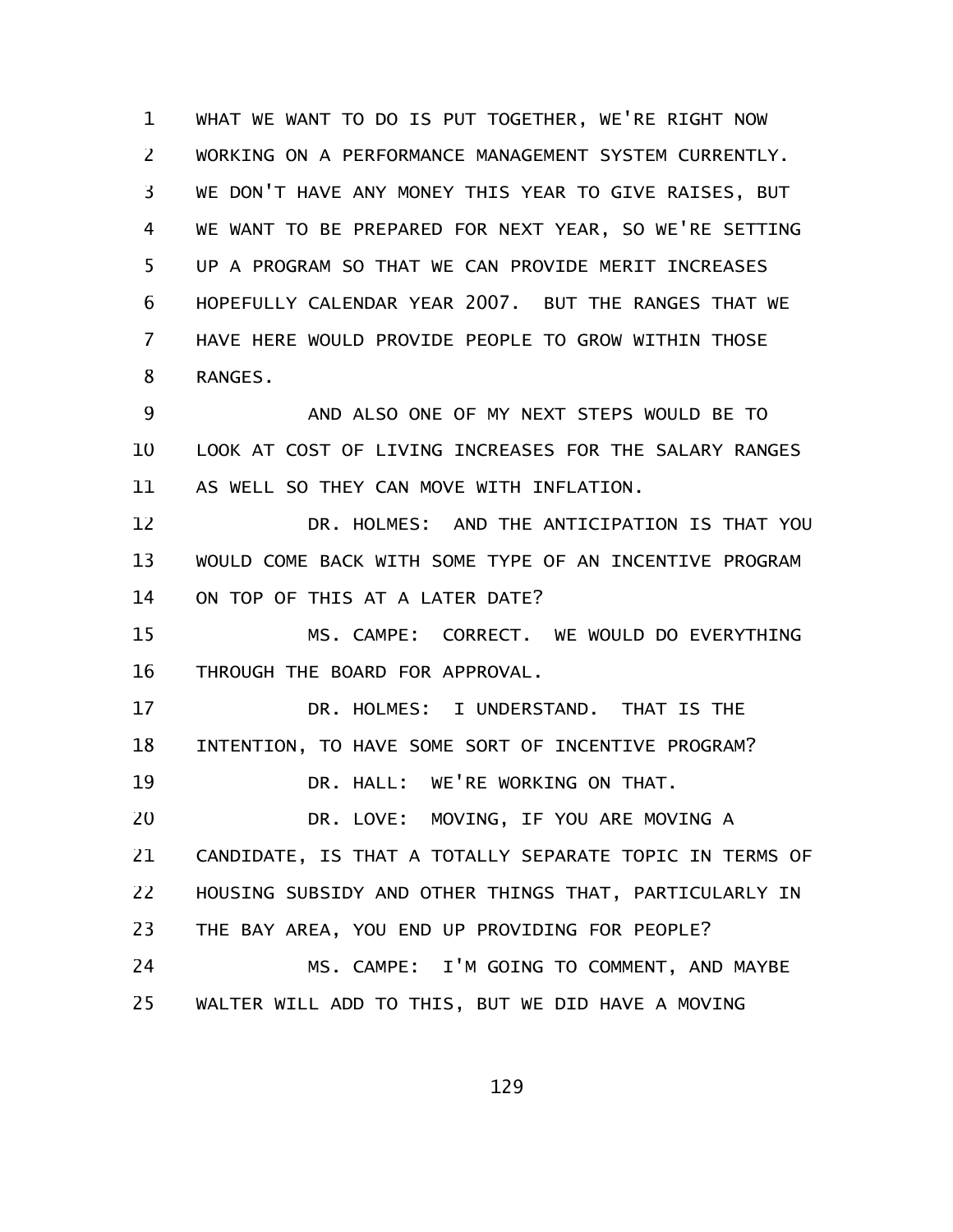WHAT WE WANT TO DO IS PUT TOGETHER, WE'RE RIGHT NOW WORKING ON A PERFORMANCE MANAGEMENT SYSTEM CURRENTLY. WE DON'T HAVE ANY MONEY THIS YEAR TO GIVE RAISES, BUT WE WANT TO BE PREPARED FOR NEXT YEAR, SO WE'RE SETTING UP A PROGRAM SO THAT WE CAN PROVIDE MERIT INCREASES HOPEFULLY CALENDAR YEAR 2007. BUT THE RANGES THAT WE HAVE HERE WOULD PROVIDE PEOPLE TO GROW WITHIN THOSE RANGES.

AND ALSO ONE OF MY NEXT STEPS WOULD BE TO LOOK AT COST OF LIVING INCREASES FOR THE SALARY RANGES AS WELL SO THEY CAN MOVE WITH INFLATION.

DR. HOLMES: AND THE ANTICIPATION IS THAT YOU WOULD COME BACK WITH SOME TYPE OF AN INCENTIVE PROGRAM ON TOP OF THIS AT A LATER DATE?

MS. CAMPE: CORRECT. WE WOULD DO EVERYTHING THROUGH THE BOARD FOR APPROVAL.

DR. HOLMES: I UNDERSTAND. THAT IS THE INTENTION, TO HAVE SOME SORT OF INCENTIVE PROGRAM?

DR. HALL: WE'RE WORKING ON THAT.

DR. LOVE: MOVING, IF YOU ARE MOVING A CANDIDATE, IS THAT A TOTALLY SEPARATE TOPIC IN TERMS OF HOUSING SUBSIDY AND OTHER THINGS THAT, PARTICULARLY IN THE BAY AREA, YOU END UP PROVIDING FOR PEOPLE?

MS. CAMPE: I'M GOING TO COMMENT, AND MAYBE WALTER WILL ADD TO THIS, BUT WE DID HAVE A MOVING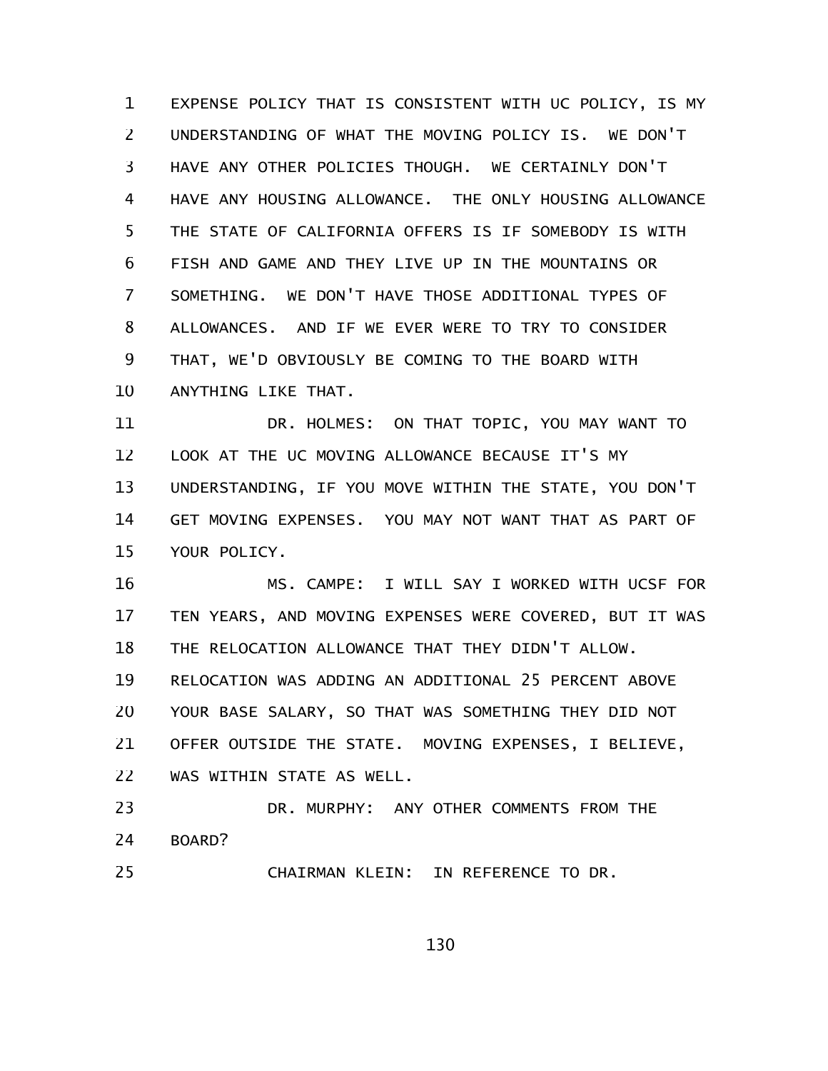EXPENSE POLICY THAT IS CONSISTENT WITH UC POLICY, IS MY UNDERSTANDING OF WHAT THE MOVING POLICY IS. WE DON'T HAVE ANY OTHER POLICIES THOUGH. WE CERTAINLY DON'T HAVE ANY HOUSING ALLOWANCE. THE ONLY HOUSING ALLOWANCE THE STATE OF CALIFORNIA OFFERS IS IF SOMEBODY IS WITH FISH AND GAME AND THEY LIVE UP IN THE MOUNTAINS OR SOMETHING. WE DON'T HAVE THOSE ADDITIONAL TYPES OF ALLOWANCES. AND IF WE EVER WERE TO TRY TO CONSIDER THAT, WE'D OBVIOUSLY BE COMING TO THE BOARD WITH ANYTHING LIKE THAT.

DR. HOLMES: ON THAT TOPIC, YOU MAY WANT TO LOOK AT THE UC MOVING ALLOWANCE BECAUSE IT'S MY UNDERSTANDING, IF YOU MOVE WITHIN THE STATE, YOU DON'T GET MOVING EXPENSES. YOU MAY NOT WANT THAT AS PART OF YOUR POLICY.

MS. CAMPE: I WILL SAY I WORKED WITH UCSF FOR TEN YEARS, AND MOVING EXPENSES WERE COVERED, BUT IT WAS THE RELOCATION ALLOWANCE THAT THEY DIDN'T ALLOW. RELOCATION WAS ADDING AN ADDITIONAL 25 PERCENT ABOVE YOUR BASE SALARY, SO THAT WAS SOMETHING THEY DID NOT OFFER OUTSIDE THE STATE. MOVING EXPENSES, I BELIEVE, WAS WITHIN STATE AS WELL.

DR. MURPHY: ANY OTHER COMMENTS FROM THE BOARD?

CHAIRMAN KLEIN: IN REFERENCE TO DR.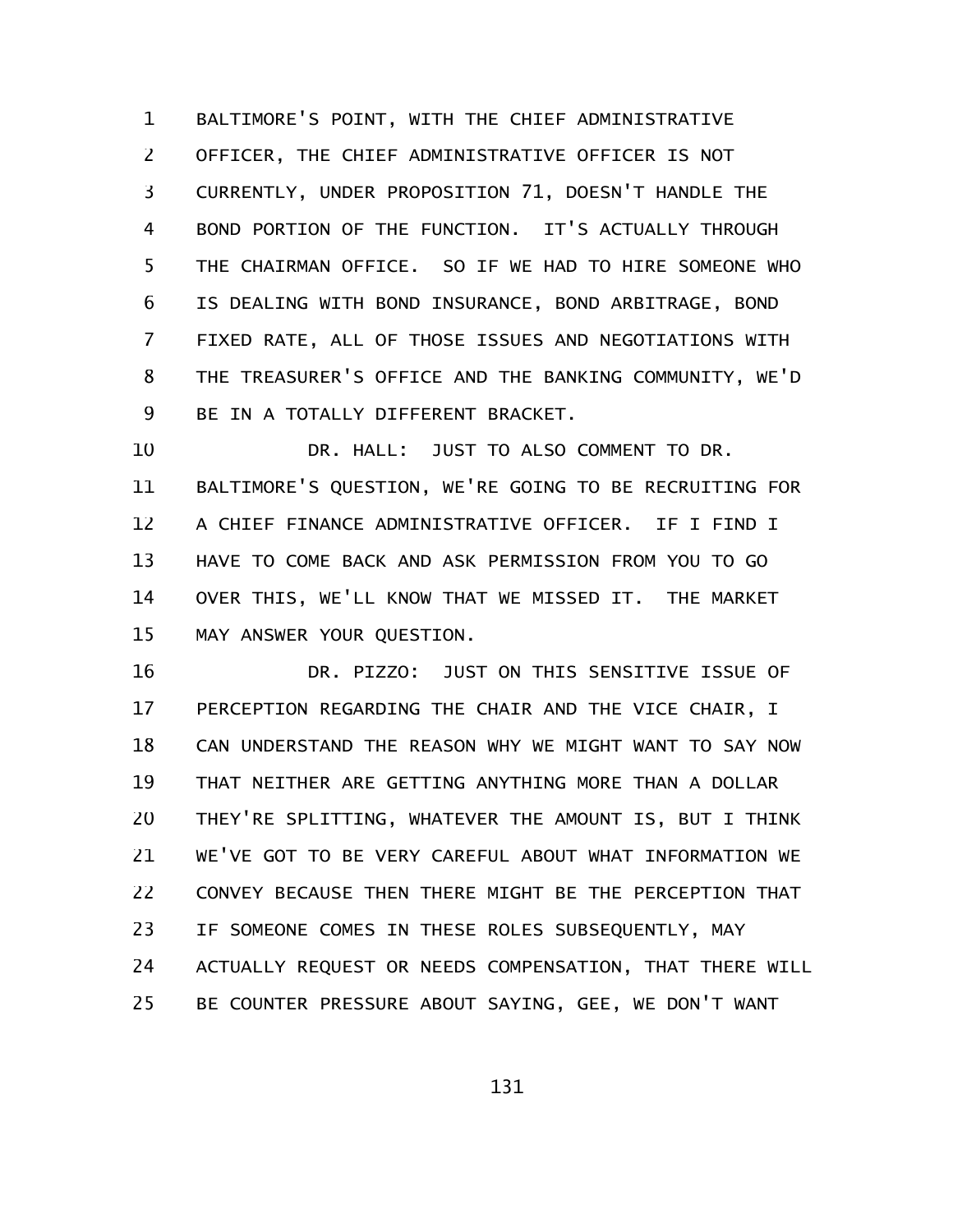BALTIMORE'S POINT, WITH THE CHIEF ADMINISTRATIVE OFFICER, THE CHIEF ADMINISTRATIVE OFFICER IS NOT CURRENTLY, UNDER PROPOSITION 71, DOESN'T HANDLE THE BOND PORTION OF THE FUNCTION. IT'S ACTUALLY THROUGH THE CHAIRMAN OFFICE. SO IF WE HAD TO HIRE SOMEONE WHO IS DEALING WITH BOND INSURANCE, BOND ARBITRAGE, BOND FIXED RATE, ALL OF THOSE ISSUES AND NEGOTIATIONS WITH THE TREASURER'S OFFICE AND THE BANKING COMMUNITY, WE'D BE IN A TOTALLY DIFFERENT BRACKET.

DR. HALL: JUST TO ALSO COMMENT TO DR. BALTIMORE'S QUESTION, WE'RE GOING TO BE RECRUITING FOR A CHIEF FINANCE ADMINISTRATIVE OFFICER. IF I FIND I HAVE TO COME BACK AND ASK PERMISSION FROM YOU TO GO OVER THIS, WE'LL KNOW THAT WE MISSED IT. THE MARKET MAY ANSWER YOUR QUESTION.

DR. PIZZO: JUST ON THIS SENSITIVE ISSUE OF PERCEPTION REGARDING THE CHAIR AND THE VICE CHAIR, I CAN UNDERSTAND THE REASON WHY WE MIGHT WANT TO SAY NOW THAT NEITHER ARE GETTING ANYTHING MORE THAN A DOLLAR THEY'RE SPLITTING, WHATEVER THE AMOUNT IS, BUT I THINK WE'VE GOT TO BE VERY CAREFUL ABOUT WHAT INFORMATION WE CONVEY BECAUSE THEN THERE MIGHT BE THE PERCEPTION THAT IF SOMEONE COMES IN THESE ROLES SUBSEQUENTLY, MAY ACTUALLY REQUEST OR NEEDS COMPENSATION, THAT THERE WILL BE COUNTER PRESSURE ABOUT SAYING, GEE, WE DON'T WANT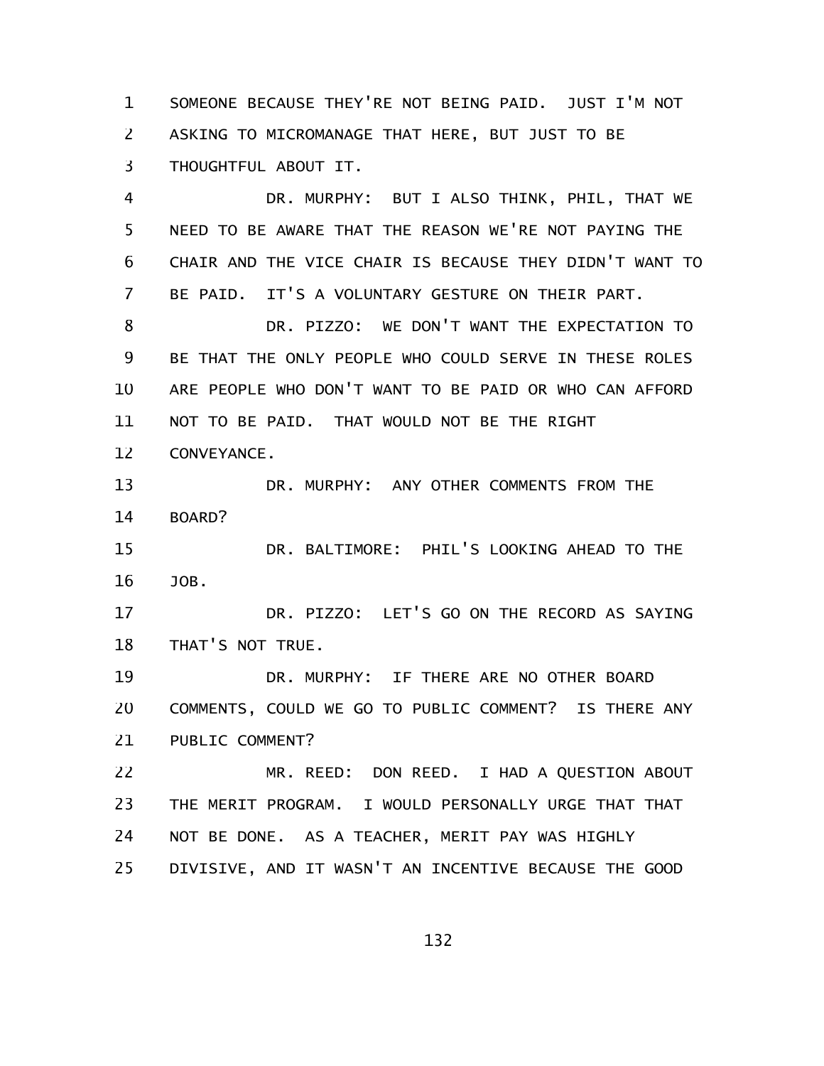SOMEONE BECAUSE THEY'RE NOT BEING PAID. JUST I'M NOT ASKING TO MICROMANAGE THAT HERE, BUT JUST TO BE THOUGHTFUL ABOUT IT.

DR. MURPHY: BUT I ALSO THINK, PHIL, THAT WE NEED TO BE AWARE THAT THE REASON WE'RE NOT PAYING THE CHAIR AND THE VICE CHAIR IS BECAUSE THEY DIDN'T WANT TO BE PAID. IT'S A VOLUNTARY GESTURE ON THEIR PART.

DR. PIZZO: WE DON'T WANT THE EXPECTATION TO BE THAT THE ONLY PEOPLE WHO COULD SERVE IN THESE ROLES ARE PEOPLE WHO DON'T WANT TO BE PAID OR WHO CAN AFFORD NOT TO BE PAID. THAT WOULD NOT BE THE RIGHT CONVEYANCE.

DR. MURPHY: ANY OTHER COMMENTS FROM THE BOARD?

DR. BALTIMORE: PHIL'S LOOKING AHEAD TO THE JOB.

DR. PIZZO: LET'S GO ON THE RECORD AS SAYING THAT'S NOT TRUE.

DR. MURPHY: IF THERE ARE NO OTHER BOARD COMMENTS, COULD WE GO TO PUBLIC COMMENT? IS THERE ANY PUBLIC COMMENT?

MR. REED: DON REED. I HAD A QUESTION ABOUT THE MERIT PROGRAM. I WOULD PERSONALLY URGE THAT THAT NOT BE DONE. AS A TEACHER, MERIT PAY WAS HIGHLY DIVISIVE, AND IT WASN'T AN INCENTIVE BECAUSE THE GOOD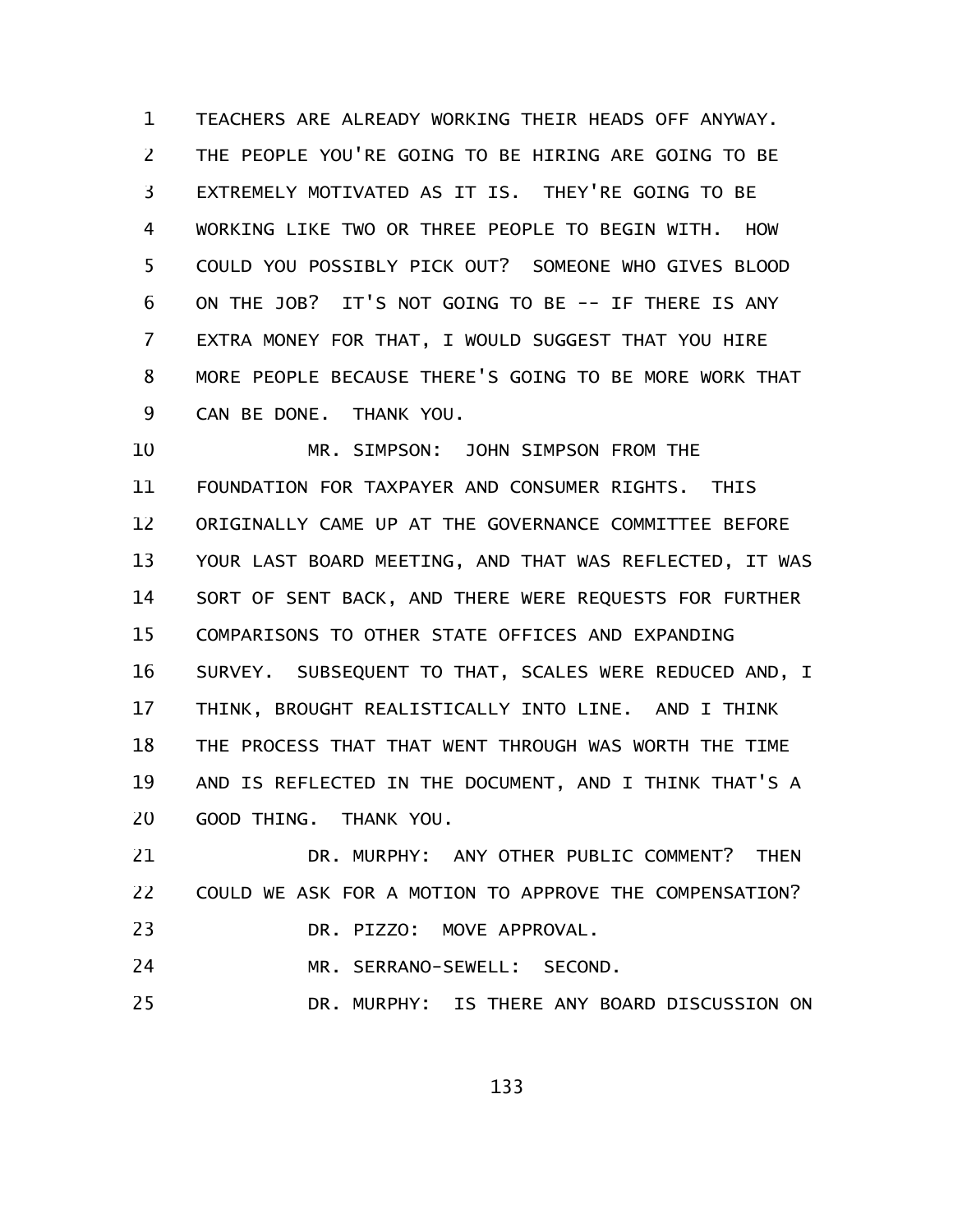TEACHERS ARE ALREADY WORKING THEIR HEADS OFF ANYWAY. THE PEOPLE YOU'RE GOING TO BE HIRING ARE GOING TO BE EXTREMELY MOTIVATED AS IT IS. THEY'RE GOING TO BE WORKING LIKE TWO OR THREE PEOPLE TO BEGIN WITH. HOW COULD YOU POSSIBLY PICK OUT? SOMEONE WHO GIVES BLOOD ON THE JOB? IT'S NOT GOING TO BE -- IF THERE IS ANY EXTRA MONEY FOR THAT, I WOULD SUGGEST THAT YOU HIRE MORE PEOPLE BECAUSE THERE'S GOING TO BE MORE WORK THAT CAN BE DONE. THANK YOU.

MR. SIMPSON: JOHN SIMPSON FROM THE FOUNDATION FOR TAXPAYER AND CONSUMER RIGHTS. THIS ORIGINALLY CAME UP AT THE GOVERNANCE COMMITTEE BEFORE YOUR LAST BOARD MEETING, AND THAT WAS REFLECTED, IT WAS SORT OF SENT BACK, AND THERE WERE REQUESTS FOR FURTHER COMPARISONS TO OTHER STATE OFFICES AND EXPANDING SURVEY. SUBSEQUENT TO THAT, SCALES WERE REDUCED AND, I THINK, BROUGHT REALISTICALLY INTO LINE. AND I THINK THE PROCESS THAT THAT WENT THROUGH WAS WORTH THE TIME AND IS REFLECTED IN THE DOCUMENT, AND I THINK THAT'S A GOOD THING. THANK YOU.

DR. MURPHY: ANY OTHER PUBLIC COMMENT? THEN COULD WE ASK FOR A MOTION TO APPROVE THE COMPENSATION?

DR. PIZZO: MOVE APPROVAL.

MR. SERRANO-SEWELL: SECOND.

DR. MURPHY: IS THERE ANY BOARD DISCUSSION ON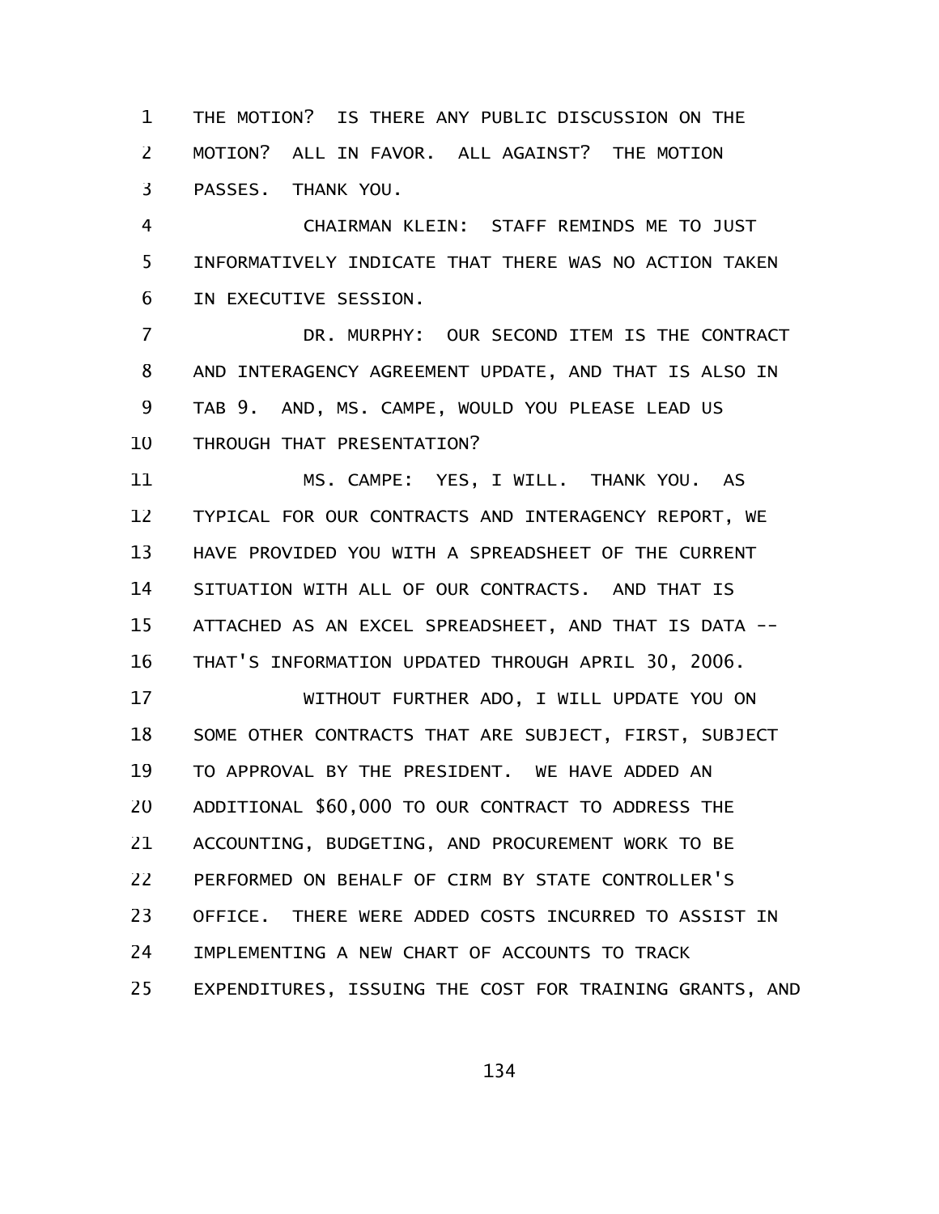THE MOTION? IS THERE ANY PUBLIC DISCUSSION ON THE MOTION? ALL IN FAVOR. ALL AGAINST? THE MOTION PASSES. THANK YOU.

CHAIRMAN KLEIN: STAFF REMINDS ME TO JUST INFORMATIVELY INDICATE THAT THERE WAS NO ACTION TAKEN IN EXECUTIVE SESSION.

DR. MURPHY: OUR SECOND ITEM IS THE CONTRACT AND INTERAGENCY AGREEMENT UPDATE, AND THAT IS ALSO IN TAB 9. AND, MS. CAMPE, WOULD YOU PLEASE LEAD US THROUGH THAT PRESENTATION?

MS. CAMPE: YES, I WILL. THANK YOU. AS TYPICAL FOR OUR CONTRACTS AND INTERAGENCY REPORT, WE HAVE PROVIDED YOU WITH A SPREADSHEET OF THE CURRENT SITUATION WITH ALL OF OUR CONTRACTS. AND THAT IS ATTACHED AS AN EXCEL SPREADSHEET, AND THAT IS DATA -- THAT'S INFORMATION UPDATED THROUGH APRIL 30, 2006.

WITHOUT FURTHER ADO, I WILL UPDATE YOU ON SOME OTHER CONTRACTS THAT ARE SUBJECT, FIRST, SUBJECT TO APPROVAL BY THE PRESIDENT. WE HAVE ADDED AN ADDITIONAL $60,000 TO OUR CONTRACT TO ADDRESS THE ACCOUNTING, BUDGETING, AND PROCUREMENT WORK TO BE PERFORMED ON BEHALF OF CIRM BY STATE CONTROLLER'S OFFICE. THERE WERE ADDED COSTS INCURRED TO ASSIST IN IMPLEMENTING A NEW CHART OF ACCOUNTS TO TRACK EXPENDITURES, ISSUING THE COST FOR TRAINING GRANTS, AND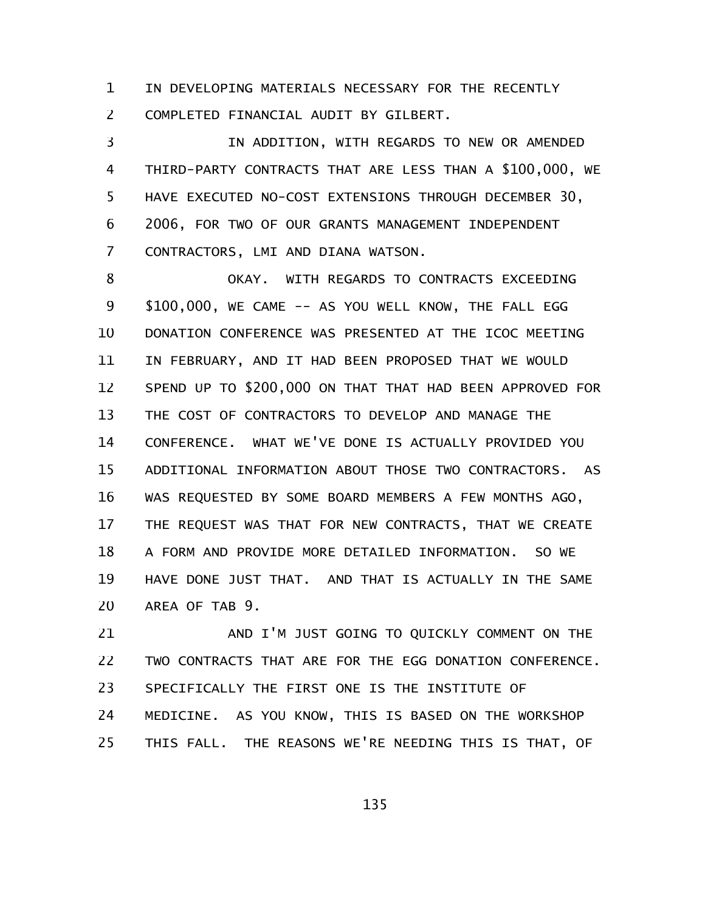IN DEVELOPING MATERIALS NECESSARY FOR THE RECENTLY COMPLETED FINANCIAL AUDIT BY GILBERT.

IN ADDITION, WITH REGARDS TO NEW OR AMENDED THIRD-PARTY CONTRACTS THAT ARE LESS THAN A $100,000, WE HAVE EXECUTED NO-COST EXTENSIONS THROUGH DECEMBER 30, 2006, FOR TWO OF OUR GRANTS MANAGEMENT INDEPENDENT CONTRACTORS, LMI AND DIANA WATSON.

OKAY. WITH REGARDS TO CONTRACTS EXCEEDING $100,000, WE CAME -- AS YOU WELL KNOW, THE FALL EGG DONATION CONFERENCE WAS PRESENTED AT THE ICOC MEETING IN FEBRUARY, AND IT HAD BEEN PROPOSED THAT WE WOULD SPEND UP TO $200,000 ON THAT THAT HAD BEEN APPROVED FOR THE COST OF CONTRACTORS TO DEVELOP AND MANAGE THE CONFERENCE. WHAT WE'VE DONE IS ACTUALLY PROVIDED YOU ADDITIONAL INFORMATION ABOUT THOSE TWO CONTRACTORS. AS WAS REQUESTED BY SOME BOARD MEMBERS A FEW MONTHS AGO, THE REQUEST WAS THAT FOR NEW CONTRACTS, THAT WE CREATE A FORM AND PROVIDE MORE DETAILED INFORMATION. SO WE HAVE DONE JUST THAT. AND THAT IS ACTUALLY IN THE SAME AREA OF TAB 9.

AND I'M JUST GOING TO QUICKLY COMMENT ON THE TWO CONTRACTS THAT ARE FOR THE EGG DONATION CONFERENCE. SPECIFICALLY THE FIRST ONE IS THE INSTITUTE OF MEDICINE. AS YOU KNOW, THIS IS BASED ON THE WORKSHOP THIS FALL. THE REASONS WE'RE NEEDING THIS IS THAT, OF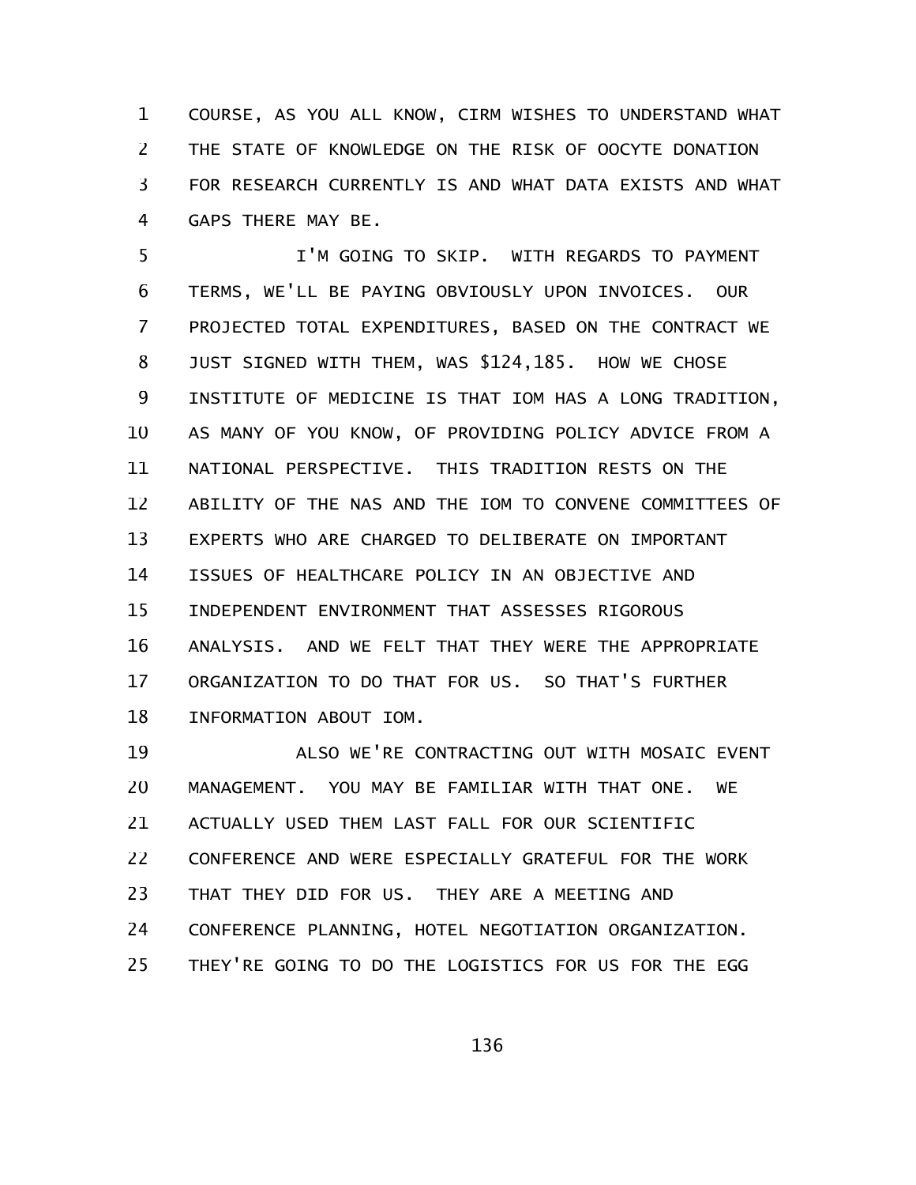COURSE, AS YOU ALL KNOW, CIRM WISHES TO UNDERSTAND WHAT THE STATE OF KNOWLEDGE ON THE RISK OF OOCYTE DONATION FOR RESEARCH CURRENTLY IS AND WHAT DATA EXISTS AND WHAT GAPS THERE MAY BE.

I'M GOING TO SKIP. WITH REGARDS TO PAYMENT TERMS, WE'LL BE PAYING OBVIOUSLY UPON INVOICES. OUR PROJECTED TOTAL EXPENDITURES, BASED ON THE CONTRACT WE JUST SIGNED WITH THEM, WAS $124,185. HOW WE CHOSE INSTITUTE OF MEDICINE IS THAT IOM HAS A LONG TRADITION, AS MANY OF YOU KNOW, OF PROVIDING POLICY ADVICE FROM A NATIONAL PERSPECTIVE. THIS TRADITION RESTS ON THE ABILITY OF THE NAS AND THE IOM TO CONVENE COMMITTEES OF EXPERTS WHO ARE CHARGED TO DELIBERATE ON IMPORTANT ISSUES OF HEALTHCARE POLICY IN AN OBJECTIVE AND INDEPENDENT ENVIRONMENT THAT ASSESSES RIGOROUS ANALYSIS. AND WE FELT THAT THEY WERE THE APPROPRIATE ORGANIZATION TO DO THAT FOR US. SO THAT'S FURTHER INFORMATION ABOUT IOM.

ALSO WE'RE CONTRACTING OUT WITH MOSAIC EVENT MANAGEMENT. YOU MAY BE FAMILIAR WITH THAT ONE. WE ACTUALLY USED THEM LAST FALL FOR OUR SCIENTIFIC CONFERENCE AND WERE ESPECIALLY GRATEFUL FOR THE WORK THAT THEY DID FOR US. THEY ARE A MEETING AND CONFERENCE PLANNING, HOTEL NEGOTIATION ORGANIZATION. THEY'RE GOING TO DO THE LOGISTICS FOR US FOR THE EGG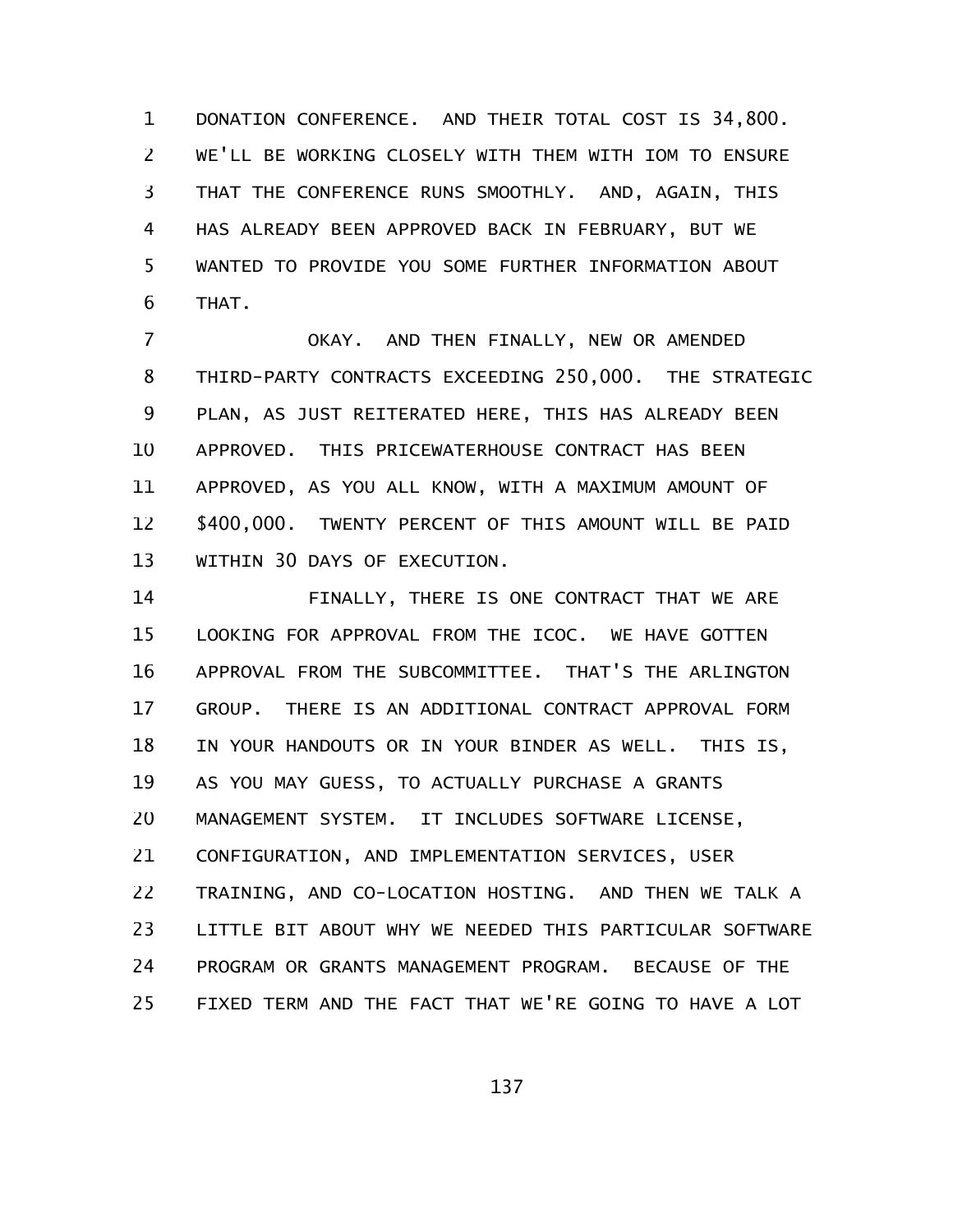DONATION CONFERENCE. AND THEIR TOTAL COST IS 34,800. WE'LL BE WORKING CLOSELY WITH THEM WITH IOM TO ENSURE THAT THE CONFERENCE RUNS SMOOTHLY. AND, AGAIN, THIS HAS ALREADY BEEN APPROVED BACK IN FEBRUARY, BUT WE WANTED TO PROVIDE YOU SOME FURTHER INFORMATION ABOUT THAT.

OKAY. AND THEN FINALLY, NEW OR AMENDED THIRD-PARTY CONTRACTS EXCEEDING 250,000. THE STRATEGIC PLAN, AS JUST REITERATED HERE, THIS HAS ALREADY BEEN APPROVED. THIS PRICEWATERHOUSE CONTRACT HAS BEEN APPROVED, AS YOU ALL KNOW, WITH A MAXIMUM AMOUNT OF $400,000. TWENTY PERCENT OF THIS AMOUNT WILL BE PAID WITHIN 30 DAYS OF EXECUTION.

FINALLY, THERE IS ONE CONTRACT THAT WE ARE LOOKING FOR APPROVAL FROM THE ICOC. WE HAVE GOTTEN APPROVAL FROM THE SUBCOMMITTEE. THAT'S THE ARLINGTON GROUP. THERE IS AN ADDITIONAL CONTRACT APPROVAL FORM IN YOUR HANDOUTS OR IN YOUR BINDER AS WELL. THIS IS, AS YOU MAY GUESS, TO ACTUALLY PURCHASE A GRANTS MANAGEMENT SYSTEM. IT INCLUDES SOFTWARE LICENSE, CONFIGURATION, AND IMPLEMENTATION SERVICES, USER TRAINING, AND CO-LOCATION HOSTING. AND THEN WE TALK A LITTLE BIT ABOUT WHY WE NEEDED THIS PARTICULAR SOFTWARE PROGRAM OR GRANTS MANAGEMENT PROGRAM. BECAUSE OF THE FIXED TERM AND THE FACT THAT WE'RE GOING TO HAVE A LOT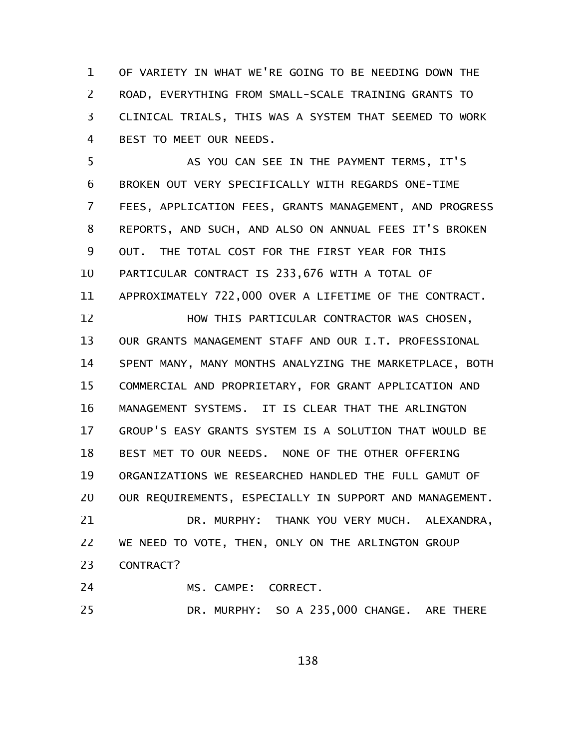OF VARIETY IN WHAT WE'RE GOING TO BE NEEDING DOWN THE ROAD, EVERYTHING FROM SMALL-SCALE TRAINING GRANTS TO CLINICAL TRIALS, THIS WAS A SYSTEM THAT SEEMED TO WORK BEST TO MEET OUR NEEDS.

AS YOU CAN SEE IN THE PAYMENT TERMS, IT'S BROKEN OUT VERY SPECIFICALLY WITH REGARDS ONE-TIME FEES, APPLICATION FEES, GRANTS MANAGEMENT, AND PROGRESS REPORTS, AND SUCH, AND ALSO ON ANNUAL FEES IT'S BROKEN OUT. THE TOTAL COST FOR THE FIRST YEAR FOR THIS PARTICULAR CONTRACT IS 233,676 WITH A TOTAL OF APPROXIMATELY 722,000 OVER A LIFETIME OF THE CONTRACT.

HOW THIS PARTICULAR CONTRACTOR WAS CHOSEN, OUR GRANTS MANAGEMENT STAFF AND OUR I.T. PROFESSIONAL SPENT MANY, MANY MONTHS ANALYZING THE MARKETPLACE, BOTH COMMERCIAL AND PROPRIETARY, FOR GRANT APPLICATION AND MANAGEMENT SYSTEMS. IT IS CLEAR THAT THE ARLINGTON GROUP'S EASY GRANTS SYSTEM IS A SOLUTION THAT WOULD BE BEST MET TO OUR NEEDS. NONE OF THE OTHER OFFERING ORGANIZATIONS WE RESEARCHED HANDLED THE FULL GAMUT OF OUR REQUIREMENTS, ESPECIALLY IN SUPPORT AND MANAGEMENT.

DR. MURPHY: THANK YOU VERY MUCH. ALEXANDRA, WE NEED TO VOTE, THEN, ONLY ON THE ARLINGTON GROUP CONTRACT?

MS. CAMPE: CORRECT.

DR. MURPHY: SO A 235,000 CHANGE. ARE THERE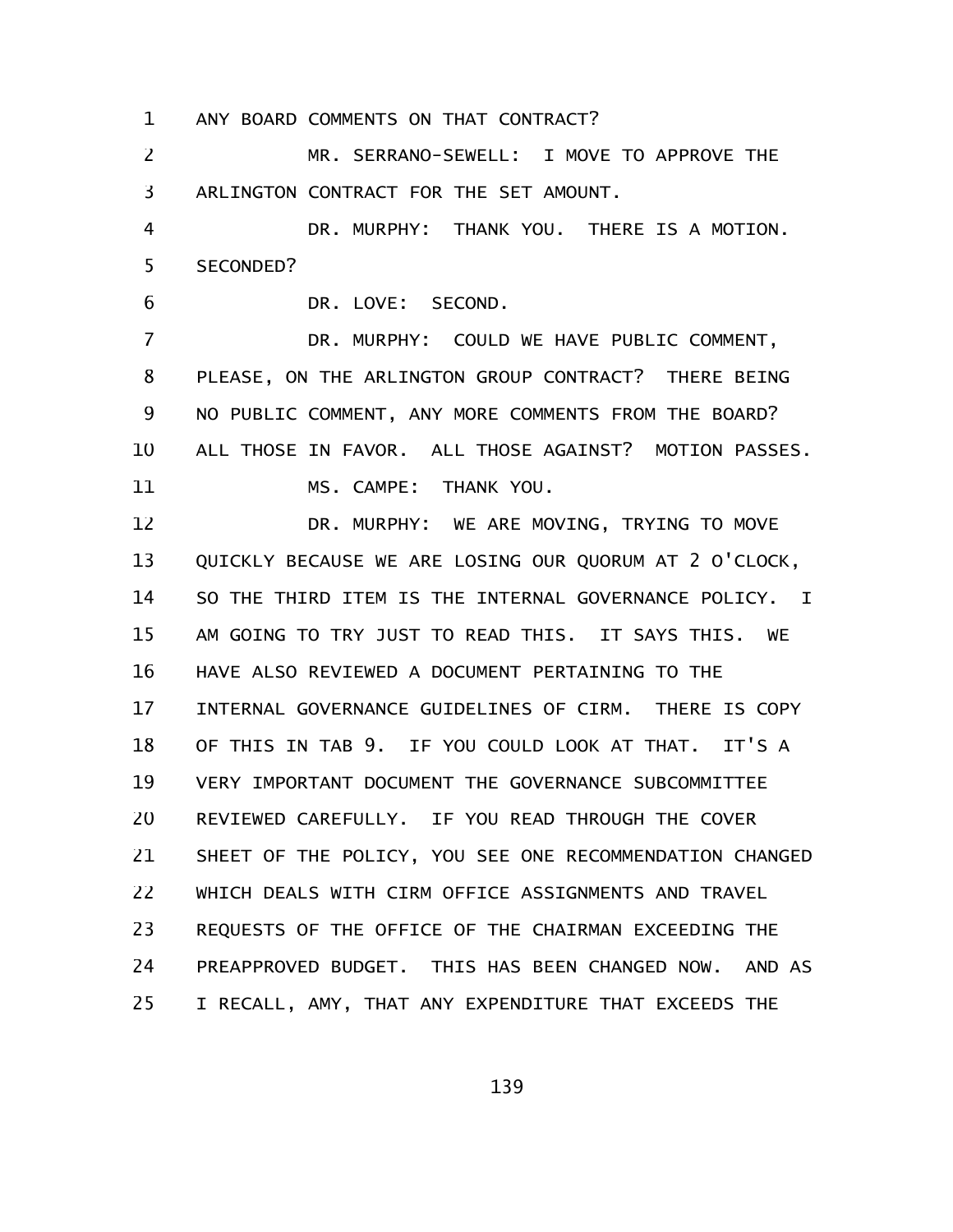ANY BOARD COMMENTS ON THAT CONTRACT?

MR. SERRANO-SEWELL: I MOVE TO APPROVE THE ARLINGTON CONTRACT FOR THE SET AMOUNT.

DR. MURPHY: THANK YOU. THERE IS A MOTION. SECONDED?

DR. LOVE: SECOND.

DR. MURPHY: COULD WE HAVE PUBLIC COMMENT, PLEASE, ON THE ARLINGTON GROUP CONTRACT? THERE BEING NO PUBLIC COMMENT, ANY MORE COMMENTS FROM THE BOARD? ALL THOSE IN FAVOR. ALL THOSE AGAINST? MOTION PASSES.

MS. CAMPE: THANK YOU.

DR. MURPHY: WE ARE MOVING, TRYING TO MOVE QUICKLY BECAUSE WE ARE LOSING OUR QUORUM AT 2 O'CLOCK, SO THE THIRD ITEM IS THE INTERNAL GOVERNANCE POLICY. I AM GOING TO TRY JUST TO READ THIS. IT SAYS THIS. WE HAVE ALSO REVIEWED A DOCUMENT PERTAINING TO THE INTERNAL GOVERNANCE GUIDELINES OF CIRM. THERE IS COPY OF THIS IN TAB 9. IF YOU COULD LOOK AT THAT. IT'S A VERY IMPORTANT DOCUMENT THE GOVERNANCE SUBCOMMITTEE REVIEWED CAREFULLY. IF YOU READ THROUGH THE COVER SHEET OF THE POLICY, YOU SEE ONE RECOMMENDATION CHANGED WHICH DEALS WITH CIRM OFFICE ASSIGNMENTS AND TRAVEL REQUESTS OF THE OFFICE OF THE CHAIRMAN EXCEEDING THE PREAPPROVED BUDGET. THIS HAS BEEN CHANGED NOW. AND AS I RECALL, AMY, THAT ANY EXPENDITURE THAT EXCEEDS THE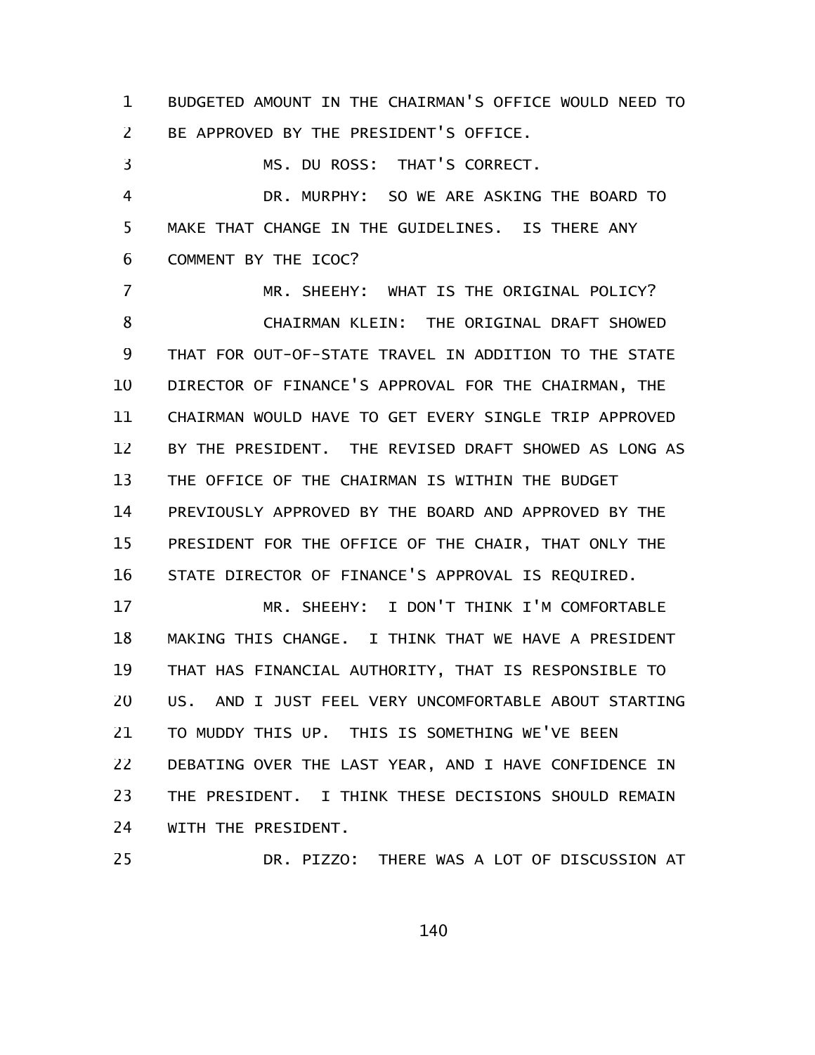BUDGETED AMOUNT IN THE CHAIRMAN'S OFFICE WOULD NEED TO BE APPROVED BY THE PRESIDENT'S OFFICE.

MS. DU ROSS: THAT'S CORRECT.

DR. MURPHY: SO WE ARE ASKING THE BOARD TO MAKE THAT CHANGE IN THE GUIDELINES. IS THERE ANY COMMENT BY THE ICOC?

MR. SHEEHY: WHAT IS THE ORIGINAL POLICY?

CHAIRMAN KLEIN: THE ORIGINAL DRAFT SHOWED THAT FOR OUT-OF-STATE TRAVEL IN ADDITION TO THE STATE DIRECTOR OF FINANCE'S APPROVAL FOR THE CHAIRMAN, THE CHAIRMAN WOULD HAVE TO GET EVERY SINGLE TRIP APPROVED BY THE PRESIDENT. THE REVISED DRAFT SHOWED AS LONG AS THE OFFICE OF THE CHAIRMAN IS WITHIN THE BUDGET PREVIOUSLY APPROVED BY THE BOARD AND APPROVED BY THE PRESIDENT FOR THE OFFICE OF THE CHAIR, THAT ONLY THE STATE DIRECTOR OF FINANCE'S APPROVAL IS REQUIRED.

MR. SHEEHY: I DON'T THINK I'M COMFORTABLE MAKING THIS CHANGE. I THINK THAT WE HAVE A PRESIDENT THAT HAS FINANCIAL AUTHORITY, THAT IS RESPONSIBLE TO US. AND I JUST FEEL VERY UNCOMFORTABLE ABOUT STARTING TO MUDDY THIS UP. THIS IS SOMETHING WE'VE BEEN DEBATING OVER THE LAST YEAR, AND I HAVE CONFIDENCE IN THE PRESIDENT. I THINK THESE DECISIONS SHOULD REMAIN WITH THE PRESIDENT.

DR. PIZZO: THERE WAS A LOT OF DISCUSSION AT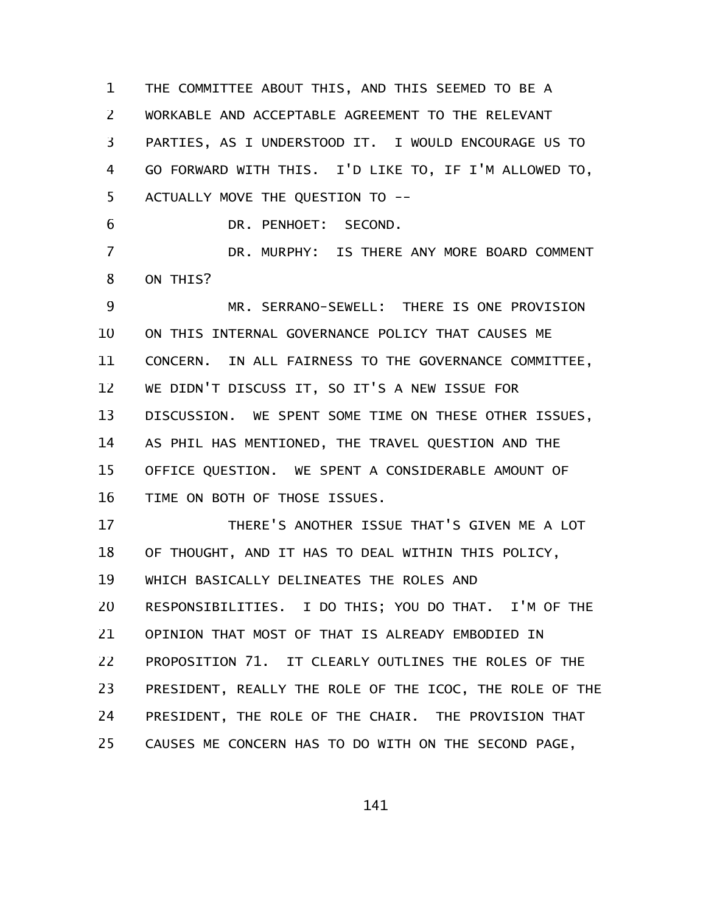THE COMMITTEE ABOUT THIS, AND THIS SEEMED TO BE A WORKABLE AND ACCEPTABLE AGREEMENT TO THE RELEVANT PARTIES, AS I UNDERSTOOD IT. I WOULD ENCOURAGE US TO GO FORWARD WITH THIS. I'D LIKE TO, IF I'M ALLOWED TO, ACTUALLY MOVE THE QUESTION TO --

DR. PENHOET: SECOND.

DR. MURPHY: IS THERE ANY MORE BOARD COMMENT ON THIS?

MR. SERRANO-SEWELL: THERE IS ONE PROVISION ON THIS INTERNAL GOVERNANCE POLICY THAT CAUSES ME CONCERN. IN ALL FAIRNESS TO THE GOVERNANCE COMMITTEE, WE DIDN'T DISCUSS IT, SO IT'S A NEW ISSUE FOR DISCUSSION. WE SPENT SOME TIME ON THESE OTHER ISSUES, AS PHIL HAS MENTIONED, THE TRAVEL QUESTION AND THE OFFICE QUESTION. WE SPENT A CONSIDERABLE AMOUNT OF TIME ON BOTH OF THOSE ISSUES.

THERE'S ANOTHER ISSUE THAT'S GIVEN ME A LOT OF THOUGHT, AND IT HAS TO DEAL WITHIN THIS POLICY, WHICH BASICALLY DELINEATES THE ROLES AND RESPONSIBILITIES. I DO THIS; YOU DO THAT. I'M OF THE OPINION THAT MOST OF THAT IS ALREADY EMBODIED IN PROPOSITION 71. IT CLEARLY OUTLINES THE ROLES OF THE PRESIDENT, REALLY THE ROLE OF THE ICOC, THE ROLE OF THE PRESIDENT, THE ROLE OF THE CHAIR. THE PROVISION THAT CAUSES ME CONCERN HAS TO DO WITH ON THE SECOND PAGE,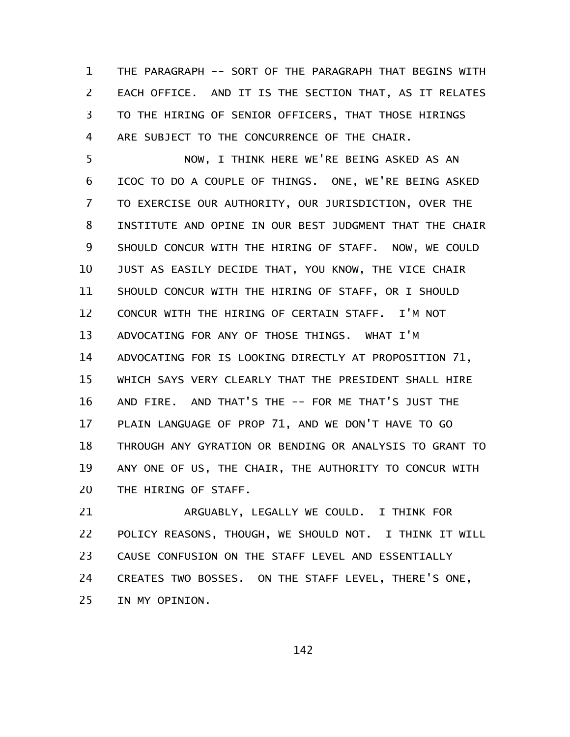THE PARAGRAPH -- SORT OF THE PARAGRAPH THAT BEGINS WITH EACH OFFICE. AND IT IS THE SECTION THAT, AS IT RELATES TO THE HIRING OF SENIOR OFFICERS, THAT THOSE HIRINGS ARE SUBJECT TO THE CONCURRENCE OF THE CHAIR.

NOW, I THINK HERE WE'RE BEING ASKED AS AN ICOC TO DO A COUPLE OF THINGS. ONE, WE'RE BEING ASKED TO EXERCISE OUR AUTHORITY, OUR JURISDICTION, OVER THE INSTITUTE AND OPINE IN OUR BEST JUDGMENT THAT THE CHAIR SHOULD CONCUR WITH THE HIRING OF STAFF. NOW, WE COULD JUST AS EASILY DECIDE THAT, YOU KNOW, THE VICE CHAIR SHOULD CONCUR WITH THE HIRING OF STAFF, OR I SHOULD CONCUR WITH THE HIRING OF CERTAIN STAFF. I'M NOT ADVOCATING FOR ANY OF THOSE THINGS. WHAT I'M ADVOCATING FOR IS LOOKING DIRECTLY AT PROPOSITION 71, WHICH SAYS VERY CLEARLY THAT THE PRESIDENT SHALL HIRE AND FIRE. AND THAT'S THE -- FOR ME THAT'S JUST THE PLAIN LANGUAGE OF PROP 71, AND WE DON'T HAVE TO GO THROUGH ANY GYRATION OR BENDING OR ANALYSIS TO GRANT TO ANY ONE OF US, THE CHAIR, THE AUTHORITY TO CONCUR WITH THE HIRING OF STAFF.

ARGUABLY, LEGALLY WE COULD. I THINK FOR POLICY REASONS, THOUGH, WE SHOULD NOT. I THINK IT WILL CAUSE CONFUSION ON THE STAFF LEVEL AND ESSENTIALLY CREATES TWO BOSSES. ON THE STAFF LEVEL, THERE'S ONE, IN MY OPINION.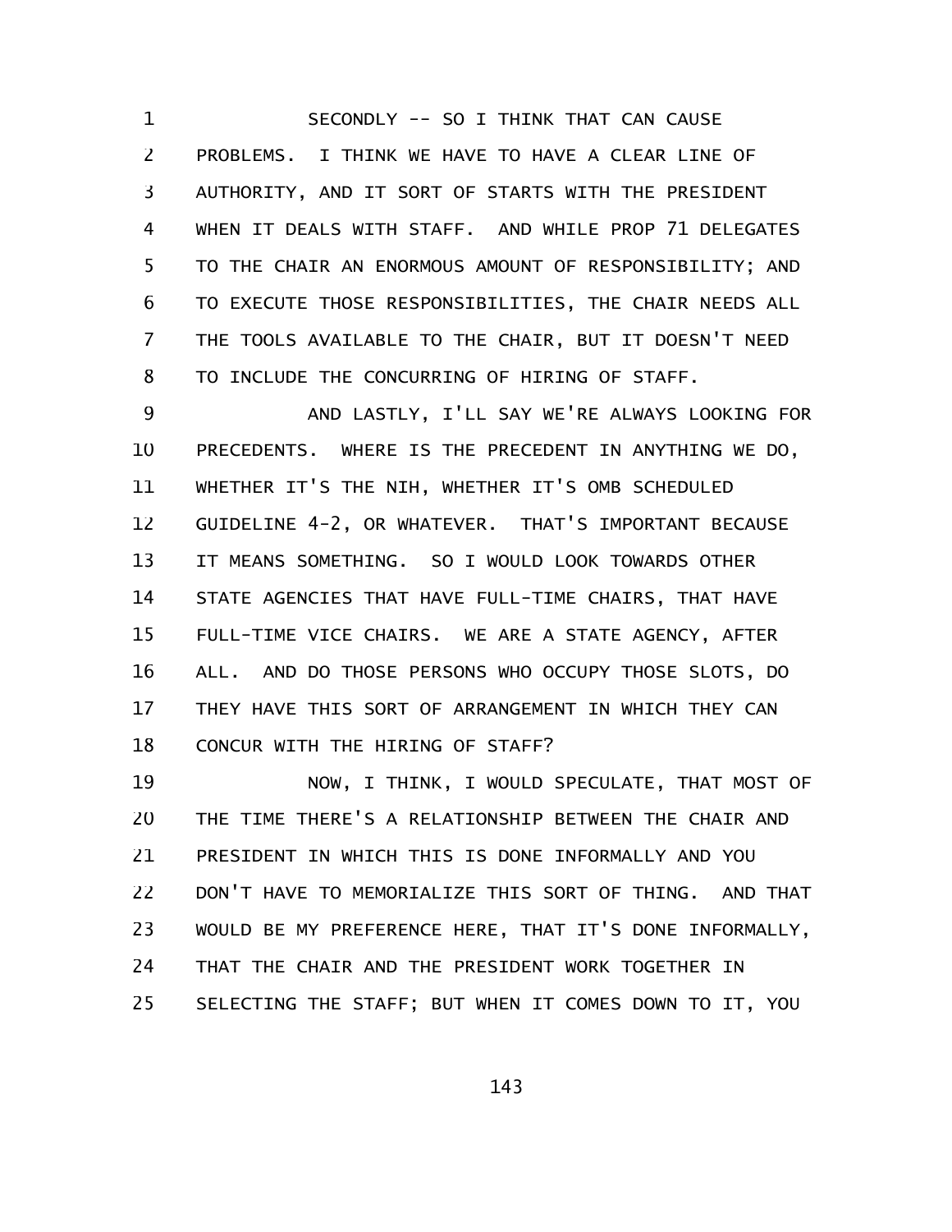SECONDLY -- SO I THINK THAT CAN CAUSE PROBLEMS. I THINK WE HAVE TO HAVE A CLEAR LINE OF AUTHORITY, AND IT SORT OF STARTS WITH THE PRESIDENT WHEN IT DEALS WITH STAFF. AND WHILE PROP 71 DELEGATES TO THE CHAIR AN ENORMOUS AMOUNT OF RESPONSIBILITY; AND TO EXECUTE THOSE RESPONSIBILITIES, THE CHAIR NEEDS ALL THE TOOLS AVAILABLE TO THE CHAIR, BUT IT DOESN'T NEED TO INCLUDE THE CONCURRING OF HIRING OF STAFF.

AND LASTLY, I'LL SAY WE'RE ALWAYS LOOKING FOR PRECEDENTS. WHERE IS THE PRECEDENT IN ANYTHING WE DO, WHETHER IT'S THE NIH, WHETHER IT'S OMB SCHEDULED GUIDELINE 4-2, OR WHATEVER. THAT'S IMPORTANT BECAUSE IT MEANS SOMETHING. SO I WOULD LOOK TOWARDS OTHER STATE AGENCIES THAT HAVE FULL-TIME CHAIRS, THAT HAVE FULL-TIME VICE CHAIRS. WE ARE A STATE AGENCY, AFTER ALL. AND DO THOSE PERSONS WHO OCCUPY THOSE SLOTS, DO THEY HAVE THIS SORT OF ARRANGEMENT IN WHICH THEY CAN CONCUR WITH THE HIRING OF STAFF?

NOW, I THINK, I WOULD SPECULATE, THAT MOST OF THE TIME THERE'S A RELATIONSHIP BETWEEN THE CHAIR AND PRESIDENT IN WHICH THIS IS DONE INFORMALLY AND YOU DON'T HAVE TO MEMORIALIZE THIS SORT OF THING. AND THAT WOULD BE MY PREFERENCE HERE, THAT IT'S DONE INFORMALLY, THAT THE CHAIR AND THE PRESIDENT WORK TOGETHER IN SELECTING THE STAFF; BUT WHEN IT COMES DOWN TO IT, YOU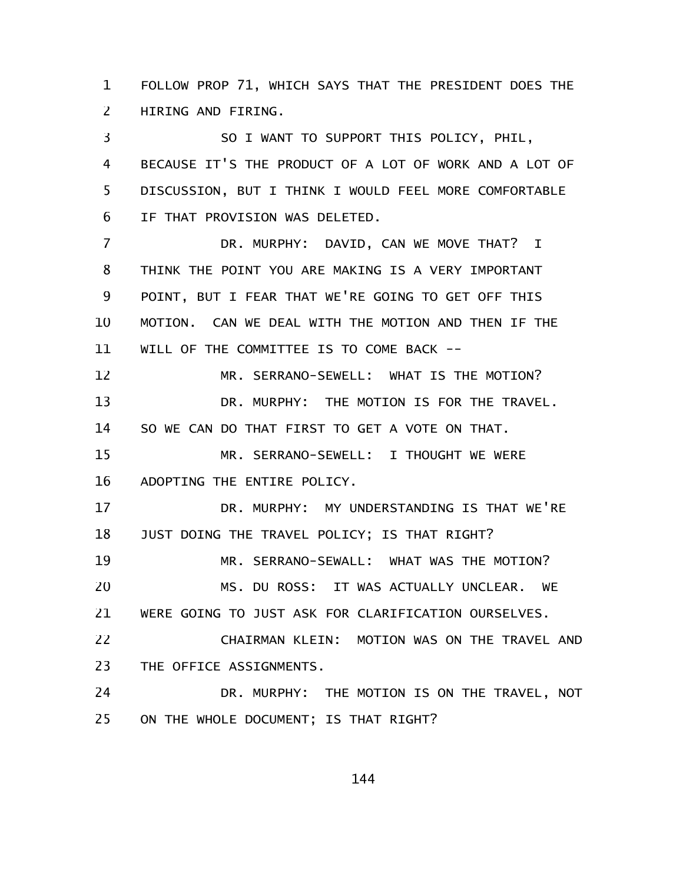FOLLOW PROP 71, WHICH SAYS THAT THE PRESIDENT DOES THE HIRING AND FIRING.

SO I WANT TO SUPPORT THIS POLICY, PHIL, BECAUSE IT'S THE PRODUCT OF A LOT OF WORK AND A LOT OF DISCUSSION, BUT I THINK I WOULD FEEL MORE COMFORTABLE IF THAT PROVISION WAS DELETED.

DR. MURPHY: DAVID, CAN WE MOVE THAT? I THINK THE POINT YOU ARE MAKING IS A VERY IMPORTANT POINT, BUT I FEAR THAT WE'RE GOING TO GET OFF THIS MOTION. CAN WE DEAL WITH THE MOTION AND THEN IF THE WILL OF THE COMMITTEE IS TO COME BACK --

MR. SERRANO-SEWELL: WHAT IS THE MOTION?

DR. MURPHY: THE MOTION IS FOR THE TRAVEL. SO WE CAN DO THAT FIRST TO GET A VOTE ON THAT.

MR. SERRANO-SEWELL: I THOUGHT WE WERE ADOPTING THE ENTIRE POLICY.

DR. MURPHY: MY UNDERSTANDING IS THAT WE'RE JUST DOING THE TRAVEL POLICY; IS THAT RIGHT?

MR. SERRANO-SEWALL: WHAT WAS THE MOTION?

MS. DU ROSS: IT WAS ACTUALLY UNCLEAR. WE WERE GOING TO JUST ASK FOR CLARIFICATION OURSELVES.

CHAIRMAN KLEIN: MOTION WAS ON THE TRAVEL AND THE OFFICE ASSIGNMENTS.

DR. MURPHY: THE MOTION IS ON THE TRAVEL, NOT ON THE WHOLE DOCUMENT; IS THAT RIGHT?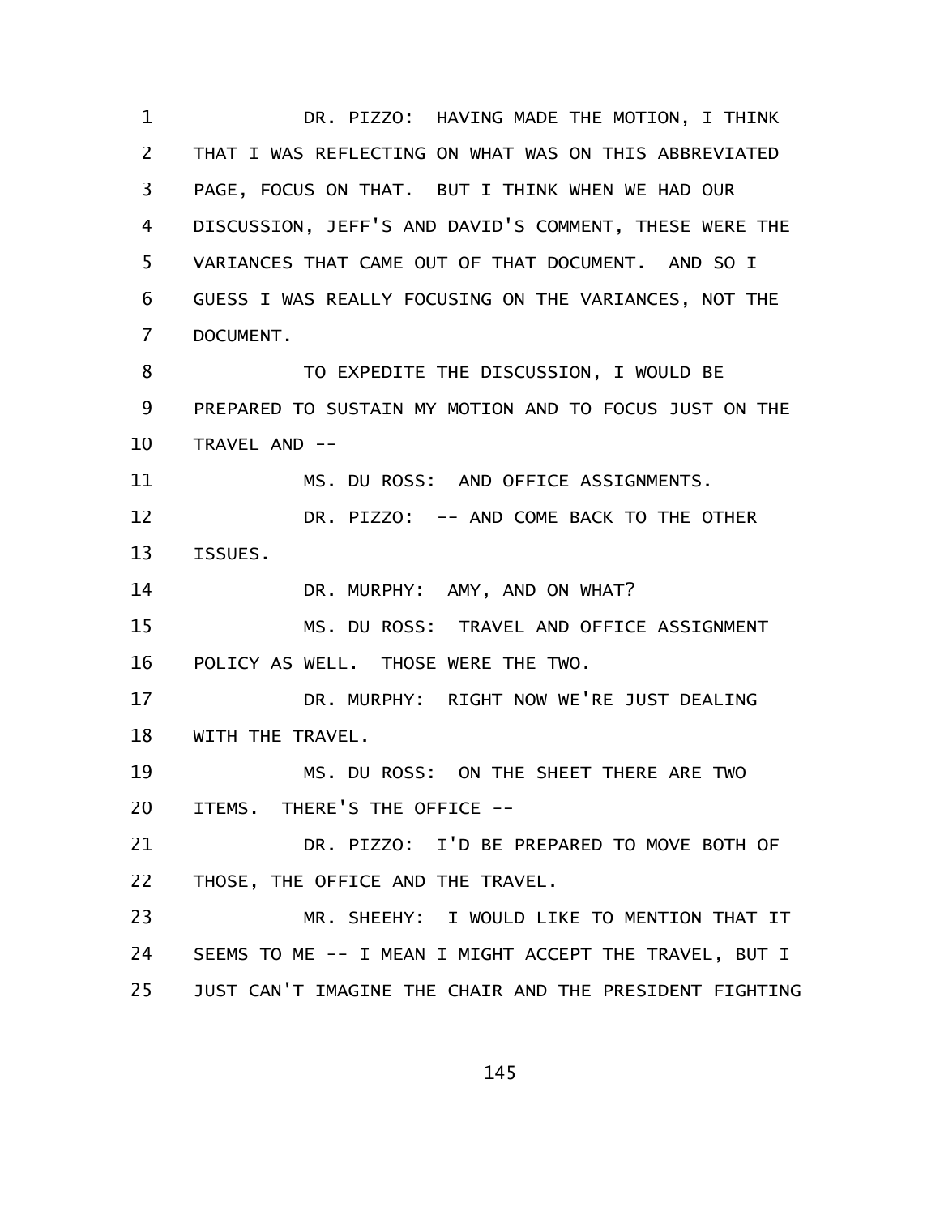DR. PIZZO: HAVING MADE THE MOTION, I THINK THAT I WAS REFLECTING ON WHAT WAS ON THIS ABBREVIATED PAGE, FOCUS ON THAT. BUT I THINK WHEN WE HAD OUR DISCUSSION, JEFF'S AND DAVID'S COMMENT, THESE WERE THE VARIANCES THAT CAME OUT OF THAT DOCUMENT. AND SO I GUESS I WAS REALLY FOCUSING ON THE VARIANCES, NOT THE DOCUMENT.

TO EXPEDITE THE DISCUSSION, I WOULD BE PREPARED TO SUSTAIN MY MOTION AND TO FOCUS JUST ON THE TRAVEL AND --

MS. DU ROSS: AND OFFICE ASSIGNMENTS.

DR. PIZZO: -- AND COME BACK TO THE OTHER ISSUES.

DR. MURPHY: AMY, AND ON WHAT?

MS. DU ROSS: TRAVEL AND OFFICE ASSIGNMENT POLICY AS WELL. THOSE WERE THE TWO.

DR. MURPHY: RIGHT NOW WE'RE JUST DEALING WITH THE TRAVEL.

MS. DU ROSS: ON THE SHEET THERE ARE TWO ITEMS. THERE'S THE OFFICE --

DR. PIZZO: I'D BE PREPARED TO MOVE BOTH OF THOSE, THE OFFICE AND THE TRAVEL.

MR. SHEEHY: I WOULD LIKE TO MENTION THAT IT SEEMS TO ME -- I MEAN I MIGHT ACCEPT THE TRAVEL, BUT I JUST CAN'T IMAGINE THE CHAIR AND THE PRESIDENT FIGHTING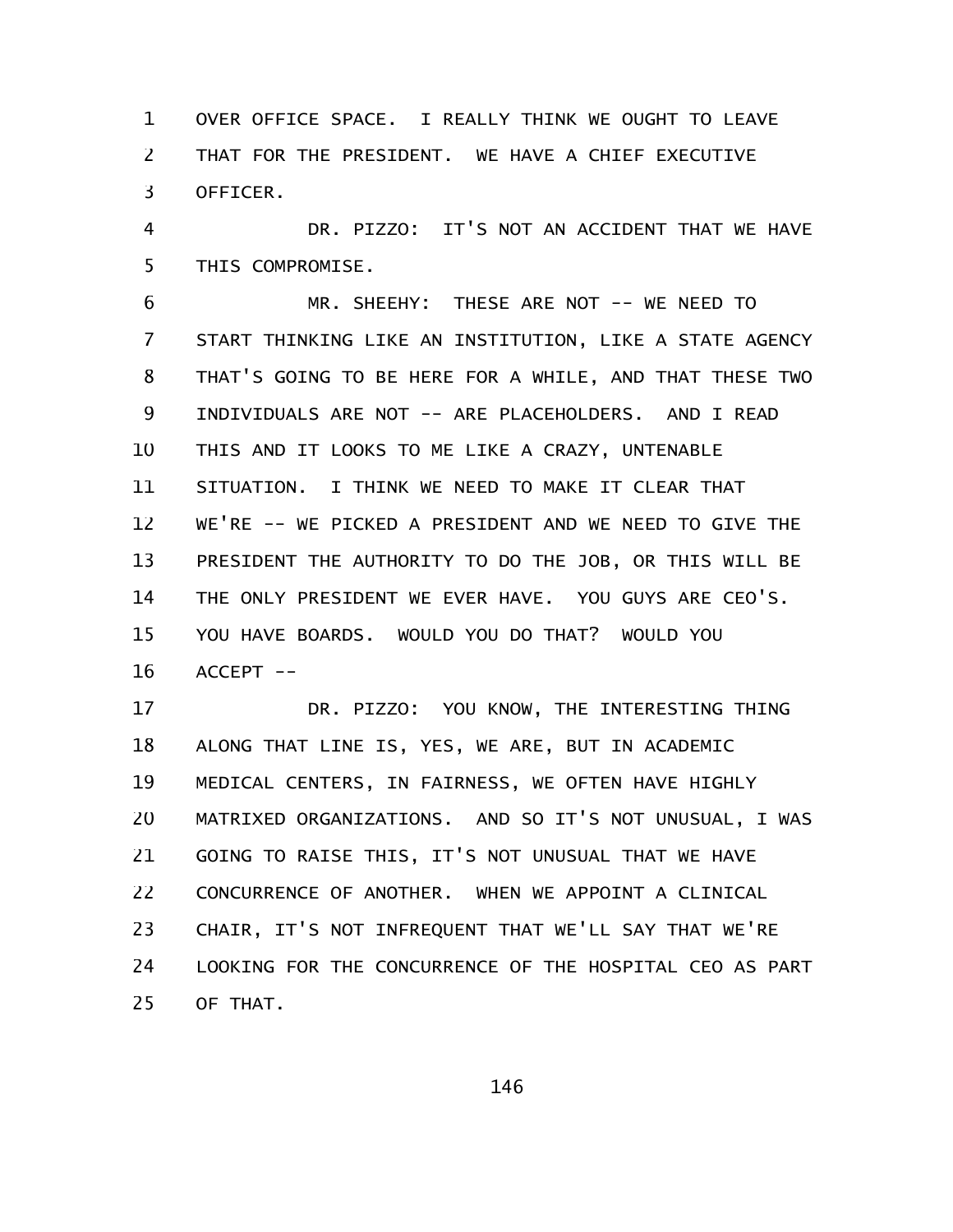OVER OFFICE SPACE. I REALLY THINK WE OUGHT TO LEAVE THAT FOR THE PRESIDENT. WE HAVE A CHIEF EXECUTIVE OFFICER.

DR. PIZZO: IT'S NOT AN ACCIDENT THAT WE HAVE THIS COMPROMISE.

MR. SHEEHY: THESE ARE NOT -- WE NEED TO START THINKING LIKE AN INSTITUTION, LIKE A STATE AGENCY THAT'S GOING TO BE HERE FOR A WHILE, AND THAT THESE TWO INDIVIDUALS ARE NOT -- ARE PLACEHOLDERS. AND I READ THIS AND IT LOOKS TO ME LIKE A CRAZY, UNTENABLE SITUATION. I THINK WE NEED TO MAKE IT CLEAR THAT WE'RE -- WE PICKED A PRESIDENT AND WE NEED TO GIVE THE PRESIDENT THE AUTHORITY TO DO THE JOB, OR THIS WILL BE THE ONLY PRESIDENT WE EVER HAVE. YOU GUYS ARE CEO'S. YOU HAVE BOARDS. WOULD YOU DO THAT? WOULD YOU ACCEPT --

DR. PIZZO: YOU KNOW, THE INTERESTING THING ALONG THAT LINE IS, YES, WE ARE, BUT IN ACADEMIC MEDICAL CENTERS, IN FAIRNESS, WE OFTEN HAVE HIGHLY MATRIXED ORGANIZATIONS. AND SO IT'S NOT UNUSUAL, I WAS GOING TO RAISE THIS, IT'S NOT UNUSUAL THAT WE HAVE CONCURRENCE OF ANOTHER. WHEN WE APPOINT A CLINICAL CHAIR, IT'S NOT INFREQUENT THAT WE'LL SAY THAT WE'RE LOOKING FOR THE CONCURRENCE OF THE HOSPITAL CEO AS PART OF THAT.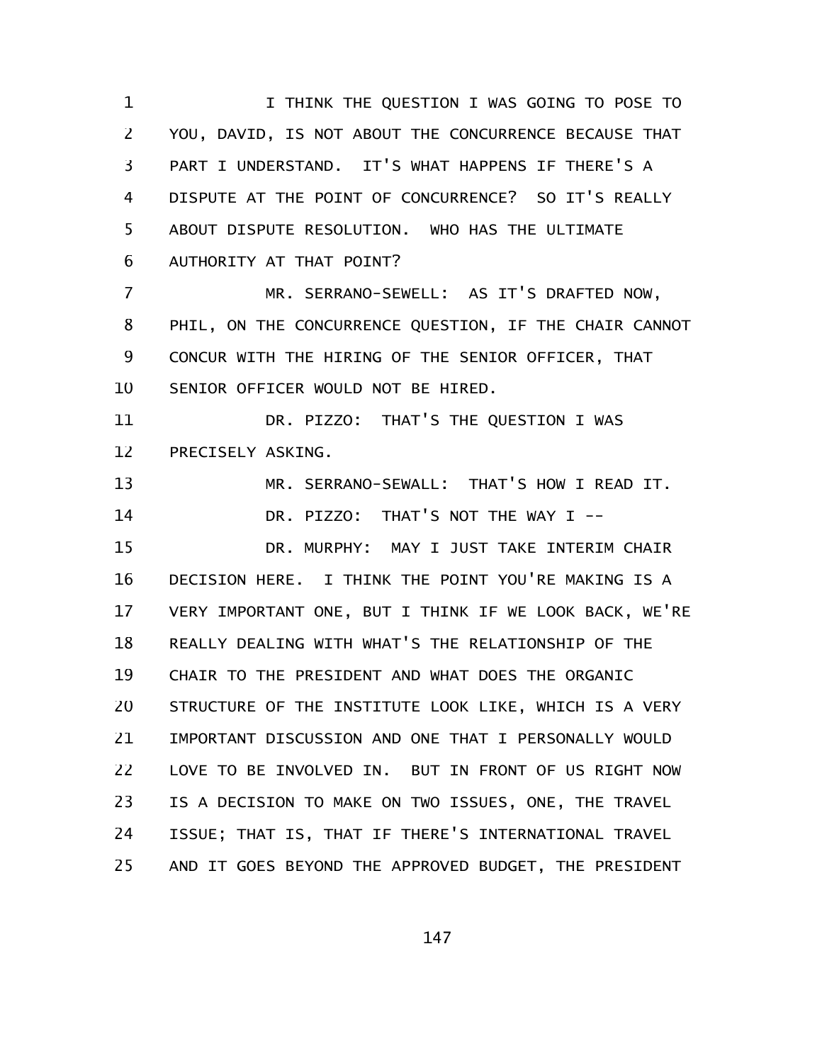I THINK THE QUESTION I WAS GOING TO POSE TO YOU, DAVID, IS NOT ABOUT THE CONCURRENCE BECAUSE THAT PART I UNDERSTAND. IT'S WHAT HAPPENS IF THERE'S A DISPUTE AT THE POINT OF CONCURRENCE? SO IT'S REALLY ABOUT DISPUTE RESOLUTION. WHO HAS THE ULTIMATE AUTHORITY AT THAT POINT?

MR. SERRANO-SEWELL: AS IT'S DRAFTED NOW, PHIL, ON THE CONCURRENCE QUESTION, IF THE CHAIR CANNOT CONCUR WITH THE HIRING OF THE SENIOR OFFICER, THAT SENIOR OFFICER WOULD NOT BE HIRED.

DR. PIZZO: THAT'S THE QUESTION I WAS PRECISELY ASKING.

MR. SERRANO-SEWALL: THAT'S HOW I READ IT.

DR. PIZZO: THAT'S NOT THE WAY I --

DR. MURPHY: MAY I JUST TAKE INTERIM CHAIR DECISION HERE. I THINK THE POINT YOU'RE MAKING IS A VERY IMPORTANT ONE, BUT I THINK IF WE LOOK BACK, WE'RE REALLY DEALING WITH WHAT'S THE RELATIONSHIP OF THE CHAIR TO THE PRESIDENT AND WHAT DOES THE ORGANIC STRUCTURE OF THE INSTITUTE LOOK LIKE, WHICH IS A VERY IMPORTANT DISCUSSION AND ONE THAT I PERSONALLY WOULD LOVE TO BE INVOLVED IN. BUT IN FRONT OF US RIGHT NOW IS A DECISION TO MAKE ON TWO ISSUES, ONE, THE TRAVEL ISSUE; THAT IS, THAT IF THERE'S INTERNATIONAL TRAVEL AND IT GOES BEYOND THE APPROVED BUDGET, THE PRESIDENT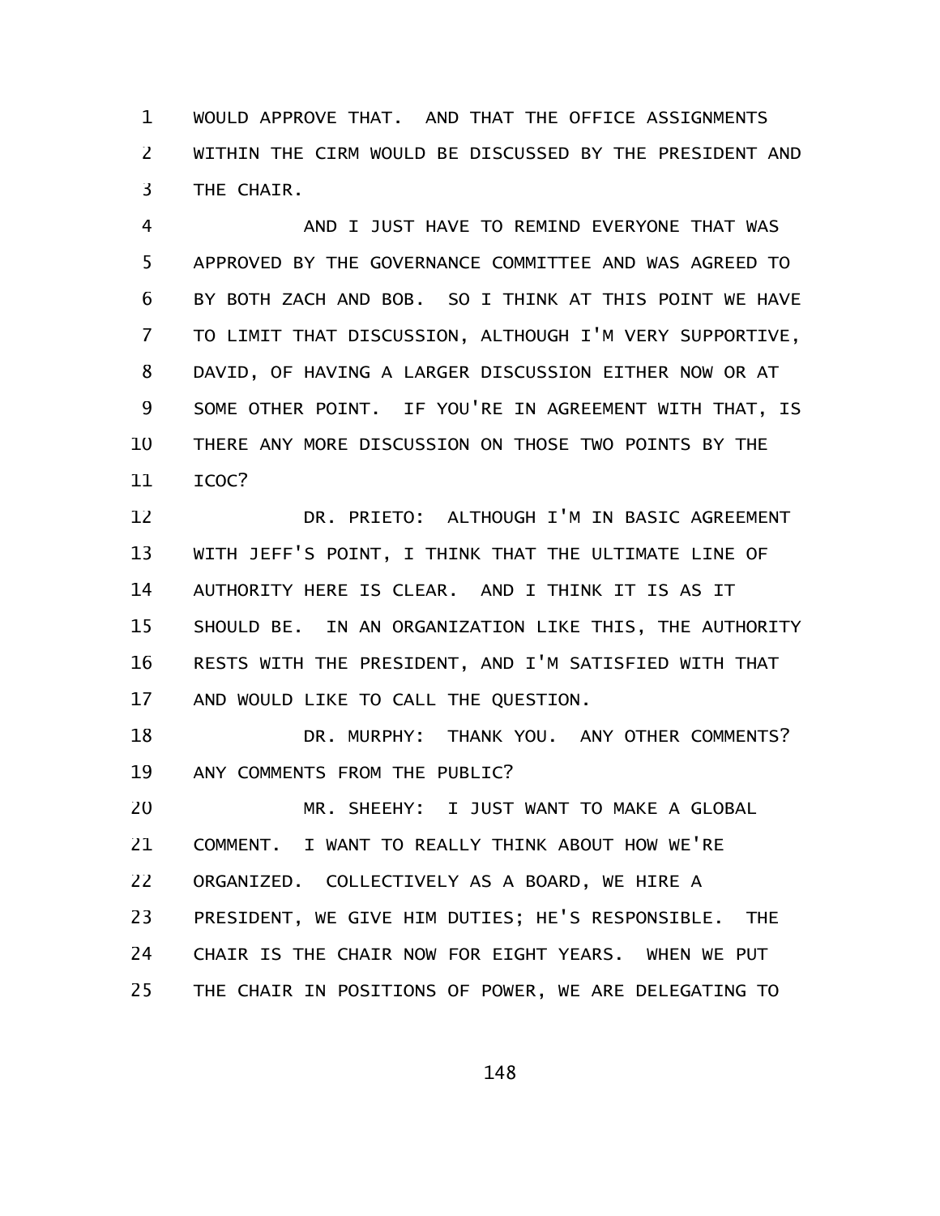WOULD APPROVE THAT. AND THAT THE OFFICE ASSIGNMENTS WITHIN THE CIRM WOULD BE DISCUSSED BY THE PRESIDENT AND THE CHAIR.

AND I JUST HAVE TO REMIND EVERYONE THAT WAS APPROVED BY THE GOVERNANCE COMMITTEE AND WAS AGREED TO BY BOTH ZACH AND BOB. SO I THINK AT THIS POINT WE HAVE TO LIMIT THAT DISCUSSION, ALTHOUGH I'M VERY SUPPORTIVE, DAVID, OF HAVING A LARGER DISCUSSION EITHER NOW OR AT SOME OTHER POINT. IF YOU'RE IN AGREEMENT WITH THAT, IS THERE ANY MORE DISCUSSION ON THOSE TWO POINTS BY THE ICOC?

DR. PRIETO: ALTHOUGH I'M IN BASIC AGREEMENT WITH JEFF'S POINT, I THINK THAT THE ULTIMATE LINE OF AUTHORITY HERE IS CLEAR. AND I THINK IT IS AS IT SHOULD BE. IN AN ORGANIZATION LIKE THIS, THE AUTHORITY RESTS WITH THE PRESIDENT, AND I'M SATISFIED WITH THAT AND WOULD LIKE TO CALL THE QUESTION.

DR. MURPHY: THANK YOU. ANY OTHER COMMENTS? ANY COMMENTS FROM THE PUBLIC?

MR. SHEEHY: I JUST WANT TO MAKE A GLOBAL COMMENT. I WANT TO REALLY THINK ABOUT HOW WE'RE ORGANIZED. COLLECTIVELY AS A BOARD, WE HIRE A PRESIDENT, WE GIVE HIM DUTIES; HE'S RESPONSIBLE. THE CHAIR IS THE CHAIR NOW FOR EIGHT YEARS. WHEN WE PUT THE CHAIR IN POSITIONS OF POWER, WE ARE DELEGATING TO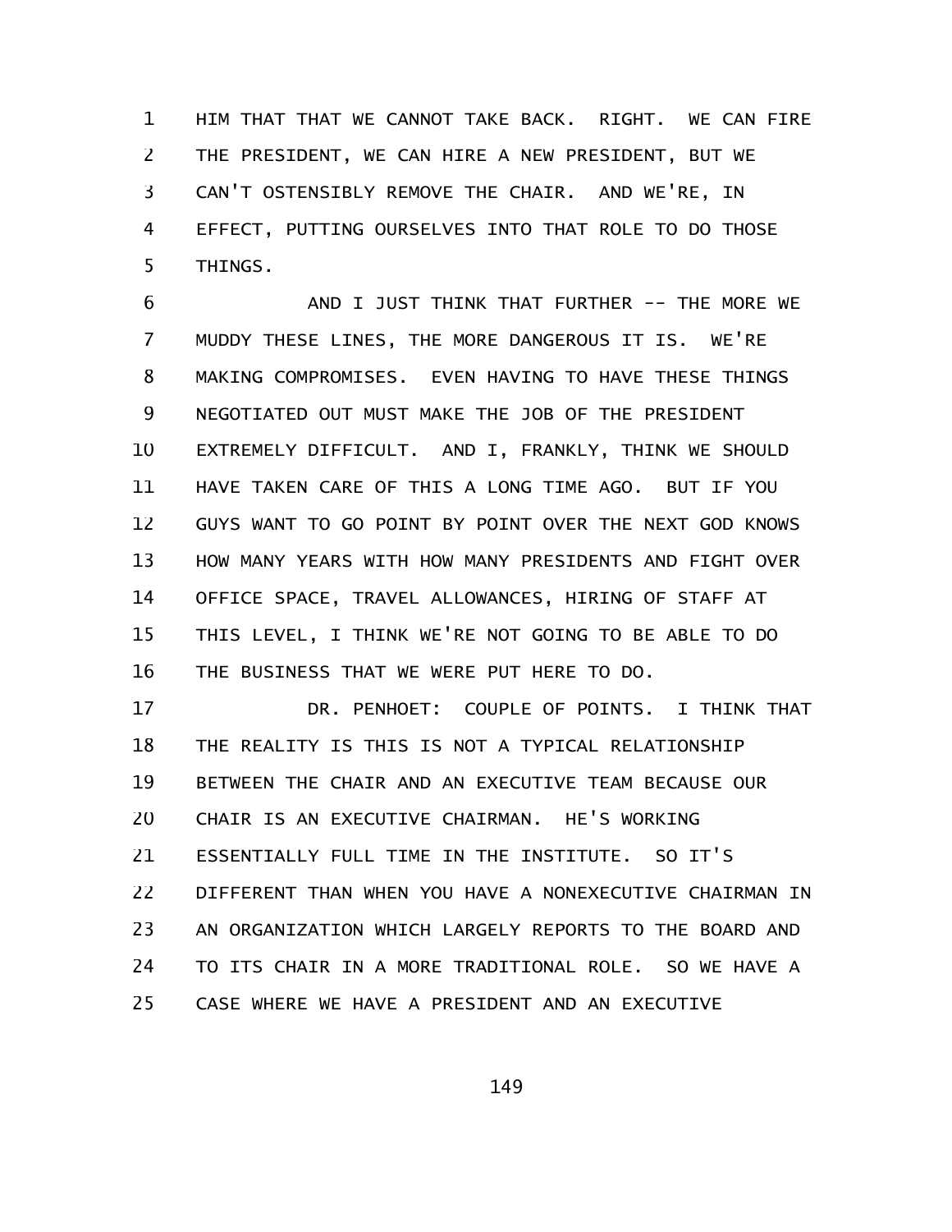HIM THAT THAT WE CANNOT TAKE BACK. RIGHT. WE CAN FIRE THE PRESIDENT, WE CAN HIRE A NEW PRESIDENT, BUT WE CAN'T OSTENSIBLY REMOVE THE CHAIR. AND WE'RE, IN EFFECT, PUTTING OURSELVES INTO THAT ROLE TO DO THOSE THINGS.

AND I JUST THINK THAT FURTHER -- THE MORE WE MUDDY THESE LINES, THE MORE DANGEROUS IT IS. WE'RE MAKING COMPROMISES. EVEN HAVING TO HAVE THESE THINGS NEGOTIATED OUT MUST MAKE THE JOB OF THE PRESIDENT EXTREMELY DIFFICULT. AND I, FRANKLY, THINK WE SHOULD HAVE TAKEN CARE OF THIS A LONG TIME AGO. BUT IF YOU GUYS WANT TO GO POINT BY POINT OVER THE NEXT GOD KNOWS HOW MANY YEARS WITH HOW MANY PRESIDENTS AND FIGHT OVER OFFICE SPACE, TRAVEL ALLOWANCES, HIRING OF STAFF AT THIS LEVEL, I THINK WE'RE NOT GOING TO BE ABLE TO DO THE BUSINESS THAT WE WERE PUT HERE TO DO.

DR. PENHOET: COUPLE OF POINTS. I THINK THAT THE REALITY IS THIS IS NOT A TYPICAL RELATIONSHIP BETWEEN THE CHAIR AND AN EXECUTIVE TEAM BECAUSE OUR CHAIR IS AN EXECUTIVE CHAIRMAN. HE'S WORKING ESSENTIALLY FULL TIME IN THE INSTITUTE. SO IT'S DIFFERENT THAN WHEN YOU HAVE A NONEXECUTIVE CHAIRMAN IN AN ORGANIZATION WHICH LARGELY REPORTS TO THE BOARD AND TO ITS CHAIR IN A MORE TRADITIONAL ROLE. SO WE HAVE A CASE WHERE WE HAVE A PRESIDENT AND AN EXECUTIVE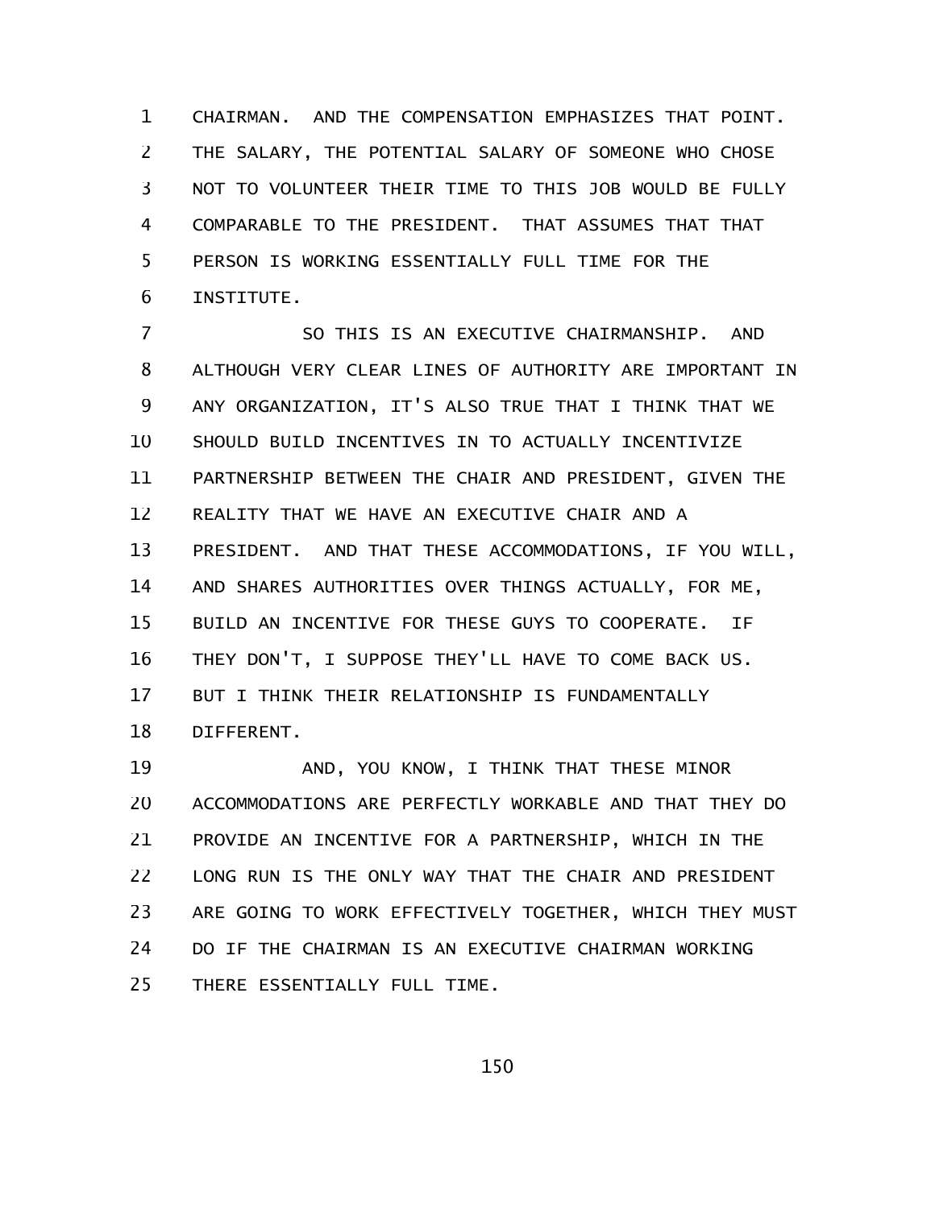CHAIRMAN. AND THE COMPENSATION EMPHASIZES THAT POINT. THE SALARY, THE POTENTIAL SALARY OF SOMEONE WHO CHOSE NOT TO VOLUNTEER THEIR TIME TO THIS JOB WOULD BE FULLY COMPARABLE TO THE PRESIDENT. THAT ASSUMES THAT THAT PERSON IS WORKING ESSENTIALLY FULL TIME FOR THE INSTITUTE.

SO THIS IS AN EXECUTIVE CHAIRMANSHIP. AND ALTHOUGH VERY CLEAR LINES OF AUTHORITY ARE IMPORTANT IN ANY ORGANIZATION, IT'S ALSO TRUE THAT I THINK THAT WE SHOULD BUILD INCENTIVES IN TO ACTUALLY INCENTIVIZE PARTNERSHIP BETWEEN THE CHAIR AND PRESIDENT, GIVEN THE REALITY THAT WE HAVE AN EXECUTIVE CHAIR AND A PRESIDENT. AND THAT THESE ACCOMMODATIONS, IF YOU WILL, AND SHARES AUTHORITIES OVER THINGS ACTUALLY, FOR ME, BUILD AN INCENTIVE FOR THESE GUYS TO COOPERATE. IF THEY DON'T, I SUPPOSE THEY'LL HAVE TO COME BACK US. BUT I THINK THEIR RELATIONSHIP IS FUNDAMENTALLY DIFFERENT.

AND, YOU KNOW, I THINK THAT THESE MINOR ACCOMMODATIONS ARE PERFECTLY WORKABLE AND THAT THEY DO PROVIDE AN INCENTIVE FOR A PARTNERSHIP, WHICH IN THE LONG RUN IS THE ONLY WAY THAT THE CHAIR AND PRESIDENT ARE GOING TO WORK EFFECTIVELY TOGETHER, WHICH THEY MUST DO IF THE CHAIRMAN IS AN EXECUTIVE CHAIRMAN WORKING THERE ESSENTIALLY FULL TIME.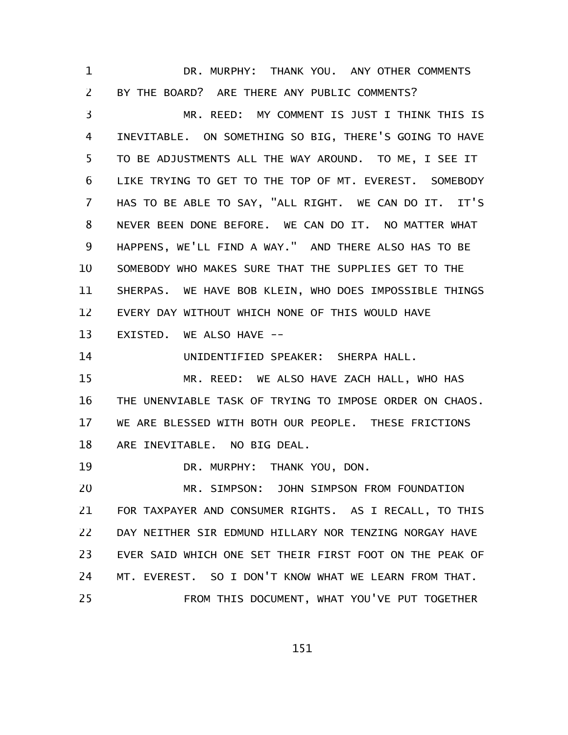DR. MURPHY: THANK YOU. ANY OTHER COMMENTS BY THE BOARD? ARE THERE ANY PUBLIC COMMENTS?

MR. REED: MY COMMENT IS JUST I THINK THIS IS INEVITABLE. ON SOMETHING SO BIG, THERE'S GOING TO HAVE TO BE ADJUSTMENTS ALL THE WAY AROUND. TO ME, I SEE IT LIKE TRYING TO GET TO THE TOP OF MT. EVEREST. SOMEBODY HAS TO BE ABLE TO SAY, "ALL RIGHT. WE CAN DO IT. IT'S NEVER BEEN DONE BEFORE. WE CAN DO IT. NO MATTER WHAT HAPPENS, WE'LL FIND A WAY." AND THERE ALSO HAS TO BE SOMEBODY WHO MAKES SURE THAT THE SUPPLIES GET TO THE SHERPAS. WE HAVE BOB KLEIN, WHO DOES IMPOSSIBLE THINGS EVERY DAY WITHOUT WHICH NONE OF THIS WOULD HAVE EXISTED. WE ALSO HAVE --

UNIDENTIFIED SPEAKER: SHERPA HALL.

MR. REED: WE ALSO HAVE ZACH HALL, WHO HAS THE UNENVIABLE TASK OF TRYING TO IMPOSE ORDER ON CHAOS. WE ARE BLESSED WITH BOTH OUR PEOPLE. THESE FRICTIONS ARE INEVITABLE. NO BIG DEAL.

DR. MURPHY: THANK YOU, DON.

MR. SIMPSON: JOHN SIMPSON FROM FOUNDATION FOR TAXPAYER AND CONSUMER RIGHTS. AS I RECALL, TO THIS DAY NEITHER SIR EDMUND HILLARY NOR TENZING NORGAY HAVE EVER SAID WHICH ONE SET THEIR FIRST FOOT ON THE PEAK OF MT. EVEREST. SO I DON'T KNOW WHAT WE LEARN FROM THAT.

FROM THIS DOCUMENT, WHAT YOU'VE PUT TOGETHER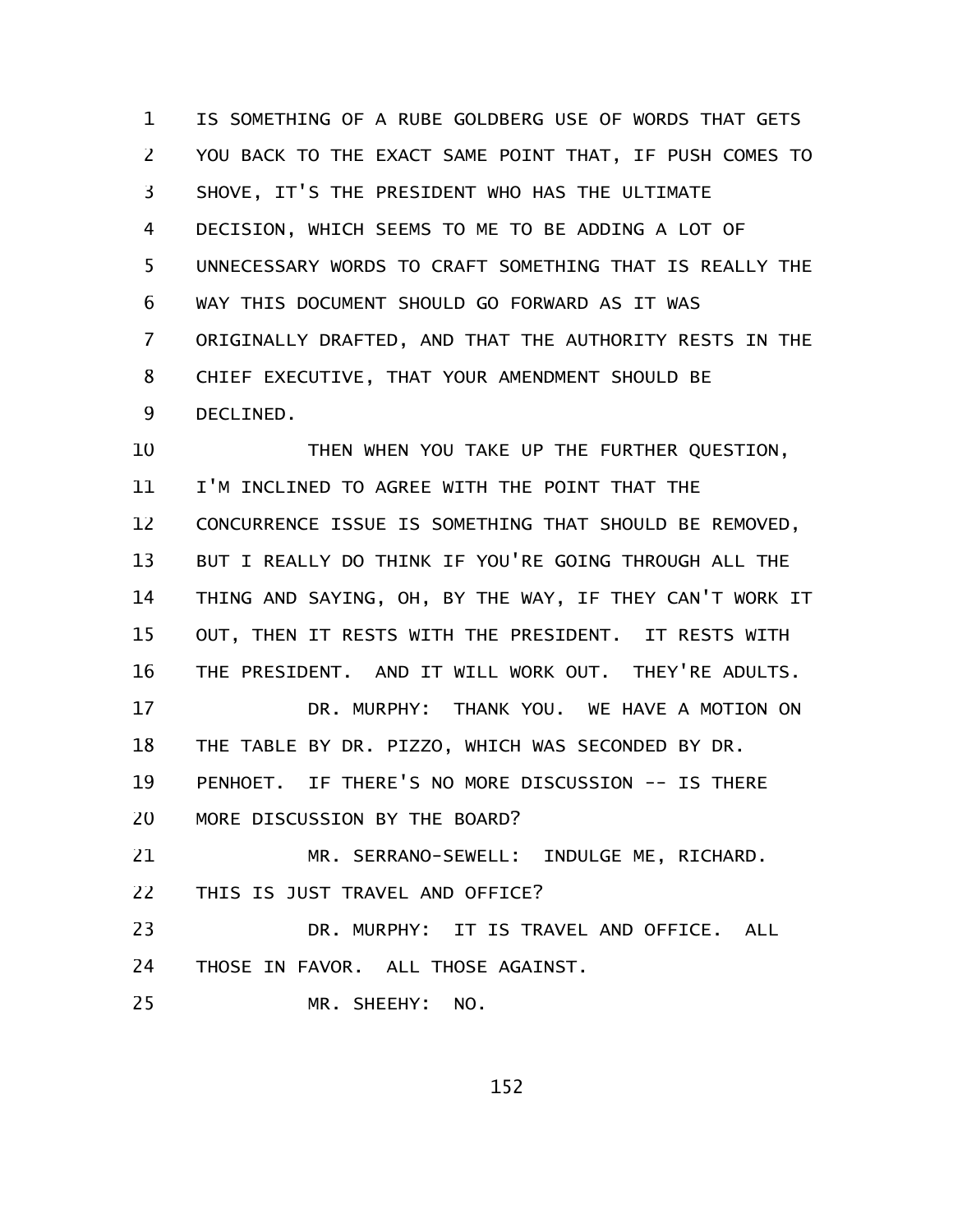IS SOMETHING OF A RUBE GOLDBERG USE OF WORDS THAT GETS YOU BACK TO THE EXACT SAME POINT THAT, IF PUSH COMES TO SHOVE, IT'S THE PRESIDENT WHO HAS THE ULTIMATE DECISION, WHICH SEEMS TO ME TO BE ADDING A LOT OF UNNECESSARY WORDS TO CRAFT SOMETHING THAT IS REALLY THE WAY THIS DOCUMENT SHOULD GO FORWARD AS IT WAS ORIGINALLY DRAFTED, AND THAT THE AUTHORITY RESTS IN THE CHIEF EXECUTIVE, THAT YOUR AMENDMENT SHOULD BE DECLINED.

THEN WHEN YOU TAKE UP THE FURTHER QUESTION, I'M INCLINED TO AGREE WITH THE POINT THAT THE CONCURRENCE ISSUE IS SOMETHING THAT SHOULD BE REMOVED, BUT I REALLY DO THINK IF YOU'RE GOING THROUGH ALL THE THING AND SAYING, OH, BY THE WAY, IF THEY CAN'T WORK IT OUT, THEN IT RESTS WITH THE PRESIDENT. IT RESTS WITH THE PRESIDENT. AND IT WILL WORK OUT. THEY'RE ADULTS.

DR. MURPHY: THANK YOU. WE HAVE A MOTION ON THE TABLE BY DR. PIZZO, WHICH WAS SECONDED BY DR. PENHOET. IF THERE'S NO MORE DISCUSSION -- IS THERE MORE DISCUSSION BY THE BOARD?

MR. SERRANO-SEWELL: INDULGE ME, RICHARD. THIS IS JUST TRAVEL AND OFFICE?

DR. MURPHY: IT IS TRAVEL AND OFFICE. ALL THOSE IN FAVOR. ALL THOSE AGAINST.

MR. SHEEHY: NO.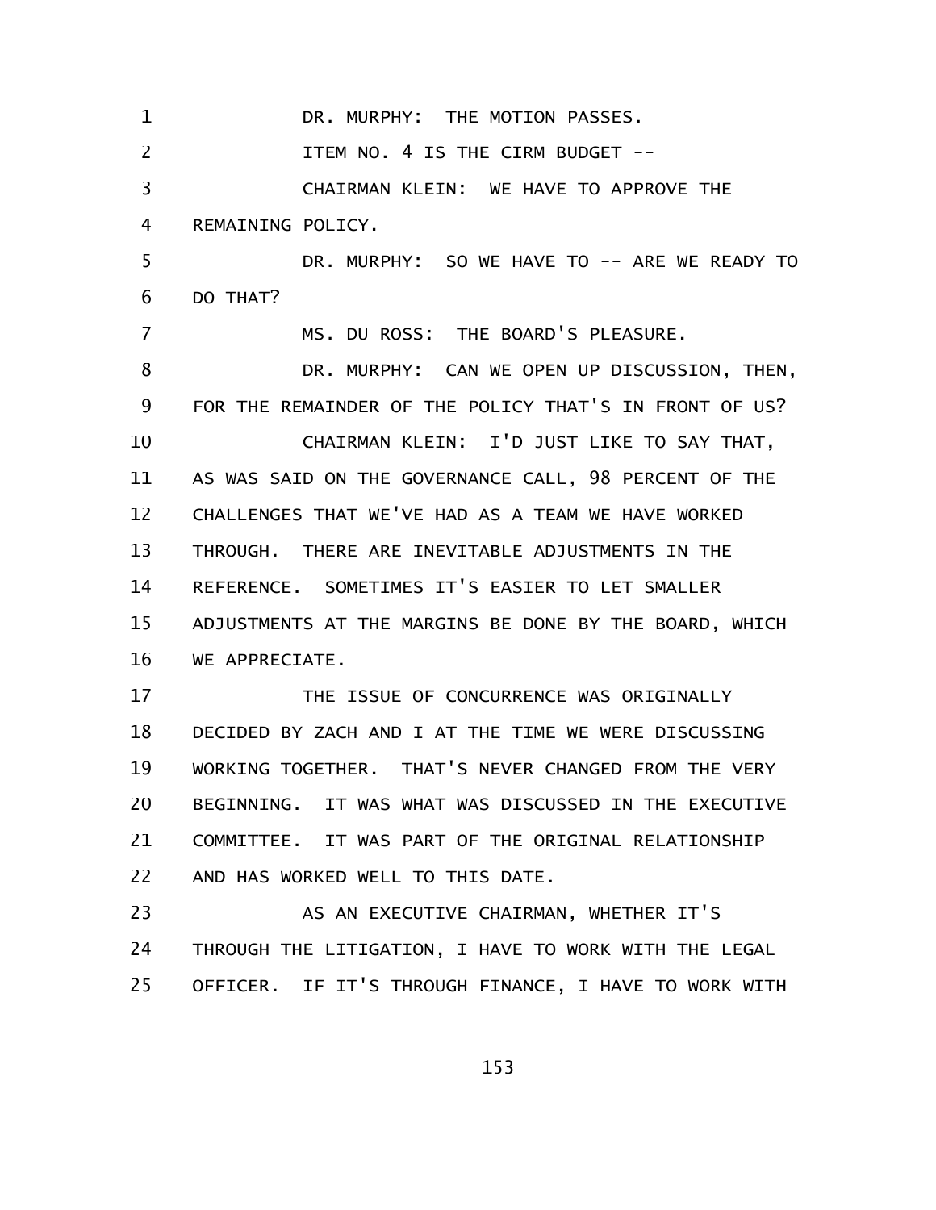DR. MURPHY: THE MOTION PASSES.

ITEM NO. 4 IS THE CIRM BUDGET --

CHAIRMAN KLEIN: WE HAVE TO APPROVE THE REMAINING POLICY.

DR. MURPHY: SO WE HAVE TO -- ARE WE READY TO DO THAT?

MS. DU ROSS: THE BOARD'S PLEASURE.

DR. MURPHY: CAN WE OPEN UP DISCUSSION, THEN, FOR THE REMAINDER OF THE POLICY THAT'S IN FRONT OF US?

CHAIRMAN KLEIN: I'D JUST LIKE TO SAY THAT, AS WAS SAID ON THE GOVERNANCE CALL, 98 PERCENT OF THE CHALLENGES THAT WE'VE HAD AS A TEAM WE HAVE WORKED THROUGH. THERE ARE INEVITABLE ADJUSTMENTS IN THE REFERENCE. SOMETIMES IT'S EASIER TO LET SMALLER ADJUSTMENTS AT THE MARGINS BE DONE BY THE BOARD, WHICH WE APPRECIATE.

THE ISSUE OF CONCURRENCE WAS ORIGINALLY DECIDED BY ZACH AND I AT THE TIME WE WERE DISCUSSING WORKING TOGETHER. THAT'S NEVER CHANGED FROM THE VERY BEGINNING. IT WAS WHAT WAS DISCUSSED IN THE EXECUTIVE COMMITTEE. IT WAS PART OF THE ORIGINAL RELATIONSHIP AND HAS WORKED WELL TO THIS DATE.

AS AN EXECUTIVE CHAIRMAN, WHETHER IT'S THROUGH THE LITIGATION, I HAVE TO WORK WITH THE LEGAL OFFICER. IF IT'S THROUGH FINANCE, I HAVE TO WORK WITH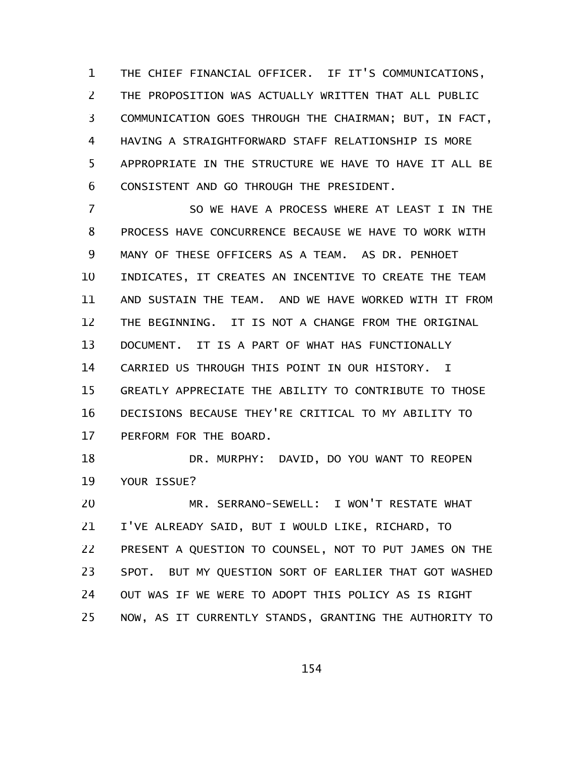THE CHIEF FINANCIAL OFFICER. IF IT'S COMMUNICATIONS, THE PROPOSITION WAS ACTUALLY WRITTEN THAT ALL PUBLIC COMMUNICATION GOES THROUGH THE CHAIRMAN; BUT, IN FACT, HAVING A STRAIGHTFORWARD STAFF RELATIONSHIP IS MORE APPROPRIATE IN THE STRUCTURE WE HAVE TO HAVE IT ALL BE CONSISTENT AND GO THROUGH THE PRESIDENT.

SO WE HAVE A PROCESS WHERE AT LEAST I IN THE PROCESS HAVE CONCURRENCE BECAUSE WE HAVE TO WORK WITH MANY OF THESE OFFICERS AS A TEAM. AS DR. PENHOET INDICATES, IT CREATES AN INCENTIVE TO CREATE THE TEAM AND SUSTAIN THE TEAM. AND WE HAVE WORKED WITH IT FROM THE BEGINNING. IT IS NOT A CHANGE FROM THE ORIGINAL DOCUMENT. IT IS A PART OF WHAT HAS FUNCTIONALLY CARRIED US THROUGH THIS POINT IN OUR HISTORY. I GREATLY APPRECIATE THE ABILITY TO CONTRIBUTE TO THOSE DECISIONS BECAUSE THEY'RE CRITICAL TO MY ABILITY TO PERFORM FOR THE BOARD.

DR. MURPHY: DAVID, DO YOU WANT TO REOPEN YOUR ISSUE?

MR. SERRANO-SEWELL: I WON'T RESTATE WHAT I'VE ALREADY SAID, BUT I WOULD LIKE, RICHARD, TO PRESENT A QUESTION TO COUNSEL, NOT TO PUT JAMES ON THE SPOT. BUT MY QUESTION SORT OF EARLIER THAT GOT WASHED OUT WAS IF WE WERE TO ADOPT THIS POLICY AS IS RIGHT NOW, AS IT CURRENTLY STANDS, GRANTING THE AUTHORITY TO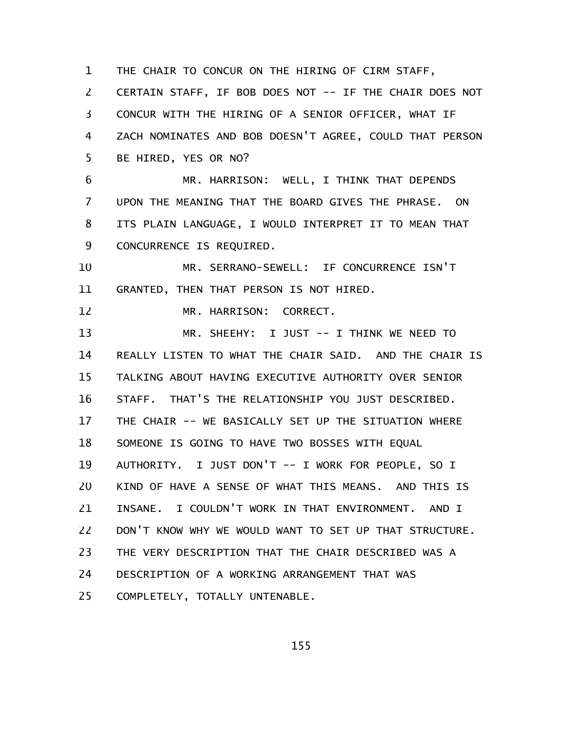THE CHAIR TO CONCUR ON THE HIRING OF CIRM STAFF, CERTAIN STAFF, IF BOB DOES NOT -- IF THE CHAIR DOES NOT CONCUR WITH THE HIRING OF A SENIOR OFFICER, WHAT IF ZACH NOMINATES AND BOB DOESN'T AGREE, COULD THAT PERSON BE HIRED, YES OR NO?

MR. HARRISON: WELL, I THINK THAT DEPENDS UPON THE MEANING THAT THE BOARD GIVES THE PHRASE. ON ITS PLAIN LANGUAGE, I WOULD INTERPRET IT TO MEAN THAT CONCURRENCE IS REQUIRED.

MR. SERRANO-SEWELL: IF CONCURRENCE ISN'T GRANTED, THEN THAT PERSON IS NOT HIRED.

MR. HARRISON: CORRECT.

MR. SHEEHY: I JUST -- I THINK WE NEED TO REALLY LISTEN TO WHAT THE CHAIR SAID. AND THE CHAIR IS TALKING ABOUT HAVING EXECUTIVE AUTHORITY OVER SENIOR STAFF. THAT'S THE RELATIONSHIP YOU JUST DESCRIBED. THE CHAIR -- WE BASICALLY SET UP THE SITUATION WHERE SOMEONE IS GOING TO HAVE TWO BOSSES WITH EQUAL AUTHORITY. I JUST DON'T -- I WORK FOR PEOPLE, SO I KIND OF HAVE A SENSE OF WHAT THIS MEANS. AND THIS IS INSANE. I COULDN'T WORK IN THAT ENVIRONMENT. AND I DON'T KNOW WHY WE WOULD WANT TO SET UP THAT STRUCTURE. THE VERY DESCRIPTION THAT THE CHAIR DESCRIBED WAS A DESCRIPTION OF A WORKING ARRANGEMENT THAT WAS COMPLETELY, TOTALLY UNTENABLE.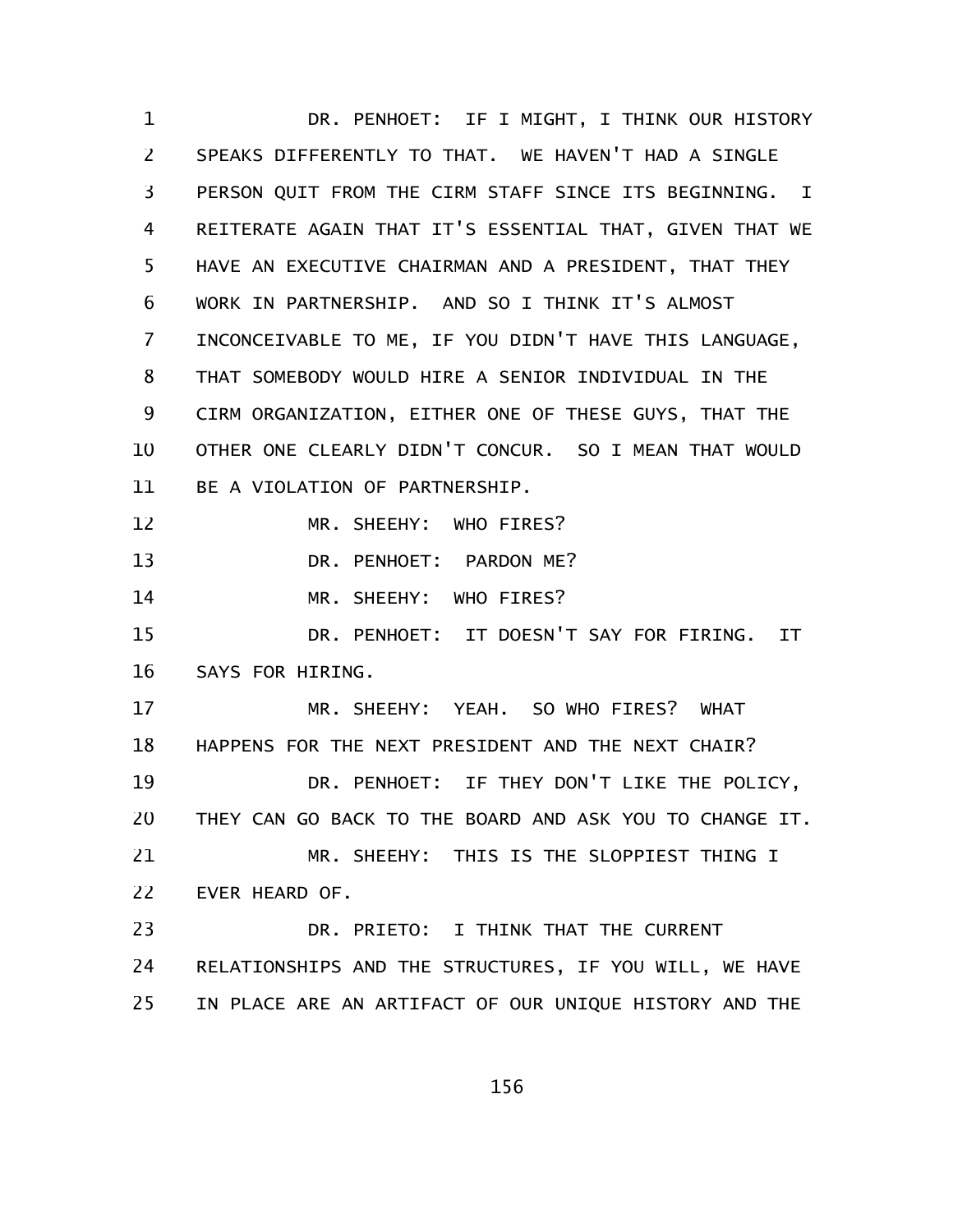DR. PENHOET: IF I MIGHT, I THINK OUR HISTORY SPEAKS DIFFERENTLY TO THAT. WE HAVEN'T HAD A SINGLE PERSON QUIT FROM THE CIRM STAFF SINCE ITS BEGINNING. I REITERATE AGAIN THAT IT'S ESSENTIAL THAT, GIVEN THAT WE HAVE AN EXECUTIVE CHAIRMAN AND A PRESIDENT, THAT THEY WORK IN PARTNERSHIP. AND SO I THINK IT'S ALMOST INCONCEIVABLE TO ME, IF YOU DIDN'T HAVE THIS LANGUAGE, THAT SOMEBODY WOULD HIRE A SENIOR INDIVIDUAL IN THE CIRM ORGANIZATION, EITHER ONE OF THESE GUYS, THAT THE OTHER ONE CLEARLY DIDN'T CONCUR. SO I MEAN THAT WOULD BE A VIOLATION OF PARTNERSHIP.

MR. SHEEHY: WHO FIRES?

DR. PENHOET: PARDON ME?

MR. SHEEHY: WHO FIRES?

DR. PENHOET: IT DOESN'T SAY FOR FIRING. IT SAYS FOR HIRING.

MR. SHEEHY: YEAH. SO WHO FIRES? WHAT HAPPENS FOR THE NEXT PRESIDENT AND THE NEXT CHAIR?

DR. PENHOET: IF THEY DON'T LIKE THE POLICY, THEY CAN GO BACK TO THE BOARD AND ASK YOU TO CHANGE IT.

MR. SHEEHY: THIS IS THE SLOPPIEST THING I EVER HEARD OF.

DR. PRIETO: I THINK THAT THE CURRENT RELATIONSHIPS AND THE STRUCTURES, IF YOU WILL, WE HAVE IN PLACE ARE AN ARTIFACT OF OUR UNIQUE HISTORY AND THE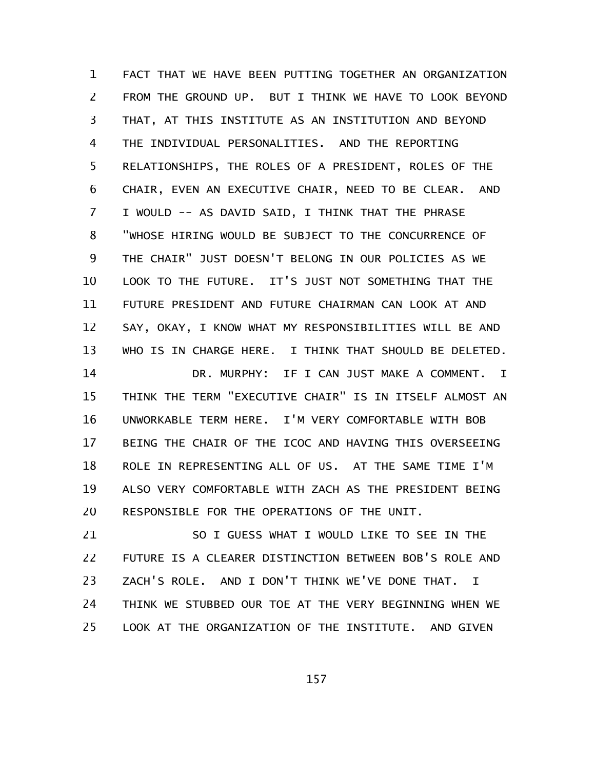FACT THAT WE HAVE BEEN PUTTING TOGETHER AN ORGANIZATION FROM THE GROUND UP. BUT I THINK WE HAVE TO LOOK BEYOND THAT, AT THIS INSTITUTE AS AN INSTITUTION AND BEYOND THE INDIVIDUAL PERSONALITIES. AND THE REPORTING RELATIONSHIPS, THE ROLES OF A PRESIDENT, ROLES OF THE CHAIR, EVEN AN EXECUTIVE CHAIR, NEED TO BE CLEAR. AND I WOULD -- AS DAVID SAID, I THINK THAT THE PHRASE "WHOSE HIRING WOULD BE SUBJECT TO THE CONCURRENCE OF THE CHAIR" JUST DOESN'T BELONG IN OUR POLICIES AS WE LOOK TO THE FUTURE. IT'S JUST NOT SOMETHING THAT THE FUTURE PRESIDENT AND FUTURE CHAIRMAN CAN LOOK AT AND SAY, OKAY, I KNOW WHAT MY RESPONSIBILITIES WILL BE AND WHO IS IN CHARGE HERE. I THINK THAT SHOULD BE DELETED.

DR. MURPHY: IF I CAN JUST MAKE A COMMENT. I THINK THE TERM "EXECUTIVE CHAIR" IS IN ITSELF ALMOST AN UNWORKABLE TERM HERE. I'M VERY COMFORTABLE WITH BOB BEING THE CHAIR OF THE ICOC AND HAVING THIS OVERSEEING ROLE IN REPRESENTING ALL OF US. AT THE SAME TIME I'M ALSO VERY COMFORTABLE WITH ZACH AS THE PRESIDENT BEING RESPONSIBLE FOR THE OPERATIONS OF THE UNIT.

SO I GUESS WHAT I WOULD LIKE TO SEE IN THE FUTURE IS A CLEARER DISTINCTION BETWEEN BOB'S ROLE AND ZACH'S ROLE. AND I DON'T THINK WE'VE DONE THAT. I THINK WE STUBBED OUR TOE AT THE VERY BEGINNING WHEN WE LOOK AT THE ORGANIZATION OF THE INSTITUTE. AND GIVEN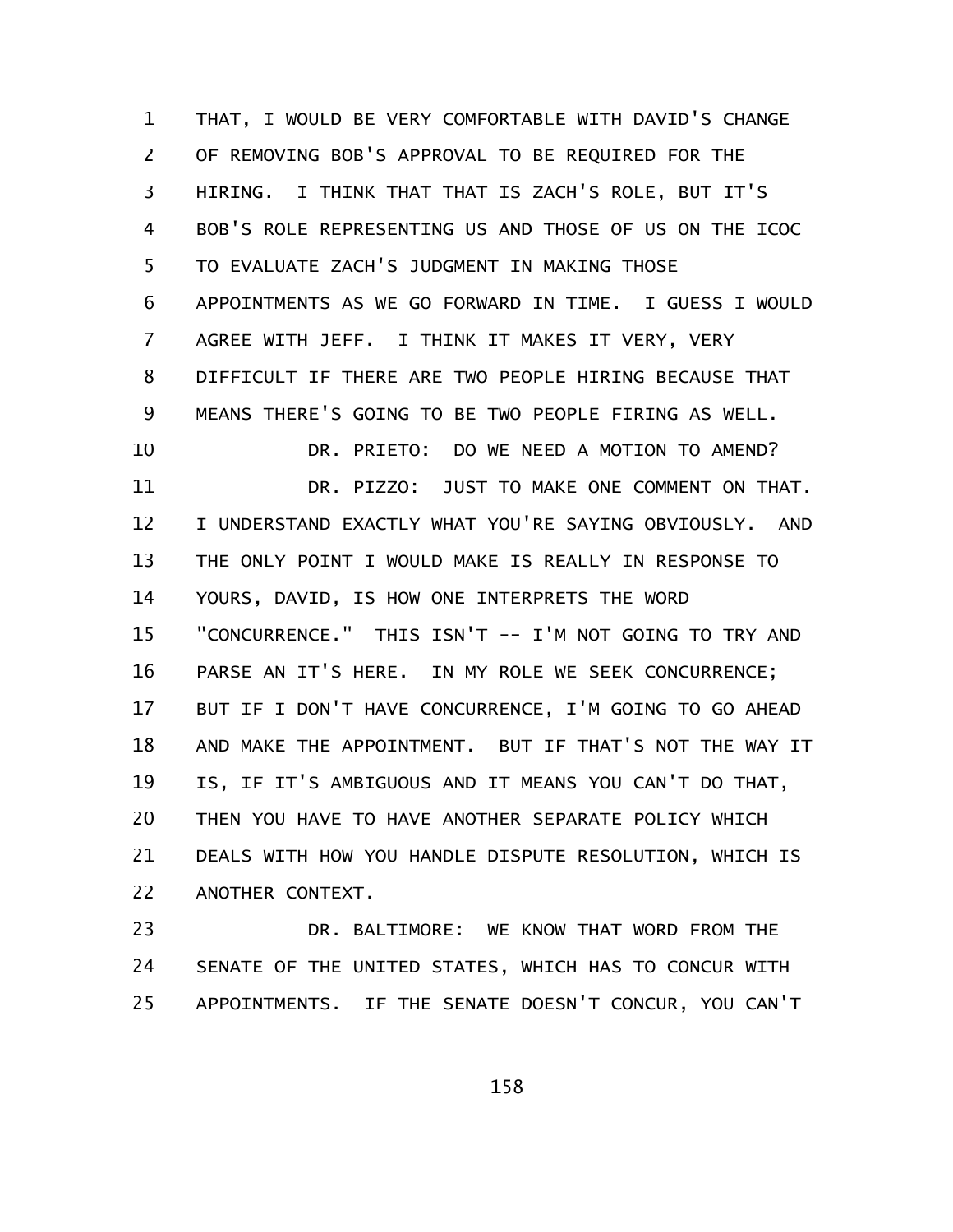THAT, I WOULD BE VERY COMFORTABLE WITH DAVID'S CHANGE OF REMOVING BOB'S APPROVAL TO BE REQUIRED FOR THE HIRING. I THINK THAT THAT IS ZACH'S ROLE, BUT IT'S BOB'S ROLE REPRESENTING US AND THOSE OF US ON THE ICOC TO EVALUATE ZACH'S JUDGMENT IN MAKING THOSE APPOINTMENTS AS WE GO FORWARD IN TIME. I GUESS I WOULD AGREE WITH JEFF. I THINK IT MAKES IT VERY, VERY DIFFICULT IF THERE ARE TWO PEOPLE HIRING BECAUSE THAT MEANS THERE'S GOING TO BE TWO PEOPLE FIRING AS WELL.

DR. PRIETO: DO WE NEED A MOTION TO AMEND?

DR. PIZZO: JUST TO MAKE ONE COMMENT ON THAT. I UNDERSTAND EXACTLY WHAT YOU'RE SAYING OBVIOUSLY. AND THE ONLY POINT I WOULD MAKE IS REALLY IN RESPONSE TO YOURS, DAVID, IS HOW ONE INTERPRETS THE WORD "CONCURRENCE." THIS ISN'T -- I'M NOT GOING TO TRY AND PARSE AN IT'S HERE. IN MY ROLE WE SEEK CONCURRENCE; BUT IF I DON'T HAVE CONCURRENCE, I'M GOING TO GO AHEAD AND MAKE THE APPOINTMENT. BUT IF THAT'S NOT THE WAY IT IS, IF IT'S AMBIGUOUS AND IT MEANS YOU CAN'T DO THAT, THEN YOU HAVE TO HAVE ANOTHER SEPARATE POLICY WHICH DEALS WITH HOW YOU HANDLE DISPUTE RESOLUTION, WHICH IS ANOTHER CONTEXT.

DR. BALTIMORE: WE KNOW THAT WORD FROM THE SENATE OF THE UNITED STATES, WHICH HAS TO CONCUR WITH APPOINTMENTS. IF THE SENATE DOESN'T CONCUR, YOU CAN'T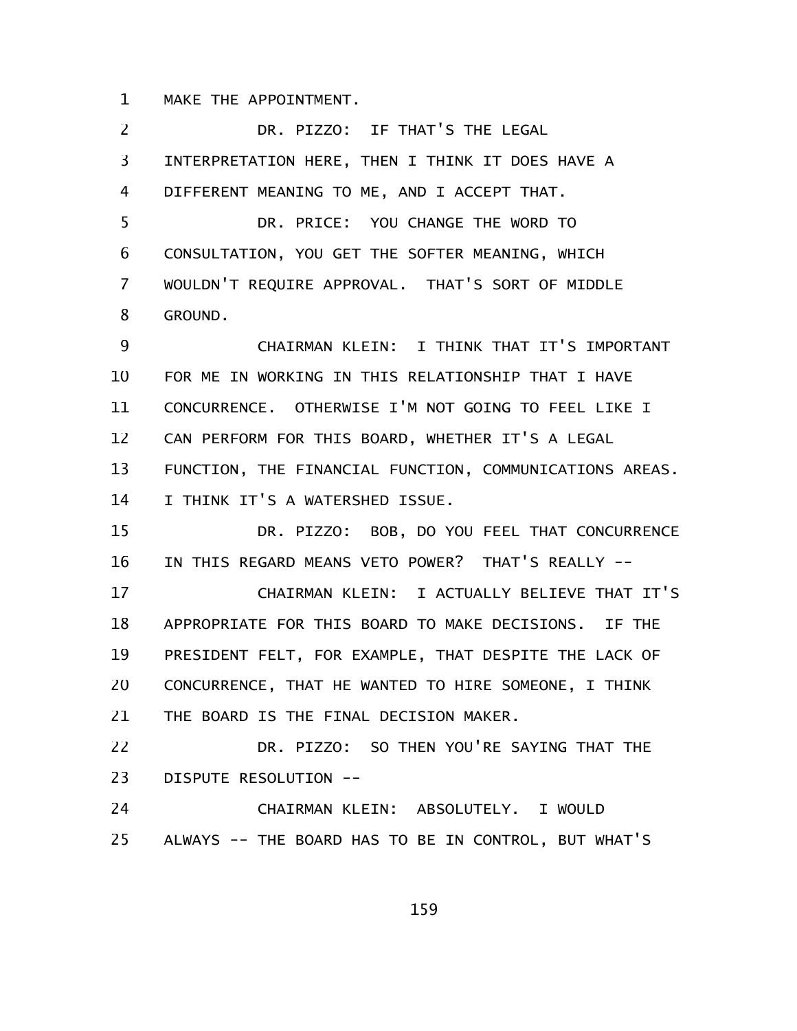MAKE THE APPOINTMENT.

DR. PIZZO: IF THAT'S THE LEGAL INTERPRETATION HERE, THEN I THINK IT DOES HAVE A DIFFERENT MEANING TO ME, AND I ACCEPT THAT.

DR. PRICE: YOU CHANGE THE WORD TO CONSULTATION, YOU GET THE SOFTER MEANING, WHICH WOULDN'T REQUIRE APPROVAL. THAT'S SORT OF MIDDLE GROUND.

CHAIRMAN KLEIN: I THINK THAT IT'S IMPORTANT FOR ME IN WORKING IN THIS RELATIONSHIP THAT I HAVE CONCURRENCE. OTHERWISE I'M NOT GOING TO FEEL LIKE I CAN PERFORM FOR THIS BOARD, WHETHER IT'S A LEGAL FUNCTION, THE FINANCIAL FUNCTION, COMMUNICATIONS AREAS. I THINK IT'S A WATERSHED ISSUE.

DR. PIZZO: BOB, DO YOU FEEL THAT CONCURRENCE IN THIS REGARD MEANS VETO POWER? THAT'S REALLY --

CHAIRMAN KLEIN: I ACTUALLY BELIEVE THAT IT'S APPROPRIATE FOR THIS BOARD TO MAKE DECISIONS. IF THE PRESIDENT FELT, FOR EXAMPLE, THAT DESPITE THE LACK OF CONCURRENCE, THAT HE WANTED TO HIRE SOMEONE, I THINK THE BOARD IS THE FINAL DECISION MAKER.

DR. PIZZO: SO THEN YOU'RE SAYING THAT THE DISPUTE RESOLUTION --

CHAIRMAN KLEIN: ABSOLUTELY. I WOULD ALWAYS -- THE BOARD HAS TO BE IN CONTROL, BUT WHAT'S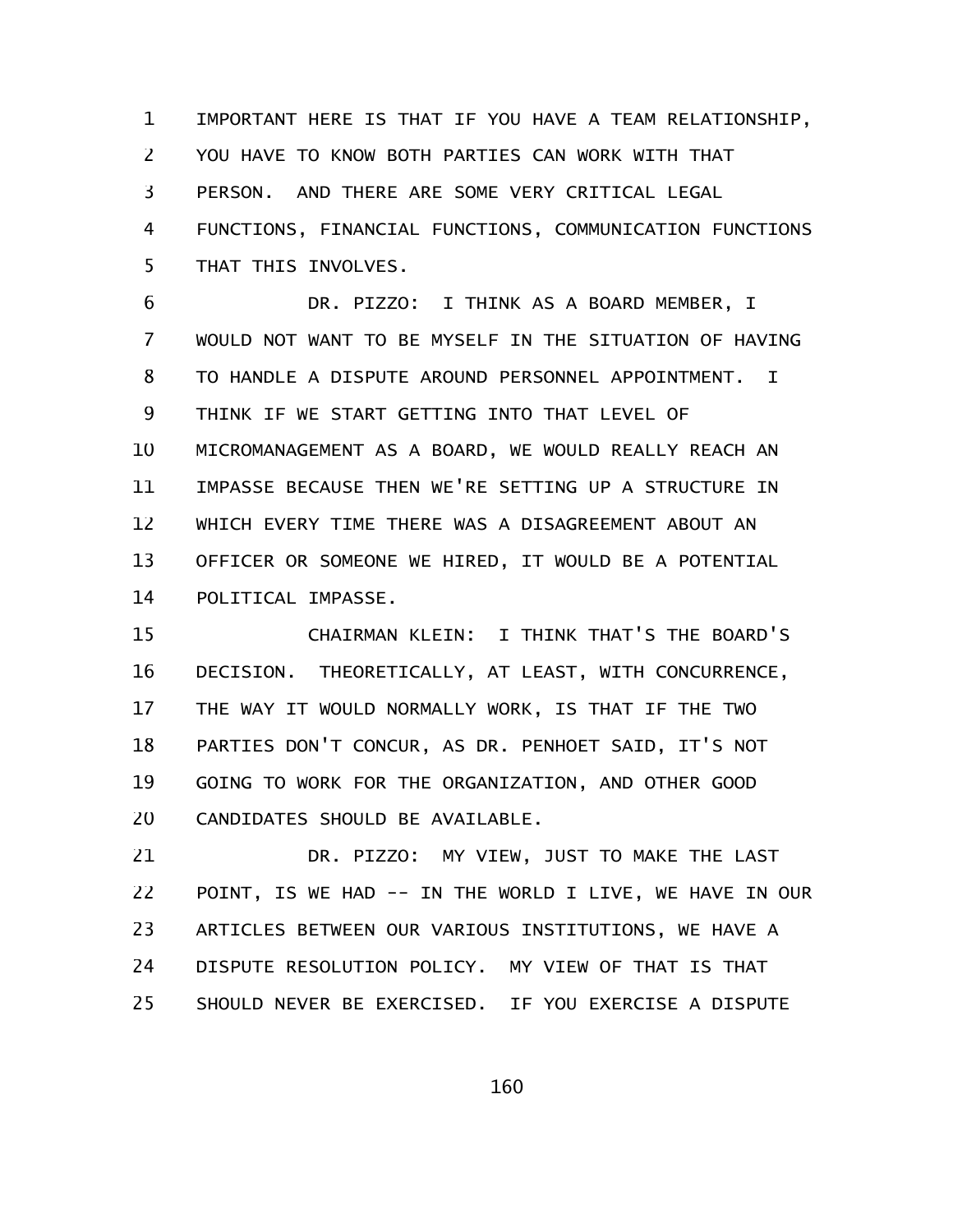IMPORTANT HERE IS THAT IF YOU HAVE A TEAM RELATIONSHIP, YOU HAVE TO KNOW BOTH PARTIES CAN WORK WITH THAT PERSON. AND THERE ARE SOME VERY CRITICAL LEGAL FUNCTIONS, FINANCIAL FUNCTIONS, COMMUNICATION FUNCTIONS THAT THIS INVOLVES.

DR. PIZZO: I THINK AS A BOARD MEMBER, I WOULD NOT WANT TO BE MYSELF IN THE SITUATION OF HAVING TO HANDLE A DISPUTE AROUND PERSONNEL APPOINTMENT. I THINK IF WE START GETTING INTO THAT LEVEL OF MICROMANAGEMENT AS A BOARD, WE WOULD REALLY REACH AN IMPASSE BECAUSE THEN WE'RE SETTING UP A STRUCTURE IN WHICH EVERY TIME THERE WAS A DISAGREEMENT ABOUT AN OFFICER OR SOMEONE WE HIRED, IT WOULD BE A POTENTIAL POLITICAL IMPASSE.

CHAIRMAN KLEIN: I THINK THAT'S THE BOARD'S DECISION. THEORETICALLY, AT LEAST, WITH CONCURRENCE, THE WAY IT WOULD NORMALLY WORK, IS THAT IF THE TWO PARTIES DON'T CONCUR, AS DR. PENHOET SAID, IT'S NOT GOING TO WORK FOR THE ORGANIZATION, AND OTHER GOOD CANDIDATES SHOULD BE AVAILABLE.

DR. PIZZO: MY VIEW, JUST TO MAKE THE LAST POINT, IS WE HAD -- IN THE WORLD I LIVE, WE HAVE IN OUR ARTICLES BETWEEN OUR VARIOUS INSTITUTIONS, WE HAVE A DISPUTE RESOLUTION POLICY. MY VIEW OF THAT IS THAT SHOULD NEVER BE EXERCISED. IF YOU EXERCISE A DISPUTE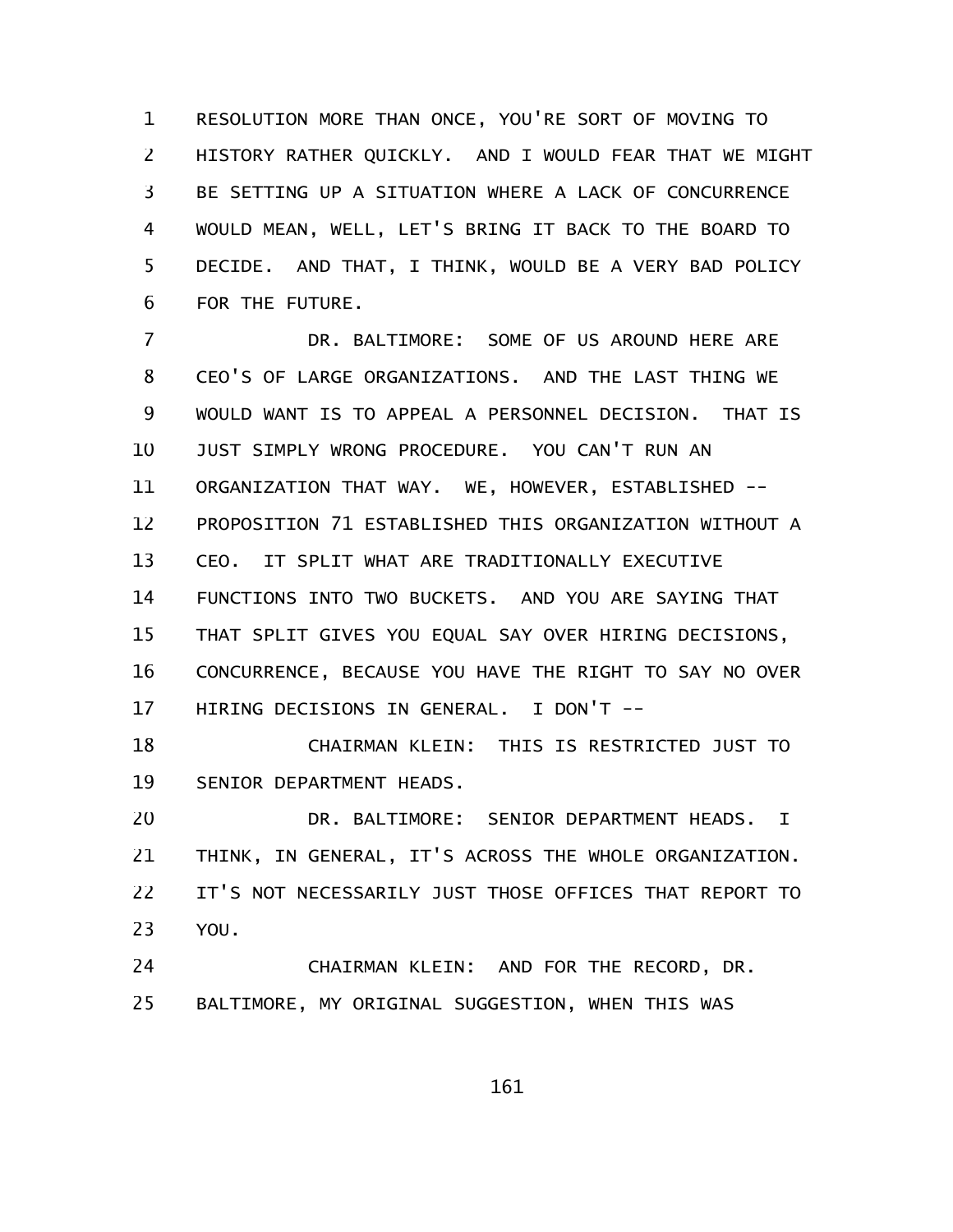RESOLUTION MORE THAN ONCE, YOU'RE SORT OF MOVING TO HISTORY RATHER QUICKLY. AND I WOULD FEAR THAT WE MIGHT BE SETTING UP A SITUATION WHERE A LACK OF CONCURRENCE WOULD MEAN, WELL, LET'S BRING IT BACK TO THE BOARD TO DECIDE. AND THAT, I THINK, WOULD BE A VERY BAD POLICY FOR THE FUTURE.

DR. BALTIMORE: SOME OF US AROUND HERE ARE CEO'S OF LARGE ORGANIZATIONS. AND THE LAST THING WE WOULD WANT IS TO APPEAL A PERSONNEL DECISION. THAT IS JUST SIMPLY WRONG PROCEDURE. YOU CAN'T RUN AN ORGANIZATION THAT WAY. WE, HOWEVER, ESTABLISHED -- PROPOSITION 71 ESTABLISHED THIS ORGANIZATION WITHOUT A CEO. IT SPLIT WHAT ARE TRADITIONALLY EXECUTIVE FUNCTIONS INTO TWO BUCKETS. AND YOU ARE SAYING THAT THAT SPLIT GIVES YOU EQUAL SAY OVER HIRING DECISIONS, CONCURRENCE, BECAUSE YOU HAVE THE RIGHT TO SAY NO OVER HIRING DECISIONS IN GENERAL. I DON'T --

CHAIRMAN KLEIN: THIS IS RESTRICTED JUST TO SENIOR DEPARTMENT HEADS.

DR. BALTIMORE: SENIOR DEPARTMENT HEADS. I THINK, IN GENERAL, IT'S ACROSS THE WHOLE ORGANIZATION. IT'S NOT NECESSARILY JUST THOSE OFFICES THAT REPORT TO YOU.

CHAIRMAN KLEIN: AND FOR THE RECORD, DR. BALTIMORE, MY ORIGINAL SUGGESTION, WHEN THIS WAS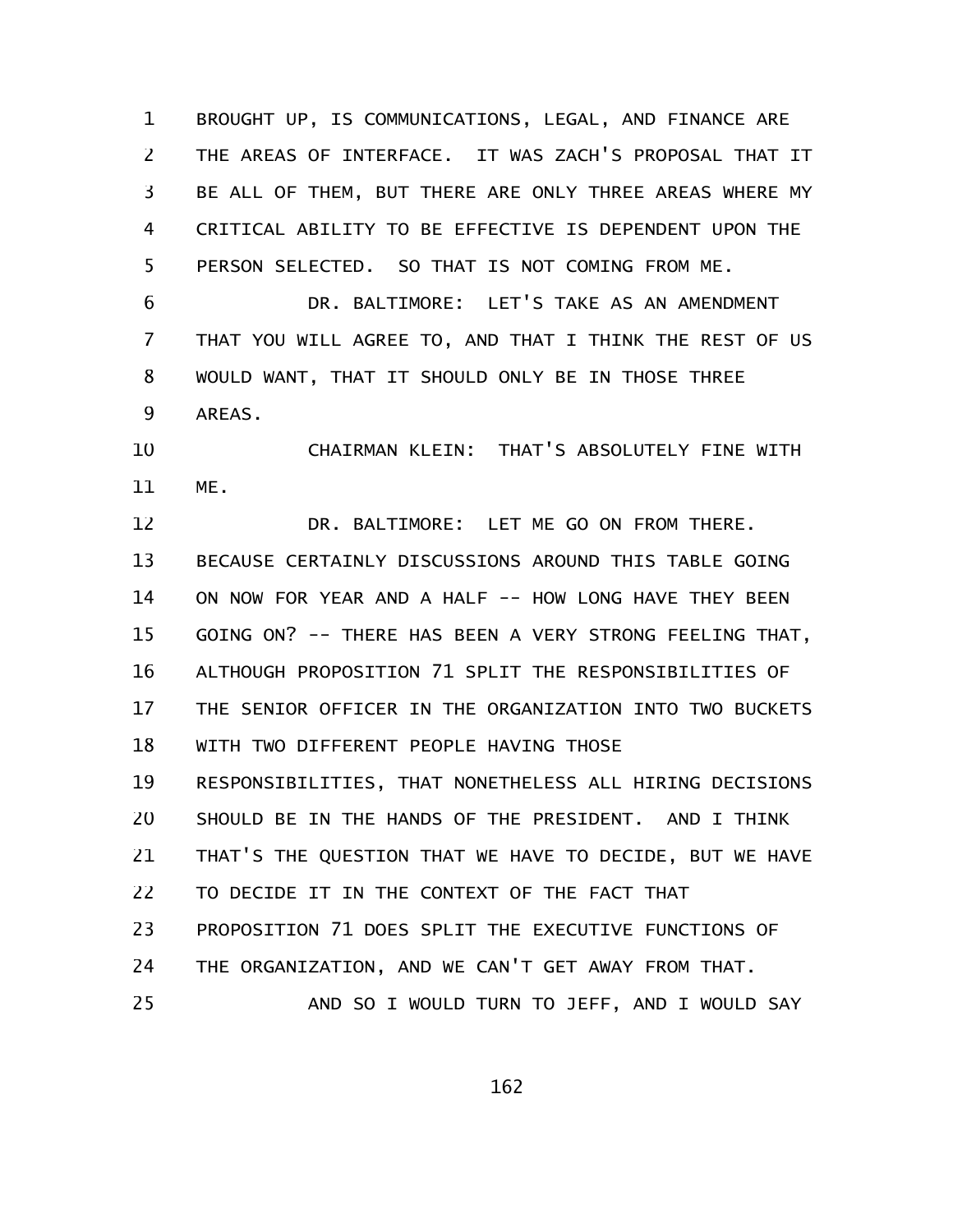BROUGHT UP, IS COMMUNICATIONS, LEGAL, AND FINANCE ARE THE AREAS OF INTERFACE. IT WAS ZACH'S PROPOSAL THAT IT BE ALL OF THEM, BUT THERE ARE ONLY THREE AREAS WHERE MY CRITICAL ABILITY TO BE EFFECTIVE IS DEPENDENT UPON THE PERSON SELECTED. SO THAT IS NOT COMING FROM ME.

DR. BALTIMORE: LET'S TAKE AS AN AMENDMENT THAT YOU WILL AGREE TO, AND THAT I THINK THE REST OF US WOULD WANT, THAT IT SHOULD ONLY BE IN THOSE THREE AREAS.

CHAIRMAN KLEIN: THAT'S ABSOLUTELY FINE WITH ME.

DR. BALTIMORE: LET ME GO ON FROM THERE. BECAUSE CERTAINLY DISCUSSIONS AROUND THIS TABLE GOING ON NOW FOR YEAR AND A HALF -- HOW LONG HAVE THEY BEEN GOING ON? -- THERE HAS BEEN A VERY STRONG FEELING THAT, ALTHOUGH PROPOSITION 71 SPLIT THE RESPONSIBILITIES OF THE SENIOR OFFICER IN THE ORGANIZATION INTO TWO BUCKETS WITH TWO DIFFERENT PEOPLE HAVING THOSE RESPONSIBILITIES, THAT NONETHELESS ALL HIRING DECISIONS SHOULD BE IN THE HANDS OF THE PRESIDENT. AND I THINK THAT'S THE QUESTION THAT WE HAVE TO DECIDE, BUT WE HAVE TO DECIDE IT IN THE CONTEXT OF THE FACT THAT PROPOSITION 71 DOES SPLIT THE EXECUTIVE FUNCTIONS OF THE ORGANIZATION, AND WE CAN'T GET AWAY FROM THAT.

AND SO I WOULD TURN TO JEFF, AND I WOULD SAY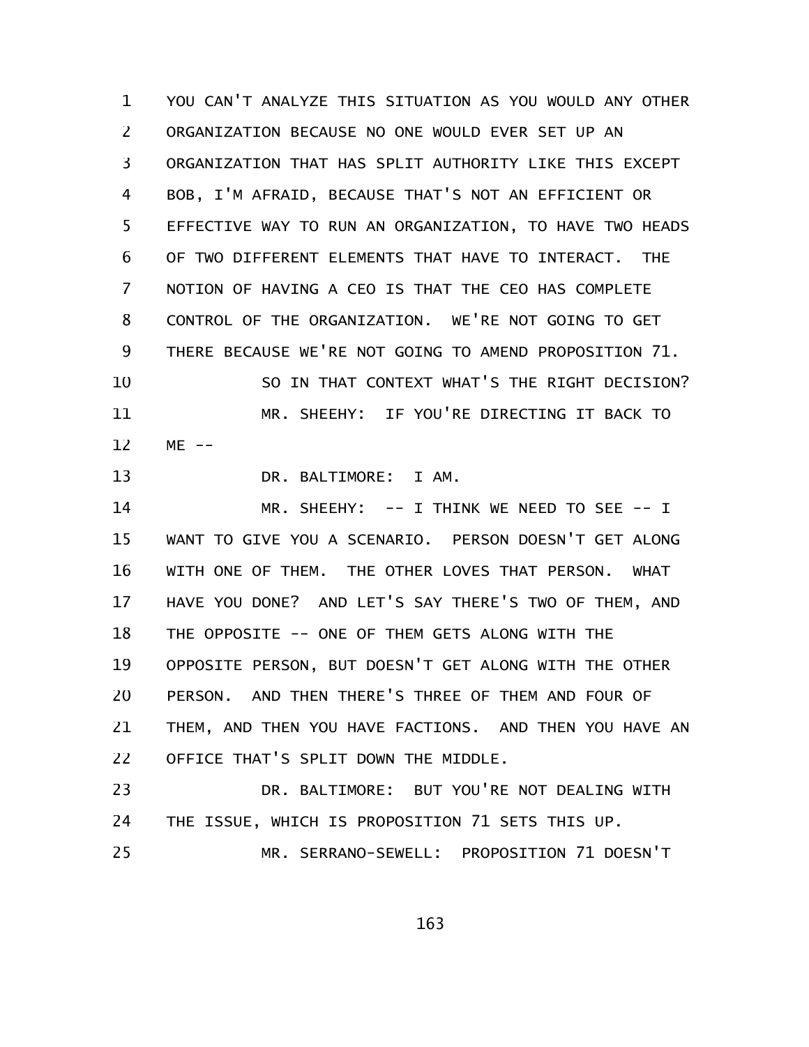YOU CAN'T ANALYZE THIS SITUATION AS YOU WOULD ANY OTHER ORGANIZATION BECAUSE NO ONE WOULD EVER SET UP AN ORGANIZATION THAT HAS SPLIT AUTHORITY LIKE THIS EXCEPT BOB, I'M AFRAID, BECAUSE THAT'S NOT AN EFFICIENT OR EFFECTIVE WAY TO RUN AN ORGANIZATION, TO HAVE TWO HEADS OF TWO DIFFERENT ELEMENTS THAT HAVE TO INTERACT. THE NOTION OF HAVING A CEO IS THAT THE CEO HAS COMPLETE CONTROL OF THE ORGANIZATION. WE'RE NOT GOING TO GET THERE BECAUSE WE'RE NOT GOING TO AMEND PROPOSITION 71.

SO IN THAT CONTEXT WHAT'S THE RIGHT DECISION?

MR. SHEEHY: IF YOU'RE DIRECTING IT BACK TO ME --

DR. BALTIMORE: I AM.

MR. SHEEHY: -- I THINK WE NEED TO SEE -- I WANT TO GIVE YOU A SCENARIO. PERSON DOESN'T GET ALONG WITH ONE OF THEM. THE OTHER LOVES THAT PERSON. WHAT HAVE YOU DONE? AND LET'S SAY THERE'S TWO OF THEM, AND THE OPPOSITE -- ONE OF THEM GETS ALONG WITH THE OPPOSITE PERSON, BUT DOESN'T GET ALONG WITH THE OTHER PERSON. AND THEN THERE'S THREE OF THEM AND FOUR OF THEM, AND THEN YOU HAVE FACTIONS. AND THEN YOU HAVE AN OFFICE THAT'S SPLIT DOWN THE MIDDLE.

DR. BALTIMORE: BUT YOU'RE NOT DEALING WITH THE ISSUE, WHICH IS PROPOSITION 71 SETS THIS UP.

MR. SERRANO-SEWELL: PROPOSITION 71 DOESN'T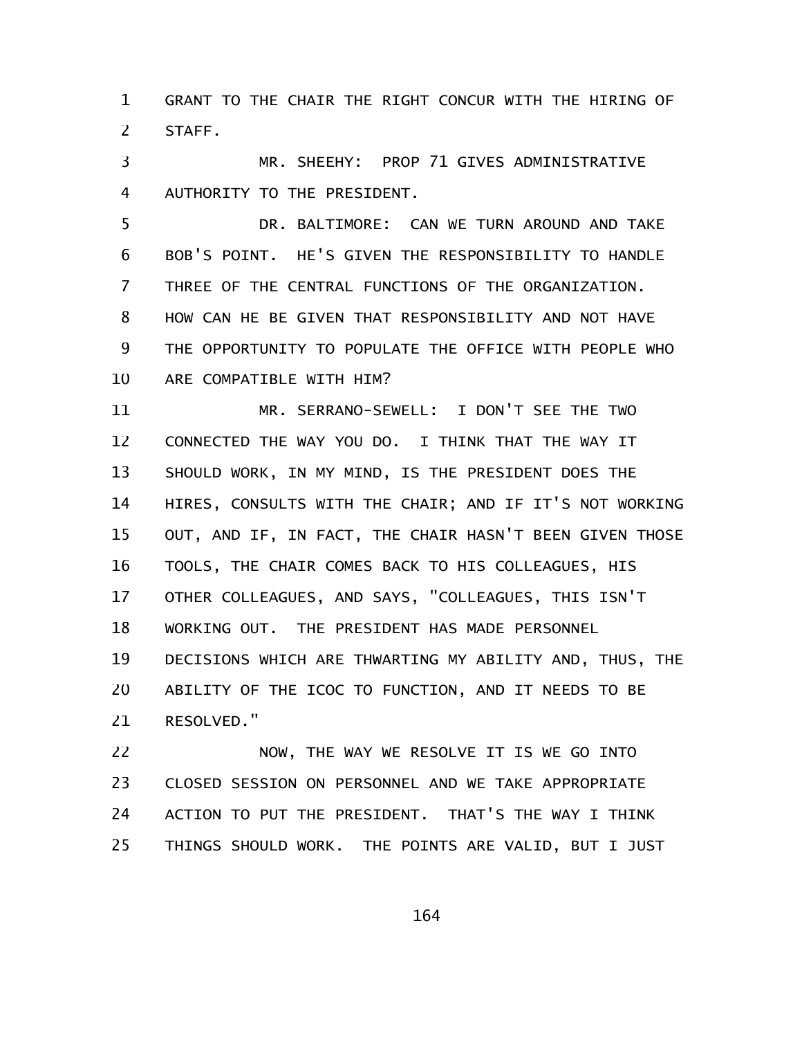GRANT TO THE CHAIR THE RIGHT CONCUR WITH THE HIRING OF STAFF.

MR. SHEEHY: PROP 71 GIVES ADMINISTRATIVE AUTHORITY TO THE PRESIDENT.

DR. BALTIMORE: CAN WE TURN AROUND AND TAKE BOB'S POINT. HE'S GIVEN THE RESPONSIBILITY TO HANDLE THREE OF THE CENTRAL FUNCTIONS OF THE ORGANIZATION. HOW CAN HE BE GIVEN THAT RESPONSIBILITY AND NOT HAVE THE OPPORTUNITY TO POPULATE THE OFFICE WITH PEOPLE WHO ARE COMPATIBLE WITH HIM?

MR. SERRANO-SEWELL: I DON'T SEE THE TWO CONNECTED THE WAY YOU DO. I THINK THAT THE WAY IT SHOULD WORK, IN MY MIND, IS THE PRESIDENT DOES THE HIRES, CONSULTS WITH THE CHAIR; AND IF IT'S NOT WORKING OUT, AND IF, IN FACT, THE CHAIR HASN'T BEEN GIVEN THOSE TOOLS, THE CHAIR COMES BACK TO HIS COLLEAGUES, HIS OTHER COLLEAGUES, AND SAYS, "COLLEAGUES, THIS ISN'T WORKING OUT. THE PRESIDENT HAS MADE PERSONNEL DECISIONS WHICH ARE THWARTING MY ABILITY AND, THUS, THE ABILITY OF THE ICOC TO FUNCTION, AND IT NEEDS TO BE RESOLVED."

NOW, THE WAY WE RESOLVE IT IS WE GO INTO CLOSED SESSION ON PERSONNEL AND WE TAKE APPROPRIATE ACTION TO PUT THE PRESIDENT. THAT'S THE WAY I THINK THINGS SHOULD WORK. THE POINTS ARE VALID, BUT I JUST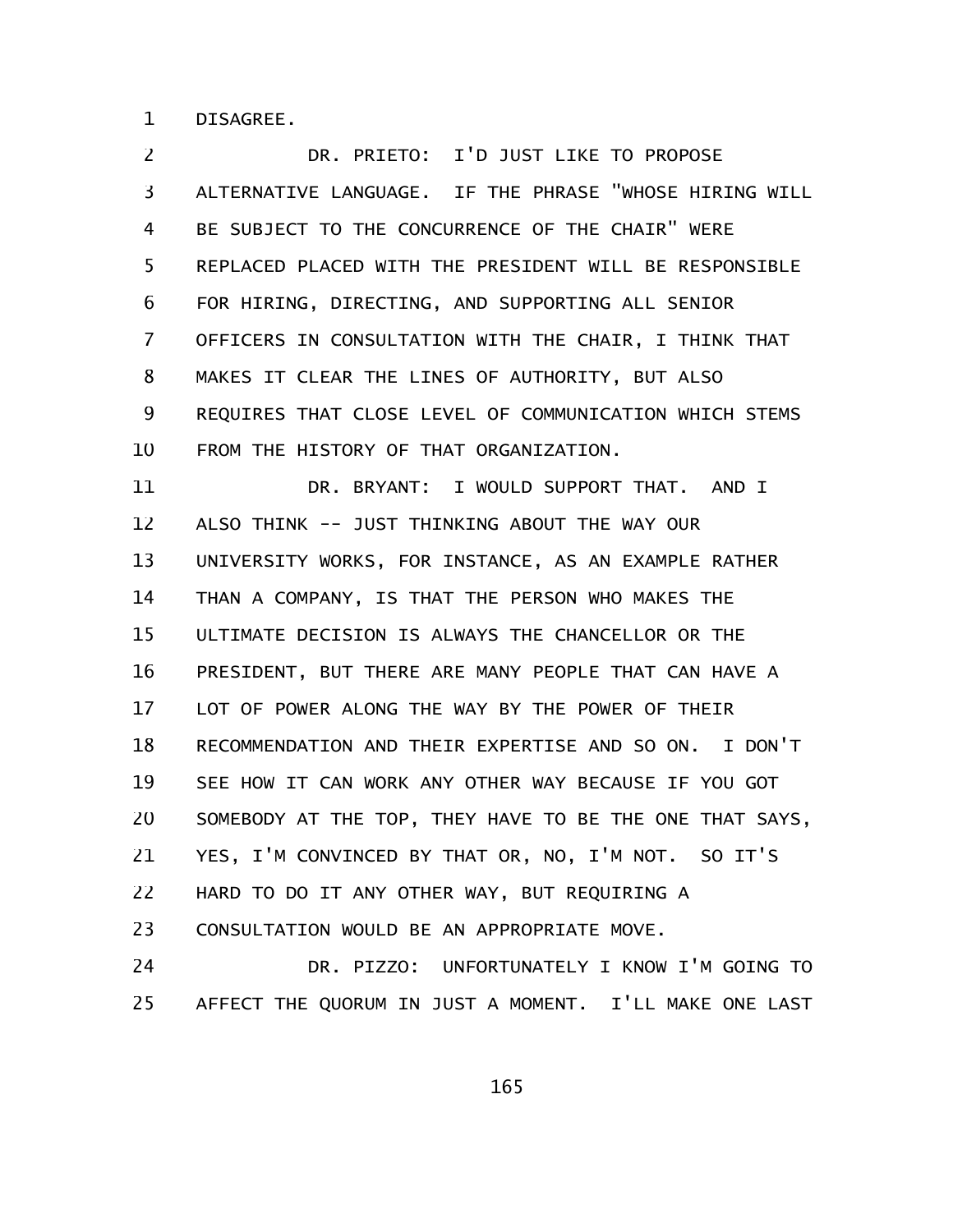DISAGREE.

DR. PRIETO: I'D JUST LIKE TO PROPOSE ALTERNATIVE LANGUAGE. IF THE PHRASE "WHOSE HIRING WILL BE SUBJECT TO THE CONCURRENCE OF THE CHAIR" WERE REPLACED PLACED WITH THE PRESIDENT WILL BE RESPONSIBLE FOR HIRING, DIRECTING, AND SUPPORTING ALL SENIOR OFFICERS IN CONSULTATION WITH THE CHAIR, I THINK THAT MAKES IT CLEAR THE LINES OF AUTHORITY, BUT ALSO REQUIRES THAT CLOSE LEVEL OF COMMUNICATION WHICH STEMS FROM THE HISTORY OF THAT ORGANIZATION.

DR. BRYANT: I WOULD SUPPORT THAT. AND I ALSO THINK -- JUST THINKING ABOUT THE WAY OUR UNIVERSITY WORKS, FOR INSTANCE, AS AN EXAMPLE RATHER THAN A COMPANY, IS THAT THE PERSON WHO MAKES THE ULTIMATE DECISION IS ALWAYS THE CHANCELLOR OR THE PRESIDENT, BUT THERE ARE MANY PEOPLE THAT CAN HAVE A LOT OF POWER ALONG THE WAY BY THE POWER OF THEIR RECOMMENDATION AND THEIR EXPERTISE AND SO ON. I DON'T SEE HOW IT CAN WORK ANY OTHER WAY BECAUSE IF YOU GOT SOMEBODY AT THE TOP, THEY HAVE TO BE THE ONE THAT SAYS, YES, I'M CONVINCED BY THAT OR, NO, I'M NOT. SO IT'S HARD TO DO IT ANY OTHER WAY, BUT REQUIRING A CONSULTATION WOULD BE AN APPROPRIATE MOVE.

DR. PIZZO: UNFORTUNATELY I KNOW I'M GOING TO AFFECT THE QUORUM IN JUST A MOMENT. I'LL MAKE ONE LAST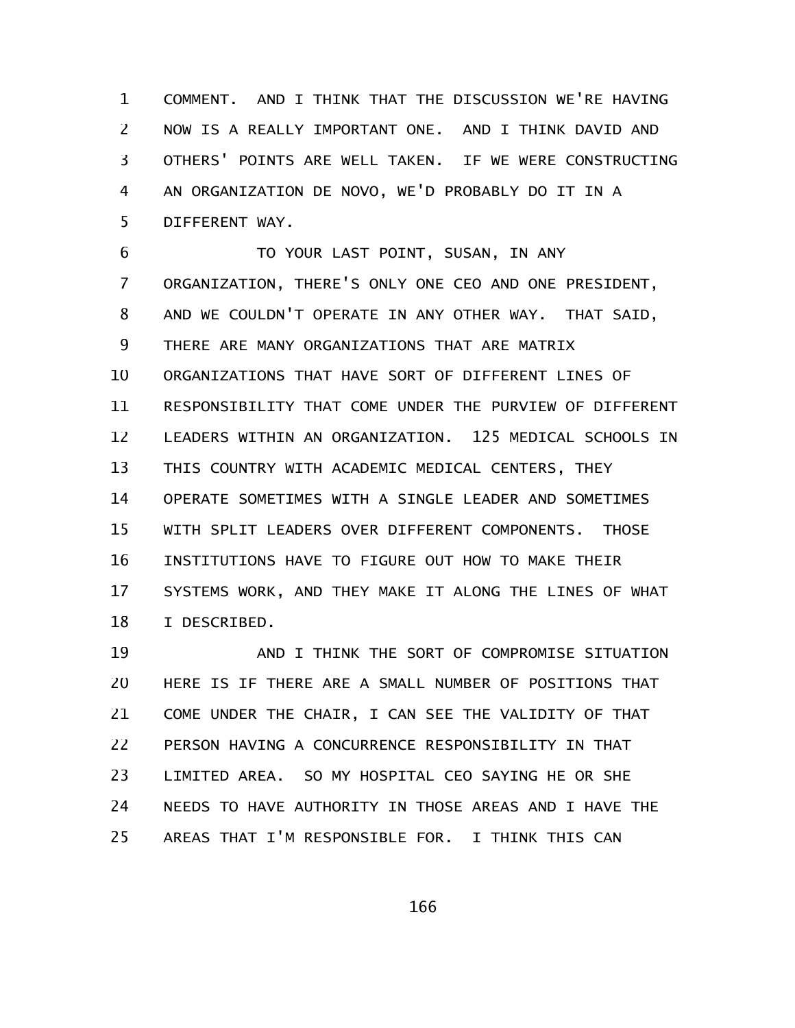COMMENT. AND I THINK THAT THE DISCUSSION WE'RE HAVING NOW IS A REALLY IMPORTANT ONE. AND I THINK DAVID AND OTHERS' POINTS ARE WELL TAKEN. IF WE WERE CONSTRUCTING AN ORGANIZATION DE NOVO, WE'D PROBABLY DO IT IN A DIFFERENT WAY.

TO YOUR LAST POINT, SUSAN, IN ANY ORGANIZATION, THERE'S ONLY ONE CEO AND ONE PRESIDENT, AND WE COULDN'T OPERATE IN ANY OTHER WAY. THAT SAID, THERE ARE MANY ORGANIZATIONS THAT ARE MATRIX ORGANIZATIONS THAT HAVE SORT OF DIFFERENT LINES OF RESPONSIBILITY THAT COME UNDER THE PURVIEW OF DIFFERENT LEADERS WITHIN AN ORGANIZATION. 125 MEDICAL SCHOOLS IN THIS COUNTRY WITH ACADEMIC MEDICAL CENTERS, THEY OPERATE SOMETIMES WITH A SINGLE LEADER AND SOMETIMES WITH SPLIT LEADERS OVER DIFFERENT COMPONENTS. THOSE INSTITUTIONS HAVE TO FIGURE OUT HOW TO MAKE THEIR SYSTEMS WORK, AND THEY MAKE IT ALONG THE LINES OF WHAT I DESCRIBED.

AND I THINK THE SORT OF COMPROMISE SITUATION HERE IS IF THERE ARE A SMALL NUMBER OF POSITIONS THAT COME UNDER THE CHAIR, I CAN SEE THE VALIDITY OF THAT PERSON HAVING A CONCURRENCE RESPONSIBILITY IN THAT LIMITED AREA. SO MY HOSPITAL CEO SAYING HE OR SHE NEEDS TO HAVE AUTHORITY IN THOSE AREAS AND I HAVE THE AREAS THAT I'M RESPONSIBLE FOR. I THINK THIS CAN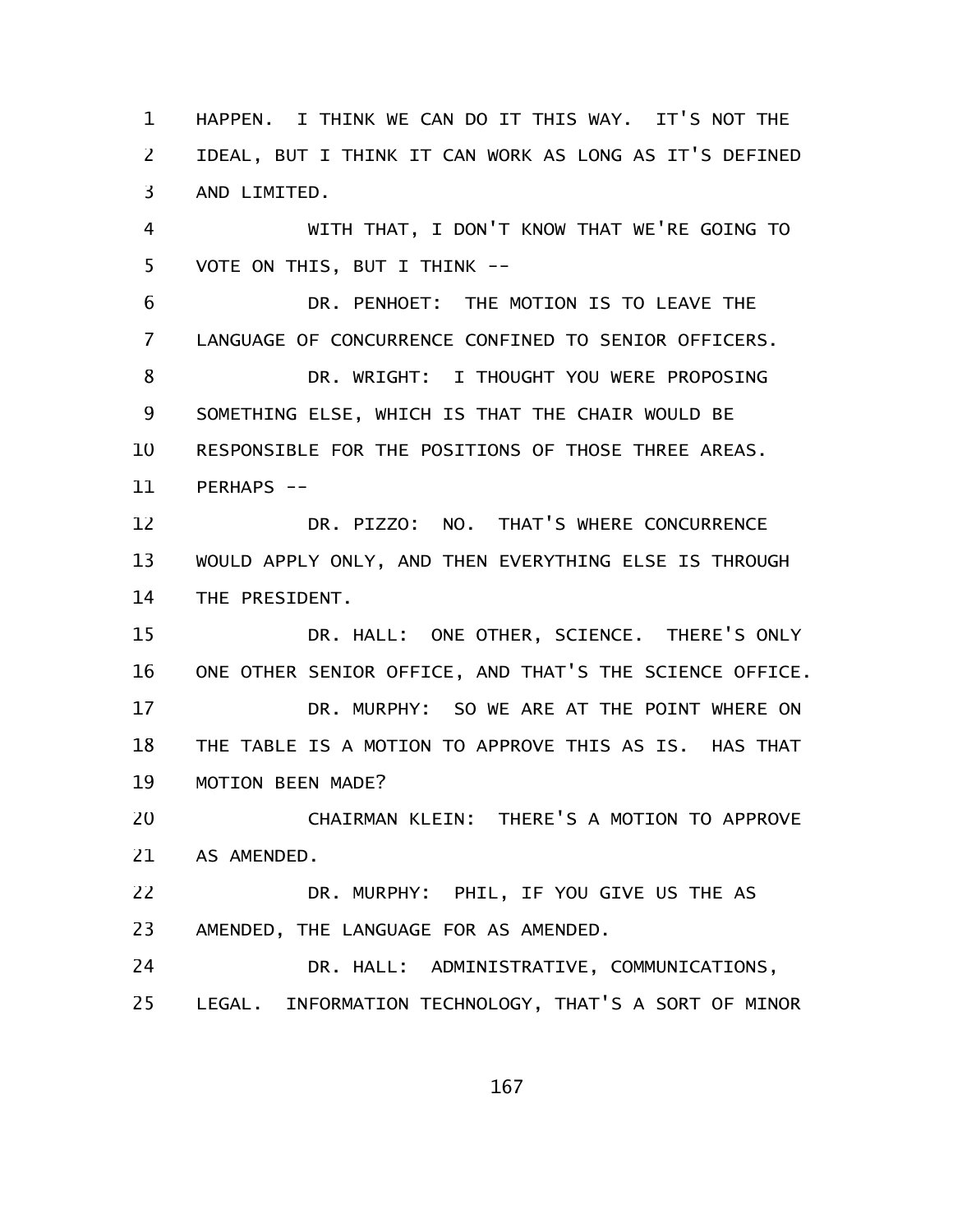HAPPEN. I THINK WE CAN DO IT THIS WAY. IT'S NOT THE IDEAL, BUT I THINK IT CAN WORK AS LONG AS IT'S DEFINED AND LIMITED.

WITH THAT, I DON'T KNOW THAT WE'RE GOING TO VOTE ON THIS, BUT I THINK --

DR. PENHOET: THE MOTION IS TO LEAVE THE LANGUAGE OF CONCURRENCE CONFINED TO SENIOR OFFICERS.

DR. WRIGHT: I THOUGHT YOU WERE PROPOSING SOMETHING ELSE, WHICH IS THAT THE CHAIR WOULD BE RESPONSIBLE FOR THE POSITIONS OF THOSE THREE AREAS. PERHAPS --

DR. PIZZO: NO. THAT'S WHERE CONCURRENCE WOULD APPLY ONLY, AND THEN EVERYTHING ELSE IS THROUGH THE PRESIDENT.

DR. HALL: ONE OTHER, SCIENCE. THERE'S ONLY ONE OTHER SENIOR OFFICE, AND THAT'S THE SCIENCE OFFICE.

DR. MURPHY: SO WE ARE AT THE POINT WHERE ON THE TABLE IS A MOTION TO APPROVE THIS AS IS. HAS THAT MOTION BEEN MADE?

CHAIRMAN KLEIN: THERE'S A MOTION TO APPROVE AS AMENDED.

DR. MURPHY: PHIL, IF YOU GIVE US THE AS AMENDED, THE LANGUAGE FOR AS AMENDED.

DR. HALL: ADMINISTRATIVE, COMMUNICATIONS, LEGAL. INFORMATION TECHNOLOGY, THAT'S A SORT OF MINOR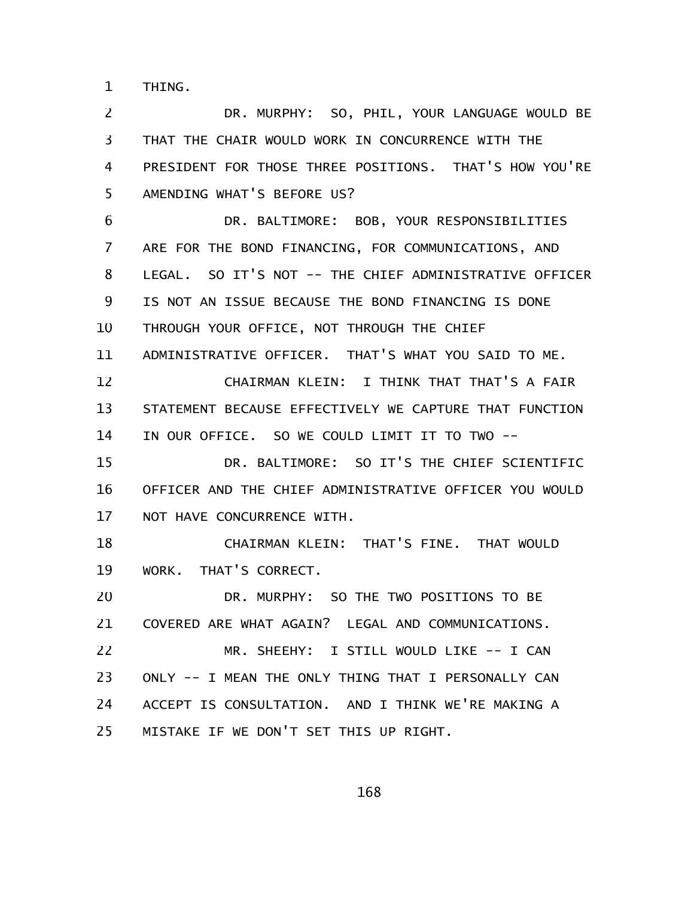THING.

DR. MURPHY: SO, PHIL, YOUR LANGUAGE WOULD BE THAT THE CHAIR WOULD WORK IN CONCURRENCE WITH THE PRESIDENT FOR THOSE THREE POSITIONS. THAT'S HOW YOU'RE AMENDING WHAT'S BEFORE US?

DR. BALTIMORE: BOB, YOUR RESPONSIBILITIES ARE FOR THE BOND FINANCING, FOR COMMUNICATIONS, AND LEGAL. SO IT'S NOT -- THE CHIEF ADMINISTRATIVE OFFICER IS NOT AN ISSUE BECAUSE THE BOND FINANCING IS DONE THROUGH YOUR OFFICE, NOT THROUGH THE CHIEF ADMINISTRATIVE OFFICER. THAT'S WHAT YOU SAID TO ME.

CHAIRMAN KLEIN: I THINK THAT THAT'S A FAIR STATEMENT BECAUSE EFFECTIVELY WE CAPTURE THAT FUNCTION IN OUR OFFICE. SO WE COULD LIMIT IT TO TWO --

DR. BALTIMORE: SO IT'S THE CHIEF SCIENTIFIC OFFICER AND THE CHIEF ADMINISTRATIVE OFFICER YOU WOULD NOT HAVE CONCURRENCE WITH.

CHAIRMAN KLEIN: THAT'S FINE. THAT WOULD WORK. THAT'S CORRECT.

DR. MURPHY: SO THE TWO POSITIONS TO BE COVERED ARE WHAT AGAIN? LEGAL AND COMMUNICATIONS.

MR. SHEEHY: I STILL WOULD LIKE -- I CAN ONLY -- I MEAN THE ONLY THING THAT I PERSONALLY CAN ACCEPT IS CONSULTATION. AND I THINK WE'RE MAKING A MISTAKE IF WE DON'T SET THIS UP RIGHT.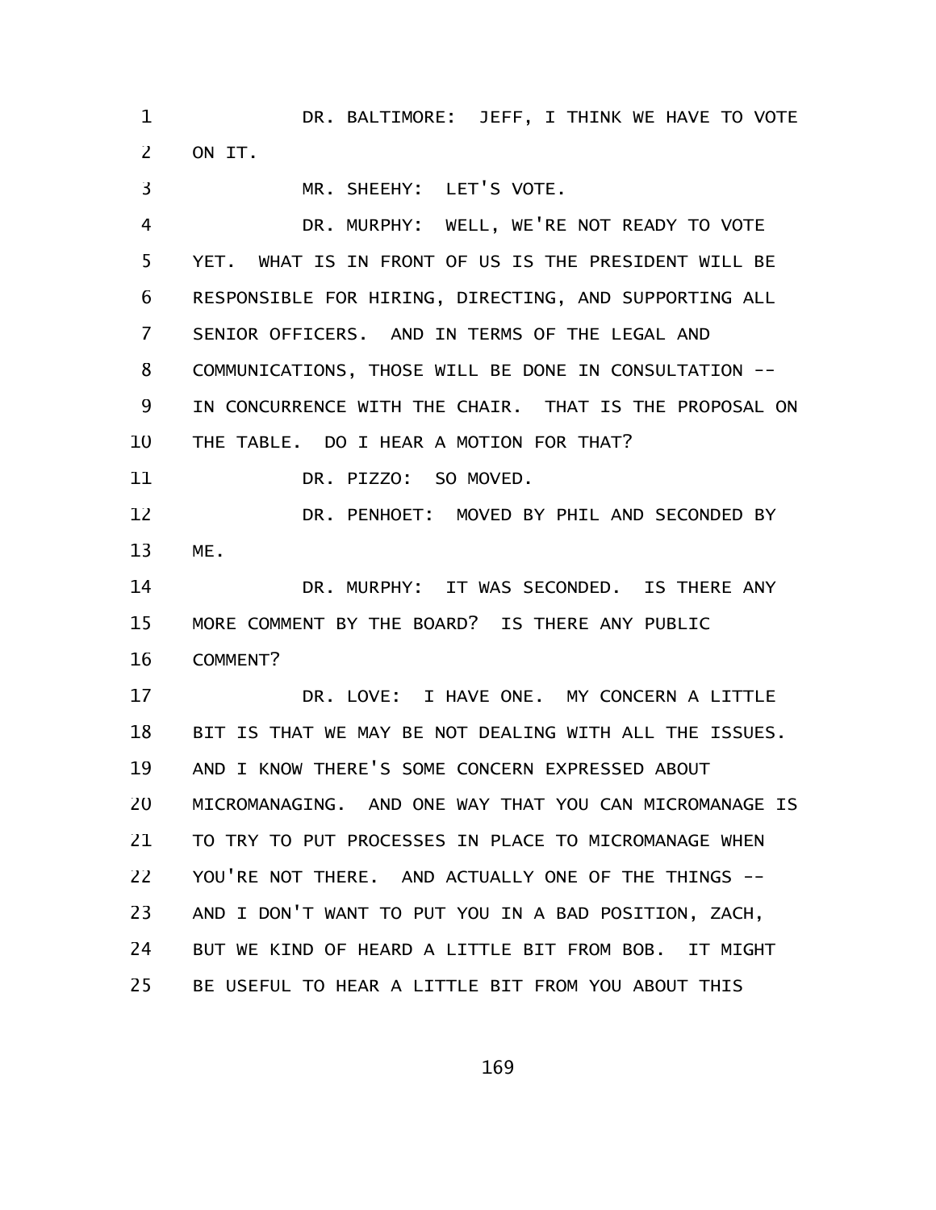DR. BALTIMORE: JEFF, I THINK WE HAVE TO VOTE ON IT.

MR. SHEEHY: LET'S VOTE.

DR. MURPHY: WELL, WE'RE NOT READY TO VOTE YET. WHAT IS IN FRONT OF US IS THE PRESIDENT WILL BE RESPONSIBLE FOR HIRING, DIRECTING, AND SUPPORTING ALL SENIOR OFFICERS. AND IN TERMS OF THE LEGAL AND COMMUNICATIONS, THOSE WILL BE DONE IN CONSULTATION -- IN CONCURRENCE WITH THE CHAIR. THAT IS THE PROPOSAL ON THE TABLE. DO I HEAR A MOTION FOR THAT?

DR. PIZZO: SO MOVED.

DR. PENHOET: MOVED BY PHIL AND SECONDED BY ME.

DR. MURPHY: IT WAS SECONDED. IS THERE ANY MORE COMMENT BY THE BOARD? IS THERE ANY PUBLIC COMMENT?

DR. LOVE: I HAVE ONE. MY CONCERN A LITTLE BIT IS THAT WE MAY BE NOT DEALING WITH ALL THE ISSUES. AND I KNOW THERE'S SOME CONCERN EXPRESSED ABOUT MICROMANAGING. AND ONE WAY THAT YOU CAN MICROMANAGE IS TO TRY TO PUT PROCESSES IN PLACE TO MICROMANAGE WHEN YOU'RE NOT THERE. AND ACTUALLY ONE OF THE THINGS -- AND I DON'T WANT TO PUT YOU IN A BAD POSITION, ZACH, BUT WE KIND OF HEARD A LITTLE BIT FROM BOB. IT MIGHT BE USEFUL TO HEAR A LITTLE BIT FROM YOU ABOUT THIS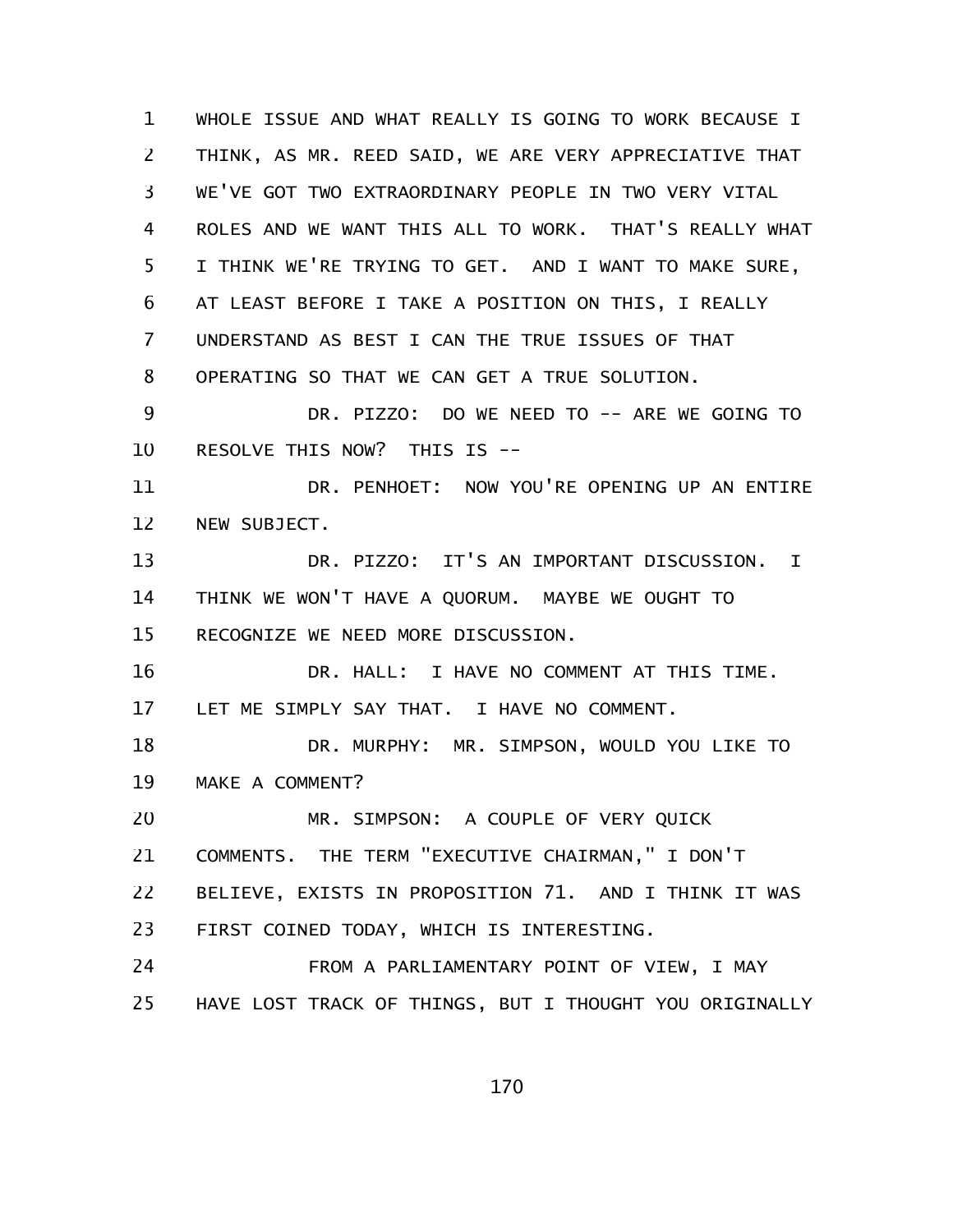WHOLE ISSUE AND WHAT REALLY IS GOING TO WORK BECAUSE I THINK, AS MR. REED SAID, WE ARE VERY APPRECIATIVE THAT WE'VE GOT TWO EXTRAORDINARY PEOPLE IN TWO VERY VITAL ROLES AND WE WANT THIS ALL TO WORK. THAT'S REALLY WHAT I THINK WE'RE TRYING TO GET. AND I WANT TO MAKE SURE, AT LEAST BEFORE I TAKE A POSITION ON THIS, I REALLY UNDERSTAND AS BEST I CAN THE TRUE ISSUES OF THAT OPERATING SO THAT WE CAN GET A TRUE SOLUTION.

DR. PIZZO: DO WE NEED TO -- ARE WE GOING TO RESOLVE THIS NOW? THIS IS --

DR. PENHOET: NOW YOU'RE OPENING UP AN ENTIRE NEW SUBJECT.

DR. PIZZO: IT'S AN IMPORTANT DISCUSSION. I THINK WE WON'T HAVE A QUORUM. MAYBE WE OUGHT TO RECOGNIZE WE NEED MORE DISCUSSION.

DR. HALL: I HAVE NO COMMENT AT THIS TIME. LET ME SIMPLY SAY THAT. I HAVE NO COMMENT.

DR. MURPHY: MR. SIMPSON, WOULD YOU LIKE TO MAKE A COMMENT?

MR. SIMPSON: A COUPLE OF VERY QUICK COMMENTS. THE TERM "EXECUTIVE CHAIRMAN," I DON'T BELIEVE, EXISTS IN PROPOSITION 71. AND I THINK IT WAS FIRST COINED TODAY, WHICH IS INTERESTING.

FROM A PARLIAMENTARY POINT OF VIEW, I MAY HAVE LOST TRACK OF THINGS, BUT I THOUGHT YOU ORIGINALLY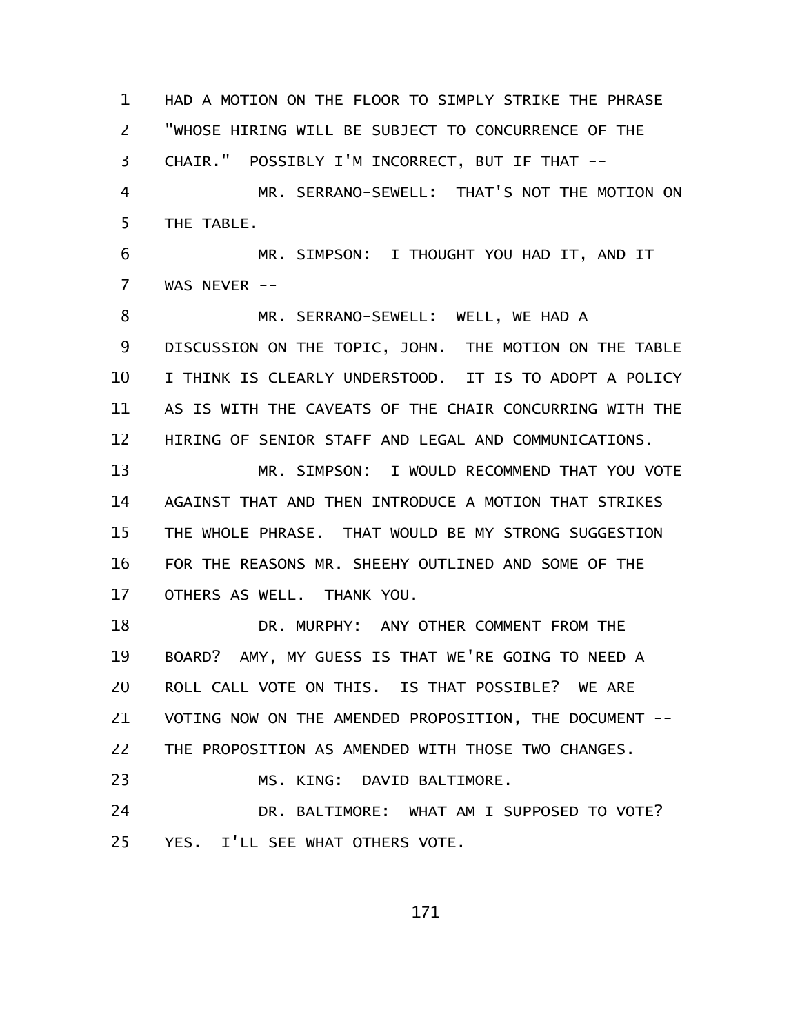HAD A MOTION ON THE FLOOR TO SIMPLY STRIKE THE PHRASE "WHOSE HIRING WILL BE SUBJECT TO CONCURRENCE OF THE CHAIR." POSSIBLY I'M INCORRECT, BUT IF THAT --

MR. SERRANO-SEWELL: THAT'S NOT THE MOTION ON THE TABLE.

MR. SIMPSON: I THOUGHT YOU HAD IT, AND IT WAS NEVER --

MR. SERRANO-SEWELL: WELL, WE HAD A DISCUSSION ON THE TOPIC, JOHN. THE MOTION ON THE TABLE I THINK IS CLEARLY UNDERSTOOD. IT IS TO ADOPT A POLICY AS IS WITH THE CAVEATS OF THE CHAIR CONCURRING WITH THE HIRING OF SENIOR STAFF AND LEGAL AND COMMUNICATIONS.

MR. SIMPSON: I WOULD RECOMMEND THAT YOU VOTE AGAINST THAT AND THEN INTRODUCE A MOTION THAT STRIKES THE WHOLE PHRASE. THAT WOULD BE MY STRONG SUGGESTION FOR THE REASONS MR. SHEEHY OUTLINED AND SOME OF THE OTHERS AS WELL. THANK YOU.

DR. MURPHY: ANY OTHER COMMENT FROM THE BOARD? AMY, MY GUESS IS THAT WE'RE GOING TO NEED A ROLL CALL VOTE ON THIS. IS THAT POSSIBLE? WE ARE VOTING NOW ON THE AMENDED PROPOSITION, THE DOCUMENT -- THE PROPOSITION AS AMENDED WITH THOSE TWO CHANGES.

MS. KING: DAVID BALTIMORE.

DR. BALTIMORE: WHAT AM I SUPPOSED TO VOTE? YES. I'LL SEE WHAT OTHERS VOTE.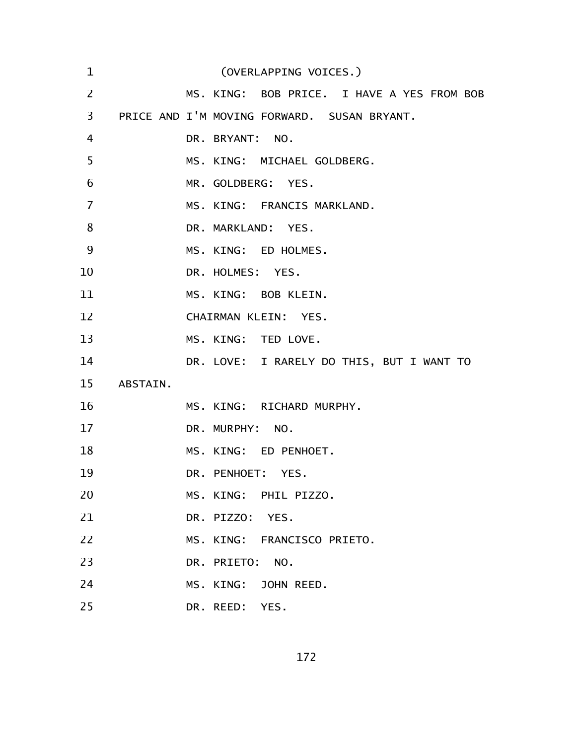(OVERLAPPING VOICES.)

MS. KING: BOB PRICE. I HAVE A YES FROM BOB PRICE AND I'M MOVING FORWARD. SUSAN BRYANT.

DR. BRYANT: NO.

MS. KING: MICHAEL GOLDBERG.

MR. GOLDBERG: YES.

MS. KING: FRANCIS MARKLAND.

DR. MARKLAND: YES.

MS. KING: ED HOLMES.

DR. HOLMES: YES.

MS. KING: BOB KLEIN.

CHAIRMAN KLEIN: YES.

MS. KING: TED LOVE.

DR. LOVE: I RARELY DO THIS, BUT I WANT TO ABSTAIN.

MS. KING: RICHARD MURPHY.

DR. MURPHY: NO.

MS. KING: ED PENHOET.

DR. PENHOET: YES.

MS. KING: PHIL PIZZO.

DR. PIZZO: YES.

MS. KING: FRANCISCO PRIETO.

DR. PRIETO: NO.

MS. KING: JOHN REED.

DR. REED: YES.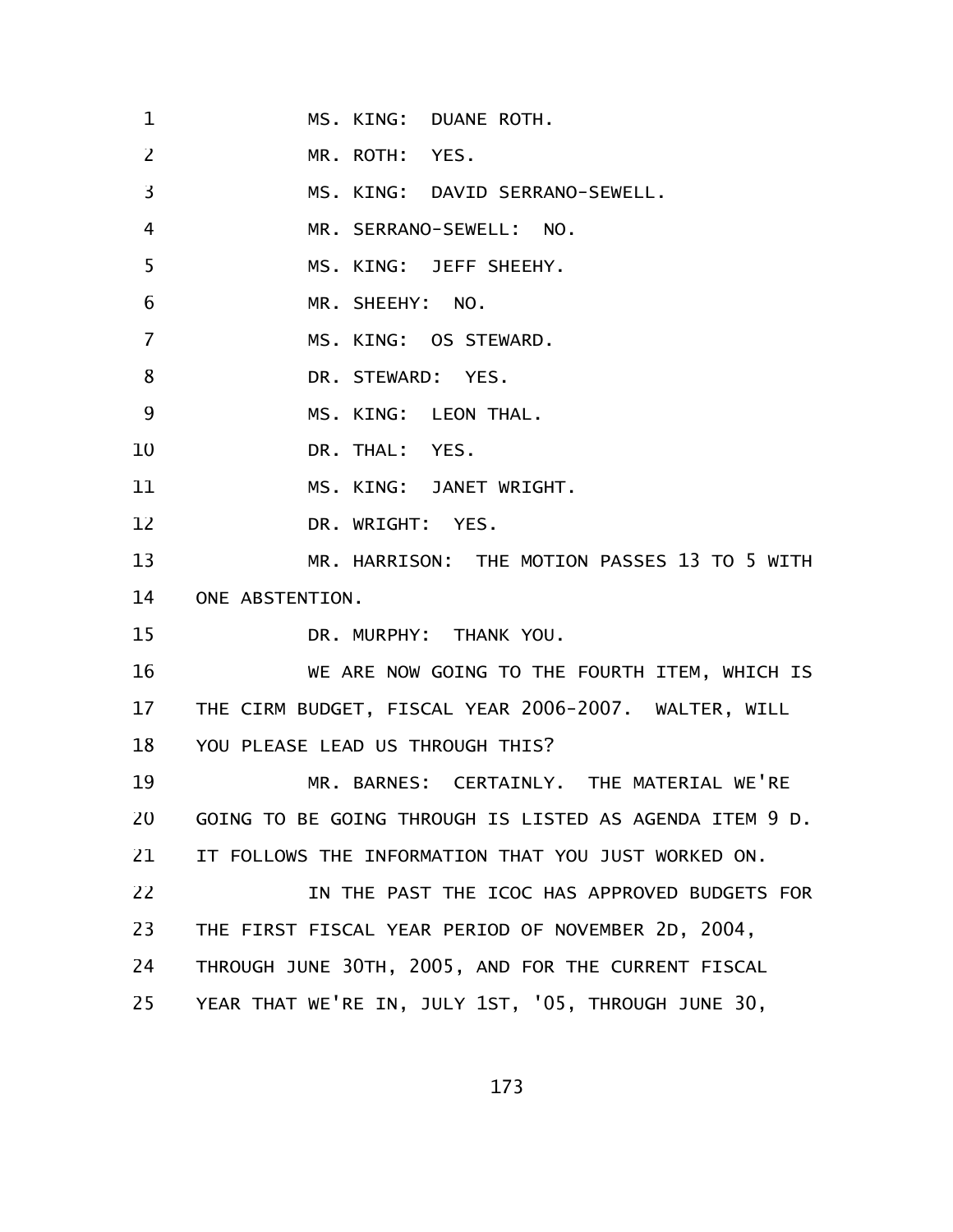MS. KING: DUANE ROTH.

MR. ROTH: YES.

MS. KING: DAVID SERRANO-SEWELL.

MR. SERRANO-SEWELL: NO.

MS. KING: JEFF SHEEHY.

MR. SHEEHY: NO.

MS. KING: OS STEWARD.

DR. STEWARD: YES.

MS. KING: LEON THAL.

DR. THAL: YES.

MS. KING: JANET WRIGHT.

DR. WRIGHT: YES.

MR. HARRISON: THE MOTION PASSES 13 TO 5 WITH ONE ABSTENTION.

DR. MURPHY: THANK YOU.

WE ARE NOW GOING TO THE FOURTH ITEM, WHICH IS THE CIRM BUDGET, FISCAL YEAR 2006-2007. WALTER, WILL YOU PLEASE LEAD US THROUGH THIS?

MR. BARNES: CERTAINLY. THE MATERIAL WE'RE GOING TO BE GOING THROUGH IS LISTED AS AGENDA ITEM 9 D. IT FOLLOWS THE INFORMATION THAT YOU JUST WORKED ON.

IN THE PAST THE ICOC HAS APPROVED BUDGETS FOR THE FIRST FISCAL YEAR PERIOD OF NOVEMBER 2D, 2004, THROUGH JUNE 30TH, 2005, AND FOR THE CURRENT FISCAL YEAR THAT WE'RE IN, JULY 1ST, '05, THROUGH JUNE 30,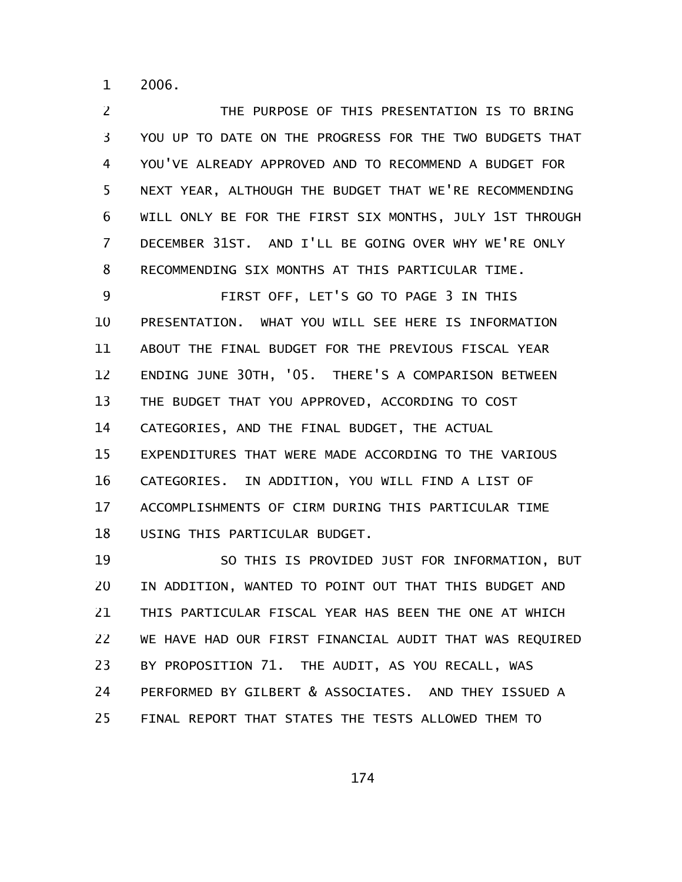2006.

THE PURPOSE OF THIS PRESENTATION IS TO BRING YOU UP TO DATE ON THE PROGRESS FOR THE TWO BUDGETS THAT YOU'VE ALREADY APPROVED AND TO RECOMMEND A BUDGET FOR NEXT YEAR, ALTHOUGH THE BUDGET THAT WE'RE RECOMMENDING WILL ONLY BE FOR THE FIRST SIX MONTHS, JULY 1ST THROUGH DECEMBER 31ST. AND I'LL BE GOING OVER WHY WE'RE ONLY RECOMMENDING SIX MONTHS AT THIS PARTICULAR TIME.

FIRST OFF, LET'S GO TO PAGE 3 IN THIS PRESENTATION. WHAT YOU WILL SEE HERE IS INFORMATION ABOUT THE FINAL BUDGET FOR THE PREVIOUS FISCAL YEAR ENDING JUNE 30TH, '05. THERE'S A COMPARISON BETWEEN THE BUDGET THAT YOU APPROVED, ACCORDING TO COST CATEGORIES, AND THE FINAL BUDGET, THE ACTUAL EXPENDITURES THAT WERE MADE ACCORDING TO THE VARIOUS CATEGORIES. IN ADDITION, YOU WILL FIND A LIST OF ACCOMPLISHMENTS OF CIRM DURING THIS PARTICULAR TIME USING THIS PARTICULAR BUDGET.

SO THIS IS PROVIDED JUST FOR INFORMATION, BUT IN ADDITION, WANTED TO POINT OUT THAT THIS BUDGET AND THIS PARTICULAR FISCAL YEAR HAS BEEN THE ONE AT WHICH WE HAVE HAD OUR FIRST FINANCIAL AUDIT THAT WAS REQUIRED BY PROPOSITION 71. THE AUDIT, AS YOU RECALL, WAS PERFORMED BY GILBERT & ASSOCIATES. AND THEY ISSUED A FINAL REPORT THAT STATES THE TESTS ALLOWED THEM TO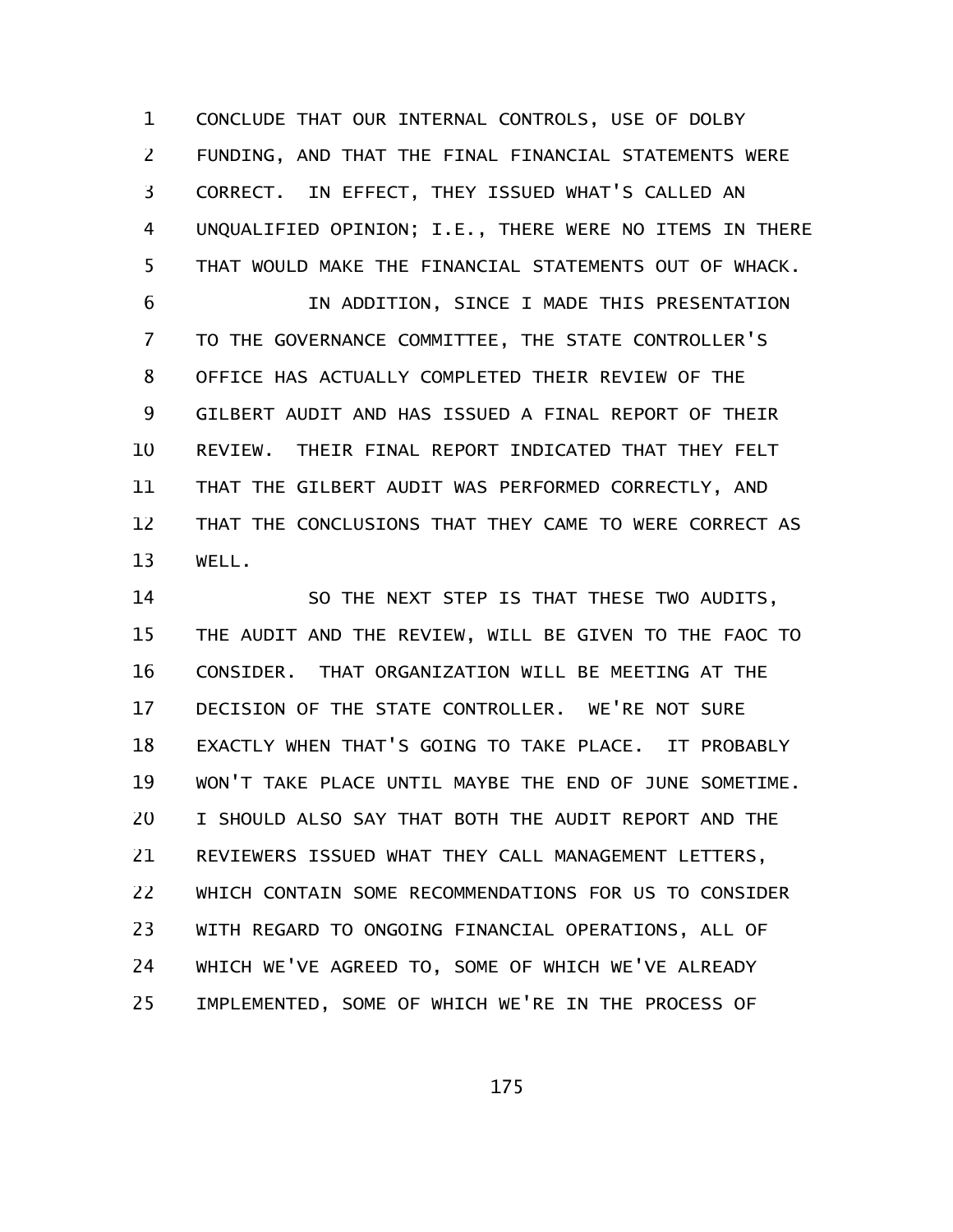CONCLUDE THAT OUR INTERNAL CONTROLS, USE OF DOLBY FUNDING, AND THAT THE FINAL FINANCIAL STATEMENTS WERE CORRECT. IN EFFECT, THEY ISSUED WHAT'S CALLED AN UNQUALIFIED OPINION; I.E., THERE WERE NO ITEMS IN THERE THAT WOULD MAKE THE FINANCIAL STATEMENTS OUT OF WHACK.

IN ADDITION, SINCE I MADE THIS PRESENTATION TO THE GOVERNANCE COMMITTEE, THE STATE CONTROLLER'S OFFICE HAS ACTUALLY COMPLETED THEIR REVIEW OF THE GILBERT AUDIT AND HAS ISSUED A FINAL REPORT OF THEIR REVIEW. THEIR FINAL REPORT INDICATED THAT THEY FELT THAT THE GILBERT AUDIT WAS PERFORMED CORRECTLY, AND THAT THE CONCLUSIONS THAT THEY CAME TO WERE CORRECT AS WELL.

SO THE NEXT STEP IS THAT THESE TWO AUDITS, THE AUDIT AND THE REVIEW, WILL BE GIVEN TO THE FAOC TO CONSIDER. THAT ORGANIZATION WILL BE MEETING AT THE DECISION OF THE STATE CONTROLLER. WE'RE NOT SURE EXACTLY WHEN THAT'S GOING TO TAKE PLACE. IT PROBABLY WON'T TAKE PLACE UNTIL MAYBE THE END OF JUNE SOMETIME. I SHOULD ALSO SAY THAT BOTH THE AUDIT REPORT AND THE REVIEWERS ISSUED WHAT THEY CALL MANAGEMENT LETTERS, WHICH CONTAIN SOME RECOMMENDATIONS FOR US TO CONSIDER WITH REGARD TO ONGOING FINANCIAL OPERATIONS, ALL OF WHICH WE'VE AGREED TO, SOME OF WHICH WE'VE ALREADY IMPLEMENTED, SOME OF WHICH WE'RE IN THE PROCESS OF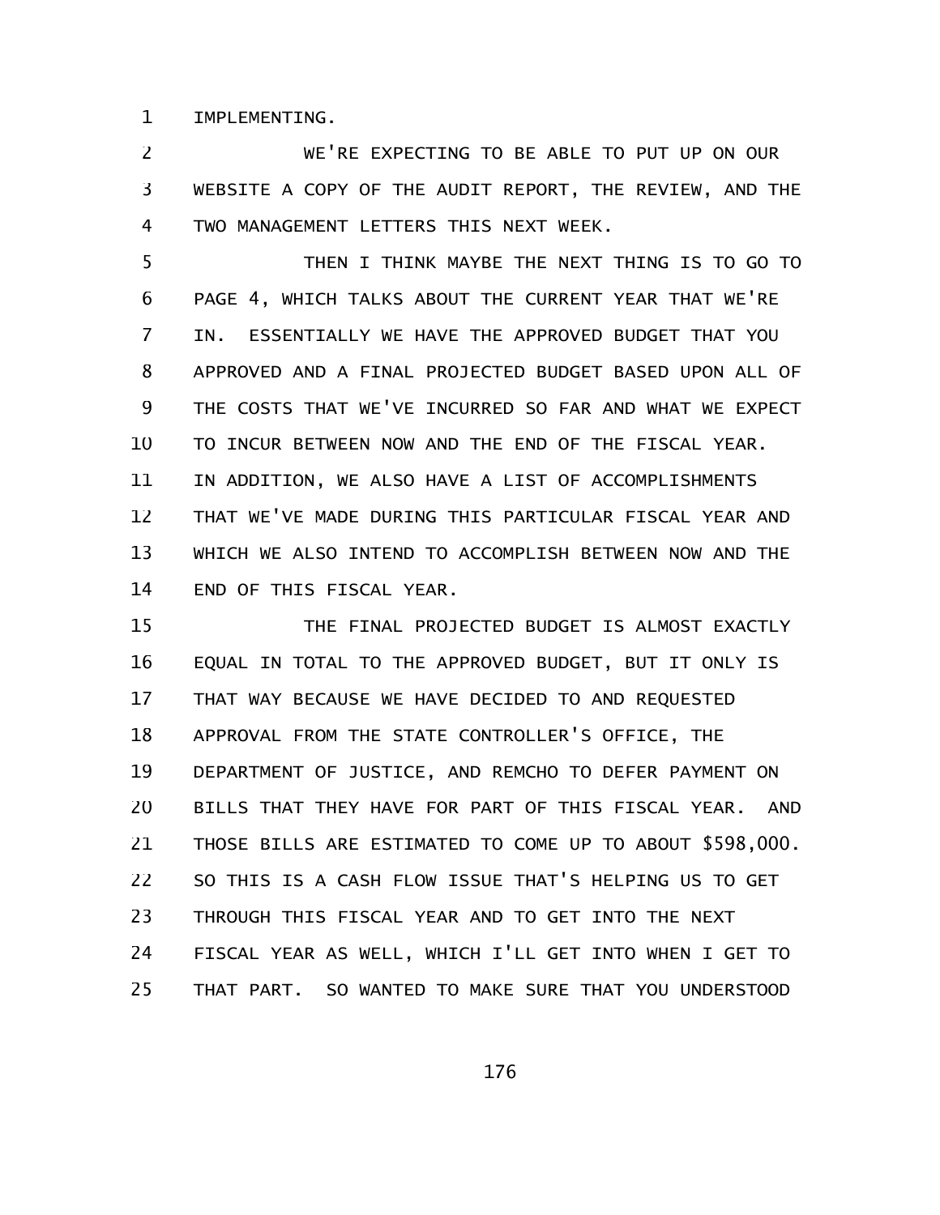IMPLEMENTING.

WE'RE EXPECTING TO BE ABLE TO PUT UP ON OUR WEBSITE A COPY OF THE AUDIT REPORT, THE REVIEW, AND THE TWO MANAGEMENT LETTERS THIS NEXT WEEK.

THEN I THINK MAYBE THE NEXT THING IS TO GO TO PAGE 4, WHICH TALKS ABOUT THE CURRENT YEAR THAT WE'RE IN. ESSENTIALLY WE HAVE THE APPROVED BUDGET THAT YOU APPROVED AND A FINAL PROJECTED BUDGET BASED UPON ALL OF THE COSTS THAT WE'VE INCURRED SO FAR AND WHAT WE EXPECT TO INCUR BETWEEN NOW AND THE END OF THE FISCAL YEAR. IN ADDITION, WE ALSO HAVE A LIST OF ACCOMPLISHMENTS THAT WE'VE MADE DURING THIS PARTICULAR FISCAL YEAR AND WHICH WE ALSO INTEND TO ACCOMPLISH BETWEEN NOW AND THE END OF THIS FISCAL YEAR.

THE FINAL PROJECTED BUDGET IS ALMOST EXACTLY EQUAL IN TOTAL TO THE APPROVED BUDGET, BUT IT ONLY IS THAT WAY BECAUSE WE HAVE DECIDED TO AND REQUESTED APPROVAL FROM THE STATE CONTROLLER'S OFFICE, THE DEPARTMENT OF JUSTICE, AND REMCHO TO DEFER PAYMENT ON BILLS THAT THEY HAVE FOR PART OF THIS FISCAL YEAR. AND THOSE BILLS ARE ESTIMATED TO COME UP TO ABOUT $598,000. SO THIS IS A CASH FLOW ISSUE THAT'S HELPING US TO GET THROUGH THIS FISCAL YEAR AND TO GET INTO THE NEXT FISCAL YEAR AS WELL, WHICH I'LL GET INTO WHEN I GET TO THAT PART. SO WANTED TO MAKE SURE THAT YOU UNDERSTOOD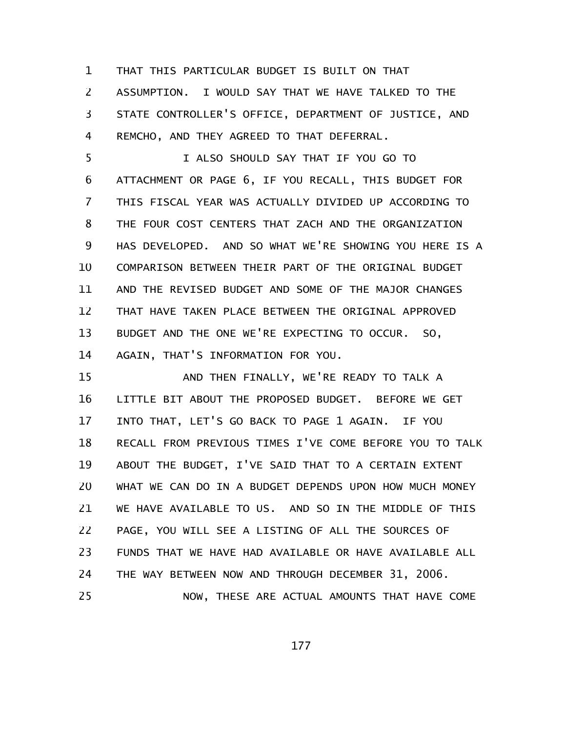THAT THIS PARTICULAR BUDGET IS BUILT ON THAT ASSUMPTION. I WOULD SAY THAT WE HAVE TALKED TO THE STATE CONTROLLER'S OFFICE, DEPARTMENT OF JUSTICE, AND REMCHO, AND THEY AGREED TO THAT DEFERRAL.

I ALSO SHOULD SAY THAT IF YOU GO TO ATTACHMENT OR PAGE 6, IF YOU RECALL, THIS BUDGET FOR THIS FISCAL YEAR WAS ACTUALLY DIVIDED UP ACCORDING TO THE FOUR COST CENTERS THAT ZACH AND THE ORGANIZATION HAS DEVELOPED. AND SO WHAT WE'RE SHOWING YOU HERE IS A COMPARISON BETWEEN THEIR PART OF THE ORIGINAL BUDGET AND THE REVISED BUDGET AND SOME OF THE MAJOR CHANGES THAT HAVE TAKEN PLACE BETWEEN THE ORIGINAL APPROVED BUDGET AND THE ONE WE'RE EXPECTING TO OCCUR. SO, AGAIN, THAT'S INFORMATION FOR YOU.

AND THEN FINALLY, WE'RE READY TO TALK A LITTLE BIT ABOUT THE PROPOSED BUDGET. BEFORE WE GET INTO THAT, LET'S GO BACK TO PAGE 1 AGAIN. IF YOU RECALL FROM PREVIOUS TIMES I'VE COME BEFORE YOU TO TALK ABOUT THE BUDGET, I'VE SAID THAT TO A CERTAIN EXTENT WHAT WE CAN DO IN A BUDGET DEPENDS UPON HOW MUCH MONEY WE HAVE AVAILABLE TO US. AND SO IN THE MIDDLE OF THIS PAGE, YOU WILL SEE A LISTING OF ALL THE SOURCES OF FUNDS THAT WE HAVE HAD AVAILABLE OR HAVE AVAILABLE ALL THE WAY BETWEEN NOW AND THROUGH DECEMBER 31, 2006.

NOW, THESE ARE ACTUAL AMOUNTS THAT HAVE COME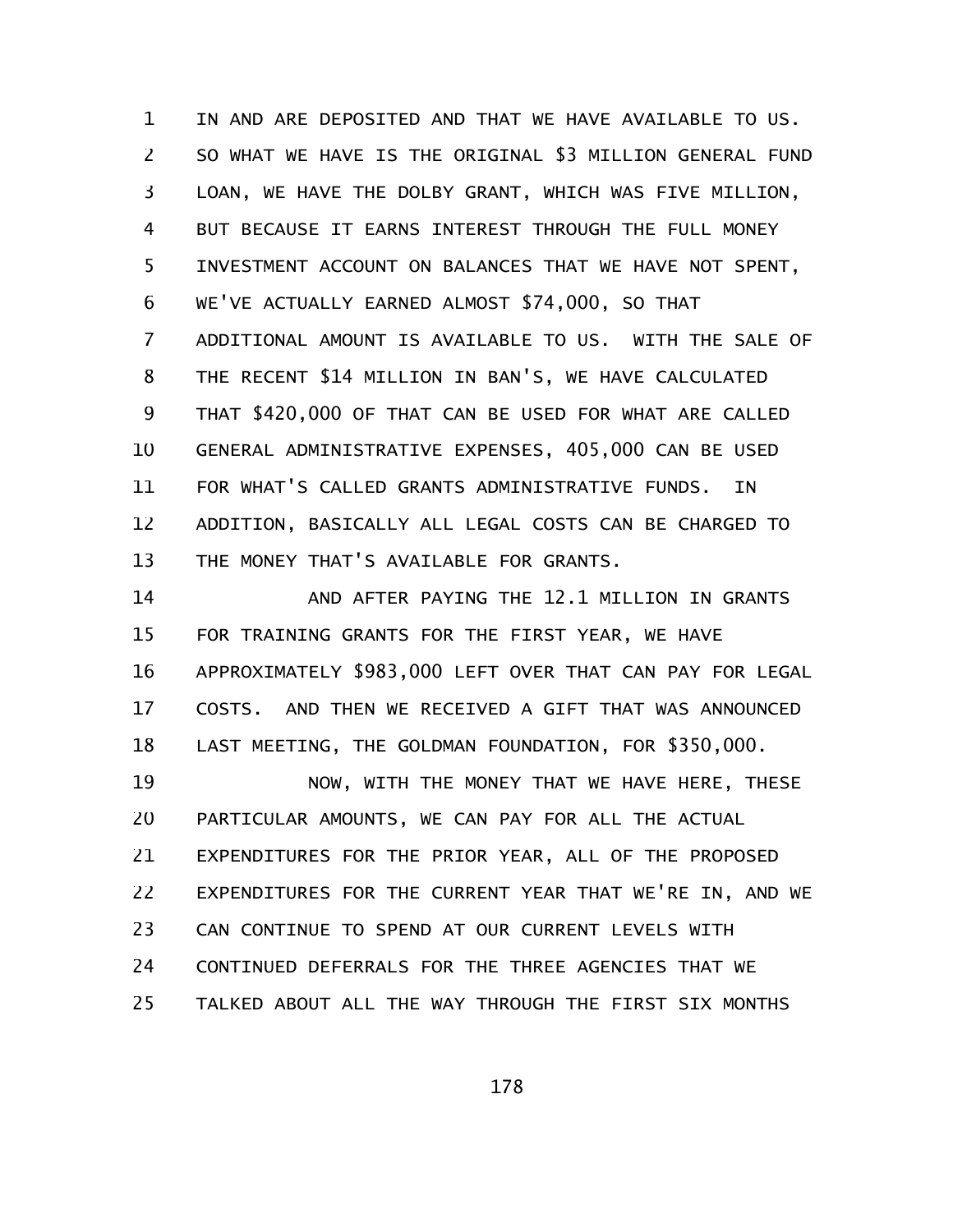IN AND ARE DEPOSITED AND THAT WE HAVE AVAILABLE TO US. SO WHAT WE HAVE IS THE ORIGINAL $3 MILLION GENERAL FUND LOAN, WE HAVE THE DOLBY GRANT, WHICH WAS FIVE MILLION, BUT BECAUSE IT EARNS INTEREST THROUGH THE FULL MONEY INVESTMENT ACCOUNT ON BALANCES THAT WE HAVE NOT SPENT, WE'VE ACTUALLY EARNED ALMOST $74,000, SO THAT ADDITIONAL AMOUNT IS AVAILABLE TO US. WITH THE SALE OF THE RECENT $14 MILLION IN BAN'S, WE HAVE CALCULATED THAT $420,000 OF THAT CAN BE USED FOR WHAT ARE CALLED GENERAL ADMINISTRATIVE EXPENSES, 405,000 CAN BE USED FOR WHAT'S CALLED GRANTS ADMINISTRATIVE FUNDS. IN ADDITION, BASICALLY ALL LEGAL COSTS CAN BE CHARGED TO THE MONEY THAT'S AVAILABLE FOR GRANTS.

AND AFTER PAYING THE 12.1 MILLION IN GRANTS FOR TRAINING GRANTS FOR THE FIRST YEAR, WE HAVE APPROXIMATELY $983,000 LEFT OVER THAT CAN PAY FOR LEGAL COSTS. AND THEN WE RECEIVED A GIFT THAT WAS ANNOUNCED LAST MEETING, THE GOLDMAN FOUNDATION, FOR $350,000.

NOW, WITH THE MONEY THAT WE HAVE HERE, THESE PARTICULAR AMOUNTS, WE CAN PAY FOR ALL THE ACTUAL EXPENDITURES FOR THE PRIOR YEAR, ALL OF THE PROPOSED EXPENDITURES FOR THE CURRENT YEAR THAT WE'RE IN, AND WE CAN CONTINUE TO SPEND AT OUR CURRENT LEVELS WITH CONTINUED DEFERRALS FOR THE THREE AGENCIES THAT WE TALKED ABOUT ALL THE WAY THROUGH THE FIRST SIX MONTHS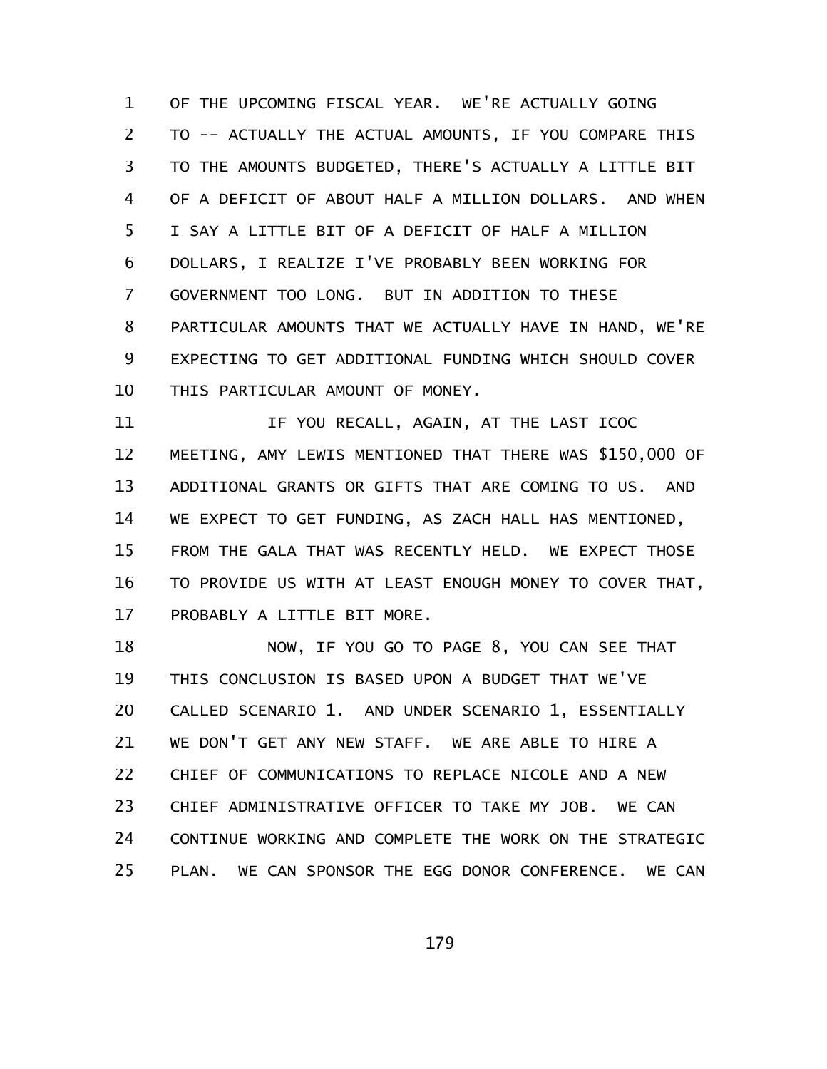OF THE UPCOMING FISCAL YEAR. WE'RE ACTUALLY GOING TO -- ACTUALLY THE ACTUAL AMOUNTS, IF YOU COMPARE THIS TO THE AMOUNTS BUDGETED, THERE'S ACTUALLY A LITTLE BIT OF A DEFICIT OF ABOUT HALF A MILLION DOLLARS. AND WHEN I SAY A LITTLE BIT OF A DEFICIT OF HALF A MILLION DOLLARS, I REALIZE I'VE PROBABLY BEEN WORKING FOR GOVERNMENT TOO LONG. BUT IN ADDITION TO THESE PARTICULAR AMOUNTS THAT WE ACTUALLY HAVE IN HAND, WE'RE EXPECTING TO GET ADDITIONAL FUNDING WHICH SHOULD COVER THIS PARTICULAR AMOUNT OF MONEY.

IF YOU RECALL, AGAIN, AT THE LAST ICOC MEETING, AMY LEWIS MENTIONED THAT THERE WAS $150,000 OF ADDITIONAL GRANTS OR GIFTS THAT ARE COMING TO US. AND WE EXPECT TO GET FUNDING, AS ZACH HALL HAS MENTIONED, FROM THE GALA THAT WAS RECENTLY HELD. WE EXPECT THOSE TO PROVIDE US WITH AT LEAST ENOUGH MONEY TO COVER THAT, PROBABLY A LITTLE BIT MORE.

NOW, IF YOU GO TO PAGE 8, YOU CAN SEE THAT THIS CONCLUSION IS BASED UPON A BUDGET THAT WE'VE CALLED SCENARIO 1. AND UNDER SCENARIO 1, ESSENTIALLY WE DON'T GET ANY NEW STAFF. WE ARE ABLE TO HIRE A CHIEF OF COMMUNICATIONS TO REPLACE NICOLE AND A NEW CHIEF ADMINISTRATIVE OFFICER TO TAKE MY JOB. WE CAN CONTINUE WORKING AND COMPLETE THE WORK ON THE STRATEGIC PLAN. WE CAN SPONSOR THE EGG DONOR CONFERENCE. WE CAN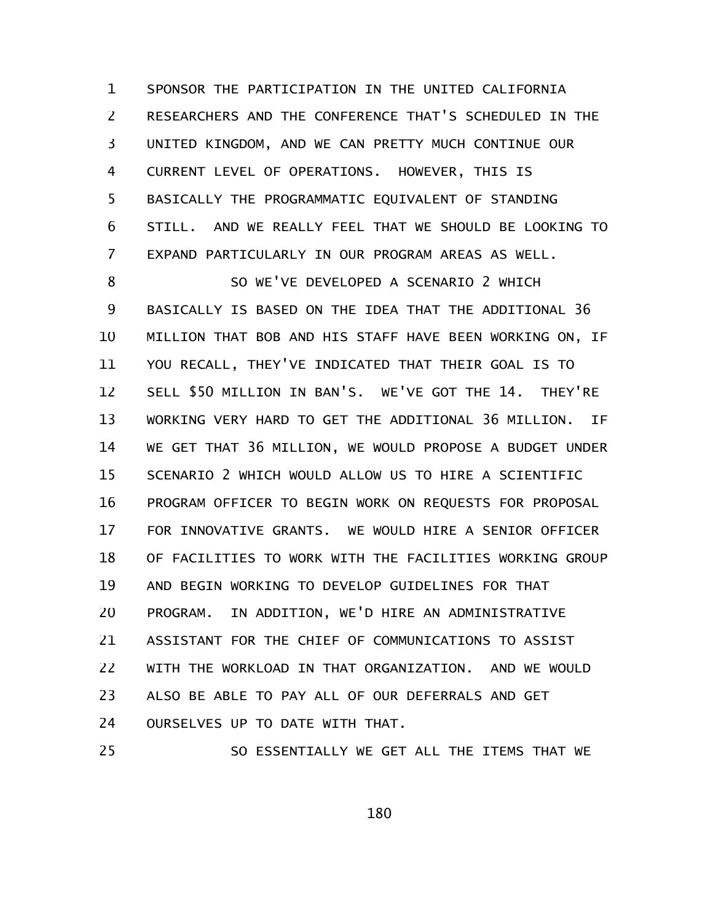SPONSOR THE PARTICIPATION IN THE UNITED CALIFORNIA RESEARCHERS AND THE CONFERENCE THAT'S SCHEDULED IN THE UNITED KINGDOM, AND WE CAN PRETTY MUCH CONTINUE OUR CURRENT LEVEL OF OPERATIONS. HOWEVER, THIS IS BASICALLY THE PROGRAMMATIC EQUIVALENT OF STANDING STILL. AND WE REALLY FEEL THAT WE SHOULD BE LOOKING TO EXPAND PARTICULARLY IN OUR PROGRAM AREAS AS WELL.

SO WE'VE DEVELOPED A SCENARIO 2 WHICH BASICALLY IS BASED ON THE IDEA THAT THE ADDITIONAL 36 MILLION THAT BOB AND HIS STAFF HAVE BEEN WORKING ON, IF YOU RECALL, THEY'VE INDICATED THAT THEIR GOAL IS TO SELL $50 MILLION IN BAN'S. WE'VE GOT THE 14. THEY'RE WORKING VERY HARD TO GET THE ADDITIONAL 36 MILLION. IF WE GET THAT 36 MILLION, WE WOULD PROPOSE A BUDGET UNDER SCENARIO 2 WHICH WOULD ALLOW US TO HIRE A SCIENTIFIC PROGRAM OFFICER TO BEGIN WORK ON REQUESTS FOR PROPOSAL FOR INNOVATIVE GRANTS. WE WOULD HIRE A SENIOR OFFICER OF FACILITIES TO WORK WITH THE FACILITIES WORKING GROUP AND BEGIN WORKING TO DEVELOP GUIDELINES FOR THAT PROGRAM. IN ADDITION, WE'D HIRE AN ADMINISTRATIVE ASSISTANT FOR THE CHIEF OF COMMUNICATIONS TO ASSIST WITH THE WORKLOAD IN THAT ORGANIZATION. AND WE WOULD ALSO BE ABLE TO PAY ALL OF OUR DEFERRALS AND GET OURSELVES UP TO DATE WITH THAT.

SO ESSENTIALLY WE GET ALL THE ITEMS THAT WE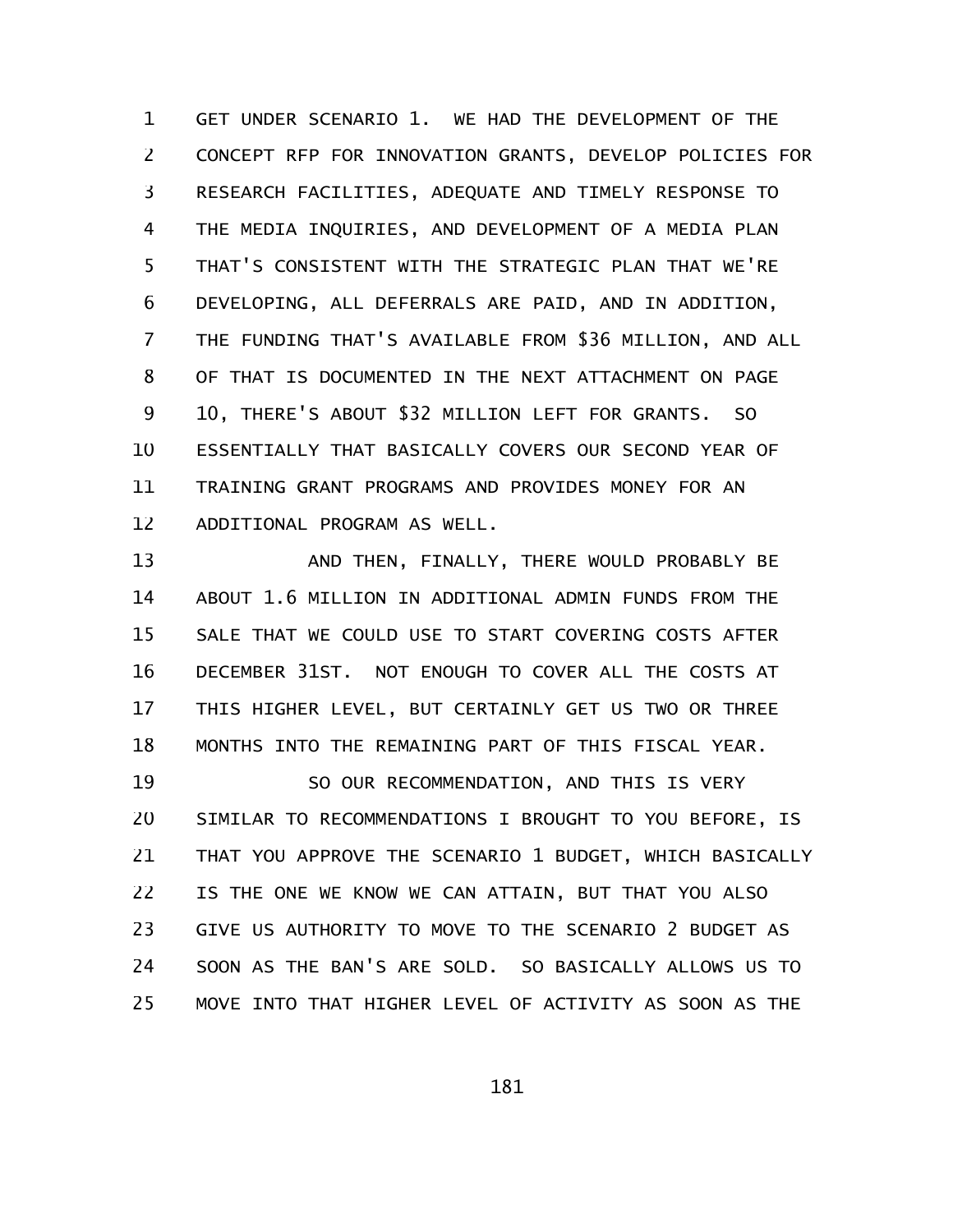GET UNDER SCENARIO 1. WE HAD THE DEVELOPMENT OF THE CONCEPT RFP FOR INNOVATION GRANTS, DEVELOP POLICIES FOR RESEARCH FACILITIES, ADEQUATE AND TIMELY RESPONSE TO THE MEDIA INQUIRIES, AND DEVELOPMENT OF A MEDIA PLAN THAT'S CONSISTENT WITH THE STRATEGIC PLAN THAT WE'RE DEVELOPING, ALL DEFERRALS ARE PAID, AND IN ADDITION, THE FUNDING THAT'S AVAILABLE FROM $36 MILLION, AND ALL OF THAT IS DOCUMENTED IN THE NEXT ATTACHMENT ON PAGE 10, THERE'S ABOUT $32 MILLION LEFT FOR GRANTS. SO ESSENTIALLY THAT BASICALLY COVERS OUR SECOND YEAR OF TRAINING GRANT PROGRAMS AND PROVIDES MONEY FOR AN ADDITIONAL PROGRAM AS WELL.

AND THEN, FINALLY, THERE WOULD PROBABLY BE ABOUT 1.6 MILLION IN ADDITIONAL ADMIN FUNDS FROM THE SALE THAT WE COULD USE TO START COVERING COSTS AFTER DECEMBER 31ST. NOT ENOUGH TO COVER ALL THE COSTS AT THIS HIGHER LEVEL, BUT CERTAINLY GET US TWO OR THREE MONTHS INTO THE REMAINING PART OF THIS FISCAL YEAR.

SO OUR RECOMMENDATION, AND THIS IS VERY SIMILAR TO RECOMMENDATIONS I BROUGHT TO YOU BEFORE, IS THAT YOU APPROVE THE SCENARIO 1 BUDGET, WHICH BASICALLY IS THE ONE WE KNOW WE CAN ATTAIN, BUT THAT YOU ALSO GIVE US AUTHORITY TO MOVE TO THE SCENARIO 2 BUDGET AS SOON AS THE BAN'S ARE SOLD. SO BASICALLY ALLOWS US TO MOVE INTO THAT HIGHER LEVEL OF ACTIVITY AS SOON AS THE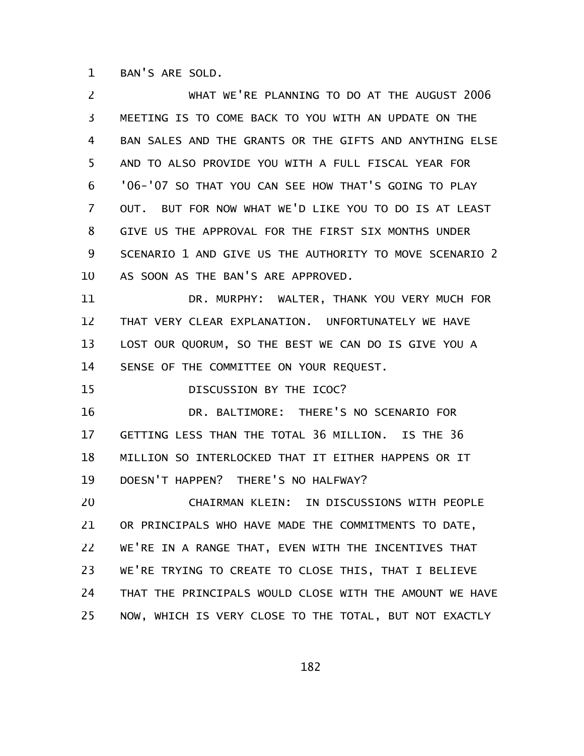BAN'S ARE SOLD.

WHAT WE'RE PLANNING TO DO AT THE AUGUST 2006 MEETING IS TO COME BACK TO YOU WITH AN UPDATE ON THE BAN SALES AND THE GRANTS OR THE GIFTS AND ANYTHING ELSE AND TO ALSO PROVIDE YOU WITH A FULL FISCAL YEAR FOR '06-'07 SO THAT YOU CAN SEE HOW THAT'S GOING TO PLAY OUT. BUT FOR NOW WHAT WE'D LIKE YOU TO DO IS AT LEAST GIVE US THE APPROVAL FOR THE FIRST SIX MONTHS UNDER SCENARIO 1 AND GIVE US THE AUTHORITY TO MOVE SCENARIO 2 AS SOON AS THE BAN'S ARE APPROVED.

DR. MURPHY: WALTER, THANK YOU VERY MUCH FOR THAT VERY CLEAR EXPLANATION. UNFORTUNATELY WE HAVE LOST OUR QUORUM, SO THE BEST WE CAN DO IS GIVE YOU A SENSE OF THE COMMITTEE ON YOUR REQUEST.

DISCUSSION BY THE ICOC?

DR. BALTIMORE: THERE'S NO SCENARIO FOR GETTING LESS THAN THE TOTAL 36 MILLION. IS THE 36 MILLION SO INTERLOCKED THAT IT EITHER HAPPENS OR IT DOESN'T HAPPEN? THERE'S NO HALFWAY?

CHAIRMAN KLEIN: IN DISCUSSIONS WITH PEOPLE OR PRINCIPALS WHO HAVE MADE THE COMMITMENTS TO DATE, WE'RE IN A RANGE THAT, EVEN WITH THE INCENTIVES THAT WE'RE TRYING TO CREATE TO CLOSE THIS, THAT I BELIEVE THAT THE PRINCIPALS WOULD CLOSE WITH THE AMOUNT WE HAVE NOW, WHICH IS VERY CLOSE TO THE TOTAL, BUT NOT EXACTLY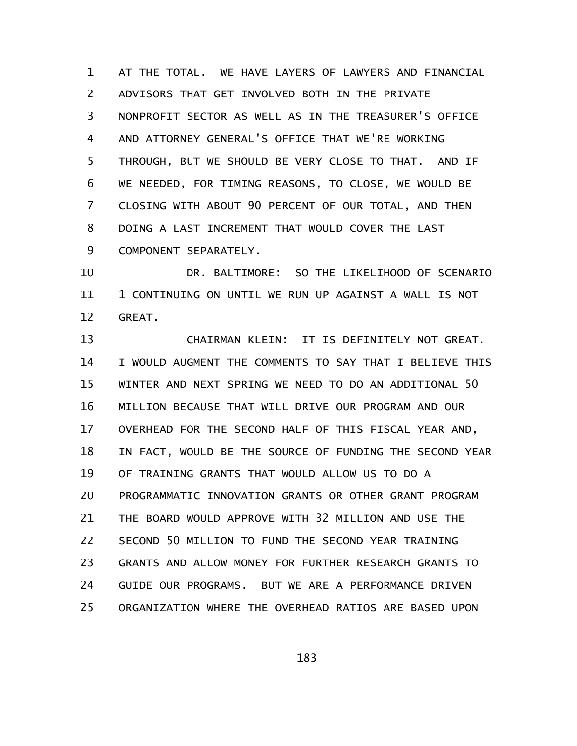AT THE TOTAL. WE HAVE LAYERS OF LAWYERS AND FINANCIAL ADVISORS THAT GET INVOLVED BOTH IN THE PRIVATE NONPROFIT SECTOR AS WELL AS IN THE TREASURER'S OFFICE AND ATTORNEY GENERAL'S OFFICE THAT WE'RE WORKING THROUGH, BUT WE SHOULD BE VERY CLOSE TO THAT. AND IF WE NEEDED, FOR TIMING REASONS, TO CLOSE, WE WOULD BE CLOSING WITH ABOUT 90 PERCENT OF OUR TOTAL, AND THEN DOING A LAST INCREMENT THAT WOULD COVER THE LAST COMPONENT SEPARATELY.

DR. BALTIMORE: SO THE LIKELIHOOD OF SCENARIO 1 CONTINUING ON UNTIL WE RUN UP AGAINST A WALL IS NOT GREAT.

CHAIRMAN KLEIN: IT IS DEFINITELY NOT GREAT. I WOULD AUGMENT THE COMMENTS TO SAY THAT I BELIEVE THIS WINTER AND NEXT SPRING WE NEED TO DO AN ADDITIONAL 50 MILLION BECAUSE THAT WILL DRIVE OUR PROGRAM AND OUR OVERHEAD FOR THE SECOND HALF OF THIS FISCAL YEAR AND, IN FACT, WOULD BE THE SOURCE OF FUNDING THE SECOND YEAR OF TRAINING GRANTS THAT WOULD ALLOW US TO DO A PROGRAMMATIC INNOVATION GRANTS OR OTHER GRANT PROGRAM THE BOARD WOULD APPROVE WITH 32 MILLION AND USE THE SECOND 50 MILLION TO FUND THE SECOND YEAR TRAINING GRANTS AND ALLOW MONEY FOR FURTHER RESEARCH GRANTS TO GUIDE OUR PROGRAMS. BUT WE ARE A PERFORMANCE DRIVEN ORGANIZATION WHERE THE OVERHEAD RATIOS ARE BASED UPON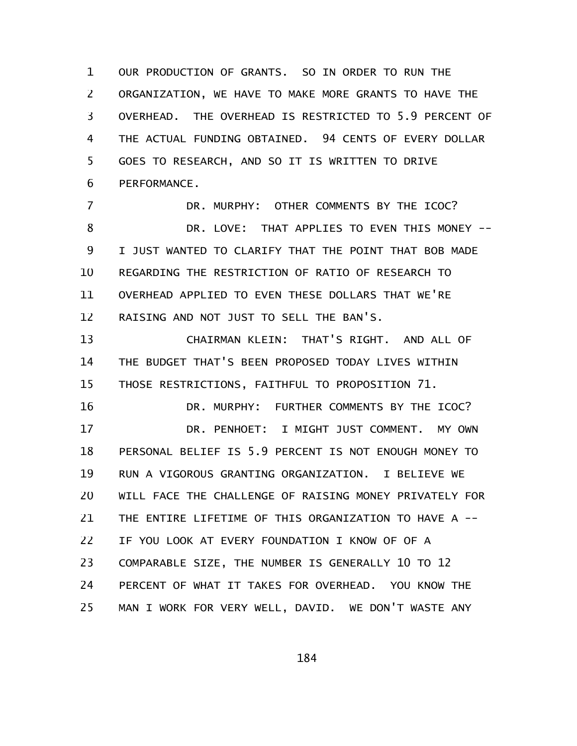OUR PRODUCTION OF GRANTS. SO IN ORDER TO RUN THE ORGANIZATION, WE HAVE TO MAKE MORE GRANTS TO HAVE THE OVERHEAD. THE OVERHEAD IS RESTRICTED TO 5.9 PERCENT OF THE ACTUAL FUNDING OBTAINED. 94 CENTS OF EVERY DOLLAR GOES TO RESEARCH, AND SO IT IS WRITTEN TO DRIVE PERFORMANCE.

DR. MURPHY: OTHER COMMENTS BY THE ICOC?

DR. LOVE: THAT APPLIES TO EVEN THIS MONEY -- I JUST WANTED TO CLARIFY THAT THE POINT THAT BOB MADE REGARDING THE RESTRICTION OF RATIO OF RESEARCH TO OVERHEAD APPLIED TO EVEN THESE DOLLARS THAT WE'RE RAISING AND NOT JUST TO SELL THE BAN'S.

CHAIRMAN KLEIN: THAT'S RIGHT. AND ALL OF THE BUDGET THAT'S BEEN PROPOSED TODAY LIVES WITHIN THOSE RESTRICTIONS, FAITHFUL TO PROPOSITION 71.

DR. MURPHY: FURTHER COMMENTS BY THE ICOC?

DR. PENHOET: I MIGHT JUST COMMENT. MY OWN PERSONAL BELIEF IS 5.9 PERCENT IS NOT ENOUGH MONEY TO RUN A VIGOROUS GRANTING ORGANIZATION. I BELIEVE WE WILL FACE THE CHALLENGE OF RAISING MONEY PRIVATELY FOR THE ENTIRE LIFETIME OF THIS ORGANIZATION TO HAVE A -- IF YOU LOOK AT EVERY FOUNDATION I KNOW OF OF A COMPARABLE SIZE, THE NUMBER IS GENERALLY 10 TO 12 PERCENT OF WHAT IT TAKES FOR OVERHEAD. YOU KNOW THE MAN I WORK FOR VERY WELL, DAVID. WE DON'T WASTE ANY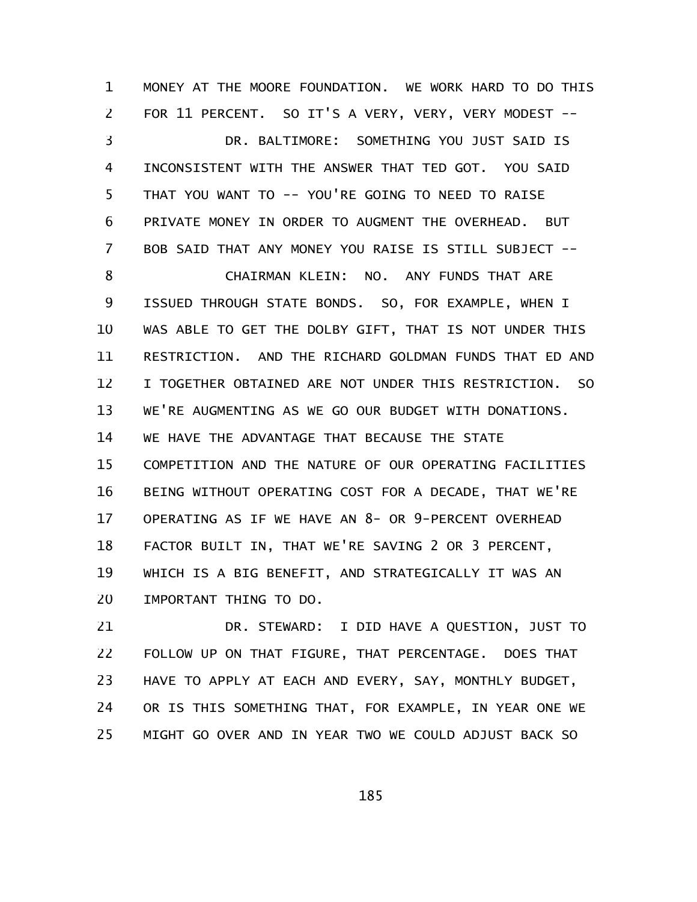MONEY AT THE MOORE FOUNDATION. WE WORK HARD TO DO THIS FOR 11 PERCENT. SO IT'S A VERY, VERY, VERY MODEST --

DR. BALTIMORE: SOMETHING YOU JUST SAID IS INCONSISTENT WITH THE ANSWER THAT TED GOT. YOU SAID THAT YOU WANT TO -- YOU'RE GOING TO NEED TO RAISE PRIVATE MONEY IN ORDER TO AUGMENT THE OVERHEAD. BUT BOB SAID THAT ANY MONEY YOU RAISE IS STILL SUBJECT --

CHAIRMAN KLEIN: NO. ANY FUNDS THAT ARE ISSUED THROUGH STATE BONDS. SO, FOR EXAMPLE, WHEN I WAS ABLE TO GET THE DOLBY GIFT, THAT IS NOT UNDER THIS RESTRICTION. AND THE RICHARD GOLDMAN FUNDS THAT ED AND I TOGETHER OBTAINED ARE NOT UNDER THIS RESTRICTION. SO WE'RE AUGMENTING AS WE GO OUR BUDGET WITH DONATIONS. WE HAVE THE ADVANTAGE THAT BECAUSE THE STATE COMPETITION AND THE NATURE OF OUR OPERATING FACILITIES BEING WITHOUT OPERATING COST FOR A DECADE, THAT WE'RE OPERATING AS IF WE HAVE AN 8- OR 9-PERCENT OVERHEAD FACTOR BUILT IN, THAT WE'RE SAVING 2 OR 3 PERCENT, WHICH IS A BIG BENEFIT, AND STRATEGICALLY IT WAS AN IMPORTANT THING TO DO.

DR. STEWARD: I DID HAVE A QUESTION, JUST TO FOLLOW UP ON THAT FIGURE, THAT PERCENTAGE. DOES THAT HAVE TO APPLY AT EACH AND EVERY, SAY, MONTHLY BUDGET, OR IS THIS SOMETHING THAT, FOR EXAMPLE, IN YEAR ONE WE MIGHT GO OVER AND IN YEAR TWO WE COULD ADJUST BACK SO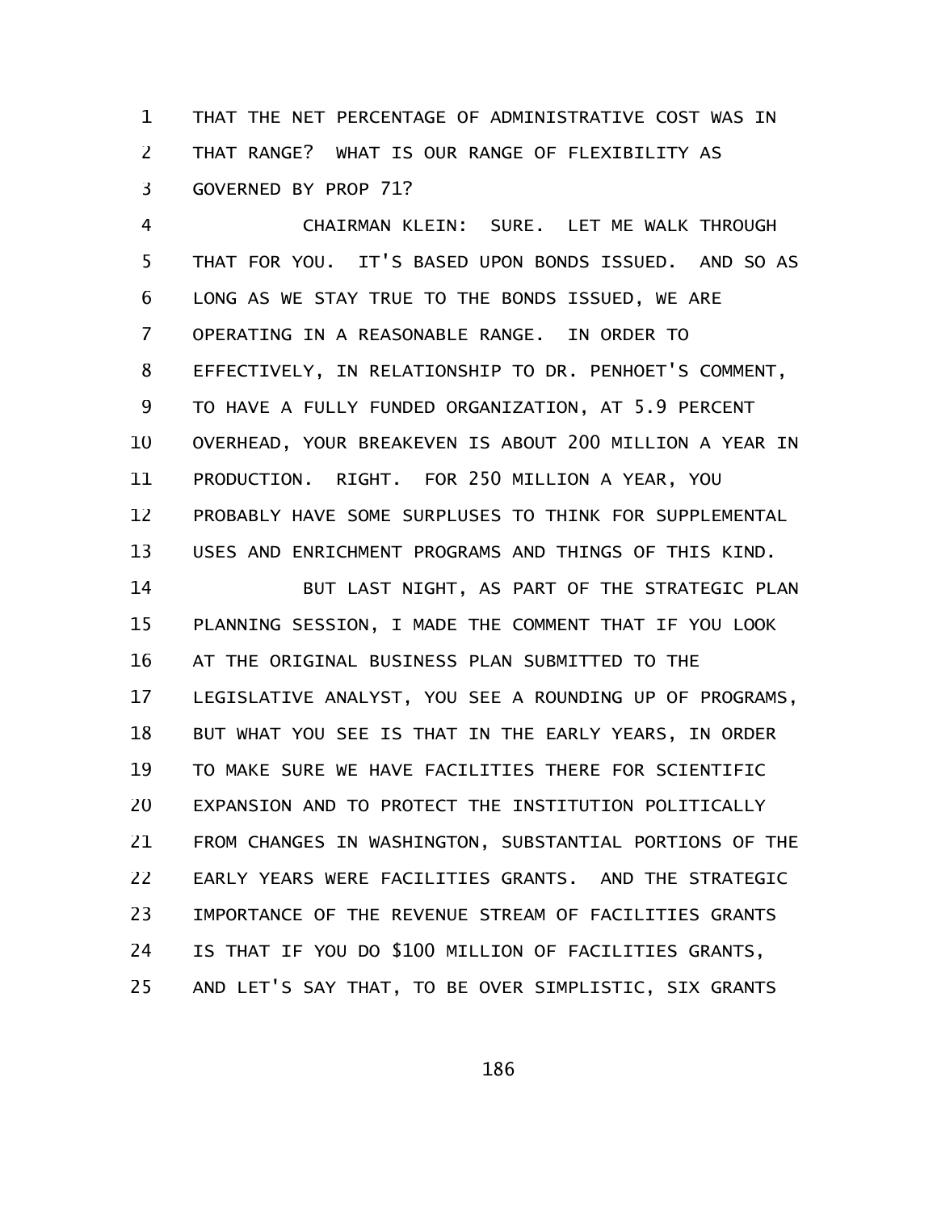THAT THE NET PERCENTAGE OF ADMINISTRATIVE COST WAS IN THAT RANGE? WHAT IS OUR RANGE OF FLEXIBILITY AS GOVERNED BY PROP 71?

CHAIRMAN KLEIN: SURE. LET ME WALK THROUGH THAT FOR YOU. IT'S BASED UPON BONDS ISSUED. AND SO AS LONG AS WE STAY TRUE TO THE BONDS ISSUED, WE ARE OPERATING IN A REASONABLE RANGE. IN ORDER TO EFFECTIVELY, IN RELATIONSHIP TO DR. PENHOET'S COMMENT, TO HAVE A FULLY FUNDED ORGANIZATION, AT 5.9 PERCENT OVERHEAD, YOUR BREAKEVEN IS ABOUT 200 MILLION A YEAR IN PRODUCTION. RIGHT. FOR 250 MILLION A YEAR, YOU PROBABLY HAVE SOME SURPLUSES TO THINK FOR SUPPLEMENTAL USES AND ENRICHMENT PROGRAMS AND THINGS OF THIS KIND.

BUT LAST NIGHT, AS PART OF THE STRATEGIC PLAN PLANNING SESSION, I MADE THE COMMENT THAT IF YOU LOOK AT THE ORIGINAL BUSINESS PLAN SUBMITTED TO THE LEGISLATIVE ANALYST, YOU SEE A ROUNDING UP OF PROGRAMS, BUT WHAT YOU SEE IS THAT IN THE EARLY YEARS, IN ORDER TO MAKE SURE WE HAVE FACILITIES THERE FOR SCIENTIFIC EXPANSION AND TO PROTECT THE INSTITUTION POLITICALLY FROM CHANGES IN WASHINGTON, SUBSTANTIAL PORTIONS OF THE EARLY YEARS WERE FACILITIES GRANTS. AND THE STRATEGIC IMPORTANCE OF THE REVENUE STREAM OF FACILITIES GRANTS IS THAT IF YOU DO $100 MILLION OF FACILITIES GRANTS, AND LET'S SAY THAT, TO BE OVER SIMPLISTIC, SIX GRANTS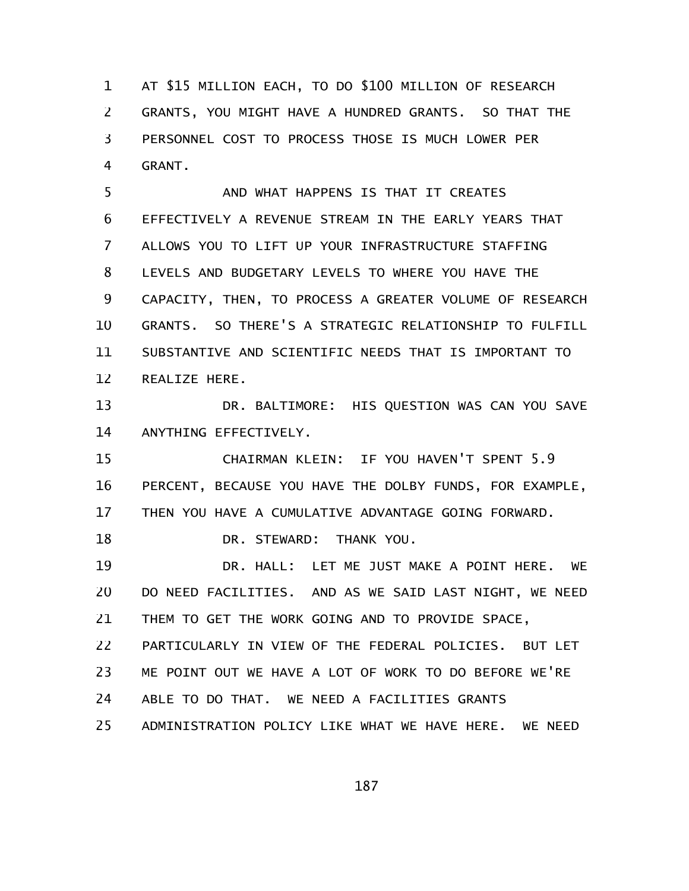AT $15 MILLION EACH, TO DO $100 MILLION OF RESEARCH GRANTS, YOU MIGHT HAVE A HUNDRED GRANTS. SO THAT THE PERSONNEL COST TO PROCESS THOSE IS MUCH LOWER PER GRANT.

AND WHAT HAPPENS IS THAT IT CREATES EFFECTIVELY A REVENUE STREAM IN THE EARLY YEARS THAT ALLOWS YOU TO LIFT UP YOUR INFRASTRUCTURE STAFFING LEVELS AND BUDGETARY LEVELS TO WHERE YOU HAVE THE CAPACITY, THEN, TO PROCESS A GREATER VOLUME OF RESEARCH GRANTS. SO THERE'S A STRATEGIC RELATIONSHIP TO FULFILL SUBSTANTIVE AND SCIENTIFIC NEEDS THAT IS IMPORTANT TO REALIZE HERE.

DR. BALTIMORE: HIS QUESTION WAS CAN YOU SAVE ANYTHING EFFECTIVELY.

CHAIRMAN KLEIN: IF YOU HAVEN'T SPENT 5.9 PERCENT, BECAUSE YOU HAVE THE DOLBY FUNDS, FOR EXAMPLE, THEN YOU HAVE A CUMULATIVE ADVANTAGE GOING FORWARD.

DR. STEWARD: THANK YOU.

DR. HALL: LET ME JUST MAKE A POINT HERE. WE DO NEED FACILITIES. AND AS WE SAID LAST NIGHT, WE NEED THEM TO GET THE WORK GOING AND TO PROVIDE SPACE, PARTICULARLY IN VIEW OF THE FEDERAL POLICIES. BUT LET ME POINT OUT WE HAVE A LOT OF WORK TO DO BEFORE WE'RE ABLE TO DO THAT. WE NEED A FACILITIES GRANTS ADMINISTRATION POLICY LIKE WHAT WE HAVE HERE. WE NEED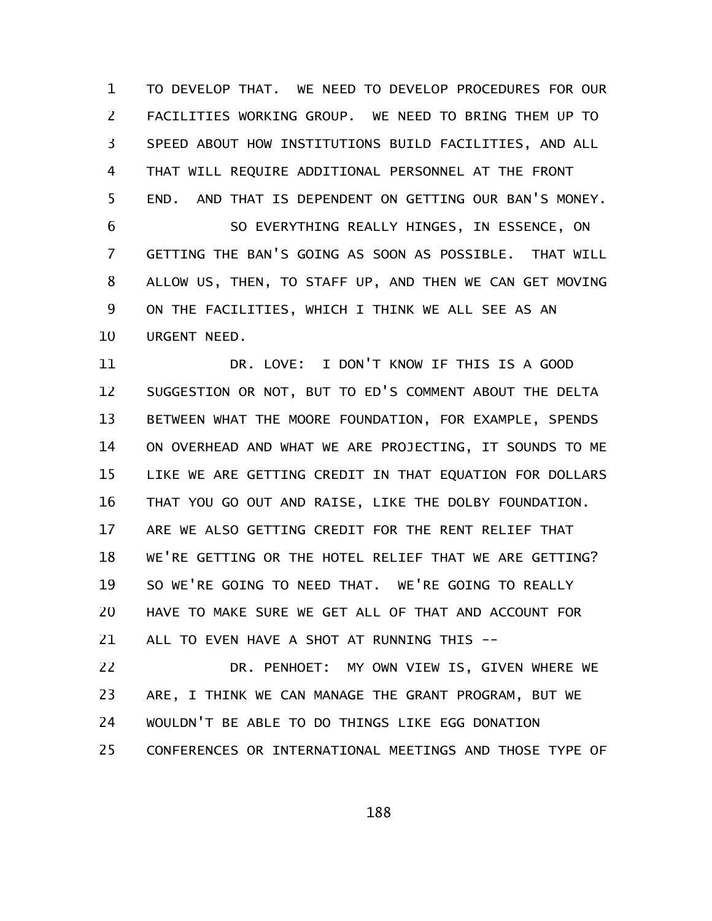TO DEVELOP THAT. WE NEED TO DEVELOP PROCEDURES FOR OUR FACILITIES WORKING GROUP. WE NEED TO BRING THEM UP TO SPEED ABOUT HOW INSTITUTIONS BUILD FACILITIES, AND ALL THAT WILL REQUIRE ADDITIONAL PERSONNEL AT THE FRONT END. AND THAT IS DEPENDENT ON GETTING OUR BAN'S MONEY.

SO EVERYTHING REALLY HINGES, IN ESSENCE, ON GETTING THE BAN'S GOING AS SOON AS POSSIBLE. THAT WILL ALLOW US, THEN, TO STAFF UP, AND THEN WE CAN GET MOVING ON THE FACILITIES, WHICH I THINK WE ALL SEE AS AN URGENT NEED.

DR. LOVE: I DON'T KNOW IF THIS IS A GOOD SUGGESTION OR NOT, BUT TO ED'S COMMENT ABOUT THE DELTA BETWEEN WHAT THE MOORE FOUNDATION, FOR EXAMPLE, SPENDS ON OVERHEAD AND WHAT WE ARE PROJECTING, IT SOUNDS TO ME LIKE WE ARE GETTING CREDIT IN THAT EQUATION FOR DOLLARS THAT YOU GO OUT AND RAISE, LIKE THE DOLBY FOUNDATION. ARE WE ALSO GETTING CREDIT FOR THE RENT RELIEF THAT WE'RE GETTING OR THE HOTEL RELIEF THAT WE ARE GETTING? SO WE'RE GOING TO NEED THAT. WE'RE GOING TO REALLY HAVE TO MAKE SURE WE GET ALL OF THAT AND ACCOUNT FOR ALL TO EVEN HAVE A SHOT AT RUNNING THIS --

DR. PENHOET: MY OWN VIEW IS, GIVEN WHERE WE ARE, I THINK WE CAN MANAGE THE GRANT PROGRAM, BUT WE WOULDN'T BE ABLE TO DO THINGS LIKE EGG DONATION CONFERENCES OR INTERNATIONAL MEETINGS AND THOSE TYPE OF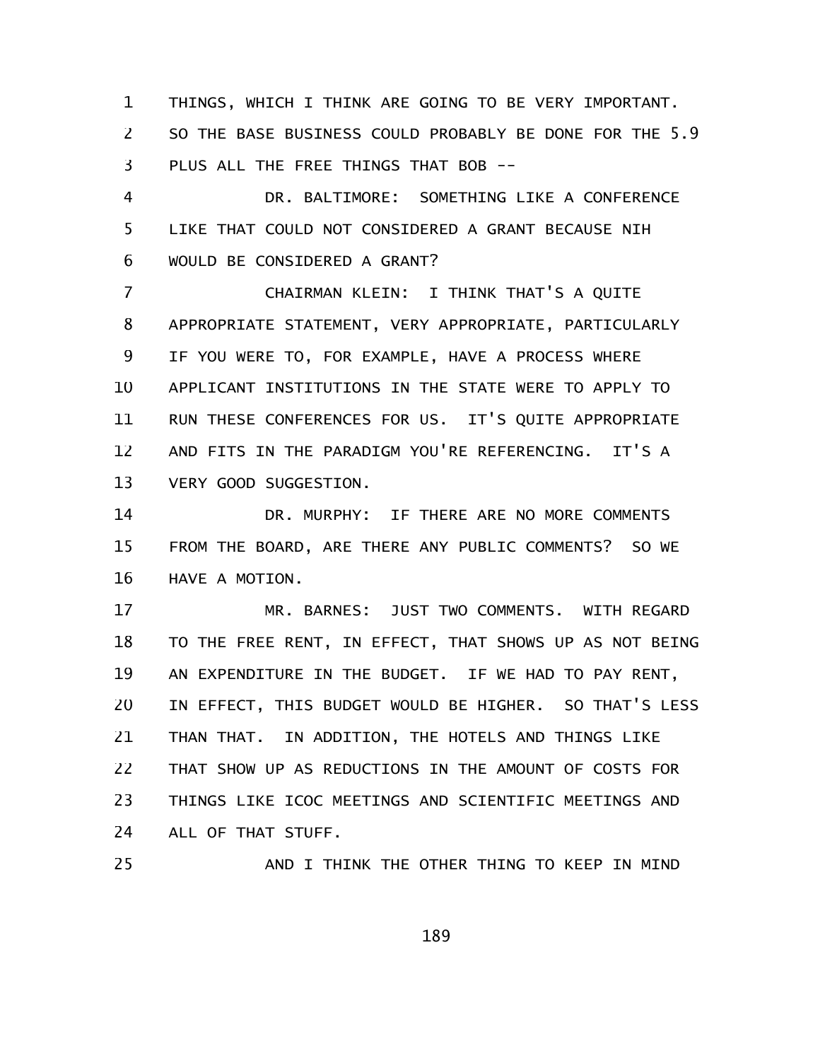THINGS, WHICH I THINK ARE GOING TO BE VERY IMPORTANT. SO THE BASE BUSINESS COULD PROBABLY BE DONE FOR THE 5.9 PLUS ALL THE FREE THINGS THAT BOB --

DR. BALTIMORE: SOMETHING LIKE A CONFERENCE LIKE THAT COULD NOT CONSIDERED A GRANT BECAUSE NIH WOULD BE CONSIDERED A GRANT?

CHAIRMAN KLEIN: I THINK THAT'S A QUITE APPROPRIATE STATEMENT, VERY APPROPRIATE, PARTICULARLY IF YOU WERE TO, FOR EXAMPLE, HAVE A PROCESS WHERE APPLICANT INSTITUTIONS IN THE STATE WERE TO APPLY TO RUN THESE CONFERENCES FOR US. IT'S QUITE APPROPRIATE AND FITS IN THE PARADIGM YOU'RE REFERENCING. IT'S A VERY GOOD SUGGESTION.

DR. MURPHY: IF THERE ARE NO MORE COMMENTS FROM THE BOARD, ARE THERE ANY PUBLIC COMMENTS? SO WE HAVE A MOTION.

MR. BARNES: JUST TWO COMMENTS. WITH REGARD TO THE FREE RENT, IN EFFECT, THAT SHOWS UP AS NOT BEING AN EXPENDITURE IN THE BUDGET. IF WE HAD TO PAY RENT, IN EFFECT, THIS BUDGET WOULD BE HIGHER. SO THAT'S LESS THAN THAT. IN ADDITION, THE HOTELS AND THINGS LIKE THAT SHOW UP AS REDUCTIONS IN THE AMOUNT OF COSTS FOR THINGS LIKE ICOC MEETINGS AND SCIENTIFIC MEETINGS AND ALL OF THAT STUFF.

AND I THINK THE OTHER THING TO KEEP IN MIND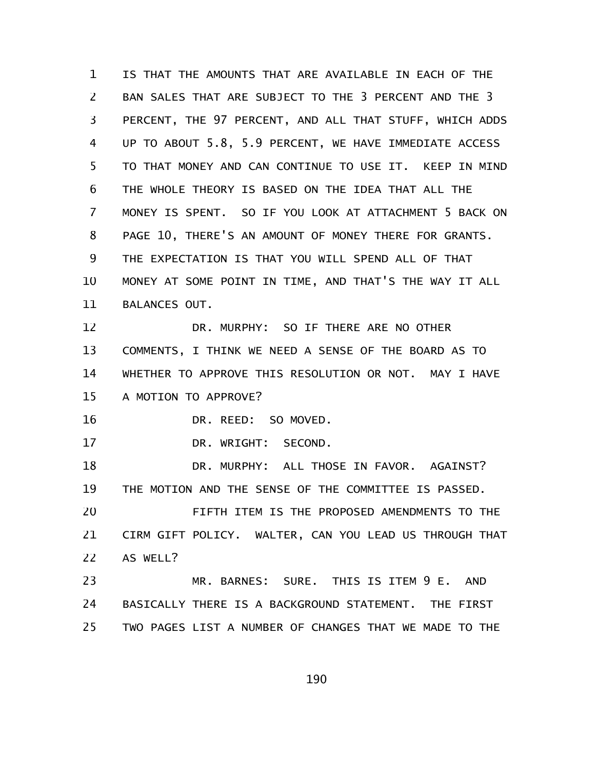IS THAT THE AMOUNTS THAT ARE AVAILABLE IN EACH OF THE BAN SALES THAT ARE SUBJECT TO THE 3 PERCENT AND THE 3 PERCENT, THE 97 PERCENT, AND ALL THAT STUFF, WHICH ADDS UP TO ABOUT 5.8, 5.9 PERCENT, WE HAVE IMMEDIATE ACCESS TO THAT MONEY AND CAN CONTINUE TO USE IT. KEEP IN MIND THE WHOLE THEORY IS BASED ON THE IDEA THAT ALL THE MONEY IS SPENT. SO IF YOU LOOK AT ATTACHMENT 5 BACK ON PAGE 10, THERE'S AN AMOUNT OF MONEY THERE FOR GRANTS. THE EXPECTATION IS THAT YOU WILL SPEND ALL OF THAT MONEY AT SOME POINT IN TIME, AND THAT'S THE WAY IT ALL BALANCES OUT.

DR. MURPHY: SO IF THERE ARE NO OTHER COMMENTS, I THINK WE NEED A SENSE OF THE BOARD AS TO WHETHER TO APPROVE THIS RESOLUTION OR NOT. MAY I HAVE A MOTION TO APPROVE?

DR. REED: SO MOVED.

DR. WRIGHT: SECOND.

DR. MURPHY: ALL THOSE IN FAVOR. AGAINST? THE MOTION AND THE SENSE OF THE COMMITTEE IS PASSED.

FIFTH ITEM IS THE PROPOSED AMENDMENTS TO THE CIRM GIFT POLICY. WALTER, CAN YOU LEAD US THROUGH THAT AS WELL?

MR. BARNES: SURE. THIS IS ITEM 9 E. AND BASICALLY THERE IS A BACKGROUND STATEMENT. THE FIRST TWO PAGES LIST A NUMBER OF CHANGES THAT WE MADE TO THE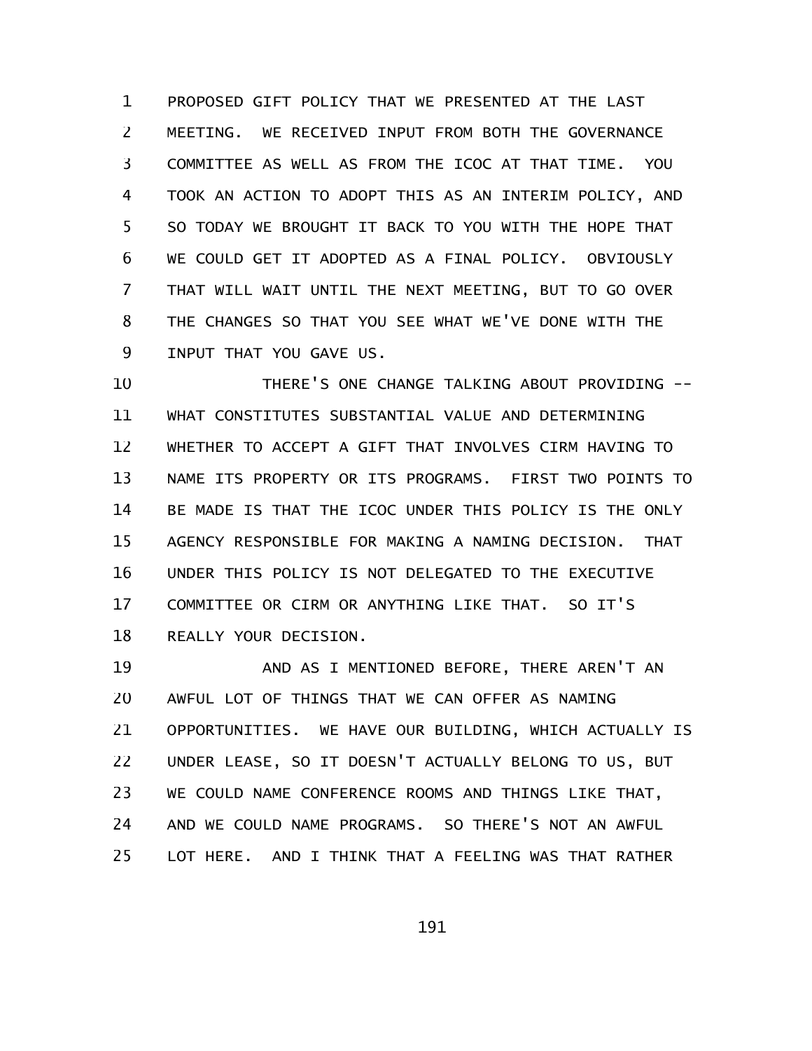PROPOSED GIFT POLICY THAT WE PRESENTED AT THE LAST MEETING. WE RECEIVED INPUT FROM BOTH THE GOVERNANCE COMMITTEE AS WELL AS FROM THE ICOC AT THAT TIME. YOU TOOK AN ACTION TO ADOPT THIS AS AN INTERIM POLICY, AND SO TODAY WE BROUGHT IT BACK TO YOU WITH THE HOPE THAT WE COULD GET IT ADOPTED AS A FINAL POLICY. OBVIOUSLY THAT WILL WAIT UNTIL THE NEXT MEETING, BUT TO GO OVER THE CHANGES SO THAT YOU SEE WHAT WE'VE DONE WITH THE INPUT THAT YOU GAVE US.

THERE'S ONE CHANGE TALKING ABOUT PROVIDING -- WHAT CONSTITUTES SUBSTANTIAL VALUE AND DETERMINING WHETHER TO ACCEPT A GIFT THAT INVOLVES CIRM HAVING TO NAME ITS PROPERTY OR ITS PROGRAMS. FIRST TWO POINTS TO BE MADE IS THAT THE ICOC UNDER THIS POLICY IS THE ONLY AGENCY RESPONSIBLE FOR MAKING A NAMING DECISION. THAT UNDER THIS POLICY IS NOT DELEGATED TO THE EXECUTIVE COMMITTEE OR CIRM OR ANYTHING LIKE THAT. SO IT'S REALLY YOUR DECISION.

AND AS I MENTIONED BEFORE, THERE AREN'T AN AWFUL LOT OF THINGS THAT WE CAN OFFER AS NAMING OPPORTUNITIES. WE HAVE OUR BUILDING, WHICH ACTUALLY IS UNDER LEASE, SO IT DOESN'T ACTUALLY BELONG TO US, BUT WE COULD NAME CONFERENCE ROOMS AND THINGS LIKE THAT, AND WE COULD NAME PROGRAMS. SO THERE'S NOT AN AWFUL LOT HERE. AND I THINK THAT A FEELING WAS THAT RATHER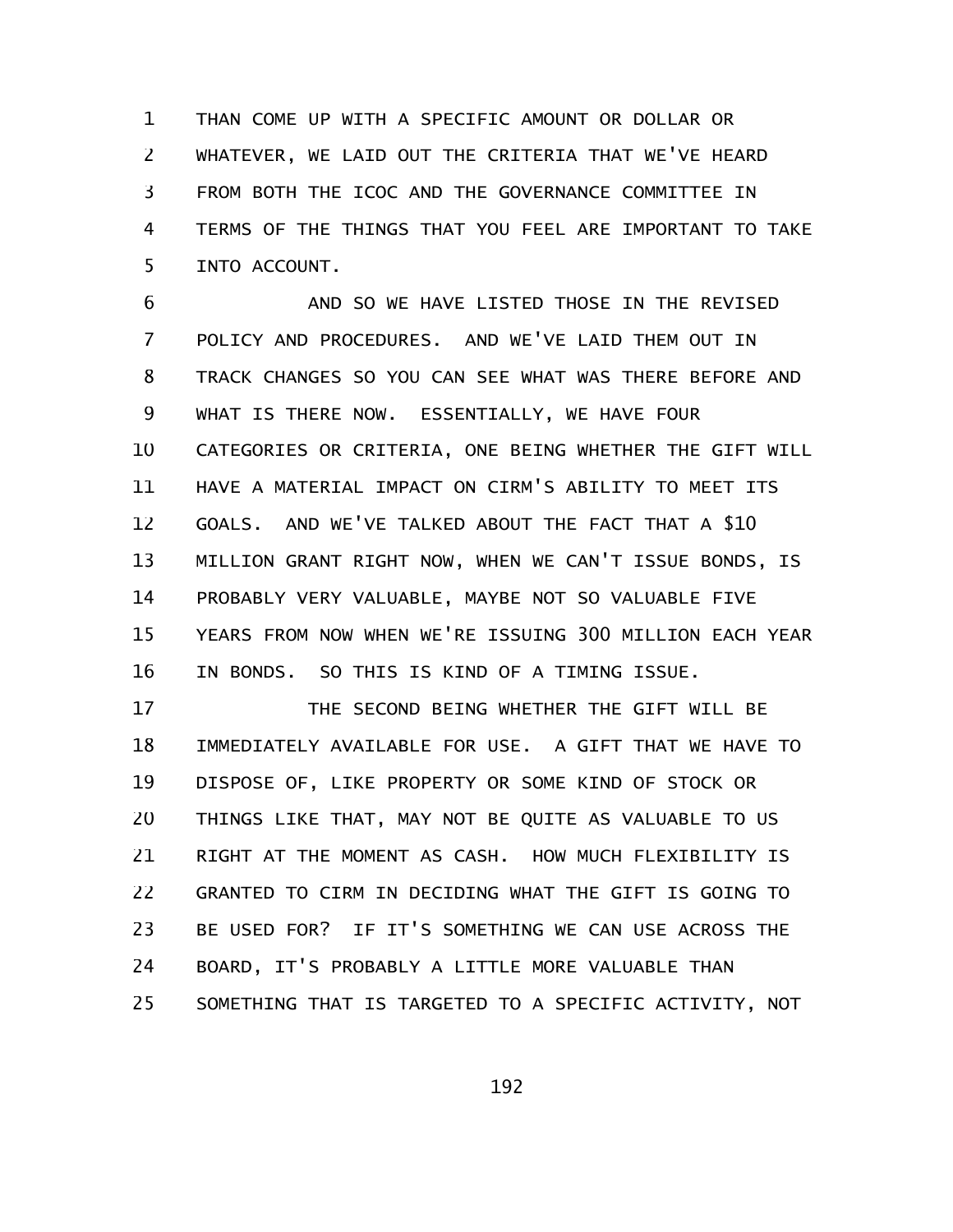THAN COME UP WITH A SPECIFIC AMOUNT OR DOLLAR OR WHATEVER, WE LAID OUT THE CRITERIA THAT WE'VE HEARD FROM BOTH THE ICOC AND THE GOVERNANCE COMMITTEE IN TERMS OF THE THINGS THAT YOU FEEL ARE IMPORTANT TO TAKE INTO ACCOUNT.

AND SO WE HAVE LISTED THOSE IN THE REVISED POLICY AND PROCEDURES. AND WE'VE LAID THEM OUT IN TRACK CHANGES SO YOU CAN SEE WHAT WAS THERE BEFORE AND WHAT IS THERE NOW. ESSENTIALLY, WE HAVE FOUR CATEGORIES OR CRITERIA, ONE BEING WHETHER THE GIFT WILL HAVE A MATERIAL IMPACT ON CIRM'S ABILITY TO MEET ITS GOALS. AND WE'VE TALKED ABOUT THE FACT THAT A $10 MILLION GRANT RIGHT NOW, WHEN WE CAN'T ISSUE BONDS, IS PROBABLY VERY VALUABLE, MAYBE NOT SO VALUABLE FIVE YEARS FROM NOW WHEN WE'RE ISSUING 300 MILLION EACH YEAR IN BONDS. SO THIS IS KIND OF A TIMING ISSUE.

THE SECOND BEING WHETHER THE GIFT WILL BE IMMEDIATELY AVAILABLE FOR USE. A GIFT THAT WE HAVE TO DISPOSE OF, LIKE PROPERTY OR SOME KIND OF STOCK OR THINGS LIKE THAT, MAY NOT BE QUITE AS VALUABLE TO US RIGHT AT THE MOMENT AS CASH. HOW MUCH FLEXIBILITY IS GRANTED TO CIRM IN DECIDING WHAT THE GIFT IS GOING TO BE USED FOR? IF IT'S SOMETHING WE CAN USE ACROSS THE BOARD, IT'S PROBABLY A LITTLE MORE VALUABLE THAN SOMETHING THAT IS TARGETED TO A SPECIFIC ACTIVITY, NOT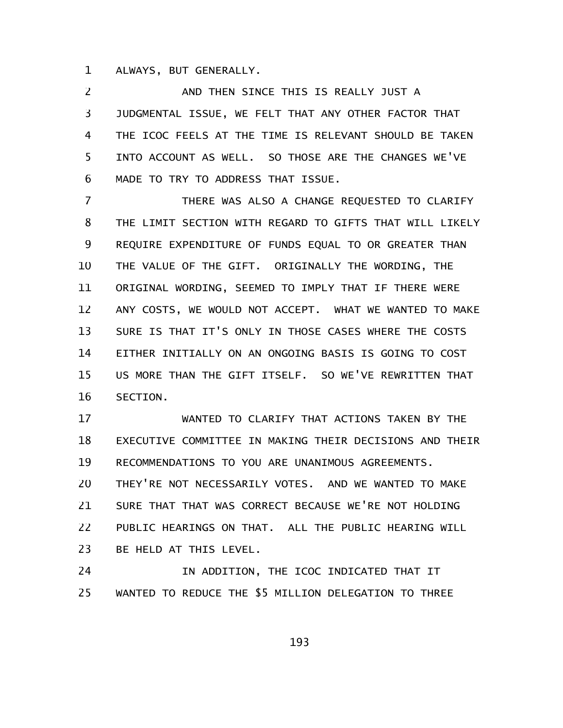ALWAYS, BUT GENERALLY.

AND THEN SINCE THIS IS REALLY JUST A JUDGMENTAL ISSUE, WE FELT THAT ANY OTHER FACTOR THAT THE ICOC FEELS AT THE TIME IS RELEVANT SHOULD BE TAKEN INTO ACCOUNT AS WELL. SO THOSE ARE THE CHANGES WE'VE MADE TO TRY TO ADDRESS THAT ISSUE.

THERE WAS ALSO A CHANGE REQUESTED TO CLARIFY THE LIMIT SECTION WITH REGARD TO GIFTS THAT WILL LIKELY REQUIRE EXPENDITURE OF FUNDS EQUAL TO OR GREATER THAN THE VALUE OF THE GIFT. ORIGINALLY THE WORDING, THE ORIGINAL WORDING, SEEMED TO IMPLY THAT IF THERE WERE ANY COSTS, WE WOULD NOT ACCEPT. WHAT WE WANTED TO MAKE SURE IS THAT IT'S ONLY IN THOSE CASES WHERE THE COSTS EITHER INITIALLY ON AN ONGOING BASIS IS GOING TO COST US MORE THAN THE GIFT ITSELF. SO WE'VE REWRITTEN THAT SECTION.

WANTED TO CLARIFY THAT ACTIONS TAKEN BY THE EXECUTIVE COMMITTEE IN MAKING THEIR DECISIONS AND THEIR RECOMMENDATIONS TO YOU ARE UNANIMOUS AGREEMENTS. THEY'RE NOT NECESSARILY VOTES. AND WE WANTED TO MAKE SURE THAT THAT WAS CORRECT BECAUSE WE'RE NOT HOLDING PUBLIC HEARINGS ON THAT. ALL THE PUBLIC HEARING WILL BE HELD AT THIS LEVEL.

IN ADDITION, THE ICOC INDICATED THAT IT WANTED TO REDUCE THE $5 MILLION DELEGATION TO THREE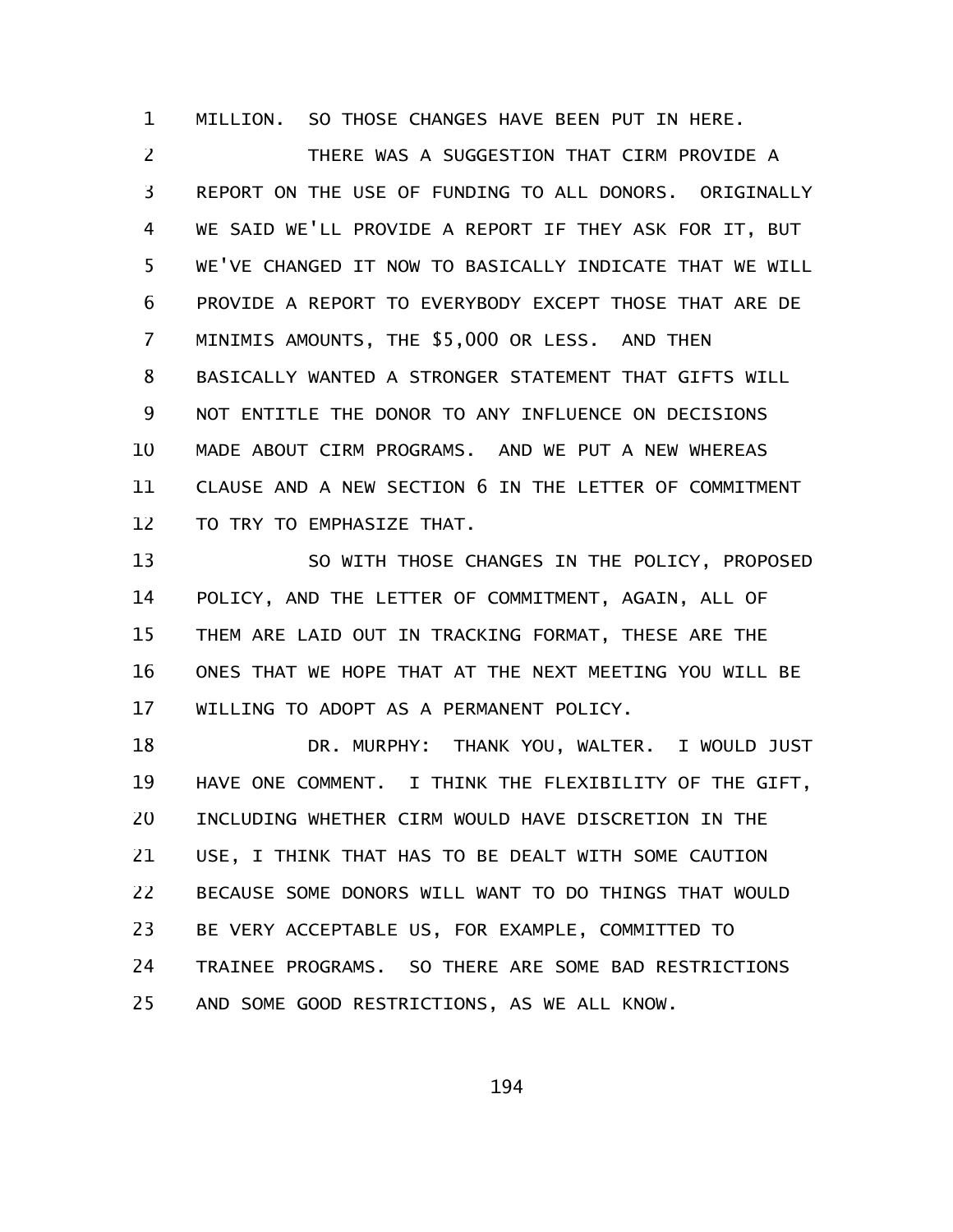MILLION. SO THOSE CHANGES HAVE BEEN PUT IN HERE.

THERE WAS A SUGGESTION THAT CIRM PROVIDE A REPORT ON THE USE OF FUNDING TO ALL DONORS. ORIGINALLY WE SAID WE'LL PROVIDE A REPORT IF THEY ASK FOR IT, BUT WE'VE CHANGED IT NOW TO BASICALLY INDICATE THAT WE WILL PROVIDE A REPORT TO EVERYBODY EXCEPT THOSE THAT ARE DE MINIMIS AMOUNTS, THE $5,000 OR LESS. AND THEN BASICALLY WANTED A STRONGER STATEMENT THAT GIFTS WILL NOT ENTITLE THE DONOR TO ANY INFLUENCE ON DECISIONS MADE ABOUT CIRM PROGRAMS. AND WE PUT A NEW WHEREAS CLAUSE AND A NEW SECTION 6 IN THE LETTER OF COMMITMENT TO TRY TO EMPHASIZE THAT.

SO WITH THOSE CHANGES IN THE POLICY, PROPOSED POLICY, AND THE LETTER OF COMMITMENT, AGAIN, ALL OF THEM ARE LAID OUT IN TRACKING FORMAT, THESE ARE THE ONES THAT WE HOPE THAT AT THE NEXT MEETING YOU WILL BE WILLING TO ADOPT AS A PERMANENT POLICY.

DR. MURPHY: THANK YOU, WALTER. I WOULD JUST HAVE ONE COMMENT. I THINK THE FLEXIBILITY OF THE GIFT, INCLUDING WHETHER CIRM WOULD HAVE DISCRETION IN THE USE, I THINK THAT HAS TO BE DEALT WITH SOME CAUTION BECAUSE SOME DONORS WILL WANT TO DO THINGS THAT WOULD BE VERY ACCEPTABLE US, FOR EXAMPLE, COMMITTED TO TRAINEE PROGRAMS. SO THERE ARE SOME BAD RESTRICTIONS AND SOME GOOD RESTRICTIONS, AS WE ALL KNOW.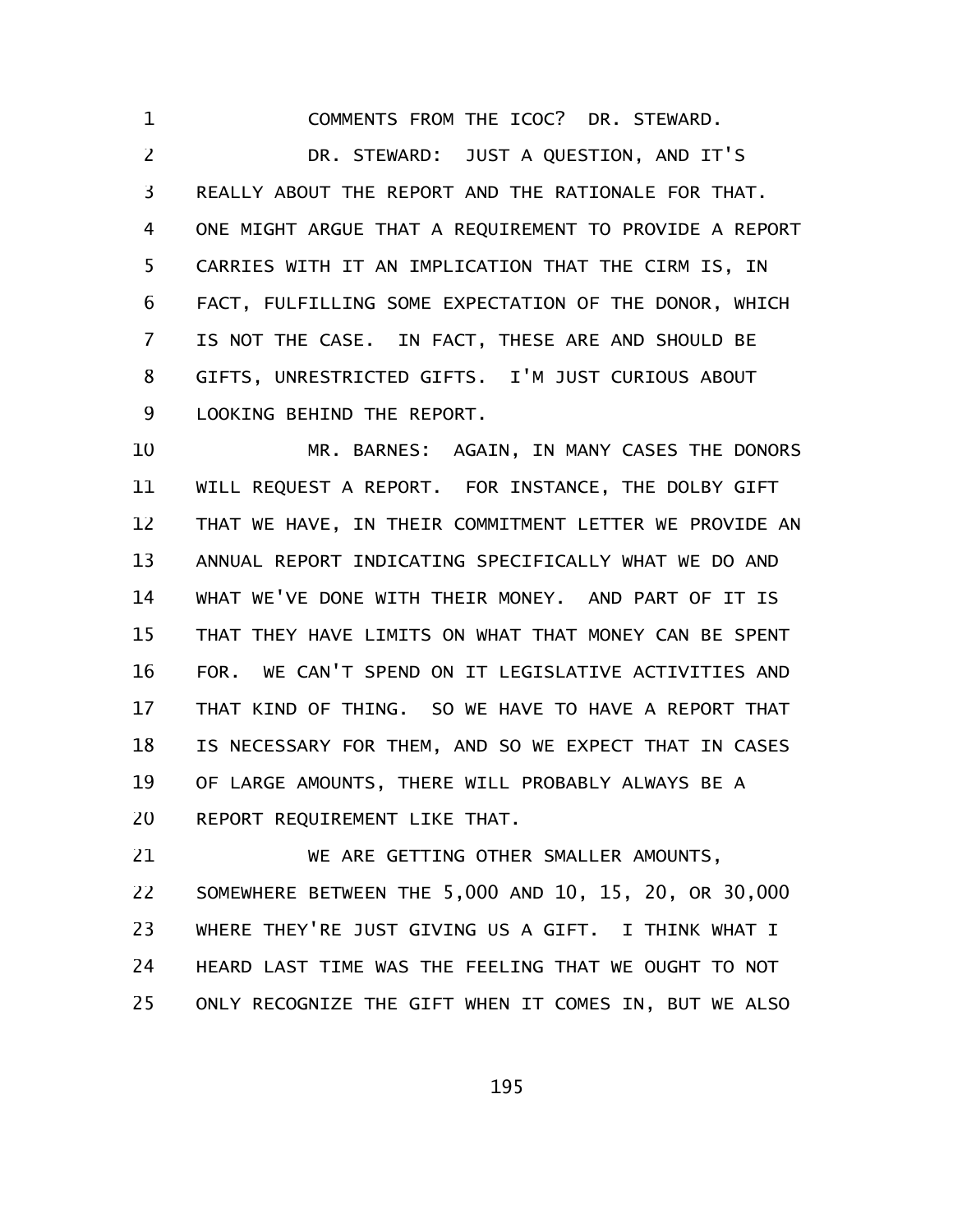COMMENTS FROM THE ICOC? DR. STEWARD.

DR. STEWARD: JUST A QUESTION, AND IT'S REALLY ABOUT THE REPORT AND THE RATIONALE FOR THAT. ONE MIGHT ARGUE THAT A REQUIREMENT TO PROVIDE A REPORT CARRIES WITH IT AN IMPLICATION THAT THE CIRM IS, IN FACT, FULFILLING SOME EXPECTATION OF THE DONOR, WHICH IS NOT THE CASE. IN FACT, THESE ARE AND SHOULD BE GIFTS, UNRESTRICTED GIFTS. I'M JUST CURIOUS ABOUT LOOKING BEHIND THE REPORT.

MR. BARNES: AGAIN, IN MANY CASES THE DONORS WILL REQUEST A REPORT. FOR INSTANCE, THE DOLBY GIFT THAT WE HAVE, IN THEIR COMMITMENT LETTER WE PROVIDE AN ANNUAL REPORT INDICATING SPECIFICALLY WHAT WE DO AND WHAT WE'VE DONE WITH THEIR MONEY. AND PART OF IT IS THAT THEY HAVE LIMITS ON WHAT THAT MONEY CAN BE SPENT FOR. WE CAN'T SPEND ON IT LEGISLATIVE ACTIVITIES AND THAT KIND OF THING. SO WE HAVE TO HAVE A REPORT THAT IS NECESSARY FOR THEM, AND SO WE EXPECT THAT IN CASES OF LARGE AMOUNTS, THERE WILL PROBABLY ALWAYS BE A REPORT REQUIREMENT LIKE THAT.

WE ARE GETTING OTHER SMALLER AMOUNTS, SOMEWHERE BETWEEN THE 5,000 AND 10, 15, 20, OR 30,000 WHERE THEY'RE JUST GIVING US A GIFT. I THINK WHAT I HEARD LAST TIME WAS THE FEELING THAT WE OUGHT TO NOT ONLY RECOGNIZE THE GIFT WHEN IT COMES IN, BUT WE ALSO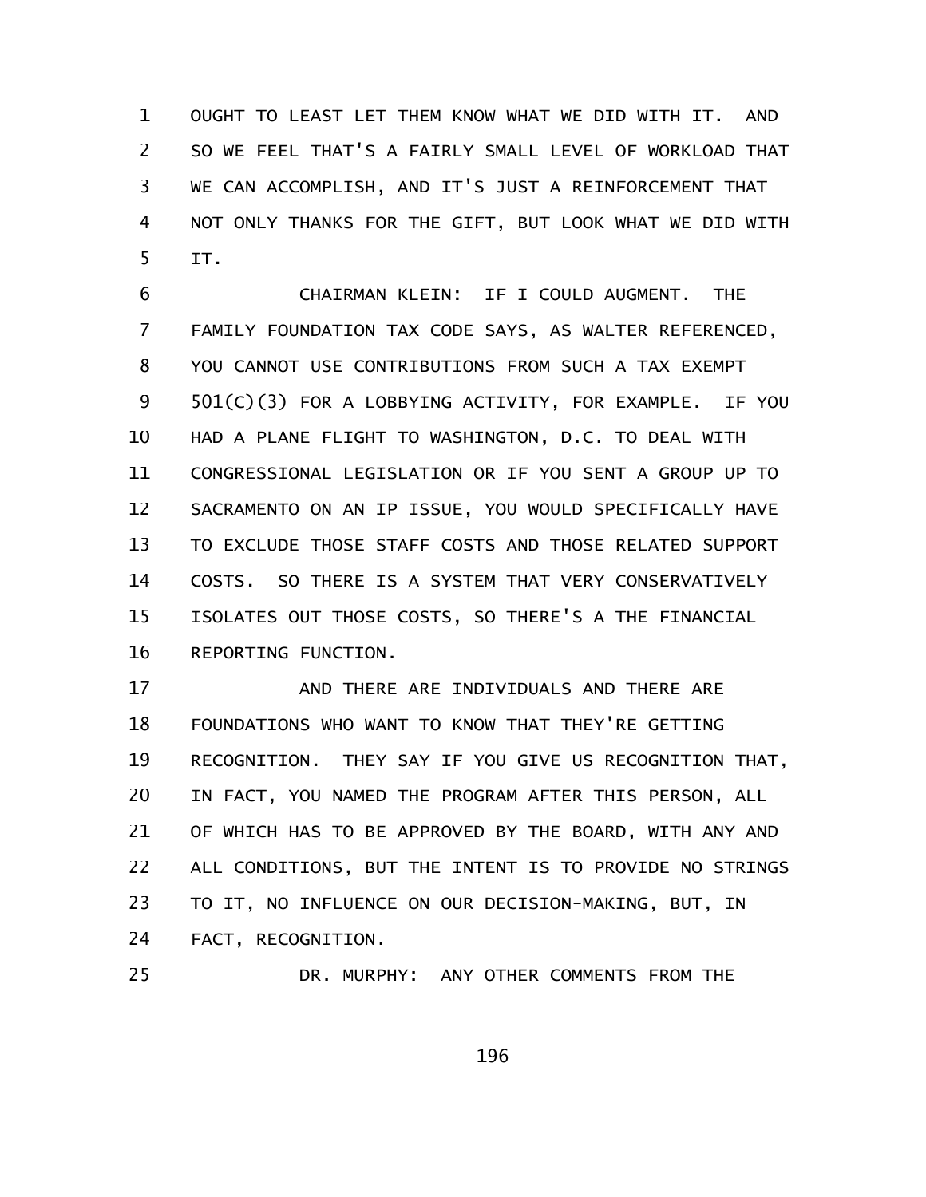OUGHT TO LEAST LET THEM KNOW WHAT WE DID WITH IT. AND SO WE FEEL THAT'S A FAIRLY SMALL LEVEL OF WORKLOAD THAT WE CAN ACCOMPLISH, AND IT'S JUST A REINFORCEMENT THAT NOT ONLY THANKS FOR THE GIFT, BUT LOOK WHAT WE DID WITH IT.

CHAIRMAN KLEIN: IF I COULD AUGMENT. THE FAMILY FOUNDATION TAX CODE SAYS, AS WALTER REFERENCED, YOU CANNOT USE CONTRIBUTIONS FROM SUCH A TAX EXEMPT 501(C)(3) FOR A LOBBYING ACTIVITY, FOR EXAMPLE. IF YOU HAD A PLANE FLIGHT TO WASHINGTON, D.C. TO DEAL WITH CONGRESSIONAL LEGISLATION OR IF YOU SENT A GROUP UP TO SACRAMENTO ON AN IP ISSUE, YOU WOULD SPECIFICALLY HAVE TO EXCLUDE THOSE STAFF COSTS AND THOSE RELATED SUPPORT COSTS. SO THERE IS A SYSTEM THAT VERY CONSERVATIVELY ISOLATES OUT THOSE COSTS, SO THERE'S A THE FINANCIAL REPORTING FUNCTION.

AND THERE ARE INDIVIDUALS AND THERE ARE FOUNDATIONS WHO WANT TO KNOW THAT THEY'RE GETTING RECOGNITION. THEY SAY IF YOU GIVE US RECOGNITION THAT, IN FACT, YOU NAMED THE PROGRAM AFTER THIS PERSON, ALL OF WHICH HAS TO BE APPROVED BY THE BOARD, WITH ANY AND ALL CONDITIONS, BUT THE INTENT IS TO PROVIDE NO STRINGS TO IT, NO INFLUENCE ON OUR DECISION-MAKING, BUT, IN FACT, RECOGNITION.

DR. MURPHY: ANY OTHER COMMENTS FROM THE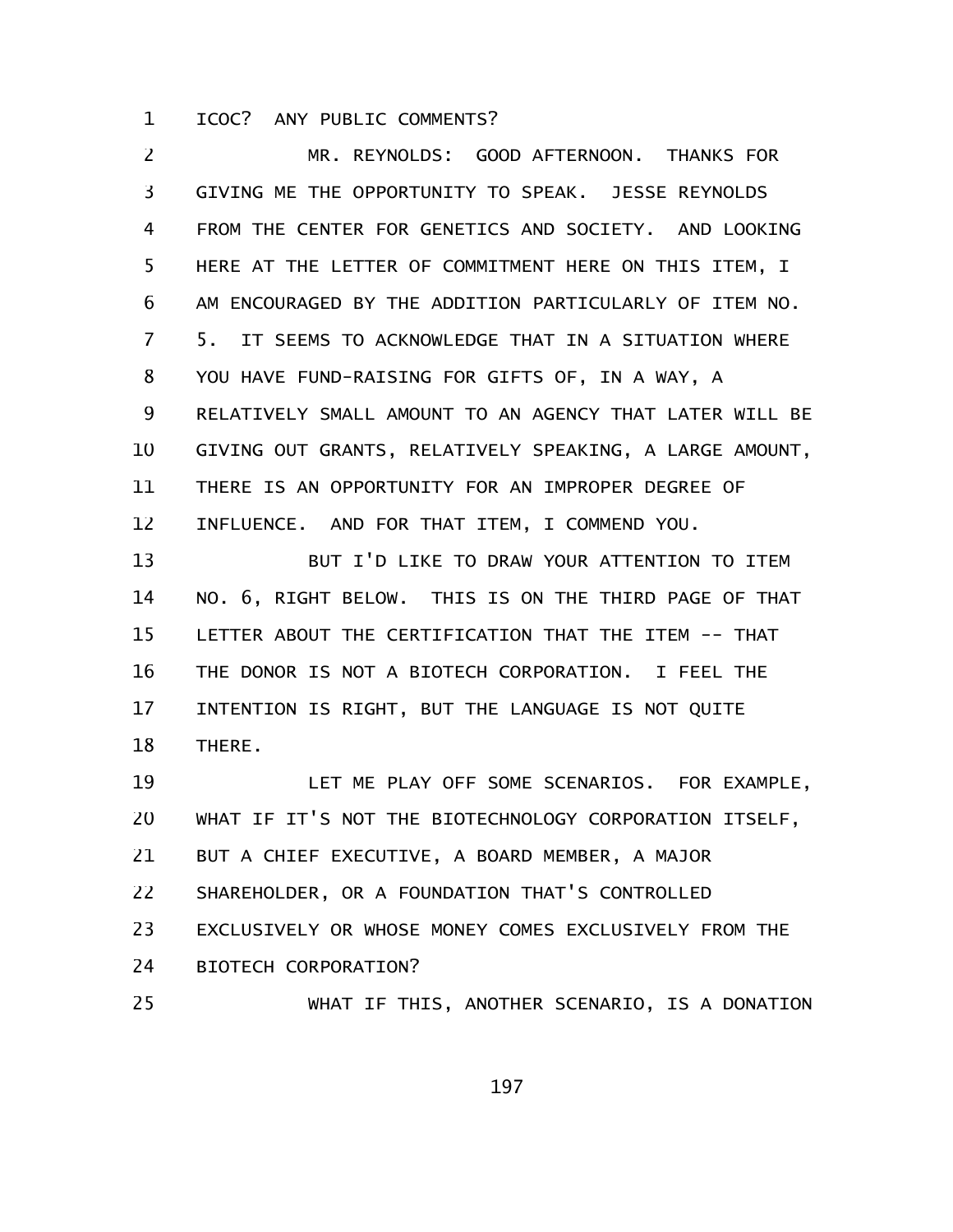ICOC? ANY PUBLIC COMMENTS?

MR. REYNOLDS: GOOD AFTERNOON. THANKS FOR GIVING ME THE OPPORTUNITY TO SPEAK. JESSE REYNOLDS FROM THE CENTER FOR GENETICS AND SOCIETY. AND LOOKING HERE AT THE LETTER OF COMMITMENT HERE ON THIS ITEM, I AM ENCOURAGED BY THE ADDITION PARTICULARLY OF ITEM NO. 5. IT SEEMS TO ACKNOWLEDGE THAT IN A SITUATION WHERE YOU HAVE FUND-RAISING FOR GIFTS OF, IN A WAY, A RELATIVELY SMALL AMOUNT TO AN AGENCY THAT LATER WILL BE GIVING OUT GRANTS, RELATIVELY SPEAKING, A LARGE AMOUNT, THERE IS AN OPPORTUNITY FOR AN IMPROPER DEGREE OF INFLUENCE. AND FOR THAT ITEM, I COMMEND YOU.

BUT I'D LIKE TO DRAW YOUR ATTENTION TO ITEM NO. 6, RIGHT BELOW. THIS IS ON THE THIRD PAGE OF THAT LETTER ABOUT THE CERTIFICATION THAT THE ITEM -- THAT THE DONOR IS NOT A BIOTECH CORPORATION. I FEEL THE INTENTION IS RIGHT, BUT THE LANGUAGE IS NOT QUITE THERE.

LET ME PLAY OFF SOME SCENARIOS. FOR EXAMPLE, WHAT IF IT'S NOT THE BIOTECHNOLOGY CORPORATION ITSELF, BUT A CHIEF EXECUTIVE, A BOARD MEMBER, A MAJOR SHAREHOLDER, OR A FOUNDATION THAT'S CONTROLLED EXCLUSIVELY OR WHOSE MONEY COMES EXCLUSIVELY FROM THE BIOTECH CORPORATION?

WHAT IF THIS, ANOTHER SCENARIO, IS A DONATION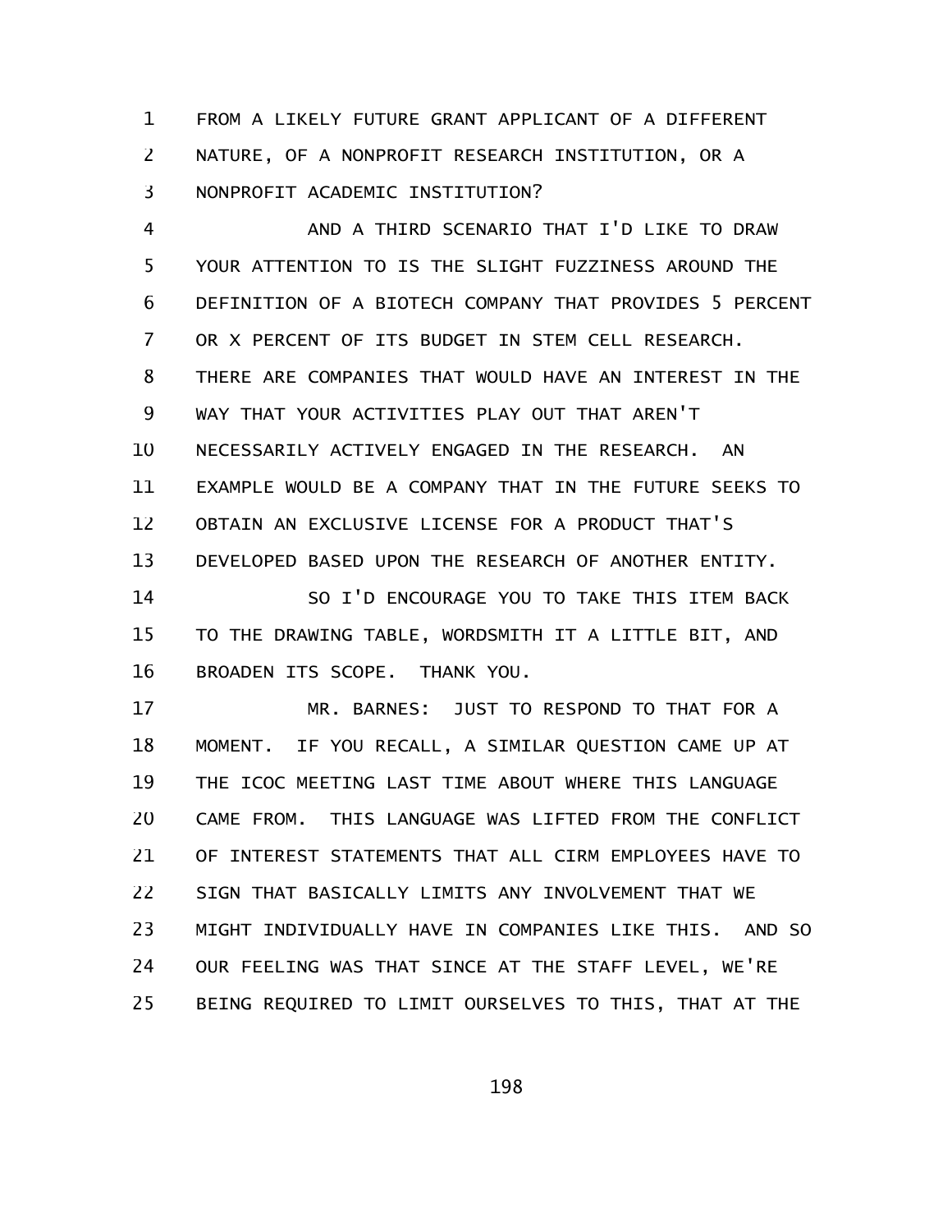FROM A LIKELY FUTURE GRANT APPLICANT OF A DIFFERENT NATURE, OF A NONPROFIT RESEARCH INSTITUTION, OR A NONPROFIT ACADEMIC INSTITUTION?

AND A THIRD SCENARIO THAT I'D LIKE TO DRAW YOUR ATTENTION TO IS THE SLIGHT FUZZINESS AROUND THE DEFINITION OF A BIOTECH COMPANY THAT PROVIDES 5 PERCENT OR X PERCENT OF ITS BUDGET IN STEM CELL RESEARCH. THERE ARE COMPANIES THAT WOULD HAVE AN INTEREST IN THE WAY THAT YOUR ACTIVITIES PLAY OUT THAT AREN'T NECESSARILY ACTIVELY ENGAGED IN THE RESEARCH. AN EXAMPLE WOULD BE A COMPANY THAT IN THE FUTURE SEEKS TO OBTAIN AN EXCLUSIVE LICENSE FOR A PRODUCT THAT'S DEVELOPED BASED UPON THE RESEARCH OF ANOTHER ENTITY.

SO I'D ENCOURAGE YOU TO TAKE THIS ITEM BACK TO THE DRAWING TABLE, WORDSMITH IT A LITTLE BIT, AND BROADEN ITS SCOPE. THANK YOU.

MR. BARNES: JUST TO RESPOND TO THAT FOR A MOMENT. IF YOU RECALL, A SIMILAR QUESTION CAME UP AT THE ICOC MEETING LAST TIME ABOUT WHERE THIS LANGUAGE CAME FROM. THIS LANGUAGE WAS LIFTED FROM THE CONFLICT OF INTEREST STATEMENTS THAT ALL CIRM EMPLOYEES HAVE TO SIGN THAT BASICALLY LIMITS ANY INVOLVEMENT THAT WE MIGHT INDIVIDUALLY HAVE IN COMPANIES LIKE THIS. AND SO OUR FEELING WAS THAT SINCE AT THE STAFF LEVEL, WE'RE BEING REQUIRED TO LIMIT OURSELVES TO THIS, THAT AT THE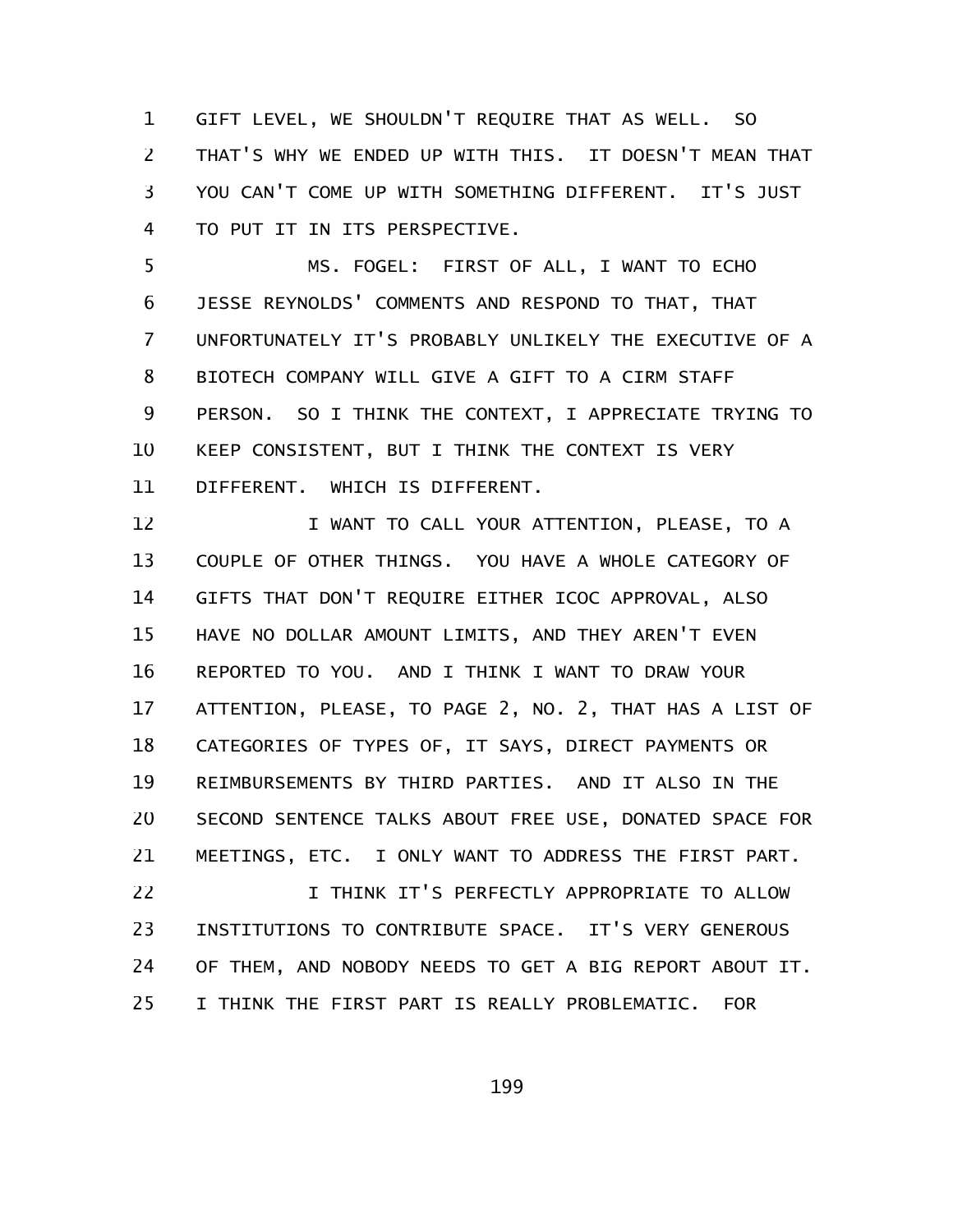GIFT LEVEL, WE SHOULDN'T REQUIRE THAT AS WELL. SO THAT'S WHY WE ENDED UP WITH THIS. IT DOESN'T MEAN THAT YOU CAN'T COME UP WITH SOMETHING DIFFERENT. IT'S JUST TO PUT IT IN ITS PERSPECTIVE.

MS. FOGEL: FIRST OF ALL, I WANT TO ECHO JESSE REYNOLDS' COMMENTS AND RESPOND TO THAT, THAT UNFORTUNATELY IT'S PROBABLY UNLIKELY THE EXECUTIVE OF A BIOTECH COMPANY WILL GIVE A GIFT TO A CIRM STAFF PERSON. SO I THINK THE CONTEXT, I APPRECIATE TRYING TO KEEP CONSISTENT, BUT I THINK THE CONTEXT IS VERY DIFFERENT. WHICH IS DIFFERENT.

I WANT TO CALL YOUR ATTENTION, PLEASE, TO A COUPLE OF OTHER THINGS. YOU HAVE A WHOLE CATEGORY OF GIFTS THAT DON'T REQUIRE EITHER ICOC APPROVAL, ALSO HAVE NO DOLLAR AMOUNT LIMITS, AND THEY AREN'T EVEN REPORTED TO YOU. AND I THINK I WANT TO DRAW YOUR ATTENTION, PLEASE, TO PAGE 2, NO. 2, THAT HAS A LIST OF CATEGORIES OF TYPES OF, IT SAYS, DIRECT PAYMENTS OR REIMBURSEMENTS BY THIRD PARTIES. AND IT ALSO IN THE SECOND SENTENCE TALKS ABOUT FREE USE, DONATED SPACE FOR MEETINGS, ETC. I ONLY WANT TO ADDRESS THE FIRST PART.

I THINK IT'S PERFECTLY APPROPRIATE TO ALLOW INSTITUTIONS TO CONTRIBUTE SPACE. IT'S VERY GENEROUS OF THEM, AND NOBODY NEEDS TO GET A BIG REPORT ABOUT IT. I THINK THE FIRST PART IS REALLY PROBLEMATIC. FOR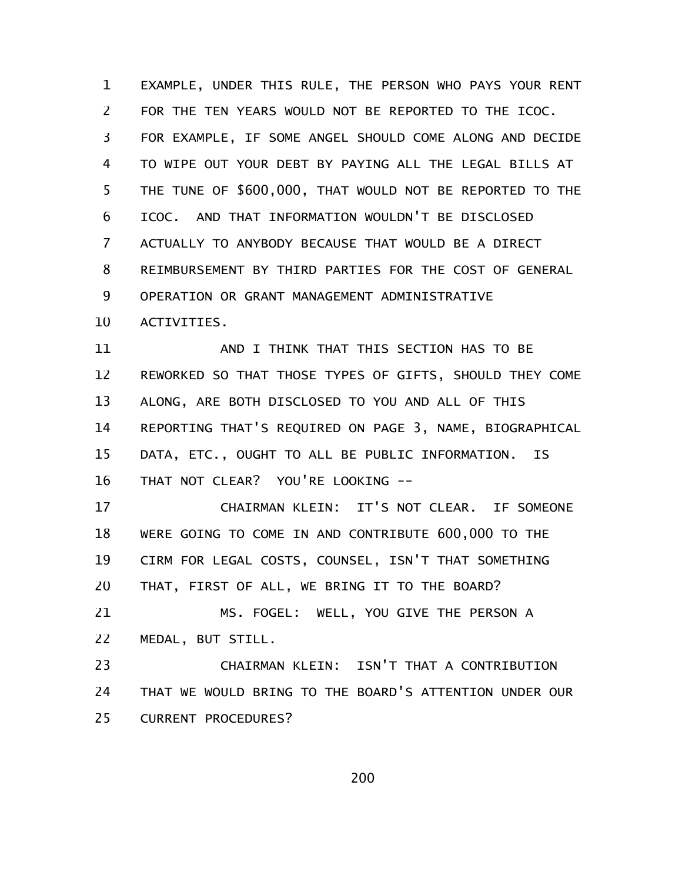EXAMPLE, UNDER THIS RULE, THE PERSON WHO PAYS YOUR RENT FOR THE TEN YEARS WOULD NOT BE REPORTED TO THE ICOC. FOR EXAMPLE, IF SOME ANGEL SHOULD COME ALONG AND DECIDE TO WIPE OUT YOUR DEBT BY PAYING ALL THE LEGAL BILLS AT THE TUNE OF $600,000, THAT WOULD NOT BE REPORTED TO THE ICOC. AND THAT INFORMATION WOULDN'T BE DISCLOSED ACTUALLY TO ANYBODY BECAUSE THAT WOULD BE A DIRECT REIMBURSEMENT BY THIRD PARTIES FOR THE COST OF GENERAL OPERATION OR GRANT MANAGEMENT ADMINISTRATIVE ACTIVITIES.

AND I THINK THAT THIS SECTION HAS TO BE REWORKED SO THAT THOSE TYPES OF GIFTS, SHOULD THEY COME ALONG, ARE BOTH DISCLOSED TO YOU AND ALL OF THIS REPORTING THAT'S REQUIRED ON PAGE 3, NAME, BIOGRAPHICAL DATA, ETC., OUGHT TO ALL BE PUBLIC INFORMATION. IS THAT NOT CLEAR? YOU'RE LOOKING --

CHAIRMAN KLEIN: IT'S NOT CLEAR. IF SOMEONE WERE GOING TO COME IN AND CONTRIBUTE 600,000 TO THE CIRM FOR LEGAL COSTS, COUNSEL, ISN'T THAT SOMETHING THAT, FIRST OF ALL, WE BRING IT TO THE BOARD?

MS. FOGEL: WELL, YOU GIVE THE PERSON A MEDAL, BUT STILL.

CHAIRMAN KLEIN: ISN'T THAT A CONTRIBUTION THAT WE WOULD BRING TO THE BOARD'S ATTENTION UNDER OUR CURRENT PROCEDURES?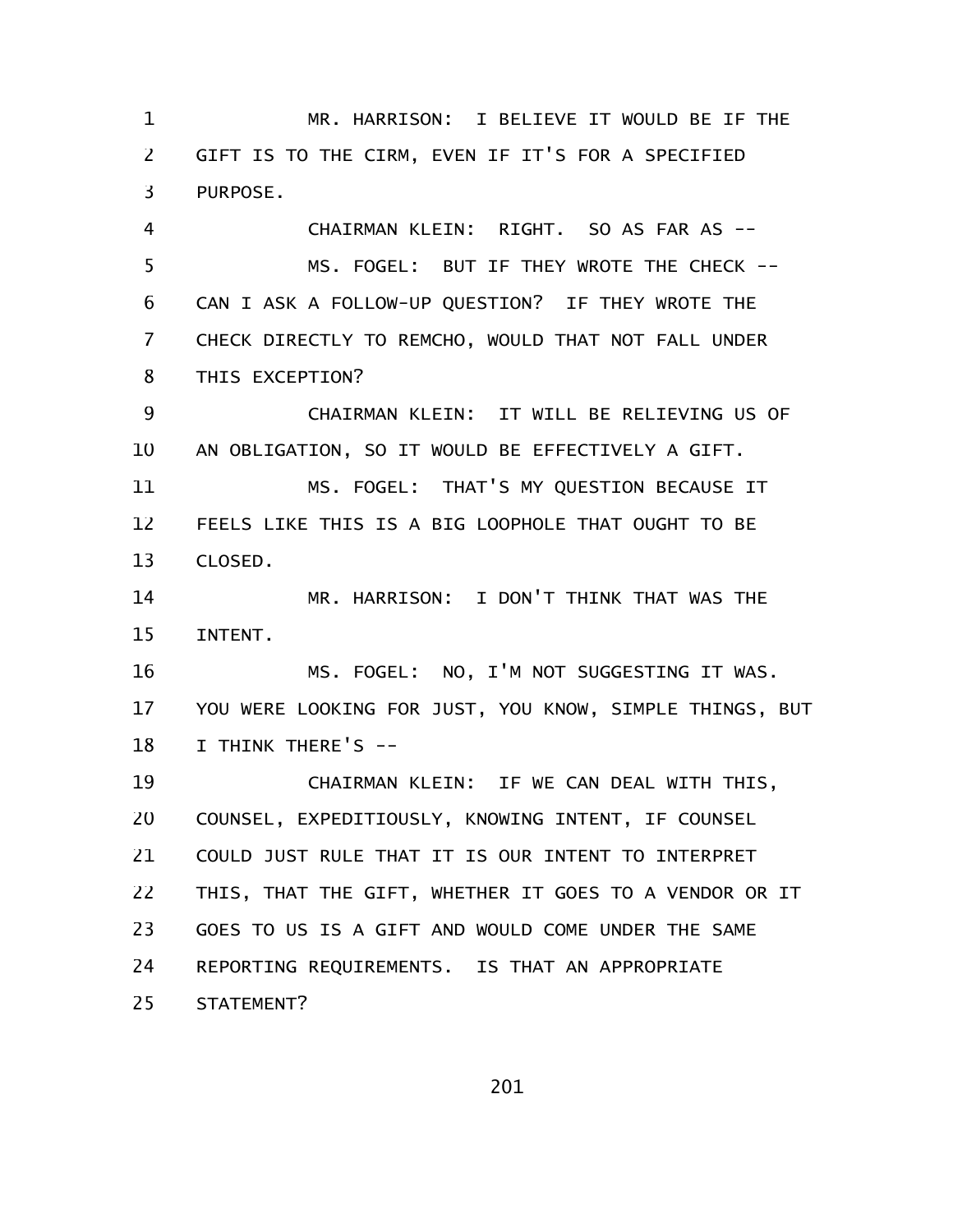MR. HARRISON: I BELIEVE IT WOULD BE IF THE GIFT IS TO THE CIRM, EVEN IF IT'S FOR A SPECIFIED PURPOSE.

CHAIRMAN KLEIN: RIGHT. SO AS FAR AS --

MS. FOGEL: BUT IF THEY WROTE THE CHECK -- CAN I ASK A FOLLOW-UP QUESTION? IF THEY WROTE THE CHECK DIRECTLY TO REMCHO, WOULD THAT NOT FALL UNDER THIS EXCEPTION?

CHAIRMAN KLEIN: IT WILL BE RELIEVING US OF AN OBLIGATION, SO IT WOULD BE EFFECTIVELY A GIFT.

MS. FOGEL: THAT'S MY QUESTION BECAUSE IT FEELS LIKE THIS IS A BIG LOOPHOLE THAT OUGHT TO BE CLOSED.

MR. HARRISON: I DON'T THINK THAT WAS THE INTENT.

MS. FOGEL: NO, I'M NOT SUGGESTING IT WAS. YOU WERE LOOKING FOR JUST, YOU KNOW, SIMPLE THINGS, BUT I THINK THERE'S --

CHAIRMAN KLEIN: IF WE CAN DEAL WITH THIS, COUNSEL, EXPEDITIOUSLY, KNOWING INTENT, IF COUNSEL COULD JUST RULE THAT IT IS OUR INTENT TO INTERPRET THIS, THAT THE GIFT, WHETHER IT GOES TO A VENDOR OR IT GOES TO US IS A GIFT AND WOULD COME UNDER THE SAME REPORTING REQUIREMENTS. IS THAT AN APPROPRIATE STATEMENT?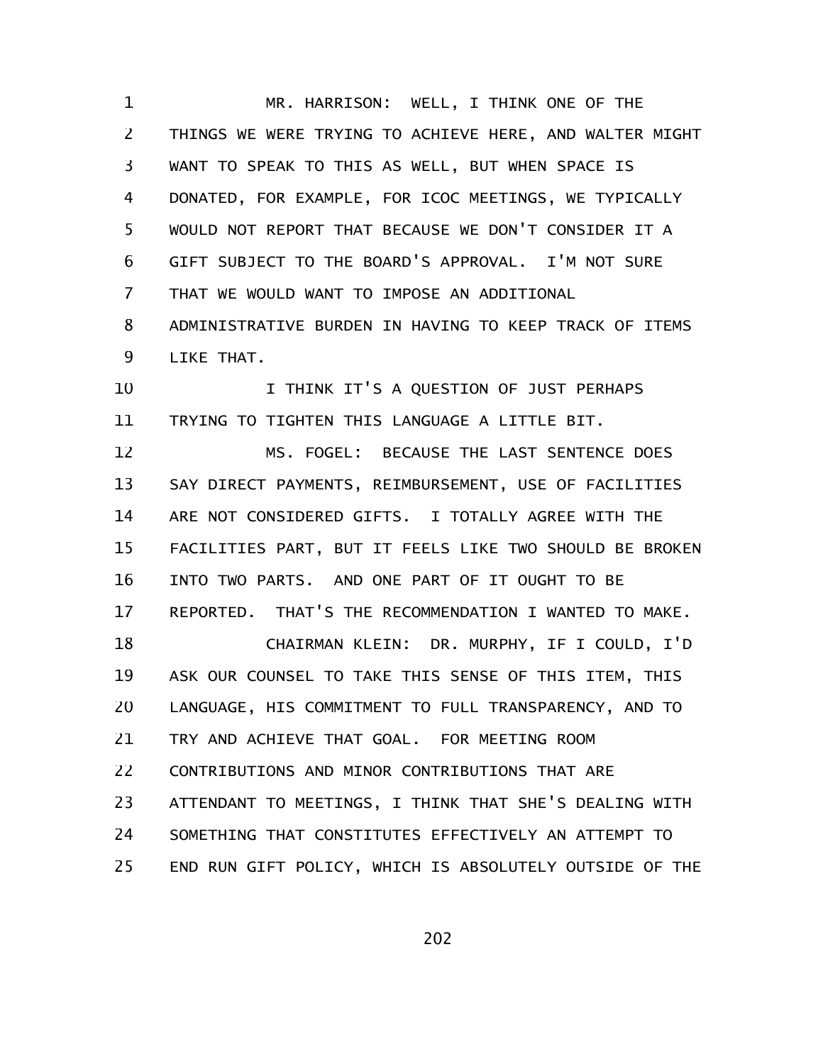MR. HARRISON: WELL, I THINK ONE OF THE THINGS WE WERE TRYING TO ACHIEVE HERE, AND WALTER MIGHT WANT TO SPEAK TO THIS AS WELL, BUT WHEN SPACE IS DONATED, FOR EXAMPLE, FOR ICOC MEETINGS, WE TYPICALLY WOULD NOT REPORT THAT BECAUSE WE DON'T CONSIDER IT A GIFT SUBJECT TO THE BOARD'S APPROVAL. I'M NOT SURE THAT WE WOULD WANT TO IMPOSE AN ADDITIONAL ADMINISTRATIVE BURDEN IN HAVING TO KEEP TRACK OF ITEMS LIKE THAT.

I THINK IT'S A QUESTION OF JUST PERHAPS TRYING TO TIGHTEN THIS LANGUAGE A LITTLE BIT.

MS. FOGEL: BECAUSE THE LAST SENTENCE DOES SAY DIRECT PAYMENTS, REIMBURSEMENT, USE OF FACILITIES ARE NOT CONSIDERED GIFTS. I TOTALLY AGREE WITH THE FACILITIES PART, BUT IT FEELS LIKE TWO SHOULD BE BROKEN INTO TWO PARTS. AND ONE PART OF IT OUGHT TO BE REPORTED. THAT'S THE RECOMMENDATION I WANTED TO MAKE.

CHAIRMAN KLEIN: DR. MURPHY, IF I COULD, I'D ASK OUR COUNSEL TO TAKE THIS SENSE OF THIS ITEM, THIS LANGUAGE, HIS COMMITMENT TO FULL TRANSPARENCY, AND TO TRY AND ACHIEVE THAT GOAL. FOR MEETING ROOM CONTRIBUTIONS AND MINOR CONTRIBUTIONS THAT ARE ATTENDANT TO MEETINGS, I THINK THAT SHE'S DEALING WITH SOMETHING THAT CONSTITUTES EFFECTIVELY AN ATTEMPT TO END RUN GIFT POLICY, WHICH IS ABSOLUTELY OUTSIDE OF THE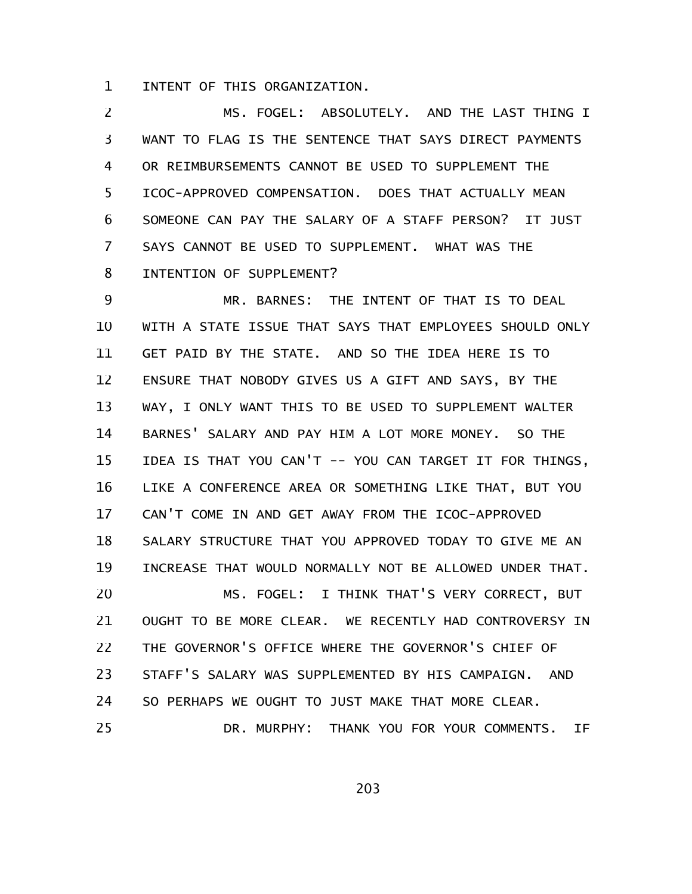INTENT OF THIS ORGANIZATION.

MS. FOGEL: ABSOLUTELY. AND THE LAST THING I WANT TO FLAG IS THE SENTENCE THAT SAYS DIRECT PAYMENTS OR REIMBURSEMENTS CANNOT BE USED TO SUPPLEMENT THE ICOC-APPROVED COMPENSATION. DOES THAT ACTUALLY MEAN SOMEONE CAN PAY THE SALARY OF A STAFF PERSON? IT JUST SAYS CANNOT BE USED TO SUPPLEMENT. WHAT WAS THE INTENTION OF SUPPLEMENT?

MR. BARNES: THE INTENT OF THAT IS TO DEAL WITH A STATE ISSUE THAT SAYS THAT EMPLOYEES SHOULD ONLY GET PAID BY THE STATE. AND SO THE IDEA HERE IS TO ENSURE THAT NOBODY GIVES US A GIFT AND SAYS, BY THE WAY, I ONLY WANT THIS TO BE USED TO SUPPLEMENT WALTER BARNES' SALARY AND PAY HIM A LOT MORE MONEY. SO THE IDEA IS THAT YOU CAN'T -- YOU CAN TARGET IT FOR THINGS, LIKE A CONFERENCE AREA OR SOMETHING LIKE THAT, BUT YOU CAN'T COME IN AND GET AWAY FROM THE ICOC-APPROVED SALARY STRUCTURE THAT YOU APPROVED TODAY TO GIVE ME AN INCREASE THAT WOULD NORMALLY NOT BE ALLOWED UNDER THAT.

MS. FOGEL: I THINK THAT'S VERY CORRECT, BUT OUGHT TO BE MORE CLEAR. WE RECENTLY HAD CONTROVERSY IN THE GOVERNOR'S OFFICE WHERE THE GOVERNOR'S CHIEF OF STAFF'S SALARY WAS SUPPLEMENTED BY HIS CAMPAIGN. AND SO PERHAPS WE OUGHT TO JUST MAKE THAT MORE CLEAR.

DR. MURPHY: THANK YOU FOR YOUR COMMENTS. IF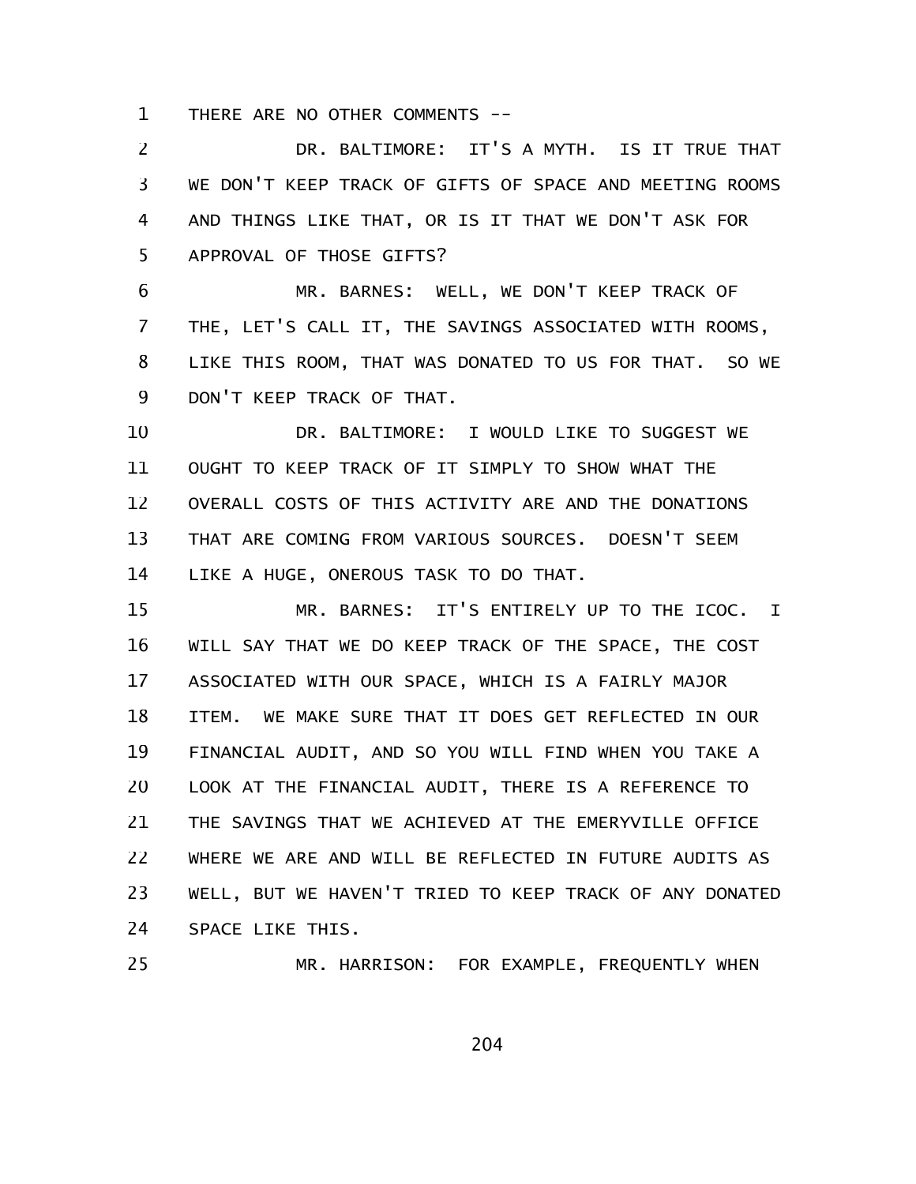THERE ARE NO OTHER COMMENTS --

DR. BALTIMORE: IT'S A MYTH. IS IT TRUE THAT WE DON'T KEEP TRACK OF GIFTS OF SPACE AND MEETING ROOMS AND THINGS LIKE THAT, OR IS IT THAT WE DON'T ASK FOR APPROVAL OF THOSE GIFTS?

MR. BARNES: WELL, WE DON'T KEEP TRACK OF THE, LET'S CALL IT, THE SAVINGS ASSOCIATED WITH ROOMS, LIKE THIS ROOM, THAT WAS DONATED TO US FOR THAT. SO WE DON'T KEEP TRACK OF THAT.

DR. BALTIMORE: I WOULD LIKE TO SUGGEST WE OUGHT TO KEEP TRACK OF IT SIMPLY TO SHOW WHAT THE OVERALL COSTS OF THIS ACTIVITY ARE AND THE DONATIONS THAT ARE COMING FROM VARIOUS SOURCES. DOESN'T SEEM LIKE A HUGE, ONEROUS TASK TO DO THAT.

MR. BARNES: IT'S ENTIRELY UP TO THE ICOC. I WILL SAY THAT WE DO KEEP TRACK OF THE SPACE, THE COST ASSOCIATED WITH OUR SPACE, WHICH IS A FAIRLY MAJOR ITEM. WE MAKE SURE THAT IT DOES GET REFLECTED IN OUR FINANCIAL AUDIT, AND SO YOU WILL FIND WHEN YOU TAKE A LOOK AT THE FINANCIAL AUDIT, THERE IS A REFERENCE TO THE SAVINGS THAT WE ACHIEVED AT THE EMERYVILLE OFFICE WHERE WE ARE AND WILL BE REFLECTED IN FUTURE AUDITS AS WELL, BUT WE HAVEN'T TRIED TO KEEP TRACK OF ANY DONATED SPACE LIKE THIS.

MR. HARRISON: FOR EXAMPLE, FREQUENTLY WHEN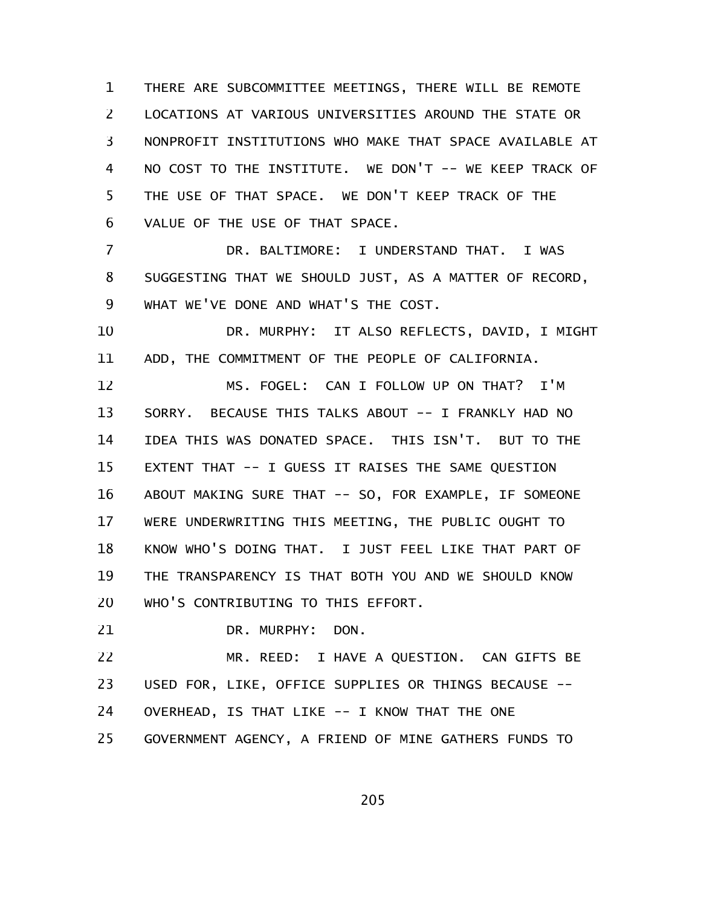THERE ARE SUBCOMMITTEE MEETINGS, THERE WILL BE REMOTE LOCATIONS AT VARIOUS UNIVERSITIES AROUND THE STATE OR NONPROFIT INSTITUTIONS WHO MAKE THAT SPACE AVAILABLE AT NO COST TO THE INSTITUTE. WE DON'T -- WE KEEP TRACK OF THE USE OF THAT SPACE. WE DON'T KEEP TRACK OF THE VALUE OF THE USE OF THAT SPACE.

DR. BALTIMORE: I UNDERSTAND THAT. I WAS SUGGESTING THAT WE SHOULD JUST, AS A MATTER OF RECORD, WHAT WE'VE DONE AND WHAT'S THE COST.

DR. MURPHY: IT ALSO REFLECTS, DAVID, I MIGHT ADD, THE COMMITMENT OF THE PEOPLE OF CALIFORNIA.

MS. FOGEL: CAN I FOLLOW UP ON THAT? I'M SORRY. BECAUSE THIS TALKS ABOUT -- I FRANKLY HAD NO IDEA THIS WAS DONATED SPACE. THIS ISN'T. BUT TO THE EXTENT THAT -- I GUESS IT RAISES THE SAME QUESTION ABOUT MAKING SURE THAT -- SO, FOR EXAMPLE, IF SOMEONE WERE UNDERWRITING THIS MEETING, THE PUBLIC OUGHT TO KNOW WHO'S DOING THAT. I JUST FEEL LIKE THAT PART OF THE TRANSPARENCY IS THAT BOTH YOU AND WE SHOULD KNOW WHO'S CONTRIBUTING TO THIS EFFORT.

DR. MURPHY: DON.

MR. REED: I HAVE A QUESTION. CAN GIFTS BE USED FOR, LIKE, OFFICE SUPPLIES OR THINGS BECAUSE -- OVERHEAD, IS THAT LIKE -- I KNOW THAT THE ONE GOVERNMENT AGENCY, A FRIEND OF MINE GATHERS FUNDS TO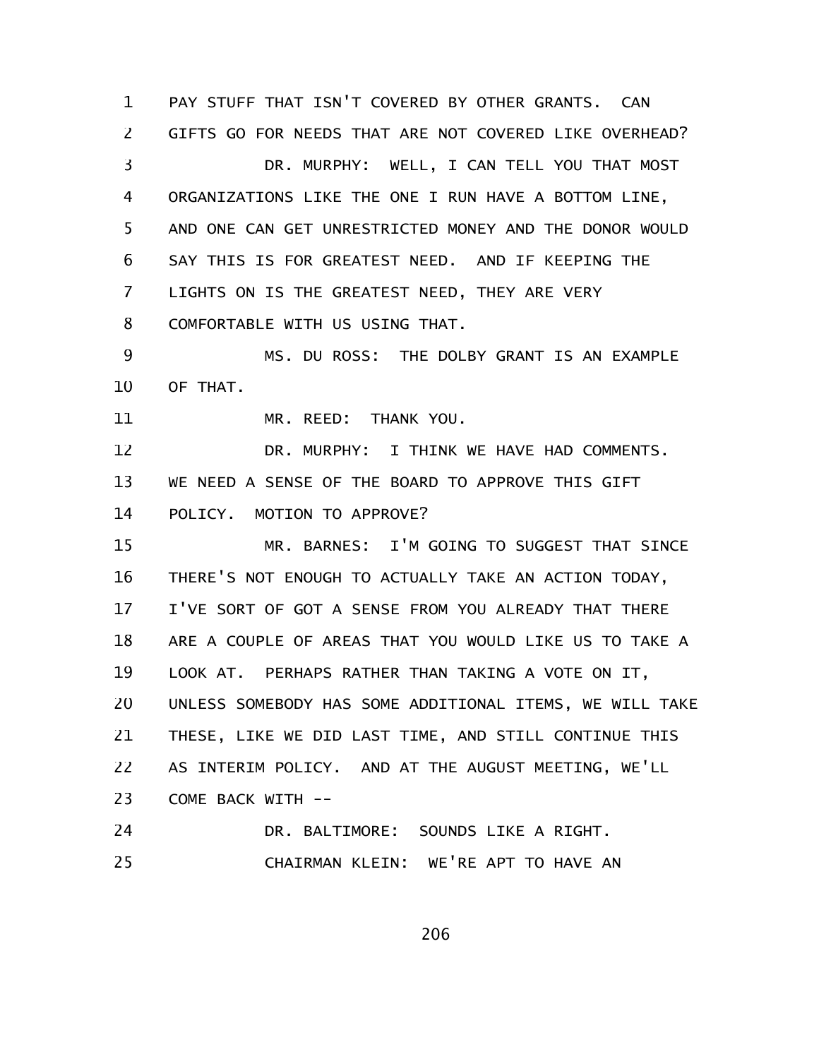PAY STUFF THAT ISN'T COVERED BY OTHER GRANTS. CAN GIFTS GO FOR NEEDS THAT ARE NOT COVERED LIKE OVERHEAD?

DR. MURPHY: WELL, I CAN TELL YOU THAT MOST ORGANIZATIONS LIKE THE ONE I RUN HAVE A BOTTOM LINE, AND ONE CAN GET UNRESTRICTED MONEY AND THE DONOR WOULD SAY THIS IS FOR GREATEST NEED. AND IF KEEPING THE LIGHTS ON IS THE GREATEST NEED, THEY ARE VERY COMFORTABLE WITH US USING THAT.

MS. DU ROSS: THE DOLBY GRANT IS AN EXAMPLE OF THAT.

MR. REED: THANK YOU.

DR. MURPHY: I THINK WE HAVE HAD COMMENTS. WE NEED A SENSE OF THE BOARD TO APPROVE THIS GIFT POLICY. MOTION TO APPROVE?

MR. BARNES: I'M GOING TO SUGGEST THAT SINCE THERE'S NOT ENOUGH TO ACTUALLY TAKE AN ACTION TODAY, I'VE SORT OF GOT A SENSE FROM YOU ALREADY THAT THERE ARE A COUPLE OF AREAS THAT YOU WOULD LIKE US TO TAKE A LOOK AT. PERHAPS RATHER THAN TAKING A VOTE ON IT, UNLESS SOMEBODY HAS SOME ADDITIONAL ITEMS, WE WILL TAKE THESE, LIKE WE DID LAST TIME, AND STILL CONTINUE THIS AS INTERIM POLICY. AND AT THE AUGUST MEETING, WE'LL COME BACK WITH --

DR. BALTIMORE: SOUNDS LIKE A RIGHT.

CHAIRMAN KLEIN: WE'RE APT TO HAVE AN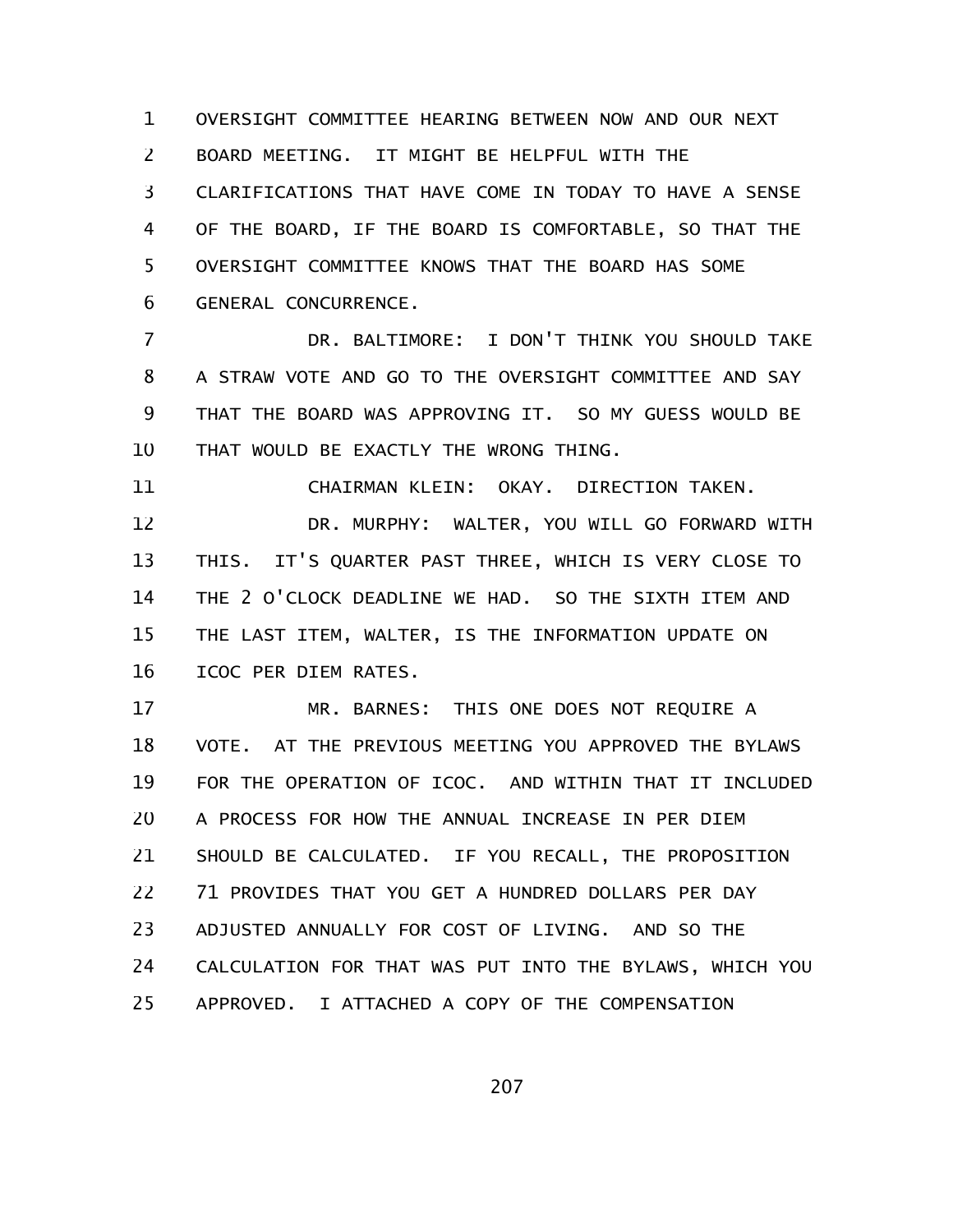OVERSIGHT COMMITTEE HEARING BETWEEN NOW AND OUR NEXT BOARD MEETING. IT MIGHT BE HELPFUL WITH THE CLARIFICATIONS THAT HAVE COME IN TODAY TO HAVE A SENSE OF THE BOARD, IF THE BOARD IS COMFORTABLE, SO THAT THE OVERSIGHT COMMITTEE KNOWS THAT THE BOARD HAS SOME GENERAL CONCURRENCE.

DR. BALTIMORE: I DON'T THINK YOU SHOULD TAKE A STRAW VOTE AND GO TO THE OVERSIGHT COMMITTEE AND SAY THAT THE BOARD WAS APPROVING IT. SO MY GUESS WOULD BE THAT WOULD BE EXACTLY THE WRONG THING.

CHAIRMAN KLEIN: OKAY. DIRECTION TAKEN.

DR. MURPHY: WALTER, YOU WILL GO FORWARD WITH THIS. IT'S QUARTER PAST THREE, WHICH IS VERY CLOSE TO THE 2 O'CLOCK DEADLINE WE HAD. SO THE SIXTH ITEM AND THE LAST ITEM, WALTER, IS THE INFORMATION UPDATE ON ICOC PER DIEM RATES.

MR. BARNES: THIS ONE DOES NOT REQUIRE A VOTE. AT THE PREVIOUS MEETING YOU APPROVED THE BYLAWS FOR THE OPERATION OF ICOC. AND WITHIN THAT IT INCLUDED A PROCESS FOR HOW THE ANNUAL INCREASE IN PER DIEM SHOULD BE CALCULATED. IF YOU RECALL, THE PROPOSITION 71 PROVIDES THAT YOU GET A HUNDRED DOLLARS PER DAY ADJUSTED ANNUALLY FOR COST OF LIVING. AND SO THE CALCULATION FOR THAT WAS PUT INTO THE BYLAWS, WHICH YOU APPROVED. I ATTACHED A COPY OF THE COMPENSATION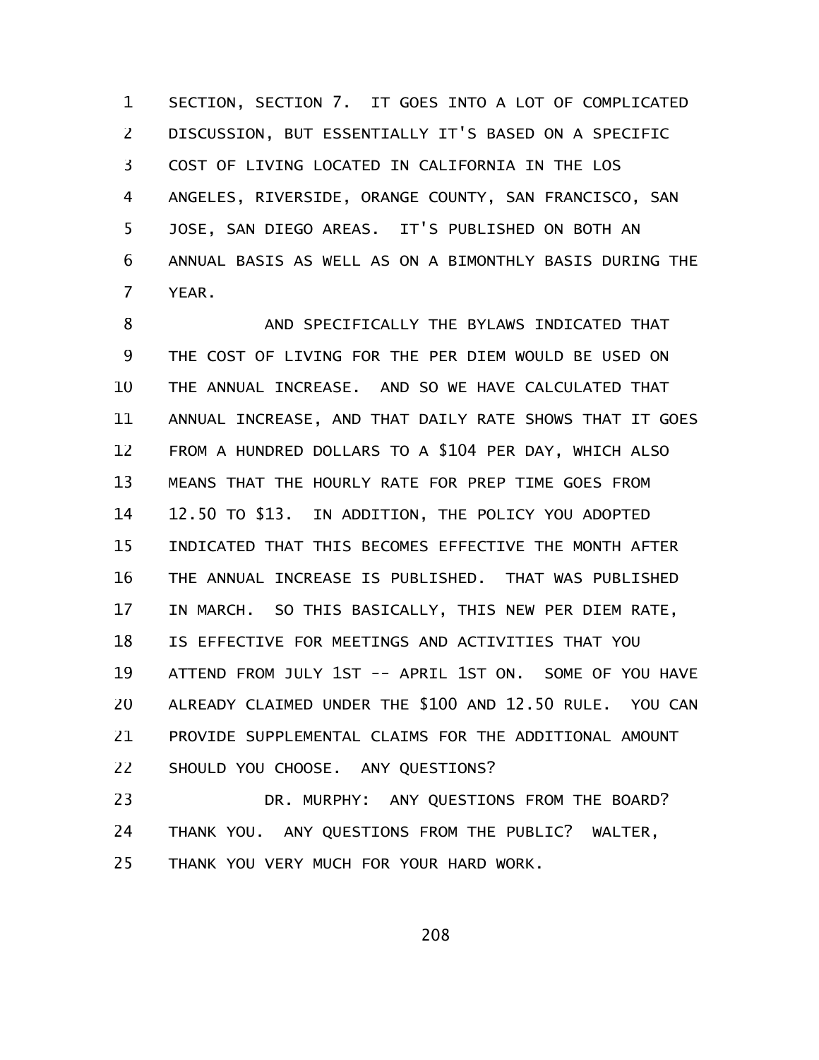SECTION, SECTION 7. IT GOES INTO A LOT OF COMPLICATED DISCUSSION, BUT ESSENTIALLY IT'S BASED ON A SPECIFIC COST OF LIVING LOCATED IN CALIFORNIA IN THE LOS ANGELES, RIVERSIDE, ORANGE COUNTY, SAN FRANCISCO, SAN JOSE, SAN DIEGO AREAS. IT'S PUBLISHED ON BOTH AN ANNUAL BASIS AS WELL AS ON A BIMONTHLY BASIS DURING THE YEAR.

AND SPECIFICALLY THE BYLAWS INDICATED THAT THE COST OF LIVING FOR THE PER DIEM WOULD BE USED ON THE ANNUAL INCREASE. AND SO WE HAVE CALCULATED THAT ANNUAL INCREASE, AND THAT DAILY RATE SHOWS THAT IT GOES FROM A HUNDRED DOLLARS TO A $104 PER DAY, WHICH ALSO MEANS THAT THE HOURLY RATE FOR PREP TIME GOES FROM 12.50 TO $13. IN ADDITION, THE POLICY YOU ADOPTED INDICATED THAT THIS BECOMES EFFECTIVE THE MONTH AFTER THE ANNUAL INCREASE IS PUBLISHED. THAT WAS PUBLISHED IN MARCH. SO THIS BASICALLY, THIS NEW PER DIEM RATE, IS EFFECTIVE FOR MEETINGS AND ACTIVITIES THAT YOU ATTEND FROM JULY 1ST -- APRIL 1ST ON. SOME OF YOU HAVE ALREADY CLAIMED UNDER THE $100 AND 12.50 RULE. YOU CAN PROVIDE SUPPLEMENTAL CLAIMS FOR THE ADDITIONAL AMOUNT SHOULD YOU CHOOSE. ANY QUESTIONS?

DR. MURPHY: ANY QUESTIONS FROM THE BOARD? THANK YOU. ANY QUESTIONS FROM THE PUBLIC? WALTER, THANK YOU VERY MUCH FOR YOUR HARD WORK.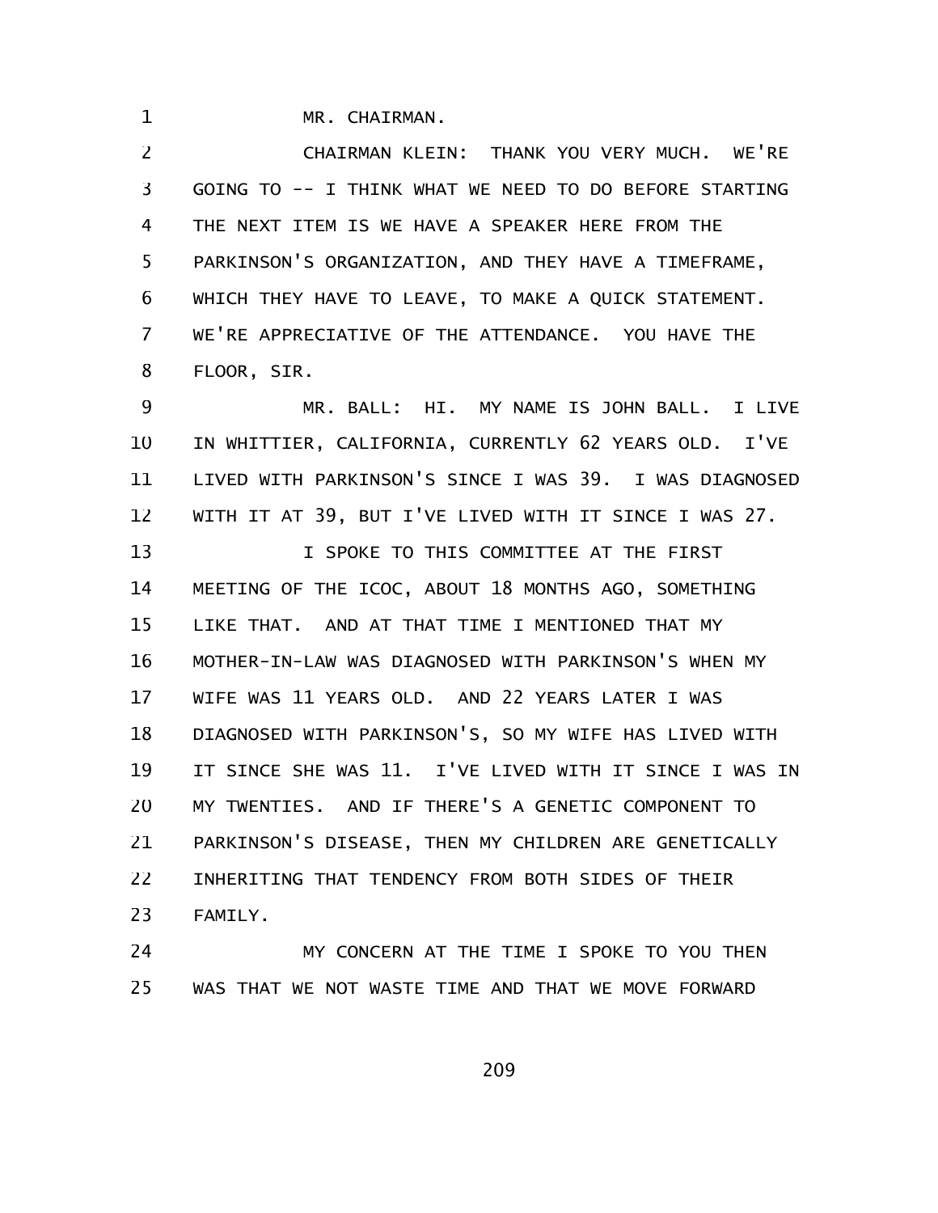MR. CHAIRMAN.

CHAIRMAN KLEIN: THANK YOU VERY MUCH. WE'RE GOING TO -- I THINK WHAT WE NEED TO DO BEFORE STARTING THE NEXT ITEM IS WE HAVE A SPEAKER HERE FROM THE PARKINSON'S ORGANIZATION, AND THEY HAVE A TIMEFRAME, WHICH THEY HAVE TO LEAVE, TO MAKE A QUICK STATEMENT. WE'RE APPRECIATIVE OF THE ATTENDANCE. YOU HAVE THE FLOOR, SIR.

MR. BALL: HI. MY NAME IS JOHN BALL. I LIVE IN WHITTIER, CALIFORNIA, CURRENTLY 62 YEARS OLD. I'VE LIVED WITH PARKINSON'S SINCE I WAS 39. I WAS DIAGNOSED WITH IT AT 39, BUT I'VE LIVED WITH IT SINCE I WAS 27.

I SPOKE TO THIS COMMITTEE AT THE FIRST MEETING OF THE ICOC, ABOUT 18 MONTHS AGO, SOMETHING LIKE THAT. AND AT THAT TIME I MENTIONED THAT MY MOTHER-IN-LAW WAS DIAGNOSED WITH PARKINSON'S WHEN MY WIFE WAS 11 YEARS OLD. AND 22 YEARS LATER I WAS DIAGNOSED WITH PARKINSON'S, SO MY WIFE HAS LIVED WITH IT SINCE SHE WAS 11. I'VE LIVED WITH IT SINCE I WAS IN MY TWENTIES. AND IF THERE'S A GENETIC COMPONENT TO PARKINSON'S DISEASE, THEN MY CHILDREN ARE GENETICALLY INHERITING THAT TENDENCY FROM BOTH SIDES OF THEIR FAMILY.

MY CONCERN AT THE TIME I SPOKE TO YOU THEN WAS THAT WE NOT WASTE TIME AND THAT WE MOVE FORWARD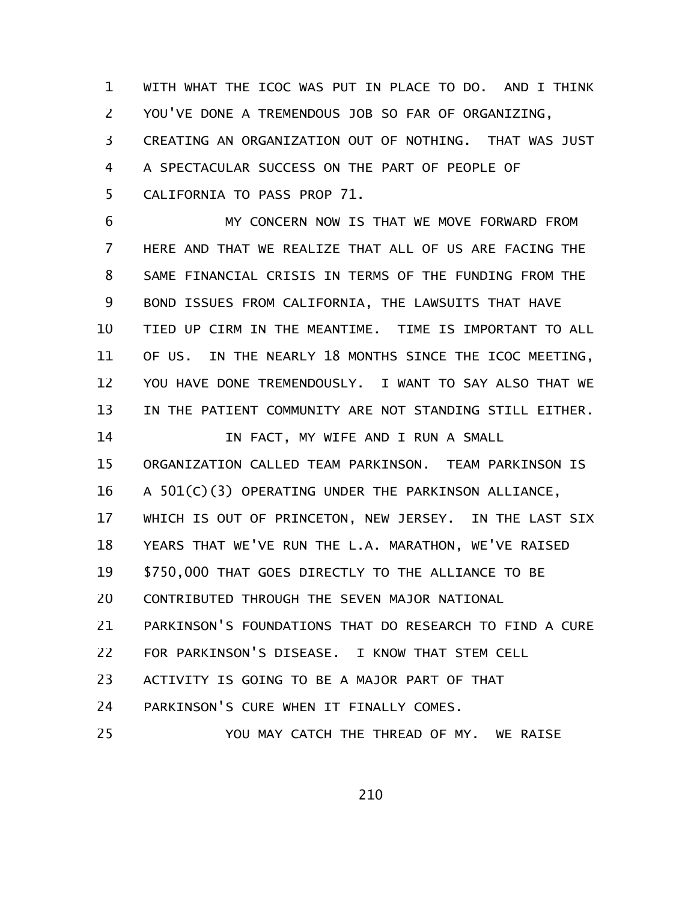WITH WHAT THE ICOC WAS PUT IN PLACE TO DO. AND I THINK YOU'VE DONE A TREMENDOUS JOB SO FAR OF ORGANIZING, CREATING AN ORGANIZATION OUT OF NOTHING. THAT WAS JUST A SPECTACULAR SUCCESS ON THE PART OF PEOPLE OF CALIFORNIA TO PASS PROP 71.

MY CONCERN NOW IS THAT WE MOVE FORWARD FROM HERE AND THAT WE REALIZE THAT ALL OF US ARE FACING THE SAME FINANCIAL CRISIS IN TERMS OF THE FUNDING FROM THE BOND ISSUES FROM CALIFORNIA, THE LAWSUITS THAT HAVE TIED UP CIRM IN THE MEANTIME. TIME IS IMPORTANT TO ALL OF US. IN THE NEARLY 18 MONTHS SINCE THE ICOC MEETING, YOU HAVE DONE TREMENDOUSLY. I WANT TO SAY ALSO THAT WE IN THE PATIENT COMMUNITY ARE NOT STANDING STILL EITHER.

IN FACT, MY WIFE AND I RUN A SMALL ORGANIZATION CALLED TEAM PARKINSON. TEAM PARKINSON IS A 501(C)(3) OPERATING UNDER THE PARKINSON ALLIANCE, WHICH IS OUT OF PRINCETON, NEW JERSEY. IN THE LAST SIX YEARS THAT WE'VE RUN THE L.A. MARATHON, WE'VE RAISED $750,000 THAT GOES DIRECTLY TO THE ALLIANCE TO BE CONTRIBUTED THROUGH THE SEVEN MAJOR NATIONAL PARKINSON'S FOUNDATIONS THAT DO RESEARCH TO FIND A CURE FOR PARKINSON'S DISEASE. I KNOW THAT STEM CELL ACTIVITY IS GOING TO BE A MAJOR PART OF THAT PARKINSON'S CURE WHEN IT FINALLY COMES.

YOU MAY CATCH THE THREAD OF MY. WE RAISE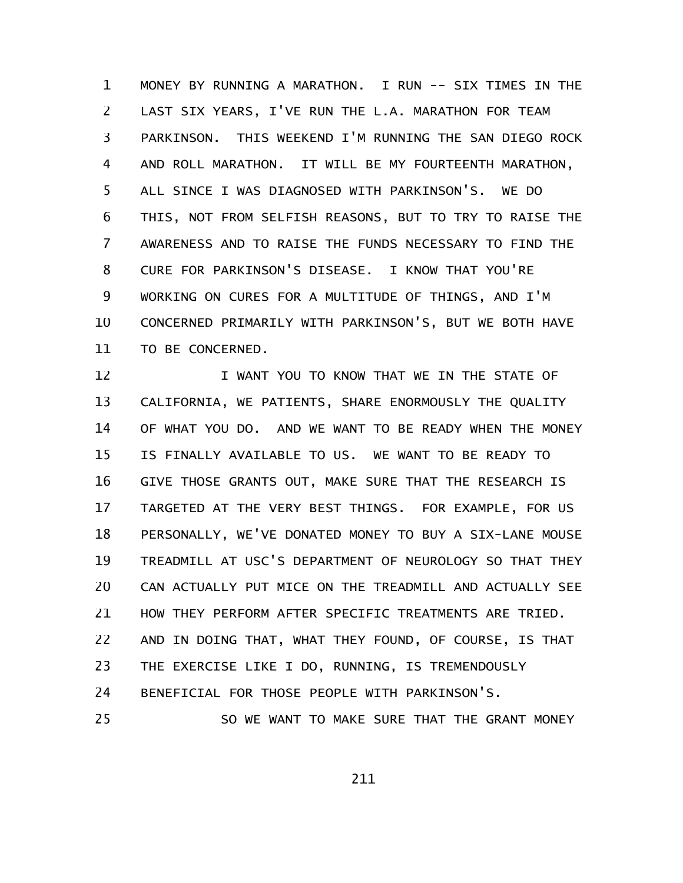MONEY BY RUNNING A MARATHON. I RUN -- SIX TIMES IN THE LAST SIX YEARS, I'VE RUN THE L.A. MARATHON FOR TEAM PARKINSON. THIS WEEKEND I'M RUNNING THE SAN DIEGO ROCK AND ROLL MARATHON. IT WILL BE MY FOURTEENTH MARATHON, ALL SINCE I WAS DIAGNOSED WITH PARKINSON'S. WE DO THIS, NOT FROM SELFISH REASONS, BUT TO TRY TO RAISE THE AWARENESS AND TO RAISE THE FUNDS NECESSARY TO FIND THE CURE FOR PARKINSON'S DISEASE. I KNOW THAT YOU'RE WORKING ON CURES FOR A MULTITUDE OF THINGS, AND I'M CONCERNED PRIMARILY WITH PARKINSON'S, BUT WE BOTH HAVE TO BE CONCERNED.

I WANT YOU TO KNOW THAT WE IN THE STATE OF CALIFORNIA, WE PATIENTS, SHARE ENORMOUSLY THE QUALITY OF WHAT YOU DO. AND WE WANT TO BE READY WHEN THE MONEY IS FINALLY AVAILABLE TO US. WE WANT TO BE READY TO GIVE THOSE GRANTS OUT, MAKE SURE THAT THE RESEARCH IS TARGETED AT THE VERY BEST THINGS. FOR EXAMPLE, FOR US PERSONALLY, WE'VE DONATED MONEY TO BUY A SIX-LANE MOUSE TREADMILL AT USC'S DEPARTMENT OF NEUROLOGY SO THAT THEY CAN ACTUALLY PUT MICE ON THE TREADMILL AND ACTUALLY SEE HOW THEY PERFORM AFTER SPECIFIC TREATMENTS ARE TRIED. AND IN DOING THAT, WHAT THEY FOUND, OF COURSE, IS THAT THE EXERCISE LIKE I DO, RUNNING, IS TREMENDOUSLY BENEFICIAL FOR THOSE PEOPLE WITH PARKINSON'S.

SO WE WANT TO MAKE SURE THAT THE GRANT MONEY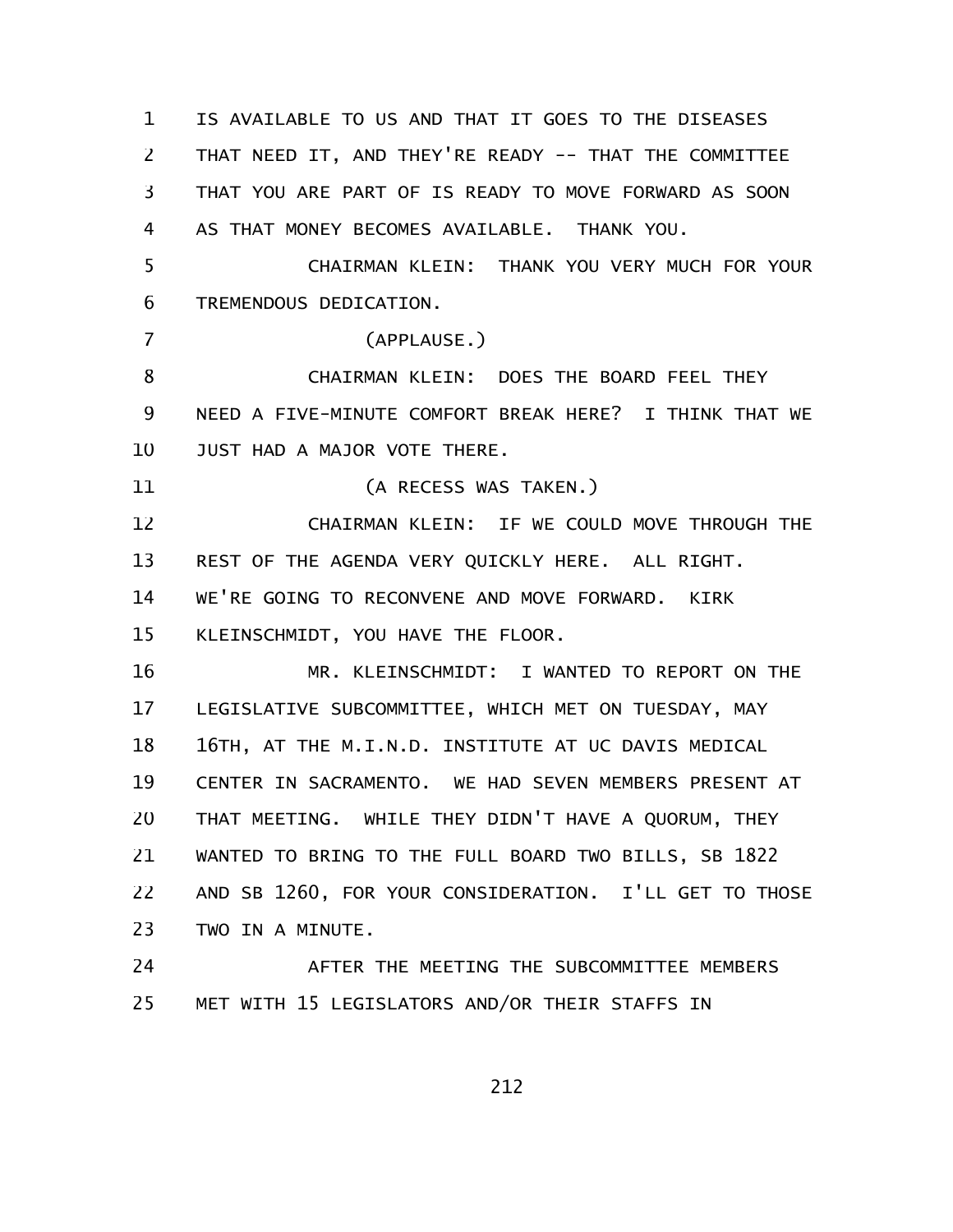IS AVAILABLE TO US AND THAT IT GOES TO THE DISEASES THAT NEED IT, AND THEY'RE READY -- THAT THE COMMITTEE THAT YOU ARE PART OF IS READY TO MOVE FORWARD AS SOON AS THAT MONEY BECOMES AVAILABLE. THANK YOU.

CHAIRMAN KLEIN: THANK YOU VERY MUCH FOR YOUR TREMENDOUS DEDICATION.

(APPLAUSE.)

CHAIRMAN KLEIN: DOES THE BOARD FEEL THEY NEED A FIVE-MINUTE COMFORT BREAK HERE? I THINK THAT WE JUST HAD A MAJOR VOTE THERE.

(A RECESS WAS TAKEN.)

CHAIRMAN KLEIN: IF WE COULD MOVE THROUGH THE REST OF THE AGENDA VERY QUICKLY HERE. ALL RIGHT. WE'RE GOING TO RECONVENE AND MOVE FORWARD. KIRK KLEINSCHMIDT, YOU HAVE THE FLOOR.

MR. KLEINSCHMIDT: I WANTED TO REPORT ON THE LEGISLATIVE SUBCOMMITTEE, WHICH MET ON TUESDAY, MAY 16TH, AT THE M.I.N.D. INSTITUTE AT UC DAVIS MEDICAL CENTER IN SACRAMENTO. WE HAD SEVEN MEMBERS PRESENT AT THAT MEETING. WHILE THEY DIDN'T HAVE A QUORUM, THEY WANTED TO BRING TO THE FULL BOARD TWO BILLS, SB 1822 AND SB 1260, FOR YOUR CONSIDERATION. I'LL GET TO THOSE TWO IN A MINUTE.

AFTER THE MEETING THE SUBCOMMITTEE MEMBERS MET WITH 15 LEGISLATORS AND/OR THEIR STAFFS IN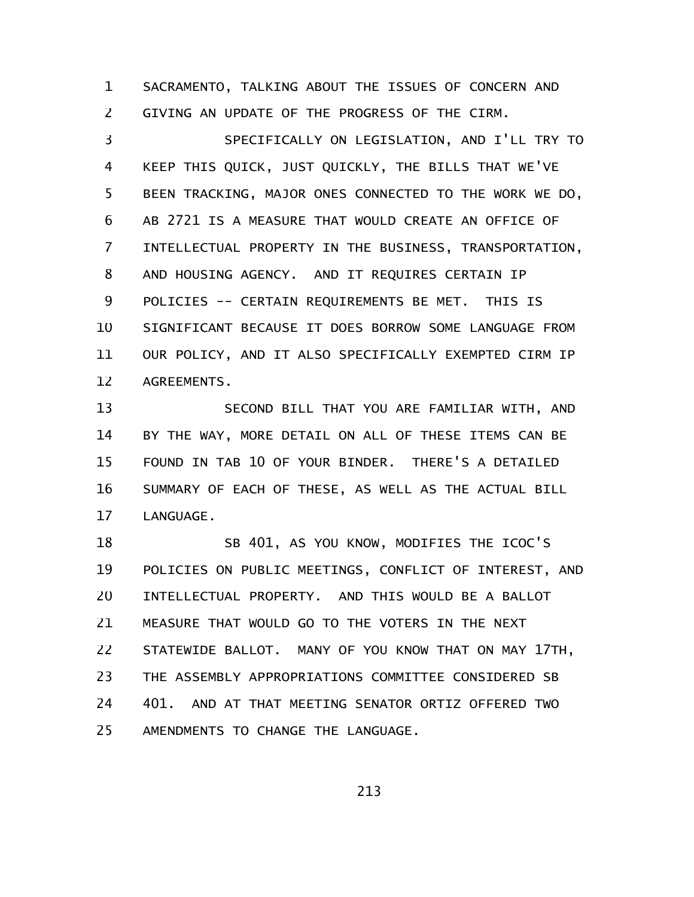SACRAMENTO, TALKING ABOUT THE ISSUES OF CONCERN AND GIVING AN UPDATE OF THE PROGRESS OF THE CIRM.

SPECIFICALLY ON LEGISLATION, AND I'LL TRY TO KEEP THIS QUICK, JUST QUICKLY, THE BILLS THAT WE'VE BEEN TRACKING, MAJOR ONES CONNECTED TO THE WORK WE DO, AB 2721 IS A MEASURE THAT WOULD CREATE AN OFFICE OF INTELLECTUAL PROPERTY IN THE BUSINESS, TRANSPORTATION, AND HOUSING AGENCY. AND IT REQUIRES CERTAIN IP POLICIES -- CERTAIN REQUIREMENTS BE MET. THIS IS SIGNIFICANT BECAUSE IT DOES BORROW SOME LANGUAGE FROM OUR POLICY, AND IT ALSO SPECIFICALLY EXEMPTED CIRM IP AGREEMENTS.

SECOND BILL THAT YOU ARE FAMILIAR WITH, AND BY THE WAY, MORE DETAIL ON ALL OF THESE ITEMS CAN BE FOUND IN TAB 10 OF YOUR BINDER. THERE'S A DETAILED SUMMARY OF EACH OF THESE, AS WELL AS THE ACTUAL BILL LANGUAGE.

SB 401, AS YOU KNOW, MODIFIES THE ICOC'S POLICIES ON PUBLIC MEETINGS, CONFLICT OF INTEREST, AND INTELLECTUAL PROPERTY. AND THIS WOULD BE A BALLOT MEASURE THAT WOULD GO TO THE VOTERS IN THE NEXT STATEWIDE BALLOT. MANY OF YOU KNOW THAT ON MAY 17TH, THE ASSEMBLY APPROPRIATIONS COMMITTEE CONSIDERED SB 401. AND AT THAT MEETING SENATOR ORTIZ OFFERED TWO AMENDMENTS TO CHANGE THE LANGUAGE.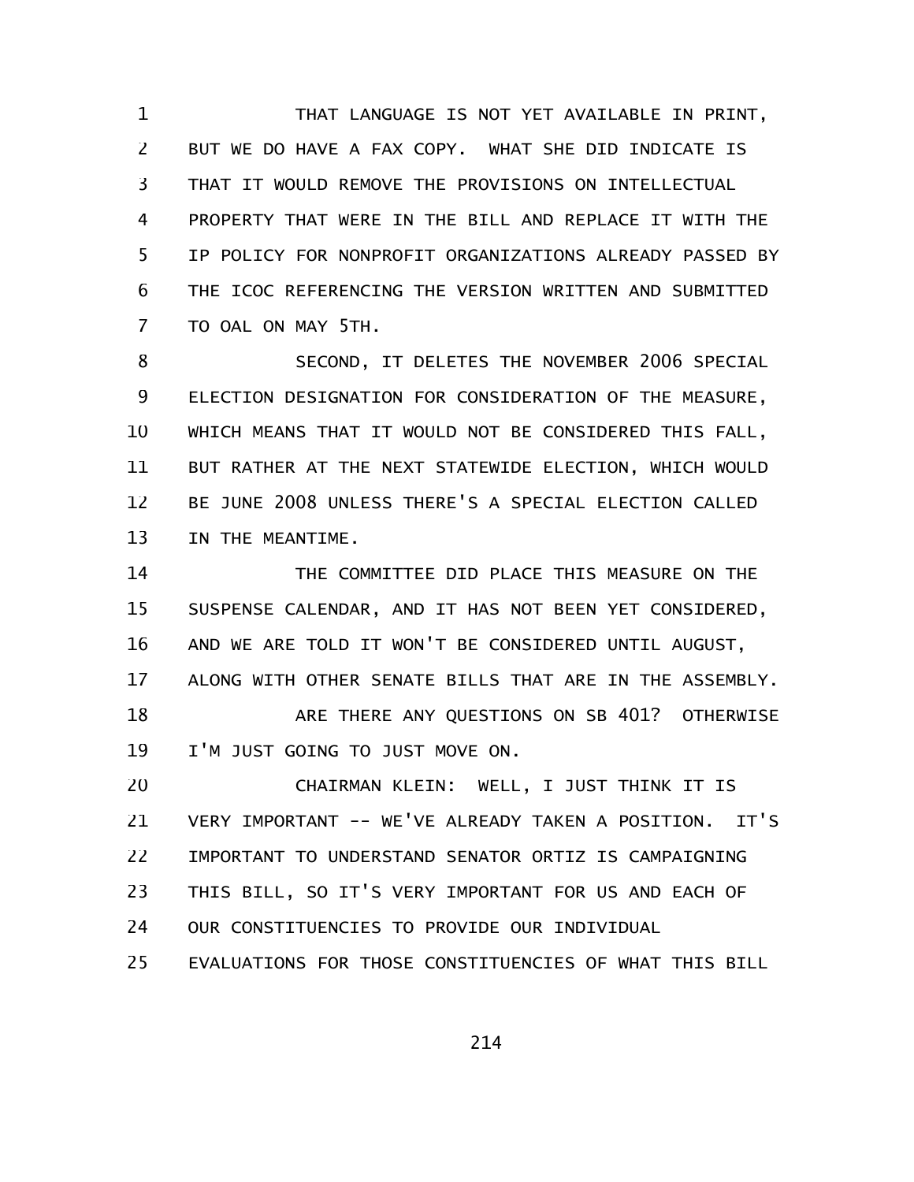THAT LANGUAGE IS NOT YET AVAILABLE IN PRINT, BUT WE DO HAVE A FAX COPY. WHAT SHE DID INDICATE IS THAT IT WOULD REMOVE THE PROVISIONS ON INTELLECTUAL PROPERTY THAT WERE IN THE BILL AND REPLACE IT WITH THE IP POLICY FOR NONPROFIT ORGANIZATIONS ALREADY PASSED BY THE ICOC REFERENCING THE VERSION WRITTEN AND SUBMITTED TO OAL ON MAY 5TH.

SECOND, IT DELETES THE NOVEMBER 2006 SPECIAL ELECTION DESIGNATION FOR CONSIDERATION OF THE MEASURE, WHICH MEANS THAT IT WOULD NOT BE CONSIDERED THIS FALL, BUT RATHER AT THE NEXT STATEWIDE ELECTION, WHICH WOULD BE JUNE 2008 UNLESS THERE'S A SPECIAL ELECTION CALLED IN THE MEANTIME.

THE COMMITTEE DID PLACE THIS MEASURE ON THE SUSPENSE CALENDAR, AND IT HAS NOT BEEN YET CONSIDERED, AND WE ARE TOLD IT WON'T BE CONSIDERED UNTIL AUGUST, ALONG WITH OTHER SENATE BILLS THAT ARE IN THE ASSEMBLY.

ARE THERE ANY QUESTIONS ON SB 401? OTHERWISE I'M JUST GOING TO JUST MOVE ON.

CHAIRMAN KLEIN: WELL, I JUST THINK IT IS VERY IMPORTANT -- WE'VE ALREADY TAKEN A POSITION. IT'S IMPORTANT TO UNDERSTAND SENATOR ORTIZ IS CAMPAIGNING THIS BILL, SO IT'S VERY IMPORTANT FOR US AND EACH OF OUR CONSTITUENCIES TO PROVIDE OUR INDIVIDUAL EVALUATIONS FOR THOSE CONSTITUENCIES OF WHAT THIS BILL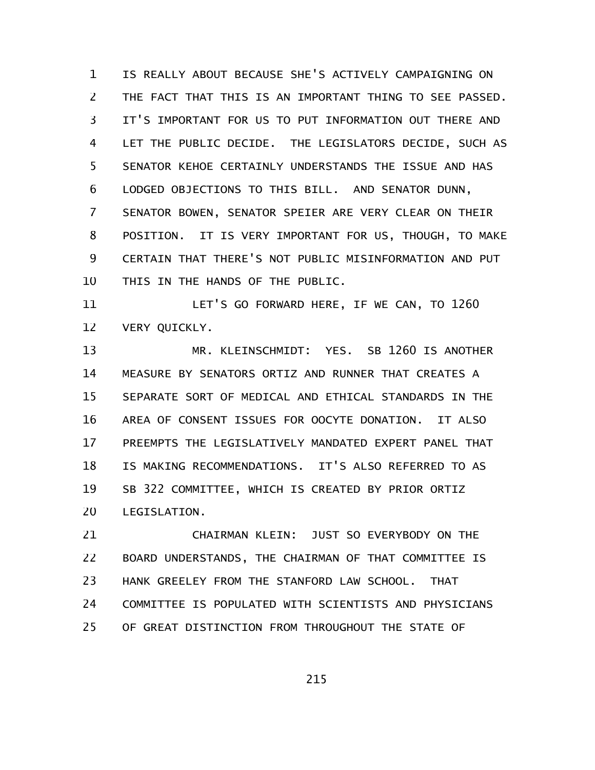IS REALLY ABOUT BECAUSE SHE'S ACTIVELY CAMPAIGNING ON THE FACT THAT THIS IS AN IMPORTANT THING TO SEE PASSED. IT'S IMPORTANT FOR US TO PUT INFORMATION OUT THERE AND LET THE PUBLIC DECIDE. THE LEGISLATORS DECIDE, SUCH AS SENATOR KEHOE CERTAINLY UNDERSTANDS THE ISSUE AND HAS LODGED OBJECTIONS TO THIS BILL. AND SENATOR DUNN, SENATOR BOWEN, SENATOR SPEIER ARE VERY CLEAR ON THEIR POSITION. IT IS VERY IMPORTANT FOR US, THOUGH, TO MAKE CERTAIN THAT THERE'S NOT PUBLIC MISINFORMATION AND PUT THIS IN THE HANDS OF THE PUBLIC.

LET'S GO FORWARD HERE, IF WE CAN, TO 1260 VERY QUICKLY.

MR. KLEINSCHMIDT: YES. SB 1260 IS ANOTHER MEASURE BY SENATORS ORTIZ AND RUNNER THAT CREATES A SEPARATE SORT OF MEDICAL AND ETHICAL STANDARDS IN THE AREA OF CONSENT ISSUES FOR OOCYTE DONATION. IT ALSO PREEMPTS THE LEGISLATIVELY MANDATED EXPERT PANEL THAT IS MAKING RECOMMENDATIONS. IT'S ALSO REFERRED TO AS SB 322 COMMITTEE, WHICH IS CREATED BY PRIOR ORTIZ LEGISLATION.

CHAIRMAN KLEIN: JUST SO EVERYBODY ON THE BOARD UNDERSTANDS, THE CHAIRMAN OF THAT COMMITTEE IS HANK GREELEY FROM THE STANFORD LAW SCHOOL. THAT COMMITTEE IS POPULATED WITH SCIENTISTS AND PHYSICIANS OF GREAT DISTINCTION FROM THROUGHOUT THE STATE OF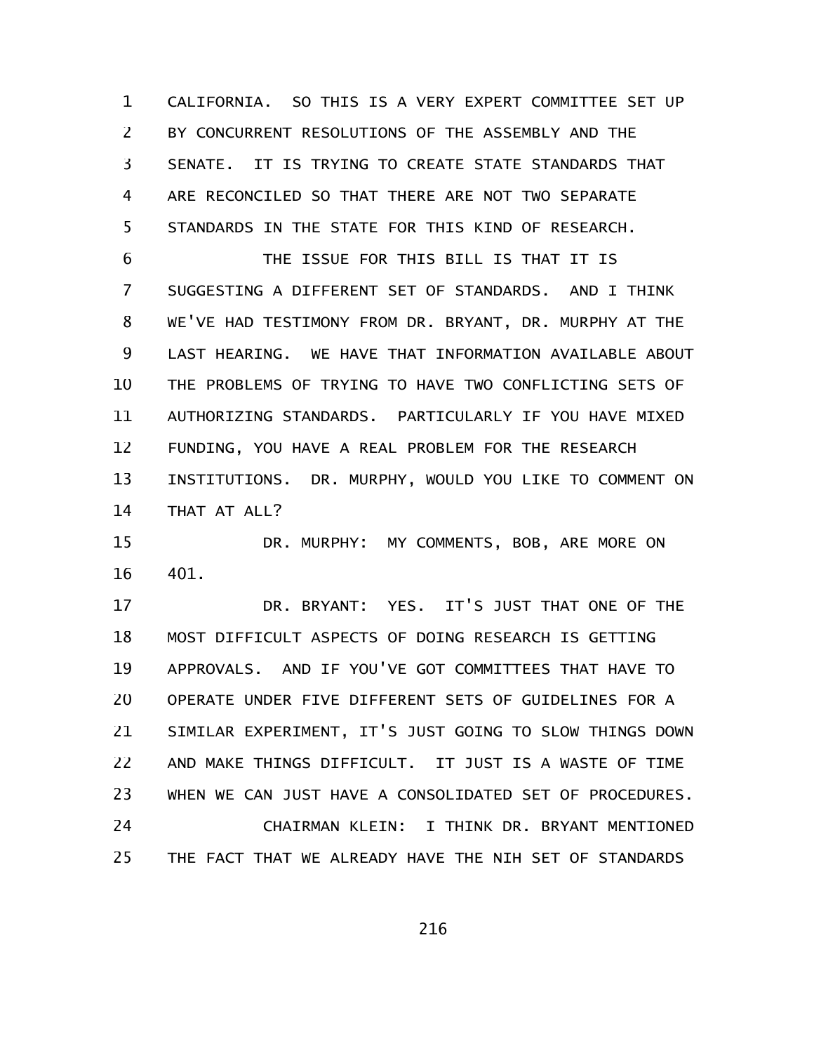CALIFORNIA. SO THIS IS A VERY EXPERT COMMITTEE SET UP BY CONCURRENT RESOLUTIONS OF THE ASSEMBLY AND THE SENATE. IT IS TRYING TO CREATE STATE STANDARDS THAT ARE RECONCILED SO THAT THERE ARE NOT TWO SEPARATE STANDARDS IN THE STATE FOR THIS KIND OF RESEARCH.

THE ISSUE FOR THIS BILL IS THAT IT IS SUGGESTING A DIFFERENT SET OF STANDARDS. AND I THINK WE'VE HAD TESTIMONY FROM DR. BRYANT, DR. MURPHY AT THE LAST HEARING. WE HAVE THAT INFORMATION AVAILABLE ABOUT THE PROBLEMS OF TRYING TO HAVE TWO CONFLICTING SETS OF AUTHORIZING STANDARDS. PARTICULARLY IF YOU HAVE MIXED FUNDING, YOU HAVE A REAL PROBLEM FOR THE RESEARCH INSTITUTIONS. DR. MURPHY, WOULD YOU LIKE TO COMMENT ON THAT AT ALL?

DR. MURPHY: MY COMMENTS, BOB, ARE MORE ON 401.

DR. BRYANT: YES. IT'S JUST THAT ONE OF THE MOST DIFFICULT ASPECTS OF DOING RESEARCH IS GETTING APPROVALS. AND IF YOU'VE GOT COMMITTEES THAT HAVE TO OPERATE UNDER FIVE DIFFERENT SETS OF GUIDELINES FOR A SIMILAR EXPERIMENT, IT'S JUST GOING TO SLOW THINGS DOWN AND MAKE THINGS DIFFICULT. IT JUST IS A WASTE OF TIME WHEN WE CAN JUST HAVE A CONSOLIDATED SET OF PROCEDURES.

CHAIRMAN KLEIN: I THINK DR. BRYANT MENTIONED THE FACT THAT WE ALREADY HAVE THE NIH SET OF STANDARDS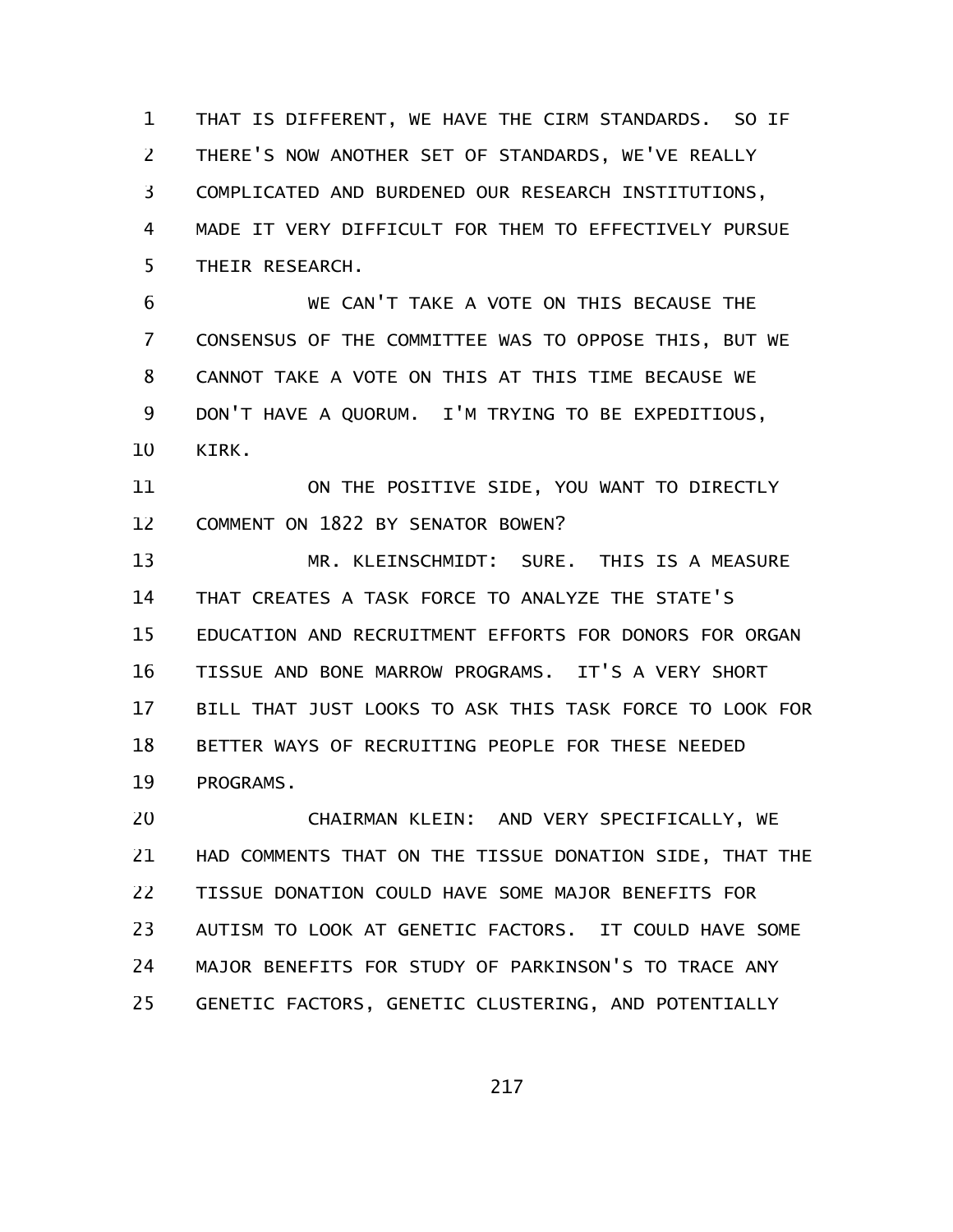THAT IS DIFFERENT, WE HAVE THE CIRM STANDARDS. SO IF THERE'S NOW ANOTHER SET OF STANDARDS, WE'VE REALLY COMPLICATED AND BURDENED OUR RESEARCH INSTITUTIONS, MADE IT VERY DIFFICULT FOR THEM TO EFFECTIVELY PURSUE THEIR RESEARCH.

WE CAN'T TAKE A VOTE ON THIS BECAUSE THE CONSENSUS OF THE COMMITTEE WAS TO OPPOSE THIS, BUT WE CANNOT TAKE A VOTE ON THIS AT THIS TIME BECAUSE WE DON'T HAVE A QUORUM. I'M TRYING TO BE EXPEDITIOUS, KIRK.

ON THE POSITIVE SIDE, YOU WANT TO DIRECTLY COMMENT ON 1822 BY SENATOR BOWEN?

MR. KLEINSCHMIDT: SURE. THIS IS A MEASURE THAT CREATES A TASK FORCE TO ANALYZE THE STATE'S EDUCATION AND RECRUITMENT EFFORTS FOR DONORS FOR ORGAN TISSUE AND BONE MARROW PROGRAMS. IT'S A VERY SHORT BILL THAT JUST LOOKS TO ASK THIS TASK FORCE TO LOOK FOR BETTER WAYS OF RECRUITING PEOPLE FOR THESE NEEDED PROGRAMS.

CHAIRMAN KLEIN: AND VERY SPECIFICALLY, WE HAD COMMENTS THAT ON THE TISSUE DONATION SIDE, THAT THE TISSUE DONATION COULD HAVE SOME MAJOR BENEFITS FOR AUTISM TO LOOK AT GENETIC FACTORS. IT COULD HAVE SOME MAJOR BENEFITS FOR STUDY OF PARKINSON'S TO TRACE ANY GENETIC FACTORS, GENETIC CLUSTERING, AND POTENTIALLY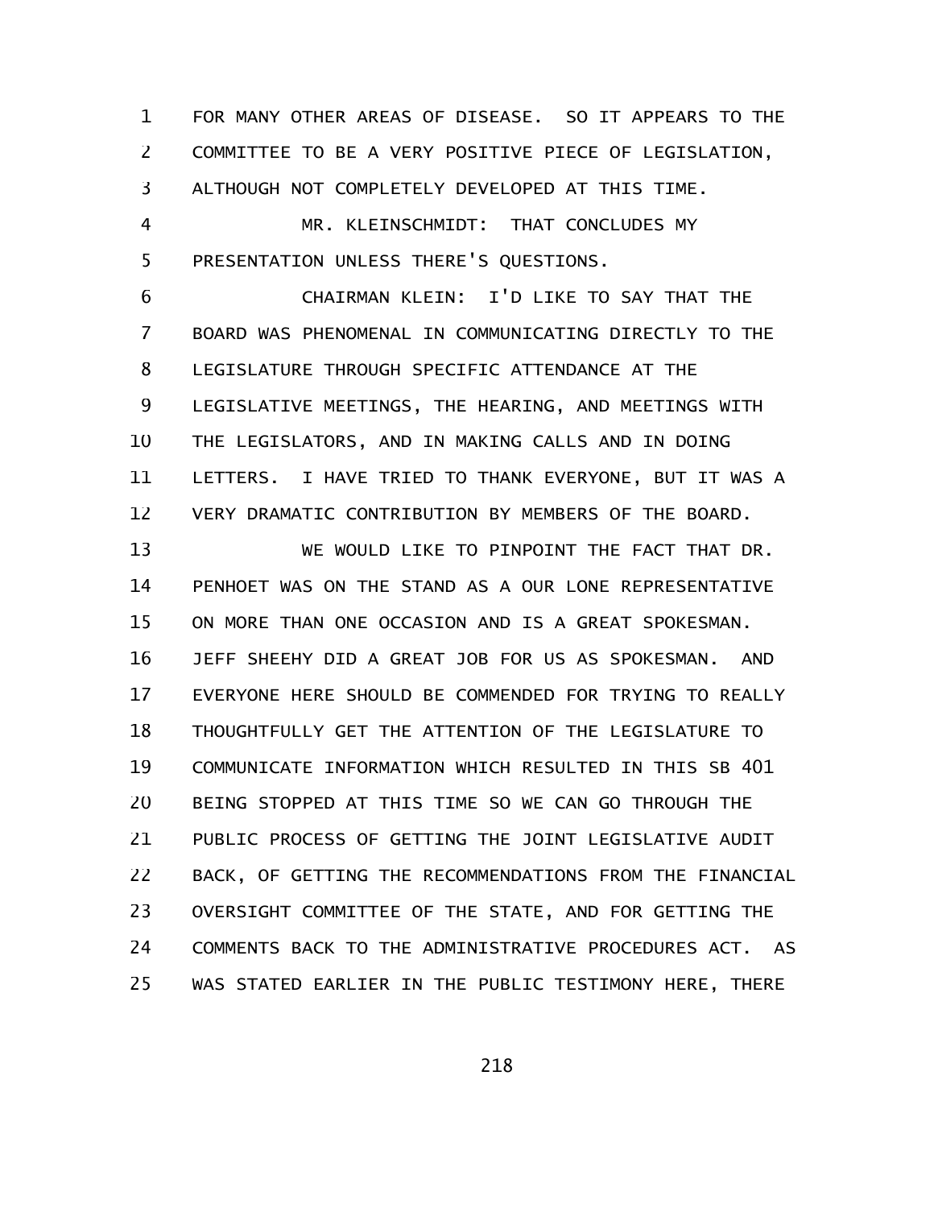FOR MANY OTHER AREAS OF DISEASE. SO IT APPEARS TO THE COMMITTEE TO BE A VERY POSITIVE PIECE OF LEGISLATION, ALTHOUGH NOT COMPLETELY DEVELOPED AT THIS TIME.

MR. KLEINSCHMIDT: THAT CONCLUDES MY PRESENTATION UNLESS THERE'S QUESTIONS.

CHAIRMAN KLEIN: I'D LIKE TO SAY THAT THE BOARD WAS PHENOMENAL IN COMMUNICATING DIRECTLY TO THE LEGISLATURE THROUGH SPECIFIC ATTENDANCE AT THE LEGISLATIVE MEETINGS, THE HEARING, AND MEETINGS WITH THE LEGISLATORS, AND IN MAKING CALLS AND IN DOING LETTERS. I HAVE TRIED TO THANK EVERYONE, BUT IT WAS A VERY DRAMATIC CONTRIBUTION BY MEMBERS OF THE BOARD.

WE WOULD LIKE TO PINPOINT THE FACT THAT DR. PENHOET WAS ON THE STAND AS A OUR LONE REPRESENTATIVE ON MORE THAN ONE OCCASION AND IS A GREAT SPOKESMAN. JEFF SHEEHY DID A GREAT JOB FOR US AS SPOKESMAN. AND EVERYONE HERE SHOULD BE COMMENDED FOR TRYING TO REALLY THOUGHTFULLY GET THE ATTENTION OF THE LEGISLATURE TO COMMUNICATE INFORMATION WHICH RESULTED IN THIS SB 401 BEING STOPPED AT THIS TIME SO WE CAN GO THROUGH THE PUBLIC PROCESS OF GETTING THE JOINT LEGISLATIVE AUDIT BACK, OF GETTING THE RECOMMENDATIONS FROM THE FINANCIAL OVERSIGHT COMMITTEE OF THE STATE, AND FOR GETTING THE COMMENTS BACK TO THE ADMINISTRATIVE PROCEDURES ACT. AS WAS STATED EARLIER IN THE PUBLIC TESTIMONY HERE, THERE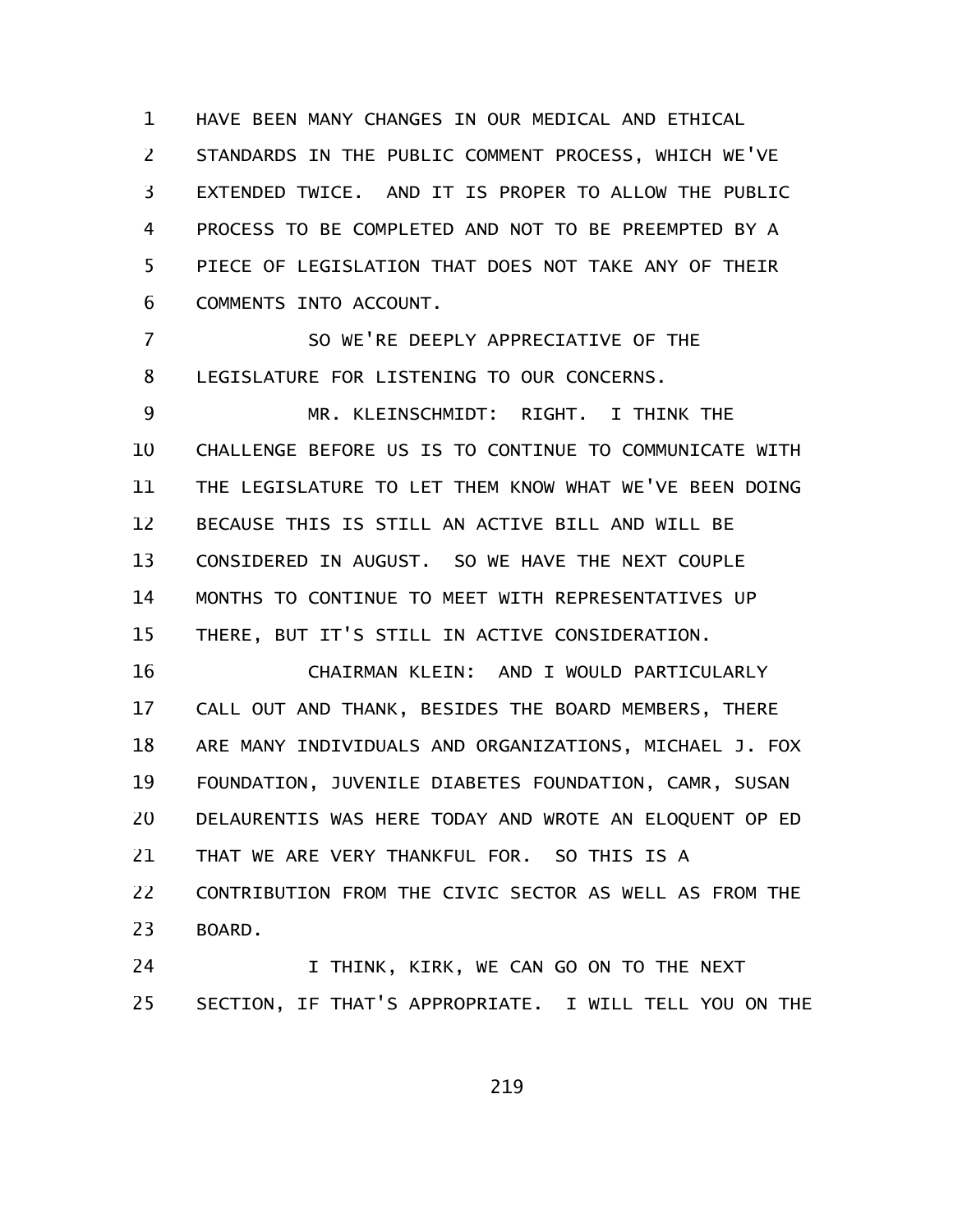HAVE BEEN MANY CHANGES IN OUR MEDICAL AND ETHICAL STANDARDS IN THE PUBLIC COMMENT PROCESS, WHICH WE'VE EXTENDED TWICE. AND IT IS PROPER TO ALLOW THE PUBLIC PROCESS TO BE COMPLETED AND NOT TO BE PREEMPTED BY A PIECE OF LEGISLATION THAT DOES NOT TAKE ANY OF THEIR COMMENTS INTO ACCOUNT.

SO WE'RE DEEPLY APPRECIATIVE OF THE LEGISLATURE FOR LISTENING TO OUR CONCERNS.

MR. KLEINSCHMIDT: RIGHT. I THINK THE CHALLENGE BEFORE US IS TO CONTINUE TO COMMUNICATE WITH THE LEGISLATURE TO LET THEM KNOW WHAT WE'VE BEEN DOING BECAUSE THIS IS STILL AN ACTIVE BILL AND WILL BE CONSIDERED IN AUGUST. SO WE HAVE THE NEXT COUPLE MONTHS TO CONTINUE TO MEET WITH REPRESENTATIVES UP THERE, BUT IT'S STILL IN ACTIVE CONSIDERATION.

CHAIRMAN KLEIN: AND I WOULD PARTICULARLY CALL OUT AND THANK, BESIDES THE BOARD MEMBERS, THERE ARE MANY INDIVIDUALS AND ORGANIZATIONS, MICHAEL J. FOX FOUNDATION, JUVENILE DIABETES FOUNDATION, CAMR, SUSAN DELAURENTIS WAS HERE TODAY AND WROTE AN ELOQUENT OP ED THAT WE ARE VERY THANKFUL FOR. SO THIS IS A CONTRIBUTION FROM THE CIVIC SECTOR AS WELL AS FROM THE BOARD.

I THINK, KIRK, WE CAN GO ON TO THE NEXT SECTION, IF THAT'S APPROPRIATE. I WILL TELL YOU ON THE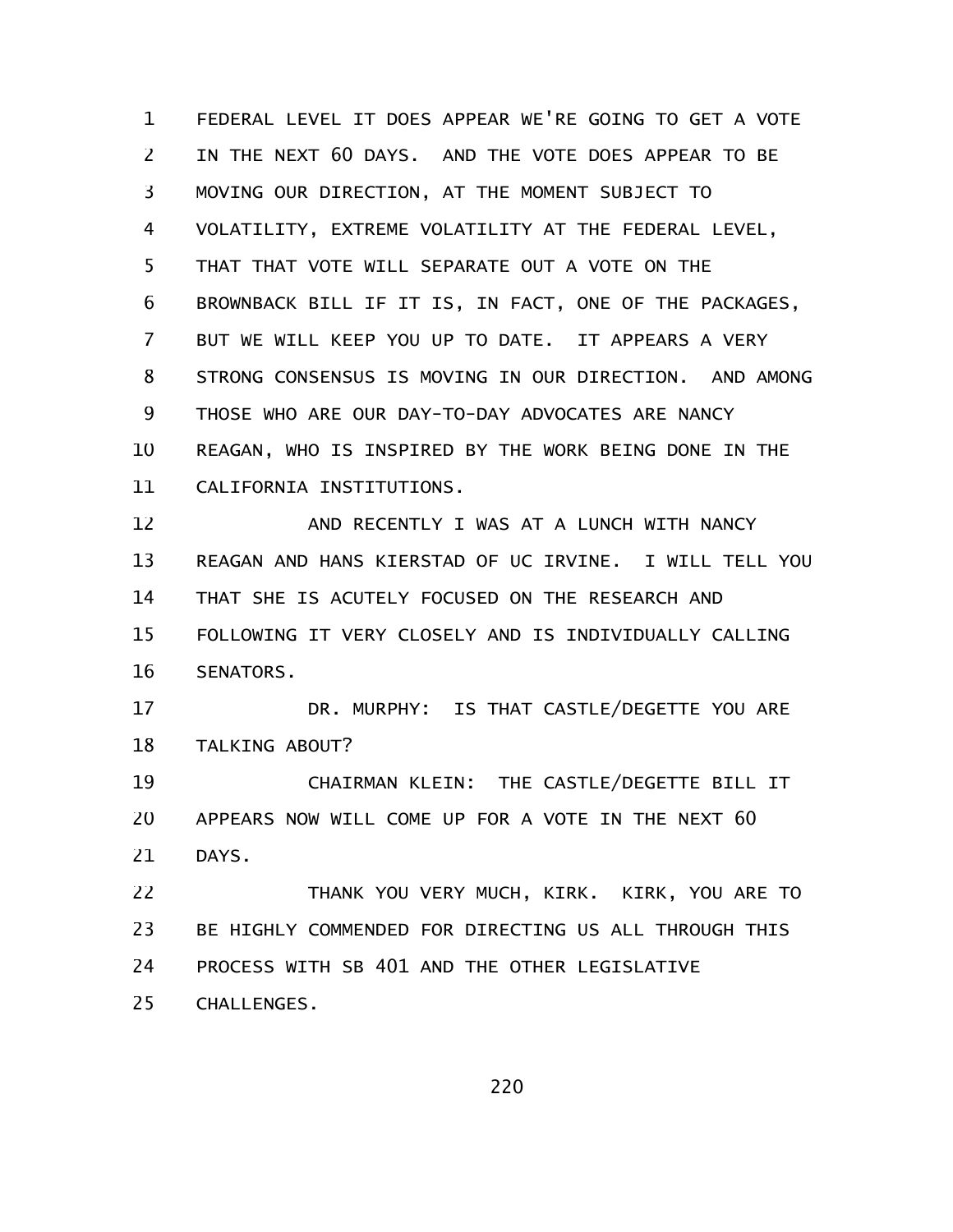FEDERAL LEVEL IT DOES APPEAR WE'RE GOING TO GET A VOTE IN THE NEXT 60 DAYS. AND THE VOTE DOES APPEAR TO BE MOVING OUR DIRECTION, AT THE MOMENT SUBJECT TO VOLATILITY, EXTREME VOLATILITY AT THE FEDERAL LEVEL, THAT THAT VOTE WILL SEPARATE OUT A VOTE ON THE BROWNBACK BILL IF IT IS, IN FACT, ONE OF THE PACKAGES, BUT WE WILL KEEP YOU UP TO DATE. IT APPEARS A VERY STRONG CONSENSUS IS MOVING IN OUR DIRECTION. AND AMONG THOSE WHO ARE OUR DAY-TO-DAY ADVOCATES ARE NANCY REAGAN, WHO IS INSPIRED BY THE WORK BEING DONE IN THE CALIFORNIA INSTITUTIONS.

AND RECENTLY I WAS AT A LUNCH WITH NANCY REAGAN AND HANS KIERSTAD OF UC IRVINE. I WILL TELL YOU THAT SHE IS ACUTELY FOCUSED ON THE RESEARCH AND FOLLOWING IT VERY CLOSELY AND IS INDIVIDUALLY CALLING SENATORS.

DR. MURPHY: IS THAT CASTLE/DEGETTE YOU ARE TALKING ABOUT?

CHAIRMAN KLEIN: THE CASTLE/DEGETTE BILL IT APPEARS NOW WILL COME UP FOR A VOTE IN THE NEXT 60 DAYS.

THANK YOU VERY MUCH, KIRK. KIRK, YOU ARE TO BE HIGHLY COMMENDED FOR DIRECTING US ALL THROUGH THIS PROCESS WITH SB 401 AND THE OTHER LEGISLATIVE CHALLENGES.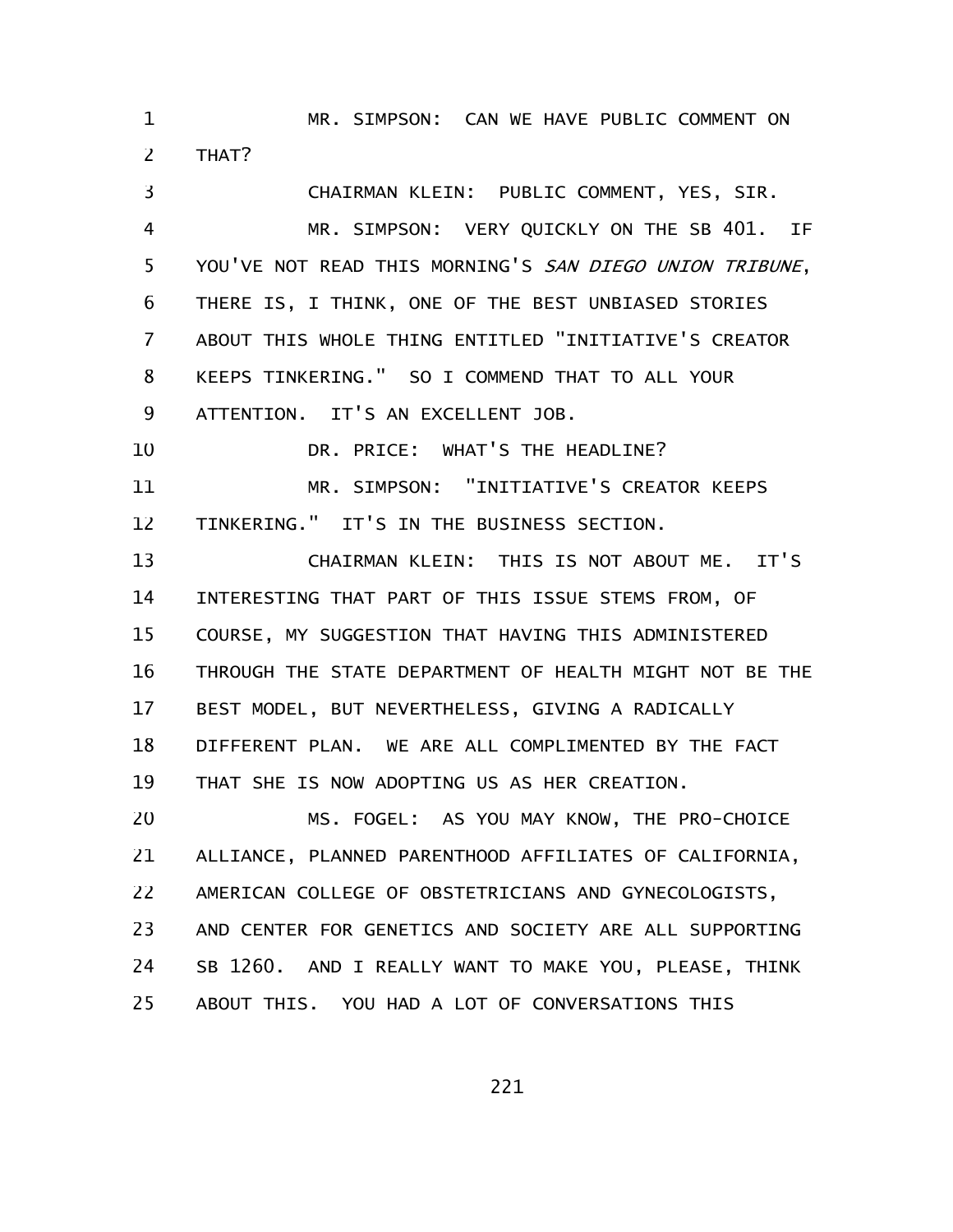MR. SIMPSON: CAN WE HAVE PUBLIC COMMENT ON THAT?

CHAIRMAN KLEIN: PUBLIC COMMENT, YES, SIR.

MR. SIMPSON: VERY QUICKLY ON THE SB 401. IF YOU'VE NOT READ THIS MORNING'S *SAN DIEGO UNION TRIBUNE*, THERE IS, I THINK, ONE OF THE BEST UNBIASED STORIES ABOUT THIS WHOLE THING ENTITLED "INITIATIVE'S CREATOR KEEPS TINKERING." SO I COMMEND THAT TO ALL YOUR ATTENTION. IT'S AN EXCELLENT JOB.

DR. PRICE: WHAT'S THE HEADLINE?

MR. SIMPSON: "INITIATIVE'S CREATOR KEEPS TINKERING." IT'S IN THE BUSINESS SECTION.

CHAIRMAN KLEIN: THIS IS NOT ABOUT ME. IT'S INTERESTING THAT PART OF THIS ISSUE STEMS FROM, OF COURSE, MY SUGGESTION THAT HAVING THIS ADMINISTERED THROUGH THE STATE DEPARTMENT OF HEALTH MIGHT NOT BE THE BEST MODEL, BUT NEVERTHELESS, GIVING A RADICALLY DIFFERENT PLAN. WE ARE ALL COMPLIMENTED BY THE FACT THAT SHE IS NOW ADOPTING US AS HER CREATION.

MS. FOGEL: AS YOU MAY KNOW, THE PRO-CHOICE ALLIANCE, PLANNED PARENTHOOD AFFILIATES OF CALIFORNIA, AMERICAN COLLEGE OF OBSTETRICIANS AND GYNECOLOGISTS, AND CENTER FOR GENETICS AND SOCIETY ARE ALL SUPPORTING SB 1260. AND I REALLY WANT TO MAKE YOU, PLEASE, THINK ABOUT THIS. YOU HAD A LOT OF CONVERSATIONS THIS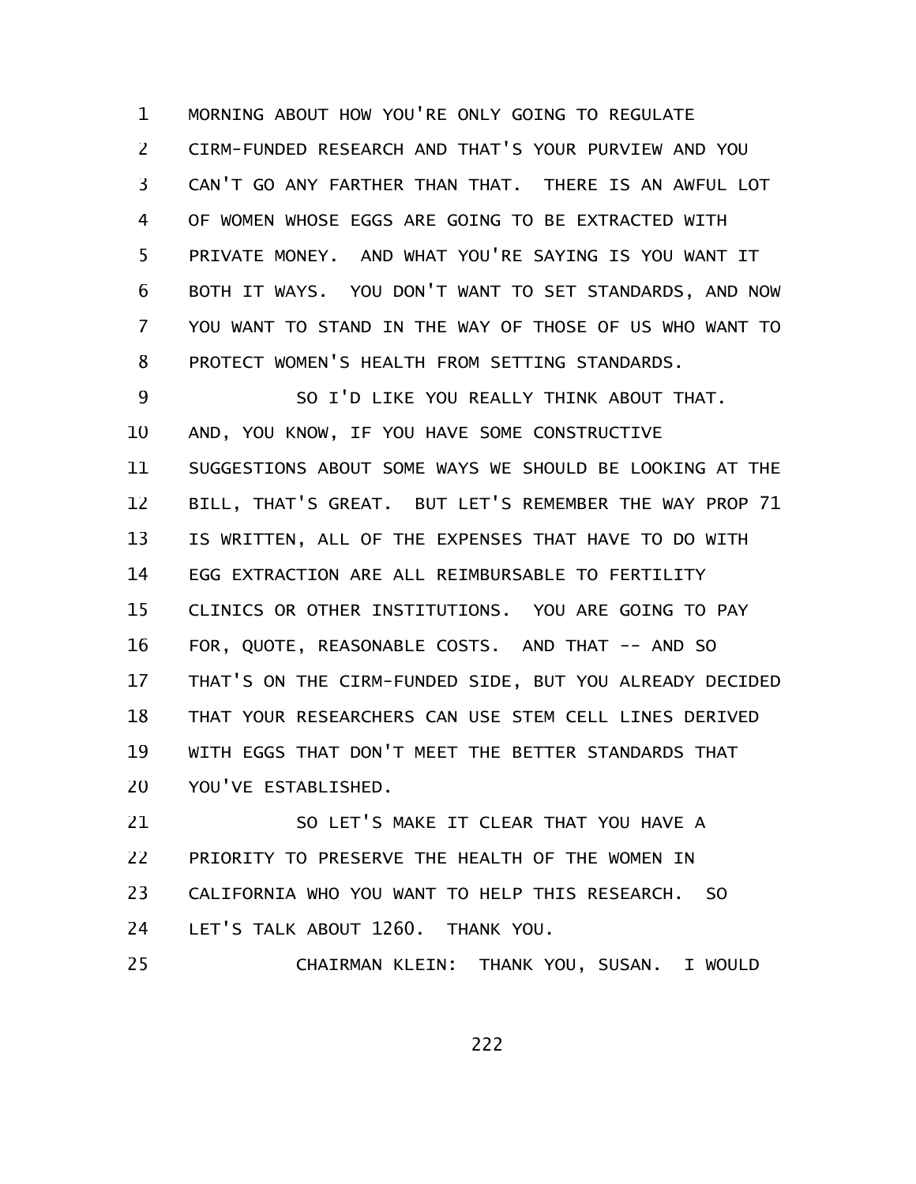MORNING ABOUT HOW YOU'RE ONLY GOING TO REGULATE CIRM-FUNDED RESEARCH AND THAT'S YOUR PURVIEW AND YOU CAN'T GO ANY FARTHER THAN THAT. THERE IS AN AWFUL LOT OF WOMEN WHOSE EGGS ARE GOING TO BE EXTRACTED WITH PRIVATE MONEY. AND WHAT YOU'RE SAYING IS YOU WANT IT BOTH IT WAYS. YOU DON'T WANT TO SET STANDARDS, AND NOW YOU WANT TO STAND IN THE WAY OF THOSE OF US WHO WANT TO PROTECT WOMEN'S HEALTH FROM SETTING STANDARDS.

SO I'D LIKE YOU REALLY THINK ABOUT THAT. AND, YOU KNOW, IF YOU HAVE SOME CONSTRUCTIVE SUGGESTIONS ABOUT SOME WAYS WE SHOULD BE LOOKING AT THE BILL, THAT'S GREAT. BUT LET'S REMEMBER THE WAY PROP 71 IS WRITTEN, ALL OF THE EXPENSES THAT HAVE TO DO WITH EGG EXTRACTION ARE ALL REIMBURSABLE TO FERTILITY CLINICS OR OTHER INSTITUTIONS. YOU ARE GOING TO PAY FOR, QUOTE, REASONABLE COSTS. AND THAT -- AND SO THAT'S ON THE CIRM-FUNDED SIDE, BUT YOU ALREADY DECIDED THAT YOUR RESEARCHERS CAN USE STEM CELL LINES DERIVED WITH EGGS THAT DON'T MEET THE BETTER STANDARDS THAT YOU'VE ESTABLISHED.

SO LET'S MAKE IT CLEAR THAT YOU HAVE A PRIORITY TO PRESERVE THE HEALTH OF THE WOMEN IN CALIFORNIA WHO YOU WANT TO HELP THIS RESEARCH. SO LET'S TALK ABOUT 1260. THANK YOU.

CHAIRMAN KLEIN: THANK YOU, SUSAN. I WOULD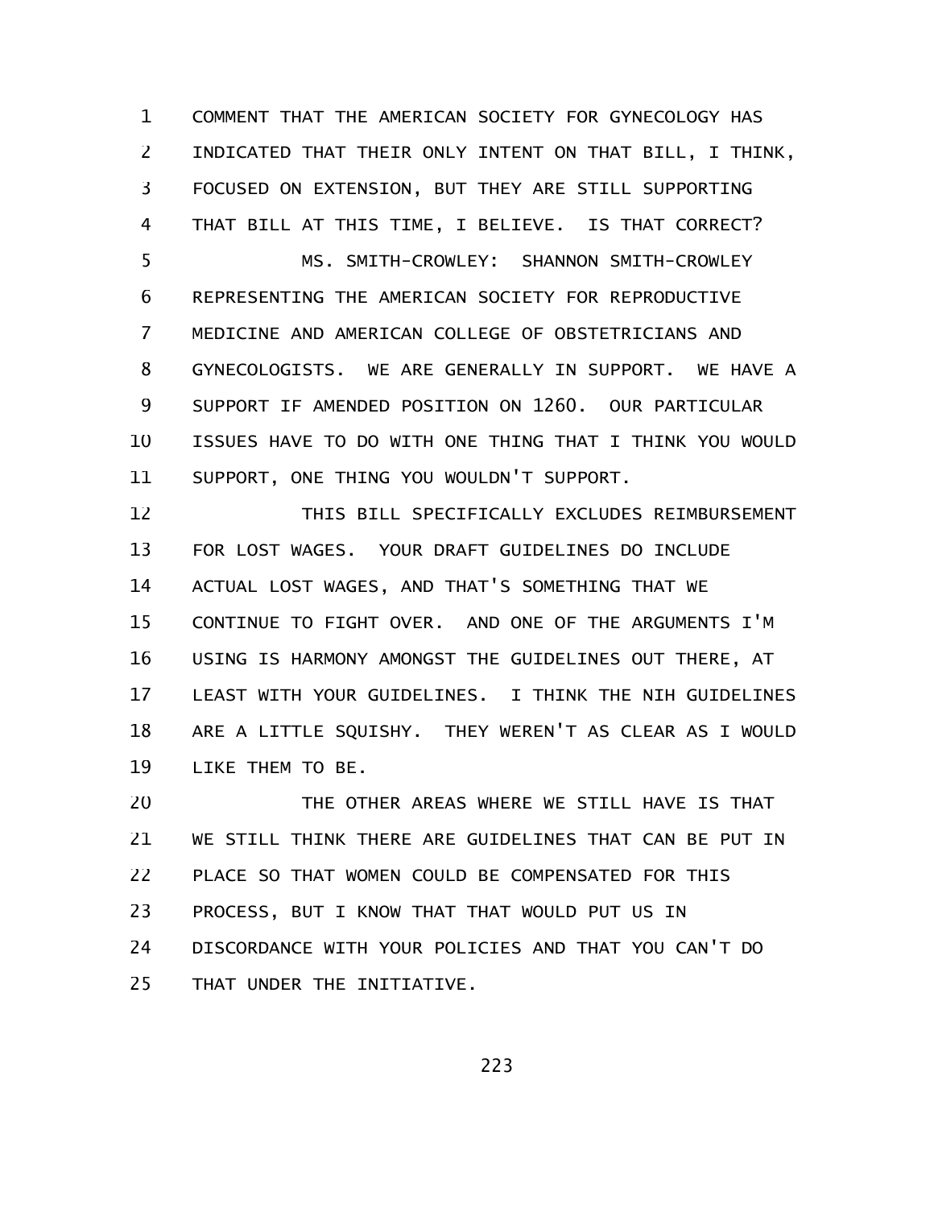COMMENT THAT THE AMERICAN SOCIETY FOR GYNECOLOGY HAS INDICATED THAT THEIR ONLY INTENT ON THAT BILL, I THINK, FOCUSED ON EXTENSION, BUT THEY ARE STILL SUPPORTING THAT BILL AT THIS TIME, I BELIEVE. IS THAT CORRECT?

MS. SMITH-CROWLEY: SHANNON SMITH-CROWLEY REPRESENTING THE AMERICAN SOCIETY FOR REPRODUCTIVE MEDICINE AND AMERICAN COLLEGE OF OBSTETRICIANS AND GYNECOLOGISTS. WE ARE GENERALLY IN SUPPORT. WE HAVE A SUPPORT IF AMENDED POSITION ON 1260. OUR PARTICULAR ISSUES HAVE TO DO WITH ONE THING THAT I THINK YOU WOULD SUPPORT, ONE THING YOU WOULDN'T SUPPORT.

THIS BILL SPECIFICALLY EXCLUDES REIMBURSEMENT FOR LOST WAGES. YOUR DRAFT GUIDELINES DO INCLUDE ACTUAL LOST WAGES, AND THAT'S SOMETHING THAT WE CONTINUE TO FIGHT OVER. AND ONE OF THE ARGUMENTS I'M USING IS HARMONY AMONGST THE GUIDELINES OUT THERE, AT LEAST WITH YOUR GUIDELINES. I THINK THE NIH GUIDELINES ARE A LITTLE SQUISHY. THEY WEREN'T AS CLEAR AS I WOULD LIKE THEM TO BE.

THE OTHER AREAS WHERE WE STILL HAVE IS THAT WE STILL THINK THERE ARE GUIDELINES THAT CAN BE PUT IN PLACE SO THAT WOMEN COULD BE COMPENSATED FOR THIS PROCESS, BUT I KNOW THAT THAT WOULD PUT US IN DISCORDANCE WITH YOUR POLICIES AND THAT YOU CAN'T DO THAT UNDER THE INITIATIVE.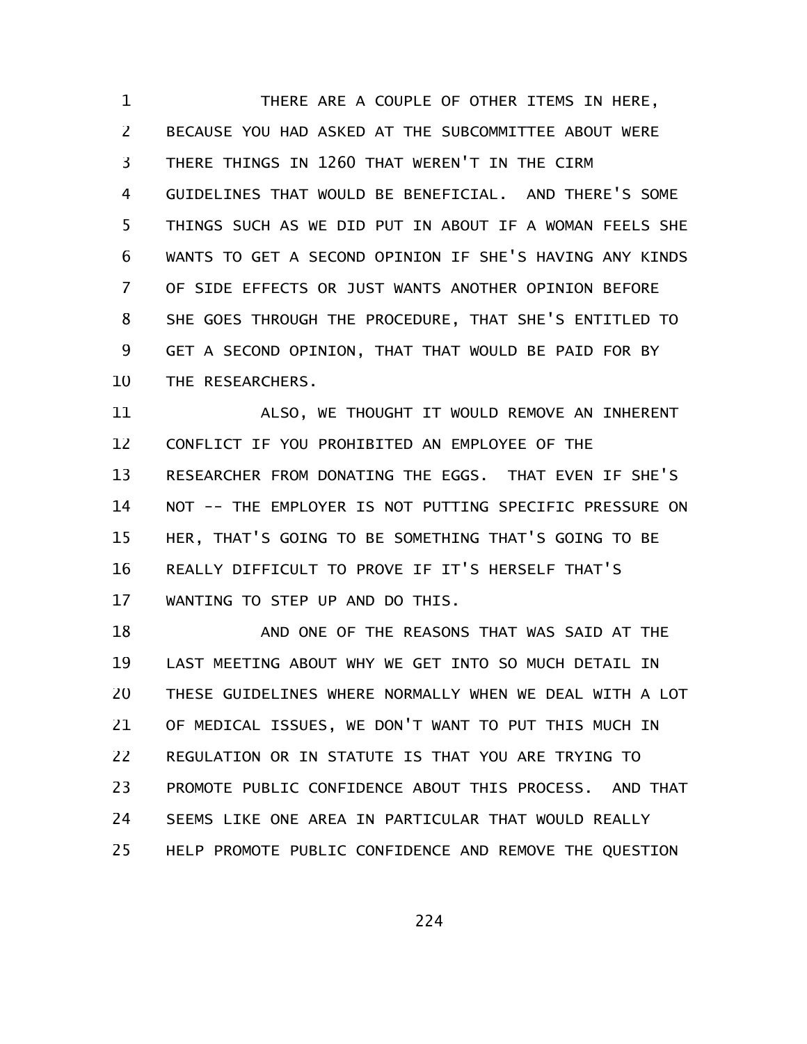THERE ARE A COUPLE OF OTHER ITEMS IN HERE, BECAUSE YOU HAD ASKED AT THE SUBCOMMITTEE ABOUT WERE THERE THINGS IN 1260 THAT WEREN'T IN THE CIRM GUIDELINES THAT WOULD BE BENEFICIAL. AND THERE'S SOME THINGS SUCH AS WE DID PUT IN ABOUT IF A WOMAN FEELS SHE WANTS TO GET A SECOND OPINION IF SHE'S HAVING ANY KINDS OF SIDE EFFECTS OR JUST WANTS ANOTHER OPINION BEFORE SHE GOES THROUGH THE PROCEDURE, THAT SHE'S ENTITLED TO GET A SECOND OPINION, THAT THAT WOULD BE PAID FOR BY THE RESEARCHERS.

ALSO, WE THOUGHT IT WOULD REMOVE AN INHERENT CONFLICT IF YOU PROHIBITED AN EMPLOYEE OF THE RESEARCHER FROM DONATING THE EGGS. THAT EVEN IF SHE'S NOT -- THE EMPLOYER IS NOT PUTTING SPECIFIC PRESSURE ON HER, THAT'S GOING TO BE SOMETHING THAT'S GOING TO BE REALLY DIFFICULT TO PROVE IF IT'S HERSELF THAT'S WANTING TO STEP UP AND DO THIS.

AND ONE OF THE REASONS THAT WAS SAID AT THE LAST MEETING ABOUT WHY WE GET INTO SO MUCH DETAIL IN THESE GUIDELINES WHERE NORMALLY WHEN WE DEAL WITH A LOT OF MEDICAL ISSUES, WE DON'T WANT TO PUT THIS MUCH IN REGULATION OR IN STATUTE IS THAT YOU ARE TRYING TO PROMOTE PUBLIC CONFIDENCE ABOUT THIS PROCESS. AND THAT SEEMS LIKE ONE AREA IN PARTICULAR THAT WOULD REALLY HELP PROMOTE PUBLIC CONFIDENCE AND REMOVE THE QUESTION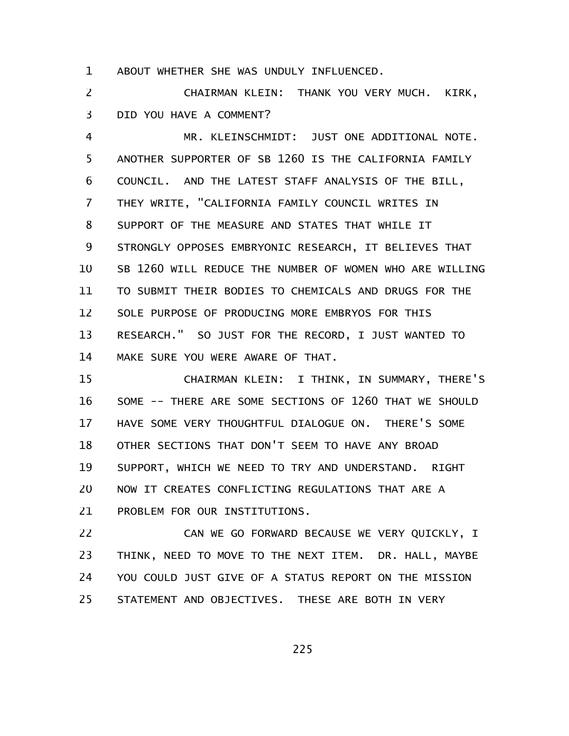ABOUT WHETHER SHE WAS UNDULY INFLUENCED.

CHAIRMAN KLEIN: THANK YOU VERY MUCH. KIRK, DID YOU HAVE A COMMENT?

MR. KLEINSCHMIDT: JUST ONE ADDITIONAL NOTE. ANOTHER SUPPORTER OF SB 1260 IS THE CALIFORNIA FAMILY COUNCIL. AND THE LATEST STAFF ANALYSIS OF THE BILL, THEY WRITE, "CALIFORNIA FAMILY COUNCIL WRITES IN SUPPORT OF THE MEASURE AND STATES THAT WHILE IT STRONGLY OPPOSES EMBRYONIC RESEARCH, IT BELIEVES THAT SB 1260 WILL REDUCE THE NUMBER OF WOMEN WHO ARE WILLING TO SUBMIT THEIR BODIES TO CHEMICALS AND DRUGS FOR THE SOLE PURPOSE OF PRODUCING MORE EMBRYOS FOR THIS RESEARCH." SO JUST FOR THE RECORD, I JUST WANTED TO MAKE SURE YOU WERE AWARE OF THAT.

CHAIRMAN KLEIN: I THINK, IN SUMMARY, THERE'S SOME -- THERE ARE SOME SECTIONS OF 1260 THAT WE SHOULD HAVE SOME VERY THOUGHTFUL DIALOGUE ON. THERE'S SOME OTHER SECTIONS THAT DON'T SEEM TO HAVE ANY BROAD SUPPORT, WHICH WE NEED TO TRY AND UNDERSTAND. RIGHT NOW IT CREATES CONFLICTING REGULATIONS THAT ARE A PROBLEM FOR OUR INSTITUTIONS.

CAN WE GO FORWARD BECAUSE WE VERY QUICKLY, I THINK, NEED TO MOVE TO THE NEXT ITEM. DR. HALL, MAYBE YOU COULD JUST GIVE OF A STATUS REPORT ON THE MISSION STATEMENT AND OBJECTIVES. THESE ARE BOTH IN VERY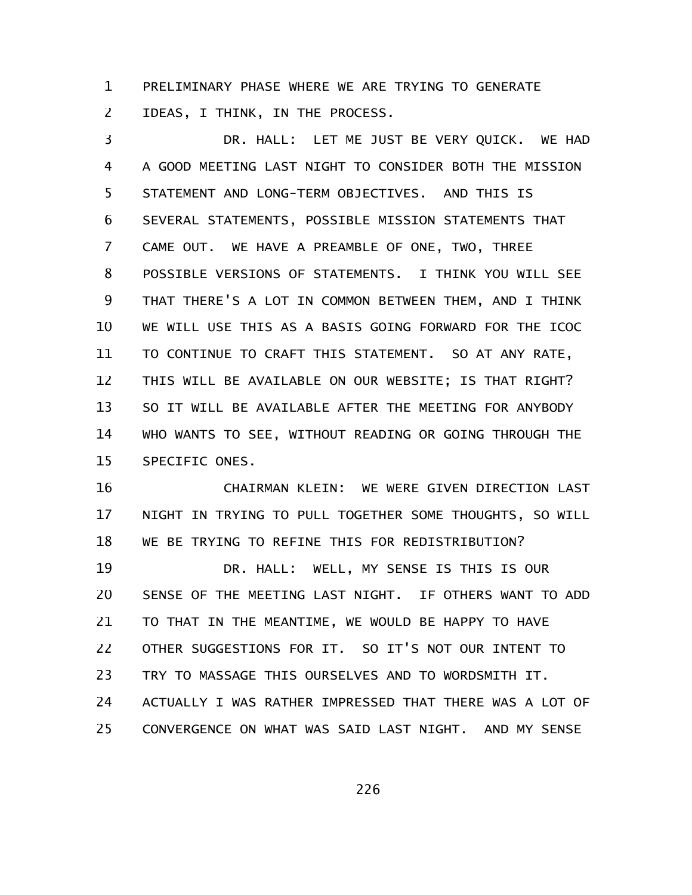PRELIMINARY PHASE WHERE WE ARE TRYING TO GENERATE IDEAS, I THINK, IN THE PROCESS.

DR. HALL: LET ME JUST BE VERY QUICK. WE HAD A GOOD MEETING LAST NIGHT TO CONSIDER BOTH THE MISSION STATEMENT AND LONG-TERM OBJECTIVES. AND THIS IS SEVERAL STATEMENTS, POSSIBLE MISSION STATEMENTS THAT CAME OUT. WE HAVE A PREAMBLE OF ONE, TWO, THREE POSSIBLE VERSIONS OF STATEMENTS. I THINK YOU WILL SEE THAT THERE'S A LOT IN COMMON BETWEEN THEM, AND I THINK WE WILL USE THIS AS A BASIS GOING FORWARD FOR THE ICOC TO CONTINUE TO CRAFT THIS STATEMENT. SO AT ANY RATE, THIS WILL BE AVAILABLE ON OUR WEBSITE; IS THAT RIGHT? SO IT WILL BE AVAILABLE AFTER THE MEETING FOR ANYBODY WHO WANTS TO SEE, WITHOUT READING OR GOING THROUGH THE SPECIFIC ONES.

CHAIRMAN KLEIN: WE WERE GIVEN DIRECTION LAST NIGHT IN TRYING TO PULL TOGETHER SOME THOUGHTS, SO WILL WE BE TRYING TO REFINE THIS FOR REDISTRIBUTION?

DR. HALL: WELL, MY SENSE IS THIS IS OUR SENSE OF THE MEETING LAST NIGHT. IF OTHERS WANT TO ADD TO THAT IN THE MEANTIME, WE WOULD BE HAPPY TO HAVE OTHER SUGGESTIONS FOR IT. SO IT'S NOT OUR INTENT TO TRY TO MASSAGE THIS OURSELVES AND TO WORDSMITH IT. ACTUALLY I WAS RATHER IMPRESSED THAT THERE WAS A LOT OF CONVERGENCE ON WHAT WAS SAID LAST NIGHT. AND MY SENSE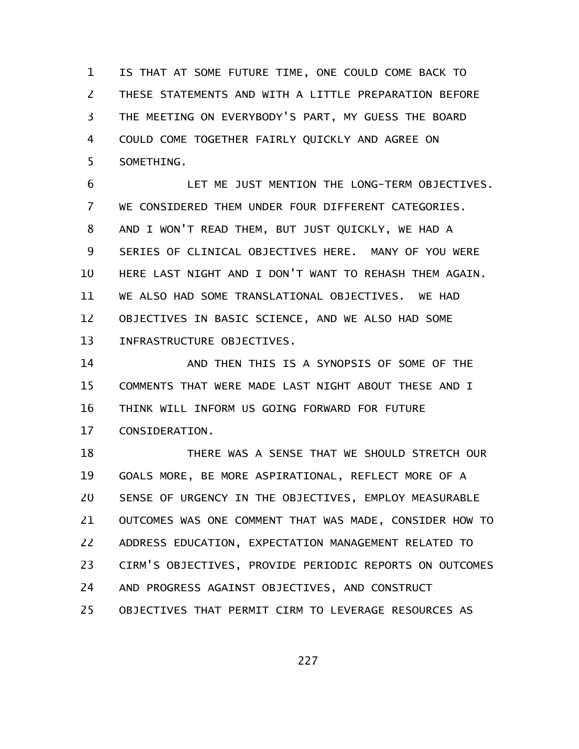IS THAT AT SOME FUTURE TIME, ONE COULD COME BACK TO THESE STATEMENTS AND WITH A LITTLE PREPARATION BEFORE THE MEETING ON EVERYBODY'S PART, MY GUESS THE BOARD COULD COME TOGETHER FAIRLY QUICKLY AND AGREE ON SOMETHING.

LET ME JUST MENTION THE LONG-TERM OBJECTIVES. WE CONSIDERED THEM UNDER FOUR DIFFERENT CATEGORIES. AND I WON'T READ THEM, BUT JUST QUICKLY, WE HAD A SERIES OF CLINICAL OBJECTIVES HERE. MANY OF YOU WERE HERE LAST NIGHT AND I DON'T WANT TO REHASH THEM AGAIN. WE ALSO HAD SOME TRANSLATIONAL OBJECTIVES. WE HAD OBJECTIVES IN BASIC SCIENCE, AND WE ALSO HAD SOME INFRASTRUCTURE OBJECTIVES.

AND THEN THIS IS A SYNOPSIS OF SOME OF THE COMMENTS THAT WERE MADE LAST NIGHT ABOUT THESE AND I THINK WILL INFORM US GOING FORWARD FOR FUTURE CONSIDERATION.

THERE WAS A SENSE THAT WE SHOULD STRETCH OUR GOALS MORE, BE MORE ASPIRATIONAL, REFLECT MORE OF A SENSE OF URGENCY IN THE OBJECTIVES, EMPLOY MEASURABLE OUTCOMES WAS ONE COMMENT THAT WAS MADE, CONSIDER HOW TO ADDRESS EDUCATION, EXPECTATION MANAGEMENT RELATED TO CIRM'S OBJECTIVES, PROVIDE PERIODIC REPORTS ON OUTCOMES AND PROGRESS AGAINST OBJECTIVES, AND CONSTRUCT OBJECTIVES THAT PERMIT CIRM TO LEVERAGE RESOURCES AS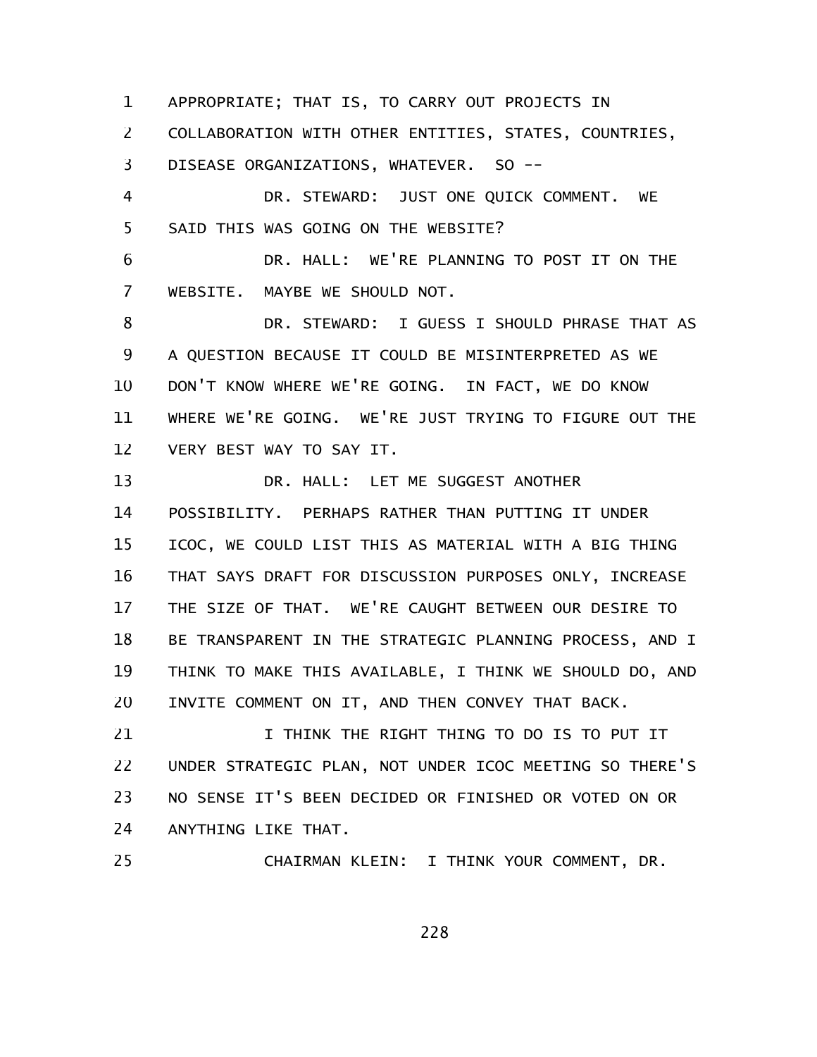APPROPRIATE; THAT IS, TO CARRY OUT PROJECTS IN COLLABORATION WITH OTHER ENTITIES, STATES, COUNTRIES, DISEASE ORGANIZATIONS, WHATEVER. SO --

DR. STEWARD: JUST ONE QUICK COMMENT. WE SAID THIS WAS GOING ON THE WEBSITE?

DR. HALL: WE'RE PLANNING TO POST IT ON THE WEBSITE. MAYBE WE SHOULD NOT.

DR. STEWARD: I GUESS I SHOULD PHRASE THAT AS A QUESTION BECAUSE IT COULD BE MISINTERPRETED AS WE DON'T KNOW WHERE WE'RE GOING. IN FACT, WE DO KNOW WHERE WE'RE GOING. WE'RE JUST TRYING TO FIGURE OUT THE VERY BEST WAY TO SAY IT.

DR. HALL: LET ME SUGGEST ANOTHER POSSIBILITY. PERHAPS RATHER THAN PUTTING IT UNDER ICOC, WE COULD LIST THIS AS MATERIAL WITH A BIG THING THAT SAYS DRAFT FOR DISCUSSION PURPOSES ONLY, INCREASE THE SIZE OF THAT. WE'RE CAUGHT BETWEEN OUR DESIRE TO BE TRANSPARENT IN THE STRATEGIC PLANNING PROCESS, AND I THINK TO MAKE THIS AVAILABLE, I THINK WE SHOULD DO, AND INVITE COMMENT ON IT, AND THEN CONVEY THAT BACK.

I THINK THE RIGHT THING TO DO IS TO PUT IT UNDER STRATEGIC PLAN, NOT UNDER ICOC MEETING SO THERE'S NO SENSE IT'S BEEN DECIDED OR FINISHED OR VOTED ON OR ANYTHING LIKE THAT.

CHAIRMAN KLEIN: I THINK YOUR COMMENT, DR.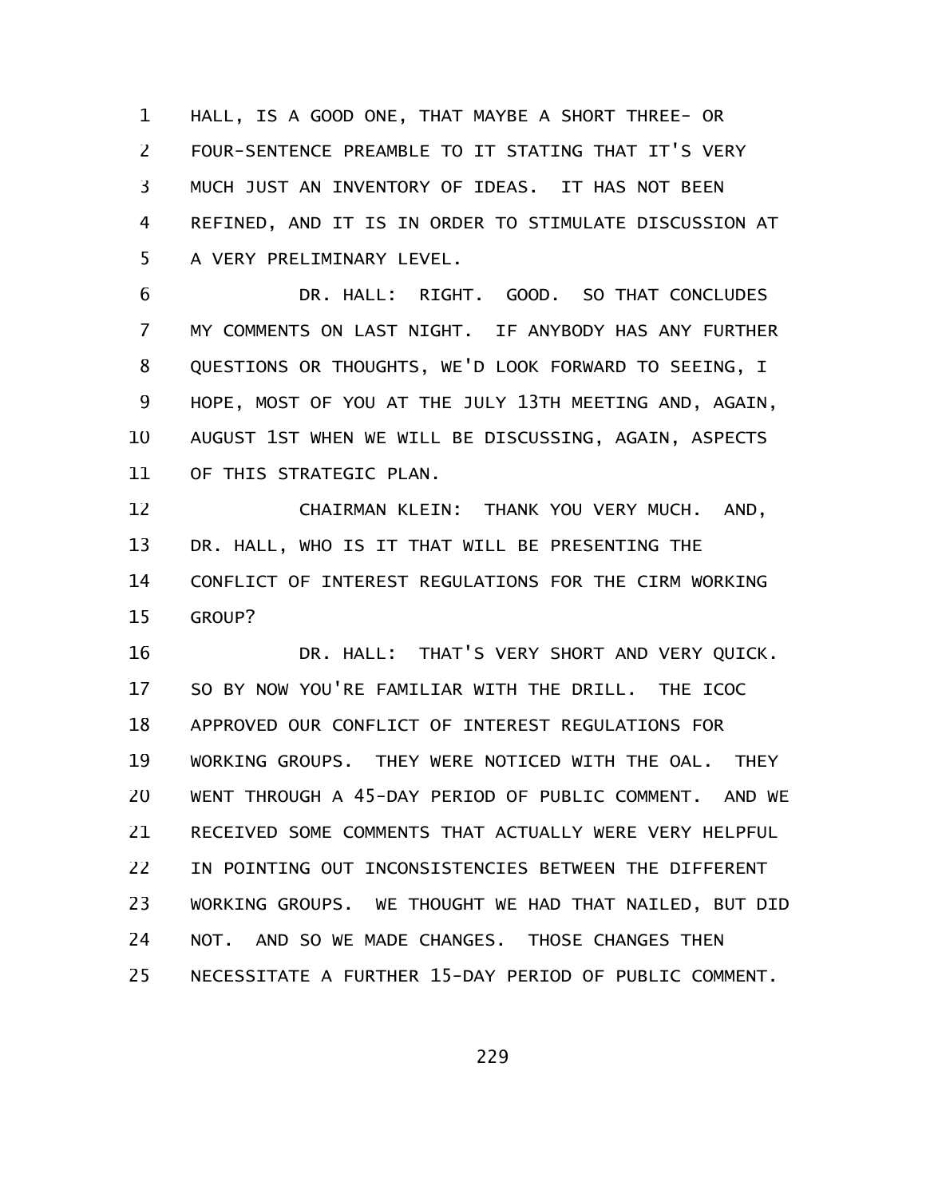HALL, IS A GOOD ONE, THAT MAYBE A SHORT THREE- OR FOUR-SENTENCE PREAMBLE TO IT STATING THAT IT'S VERY MUCH JUST AN INVENTORY OF IDEAS. IT HAS NOT BEEN REFINED, AND IT IS IN ORDER TO STIMULATE DISCUSSION AT A VERY PRELIMINARY LEVEL.

DR. HALL: RIGHT. GOOD. SO THAT CONCLUDES MY COMMENTS ON LAST NIGHT. IF ANYBODY HAS ANY FURTHER QUESTIONS OR THOUGHTS, WE'D LOOK FORWARD TO SEEING, I HOPE, MOST OF YOU AT THE JULY 13TH MEETING AND, AGAIN, AUGUST 1ST WHEN WE WILL BE DISCUSSING, AGAIN, ASPECTS OF THIS STRATEGIC PLAN.

CHAIRMAN KLEIN: THANK YOU VERY MUCH. AND, DR. HALL, WHO IS IT THAT WILL BE PRESENTING THE CONFLICT OF INTEREST REGULATIONS FOR THE CIRM WORKING GROUP?

DR. HALL: THAT'S VERY SHORT AND VERY QUICK. SO BY NOW YOU'RE FAMILIAR WITH THE DRILL. THE ICOC APPROVED OUR CONFLICT OF INTEREST REGULATIONS FOR WORKING GROUPS. THEY WERE NOTICED WITH THE OAL. THEY WENT THROUGH A 45-DAY PERIOD OF PUBLIC COMMENT. AND WE RECEIVED SOME COMMENTS THAT ACTUALLY WERE VERY HELPFUL IN POINTING OUT INCONSISTENCIES BETWEEN THE DIFFERENT WORKING GROUPS. WE THOUGHT WE HAD THAT NAILED, BUT DID NOT. AND SO WE MADE CHANGES. THOSE CHANGES THEN NECESSITATE A FURTHER 15-DAY PERIOD OF PUBLIC COMMENT.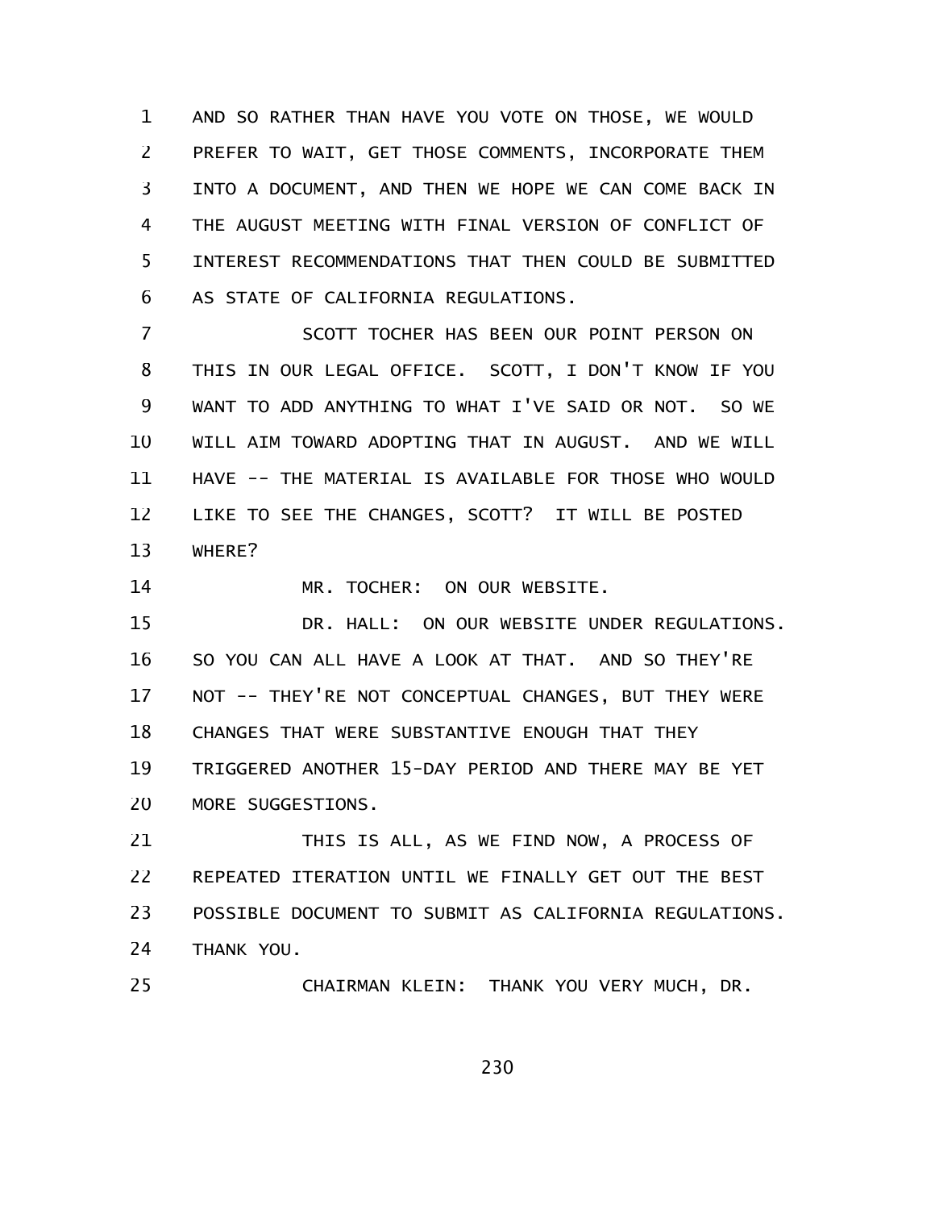AND SO RATHER THAN HAVE YOU VOTE ON THOSE, WE WOULD PREFER TO WAIT, GET THOSE COMMENTS, INCORPORATE THEM INTO A DOCUMENT, AND THEN WE HOPE WE CAN COME BACK IN THE AUGUST MEETING WITH FINAL VERSION OF CONFLICT OF INTEREST RECOMMENDATIONS THAT THEN COULD BE SUBMITTED AS STATE OF CALIFORNIA REGULATIONS.

SCOTT TOCHER HAS BEEN OUR POINT PERSON ON THIS IN OUR LEGAL OFFICE. SCOTT, I DON'T KNOW IF YOU WANT TO ADD ANYTHING TO WHAT I'VE SAID OR NOT. SO WE WILL AIM TOWARD ADOPTING THAT IN AUGUST. AND WE WILL HAVE -- THE MATERIAL IS AVAILABLE FOR THOSE WHO WOULD LIKE TO SEE THE CHANGES, SCOTT? IT WILL BE POSTED WHERE?

MR. TOCHER: ON OUR WEBSITE.

DR. HALL: ON OUR WEBSITE UNDER REGULATIONS. SO YOU CAN ALL HAVE A LOOK AT THAT. AND SO THEY'RE NOT -- THEY'RE NOT CONCEPTUAL CHANGES, BUT THEY WERE CHANGES THAT WERE SUBSTANTIVE ENOUGH THAT THEY TRIGGERED ANOTHER 15-DAY PERIOD AND THERE MAY BE YET MORE SUGGESTIONS.

THIS IS ALL, AS WE FIND NOW, A PROCESS OF REPEATED ITERATION UNTIL WE FINALLY GET OUT THE BEST POSSIBLE DOCUMENT TO SUBMIT AS CALIFORNIA REGULATIONS. THANK YOU.

CHAIRMAN KLEIN: THANK YOU VERY MUCH, DR.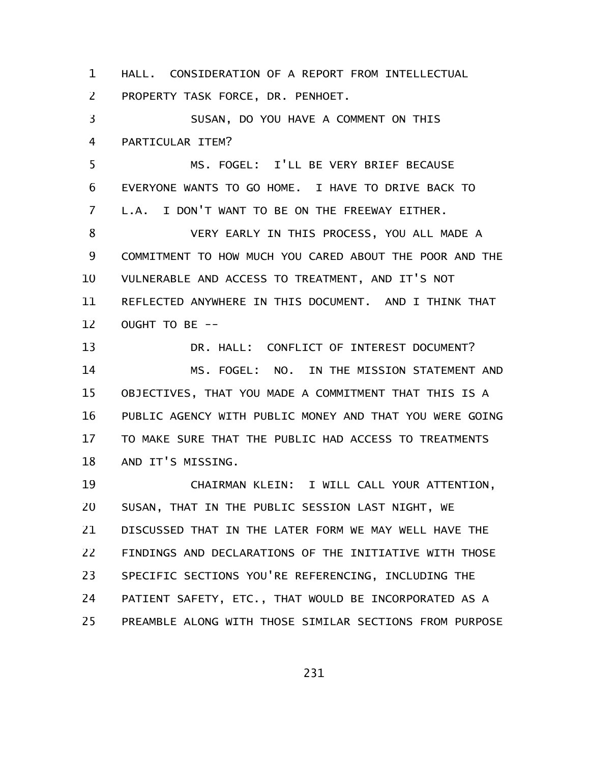HALL. CONSIDERATION OF A REPORT FROM INTELLECTUAL PROPERTY TASK FORCE, DR. PENHOET.

SUSAN, DO YOU HAVE A COMMENT ON THIS PARTICULAR ITEM?

MS. FOGEL: I'LL BE VERY BRIEF BECAUSE EVERYONE WANTS TO GO HOME. I HAVE TO DRIVE BACK TO L.A. I DON'T WANT TO BE ON THE FREEWAY EITHER.

VERY EARLY IN THIS PROCESS, YOU ALL MADE A COMMITMENT TO HOW MUCH YOU CARED ABOUT THE POOR AND THE VULNERABLE AND ACCESS TO TREATMENT, AND IT'S NOT REFLECTED ANYWHERE IN THIS DOCUMENT. AND I THINK THAT OUGHT TO BE --

DR. HALL: CONFLICT OF INTEREST DOCUMENT?

MS. FOGEL: NO. IN THE MISSION STATEMENT AND OBJECTIVES, THAT YOU MADE A COMMITMENT THAT THIS IS A PUBLIC AGENCY WITH PUBLIC MONEY AND THAT YOU WERE GOING TO MAKE SURE THAT THE PUBLIC HAD ACCESS TO TREATMENTS AND IT'S MISSING.

CHAIRMAN KLEIN: I WILL CALL YOUR ATTENTION, SUSAN, THAT IN THE PUBLIC SESSION LAST NIGHT, WE DISCUSSED THAT IN THE LATER FORM WE MAY WELL HAVE THE FINDINGS AND DECLARATIONS OF THE INITIATIVE WITH THOSE SPECIFIC SECTIONS YOU'RE REFERENCING, INCLUDING THE PATIENT SAFETY, ETC., THAT WOULD BE INCORPORATED AS A PREAMBLE ALONG WITH THOSE SIMILAR SECTIONS FROM PURPOSE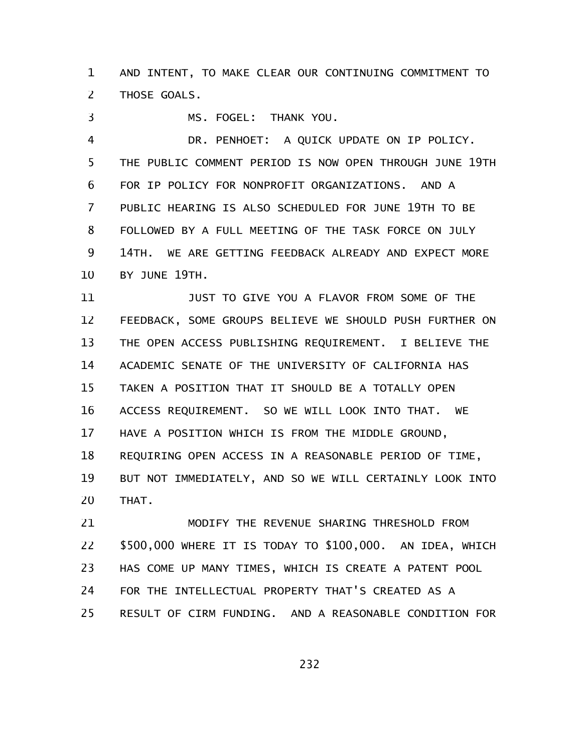AND INTENT, TO MAKE CLEAR OUR CONTINUING COMMITMENT TO THOSE GOALS.

MS. FOGEL: THANK YOU.

DR. PENHOET: A QUICK UPDATE ON IP POLICY. THE PUBLIC COMMENT PERIOD IS NOW OPEN THROUGH JUNE 19TH FOR IP POLICY FOR NONPROFIT ORGANIZATIONS. AND A PUBLIC HEARING IS ALSO SCHEDULED FOR JUNE 19TH TO BE FOLLOWED BY A FULL MEETING OF THE TASK FORCE ON JULY 14TH. WE ARE GETTING FEEDBACK ALREADY AND EXPECT MORE BY JUNE 19TH.

JUST TO GIVE YOU A FLAVOR FROM SOME OF THE FEEDBACK, SOME GROUPS BELIEVE WE SHOULD PUSH FURTHER ON THE OPEN ACCESS PUBLISHING REQUIREMENT. I BELIEVE THE ACADEMIC SENATE OF THE UNIVERSITY OF CALIFORNIA HAS TAKEN A POSITION THAT IT SHOULD BE A TOTALLY OPEN ACCESS REQUIREMENT. SO WE WILL LOOK INTO THAT. WE HAVE A POSITION WHICH IS FROM THE MIDDLE GROUND, REQUIRING OPEN ACCESS IN A REASONABLE PERIOD OF TIME, BUT NOT IMMEDIATELY, AND SO WE WILL CERTAINLY LOOK INTO THAT.

MODIFY THE REVENUE SHARING THRESHOLD FROM $500,000 WHERE IT IS TODAY TO $100,000. AN IDEA, WHICH HAS COME UP MANY TIMES, WHICH IS CREATE A PATENT POOL FOR THE INTELLECTUAL PROPERTY THAT'S CREATED AS A RESULT OF CIRM FUNDING. AND A REASONABLE CONDITION FOR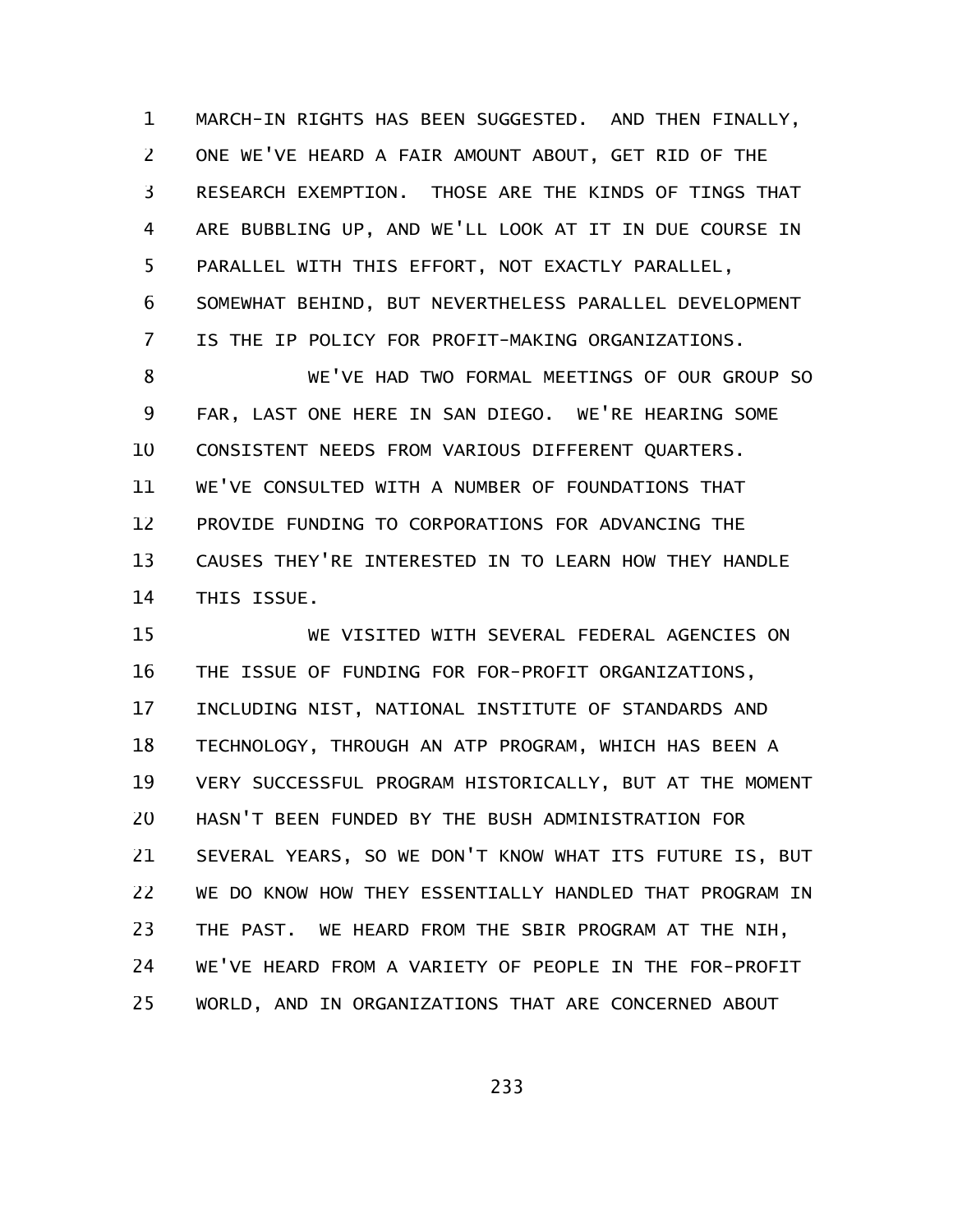MARCH-IN RIGHTS HAS BEEN SUGGESTED. AND THEN FINALLY, ONE WE'VE HEARD A FAIR AMOUNT ABOUT, GET RID OF THE RESEARCH EXEMPTION. THOSE ARE THE KINDS OF TINGS THAT ARE BUBBLING UP, AND WE'LL LOOK AT IT IN DUE COURSE IN PARALLEL WITH THIS EFFORT, NOT EXACTLY PARALLEL, SOMEWHAT BEHIND, BUT NEVERTHELESS PARALLEL DEVELOPMENT IS THE IP POLICY FOR PROFIT-MAKING ORGANIZATIONS.

WE'VE HAD TWO FORMAL MEETINGS OF OUR GROUP SO FAR, LAST ONE HERE IN SAN DIEGO. WE'RE HEARING SOME CONSISTENT NEEDS FROM VARIOUS DIFFERENT QUARTERS. WE'VE CONSULTED WITH A NUMBER OF FOUNDATIONS THAT PROVIDE FUNDING TO CORPORATIONS FOR ADVANCING THE CAUSES THEY'RE INTERESTED IN TO LEARN HOW THEY HANDLE THIS ISSUE.

WE VISITED WITH SEVERAL FEDERAL AGENCIES ON THE ISSUE OF FUNDING FOR FOR-PROFIT ORGANIZATIONS, INCLUDING NIST, NATIONAL INSTITUTE OF STANDARDS AND TECHNOLOGY, THROUGH AN ATP PROGRAM, WHICH HAS BEEN A VERY SUCCESSFUL PROGRAM HISTORICALLY, BUT AT THE MOMENT HASN'T BEEN FUNDED BY THE BUSH ADMINISTRATION FOR SEVERAL YEARS, SO WE DON'T KNOW WHAT ITS FUTURE IS, BUT WE DO KNOW HOW THEY ESSENTIALLY HANDLED THAT PROGRAM IN THE PAST. WE HEARD FROM THE SBIR PROGRAM AT THE NIH, WE'VE HEARD FROM A VARIETY OF PEOPLE IN THE FOR-PROFIT WORLD, AND IN ORGANIZATIONS THAT ARE CONCERNED ABOUT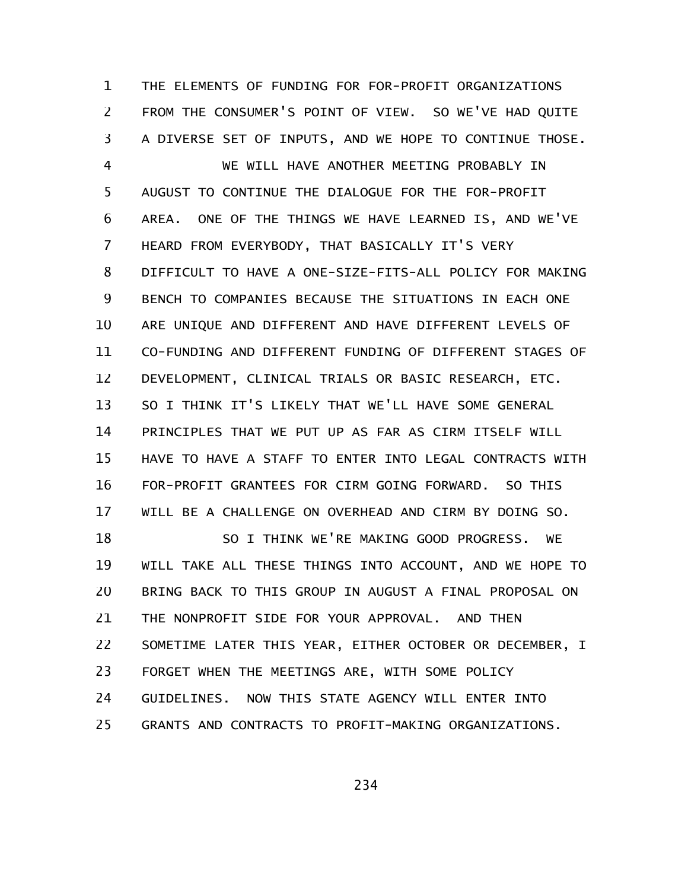THE ELEMENTS OF FUNDING FOR FOR-PROFIT ORGANIZATIONS FROM THE CONSUMER'S POINT OF VIEW. SO WE'VE HAD QUITE A DIVERSE SET OF INPUTS, AND WE HOPE TO CONTINUE THOSE.

WE WILL HAVE ANOTHER MEETING PROBABLY IN AUGUST TO CONTINUE THE DIALOGUE FOR THE FOR-PROFIT AREA. ONE OF THE THINGS WE HAVE LEARNED IS, AND WE'VE HEARD FROM EVERYBODY, THAT BASICALLY IT'S VERY DIFFICULT TO HAVE A ONE-SIZE-FITS-ALL POLICY FOR MAKING BENCH TO COMPANIES BECAUSE THE SITUATIONS IN EACH ONE ARE UNIQUE AND DIFFERENT AND HAVE DIFFERENT LEVELS OF CO-FUNDING AND DIFFERENT FUNDING OF DIFFERENT STAGES OF DEVELOPMENT, CLINICAL TRIALS OR BASIC RESEARCH, ETC. SO I THINK IT'S LIKELY THAT WE'LL HAVE SOME GENERAL PRINCIPLES THAT WE PUT UP AS FAR AS CIRM ITSELF WILL HAVE TO HAVE A STAFF TO ENTER INTO LEGAL CONTRACTS WITH FOR-PROFIT GRANTEES FOR CIRM GOING FORWARD. SO THIS WILL BE A CHALLENGE ON OVERHEAD AND CIRM BY DOING SO.

SO I THINK WE'RE MAKING GOOD PROGRESS. WE WILL TAKE ALL THESE THINGS INTO ACCOUNT, AND WE HOPE TO BRING BACK TO THIS GROUP IN AUGUST A FINAL PROPOSAL ON THE NONPROFIT SIDE FOR YOUR APPROVAL. AND THEN SOMETIME LATER THIS YEAR, EITHER OCTOBER OR DECEMBER, I FORGET WHEN THE MEETINGS ARE, WITH SOME POLICY GUIDELINES. NOW THIS STATE AGENCY WILL ENTER INTO GRANTS AND CONTRACTS TO PROFIT-MAKING ORGANIZATIONS.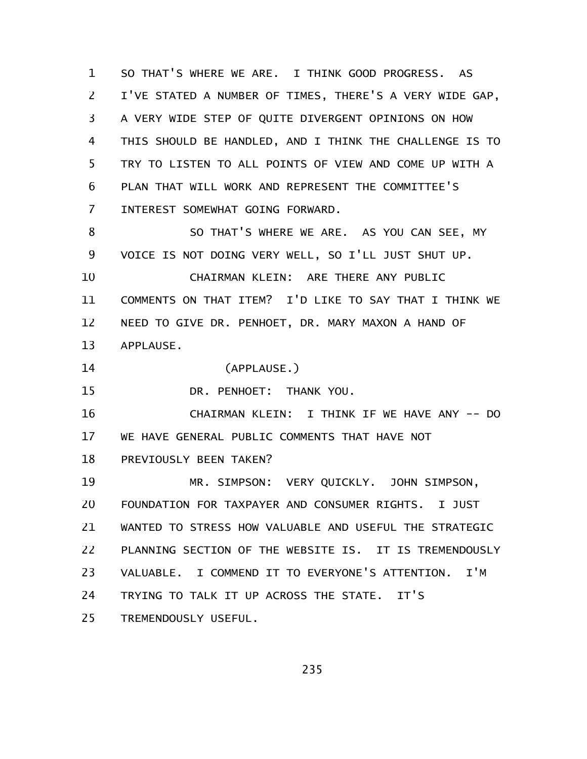SO THAT'S WHERE WE ARE. I THINK GOOD PROGRESS. AS I'VE STATED A NUMBER OF TIMES, THERE'S A VERY WIDE GAP, A VERY WIDE STEP OF QUITE DIVERGENT OPINIONS ON HOW THIS SHOULD BE HANDLED, AND I THINK THE CHALLENGE IS TO TRY TO LISTEN TO ALL POINTS OF VIEW AND COME UP WITH A PLAN THAT WILL WORK AND REPRESENT THE COMMITTEE'S INTEREST SOMEWHAT GOING FORWARD.

SO THAT'S WHERE WE ARE. AS YOU CAN SEE, MY VOICE IS NOT DOING VERY WELL, SO I'LL JUST SHUT UP.

CHAIRMAN KLEIN: ARE THERE ANY PUBLIC COMMENTS ON THAT ITEM? I'D LIKE TO SAY THAT I THINK WE NEED TO GIVE DR. PENHOET, DR. MARY MAXON A HAND OF APPLAUSE.

(APPLAUSE.)

DR. PENHOET: THANK YOU.

CHAIRMAN KLEIN: I THINK IF WE HAVE ANY -- DO WE HAVE GENERAL PUBLIC COMMENTS THAT HAVE NOT PREVIOUSLY BEEN TAKEN?

MR. SIMPSON: VERY QUICKLY. JOHN SIMPSON, FOUNDATION FOR TAXPAYER AND CONSUMER RIGHTS. I JUST WANTED TO STRESS HOW VALUABLE AND USEFUL THE STRATEGIC PLANNING SECTION OF THE WEBSITE IS. IT IS TREMENDOUSLY VALUABLE. I COMMEND IT TO EVERYONE'S ATTENTION. I'M TRYING TO TALK IT UP ACROSS THE STATE. IT'S TREMENDOUSLY USEFUL.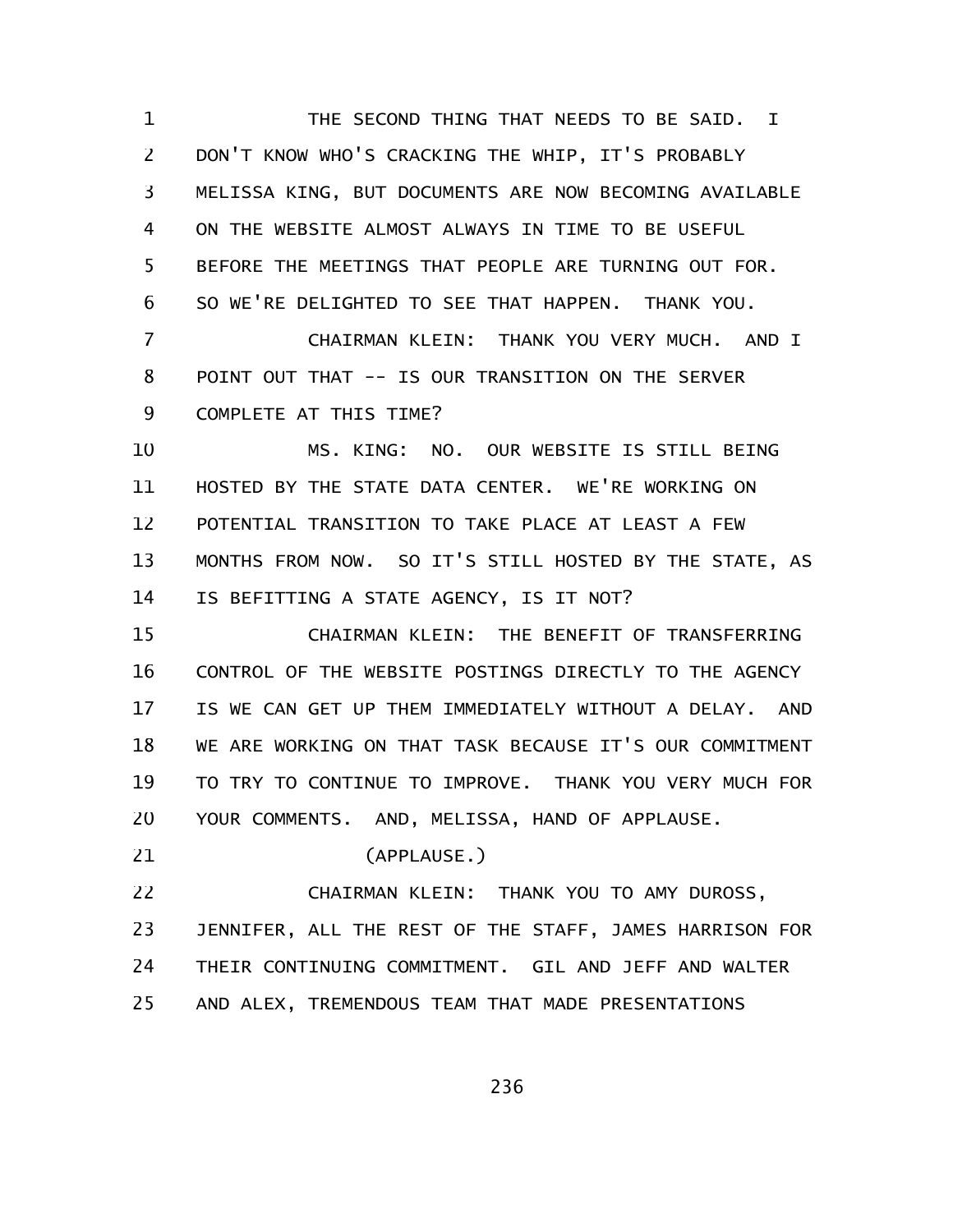THE SECOND THING THAT NEEDS TO BE SAID. I DON'T KNOW WHO'S CRACKING THE WHIP, IT'S PROBABLY MELISSA KING, BUT DOCUMENTS ARE NOW BECOMING AVAILABLE ON THE WEBSITE ALMOST ALWAYS IN TIME TO BE USEFUL BEFORE THE MEETINGS THAT PEOPLE ARE TURNING OUT FOR. SO WE'RE DELIGHTED TO SEE THAT HAPPEN. THANK YOU.

CHAIRMAN KLEIN: THANK YOU VERY MUCH. AND I POINT OUT THAT -- IS OUR TRANSITION ON THE SERVER COMPLETE AT THIS TIME?

MS. KING: NO. OUR WEBSITE IS STILL BEING HOSTED BY THE STATE DATA CENTER. WE'RE WORKING ON POTENTIAL TRANSITION TO TAKE PLACE AT LEAST A FEW MONTHS FROM NOW. SO IT'S STILL HOSTED BY THE STATE, AS IS BEFITTING A STATE AGENCY, IS IT NOT?

CHAIRMAN KLEIN: THE BENEFIT OF TRANSFERRING CONTROL OF THE WEBSITE POSTINGS DIRECTLY TO THE AGENCY IS WE CAN GET UP THEM IMMEDIATELY WITHOUT A DELAY. AND WE ARE WORKING ON THAT TASK BECAUSE IT'S OUR COMMITMENT TO TRY TO CONTINUE TO IMPROVE. THANK YOU VERY MUCH FOR YOUR COMMENTS. AND, MELISSA, HAND OF APPLAUSE.

(APPLAUSE.)

CHAIRMAN KLEIN: THANK YOU TO AMY DUROSS, JENNIFER, ALL THE REST OF THE STAFF, JAMES HARRISON FOR THEIR CONTINUING COMMITMENT. GIL AND JEFF AND WALTER AND ALEX, TREMENDOUS TEAM THAT MADE PRESENTATIONS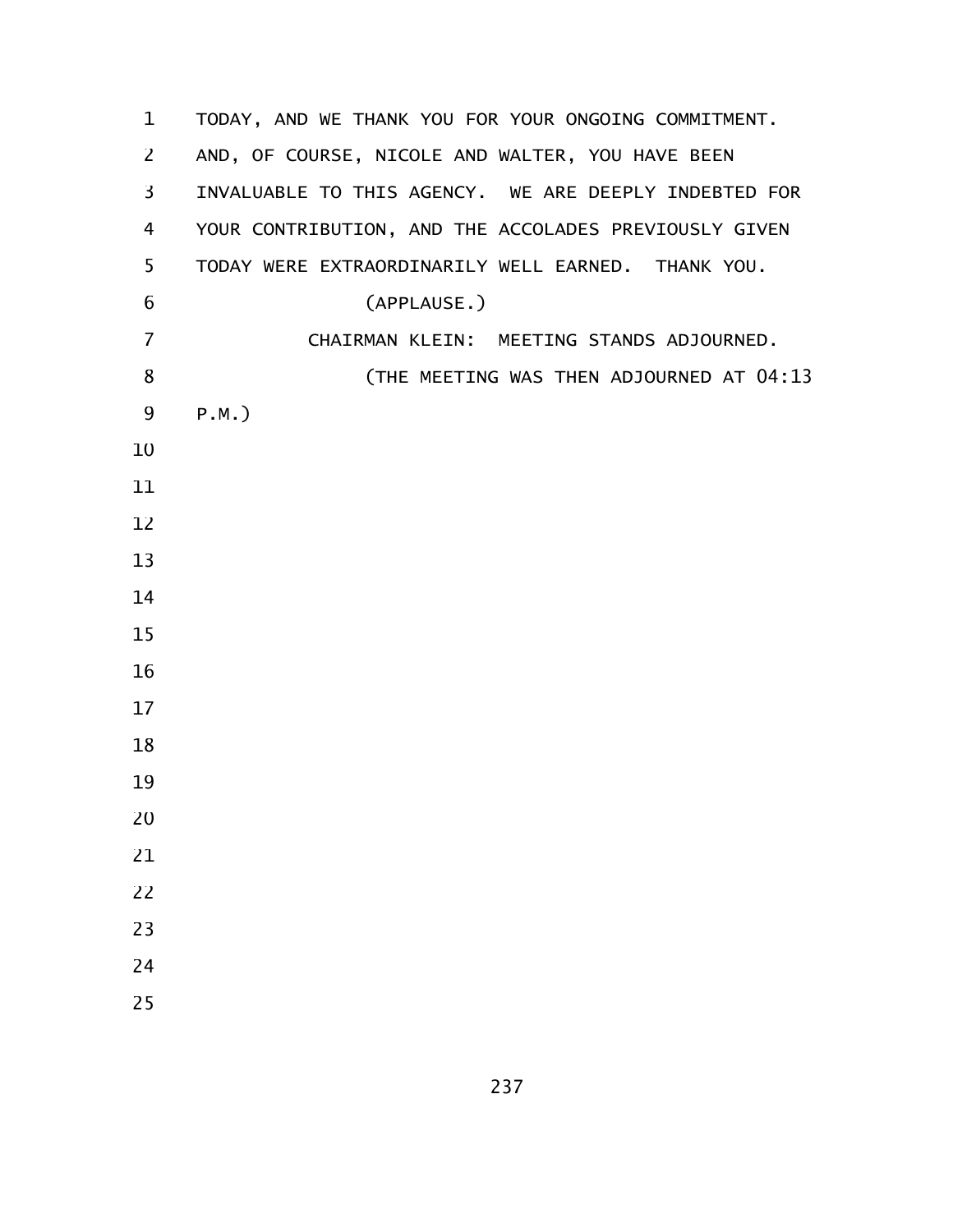TODAY, AND WE THANK YOU FOR YOUR ONGOING COMMITMENT. AND, OF COURSE, NICOLE AND WALTER, YOU HAVE BEEN INVALUABLE TO THIS AGENCY. WE ARE DEEPLY INDEBTED FOR YOUR CONTRIBUTION, AND THE ACCOLADES PREVIOUSLY GIVEN TODAY WERE EXTRAORDINARILY WELL EARNED. THANK YOU.

(APPLAUSE.)

CHAIRMAN KLEIN: MEETING STANDS ADJOURNED.

(THE MEETING WAS THEN ADJOURNED AT 04:13 P.M.)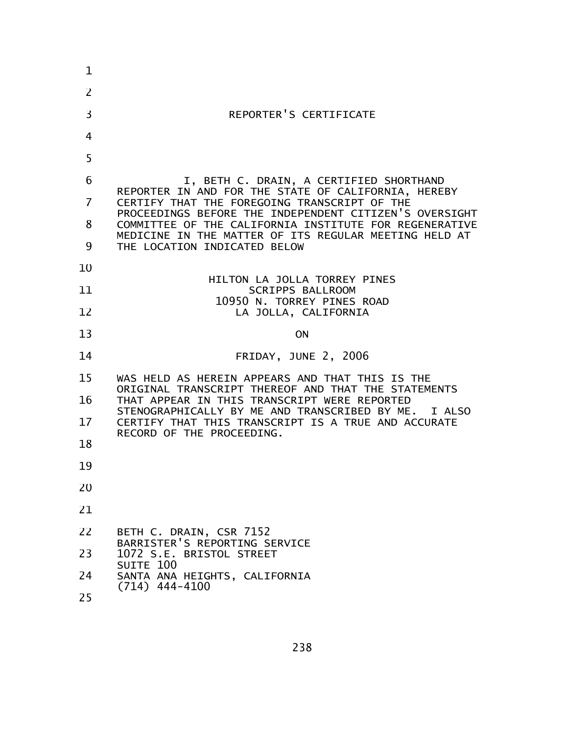# REPORTER'S CERTIFICATE

I, BETH C. DRAIN, A CERTIFIED SHORTHAND REPORTER IN AND FOR THE STATE OF CALIFORNIA, HEREBY CERTIFY THAT THE FOREGOING TRANSCRIPT OF THE PROCEEDINGS BEFORE THE INDEPENDENT CITIZEN'S OVERSIGHT COMMITTEE OF THE CALIFORNIA INSTITUTE FOR REGENERATIVE MEDICINE IN THE MATTER OF ITS REGULAR MEETING HELD AT THE LOCATION INDICATED BELOW

HILTON LA JOLLA TORREY PINES
SCRIPPS BALLROOM
10950 N. TORREY PINES ROAD
LA JOLLA, CALIFORNIA

ON

FRIDAY, JUNE 2, 2006

WAS HELD AS HEREIN APPEARS AND THAT THIS IS THE ORIGINAL TRANSCRIPT THEREOF AND THAT THE STATEMENTS THAT APPEAR IN THIS TRANSCRIPT WERE REPORTED STENOGRAPHICALLY BY ME AND TRANSCRIBED BY ME. I ALSO CERTIFY THAT THIS TRANSCRIPT IS A TRUE AND ACCURATE RECORD OF THE PROCEEDING.

BETH C. DRAIN, CSR 7152
BARRISTER'S REPORTING SERVICE
1072 S.E. BRISTOL STREET
SUITE 100
SANTA ANA HEIGHTS, CALIFORNIA
(714) 444-4100